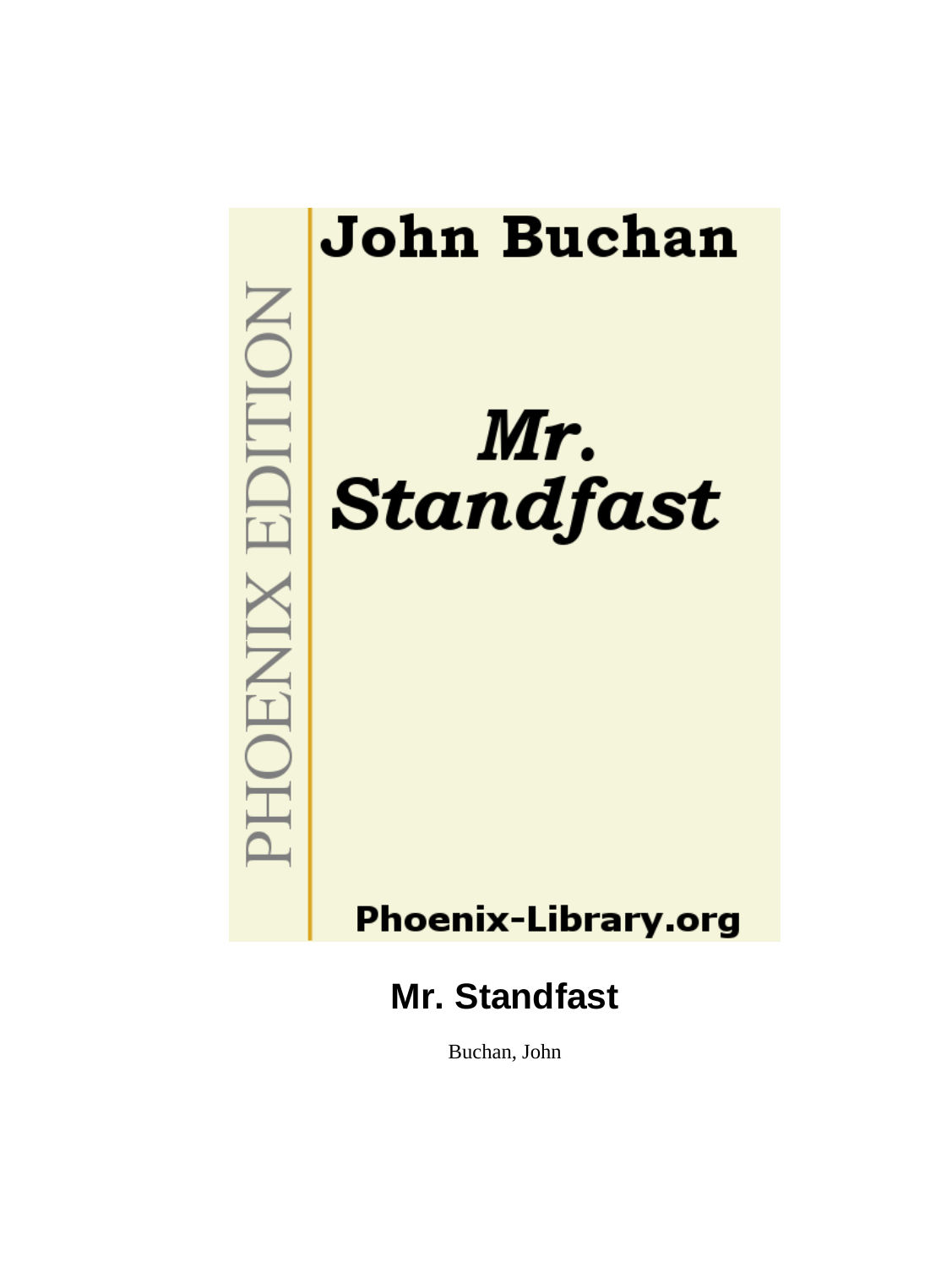PHOENIX EDITION

# John Buchan

# *Mr. Standfast*

**Phoenix-Library.org**

# Mr. Standfast

Buchan, John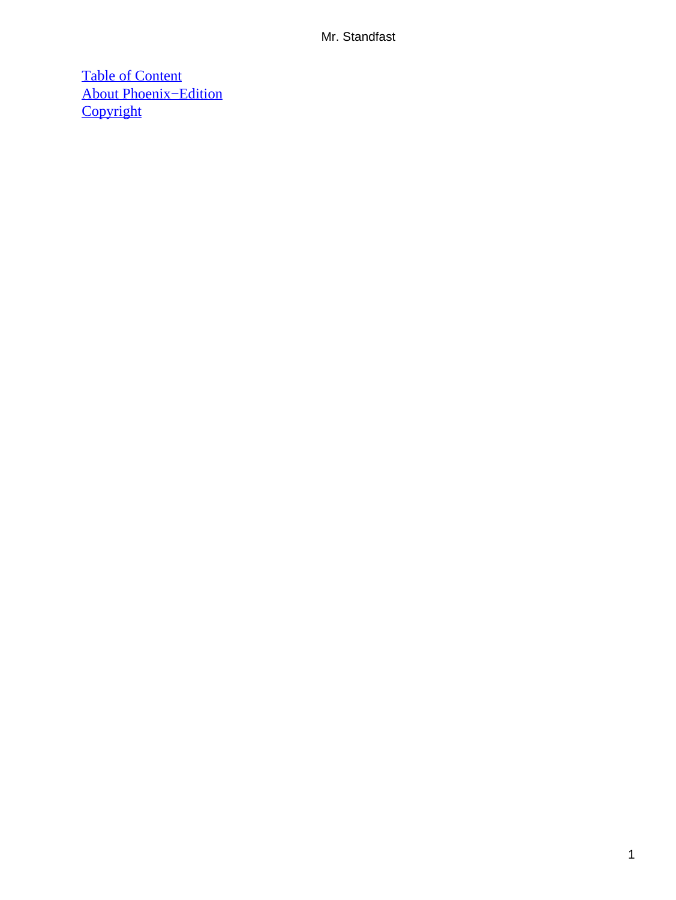[Table of Content](#)
[About Phoenix−Edition](#)
[Copyright](#)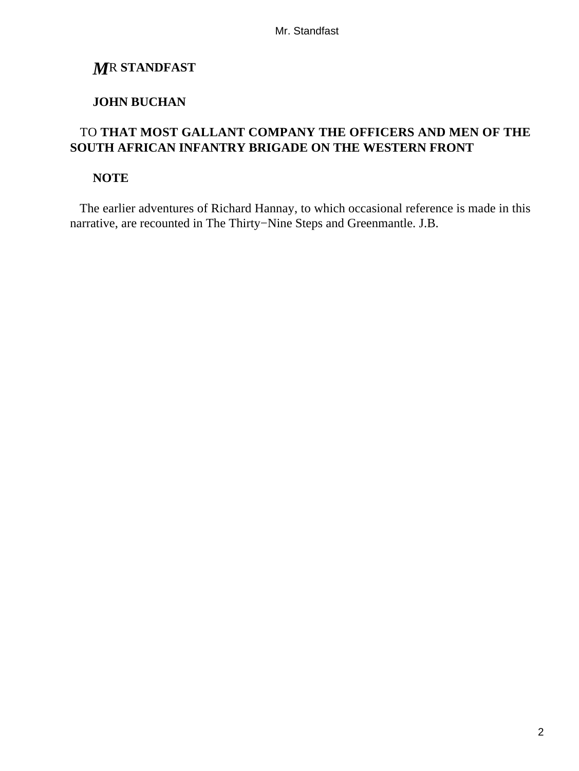# MR STANDFAST

## JOHN BUCHAN

TO **THAT MOST GALLANT COMPANY THE OFFICERS AND MEN OF THE SOUTH AFRICAN INFANTRY BRIGADE ON THE WESTERN FRONT**

## NOTE

The earlier adventures of Richard Hannay, to which occasional reference is made in this narrative, are recounted in The Thirty−Nine Steps and Greenmantle. J.B.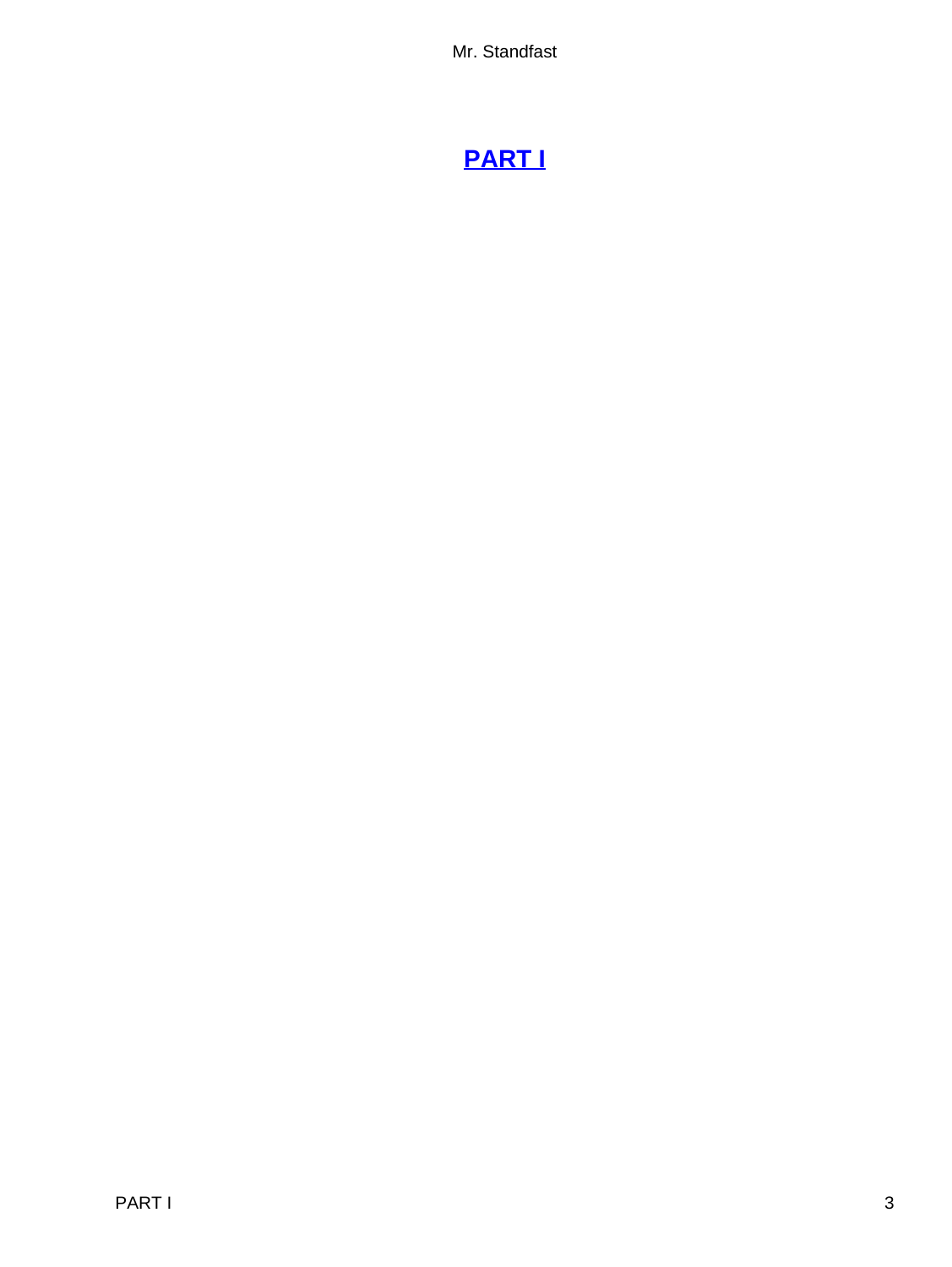# PART I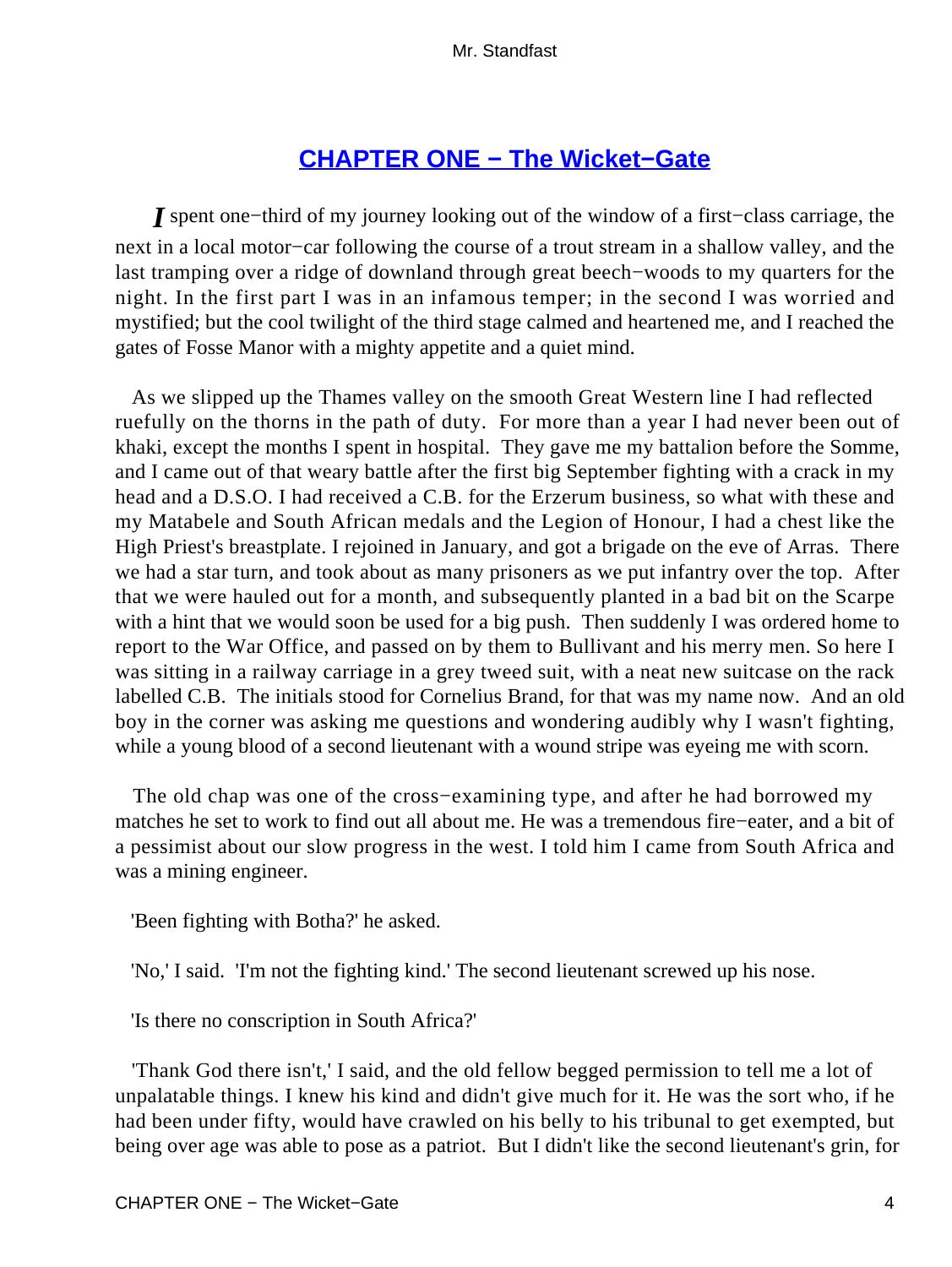## CHAPTER ONE − The Wicket−Gate

I spent one−third of my journey looking out of the window of a first−class carriage, the next in a local motor−car following the course of a trout stream in a shallow valley, and the last tramping over a ridge of downland through great beech−woods to my quarters for the night. In the first part I was in an infamous temper; in the second I was worried and mystified; but the cool twilight of the third stage calmed and heartened me, and I reached the gates of Fosse Manor with a mighty appetite and a quiet mind.

As we slipped up the Thames valley on the smooth Great Western line I had reflected ruefully on the thorns in the path of duty. For more than a year I had never been out of khaki, except the months I spent in hospital. They gave me my battalion before the Somme, and I came out of that weary battle after the first big September fighting with a crack in my head and a D.S.O. I had received a C.B. for the Erzerum business, so what with these and my Matabele and South African medals and the Legion of Honour, I had a chest like the High Priest's breastplate. I rejoined in January, and got a brigade on the eve of Arras. There we had a star turn, and took about as many prisoners as we put infantry over the top. After that we were hauled out for a month, and subsequently planted in a bad bit on the Scarpe with a hint that we would soon be used for a big push. Then suddenly I was ordered home to report to the War Office, and passed on by them to Bullivant and his merry men. So here I was sitting in a railway carriage in a grey tweed suit, with a neat new suitcase on the rack labelled C.B. The initials stood for Cornelius Brand, for that was my name now. And an old boy in the corner was asking me questions and wondering audibly why I wasn't fighting, while a young blood of a second lieutenant with a wound stripe was eyeing me with scorn.

The old chap was one of the cross−examining type, and after he had borrowed my matches he set to work to find out all about me. He was a tremendous fire−eater, and a bit of a pessimist about our slow progress in the west. I told him I came from South Africa and was a mining engineer.

'Been fighting with Botha?' he asked.

'No,' I said. 'I'm not the fighting kind.' The second lieutenant screwed up his nose.

'Is there no conscription in South Africa?'

'Thank God there isn't,' I said, and the old fellow begged permission to tell me a lot of unpalatable things. I knew his kind and didn't give much for it. He was the sort who, if he had been under fifty, would have crawled on his belly to his tribunal to get exempted, but being over age was able to pose as a patriot. But I didn't like the second lieutenant's grin, for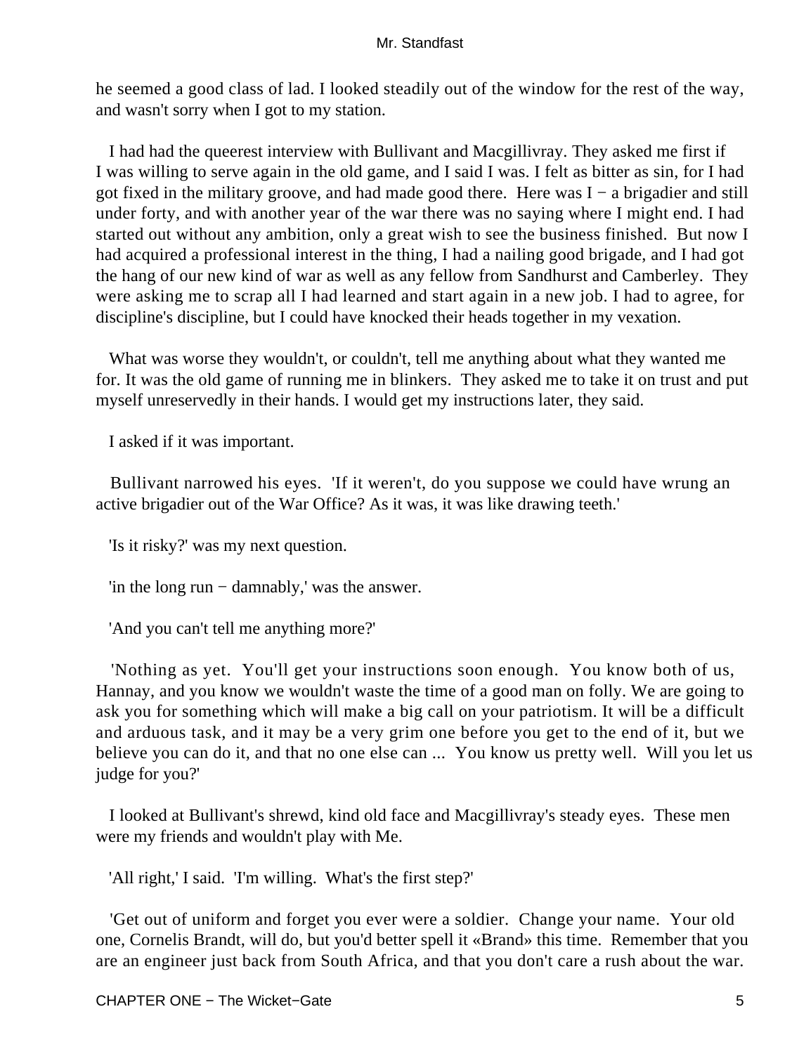he seemed a good class of lad. I looked steadily out of the window for the rest of the way, and wasn't sorry when I got to my station.

I had had the queerest interview with Bullivant and Macgillivray. They asked me first if I was willing to serve again in the old game, and I said I was. I felt as bitter as sin, for I had got fixed in the military groove, and had made good there. Here was I − a brigadier and still under forty, and with another year of the war there was no saying where I might end. I had started out without any ambition, only a great wish to see the business finished. But now I had acquired a professional interest in the thing, I had a nailing good brigade, and I had got the hang of our new kind of war as well as any fellow from Sandhurst and Camberley. They were asking me to scrap all I had learned and start again in a new job. I had to agree, for discipline's discipline, but I could have knocked their heads together in my vexation.

What was worse they wouldn't, or couldn't, tell me anything about what they wanted me for. It was the old game of running me in blinkers. They asked me to take it on trust and put myself unreservedly in their hands. I would get my instructions later, they said.

I asked if it was important.

Bullivant narrowed his eyes. 'If it weren't, do you suppose we could have wrung an active brigadier out of the War Office? As it was, it was like drawing teeth.'

'Is it risky?' was my next question.

'in the long run − damnably,' was the answer.

'And you can't tell me anything more?'

'Nothing as yet. You'll get your instructions soon enough. You know both of us, Hannay, and you know we wouldn't waste the time of a good man on folly. We are going to ask you for something which will make a big call on your patriotism. It will be a difficult and arduous task, and it may be a very grim one before you get to the end of it, but we believe you can do it, and that no one else can ... You know us pretty well. Will you let us judge for you?'

I looked at Bullivant's shrewd, kind old face and Macgillivray's steady eyes. These men were my friends and wouldn't play with Me.

'All right,' I said. 'I'm willing. What's the first step?'

'Get out of uniform and forget you ever were a soldier. Change your name. Your old one, Cornelis Brandt, will do, but you'd better spell it «Brand» this time. Remember that you are an engineer just back from South Africa, and that you don't care a rush about the war.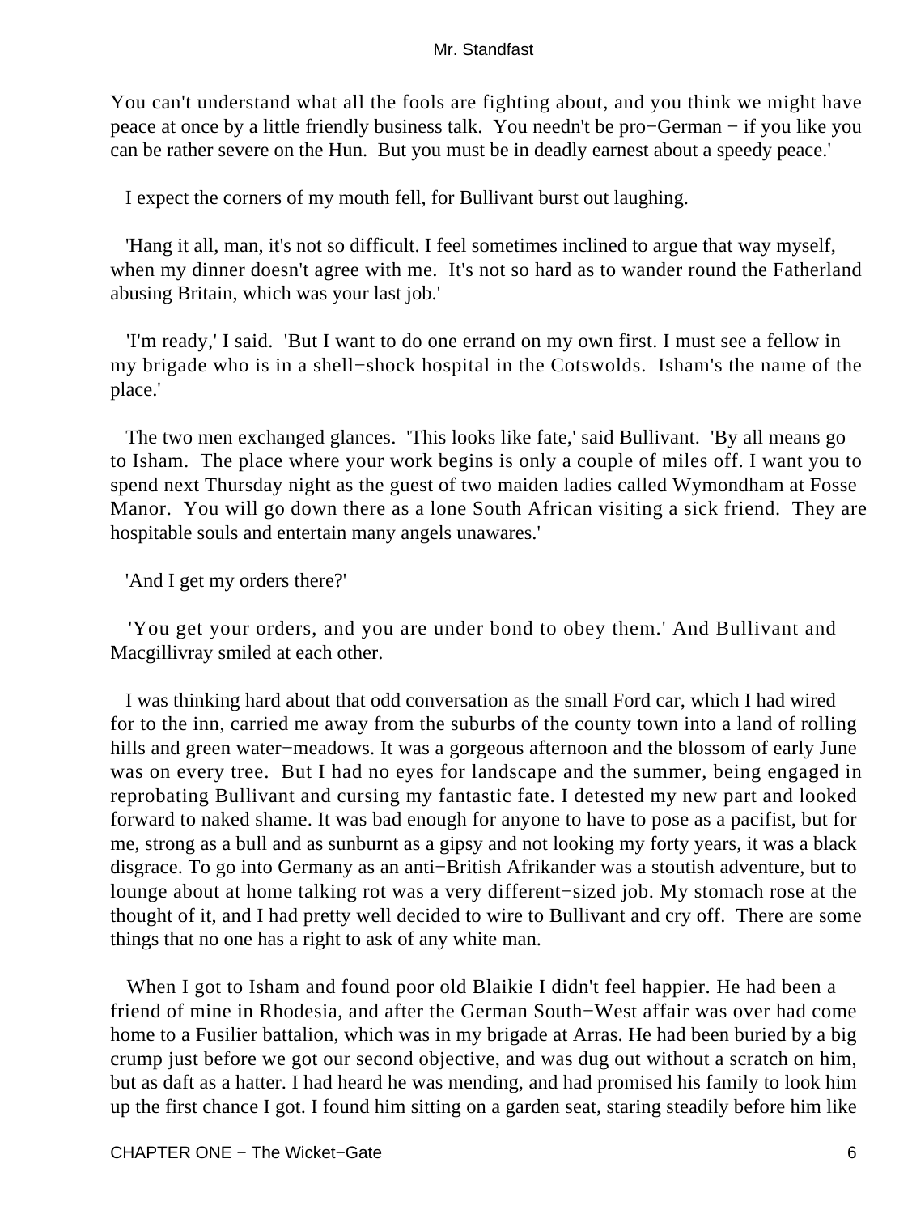You can't understand what all the fools are fighting about, and you think we might have peace at once by a little friendly business talk. You needn't be pro−German − if you like you can be rather severe on the Hun. But you must be in deadly earnest about a speedy peace.'

I expect the corners of my mouth fell, for Bullivant burst out laughing.

'Hang it all, man, it's not so difficult. I feel sometimes inclined to argue that way myself, when my dinner doesn't agree with me. It's not so hard as to wander round the Fatherland abusing Britain, which was your last job.'

'I'm ready,' I said. 'But I want to do one errand on my own first. I must see a fellow in my brigade who is in a shell−shock hospital in the Cotswolds. Isham's the name of the place.'

The two men exchanged glances. 'This looks like fate,' said Bullivant. 'By all means go to Isham. The place where your work begins is only a couple of miles off. I want you to spend next Thursday night as the guest of two maiden ladies called Wymondham at Fosse Manor. You will go down there as a lone South African visiting a sick friend. They are hospitable souls and entertain many angels unawares.'

'And I get my orders there?'

'You get your orders, and you are under bond to obey them.' And Bullivant and Macgillivray smiled at each other.

I was thinking hard about that odd conversation as the small Ford car, which I had wired for to the inn, carried me away from the suburbs of the county town into a land of rolling hills and green water−meadows. It was a gorgeous afternoon and the blossom of early June was on every tree. But I had no eyes for landscape and the summer, being engaged in reprobating Bullivant and cursing my fantastic fate. I detested my new part and looked forward to naked shame. It was bad enough for anyone to have to pose as a pacifist, but for me, strong as a bull and as sunburnt as a gipsy and not looking my forty years, it was a black disgrace. To go into Germany as an anti−British Afrikander was a stoutish adventure, but to lounge about at home talking rot was a very different−sized job. My stomach rose at the thought of it, and I had pretty well decided to wire to Bullivant and cry off. There are some things that no one has a right to ask of any white man.

When I got to Isham and found poor old Blaikie I didn't feel happier. He had been a friend of mine in Rhodesia, and after the German South−West affair was over had come home to a Fusilier battalion, which was in my brigade at Arras. He had been buried by a big crump just before we got our second objective, and was dug out without a scratch on him, but as daft as a hatter. I had heard he was mending, and had promised his family to look him up the first chance I got. I found him sitting on a garden seat, staring steadily before him like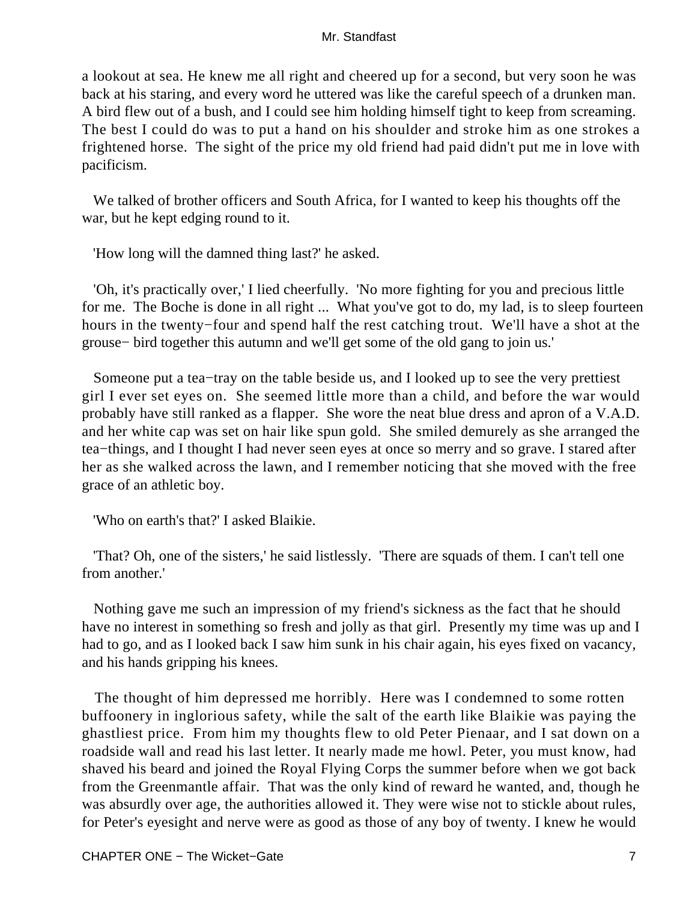a lookout at sea. He knew me all right and cheered up for a second, but very soon he was back at his staring, and every word he uttered was like the careful speech of a drunken man. A bird flew out of a bush, and I could see him holding himself tight to keep from screaming. The best I could do was to put a hand on his shoulder and stroke him as one strokes a frightened horse. The sight of the price my old friend had paid didn't put me in love with pacificism.

We talked of brother officers and South Africa, for I wanted to keep his thoughts off the war, but he kept edging round to it.

'How long will the damned thing last?' he asked.

'Oh, it's practically over,' I lied cheerfully. 'No more fighting for you and precious little for me. The Boche is done in all right ... What you've got to do, my lad, is to sleep fourteen hours in the twenty−four and spend half the rest catching trout. We'll have a shot at the grouse− bird together this autumn and we'll get some of the old gang to join us.'

Someone put a tea−tray on the table beside us, and I looked up to see the very prettiest girl I ever set eyes on. She seemed little more than a child, and before the war would probably have still ranked as a flapper. She wore the neat blue dress and apron of a V.A.D. and her white cap was set on hair like spun gold. She smiled demurely as she arranged the tea−things, and I thought I had never seen eyes at once so merry and so grave. I stared after her as she walked across the lawn, and I remember noticing that she moved with the free grace of an athletic boy.

'Who on earth's that?' I asked Blaikie.

'That? Oh, one of the sisters,' he said listlessly. 'There are squads of them. I can't tell one from another.'

Nothing gave me such an impression of my friend's sickness as the fact that he should have no interest in something so fresh and jolly as that girl. Presently my time was up and I had to go, and as I looked back I saw him sunk in his chair again, his eyes fixed on vacancy, and his hands gripping his knees.

The thought of him depressed me horribly. Here was I condemned to some rotten buffoonery in inglorious safety, while the salt of the earth like Blaikie was paying the ghastliest price. From him my thoughts flew to old Peter Pienaar, and I sat down on a roadside wall and read his last letter. It nearly made me howl. Peter, you must know, had shaved his beard and joined the Royal Flying Corps the summer before when we got back from the Greenmantle affair. That was the only kind of reward he wanted, and, though he was absurdly over age, the authorities allowed it. They were wise not to stickle about rules, for Peter's eyesight and nerve were as good as those of any boy of twenty. I knew he would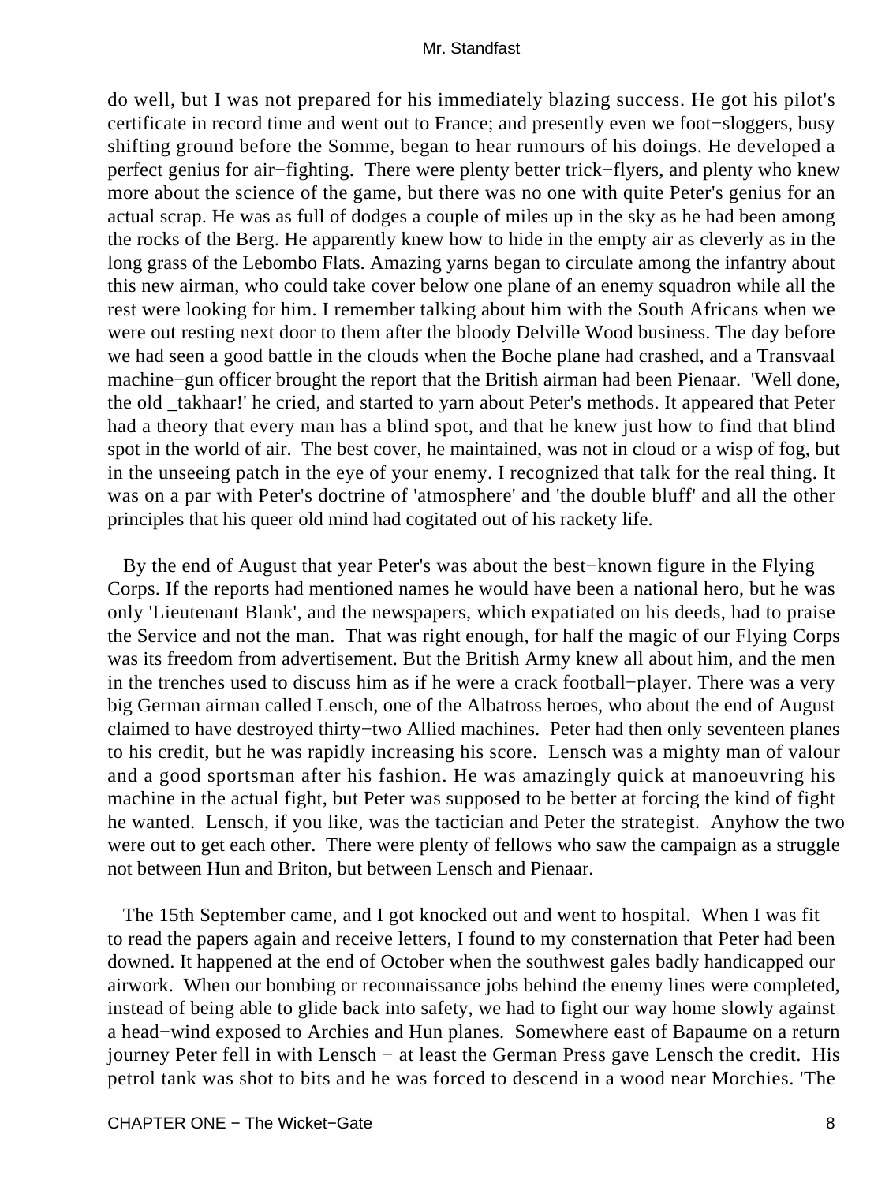do well, but I was not prepared for his immediately blazing success. He got his pilot's certificate in record time and went out to France; and presently even we foot−sloggers, busy shifting ground before the Somme, began to hear rumours of his doings. He developed a perfect genius for air−fighting. There were plenty better trick−flyers, and plenty who knew more about the science of the game, but there was no one with quite Peter's genius for an actual scrap. He was as full of dodges a couple of miles up in the sky as he had been among the rocks of the Berg. He apparently knew how to hide in the empty air as cleverly as in the long grass of the Lebombo Flats. Amazing yarns began to circulate among the infantry about this new airman, who could take cover below one plane of an enemy squadron while all the rest were looking for him. I remember talking about him with the South Africans when we were out resting next door to them after the bloody Delville Wood business. The day before we had seen a good battle in the clouds when the Boche plane had crashed, and a Transvaal machine−gun officer brought the report that the British airman had been Pienaar. 'Well done, the old _takhaar!' he cried, and started to yarn about Peter's methods. It appeared that Peter had a theory that every man has a blind spot, and that he knew just how to find that blind spot in the world of air. The best cover, he maintained, was not in cloud or a wisp of fog, but in the unseeing patch in the eye of your enemy. I recognized that talk for the real thing. It was on a par with Peter's doctrine of 'atmosphere' and 'the double bluff' and all the other principles that his queer old mind had cogitated out of his rackety life.

By the end of August that year Peter's was about the best−known figure in the Flying Corps. If the reports had mentioned names he would have been a national hero, but he was only 'Lieutenant Blank', and the newspapers, which expatiated on his deeds, had to praise the Service and not the man. That was right enough, for half the magic of our Flying Corps was its freedom from advertisement. But the British Army knew all about him, and the men in the trenches used to discuss him as if he were a crack football−player. There was a very big German airman called Lensch, one of the Albatross heroes, who about the end of August claimed to have destroyed thirty−two Allied machines. Peter had then only seventeen planes to his credit, but he was rapidly increasing his score. Lensch was a mighty man of valour and a good sportsman after his fashion. He was amazingly quick at manoeuvring his machine in the actual fight, but Peter was supposed to be better at forcing the kind of fight he wanted. Lensch, if you like, was the tactician and Peter the strategist. Anyhow the two were out to get each other. There were plenty of fellows who saw the campaign as a struggle not between Hun and Briton, but between Lensch and Pienaar.

The 15th September came, and I got knocked out and went to hospital. When I was fit to read the papers again and receive letters, I found to my consternation that Peter had been downed. It happened at the end of October when the southwest gales badly handicapped our airwork. When our bombing or reconnaissance jobs behind the enemy lines were completed, instead of being able to glide back into safety, we had to fight our way home slowly against a head−wind exposed to Archies and Hun planes. Somewhere east of Bapaume on a return journey Peter fell in with Lensch − at least the German Press gave Lensch the credit. His petrol tank was shot to bits and he was forced to descend in a wood near Morchies. 'The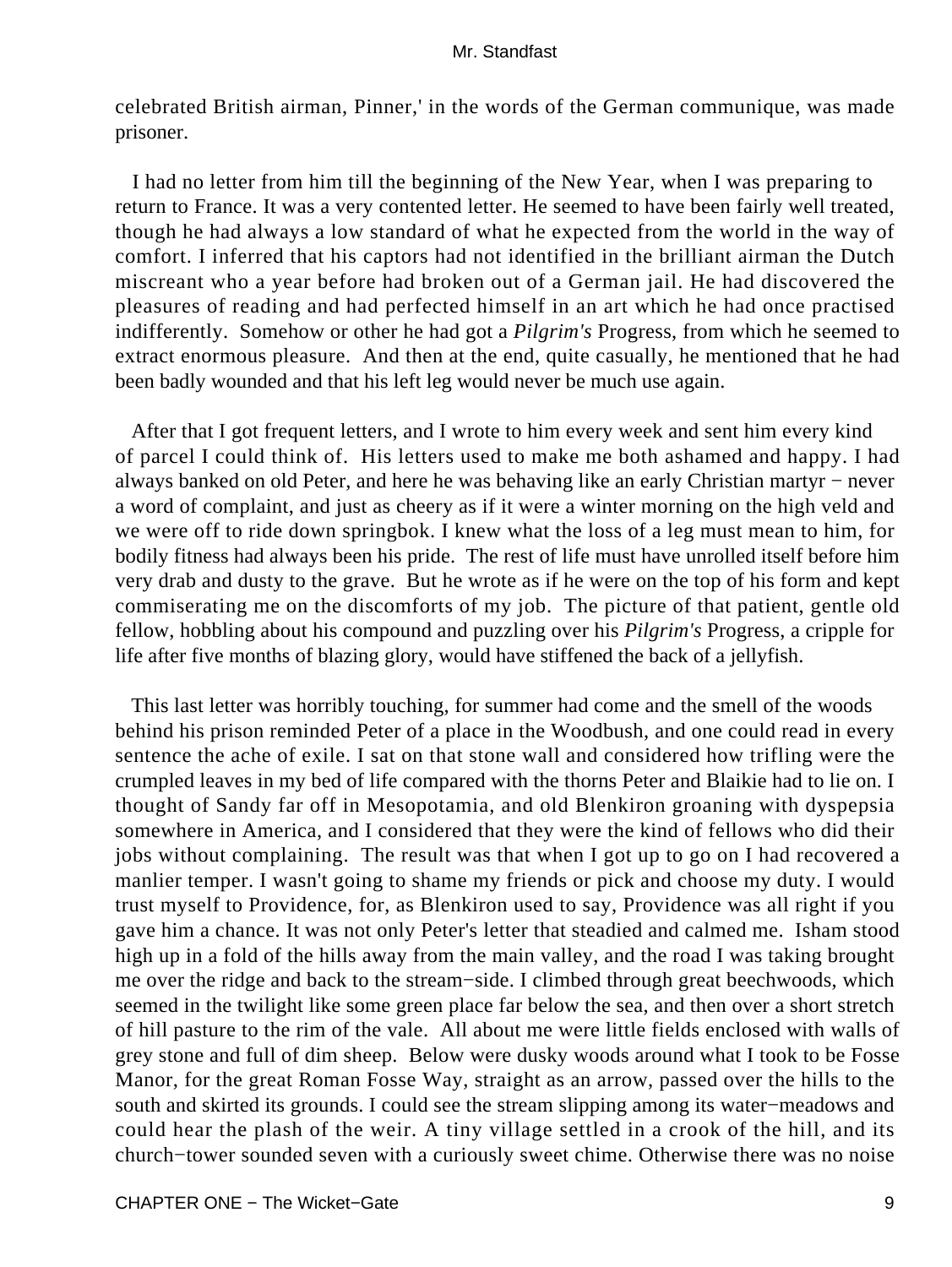celebrated British airman, Pinner,' in the words of the German communique, was made prisoner.

I had no letter from him till the beginning of the New Year, when I was preparing to return to France. It was a very contented letter. He seemed to have been fairly well treated, though he had always a low standard of what he expected from the world in the way of comfort. I inferred that his captors had not identified in the brilliant airman the Dutch miscreant who a year before had broken out of a German jail. He had discovered the pleasures of reading and had perfected himself in an art which he had once practised indifferently. Somehow or other he had got a *Pilgrim's* Progress, from which he seemed to extract enormous pleasure. And then at the end, quite casually, he mentioned that he had been badly wounded and that his left leg would never be much use again.

After that I got frequent letters, and I wrote to him every week and sent him every kind of parcel I could think of. His letters used to make me both ashamed and happy. I had always banked on old Peter, and here he was behaving like an early Christian martyr − never a word of complaint, and just as cheery as if it were a winter morning on the high veld and we were off to ride down springbok. I knew what the loss of a leg must mean to him, for bodily fitness had always been his pride. The rest of life must have unrolled itself before him very drab and dusty to the grave. But he wrote as if he were on the top of his form and kept commiserating me on the discomforts of my job. The picture of that patient, gentle old fellow, hobbling about his compound and puzzling over his *Pilgrim's* Progress, a cripple for life after five months of blazing glory, would have stiffened the back of a jellyfish.

This last letter was horribly touching, for summer had come and the smell of the woods behind his prison reminded Peter of a place in the Woodbush, and one could read in every sentence the ache of exile. I sat on that stone wall and considered how trifling were the crumpled leaves in my bed of life compared with the thorns Peter and Blaikie had to lie on. I thought of Sandy far off in Mesopotamia, and old Blenkiron groaning with dyspepsia somewhere in America, and I considered that they were the kind of fellows who did their jobs without complaining. The result was that when I got up to go on I had recovered a manlier temper. I wasn't going to shame my friends or pick and choose my duty. I would trust myself to Providence, for, as Blenkiron used to say, Providence was all right if you gave him a chance. It was not only Peter's letter that steadied and calmed me. Isham stood high up in a fold of the hills away from the main valley, and the road I was taking brought me over the ridge and back to the stream−side. I climbed through great beechwoods, which seemed in the twilight like some green place far below the sea, and then over a short stretch of hill pasture to the rim of the vale. All about me were little fields enclosed with walls of grey stone and full of dim sheep. Below were dusky woods around what I took to be Fosse Manor, for the great Roman Fosse Way, straight as an arrow, passed over the hills to the south and skirted its grounds. I could see the stream slipping among its water−meadows and could hear the plash of the weir. A tiny village settled in a crook of the hill, and its church−tower sounded seven with a curiously sweet chime. Otherwise there was no noise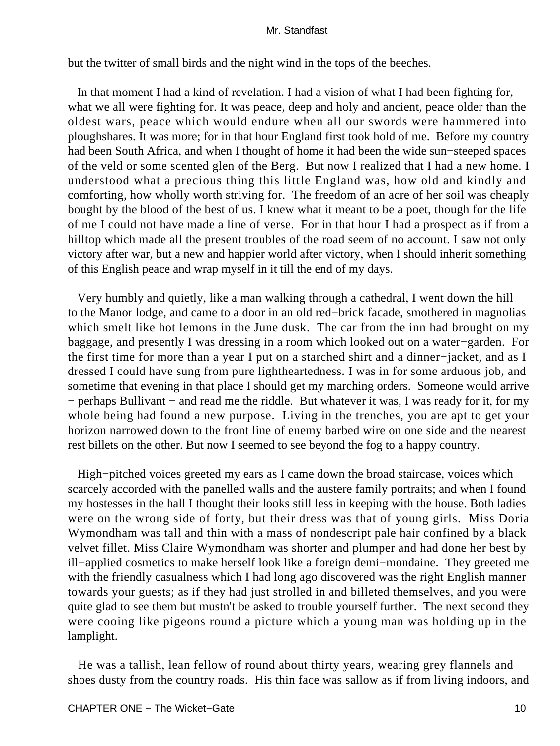but the twitter of small birds and the night wind in the tops of the beeches.

In that moment I had a kind of revelation. I had a vision of what I had been fighting for, what we all were fighting for. It was peace, deep and holy and ancient, peace older than the oldest wars, peace which would endure when all our swords were hammered into ploughshares. It was more; for in that hour England first took hold of me. Before my country had been South Africa, and when I thought of home it had been the wide sun−steeped spaces of the veld or some scented glen of the Berg. But now I realized that I had a new home. I understood what a precious thing this little England was, how old and kindly and comforting, how wholly worth striving for. The freedom of an acre of her soil was cheaply bought by the blood of the best of us. I knew what it meant to be a poet, though for the life of me I could not have made a line of verse. For in that hour I had a prospect as if from a hilltop which made all the present troubles of the road seem of no account. I saw not only victory after war, but a new and happier world after victory, when I should inherit something of this English peace and wrap myself in it till the end of my days.

Very humbly and quietly, like a man walking through a cathedral, I went down the hill to the Manor lodge, and came to a door in an old red−brick facade, smothered in magnolias which smelt like hot lemons in the June dusk. The car from the inn had brought on my baggage, and presently I was dressing in a room which looked out on a water−garden. For the first time for more than a year I put on a starched shirt and a dinner−jacket, and as I dressed I could have sung from pure lightheartedness. I was in for some arduous job, and sometime that evening in that place I should get my marching orders. Someone would arrive − perhaps Bullivant − and read me the riddle. But whatever it was, I was ready for it, for my whole being had found a new purpose. Living in the trenches, you are apt to get your horizon narrowed down to the front line of enemy barbed wire on one side and the nearest rest billets on the other. But now I seemed to see beyond the fog to a happy country.

High−pitched voices greeted my ears as I came down the broad staircase, voices which scarcely accorded with the panelled walls and the austere family portraits; and when I found my hostesses in the hall I thought their looks still less in keeping with the house. Both ladies were on the wrong side of forty, but their dress was that of young girls. Miss Doria Wymondham was tall and thin with a mass of nondescript pale hair confined by a black velvet fillet. Miss Claire Wymondham was shorter and plumper and had done her best by ill−applied cosmetics to make herself look like a foreign demi−mondaine. They greeted me with the friendly casualness which I had long ago discovered was the right English manner towards your guests; as if they had just strolled in and billeted themselves, and you were quite glad to see them but mustn't be asked to trouble yourself further. The next second they were cooing like pigeons round a picture which a young man was holding up in the lamplight.

He was a tallish, lean fellow of round about thirty years, wearing grey flannels and shoes dusty from the country roads. His thin face was sallow as if from living indoors, and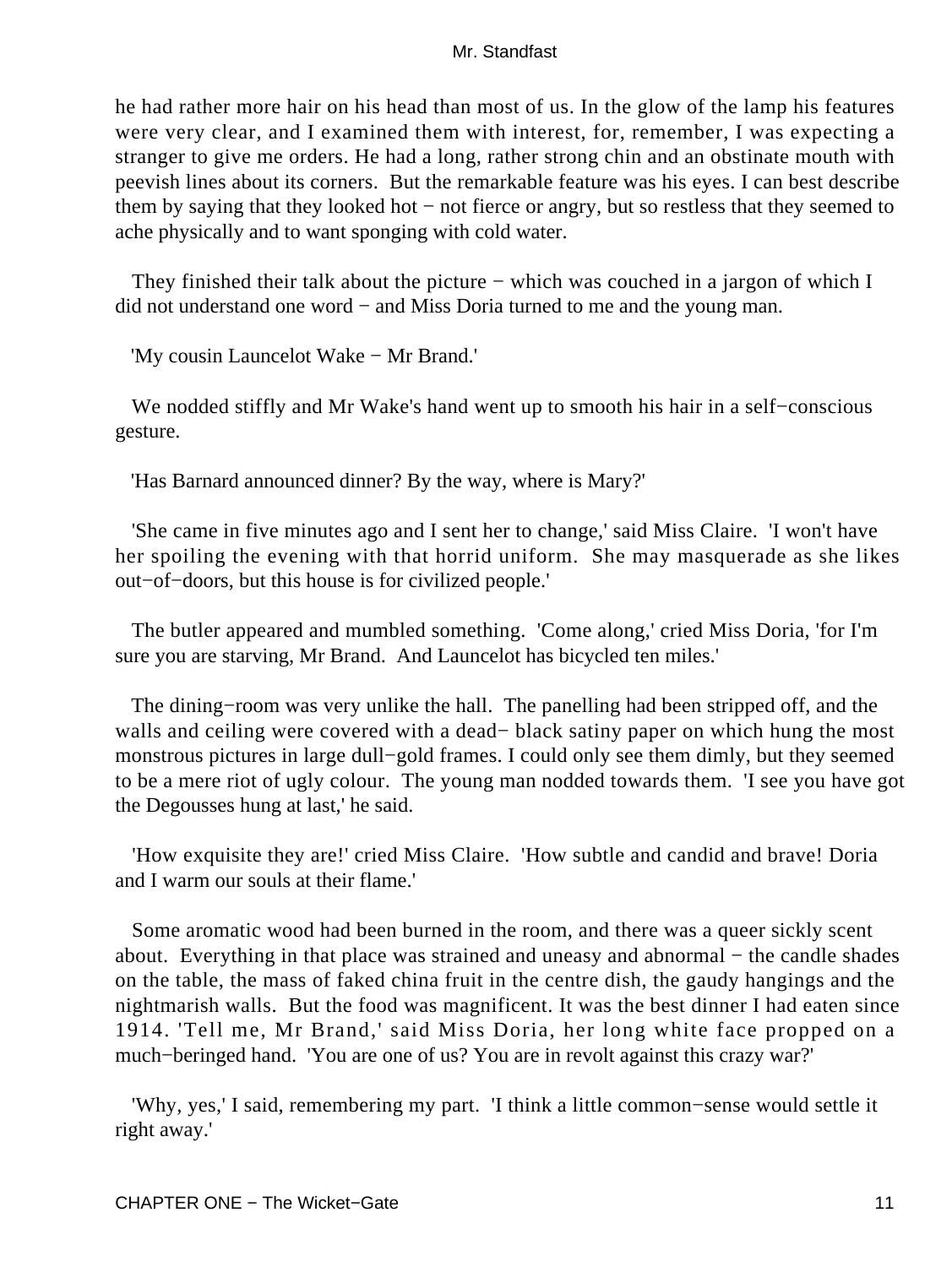he had rather more hair on his head than most of us. In the glow of the lamp his features were very clear, and I examined them with interest, for, remember, I was expecting a stranger to give me orders. He had a long, rather strong chin and an obstinate mouth with peevish lines about its corners. But the remarkable feature was his eyes. I can best describe them by saying that they looked hot − not fierce or angry, but so restless that they seemed to ache physically and to want sponging with cold water.

They finished their talk about the picture − which was couched in a jargon of which I did not understand one word − and Miss Doria turned to me and the young man.

'My cousin Launcelot Wake − Mr Brand.'

We nodded stiffly and Mr Wake's hand went up to smooth his hair in a self−conscious gesture.

'Has Barnard announced dinner? By the way, where is Mary?'

'She came in five minutes ago and I sent her to change,' said Miss Claire. 'I won't have her spoiling the evening with that horrid uniform. She may masquerade as she likes out−of−doors, but this house is for civilized people.'

The butler appeared and mumbled something. 'Come along,' cried Miss Doria, 'for I'm sure you are starving, Mr Brand. And Launcelot has bicycled ten miles.'

The dining−room was very unlike the hall. The panelling had been stripped off, and the walls and ceiling were covered with a dead− black satiny paper on which hung the most monstrous pictures in large dull−gold frames. I could only see them dimly, but they seemed to be a mere riot of ugly colour. The young man nodded towards them. 'I see you have got the Degousses hung at last,' he said.

'How exquisite they are!' cried Miss Claire. 'How subtle and candid and brave! Doria and I warm our souls at their flame.'

Some aromatic wood had been burned in the room, and there was a queer sickly scent about. Everything in that place was strained and uneasy and abnormal − the candle shades on the table, the mass of faked china fruit in the centre dish, the gaudy hangings and the nightmarish walls. But the food was magnificent. It was the best dinner I had eaten since 1914. 'Tell me, Mr Brand,' said Miss Doria, her long white face propped on a much−beringed hand. 'You are one of us? You are in revolt against this crazy war?'

'Why, yes,' I said, remembering my part. 'I think a little common−sense would settle it right away.'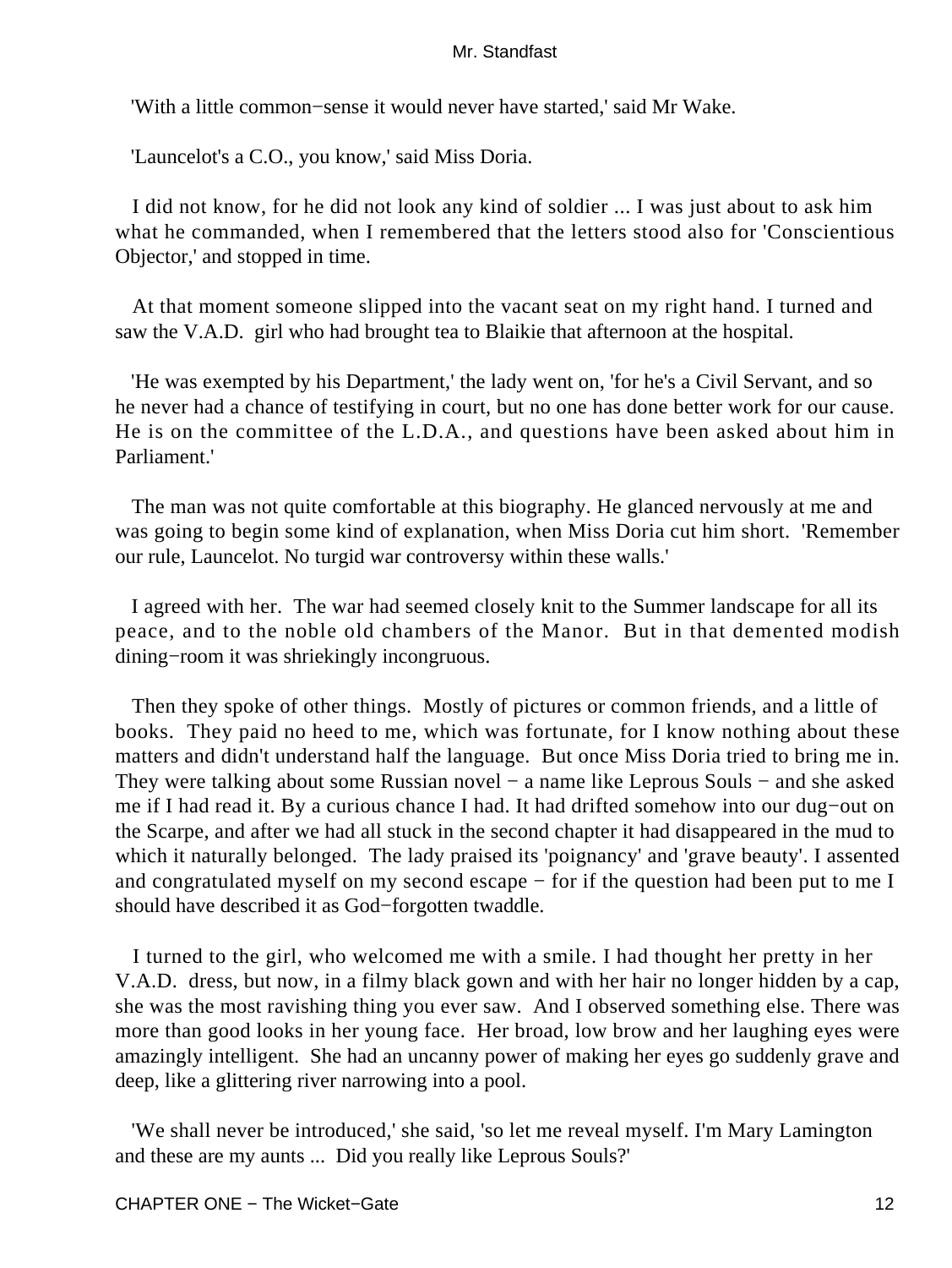'With a little common−sense it would never have started,' said Mr Wake.

'Launcelot's a C.O., you know,' said Miss Doria.

I did not know, for he did not look any kind of soldier ... I was just about to ask him what he commanded, when I remembered that the letters stood also for 'Conscientious Objector,' and stopped in time.

At that moment someone slipped into the vacant seat on my right hand. I turned and saw the V.A.D. girl who had brought tea to Blaikie that afternoon at the hospital.

'He was exempted by his Department,' the lady went on, 'for he's a Civil Servant, and so he never had a chance of testifying in court, but no one has done better work for our cause. He is on the committee of the L.D.A., and questions have been asked about him in Parliament.'

The man was not quite comfortable at this biography. He glanced nervously at me and was going to begin some kind of explanation, when Miss Doria cut him short. 'Remember our rule, Launcelot. No turgid war controversy within these walls.'

I agreed with her. The war had seemed closely knit to the Summer landscape for all its peace, and to the noble old chambers of the Manor. But in that demented modish dining−room it was shriekingly incongruous.

Then they spoke of other things. Mostly of pictures or common friends, and a little of books. They paid no heed to me, which was fortunate, for I know nothing about these matters and didn't understand half the language. But once Miss Doria tried to bring me in. They were talking about some Russian novel − a name like Leprous Souls − and she asked me if I had read it. By a curious chance I had. It had drifted somehow into our dug−out on the Scarpe, and after we had all stuck in the second chapter it had disappeared in the mud to which it naturally belonged. The lady praised its 'poignancy' and 'grave beauty'. I assented and congratulated myself on my second escape − for if the question had been put to me I should have described it as God−forgotten twaddle.

I turned to the girl, who welcomed me with a smile. I had thought her pretty in her V.A.D. dress, but now, in a filmy black gown and with her hair no longer hidden by a cap, she was the most ravishing thing you ever saw. And I observed something else. There was more than good looks in her young face. Her broad, low brow and her laughing eyes were amazingly intelligent. She had an uncanny power of making her eyes go suddenly grave and deep, like a glittering river narrowing into a pool.

'We shall never be introduced,' she said, 'so let me reveal myself. I'm Mary Lamington and these are my aunts ... Did you really like Leprous Souls?'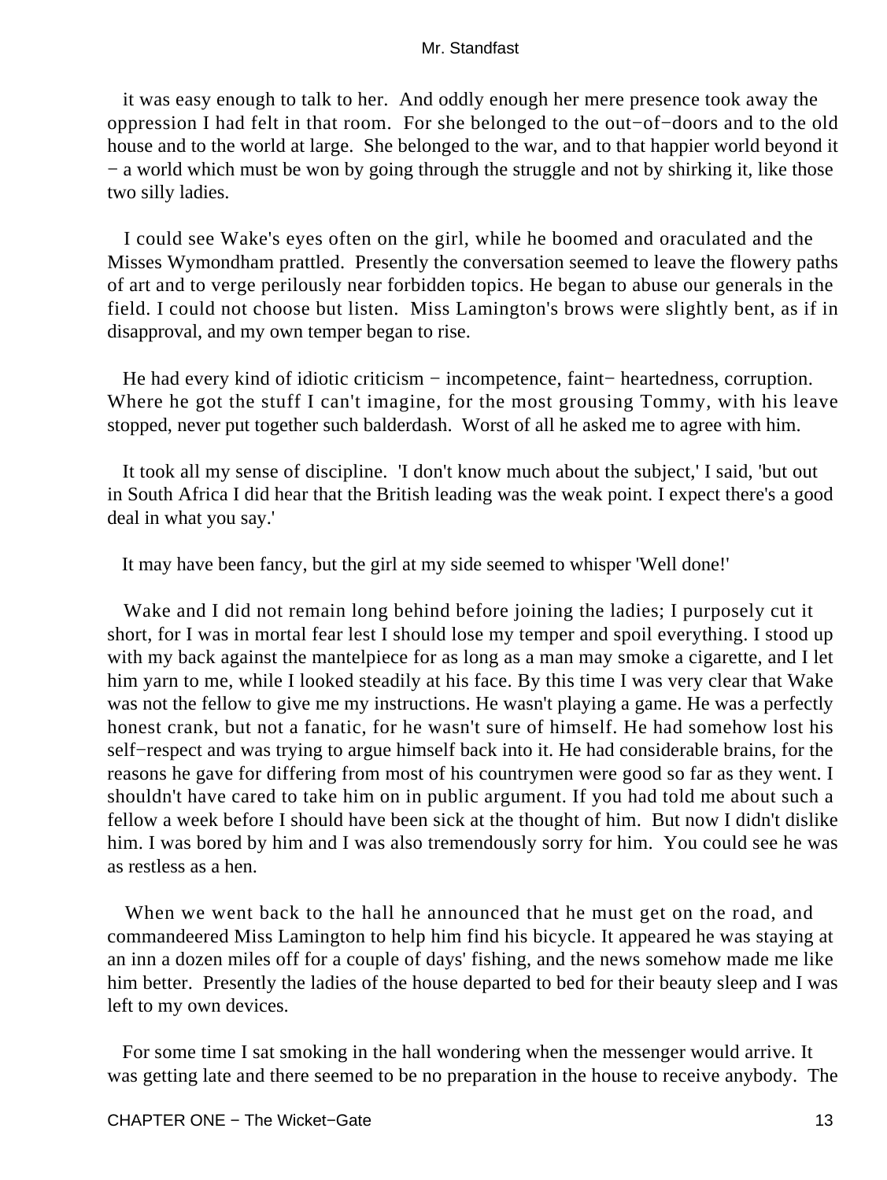it was easy enough to talk to her. And oddly enough her mere presence took away the oppression I had felt in that room. For she belonged to the out−of−doors and to the old house and to the world at large. She belonged to the war, and to that happier world beyond it − a world which must be won by going through the struggle and not by shirking it, like those two silly ladies.

I could see Wake's eyes often on the girl, while he boomed and oraculated and the Misses Wymondham prattled. Presently the conversation seemed to leave the flowery paths of art and to verge perilously near forbidden topics. He began to abuse our generals in the field. I could not choose but listen. Miss Lamington's brows were slightly bent, as if in disapproval, and my own temper began to rise.

He had every kind of idiotic criticism − incompetence, faint− heartedness, corruption. Where he got the stuff I can't imagine, for the most grousing Tommy, with his leave stopped, never put together such balderdash. Worst of all he asked me to agree with him.

It took all my sense of discipline. 'I don't know much about the subject,' I said, 'but out in South Africa I did hear that the British leading was the weak point. I expect there's a good deal in what you say.'

It may have been fancy, but the girl at my side seemed to whisper 'Well done!'

Wake and I did not remain long behind before joining the ladies; I purposely cut it short, for I was in mortal fear lest I should lose my temper and spoil everything. I stood up with my back against the mantelpiece for as long as a man may smoke a cigarette, and I let him yarn to me, while I looked steadily at his face. By this time I was very clear that Wake was not the fellow to give me my instructions. He wasn't playing a game. He was a perfectly honest crank, but not a fanatic, for he wasn't sure of himself. He had somehow lost his self−respect and was trying to argue himself back into it. He had considerable brains, for the reasons he gave for differing from most of his countrymen were good so far as they went. I shouldn't have cared to take him on in public argument. If you had told me about such a fellow a week before I should have been sick at the thought of him. But now I didn't dislike him. I was bored by him and I was also tremendously sorry for him. You could see he was as restless as a hen.

When we went back to the hall he announced that he must get on the road, and commandeered Miss Lamington to help him find his bicycle. It appeared he was staying at an inn a dozen miles off for a couple of days' fishing, and the news somehow made me like him better. Presently the ladies of the house departed to bed for their beauty sleep and I was left to my own devices.

For some time I sat smoking in the hall wondering when the messenger would arrive. It was getting late and there seemed to be no preparation in the house to receive anybody. The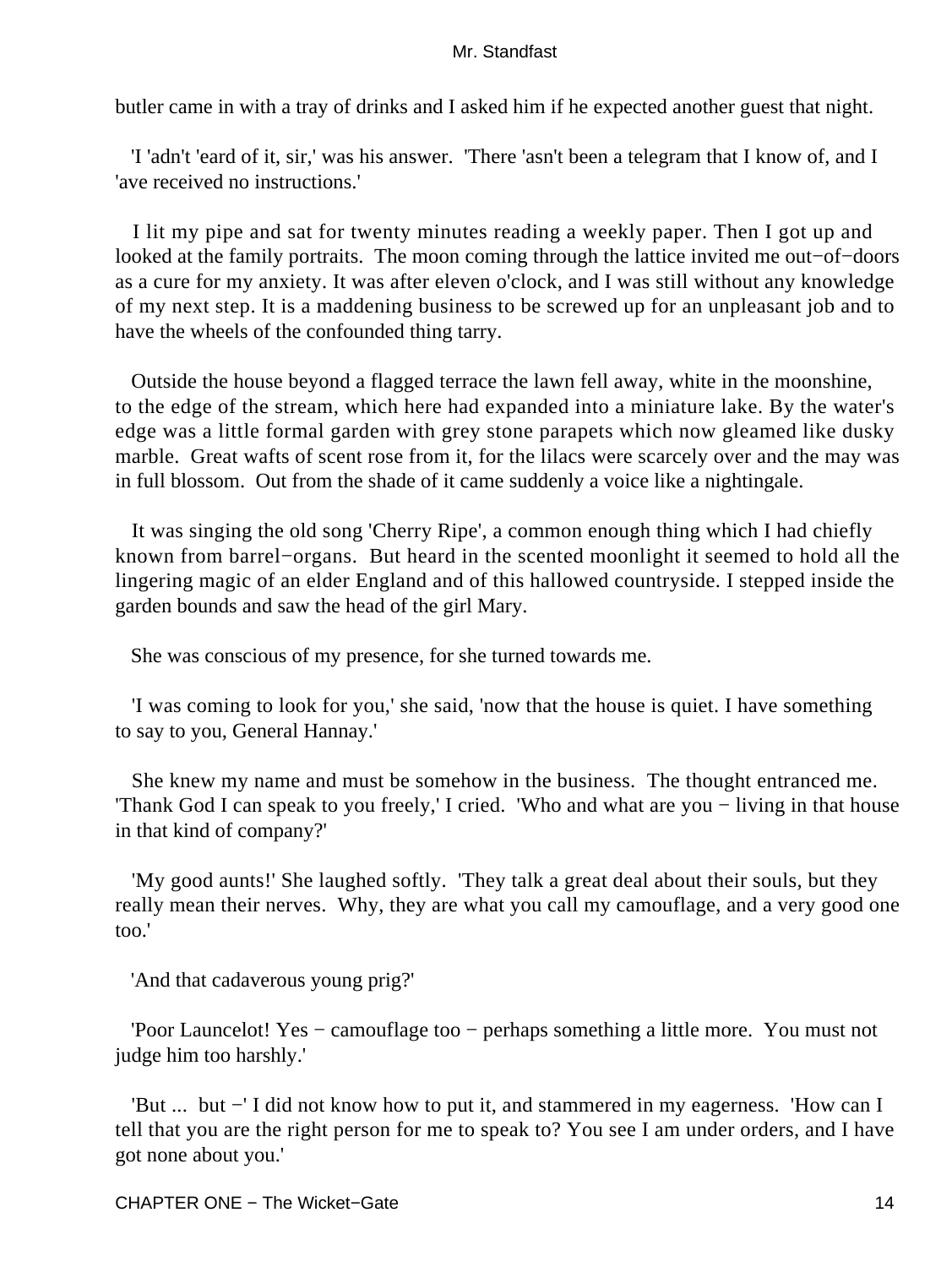butler came in with a tray of drinks and I asked him if he expected another guest that night.

'I 'adn't 'eard of it, sir,' was his answer. 'There 'asn't been a telegram that I know of, and I 'ave received no instructions.'

I lit my pipe and sat for twenty minutes reading a weekly paper. Then I got up and looked at the family portraits. The moon coming through the lattice invited me out−of−doors as a cure for my anxiety. It was after eleven o'clock, and I was still without any knowledge of my next step. It is a maddening business to be screwed up for an unpleasant job and to have the wheels of the confounded thing tarry.

Outside the house beyond a flagged terrace the lawn fell away, white in the moonshine, to the edge of the stream, which here had expanded into a miniature lake. By the water's edge was a little formal garden with grey stone parapets which now gleamed like dusky marble. Great wafts of scent rose from it, for the lilacs were scarcely over and the may was in full blossom. Out from the shade of it came suddenly a voice like a nightingale.

It was singing the old song 'Cherry Ripe', a common enough thing which I had chiefly known from barrel−organs. But heard in the scented moonlight it seemed to hold all the lingering magic of an elder England and of this hallowed countryside. I stepped inside the garden bounds and saw the head of the girl Mary.

She was conscious of my presence, for she turned towards me.

'I was coming to look for you,' she said, 'now that the house is quiet. I have something to say to you, General Hannay.'

She knew my name and must be somehow in the business. The thought entranced me. 'Thank God I can speak to you freely,' I cried. 'Who and what are you − living in that house in that kind of company?'

'My good aunts!' She laughed softly. 'They talk a great deal about their souls, but they really mean their nerves. Why, they are what you call my camouflage, and a very good one too.'

'And that cadaverous young prig?'

'Poor Launcelot! Yes − camouflage too − perhaps something a little more. You must not judge him too harshly.'

'But ... but −' I did not know how to put it, and stammered in my eagerness. 'How can I tell that you are the right person for me to speak to? You see I am under orders, and I have got none about you.'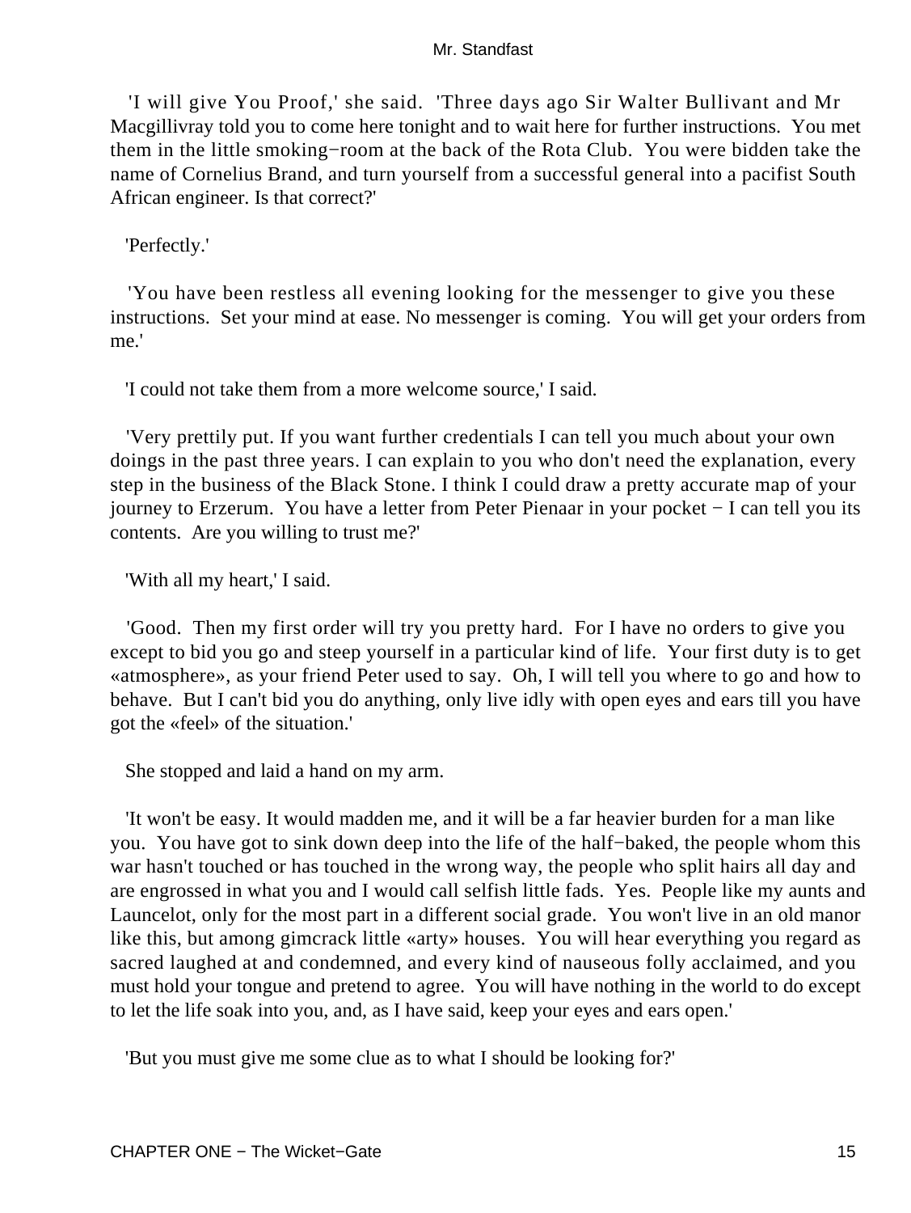'I will give You Proof,' she said. 'Three days ago Sir Walter Bullivant and Mr Macgillivray told you to come here tonight and to wait here for further instructions. You met them in the little smoking−room at the back of the Rota Club. You were bidden take the name of Cornelius Brand, and turn yourself from a successful general into a pacifist South African engineer. Is that correct?'

'Perfectly.'

'You have been restless all evening looking for the messenger to give you these instructions. Set your mind at ease. No messenger is coming. You will get your orders from me.'

'I could not take them from a more welcome source,' I said.

'Very prettily put. If you want further credentials I can tell you much about your own doings in the past three years. I can explain to you who don't need the explanation, every step in the business of the Black Stone. I think I could draw a pretty accurate map of your journey to Erzerum. You have a letter from Peter Pienaar in your pocket − I can tell you its contents. Are you willing to trust me?'

'With all my heart,' I said.

'Good. Then my first order will try you pretty hard. For I have no orders to give you except to bid you go and steep yourself in a particular kind of life. Your first duty is to get «atmosphere», as your friend Peter used to say. Oh, I will tell you where to go and how to behave. But I can't bid you do anything, only live idly with open eyes and ears till you have got the «feel» of the situation.'

She stopped and laid a hand on my arm.

'It won't be easy. It would madden me, and it will be a far heavier burden for a man like you. You have got to sink down deep into the life of the half−baked, the people whom this war hasn't touched or has touched in the wrong way, the people who split hairs all day and are engrossed in what you and I would call selfish little fads. Yes. People like my aunts and Launcelot, only for the most part in a different social grade. You won't live in an old manor like this, but among gimcrack little «arty» houses. You will hear everything you regard as sacred laughed at and condemned, and every kind of nauseous folly acclaimed, and you must hold your tongue and pretend to agree. You will have nothing in the world to do except to let the life soak into you, and, as I have said, keep your eyes and ears open.'

'But you must give me some clue as to what I should be looking for?'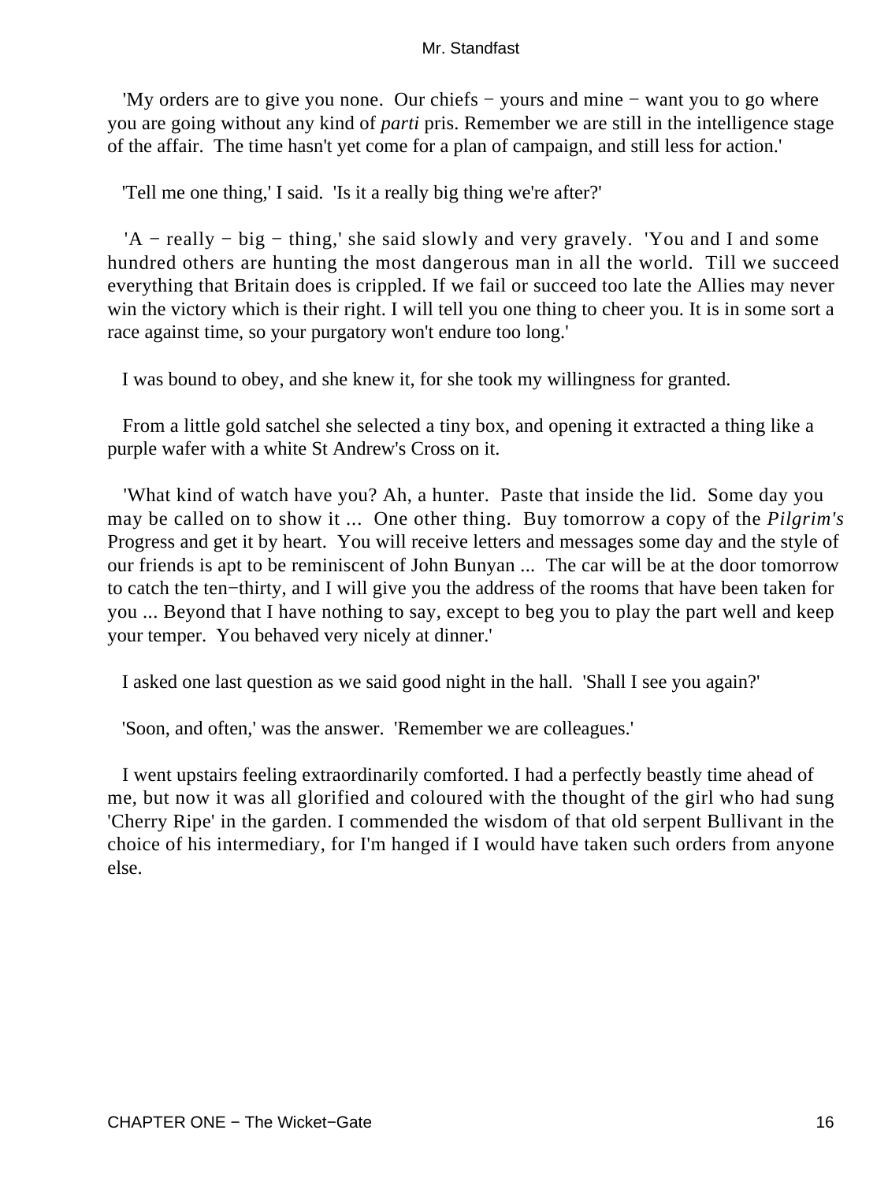'My orders are to give you none. Our chiefs − yours and mine − want you to go where you are going without any kind of *parti* pris. Remember we are still in the intelligence stage of the affair. The time hasn't yet come for a plan of campaign, and still less for action.'

'Tell me one thing,' I said. 'Is it a really big thing we're after?'

'A − really − big − thing,' she said slowly and very gravely. 'You and I and some hundred others are hunting the most dangerous man in all the world. Till we succeed everything that Britain does is crippled. If we fail or succeed too late the Allies may never win the victory which is their right. I will tell you one thing to cheer you. It is in some sort a race against time, so your purgatory won't endure too long.'

I was bound to obey, and she knew it, for she took my willingness for granted.

From a little gold satchel she selected a tiny box, and opening it extracted a thing like a purple wafer with a white St Andrew's Cross on it.

'What kind of watch have you? Ah, a hunter. Paste that inside the lid. Some day you may be called on to show it ... One other thing. Buy tomorrow a copy of the *Pilgrim's* Progress and get it by heart. You will receive letters and messages some day and the style of our friends is apt to be reminiscent of John Bunyan ... The car will be at the door tomorrow to catch the ten−thirty, and I will give you the address of the rooms that have been taken for you ... Beyond that I have nothing to say, except to beg you to play the part well and keep your temper. You behaved very nicely at dinner.'

I asked one last question as we said good night in the hall. 'Shall I see you again?'

'Soon, and often,' was the answer. 'Remember we are colleagues.'

I went upstairs feeling extraordinarily comforted. I had a perfectly beastly time ahead of me, but now it was all glorified and coloured with the thought of the girl who had sung 'Cherry Ripe' in the garden. I commended the wisdom of that old serpent Bullivant in the choice of his intermediary, for I'm hanged if I would have taken such orders from anyone else.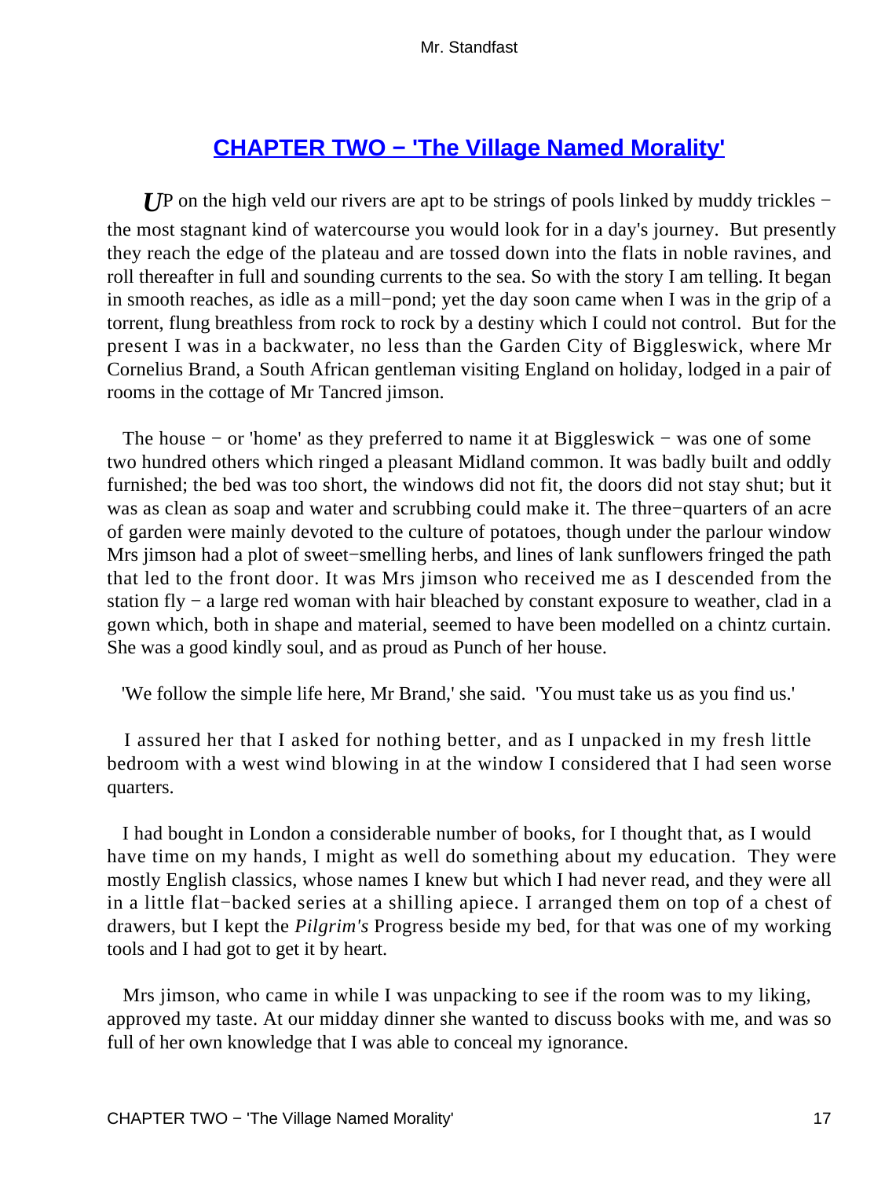## CHAPTER TWO − 'The Village Named Morality'

*U*P on the high veld our rivers are apt to be strings of pools linked by muddy trickles − the most stagnant kind of watercourse you would look for in a day's journey. But presently they reach the edge of the plateau and are tossed down into the flats in noble ravines, and roll thereafter in full and sounding currents to the sea. So with the story I am telling. It began in smooth reaches, as idle as a mill−pond; yet the day soon came when I was in the grip of a torrent, flung breathless from rock to rock by a destiny which I could not control. But for the present I was in a backwater, no less than the Garden City of Biggleswick, where Mr Cornelius Brand, a South African gentleman visiting England on holiday, lodged in a pair of rooms in the cottage of Mr Tancred jimson.

The house − or 'home' as they preferred to name it at Biggleswick − was one of some two hundred others which ringed a pleasant Midland common. It was badly built and oddly furnished; the bed was too short, the windows did not fit, the doors did not stay shut; but it was as clean as soap and water and scrubbing could make it. The three−quarters of an acre of garden were mainly devoted to the culture of potatoes, though under the parlour window Mrs jimson had a plot of sweet−smelling herbs, and lines of lank sunflowers fringed the path that led to the front door. It was Mrs jimson who received me as I descended from the station fly − a large red woman with hair bleached by constant exposure to weather, clad in a gown which, both in shape and material, seemed to have been modelled on a chintz curtain. She was a good kindly soul, and as proud as Punch of her house.

'We follow the simple life here, Mr Brand,' she said. 'You must take us as you find us.'

I assured her that I asked for nothing better, and as I unpacked in my fresh little bedroom with a west wind blowing in at the window I considered that I had seen worse quarters.

I had bought in London a considerable number of books, for I thought that, as I would have time on my hands, I might as well do something about my education. They were mostly English classics, whose names I knew but which I had never read, and they were all in a little flat−backed series at a shilling apiece. I arranged them on top of a chest of drawers, but I kept the *Pilgrim's* Progress beside my bed, for that was one of my working tools and I had got to get it by heart.

Mrs jimson, who came in while I was unpacking to see if the room was to my liking, approved my taste. At our midday dinner she wanted to discuss books with me, and was so full of her own knowledge that I was able to conceal my ignorance.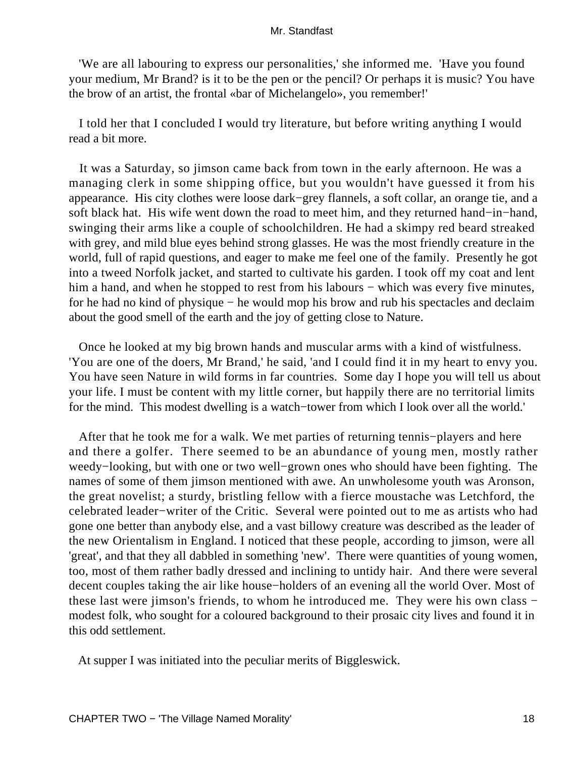'We are all labouring to express our personalities,' she informed me. 'Have you found your medium, Mr Brand? is it to be the pen or the pencil? Or perhaps it is music? You have the brow of an artist, the frontal «bar of Michelangelo», you remember!'

I told her that I concluded I would try literature, but before writing anything I would read a bit more.

It was a Saturday, so jimson came back from town in the early afternoon. He was a managing clerk in some shipping office, but you wouldn't have guessed it from his appearance. His city clothes were loose dark−grey flannels, a soft collar, an orange tie, and a soft black hat. His wife went down the road to meet him, and they returned hand−in−hand, swinging their arms like a couple of schoolchildren. He had a skimpy red beard streaked with grey, and mild blue eyes behind strong glasses. He was the most friendly creature in the world, full of rapid questions, and eager to make me feel one of the family. Presently he got into a tweed Norfolk jacket, and started to cultivate his garden. I took off my coat and lent him a hand, and when he stopped to rest from his labours − which was every five minutes, for he had no kind of physique − he would mop his brow and rub his spectacles and declaim about the good smell of the earth and the joy of getting close to Nature.

Once he looked at my big brown hands and muscular arms with a kind of wistfulness. 'You are one of the doers, Mr Brand,' he said, 'and I could find it in my heart to envy you. You have seen Nature in wild forms in far countries. Some day I hope you will tell us about your life. I must be content with my little corner, but happily there are no territorial limits for the mind. This modest dwelling is a watch−tower from which I look over all the world.'

After that he took me for a walk. We met parties of returning tennis−players and here and there a golfer. There seemed to be an abundance of young men, mostly rather weedy−looking, but with one or two well−grown ones who should have been fighting. The names of some of them jimson mentioned with awe. An unwholesome youth was Aronson, the great novelist; a sturdy, bristling fellow with a fierce moustache was Letchford, the celebrated leader−writer of the Critic. Several were pointed out to me as artists who had gone one better than anybody else, and a vast billowy creature was described as the leader of the new Orientalism in England. I noticed that these people, according to jimson, were all 'great', and that they all dabbled in something 'new'. There were quantities of young women, too, most of them rather badly dressed and inclining to untidy hair. And there were several decent couples taking the air like house−holders of an evening all the world Over. Most of these last were jimson's friends, to whom he introduced me. They were his own class − modest folk, who sought for a coloured background to their prosaic city lives and found it in this odd settlement.

At supper I was initiated into the peculiar merits of Biggleswick.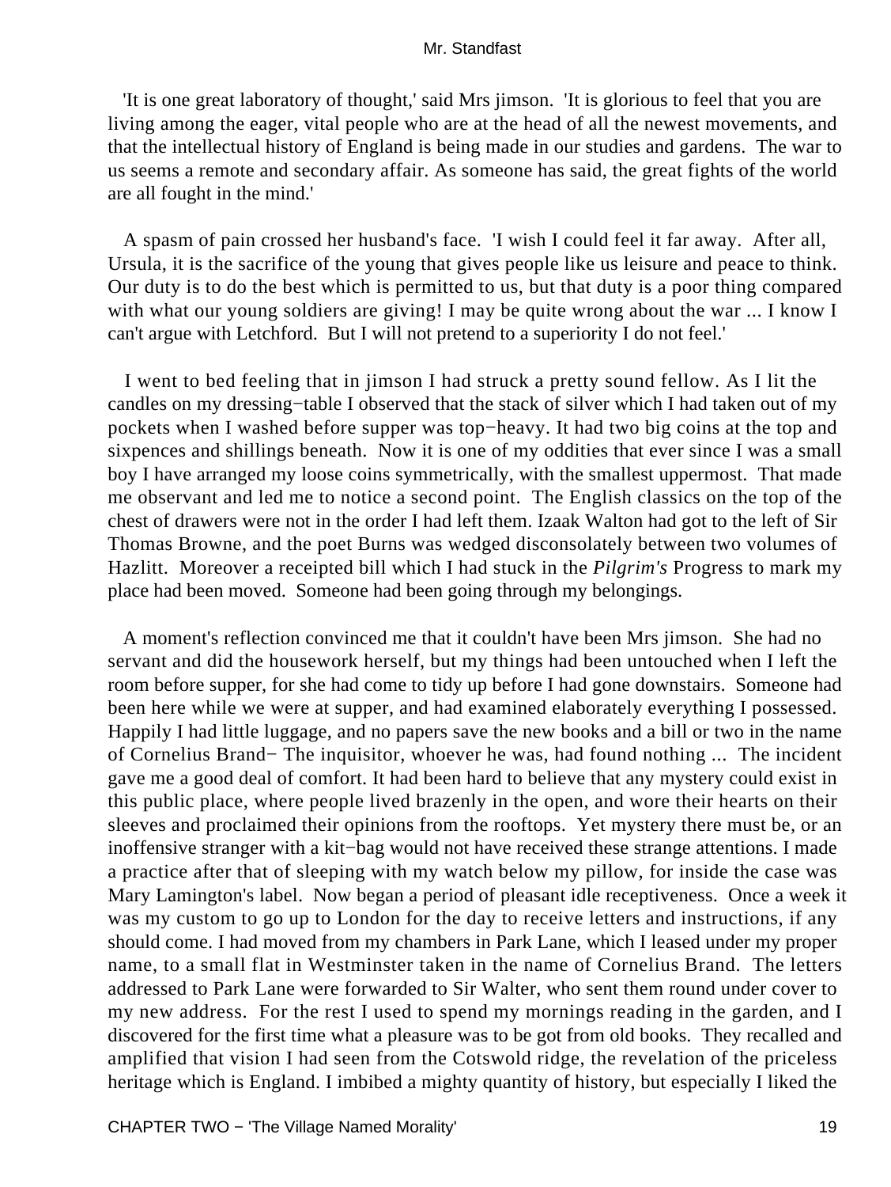'It is one great laboratory of thought,' said Mrs jimson. 'It is glorious to feel that you are living among the eager, vital people who are at the head of all the newest movements, and that the intellectual history of England is being made in our studies and gardens. The war to us seems a remote and secondary affair. As someone has said, the great fights of the world are all fought in the mind.'

A spasm of pain crossed her husband's face. 'I wish I could feel it far away. After all, Ursula, it is the sacrifice of the young that gives people like us leisure and peace to think. Our duty is to do the best which is permitted to us, but that duty is a poor thing compared with what our young soldiers are giving! I may be quite wrong about the war ... I know I can't argue with Letchford. But I will not pretend to a superiority I do not feel.'

I went to bed feeling that in jimson I had struck a pretty sound fellow. As I lit the candles on my dressing−table I observed that the stack of silver which I had taken out of my pockets when I washed before supper was top−heavy. It had two big coins at the top and sixpences and shillings beneath. Now it is one of my oddities that ever since I was a small boy I have arranged my loose coins symmetrically, with the smallest uppermost. That made me observant and led me to notice a second point. The English classics on the top of the chest of drawers were not in the order I had left them. Izaak Walton had got to the left of Sir Thomas Browne, and the poet Burns was wedged disconsolately between two volumes of Hazlitt. Moreover a receipted bill which I had stuck in the *Pilgrim's* Progress to mark my place had been moved. Someone had been going through my belongings.

A moment's reflection convinced me that it couldn't have been Mrs jimson. She had no servant and did the housework herself, but my things had been untouched when I left the room before supper, for she had come to tidy up before I had gone downstairs. Someone had been here while we were at supper, and had examined elaborately everything I possessed. Happily I had little luggage, and no papers save the new books and a bill or two in the name of Cornelius Brand− The inquisitor, whoever he was, had found nothing ... The incident gave me a good deal of comfort. It had been hard to believe that any mystery could exist in this public place, where people lived brazenly in the open, and wore their hearts on their sleeves and proclaimed their opinions from the rooftops. Yet mystery there must be, or an inoffensive stranger with a kit−bag would not have received these strange attentions. I made a practice after that of sleeping with my watch below my pillow, for inside the case was Mary Lamington's label. Now began a period of pleasant idle receptiveness. Once a week it was my custom to go up to London for the day to receive letters and instructions, if any should come. I had moved from my chambers in Park Lane, which I leased under my proper name, to a small flat in Westminster taken in the name of Cornelius Brand. The letters addressed to Park Lane were forwarded to Sir Walter, who sent them round under cover to my new address. For the rest I used to spend my mornings reading in the garden, and I discovered for the first time what a pleasure was to be got from old books. They recalled and amplified that vision I had seen from the Cotswold ridge, the revelation of the priceless heritage which is England. I imbibed a mighty quantity of history, but especially I liked the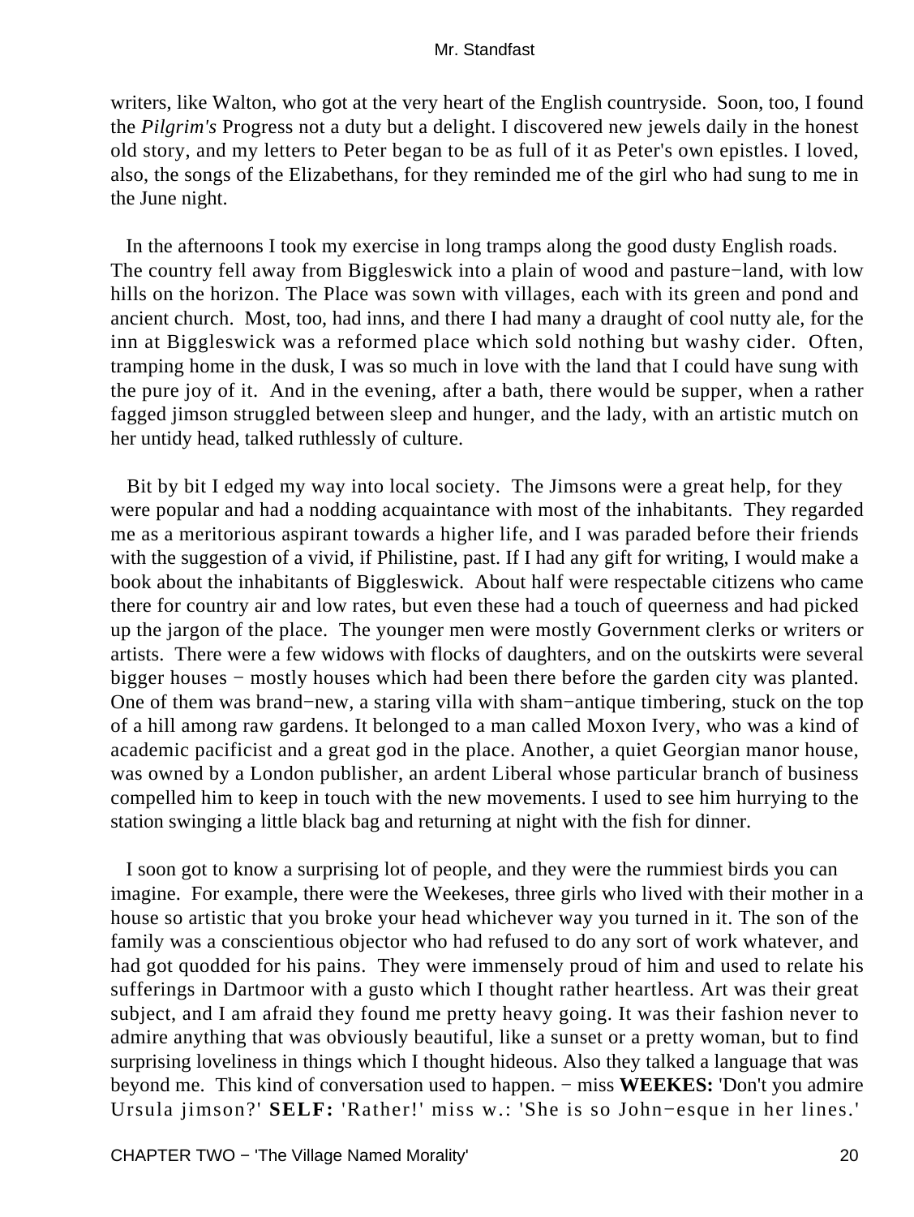writers, like Walton, who got at the very heart of the English countryside. Soon, too, I found the *Pilgrim's* Progress not a duty but a delight. I discovered new jewels daily in the honest old story, and my letters to Peter began to be as full of it as Peter's own epistles. I loved, also, the songs of the Elizabethans, for they reminded me of the girl who had sung to me in the June night.

In the afternoons I took my exercise in long tramps along the good dusty English roads. The country fell away from Biggleswick into a plain of wood and pasture−land, with low hills on the horizon. The Place was sown with villages, each with its green and pond and ancient church. Most, too, had inns, and there I had many a draught of cool nutty ale, for the inn at Biggleswick was a reformed place which sold nothing but washy cider. Often, tramping home in the dusk, I was so much in love with the land that I could have sung with the pure joy of it. And in the evening, after a bath, there would be supper, when a rather fagged jimson struggled between sleep and hunger, and the lady, with an artistic mutch on her untidy head, talked ruthlessly of culture.

Bit by bit I edged my way into local society. The Jimsons were a great help, for they were popular and had a nodding acquaintance with most of the inhabitants. They regarded me as a meritorious aspirant towards a higher life, and I was paraded before their friends with the suggestion of a vivid, if Philistine, past. If I had any gift for writing, I would make a book about the inhabitants of Biggleswick. About half were respectable citizens who came there for country air and low rates, but even these had a touch of queerness and had picked up the jargon of the place. The younger men were mostly Government clerks or writers or artists. There were a few widows with flocks of daughters, and on the outskirts were several bigger houses − mostly houses which had been there before the garden city was planted. One of them was brand−new, a staring villa with sham−antique timbering, stuck on the top of a hill among raw gardens. It belonged to a man called Moxon Ivery, who was a kind of academic pacificist and a great god in the place. Another, a quiet Georgian manor house, was owned by a London publisher, an ardent Liberal whose particular branch of business compelled him to keep in touch with the new movements. I used to see him hurrying to the station swinging a little black bag and returning at night with the fish for dinner.

I soon got to know a surprising lot of people, and they were the rummiest birds you can imagine. For example, there were the Weekeses, three girls who lived with their mother in a house so artistic that you broke your head whichever way you turned in it. The son of the family was a conscientious objector who had refused to do any sort of work whatever, and had got quodded for his pains. They were immensely proud of him and used to relate his sufferings in Dartmoor with a gusto which I thought rather heartless. Art was their great subject, and I am afraid they found me pretty heavy going. It was their fashion never to admire anything that was obviously beautiful, like a sunset or a pretty woman, but to find surprising loveliness in things which I thought hideous. Also they talked a language that was beyond me. This kind of conversation used to happen. − miss **WEEKES:** 'Don't you admire Ursula jimson?' **SELF:** 'Rather!' miss w.: 'She is so John−esque in her lines.'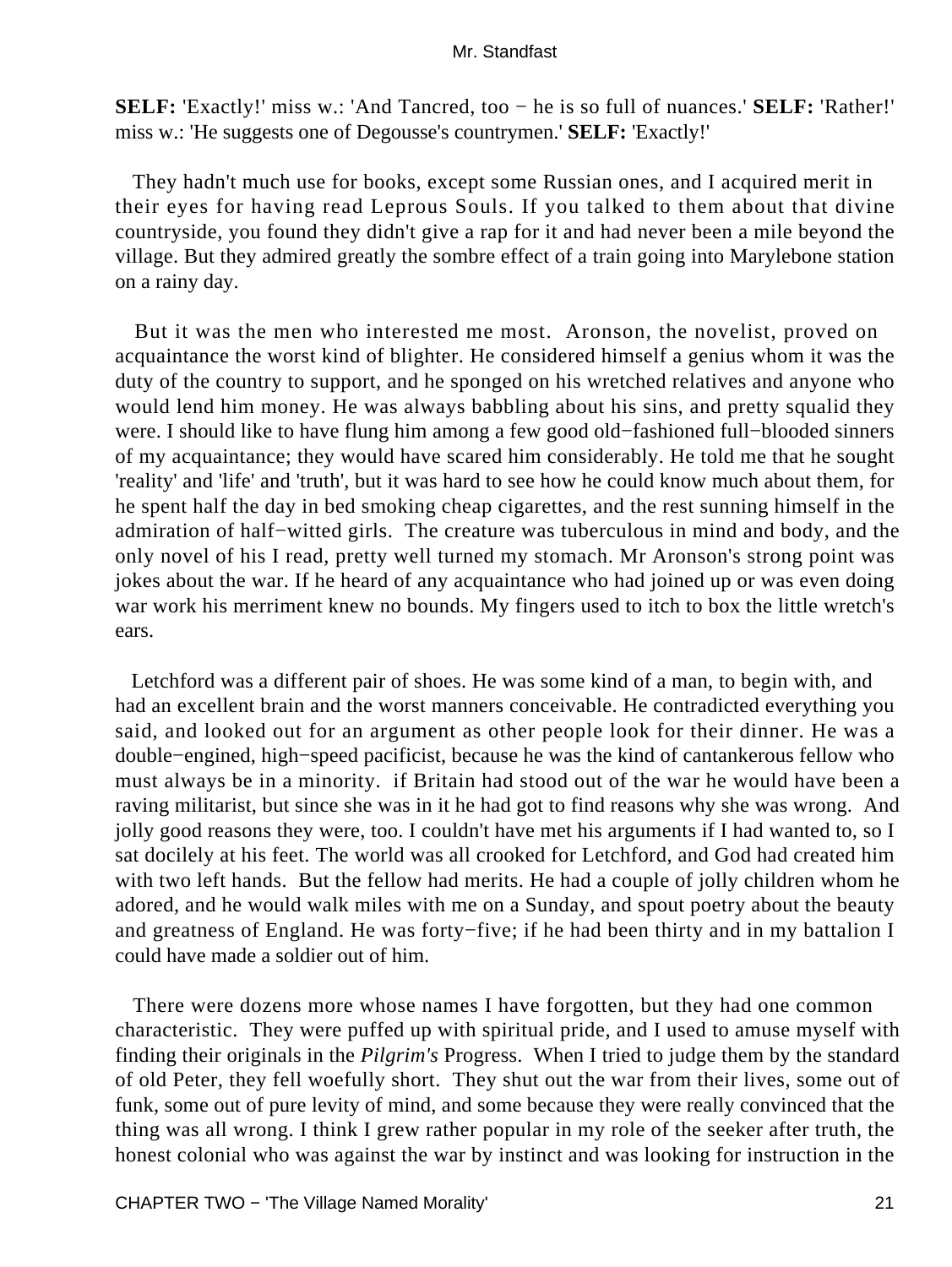**SELF:** 'Exactly!' miss w.: 'And Tancred, too − he is so full of nuances.' **SELF:** 'Rather!' miss w.: 'He suggests one of Degousse's countrymen.' **SELF:** 'Exactly!'

They hadn't much use for books, except some Russian ones, and I acquired merit in their eyes for having read Leprous Souls. If you talked to them about that divine countryside, you found they didn't give a rap for it and had never been a mile beyond the village. But they admired greatly the sombre effect of a train going into Marylebone station on a rainy day.

But it was the men who interested me most. Aronson, the novelist, proved on acquaintance the worst kind of blighter. He considered himself a genius whom it was the duty of the country to support, and he sponged on his wretched relatives and anyone who would lend him money. He was always babbling about his sins, and pretty squalid they were. I should like to have flung him among a few good old−fashioned full−blooded sinners of my acquaintance; they would have scared him considerably. He told me that he sought 'reality' and 'life' and 'truth', but it was hard to see how he could know much about them, for he spent half the day in bed smoking cheap cigarettes, and the rest sunning himself in the admiration of half−witted girls. The creature was tuberculous in mind and body, and the only novel of his I read, pretty well turned my stomach. Mr Aronson's strong point was jokes about the war. If he heard of any acquaintance who had joined up or was even doing war work his merriment knew no bounds. My fingers used to itch to box the little wretch's ears.

Letchford was a different pair of shoes. He was some kind of a man, to begin with, and had an excellent brain and the worst manners conceivable. He contradicted everything you said, and looked out for an argument as other people look for their dinner. He was a double−engined, high−speed pacificist, because he was the kind of cantankerous fellow who must always be in a minority. if Britain had stood out of the war he would have been a raving militarist, but since she was in it he had got to find reasons why she was wrong. And jolly good reasons they were, too. I couldn't have met his arguments if I had wanted to, so I sat docilely at his feet. The world was all crooked for Letchford, and God had created him with two left hands. But the fellow had merits. He had a couple of jolly children whom he adored, and he would walk miles with me on a Sunday, and spout poetry about the beauty and greatness of England. He was forty−five; if he had been thirty and in my battalion I could have made a soldier out of him.

There were dozens more whose names I have forgotten, but they had one common characteristic. They were puffed up with spiritual pride, and I used to amuse myself with finding their originals in the *Pilgrim's* Progress. When I tried to judge them by the standard of old Peter, they fell woefully short. They shut out the war from their lives, some out of funk, some out of pure levity of mind, and some because they were really convinced that the thing was all wrong. I think I grew rather popular in my role of the seeker after truth, the honest colonial who was against the war by instinct and was looking for instruction in the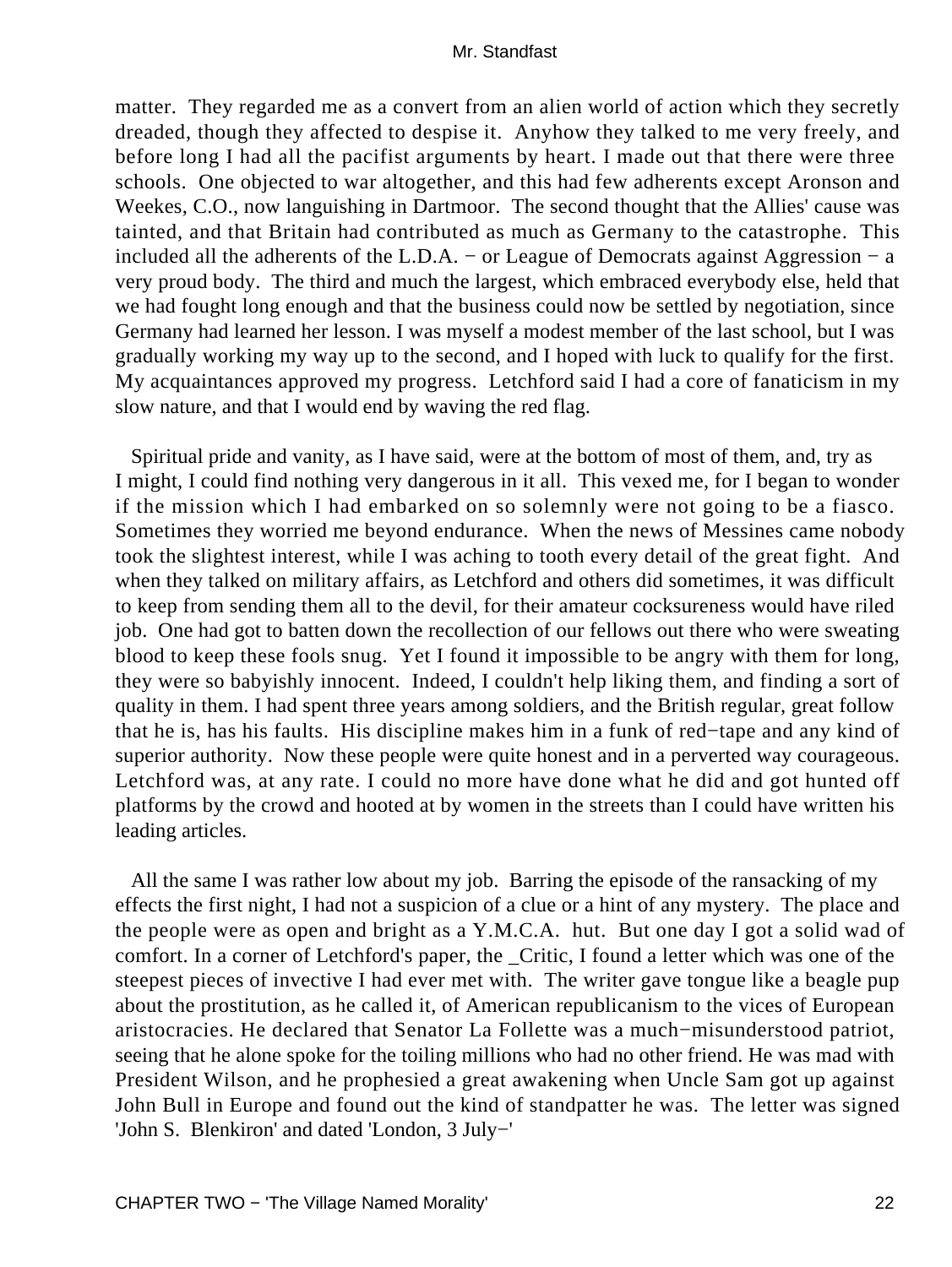matter. They regarded me as a convert from an alien world of action which they secretly dreaded, though they affected to despise it. Anyhow they talked to me very freely, and before long I had all the pacifist arguments by heart. I made out that there were three schools. One objected to war altogether, and this had few adherents except Aronson and Weekes, C.O., now languishing in Dartmoor. The second thought that the Allies' cause was tainted, and that Britain had contributed as much as Germany to the catastrophe. This included all the adherents of the L.D.A. − or League of Democrats against Aggression − a very proud body. The third and much the largest, which embraced everybody else, held that we had fought long enough and that the business could now be settled by negotiation, since Germany had learned her lesson. I was myself a modest member of the last school, but I was gradually working my way up to the second, and I hoped with luck to qualify for the first. My acquaintances approved my progress. Letchford said I had a core of fanaticism in my slow nature, and that I would end by waving the red flag.

Spiritual pride and vanity, as I have said, were at the bottom of most of them, and, try as I might, I could find nothing very dangerous in it all. This vexed me, for I began to wonder if the mission which I had embarked on so solemnly were not going to be a fiasco. Sometimes they worried me beyond endurance. When the news of Messines came nobody took the slightest interest, while I was aching to tooth every detail of the great fight. And when they talked on military affairs, as Letchford and others did sometimes, it was difficult to keep from sending them all to the devil, for their amateur cocksureness would have riled job. One had got to batten down the recollection of our fellows out there who were sweating blood to keep these fools snug. Yet I found it impossible to be angry with them for long, they were so babyishly innocent. Indeed, I couldn't help liking them, and finding a sort of quality in them. I had spent three years among soldiers, and the British regular, great follow that he is, has his faults. His discipline makes him in a funk of red−tape and any kind of superior authority. Now these people were quite honest and in a perverted way courageous. Letchford was, at any rate. I could no more have done what he did and got hunted off platforms by the crowd and hooted at by women in the streets than I could have written his leading articles.

All the same I was rather low about my job. Barring the episode of the ransacking of my effects the first night, I had not a suspicion of a clue or a hint of any mystery. The place and the people were as open and bright as a Y.M.C.A. hut. But one day I got a solid wad of comfort. In a corner of Letchford's paper, the _Critic, I found a letter which was one of the steepest pieces of invective I had ever met with. The writer gave tongue like a beagle pup about the prostitution, as he called it, of American republicanism to the vices of European aristocracies. He declared that Senator La Follette was a much−misunderstood patriot, seeing that he alone spoke for the toiling millions who had no other friend. He was mad with President Wilson, and he prophesied a great awakening when Uncle Sam got up against John Bull in Europe and found out the kind of standpatter he was. The letter was signed 'John S. Blenkiron' and dated 'London, 3 July−'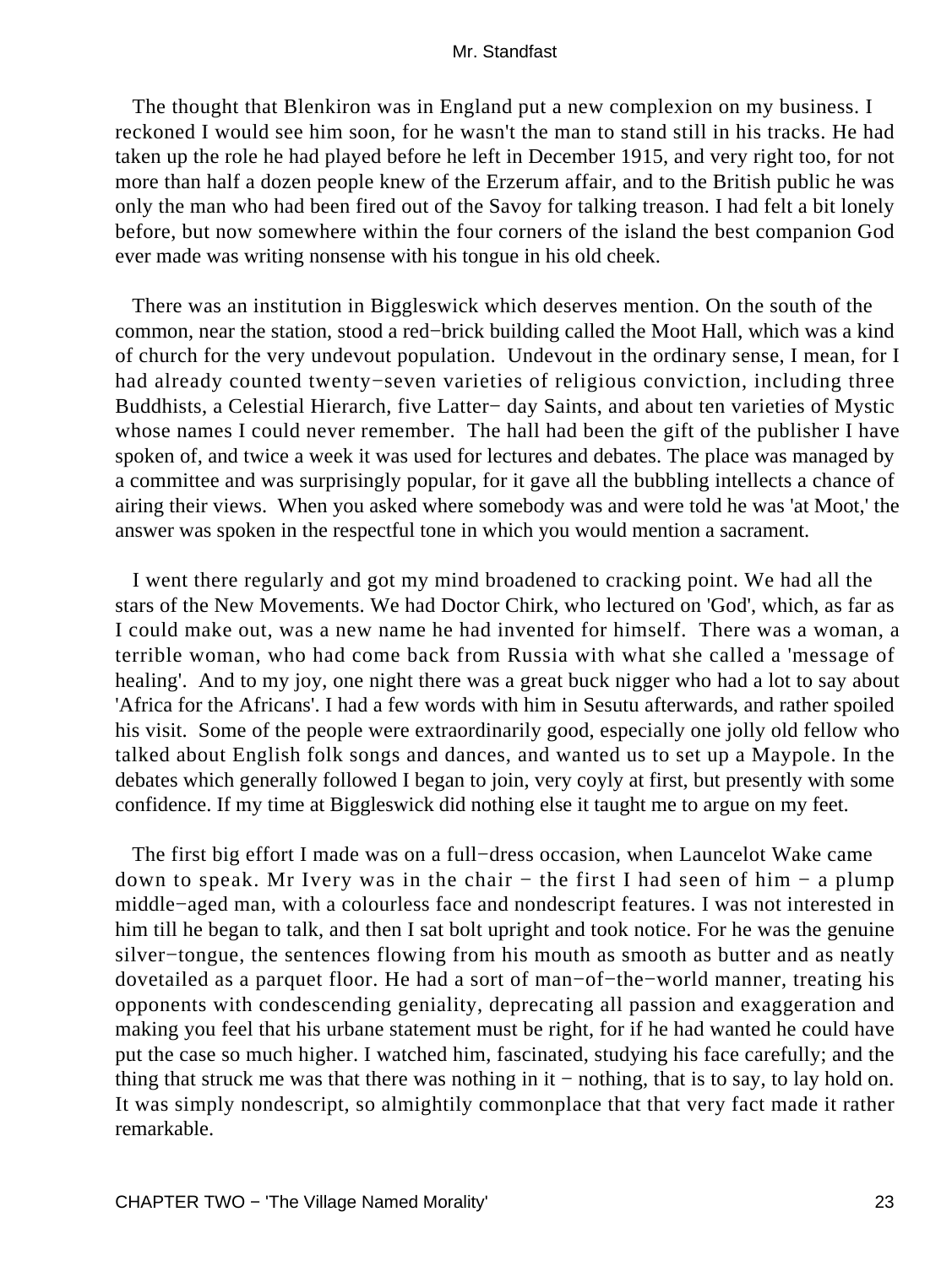The thought that Blenkiron was in England put a new complexion on my business. I reckoned I would see him soon, for he wasn't the man to stand still in his tracks. He had taken up the role he had played before he left in December 1915, and very right too, for not more than half a dozen people knew of the Erzerum affair, and to the British public he was only the man who had been fired out of the Savoy for talking treason. I had felt a bit lonely before, but now somewhere within the four corners of the island the best companion God ever made was writing nonsense with his tongue in his old cheek.

There was an institution in Biggleswick which deserves mention. On the south of the common, near the station, stood a red−brick building called the Moot Hall, which was a kind of church for the very undevout population. Undevout in the ordinary sense, I mean, for I had already counted twenty−seven varieties of religious conviction, including three Buddhists, a Celestial Hierarch, five Latter− day Saints, and about ten varieties of Mystic whose names I could never remember. The hall had been the gift of the publisher I have spoken of, and twice a week it was used for lectures and debates. The place was managed by a committee and was surprisingly popular, for it gave all the bubbling intellects a chance of airing their views. When you asked where somebody was and were told he was 'at Moot,' the answer was spoken in the respectful tone in which you would mention a sacrament.

I went there regularly and got my mind broadened to cracking point. We had all the stars of the New Movements. We had Doctor Chirk, who lectured on 'God', which, as far as I could make out, was a new name he had invented for himself. There was a woman, a terrible woman, who had come back from Russia with what she called a 'message of healing'. And to my joy, one night there was a great buck nigger who had a lot to say about 'Africa for the Africans'. I had a few words with him in Sesutu afterwards, and rather spoiled his visit. Some of the people were extraordinarily good, especially one jolly old fellow who talked about English folk songs and dances, and wanted us to set up a Maypole. In the debates which generally followed I began to join, very coyly at first, but presently with some confidence. If my time at Biggleswick did nothing else it taught me to argue on my feet.

The first big effort I made was on a full−dress occasion, when Launcelot Wake came down to speak. Mr Ivery was in the chair − the first I had seen of him − a plump middle−aged man, with a colourless face and nondescript features. I was not interested in him till he began to talk, and then I sat bolt upright and took notice. For he was the genuine silver−tongue, the sentences flowing from his mouth as smooth as butter and as neatly dovetailed as a parquet floor. He had a sort of man−of−the−world manner, treating his opponents with condescending geniality, deprecating all passion and exaggeration and making you feel that his urbane statement must be right, for if he had wanted he could have put the case so much higher. I watched him, fascinated, studying his face carefully; and the thing that struck me was that there was nothing in it − nothing, that is to say, to lay hold on. It was simply nondescript, so almightily commonplace that that very fact made it rather remarkable.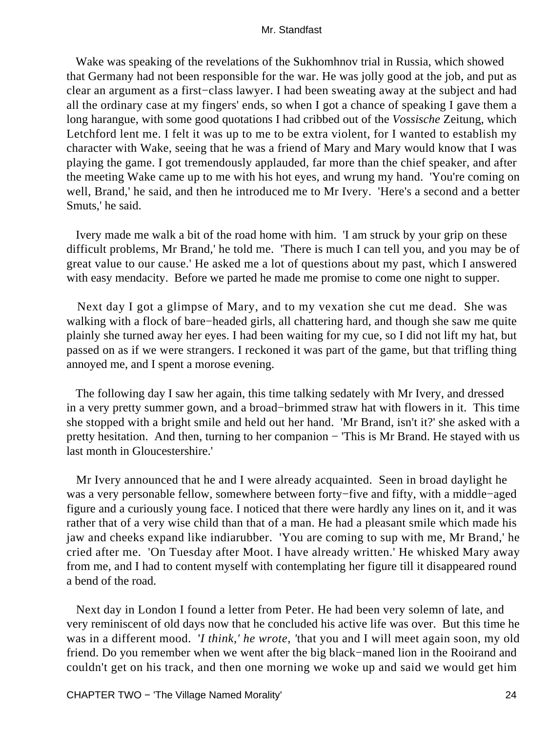Wake was speaking of the revelations of the Sukhomhnov trial in Russia, which showed that Germany had not been responsible for the war. He was jolly good at the job, and put as clear an argument as a first−class lawyer. I had been sweating away at the subject and had all the ordinary case at my fingers' ends, so when I got a chance of speaking I gave them a long harangue, with some good quotations I had cribbed out of the *Vossische* Zeitung, which Letchford lent me. I felt it was up to me to be extra violent, for I wanted to establish my character with Wake, seeing that he was a friend of Mary and Mary would know that I was playing the game. I got tremendously applauded, far more than the chief speaker, and after the meeting Wake came up to me with his hot eyes, and wrung my hand. 'You're coming on well, Brand,' he said, and then he introduced me to Mr Ivery. 'Here's a second and a better Smuts,' he said.

Ivery made me walk a bit of the road home with him. 'I am struck by your grip on these difficult problems, Mr Brand,' he told me. 'There is much I can tell you, and you may be of great value to our cause.' He asked me a lot of questions about my past, which I answered with easy mendacity. Before we parted he made me promise to come one night to supper.

Next day I got a glimpse of Mary, and to my vexation she cut me dead. She was walking with a flock of bare−headed girls, all chattering hard, and though she saw me quite plainly she turned away her eyes. I had been waiting for my cue, so I did not lift my hat, but passed on as if we were strangers. I reckoned it was part of the game, but that trifling thing annoyed me, and I spent a morose evening.

The following day I saw her again, this time talking sedately with Mr Ivery, and dressed in a very pretty summer gown, and a broad−brimmed straw hat with flowers in it. This time she stopped with a bright smile and held out her hand. 'Mr Brand, isn't it?' she asked with a pretty hesitation. And then, turning to her companion − 'This is Mr Brand. He stayed with us last month in Gloucestershire.'

Mr Ivery announced that he and I were already acquainted. Seen in broad daylight he was a very personable fellow, somewhere between forty−five and fifty, with a middle−aged figure and a curiously young face. I noticed that there were hardly any lines on it, and it was rather that of a very wise child than that of a man. He had a pleasant smile which made his jaw and cheeks expand like indiarubber. 'You are coming to sup with me, Mr Brand,' he cried after me. 'On Tuesday after Moot. I have already written.' He whisked Mary away from me, and I had to content myself with contemplating her figure till it disappeared round a bend of the road.

Next day in London I found a letter from Peter. He had been very solemn of late, and very reminiscent of old days now that he concluded his active life was over. But this time he was in a different mood. '*I think,' he wrote, '*that you and I will meet again soon, my old friend. Do you remember when we went after the big black−maned lion in the Rooirand and couldn't get on his track, and then one morning we woke up and said we would get him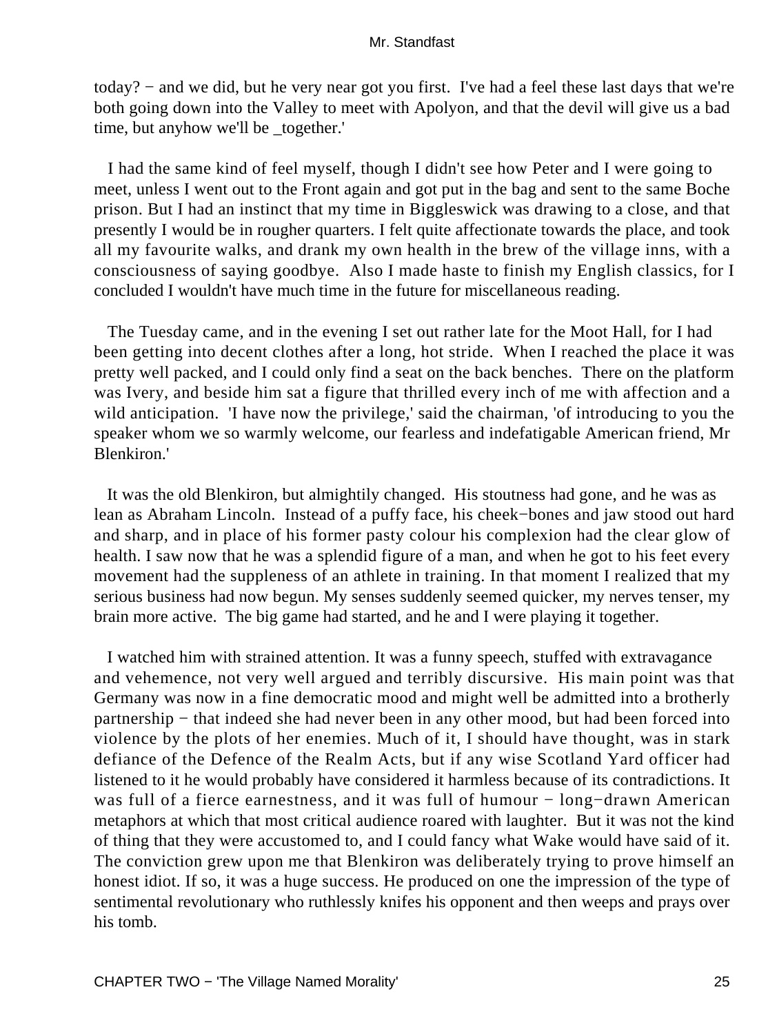today? − and we did, but he very near got you first. I've had a feel these last days that we're both going down into the Valley to meet with Apolyon, and that the devil will give us a bad time, but anyhow we'll be _together.'

I had the same kind of feel myself, though I didn't see how Peter and I were going to meet, unless I went out to the Front again and got put in the bag and sent to the same Boche prison. But I had an instinct that my time in Biggleswick was drawing to a close, and that presently I would be in rougher quarters. I felt quite affectionate towards the place, and took all my favourite walks, and drank my own health in the brew of the village inns, with a consciousness of saying goodbye. Also I made haste to finish my English classics, for I concluded I wouldn't have much time in the future for miscellaneous reading.

The Tuesday came, and in the evening I set out rather late for the Moot Hall, for I had been getting into decent clothes after a long, hot stride. When I reached the place it was pretty well packed, and I could only find a seat on the back benches. There on the platform was Ivery, and beside him sat a figure that thrilled every inch of me with affection and a wild anticipation. 'I have now the privilege,' said the chairman, 'of introducing to you the speaker whom we so warmly welcome, our fearless and indefatigable American friend, Mr Blenkiron.'

It was the old Blenkiron, but almightily changed. His stoutness had gone, and he was as lean as Abraham Lincoln. Instead of a puffy face, his cheek−bones and jaw stood out hard and sharp, and in place of his former pasty colour his complexion had the clear glow of health. I saw now that he was a splendid figure of a man, and when he got to his feet every movement had the suppleness of an athlete in training. In that moment I realized that my serious business had now begun. My senses suddenly seemed quicker, my nerves tenser, my brain more active. The big game had started, and he and I were playing it together.

I watched him with strained attention. It was a funny speech, stuffed with extravagance and vehemence, not very well argued and terribly discursive. His main point was that Germany was now in a fine democratic mood and might well be admitted into a brotherly partnership − that indeed she had never been in any other mood, but had been forced into violence by the plots of her enemies. Much of it, I should have thought, was in stark defiance of the Defence of the Realm Acts, but if any wise Scotland Yard officer had listened to it he would probably have considered it harmless because of its contradictions. It was full of a fierce earnestness, and it was full of humour − long−drawn American metaphors at which that most critical audience roared with laughter. But it was not the kind of thing that they were accustomed to, and I could fancy what Wake would have said of it. The conviction grew upon me that Blenkiron was deliberately trying to prove himself an honest idiot. If so, it was a huge success. He produced on one the impression of the type of sentimental revolutionary who ruthlessly knifes his opponent and then weeps and prays over his tomb.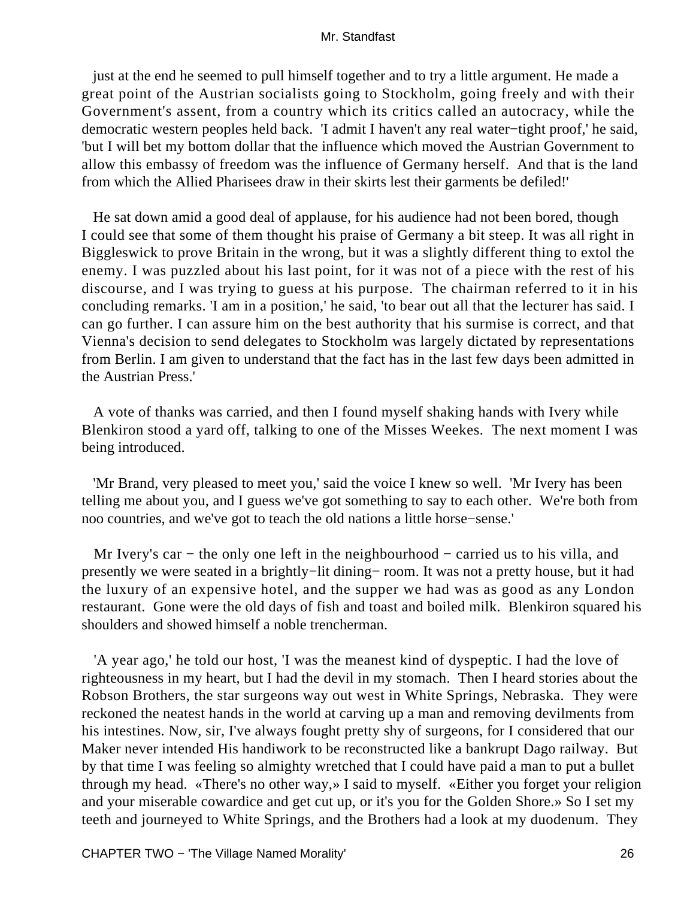just at the end he seemed to pull himself together and to try a little argument. He made a great point of the Austrian socialists going to Stockholm, going freely and with their Government's assent, from a country which its critics called an autocracy, while the democratic western peoples held back. 'I admit I haven't any real water−tight proof,' he said, 'but I will bet my bottom dollar that the influence which moved the Austrian Government to allow this embassy of freedom was the influence of Germany herself. And that is the land from which the Allied Pharisees draw in their skirts lest their garments be defiled!'

He sat down amid a good deal of applause, for his audience had not been bored, though I could see that some of them thought his praise of Germany a bit steep. It was all right in Biggleswick to prove Britain in the wrong, but it was a slightly different thing to extol the enemy. I was puzzled about his last point, for it was not of a piece with the rest of his discourse, and I was trying to guess at his purpose. The chairman referred to it in his concluding remarks. 'I am in a position,' he said, 'to bear out all that the lecturer has said. I can go further. I can assure him on the best authority that his surmise is correct, and that Vienna's decision to send delegates to Stockholm was largely dictated by representations from Berlin. I am given to understand that the fact has in the last few days been admitted in the Austrian Press.'

A vote of thanks was carried, and then I found myself shaking hands with Ivery while Blenkiron stood a yard off, talking to one of the Misses Weekes. The next moment I was being introduced.

'Mr Brand, very pleased to meet you,' said the voice I knew so well. 'Mr Ivery has been telling me about you, and I guess we've got something to say to each other. We're both from noo countries, and we've got to teach the old nations a little horse−sense.'

Mr Ivery's car − the only one left in the neighbourhood − carried us to his villa, and presently we were seated in a brightly−lit dining− room. It was not a pretty house, but it had the luxury of an expensive hotel, and the supper we had was as good as any London restaurant. Gone were the old days of fish and toast and boiled milk. Blenkiron squared his shoulders and showed himself a noble trencherman.

'A year ago,' he told our host, 'I was the meanest kind of dyspeptic. I had the love of righteousness in my heart, but I had the devil in my stomach. Then I heard stories about the Robson Brothers, the star surgeons way out west in White Springs, Nebraska. They were reckoned the neatest hands in the world at carving up a man and removing devilments from his intestines. Now, sir, I've always fought pretty shy of surgeons, for I considered that our Maker never intended His handiwork to be reconstructed like a bankrupt Dago railway. But by that time I was feeling so almighty wretched that I could have paid a man to put a bullet through my head. «There's no other way,» I said to myself. «Either you forget your religion and your miserable cowardice and get cut up, or it's you for the Golden Shore.» So I set my teeth and journeyed to White Springs, and the Brothers had a look at my duodenum. They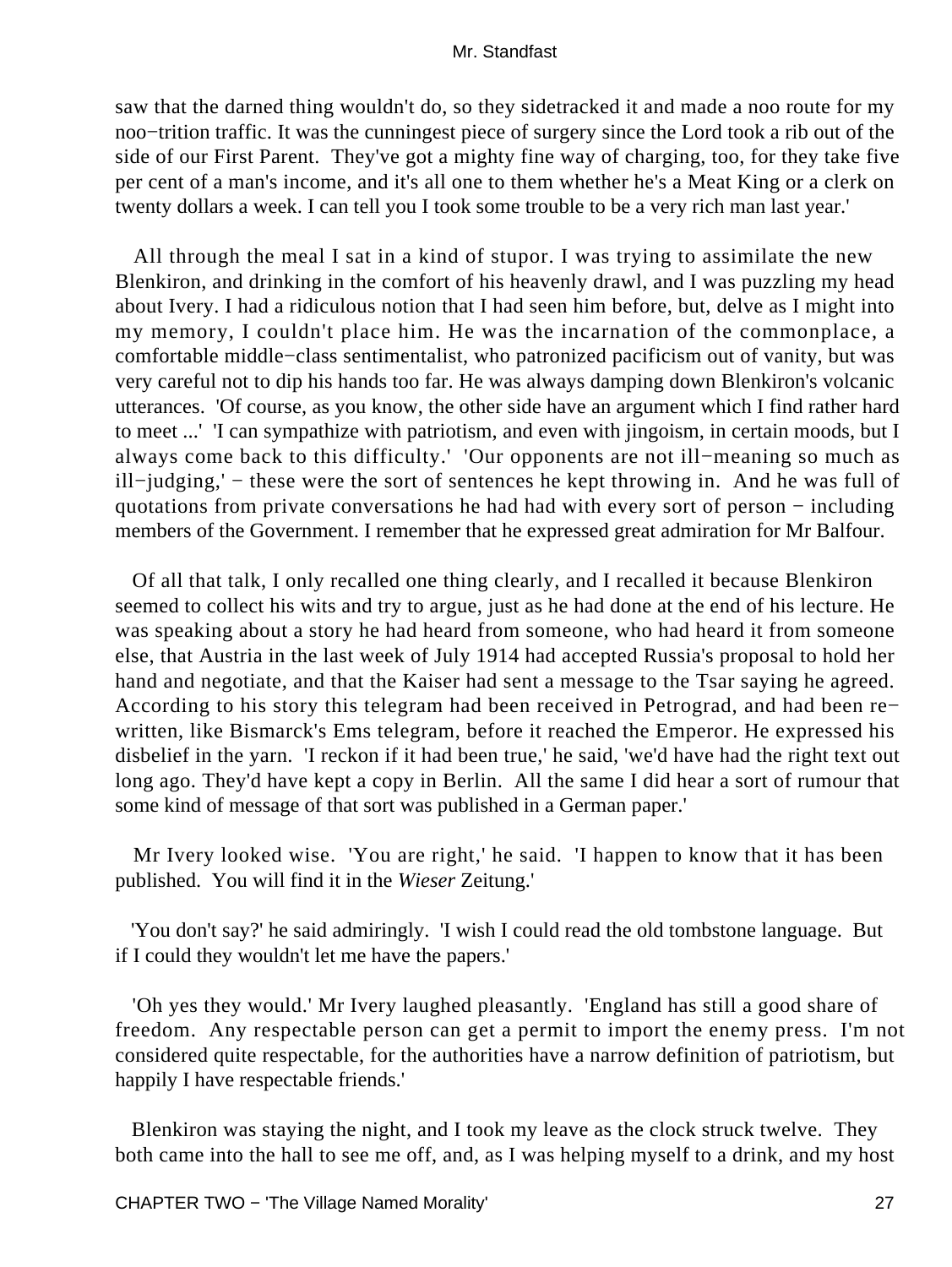saw that the darned thing wouldn't do, so they sidetracked it and made a noo route for my noo−trition traffic. It was the cunningest piece of surgery since the Lord took a rib out of the side of our First Parent. They've got a mighty fine way of charging, too, for they take five per cent of a man's income, and it's all one to them whether he's a Meat King or a clerk on twenty dollars a week. I can tell you I took some trouble to be a very rich man last year.'

All through the meal I sat in a kind of stupor. I was trying to assimilate the new Blenkiron, and drinking in the comfort of his heavenly drawl, and I was puzzling my head about Ivery. I had a ridiculous notion that I had seen him before, but, delve as I might into my memory, I couldn't place him. He was the incarnation of the commonplace, a comfortable middle−class sentimentalist, who patronized pacificism out of vanity, but was very careful not to dip his hands too far. He was always damping down Blenkiron's volcanic utterances. 'Of course, as you know, the other side have an argument which I find rather hard to meet ...' 'I can sympathize with patriotism, and even with jingoism, in certain moods, but I always come back to this difficulty.' 'Our opponents are not ill−meaning so much as ill−judging,' − these were the sort of sentences he kept throwing in. And he was full of quotations from private conversations he had had with every sort of person − including members of the Government. I remember that he expressed great admiration for Mr Balfour.

Of all that talk, I only recalled one thing clearly, and I recalled it because Blenkiron seemed to collect his wits and try to argue, just as he had done at the end of his lecture. He was speaking about a story he had heard from someone, who had heard it from someone else, that Austria in the last week of July 1914 had accepted Russia's proposal to hold her hand and negotiate, and that the Kaiser had sent a message to the Tsar saying he agreed. According to his story this telegram had been received in Petrograd, and had been re−written, like Bismarck's Ems telegram, before it reached the Emperor. He expressed his disbelief in the yarn. 'I reckon if it had been true,' he said, 'we'd have had the right text out long ago. They'd have kept a copy in Berlin. All the same I did hear a sort of rumour that some kind of message of that sort was published in a German paper.'

Mr Ivery looked wise. 'You are right,' he said. 'I happen to know that it has been published. You will find it in the *Wieser* Zeitung.'

'You don't say?' he said admiringly. 'I wish I could read the old tombstone language. But if I could they wouldn't let me have the papers.'

'Oh yes they would.' Mr Ivery laughed pleasantly. 'England has still a good share of freedom. Any respectable person can get a permit to import the enemy press. I'm not considered quite respectable, for the authorities have a narrow definition of patriotism, but happily I have respectable friends.'

Blenkiron was staying the night, and I took my leave as the clock struck twelve. They both came into the hall to see me off, and, as I was helping myself to a drink, and my host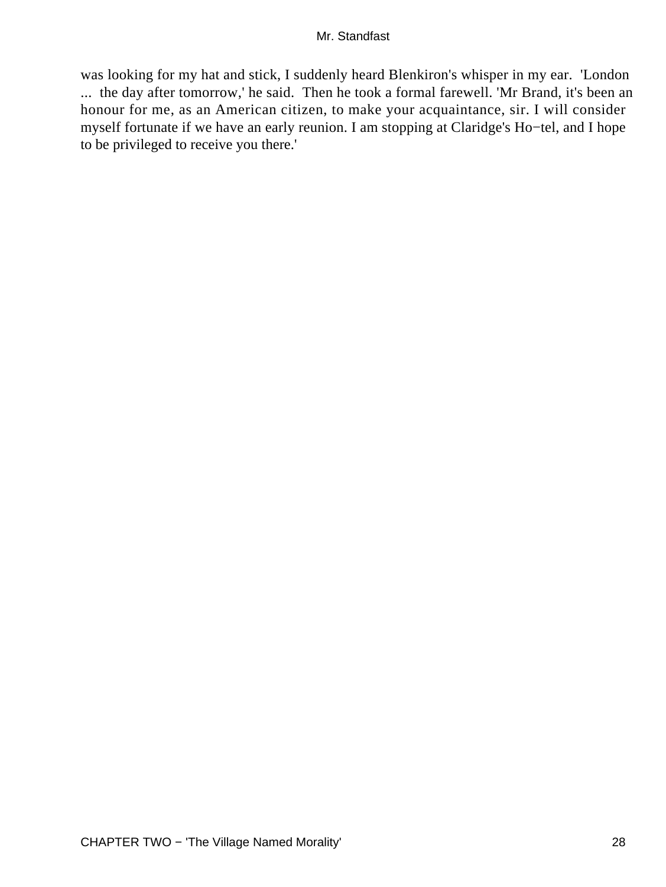was looking for my hat and stick, I suddenly heard Blenkiron's whisper in my ear. 'London ... the day after tomorrow,' he said. Then he took a formal farewell. 'Mr Brand, it's been an honour for me, as an American citizen, to make your acquaintance, sir. I will consider myself fortunate if we have an early reunion. I am stopping at Claridge's Ho−tel, and I hope to be privileged to receive you there.'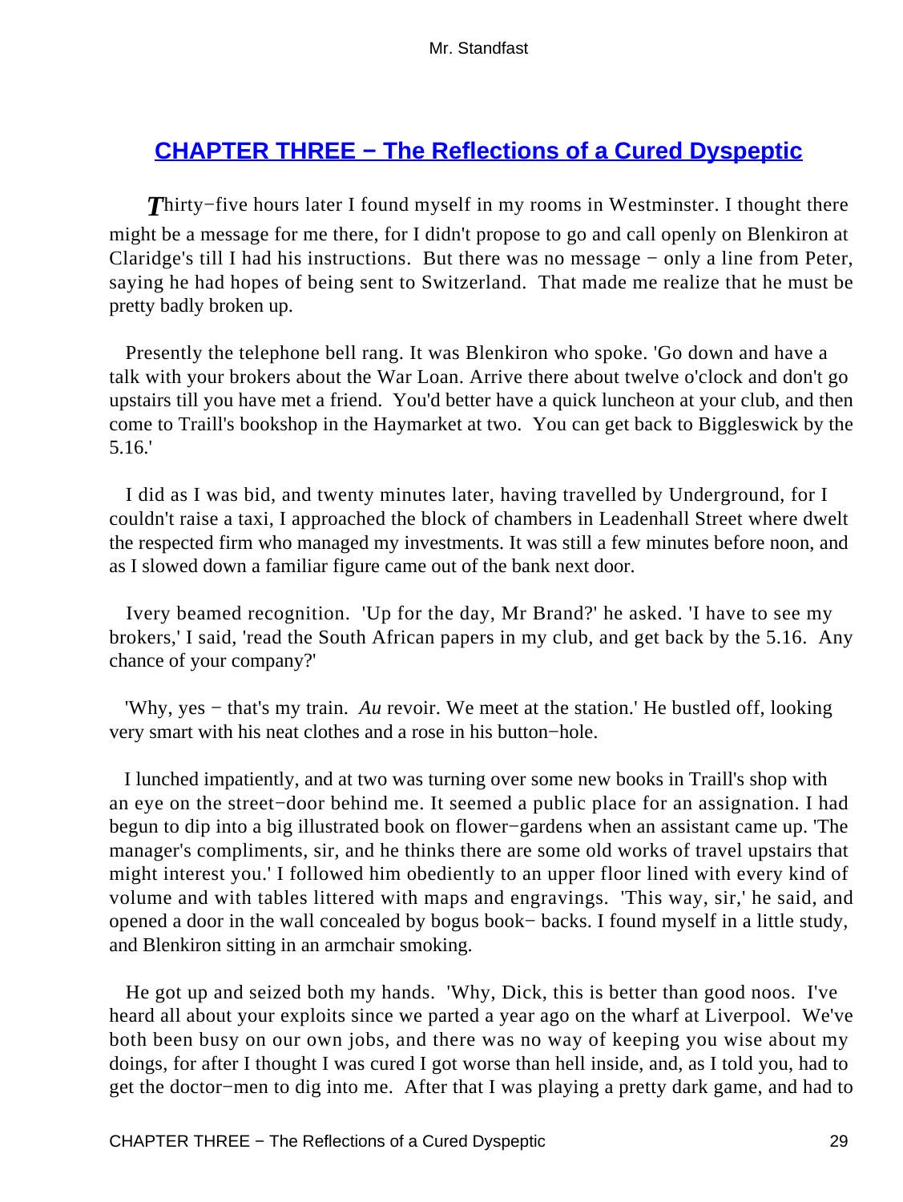## [CHAPTER THREE − The Reflections of a Cured Dyspeptic]()

*T*hirty−five hours later I found myself in my rooms in Westminster. I thought there might be a message for me there, for I didn't propose to go and call openly on Blenkiron at Claridge's till I had his instructions. But there was no message − only a line from Peter, saying he had hopes of being sent to Switzerland. That made me realize that he must be pretty badly broken up.

Presently the telephone bell rang. It was Blenkiron who spoke. 'Go down and have a talk with your brokers about the War Loan. Arrive there about twelve o'clock and don't go upstairs till you have met a friend. You'd better have a quick luncheon at your club, and then come to Traill's bookshop in the Haymarket at two. You can get back to Biggleswick by the 5.16.'

I did as I was bid, and twenty minutes later, having travelled by Underground, for I couldn't raise a taxi, I approached the block of chambers in Leadenhall Street where dwelt the respected firm who managed my investments. It was still a few minutes before noon, and as I slowed down a familiar figure came out of the bank next door.

Ivery beamed recognition. 'Up for the day, Mr Brand?' he asked. 'I have to see my brokers,' I said, 'read the South African papers in my club, and get back by the 5.16. Any chance of your company?'

'Why, yes − that's my train. *Au* revoir. We meet at the station.' He bustled off, looking very smart with his neat clothes and a rose in his button−hole.

I lunched impatiently, and at two was turning over some new books in Traill's shop with an eye on the street−door behind me. It seemed a public place for an assignation. I had begun to dip into a big illustrated book on flower−gardens when an assistant came up. 'The manager's compliments, sir, and he thinks there are some old works of travel upstairs that might interest you.' I followed him obediently to an upper floor lined with every kind of volume and with tables littered with maps and engravings. 'This way, sir,' he said, and opened a door in the wall concealed by bogus book− backs. I found myself in a little study, and Blenkiron sitting in an armchair smoking.

He got up and seized both my hands. 'Why, Dick, this is better than good noos. I've heard all about your exploits since we parted a year ago on the wharf at Liverpool. We've both been busy on our own jobs, and there was no way of keeping you wise about my doings, for after I thought I was cured I got worse than hell inside, and, as I told you, had to get the doctor−men to dig into me. After that I was playing a pretty dark game, and had to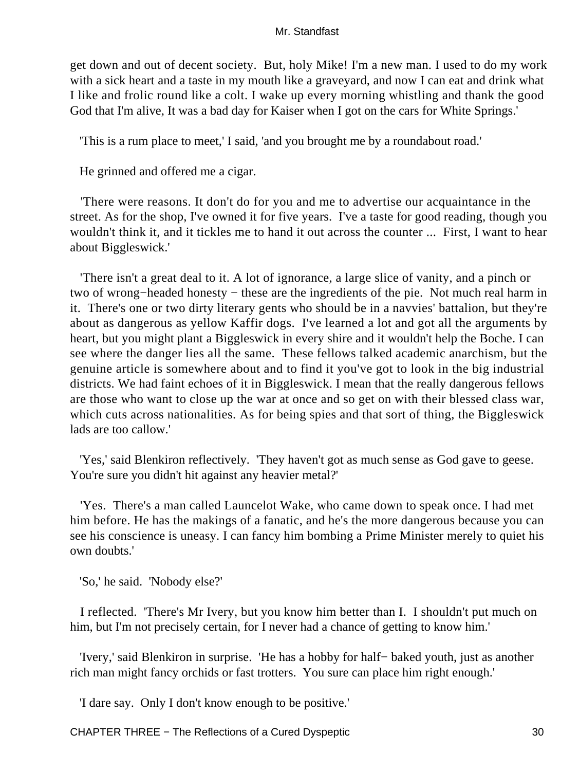get down and out of decent society. But, holy Mike! I'm a new man. I used to do my work with a sick heart and a taste in my mouth like a graveyard, and now I can eat and drink what I like and frolic round like a colt. I wake up every morning whistling and thank the good God that I'm alive, It was a bad day for Kaiser when I got on the cars for White Springs.'

'This is a rum place to meet,' I said, 'and you brought me by a roundabout road.'

He grinned and offered me a cigar.

'There were reasons. It don't do for you and me to advertise our acquaintance in the street. As for the shop, I've owned it for five years. I've a taste for good reading, though you wouldn't think it, and it tickles me to hand it out across the counter ... First, I want to hear about Biggleswick.'

'There isn't a great deal to it. A lot of ignorance, a large slice of vanity, and a pinch or two of wrong−headed honesty − these are the ingredients of the pie. Not much real harm in it. There's one or two dirty literary gents who should be in a navvies' battalion, but they're about as dangerous as yellow Kaffir dogs. I've learned a lot and got all the arguments by heart, but you might plant a Biggleswick in every shire and it wouldn't help the Boche. I can see where the danger lies all the same. These fellows talked academic anarchism, but the genuine article is somewhere about and to find it you've got to look in the big industrial districts. We had faint echoes of it in Biggleswick. I mean that the really dangerous fellows are those who want to close up the war at once and so get on with their blessed class war, which cuts across nationalities. As for being spies and that sort of thing, the Biggleswick lads are too callow.'

'Yes,' said Blenkiron reflectively. 'They haven't got as much sense as God gave to geese. You're sure you didn't hit against any heavier metal?'

'Yes. There's a man called Launcelot Wake, who came down to speak once. I had met him before. He has the makings of a fanatic, and he's the more dangerous because you can see his conscience is uneasy. I can fancy him bombing a Prime Minister merely to quiet his own doubts.'

'So,' he said. 'Nobody else?'

I reflected. 'There's Mr Ivery, but you know him better than I. I shouldn't put much on him, but I'm not precisely certain, for I never had a chance of getting to know him.'

'Ivery,' said Blenkiron in surprise. 'He has a hobby for half− baked youth, just as another rich man might fancy orchids or fast trotters. You sure can place him right enough.'

'I dare say. Only I don't know enough to be positive.'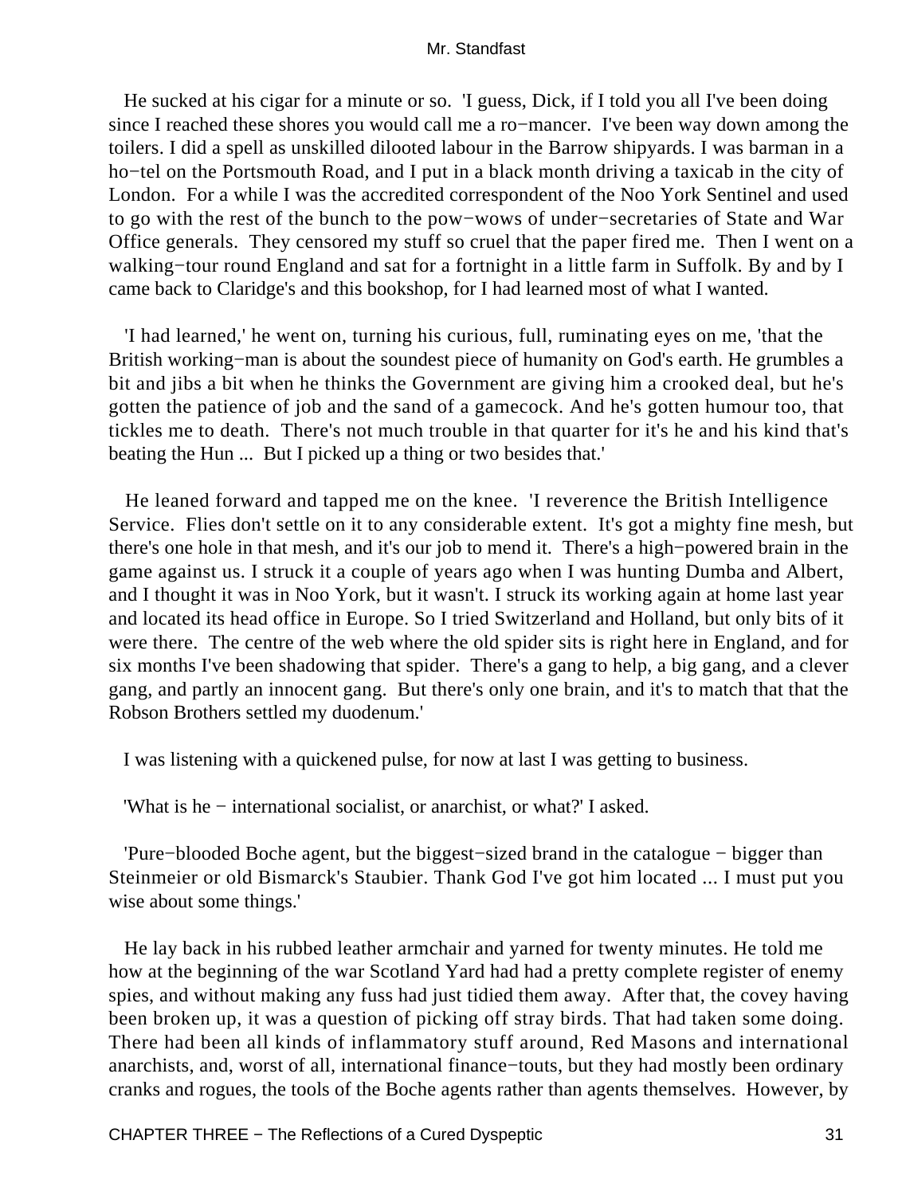He sucked at his cigar for a minute or so. 'I guess, Dick, if I told you all I've been doing since I reached these shores you would call me a ro−mancer. I've been way down among the toilers. I did a spell as unskilled dilooted labour in the Barrow shipyards. I was barman in a ho−tel on the Portsmouth Road, and I put in a black month driving a taxicab in the city of London. For a while I was the accredited correspondent of the Noo York Sentinel and used to go with the rest of the bunch to the pow−wows of under−secretaries of State and War Office generals. They censored my stuff so cruel that the paper fired me. Then I went on a walking−tour round England and sat for a fortnight in a little farm in Suffolk. By and by I came back to Claridge's and this bookshop, for I had learned most of what I wanted.

'I had learned,' he went on, turning his curious, full, ruminating eyes on me, 'that the British working−man is about the soundest piece of humanity on God's earth. He grumbles a bit and jibs a bit when he thinks the Government are giving him a crooked deal, but he's gotten the patience of job and the sand of a gamecock. And he's gotten humour too, that tickles me to death. There's not much trouble in that quarter for it's he and his kind that's beating the Hun ... But I picked up a thing or two besides that.'

He leaned forward and tapped me on the knee. 'I reverence the British Intelligence Service. Flies don't settle on it to any considerable extent. It's got a mighty fine mesh, but there's one hole in that mesh, and it's our job to mend it. There's a high−powered brain in the game against us. I struck it a couple of years ago when I was hunting Dumba and Albert, and I thought it was in Noo York, but it wasn't. I struck its working again at home last year and located its head office in Europe. So I tried Switzerland and Holland, but only bits of it were there. The centre of the web where the old spider sits is right here in England, and for six months I've been shadowing that spider. There's a gang to help, a big gang, and a clever gang, and partly an innocent gang. But there's only one brain, and it's to match that that the Robson Brothers settled my duodenum.'

I was listening with a quickened pulse, for now at last I was getting to business.

'What is he − international socialist, or anarchist, or what?' I asked.

'Pure−blooded Boche agent, but the biggest−sized brand in the catalogue − bigger than Steinmeier or old Bismarck's Staubier. Thank God I've got him located ... I must put you wise about some things.'

He lay back in his rubbed leather armchair and yarned for twenty minutes. He told me how at the beginning of the war Scotland Yard had had a pretty complete register of enemy spies, and without making any fuss had just tidied them away. After that, the covey having been broken up, it was a question of picking off stray birds. That had taken some doing. There had been all kinds of inflammatory stuff around, Red Masons and international anarchists, and, worst of all, international finance−touts, but they had mostly been ordinary cranks and rogues, the tools of the Boche agents rather than agents themselves. However, by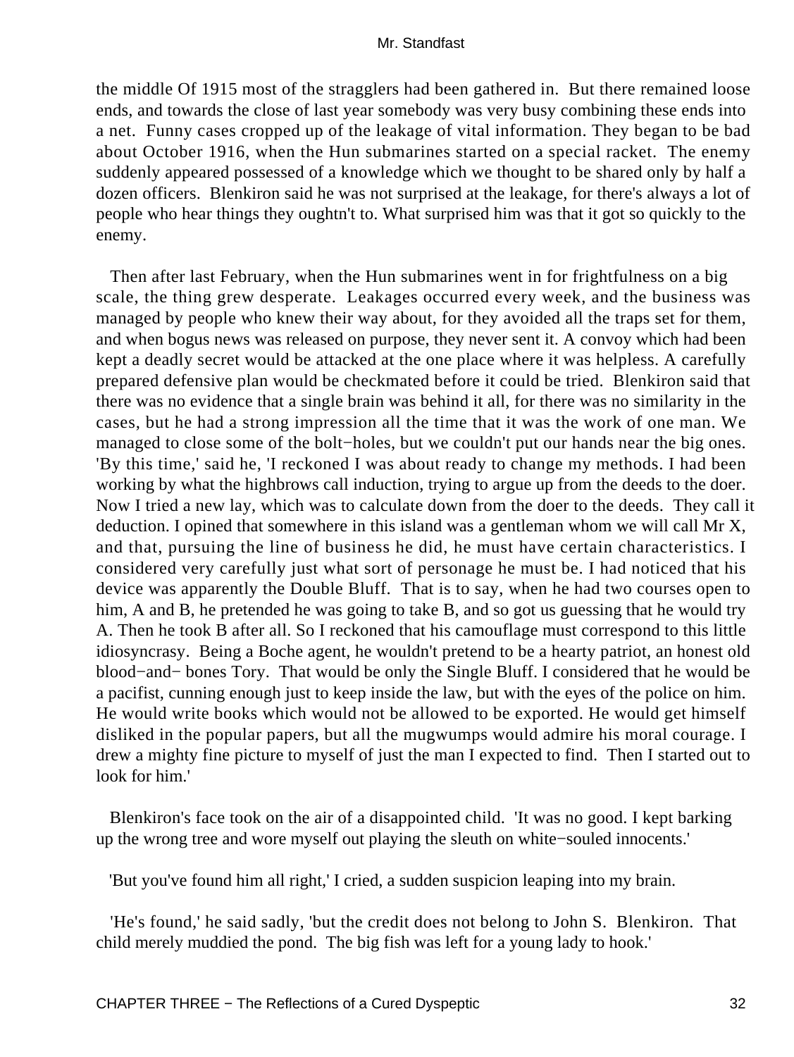the middle Of 1915 most of the stragglers had been gathered in. But there remained loose ends, and towards the close of last year somebody was very busy combining these ends into a net. Funny cases cropped up of the leakage of vital information. They began to be bad about October 1916, when the Hun submarines started on a special racket. The enemy suddenly appeared possessed of a knowledge which we thought to be shared only by half a dozen officers. Blenkiron said he was not surprised at the leakage, for there's always a lot of people who hear things they oughtn't to. What surprised him was that it got so quickly to the enemy.

Then after last February, when the Hun submarines went in for frightfulness on a big scale, the thing grew desperate. Leakages occurred every week, and the business was managed by people who knew their way about, for they avoided all the traps set for them, and when bogus news was released on purpose, they never sent it. A convoy which had been kept a deadly secret would be attacked at the one place where it was helpless. A carefully prepared defensive plan would be checkmated before it could be tried. Blenkiron said that there was no evidence that a single brain was behind it all, for there was no similarity in the cases, but he had a strong impression all the time that it was the work of one man. We managed to close some of the bolt−holes, but we couldn't put our hands near the big ones. 'By this time,' said he, 'I reckoned I was about ready to change my methods. I had been working by what the highbrows call induction, trying to argue up from the deeds to the doer. Now I tried a new lay, which was to calculate down from the doer to the deeds. They call it deduction. I opined that somewhere in this island was a gentleman whom we will call Mr X, and that, pursuing the line of business he did, he must have certain characteristics. I considered very carefully just what sort of personage he must be. I had noticed that his device was apparently the Double Bluff. That is to say, when he had two courses open to him, A and B, he pretended he was going to take B, and so got us guessing that he would try A. Then he took B after all. So I reckoned that his camouflage must correspond to this little idiosyncrasy. Being a Boche agent, he wouldn't pretend to be a hearty patriot, an honest old blood−and− bones Tory. That would be only the Single Bluff. I considered that he would be a pacifist, cunning enough just to keep inside the law, but with the eyes of the police on him. He would write books which would not be allowed to be exported. He would get himself disliked in the popular papers, but all the mugwumps would admire his moral courage. I drew a mighty fine picture to myself of just the man I expected to find. Then I started out to look for him.'

Blenkiron's face took on the air of a disappointed child. 'It was no good. I kept barking up the wrong tree and wore myself out playing the sleuth on white−souled innocents.'

'But you've found him all right,' I cried, a sudden suspicion leaping into my brain.

'He's found,' he said sadly, 'but the credit does not belong to John S. Blenkiron. That child merely muddied the pond. The big fish was left for a young lady to hook.'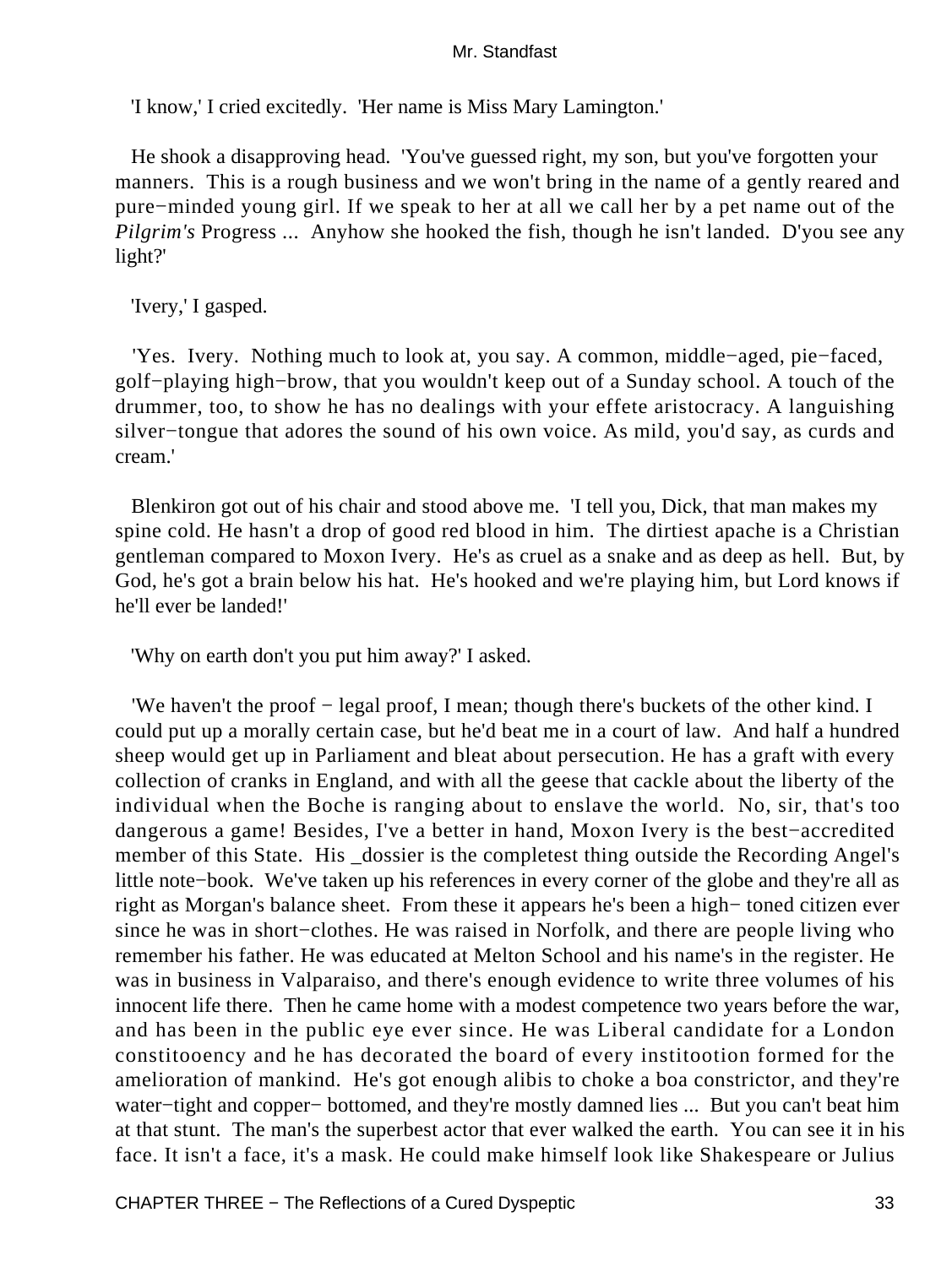'I know,' I cried excitedly. 'Her name is Miss Mary Lamington.'

He shook a disapproving head. 'You've guessed right, my son, but you've forgotten your manners. This is a rough business and we won't bring in the name of a gently reared and pure−minded young girl. If we speak to her at all we call her by a pet name out of the *Pilgrim's* Progress ... Anyhow she hooked the fish, though he isn't landed. D'you see any light?'

'Ivery,' I gasped.

'Yes. Ivery. Nothing much to look at, you say. A common, middle−aged, pie−faced, golf−playing high−brow, that you wouldn't keep out of a Sunday school. A touch of the drummer, too, to show he has no dealings with your effete aristocracy. A languishing silver−tongue that adores the sound of his own voice. As mild, you'd say, as curds and cream.'

Blenkiron got out of his chair and stood above me. 'I tell you, Dick, that man makes my spine cold. He hasn't a drop of good red blood in him. The dirtiest apache is a Christian gentleman compared to Moxon Ivery. He's as cruel as a snake and as deep as hell. But, by God, he's got a brain below his hat. He's hooked and we're playing him, but Lord knows if he'll ever be landed!'

'Why on earth don't you put him away?' I asked.

'We haven't the proof − legal proof, I mean; though there's buckets of the other kind. I could put up a morally certain case, but he'd beat me in a court of law. And half a hundred sheep would get up in Parliament and bleat about persecution. He has a graft with every collection of cranks in England, and with all the geese that cackle about the liberty of the individual when the Boche is ranging about to enslave the world. No, sir, that's too dangerous a game! Besides, I've a better in hand, Moxon Ivery is the best−accredited member of this State. His _dossier is the completest thing outside the Recording Angel's little note−book. We've taken up his references in every corner of the globe and they're all as right as Morgan's balance sheet. From these it appears he's been a high− toned citizen ever since he was in short−clothes. He was raised in Norfolk, and there are people living who remember his father. He was educated at Melton School and his name's in the register. He was in business in Valparaiso, and there's enough evidence to write three volumes of his innocent life there. Then he came home with a modest competence two years before the war, and has been in the public eye ever since. He was Liberal candidate for a London constitooency and he has decorated the board of every institootion formed for the amelioration of mankind. He's got enough alibis to choke a boa constrictor, and they're water−tight and copper− bottomed, and they're mostly damned lies ... But you can't beat him at that stunt. The man's the superbest actor that ever walked the earth. You can see it in his face. It isn't a face, it's a mask. He could make himself look like Shakespeare or Julius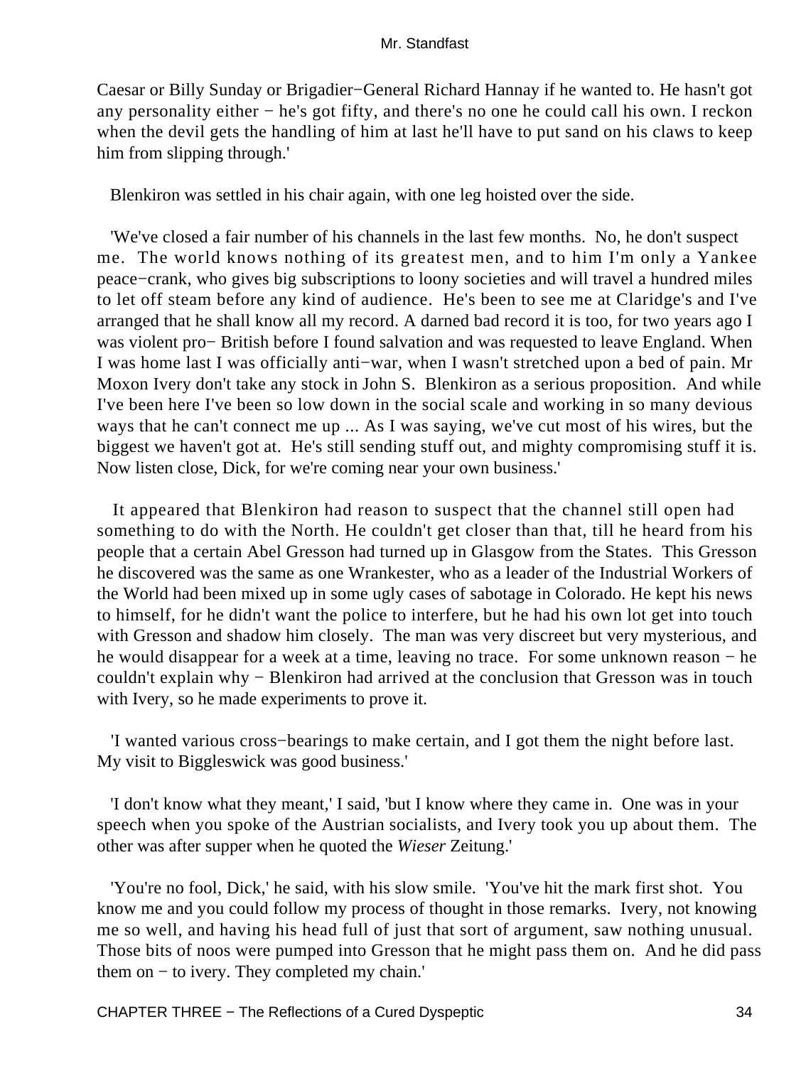Caesar or Billy Sunday or Brigadier−General Richard Hannay if he wanted to. He hasn't got any personality either − he's got fifty, and there's no one he could call his own. I reckon when the devil gets the handling of him at last he'll have to put sand on his claws to keep him from slipping through.'

Blenkiron was settled in his chair again, with one leg hoisted over the side.

'We've closed a fair number of his channels in the last few months. No, he don't suspect me. The world knows nothing of its greatest men, and to him I'm only a Yankee peace−crank, who gives big subscriptions to loony societies and will travel a hundred miles to let off steam before any kind of audience. He's been to see me at Claridge's and I've arranged that he shall know all my record. A darned bad record it is too, for two years ago I was violent pro− British before I found salvation and was requested to leave England. When I was home last I was officially anti−war, when I wasn't stretched upon a bed of pain. Mr Moxon Ivery don't take any stock in John S. Blenkiron as a serious proposition. And while I've been here I've been so low down in the social scale and working in so many devious ways that he can't connect me up ... As I was saying, we've cut most of his wires, but the biggest we haven't got at. He's still sending stuff out, and mighty compromising stuff it is. Now listen close, Dick, for we're coming near your own business.'

It appeared that Blenkiron had reason to suspect that the channel still open had something to do with the North. He couldn't get closer than that, till he heard from his people that a certain Abel Gresson had turned up in Glasgow from the States. This Gresson he discovered was the same as one Wrankester, who as a leader of the Industrial Workers of the World had been mixed up in some ugly cases of sabotage in Colorado. He kept his news to himself, for he didn't want the police to interfere, but he had his own lot get into touch with Gresson and shadow him closely. The man was very discreet but very mysterious, and he would disappear for a week at a time, leaving no trace. For some unknown reason − he couldn't explain why − Blenkiron had arrived at the conclusion that Gresson was in touch with Ivery, so he made experiments to prove it.

'I wanted various cross−bearings to make certain, and I got them the night before last. My visit to Biggleswick was good business.'

'I don't know what they meant,' I said, 'but I know where they came in. One was in your speech when you spoke of the Austrian socialists, and Ivery took you up about them. The other was after supper when he quoted the *Wieser* Zeitung.'

'You're no fool, Dick,' he said, with his slow smile. 'You've hit the mark first shot. You know me and you could follow my process of thought in those remarks. Ivery, not knowing me so well, and having his head full of just that sort of argument, saw nothing unusual. Those bits of noos were pumped into Gresson that he might pass them on. And he did pass them on − to ivery. They completed my chain.'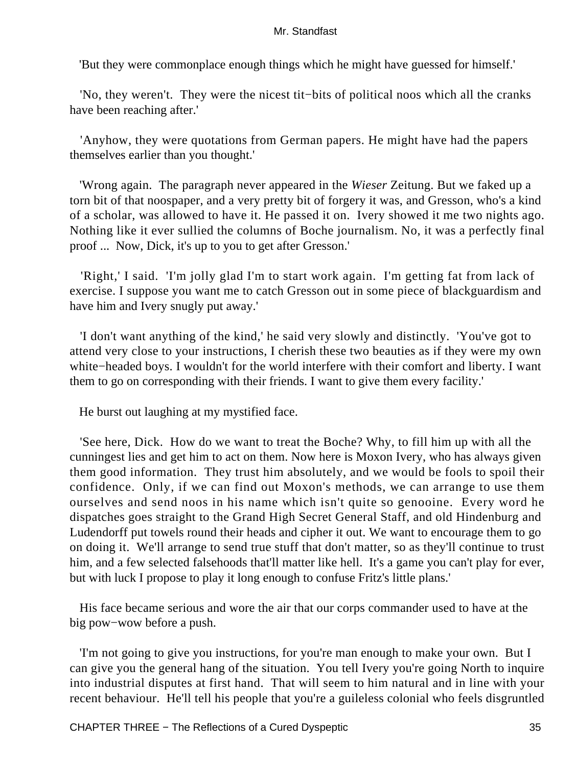'But they were commonplace enough things which he might have guessed for himself.'

'No, they weren't. They were the nicest tit−bits of political noos which all the cranks have been reaching after.'

'Anyhow, they were quotations from German papers. He might have had the papers themselves earlier than you thought.'

'Wrong again. The paragraph never appeared in the *Wieser* Zeitung. But we faked up a torn bit of that noospaper, and a very pretty bit of forgery it was, and Gresson, who's a kind of a scholar, was allowed to have it. He passed it on. Ivery showed it me two nights ago. Nothing like it ever sullied the columns of Boche journalism. No, it was a perfectly final proof ... Now, Dick, it's up to you to get after Gresson.'

'Right,' I said. 'I'm jolly glad I'm to start work again. I'm getting fat from lack of exercise. I suppose you want me to catch Gresson out in some piece of blackguardism and have him and Ivery snugly put away.'

'I don't want anything of the kind,' he said very slowly and distinctly. 'You've got to attend very close to your instructions, I cherish these two beauties as if they were my own white−headed boys. I wouldn't for the world interfere with their comfort and liberty. I want them to go on corresponding with their friends. I want to give them every facility.'

He burst out laughing at my mystified face.

'See here, Dick. How do we want to treat the Boche? Why, to fill him up with all the cunningest lies and get him to act on them. Now here is Moxon Ivery, who has always given them good information. They trust him absolutely, and we would be fools to spoil their confidence. Only, if we can find out Moxon's methods, we can arrange to use them ourselves and send noos in his name which isn't quite so genooine. Every word he dispatches goes straight to the Grand High Secret General Staff, and old Hindenburg and Ludendorff put towels round their heads and cipher it out. We want to encourage them to go on doing it. We'll arrange to send true stuff that don't matter, so as they'll continue to trust him, and a few selected falsehoods that'll matter like hell. It's a game you can't play for ever, but with luck I propose to play it long enough to confuse Fritz's little plans.'

His face became serious and wore the air that our corps commander used to have at the big pow−wow before a push.

'I'm not going to give you instructions, for you're man enough to make your own. But I can give you the general hang of the situation. You tell Ivery you're going North to inquire into industrial disputes at first hand. That will seem to him natural and in line with your recent behaviour. He'll tell his people that you're a guileless colonial who feels disgruntled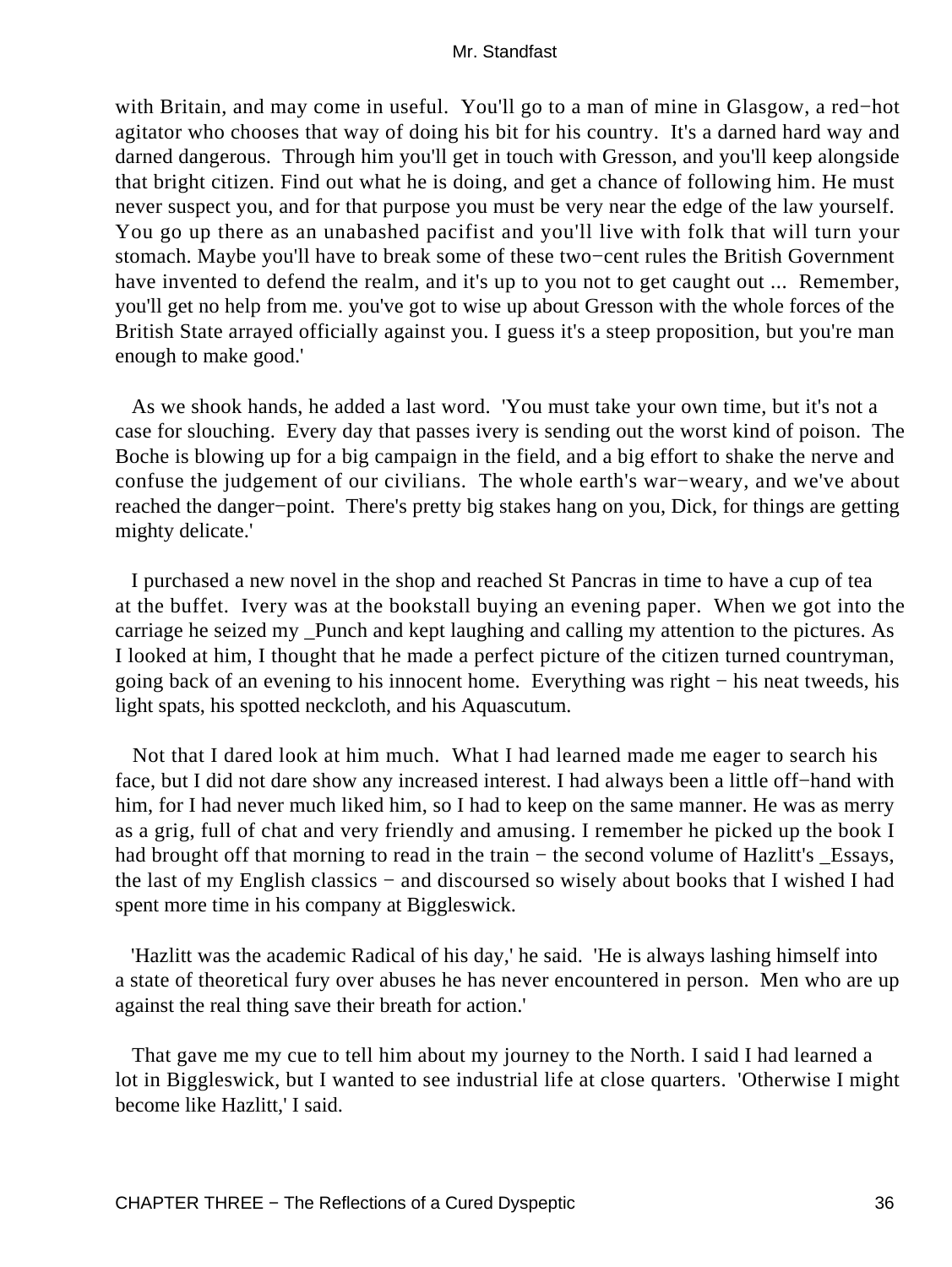with Britain, and may come in useful. You'll go to a man of mine in Glasgow, a red−hot agitator who chooses that way of doing his bit for his country. It's a darned hard way and darned dangerous. Through him you'll get in touch with Gresson, and you'll keep alongside that bright citizen. Find out what he is doing, and get a chance of following him. He must never suspect you, and for that purpose you must be very near the edge of the law yourself. You go up there as an unabashed pacifist and you'll live with folk that will turn your stomach. Maybe you'll have to break some of these two−cent rules the British Government have invented to defend the realm, and it's up to you not to get caught out ... Remember, you'll get no help from me. you've got to wise up about Gresson with the whole forces of the British State arrayed officially against you. I guess it's a steep proposition, but you're man enough to make good.'

As we shook hands, he added a last word. 'You must take your own time, but it's not a case for slouching. Every day that passes ivery is sending out the worst kind of poison. The Boche is blowing up for a big campaign in the field, and a big effort to shake the nerve and confuse the judgement of our civilians. The whole earth's war−weary, and we've about reached the danger−point. There's pretty big stakes hang on you, Dick, for things are getting mighty delicate.'

I purchased a new novel in the shop and reached St Pancras in time to have a cup of tea at the buffet. Ivery was at the bookstall buying an evening paper. When we got into the carriage he seized my _Punch and kept laughing and calling my attention to the pictures. As I looked at him, I thought that he made a perfect picture of the citizen turned countryman, going back of an evening to his innocent home. Everything was right − his neat tweeds, his light spats, his spotted neckcloth, and his Aquascutum.

Not that I dared look at him much. What I had learned made me eager to search his face, but I did not dare show any increased interest. I had always been a little off−hand with him, for I had never much liked him, so I had to keep on the same manner. He was as merry as a grig, full of chat and very friendly and amusing. I remember he picked up the book I had brought off that morning to read in the train − the second volume of Hazlitt's _Essays, the last of my English classics − and discoursed so wisely about books that I wished I had spent more time in his company at Biggleswick.

'Hazlitt was the academic Radical of his day,' he said. 'He is always lashing himself into a state of theoretical fury over abuses he has never encountered in person. Men who are up against the real thing save their breath for action.'

That gave me my cue to tell him about my journey to the North. I said I had learned a lot in Biggleswick, but I wanted to see industrial life at close quarters. 'Otherwise I might become like Hazlitt,' I said.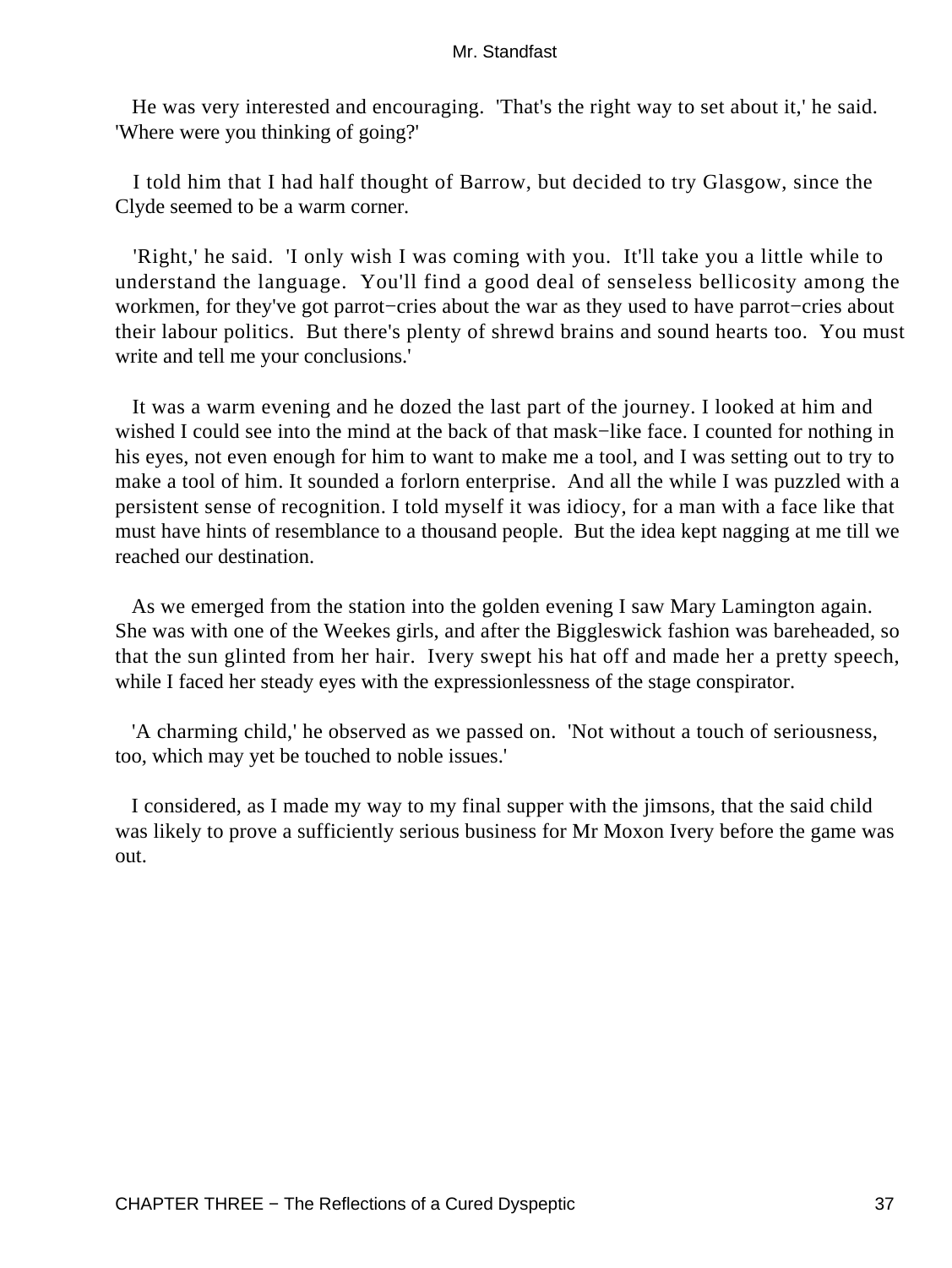He was very interested and encouraging. 'That's the right way to set about it,' he said. 'Where were you thinking of going?'

I told him that I had half thought of Barrow, but decided to try Glasgow, since the Clyde seemed to be a warm corner.

'Right,' he said. 'I only wish I was coming with you. It'll take you a little while to understand the language. You'll find a good deal of senseless bellicosity among the workmen, for they've got parrot−cries about the war as they used to have parrot−cries about their labour politics. But there's plenty of shrewd brains and sound hearts too. You must write and tell me your conclusions.'

It was a warm evening and he dozed the last part of the journey. I looked at him and wished I could see into the mind at the back of that mask−like face. I counted for nothing in his eyes, not even enough for him to want to make me a tool, and I was setting out to try to make a tool of him. It sounded a forlorn enterprise. And all the while I was puzzled with a persistent sense of recognition. I told myself it was idiocy, for a man with a face like that must have hints of resemblance to a thousand people. But the idea kept nagging at me till we reached our destination.

As we emerged from the station into the golden evening I saw Mary Lamington again. She was with one of the Weekes girls, and after the Biggleswick fashion was bareheaded, so that the sun glinted from her hair. Ivery swept his hat off and made her a pretty speech, while I faced her steady eyes with the expressionlessness of the stage conspirator.

'A charming child,' he observed as we passed on. 'Not without a touch of seriousness, too, which may yet be touched to noble issues.'

I considered, as I made my way to my final supper with the jimsons, that the said child was likely to prove a sufficiently serious business for Mr Moxon Ivery before the game was out.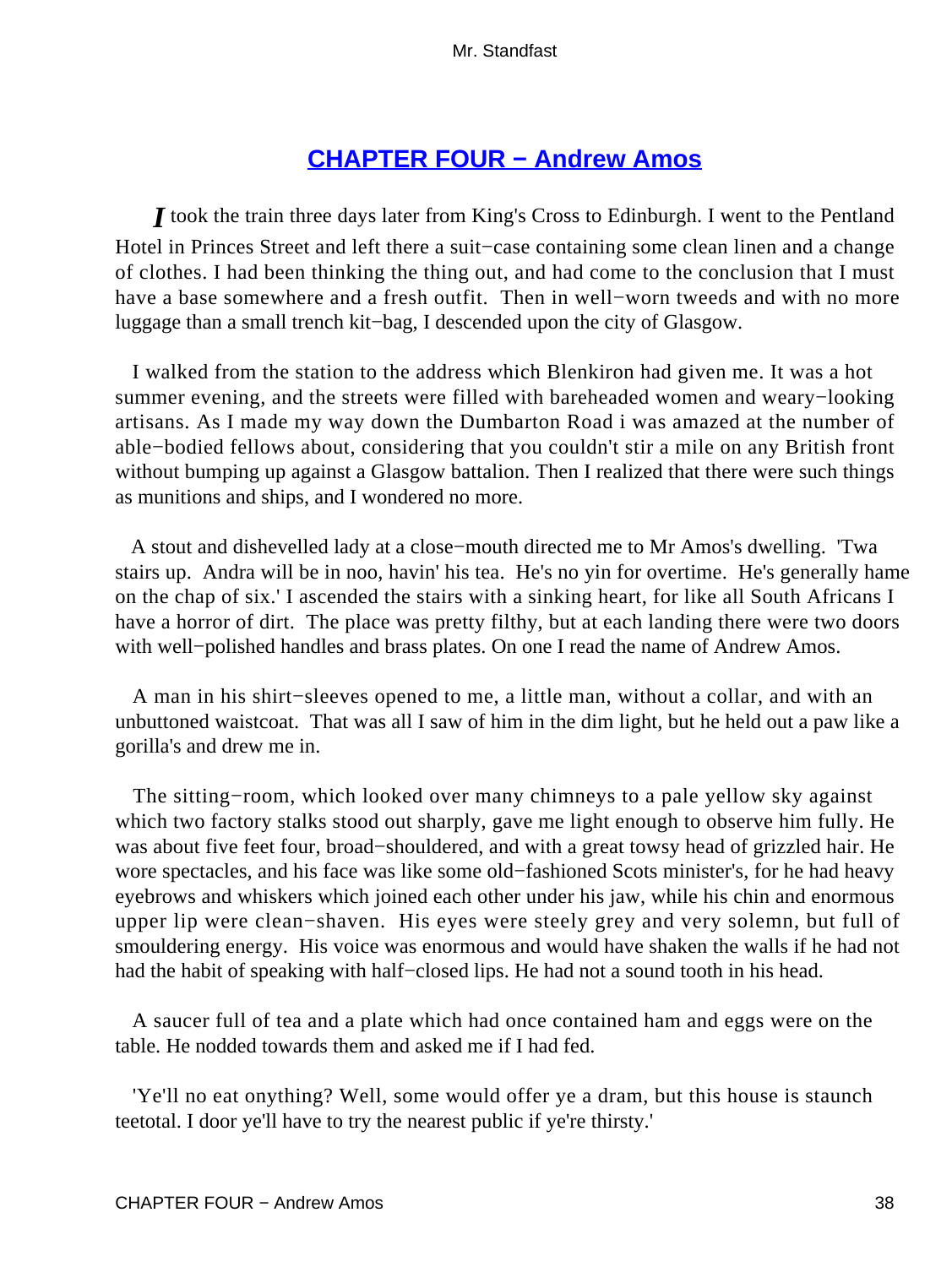## [CHAPTER FOUR − Andrew Amos](#)

*I* took the train three days later from King's Cross to Edinburgh. I went to the Pentland Hotel in Princes Street and left there a suit−case containing some clean linen and a change of clothes. I had been thinking the thing out, and had come to the conclusion that I must have a base somewhere and a fresh outfit. Then in well−worn tweeds and with no more luggage than a small trench kit−bag, I descended upon the city of Glasgow.

I walked from the station to the address which Blenkiron had given me. It was a hot summer evening, and the streets were filled with bareheaded women and weary−looking artisans. As I made my way down the Dumbarton Road i was amazed at the number of able−bodied fellows about, considering that you couldn't stir a mile on any British front without bumping up against a Glasgow battalion. Then I realized that there were such things as munitions and ships, and I wondered no more.

A stout and dishevelled lady at a close−mouth directed me to Mr Amos's dwelling. 'Twa stairs up. Andra will be in noo, havin' his tea. He's no yin for overtime. He's generally hame on the chap of six.' I ascended the stairs with a sinking heart, for like all South Africans I have a horror of dirt. The place was pretty filthy, but at each landing there were two doors with well−polished handles and brass plates. On one I read the name of Andrew Amos.

A man in his shirt−sleeves opened to me, a little man, without a collar, and with an unbuttoned waistcoat. That was all I saw of him in the dim light, but he held out a paw like a gorilla's and drew me in.

The sitting−room, which looked over many chimneys to a pale yellow sky against which two factory stalks stood out sharply, gave me light enough to observe him fully. He was about five feet four, broad−shouldered, and with a great towsy head of grizzled hair. He wore spectacles, and his face was like some old−fashioned Scots minister's, for he had heavy eyebrows and whiskers which joined each other under his jaw, while his chin and enormous upper lip were clean−shaven. His eyes were steely grey and very solemn, but full of smouldering energy. His voice was enormous and would have shaken the walls if he had not had the habit of speaking with half−closed lips. He had not a sound tooth in his head.

A saucer full of tea and a plate which had once contained ham and eggs were on the table. He nodded towards them and asked me if I had fed.

'Ye'll no eat onything? Well, some would offer ye a dram, but this house is staunch teetotal. I door ye'll have to try the nearest public if ye're thirsty.'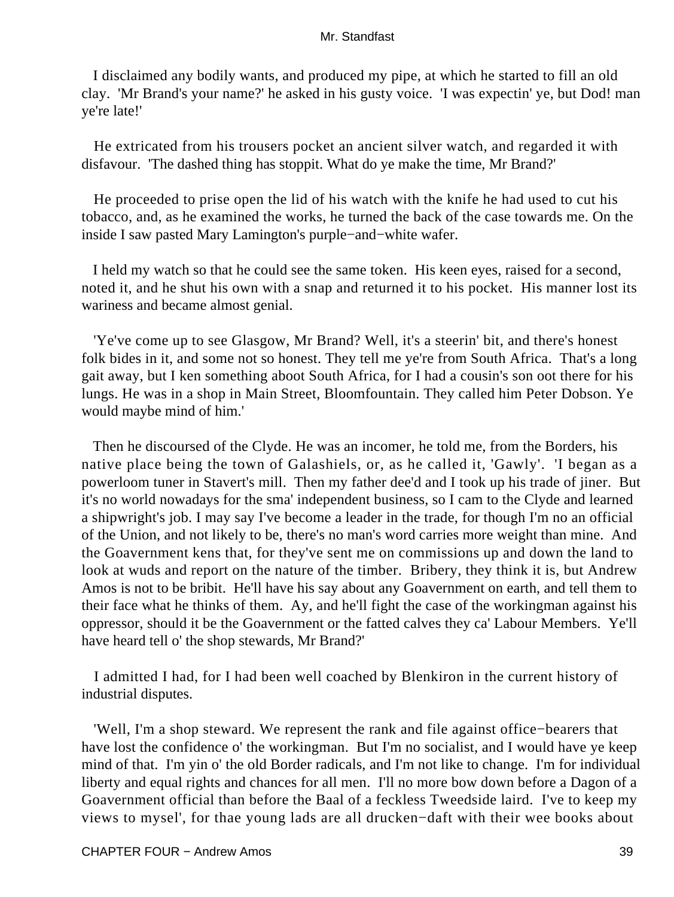I disclaimed any bodily wants, and produced my pipe, at which he started to fill an old clay. 'Mr Brand's your name?' he asked in his gusty voice. 'I was expectin' ye, but Dod! man ye're late!'

He extricated from his trousers pocket an ancient silver watch, and regarded it with disfavour. 'The dashed thing has stoppit. What do ye make the time, Mr Brand?'

He proceeded to prise open the lid of his watch with the knife he had used to cut his tobacco, and, as he examined the works, he turned the back of the case towards me. On the inside I saw pasted Mary Lamington's purple−and−white wafer.

I held my watch so that he could see the same token. His keen eyes, raised for a second, noted it, and he shut his own with a snap and returned it to his pocket. His manner lost its wariness and became almost genial.

'Ye've come up to see Glasgow, Mr Brand? Well, it's a steerin' bit, and there's honest folk bides in it, and some not so honest. They tell me ye're from South Africa. That's a long gait away, but I ken something aboot South Africa, for I had a cousin's son oot there for his lungs. He was in a shop in Main Street, Bloomfountain. They called him Peter Dobson. Ye would maybe mind of him.'

Then he discoursed of the Clyde. He was an incomer, he told me, from the Borders, his native place being the town of Galashiels, or, as he called it, 'Gawly'. 'I began as a powerloom tuner in Stavert's mill. Then my father dee'd and I took up his trade of jiner. But it's no world nowadays for the sma' independent business, so I cam to the Clyde and learned a shipwright's job. I may say I've become a leader in the trade, for though I'm no an official of the Union, and not likely to be, there's no man's word carries more weight than mine. And the Goavernment kens that, for they've sent me on commissions up and down the land to look at wuds and report on the nature of the timber. Bribery, they think it is, but Andrew Amos is not to be bribit. He'll have his say about any Goavernment on earth, and tell them to their face what he thinks of them. Ay, and he'll fight the case of the workingman against his oppressor, should it be the Goavernment or the fatted calves they ca' Labour Members. Ye'll have heard tell o' the shop stewards, Mr Brand?'

I admitted I had, for I had been well coached by Blenkiron in the current history of industrial disputes.

'Well, I'm a shop steward. We represent the rank and file against office−bearers that have lost the confidence o' the workingman. But I'm no socialist, and I would have ye keep mind of that. I'm yin o' the old Border radicals, and I'm not like to change. I'm for individual liberty and equal rights and chances for all men. I'll no more bow down before a Dagon of a Goavernment official than before the Baal of a feckless Tweedside laird. I've to keep my views to mysel', for thae young lads are all drucken−daft with their wee books about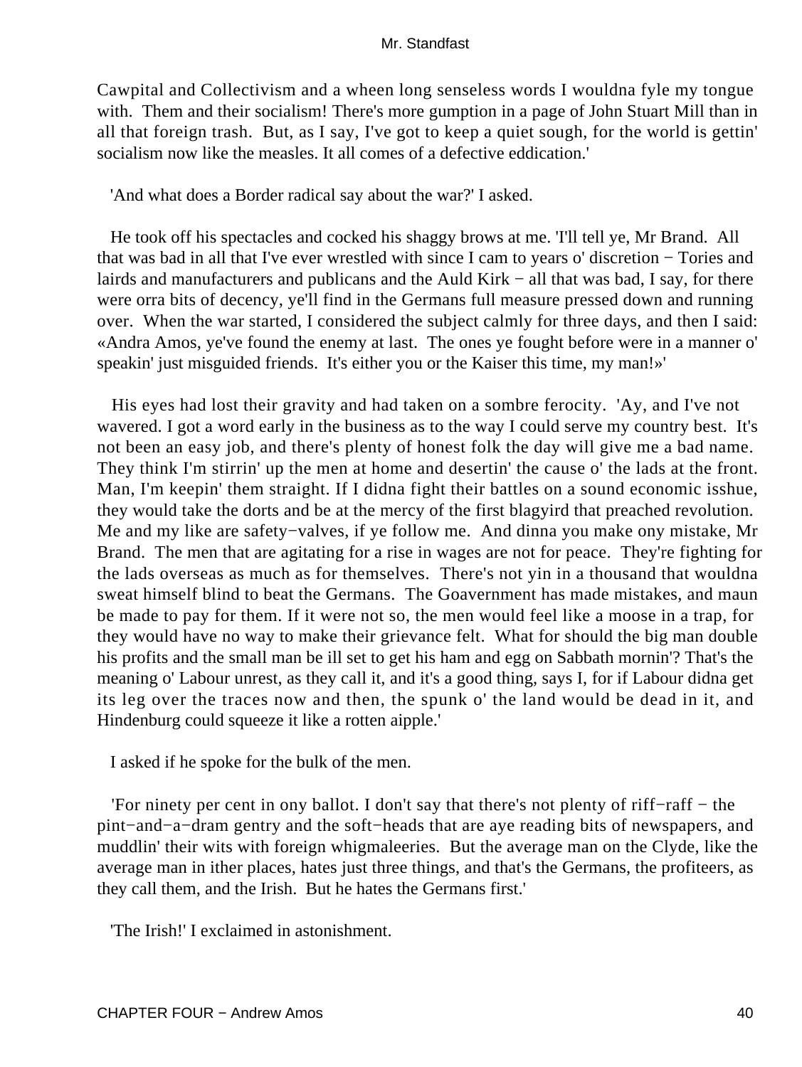Cawpital and Collectivism and a wheen long senseless words I wouldna fyle my tongue with. Them and their socialism! There's more gumption in a page of John Stuart Mill than in all that foreign trash. But, as I say, I've got to keep a quiet sough, for the world is gettin' socialism now like the measles. It all comes of a defective eddication.'

'And what does a Border radical say about the war?' I asked.

He took off his spectacles and cocked his shaggy brows at me. 'I'll tell ye, Mr Brand. All that was bad in all that I've ever wrestled with since I cam to years o' discretion − Tories and lairds and manufacturers and publicans and the Auld Kirk − all that was bad, I say, for there were orra bits of decency, ye'll find in the Germans full measure pressed down and running over. When the war started, I considered the subject calmly for three days, and then I said: «Andra Amos, ye've found the enemy at last. The ones ye fought before were in a manner o' speakin' just misguided friends. It's either you or the Kaiser this time, my man!»'

His eyes had lost their gravity and had taken on a sombre ferocity. 'Ay, and I've not wavered. I got a word early in the business as to the way I could serve my country best. It's not been an easy job, and there's plenty of honest folk the day will give me a bad name. They think I'm stirrin' up the men at home and desertin' the cause o' the lads at the front. Man, I'm keepin' them straight. If I didna fight their battles on a sound economic isshue, they would take the dorts and be at the mercy of the first blagyird that preached revolution. Me and my like are safety−valves, if ye follow me. And dinna you make ony mistake, Mr Brand. The men that are agitating for a rise in wages are not for peace. They're fighting for the lads overseas as much as for themselves. There's not yin in a thousand that wouldna sweat himself blind to beat the Germans. The Goavernment has made mistakes, and maun be made to pay for them. If it were not so, the men would feel like a moose in a trap, for they would have no way to make their grievance felt. What for should the big man double his profits and the small man be ill set to get his ham and egg on Sabbath mornin'? That's the meaning o' Labour unrest, as they call it, and it's a good thing, says I, for if Labour didna get its leg over the traces now and then, the spunk o' the land would be dead in it, and Hindenburg could squeeze it like a rotten aipple.'

I asked if he spoke for the bulk of the men.

'For ninety per cent in ony ballot. I don't say that there's not plenty of riff−raff − the pint−and−a−dram gentry and the soft−heads that are aye reading bits of newspapers, and muddlin' their wits with foreign whigmaleeries. But the average man on the Clyde, like the average man in ither places, hates just three things, and that's the Germans, the profiteers, as they call them, and the Irish. But he hates the Germans first.'

'The Irish!' I exclaimed in astonishment.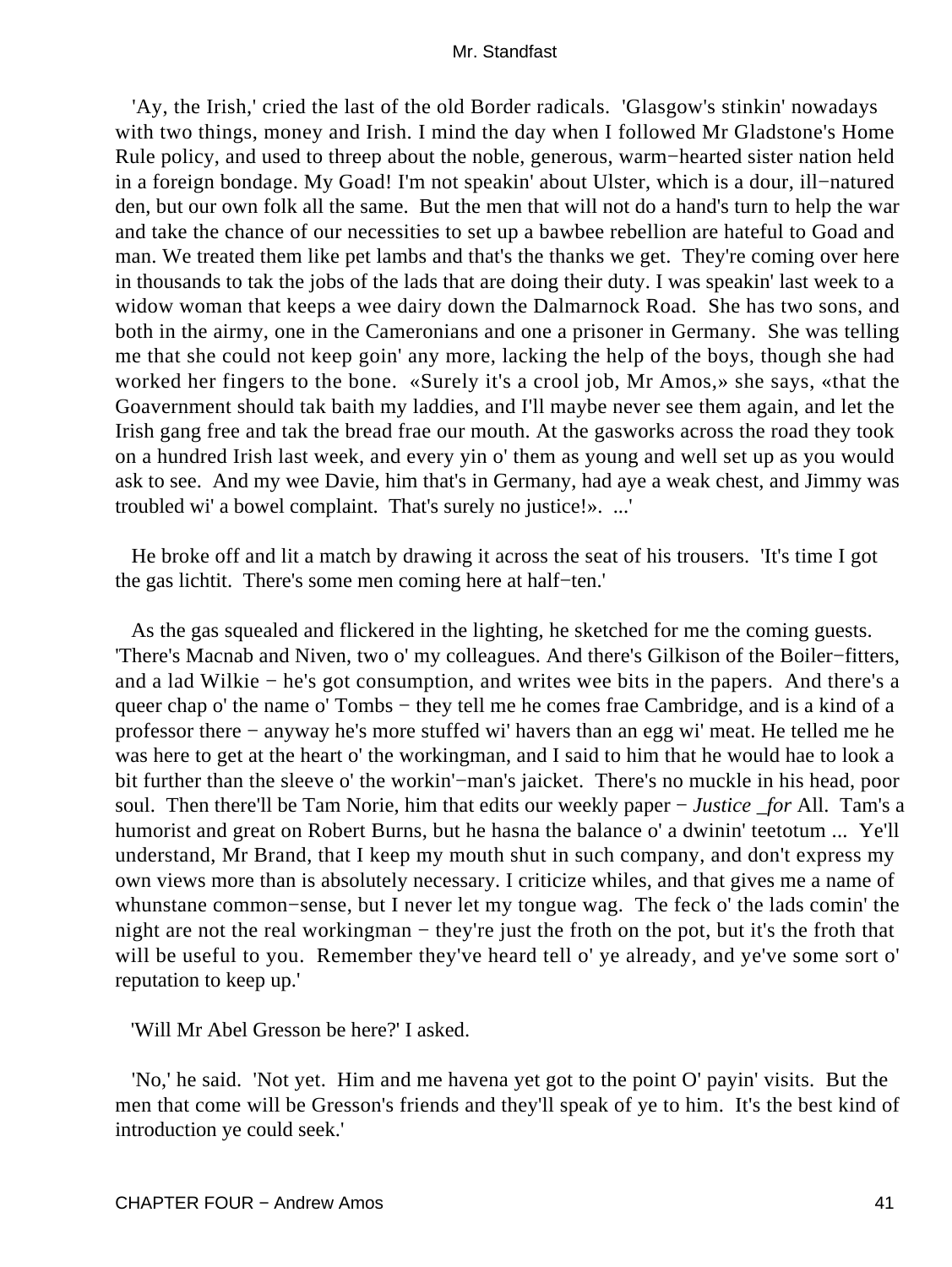'Ay, the Irish,' cried the last of the old Border radicals. 'Glasgow's stinkin' nowadays with two things, money and Irish. I mind the day when I followed Mr Gladstone's Home Rule policy, and used to threep about the noble, generous, warm−hearted sister nation held in a foreign bondage. My Goad! I'm not speakin' about Ulster, which is a dour, ill−natured den, but our own folk all the same. But the men that will not do a hand's turn to help the war and take the chance of our necessities to set up a bawbee rebellion are hateful to Goad and man. We treated them like pet lambs and that's the thanks we get. They're coming over here in thousands to tak the jobs of the lads that are doing their duty. I was speakin' last week to a widow woman that keeps a wee dairy down the Dalmarnock Road. She has two sons, and both in the airmy, one in the Cameronians and one a prisoner in Germany. She was telling me that she could not keep goin' any more, lacking the help of the boys, though she had worked her fingers to the bone. «Surely it's a crool job, Mr Amos,» she says, «that the Goavernment should tak baith my laddies, and I'll maybe never see them again, and let the Irish gang free and tak the bread frae our mouth. At the gasworks across the road they took on a hundred Irish last week, and every yin o' them as young and well set up as you would ask to see. And my wee Davie, him that's in Germany, had aye a weak chest, and Jimmy was troubled wi' a bowel complaint. That's surely no justice!». ...'

He broke off and lit a match by drawing it across the seat of his trousers. 'It's time I got the gas lichtit. There's some men coming here at half−ten.'

As the gas squealed and flickered in the lighting, he sketched for me the coming guests. 'There's Macnab and Niven, two o' my colleagues. And there's Gilkison of the Boiler−fitters, and a lad Wilkie − he's got consumption, and writes wee bits in the papers. And there's a queer chap o' the name o' Tombs − they tell me he comes frae Cambridge, and is a kind of a professor there − anyway he's more stuffed wi' havers than an egg wi' meat. He telled me he was here to get at the heart o' the workingman, and I said to him that he would hae to look a bit further than the sleeve o' the workin'−man's jaicket. There's no muckle in his head, poor soul. Then there'll be Tam Norie, him that edits our weekly paper − *Justice _for* All. Tam's a humorist and great on Robert Burns, but he hasna the balance o' a dwinin' teetotum ... Ye'll understand, Mr Brand, that I keep my mouth shut in such company, and don't express my own views more than is absolutely necessary. I criticize whiles, and that gives me a name of whunstane common−sense, but I never let my tongue wag. The feck o' the lads comin' the night are not the real workingman − they're just the froth on the pot, but it's the froth that will be useful to you. Remember they've heard tell o' ye already, and ye've some sort o' reputation to keep up.'

'Will Mr Abel Gresson be here?' I asked.

'No,' he said. 'Not yet. Him and me havena yet got to the point O' payin' visits. But the men that come will be Gresson's friends and they'll speak of ye to him. It's the best kind of introduction ye could seek.'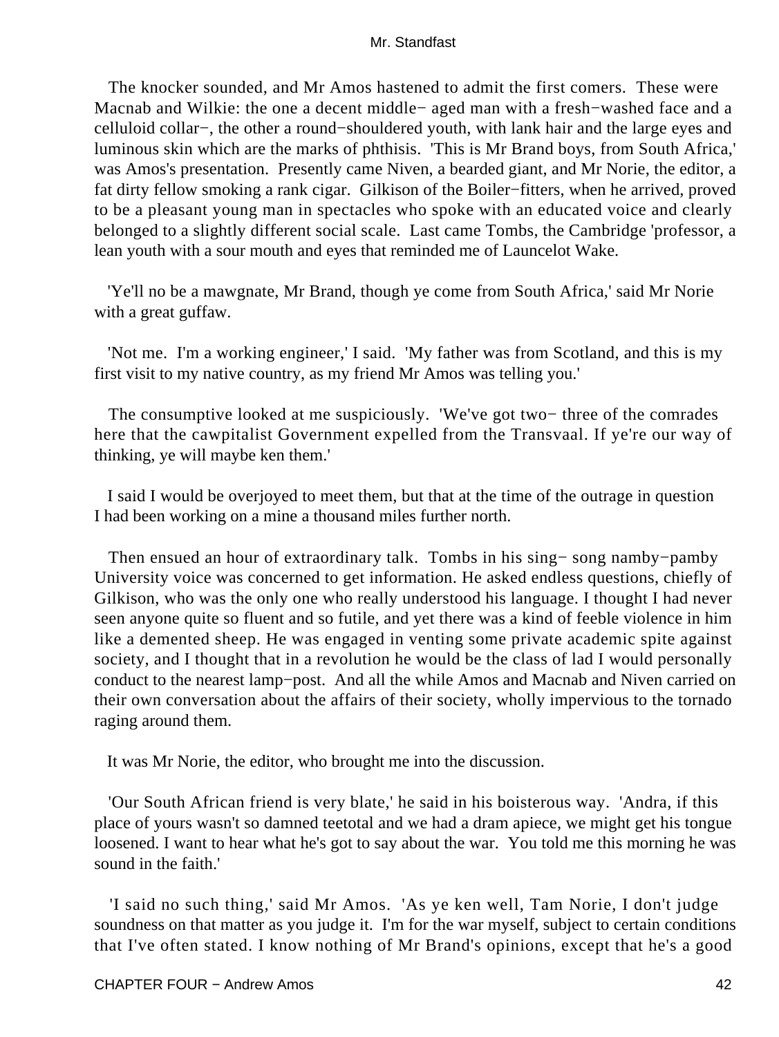The knocker sounded, and Mr Amos hastened to admit the first comers. These were Macnab and Wilkie: the one a decent middle− aged man with a fresh−washed face and a celluloid collar−, the other a round−shouldered youth, with lank hair and the large eyes and luminous skin which are the marks of phthisis. 'This is Mr Brand boys, from South Africa,' was Amos's presentation. Presently came Niven, a bearded giant, and Mr Norie, the editor, a fat dirty fellow smoking a rank cigar. Gilkison of the Boiler−fitters, when he arrived, proved to be a pleasant young man in spectacles who spoke with an educated voice and clearly belonged to a slightly different social scale. Last came Tombs, the Cambridge 'professor, a lean youth with a sour mouth and eyes that reminded me of Launcelot Wake.

'Ye'll no be a mawgnate, Mr Brand, though ye come from South Africa,' said Mr Norie with a great guffaw.

'Not me. I'm a working engineer,' I said. 'My father was from Scotland, and this is my first visit to my native country, as my friend Mr Amos was telling you.'

The consumptive looked at me suspiciously. 'We've got two− three of the comrades here that the cawpitalist Government expelled from the Transvaal. If ye're our way of thinking, ye will maybe ken them.'

I said I would be overjoyed to meet them, but that at the time of the outrage in question I had been working on a mine a thousand miles further north.

Then ensued an hour of extraordinary talk. Tombs in his sing− song namby−pamby University voice was concerned to get information. He asked endless questions, chiefly of Gilkison, who was the only one who really understood his language. I thought I had never seen anyone quite so fluent and so futile, and yet there was a kind of feeble violence in him like a demented sheep. He was engaged in venting some private academic spite against society, and I thought that in a revolution he would be the class of lad I would personally conduct to the nearest lamp−post. And all the while Amos and Macnab and Niven carried on their own conversation about the affairs of their society, wholly impervious to the tornado raging around them.

It was Mr Norie, the editor, who brought me into the discussion.

'Our South African friend is very blate,' he said in his boisterous way. 'Andra, if this place of yours wasn't so damned teetotal and we had a dram apiece, we might get his tongue loosened. I want to hear what he's got to say about the war. You told me this morning he was sound in the faith.'

'I said no such thing,' said Mr Amos. 'As ye ken well, Tam Norie, I don't judge soundness on that matter as you judge it. I'm for the war myself, subject to certain conditions that I've often stated. I know nothing of Mr Brand's opinions, except that he's a good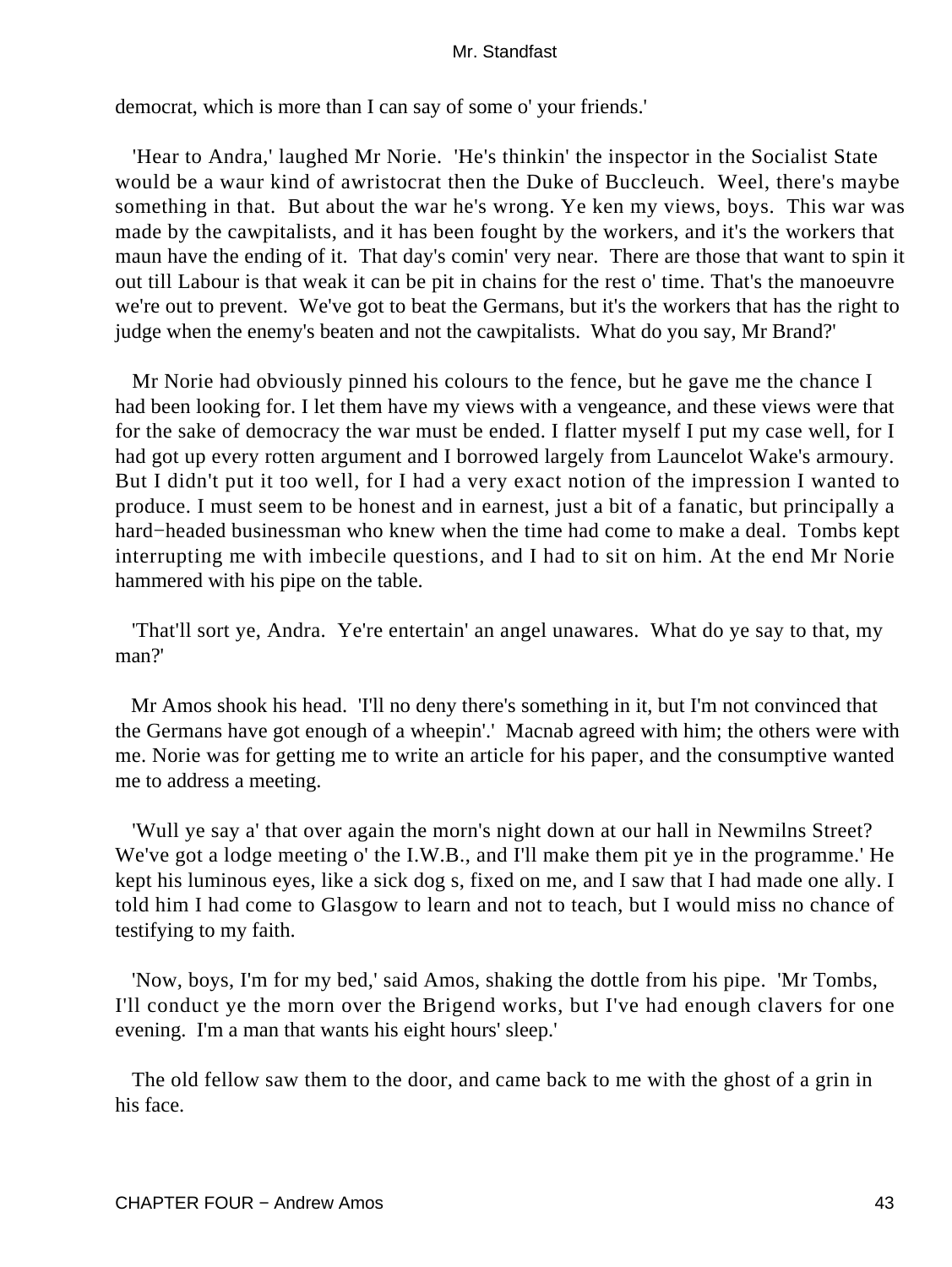democrat, which is more than I can say of some o' your friends.'

'Hear to Andra,' laughed Mr Norie. 'He's thinkin' the inspector in the Socialist State would be a waur kind of awristocrat then the Duke of Buccleuch. Weel, there's maybe something in that. But about the war he's wrong. Ye ken my views, boys. This war was made by the cawpitalists, and it has been fought by the workers, and it's the workers that maun have the ending of it. That day's comin' very near. There are those that want to spin it out till Labour is that weak it can be pit in chains for the rest o' time. That's the manoeuvre we're out to prevent. We've got to beat the Germans, but it's the workers that has the right to judge when the enemy's beaten and not the cawpitalists. What do you say, Mr Brand?'

Mr Norie had obviously pinned his colours to the fence, but he gave me the chance I had been looking for. I let them have my views with a vengeance, and these views were that for the sake of democracy the war must be ended. I flatter myself I put my case well, for I had got up every rotten argument and I borrowed largely from Launcelot Wake's armoury. But I didn't put it too well, for I had a very exact notion of the impression I wanted to produce. I must seem to be honest and in earnest, just a bit of a fanatic, but principally a hard−headed businessman who knew when the time had come to make a deal. Tombs kept interrupting me with imbecile questions, and I had to sit on him. At the end Mr Norie hammered with his pipe on the table.

'That'll sort ye, Andra. Ye're entertain' an angel unawares. What do ye say to that, my man?'

Mr Amos shook his head. 'I'll no deny there's something in it, but I'm not convinced that the Germans have got enough of a wheepin'.' Macnab agreed with him; the others were with me. Norie was for getting me to write an article for his paper, and the consumptive wanted me to address a meeting.

'Wull ye say a' that over again the morn's night down at our hall in Newmilns Street? We've got a lodge meeting o' the I.W.B., and I'll make them pit ye in the programme.' He kept his luminous eyes, like a sick dog s, fixed on me, and I saw that I had made one ally. I told him I had come to Glasgow to learn and not to teach, but I would miss no chance of testifying to my faith.

'Now, boys, I'm for my bed,' said Amos, shaking the dottle from his pipe. 'Mr Tombs, I'll conduct ye the morn over the Brigend works, but I've had enough clavers for one evening. I'm a man that wants his eight hours' sleep.'

The old fellow saw them to the door, and came back to me with the ghost of a grin in his face.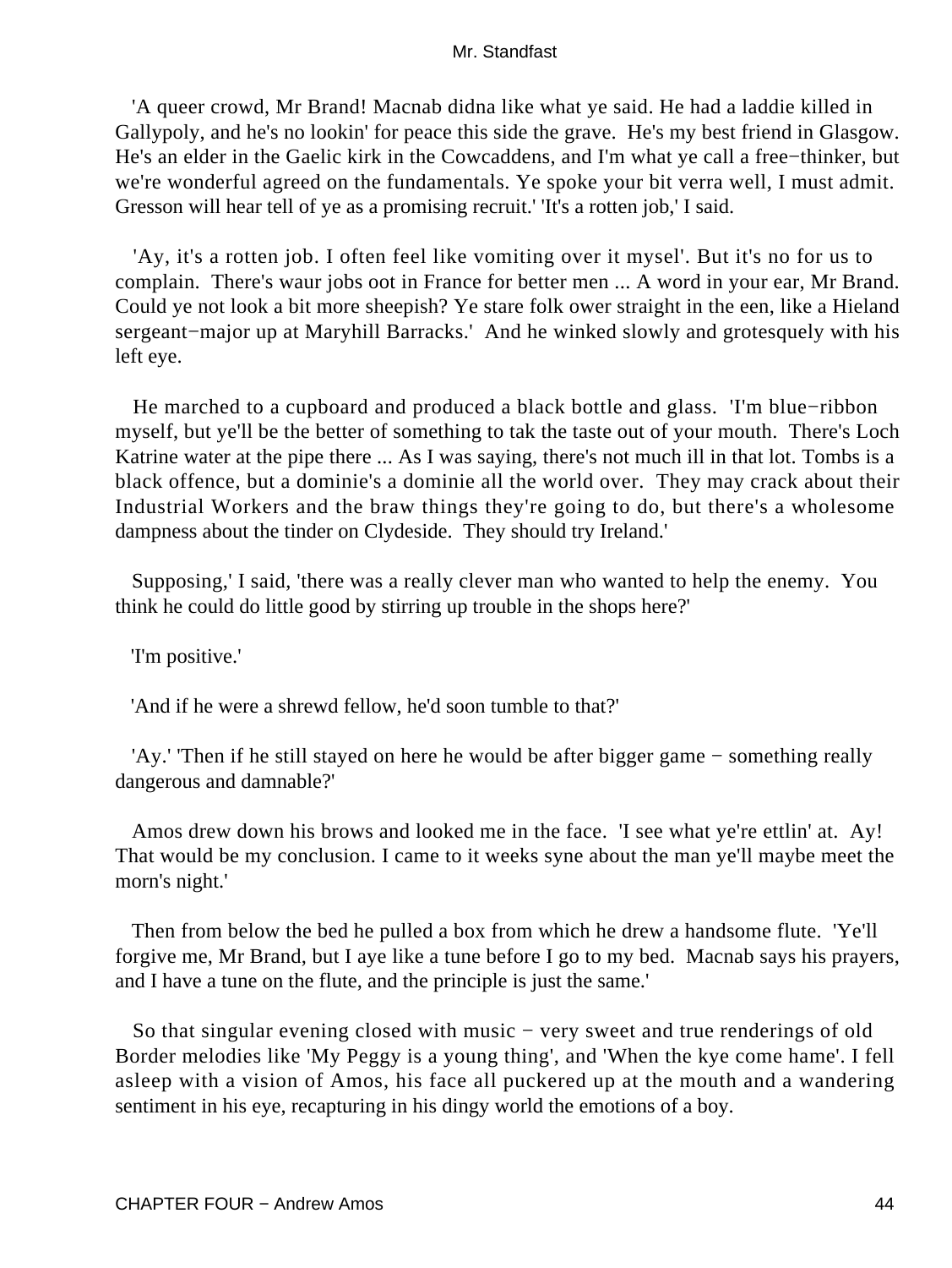'A queer crowd, Mr Brand! Macnab didna like what ye said. He had a laddie killed in Gallypoly, and he's no lookin' for peace this side the grave. He's my best friend in Glasgow. He's an elder in the Gaelic kirk in the Cowcaddens, and I'm what ye call a free−thinker, but we're wonderful agreed on the fundamentals. Ye spoke your bit verra well, I must admit. Gresson will hear tell of ye as a promising recruit.' 'It's a rotten job,' I said.

'Ay, it's a rotten job. I often feel like vomiting over it mysel'. But it's no for us to complain. There's waur jobs oot in France for better men ... A word in your ear, Mr Brand. Could ye not look a bit more sheepish? Ye stare folk ower straight in the een, like a Hieland sergeant−major up at Maryhill Barracks.' And he winked slowly and grotesquely with his left eye.

He marched to a cupboard and produced a black bottle and glass. 'I'm blue−ribbon myself, but ye'll be the better of something to tak the taste out of your mouth. There's Loch Katrine water at the pipe there ... As I was saying, there's not much ill in that lot. Tombs is a black offence, but a dominie's a dominie all the world over. They may crack about their Industrial Workers and the braw things they're going to do, but there's a wholesome dampness about the tinder on Clydeside. They should try Ireland.'

Supposing,' I said, 'there was a really clever man who wanted to help the enemy. You think he could do little good by stirring up trouble in the shops here?'

'I'm positive.'

'And if he were a shrewd fellow, he'd soon tumble to that?'

'Ay.' 'Then if he still stayed on here he would be after bigger game − something really dangerous and damnable?'

Amos drew down his brows and looked me in the face. 'I see what ye're ettlin' at. Ay! That would be my conclusion. I came to it weeks syne about the man ye'll maybe meet the morn's night.'

Then from below the bed he pulled a box from which he drew a handsome flute. 'Ye'll forgive me, Mr Brand, but I aye like a tune before I go to my bed. Macnab says his prayers, and I have a tune on the flute, and the principle is just the same.'

So that singular evening closed with music − very sweet and true renderings of old Border melodies like 'My Peggy is a young thing', and 'When the kye come hame'. I fell asleep with a vision of Amos, his face all puckered up at the mouth and a wandering sentiment in his eye, recapturing in his dingy world the emotions of a boy.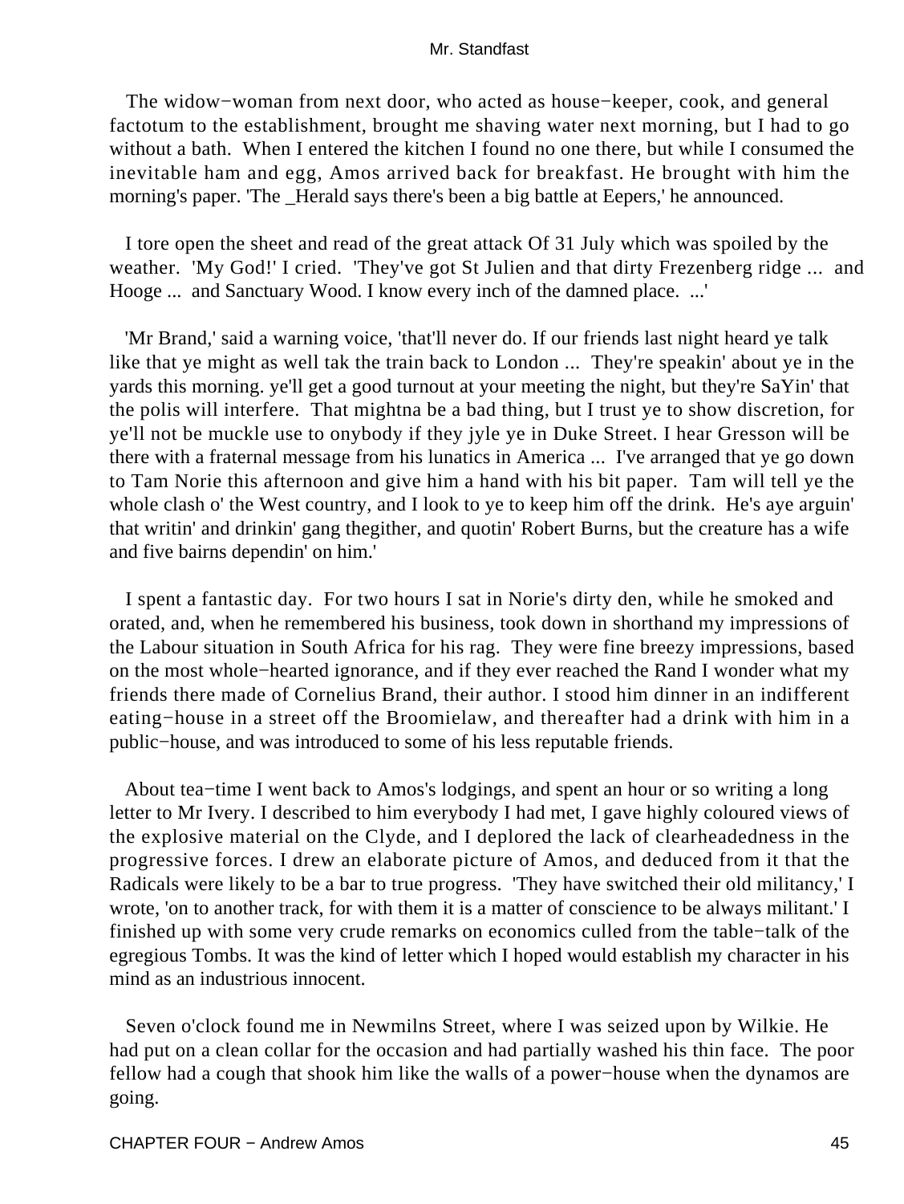The widow−woman from next door, who acted as house−keeper, cook, and general factotum to the establishment, brought me shaving water next morning, but I had to go without a bath. When I entered the kitchen I found no one there, but while I consumed the inevitable ham and egg, Amos arrived back for breakfast. He brought with him the morning's paper. 'The _Herald says there's been a big battle at Eepers,' he announced.

I tore open the sheet and read of the great attack Of 31 July which was spoiled by the weather. 'My God!' I cried. 'They've got St Julien and that dirty Frezenberg ridge ... and Hooge ... and Sanctuary Wood. I know every inch of the damned place. ...'

'Mr Brand,' said a warning voice, 'that'll never do. If our friends last night heard ye talk like that ye might as well tak the train back to London ... They're speakin' about ye in the yards this morning. ye'll get a good turnout at your meeting the night, but they're SaYin' that the polis will interfere. That mightna be a bad thing, but I trust ye to show discretion, for ye'll not be muckle use to onybody if they jyle ye in Duke Street. I hear Gresson will be there with a fraternal message from his lunatics in America ... I've arranged that ye go down to Tam Norie this afternoon and give him a hand with his bit paper. Tam will tell ye the whole clash o' the West country, and I look to ye to keep him off the drink. He's aye arguin' that writin' and drinkin' gang thegither, and quotin' Robert Burns, but the creature has a wife and five bairns dependin' on him.'

I spent a fantastic day. For two hours I sat in Norie's dirty den, while he smoked and orated, and, when he remembered his business, took down in shorthand my impressions of the Labour situation in South Africa for his rag. They were fine breezy impressions, based on the most whole−hearted ignorance, and if they ever reached the Rand I wonder what my friends there made of Cornelius Brand, their author. I stood him dinner in an indifferent eating−house in a street off the Broomielaw, and thereafter had a drink with him in a public−house, and was introduced to some of his less reputable friends.

About tea−time I went back to Amos's lodgings, and spent an hour or so writing a long letter to Mr Ivery. I described to him everybody I had met, I gave highly coloured views of the explosive material on the Clyde, and I deplored the lack of clearheadedness in the progressive forces. I drew an elaborate picture of Amos, and deduced from it that the Radicals were likely to be a bar to true progress. 'They have switched their old militancy,' I wrote, 'on to another track, for with them it is a matter of conscience to be always militant.' I finished up with some very crude remarks on economics culled from the table−talk of the egregious Tombs. It was the kind of letter which I hoped would establish my character in his mind as an industrious innocent.

Seven o'clock found me in Newmilns Street, where I was seized upon by Wilkie. He had put on a clean collar for the occasion and had partially washed his thin face. The poor fellow had a cough that shook him like the walls of a power−house when the dynamos are going.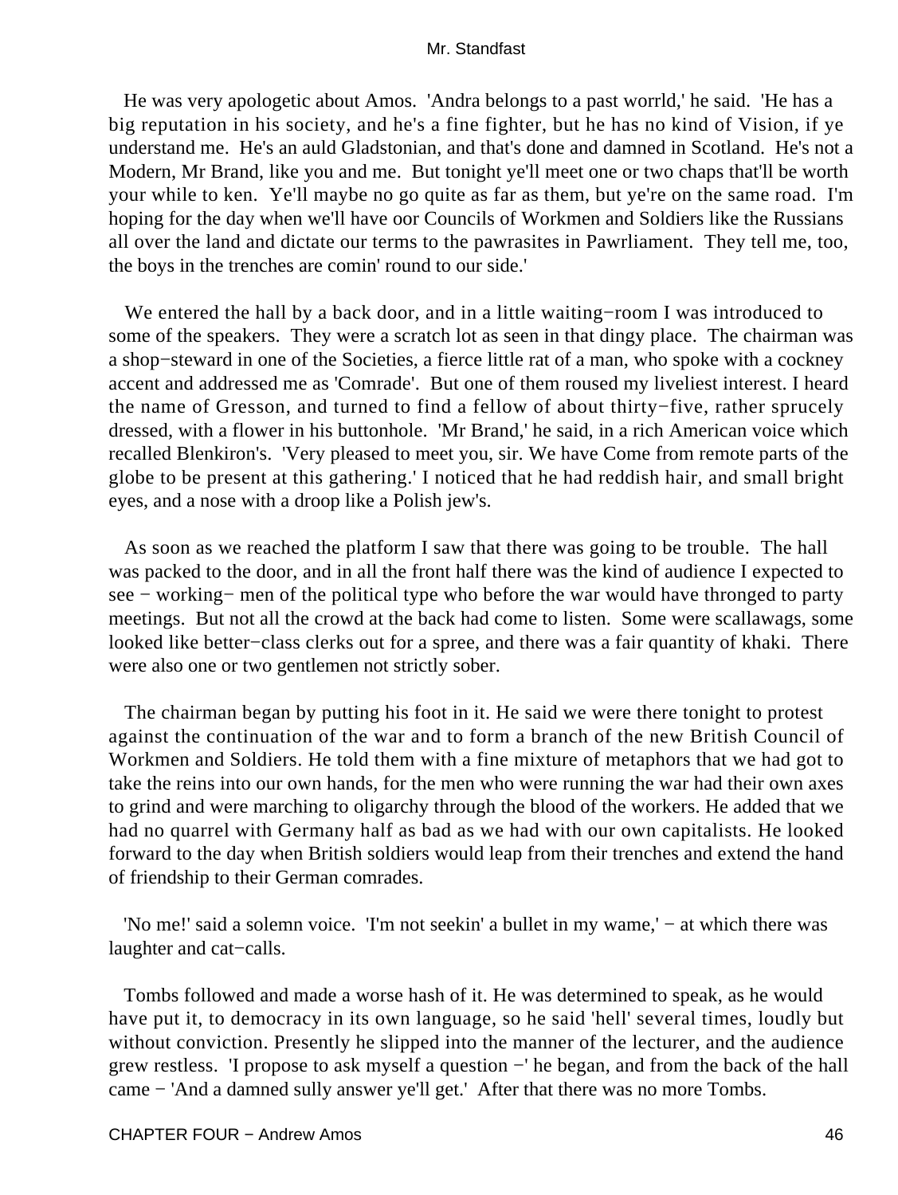He was very apologetic about Amos. 'Andra belongs to a past worrld,' he said. 'He has a big reputation in his society, and he's a fine fighter, but he has no kind of Vision, if ye understand me. He's an auld Gladstonian, and that's done and damned in Scotland. He's not a Modern, Mr Brand, like you and me. But tonight ye'll meet one or two chaps that'll be worth your while to ken. Ye'll maybe no go quite as far as them, but ye're on the same road. I'm hoping for the day when we'll have oor Councils of Workmen and Soldiers like the Russians all over the land and dictate our terms to the pawrasites in Pawrliament. They tell me, too, the boys in the trenches are comin' round to our side.'

We entered the hall by a back door, and in a little waiting−room I was introduced to some of the speakers. They were a scratch lot as seen in that dingy place. The chairman was a shop−steward in one of the Societies, a fierce little rat of a man, who spoke with a cockney accent and addressed me as 'Comrade'. But one of them roused my liveliest interest. I heard the name of Gresson, and turned to find a fellow of about thirty−five, rather sprucely dressed, with a flower in his buttonhole. 'Mr Brand,' he said, in a rich American voice which recalled Blenkiron's. 'Very pleased to meet you, sir. We have Come from remote parts of the globe to be present at this gathering.' I noticed that he had reddish hair, and small bright eyes, and a nose with a droop like a Polish jew's.

As soon as we reached the platform I saw that there was going to be trouble. The hall was packed to the door, and in all the front half there was the kind of audience I expected to see − working− men of the political type who before the war would have thronged to party meetings. But not all the crowd at the back had come to listen. Some were scallawags, some looked like better−class clerks out for a spree, and there was a fair quantity of khaki. There were also one or two gentlemen not strictly sober.

The chairman began by putting his foot in it. He said we were there tonight to protest against the continuation of the war and to form a branch of the new British Council of Workmen and Soldiers. He told them with a fine mixture of metaphors that we had got to take the reins into our own hands, for the men who were running the war had their own axes to grind and were marching to oligarchy through the blood of the workers. He added that we had no quarrel with Germany half as bad as we had with our own capitalists. He looked forward to the day when British soldiers would leap from their trenches and extend the hand of friendship to their German comrades.

'No me!' said a solemn voice. 'I'm not seekin' a bullet in my wame,' − at which there was laughter and cat−calls.

Tombs followed and made a worse hash of it. He was determined to speak, as he would have put it, to democracy in its own language, so he said 'hell' several times, loudly but without conviction. Presently he slipped into the manner of the lecturer, and the audience grew restless. 'I propose to ask myself a question −' he began, and from the back of the hall came − 'And a damned sully answer ye'll get.' After that there was no more Tombs.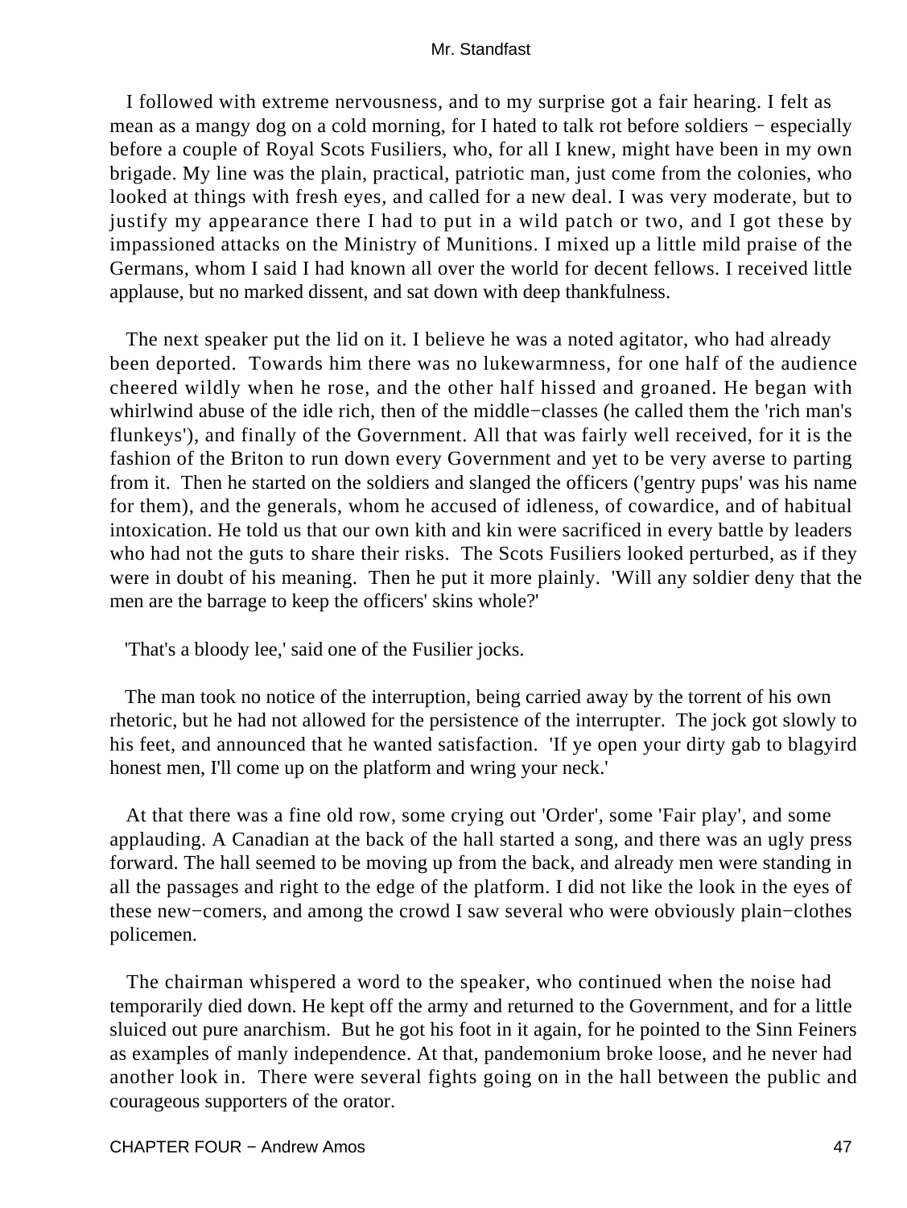I followed with extreme nervousness, and to my surprise got a fair hearing. I felt as mean as a mangy dog on a cold morning, for I hated to talk rot before soldiers − especially before a couple of Royal Scots Fusiliers, who, for all I knew, might have been in my own brigade. My line was the plain, practical, patriotic man, just come from the colonies, who looked at things with fresh eyes, and called for a new deal. I was very moderate, but to justify my appearance there I had to put in a wild patch or two, and I got these by impassioned attacks on the Ministry of Munitions. I mixed up a little mild praise of the Germans, whom I said I had known all over the world for decent fellows. I received little applause, but no marked dissent, and sat down with deep thankfulness.

The next speaker put the lid on it. I believe he was a noted agitator, who had already been deported. Towards him there was no lukewarmness, for one half of the audience cheered wildly when he rose, and the other half hissed and groaned. He began with whirlwind abuse of the idle rich, then of the middle−classes (he called them the 'rich man's flunkeys'), and finally of the Government. All that was fairly well received, for it is the fashion of the Briton to run down every Government and yet to be very averse to parting from it. Then he started on the soldiers and slanged the officers ('gentry pups' was his name for them), and the generals, whom he accused of idleness, of cowardice, and of habitual intoxication. He told us that our own kith and kin were sacrificed in every battle by leaders who had not the guts to share their risks. The Scots Fusiliers looked perturbed, as if they were in doubt of his meaning. Then he put it more plainly. 'Will any soldier deny that the men are the barrage to keep the officers' skins whole?'

'That's a bloody lee,' said one of the Fusilier jocks.

The man took no notice of the interruption, being carried away by the torrent of his own rhetoric, but he had not allowed for the persistence of the interrupter. The jock got slowly to his feet, and announced that he wanted satisfaction. 'If ye open your dirty gab to blagyird honest men, I'll come up on the platform and wring your neck.'

At that there was a fine old row, some crying out 'Order', some 'Fair play', and some applauding. A Canadian at the back of the hall started a song, and there was an ugly press forward. The hall seemed to be moving up from the back, and already men were standing in all the passages and right to the edge of the platform. I did not like the look in the eyes of these new−comers, and among the crowd I saw several who were obviously plain−clothes policemen.

The chairman whispered a word to the speaker, who continued when the noise had temporarily died down. He kept off the army and returned to the Government, and for a little sluiced out pure anarchism. But he got his foot in it again, for he pointed to the Sinn Feiners as examples of manly independence. At that, pandemonium broke loose, and he never had another look in. There were several fights going on in the hall between the public and courageous supporters of the orator.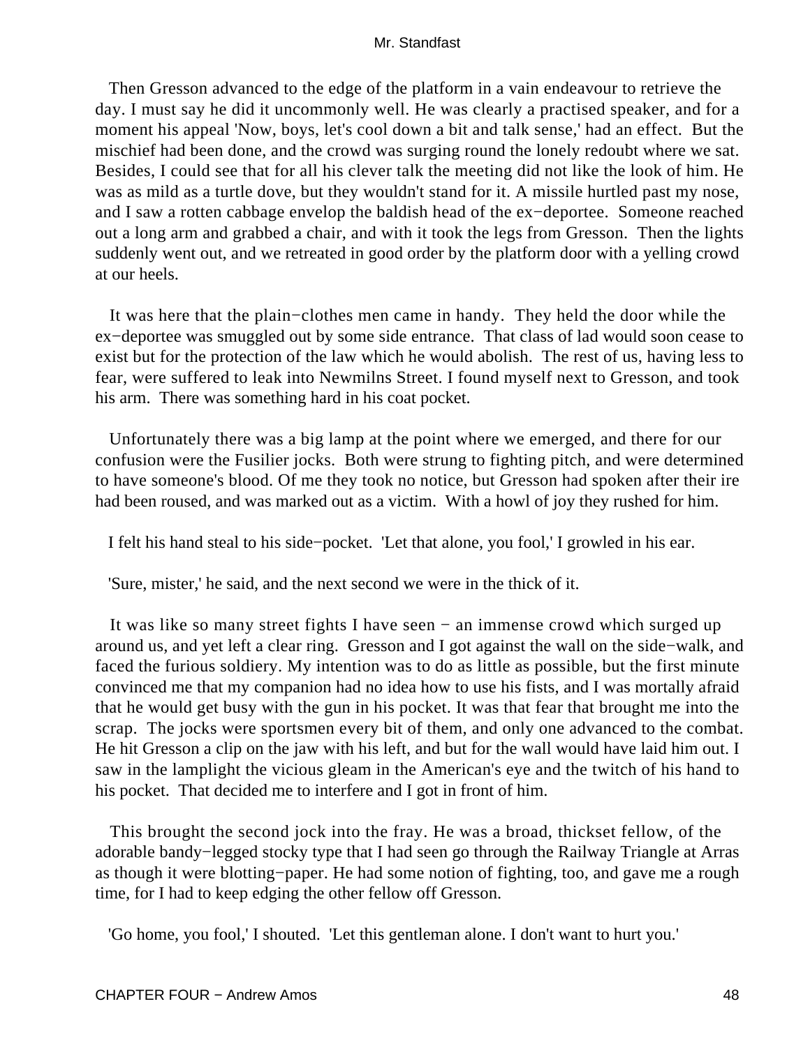Then Gresson advanced to the edge of the platform in a vain endeavour to retrieve the day. I must say he did it uncommonly well. He was clearly a practised speaker, and for a moment his appeal 'Now, boys, let's cool down a bit and talk sense,' had an effect. But the mischief had been done, and the crowd was surging round the lonely redoubt where we sat. Besides, I could see that for all his clever talk the meeting did not like the look of him. He was as mild as a turtle dove, but they wouldn't stand for it. A missile hurtled past my nose, and I saw a rotten cabbage envelop the baldish head of the ex−deportee. Someone reached out a long arm and grabbed a chair, and with it took the legs from Gresson. Then the lights suddenly went out, and we retreated in good order by the platform door with a yelling crowd at our heels.

It was here that the plain−clothes men came in handy. They held the door while the ex−deportee was smuggled out by some side entrance. That class of lad would soon cease to exist but for the protection of the law which he would abolish. The rest of us, having less to fear, were suffered to leak into Newmilns Street. I found myself next to Gresson, and took his arm. There was something hard in his coat pocket.

Unfortunately there was a big lamp at the point where we emerged, and there for our confusion were the Fusilier jocks. Both were strung to fighting pitch, and were determined to have someone's blood. Of me they took no notice, but Gresson had spoken after their ire had been roused, and was marked out as a victim. With a howl of joy they rushed for him.

I felt his hand steal to his side−pocket. 'Let that alone, you fool,' I growled in his ear.

'Sure, mister,' he said, and the next second we were in the thick of it.

It was like so many street fights I have seen − an immense crowd which surged up around us, and yet left a clear ring. Gresson and I got against the wall on the side−walk, and faced the furious soldiery. My intention was to do as little as possible, but the first minute convinced me that my companion had no idea how to use his fists, and I was mortally afraid that he would get busy with the gun in his pocket. It was that fear that brought me into the scrap. The jocks were sportsmen every bit of them, and only one advanced to the combat. He hit Gresson a clip on the jaw with his left, and but for the wall would have laid him out. I saw in the lamplight the vicious gleam in the American's eye and the twitch of his hand to his pocket. That decided me to interfere and I got in front of him.

This brought the second jock into the fray. He was a broad, thickset fellow, of the adorable bandy−legged stocky type that I had seen go through the Railway Triangle at Arras as though it were blotting−paper. He had some notion of fighting, too, and gave me a rough time, for I had to keep edging the other fellow off Gresson.

'Go home, you fool,' I shouted. 'Let this gentleman alone. I don't want to hurt you.'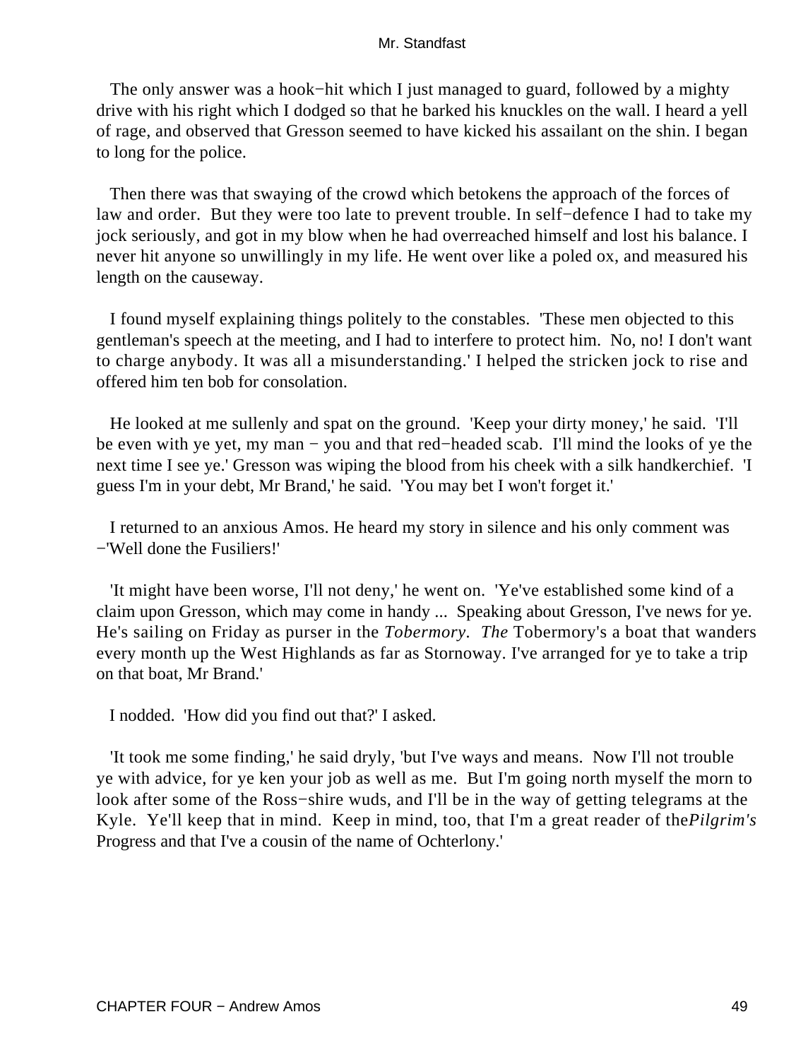The only answer was a hook−hit which I just managed to guard, followed by a mighty drive with his right which I dodged so that he barked his knuckles on the wall. I heard a yell of rage, and observed that Gresson seemed to have kicked his assailant on the shin. I began to long for the police.

Then there was that swaying of the crowd which betokens the approach of the forces of law and order. But they were too late to prevent trouble. In self−defence I had to take my jock seriously, and got in my blow when he had overreached himself and lost his balance. I never hit anyone so unwillingly in my life. He went over like a poled ox, and measured his length on the causeway.

I found myself explaining things politely to the constables. 'These men objected to this gentleman's speech at the meeting, and I had to interfere to protect him. No, no! I don't want to charge anybody. It was all a misunderstanding.' I helped the stricken jock to rise and offered him ten bob for consolation.

He looked at me sullenly and spat on the ground. 'Keep your dirty money,' he said. 'I'll be even with ye yet, my man − you and that red−headed scab. I'll mind the looks of ye the next time I see ye.' Gresson was wiping the blood from his cheek with a silk handkerchief. 'I guess I'm in your debt, Mr Brand,' he said. 'You may bet I won't forget it.'

I returned to an anxious Amos. He heard my story in silence and his only comment was −'Well done the Fusiliers!'

'It might have been worse, I'll not deny,' he went on. 'Ye've established some kind of a claim upon Gresson, which may come in handy ... Speaking about Gresson, I've news for ye. He's sailing on Friday as purser in the *Tobermory*. *The* Tobermory's a boat that wanders every month up the West Highlands as far as Stornoway. I've arranged for ye to take a trip on that boat, Mr Brand.'

I nodded. 'How did you find out that?' I asked.

'It took me some finding,' he said dryly, 'but I've ways and means. Now I'll not trouble ye with advice, for ye ken your job as well as me. But I'm going north myself the morn to look after some of the Ross−shire wuds, and I'll be in the way of getting telegrams at the Kyle. Ye'll keep that in mind. Keep in mind, too, that I'm a great reader of the*Pilgrim's* Progress and that I've a cousin of the name of Ochterlony.'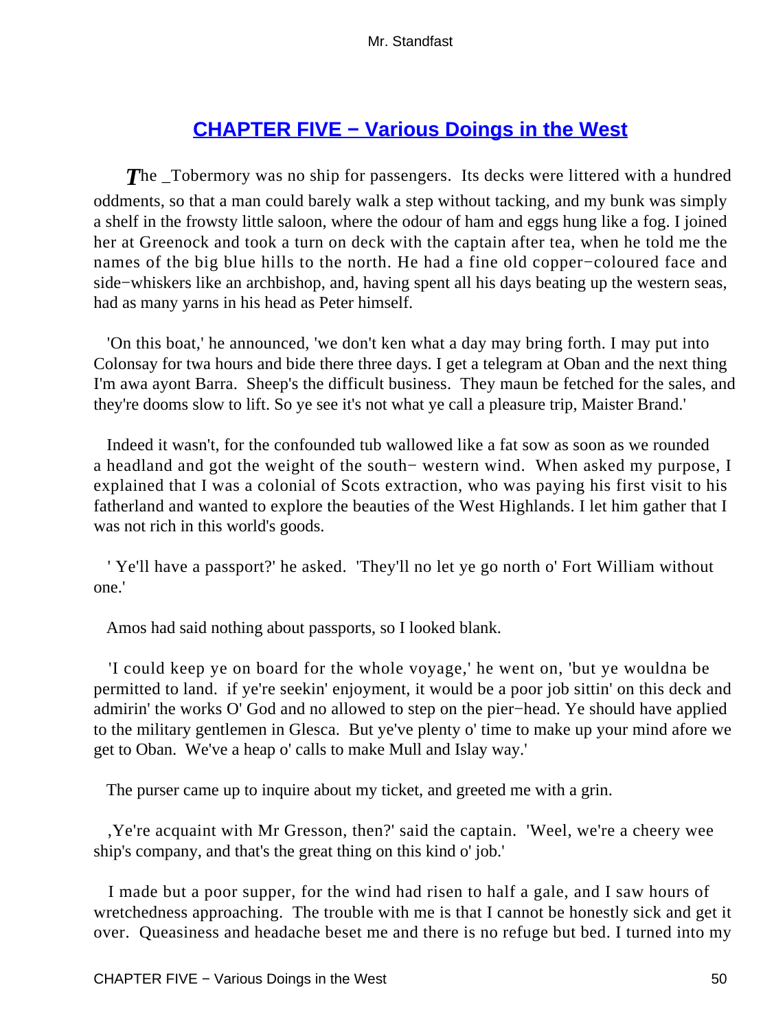## CHAPTER FIVE − Various Doings in the West

*The _Tobermory was no ship for passengers. Its decks were littered with a hundred oddments, so that a man could barely walk a step without tacking, and my bunk was simply a shelf in the frowsty little saloon, where the odour of ham and eggs hung like a fog. I joined her at Greenock and took a turn on deck with the captain after tea, when he told me the names of the big blue hills to the north. He had a fine old copper−coloured face and side−whiskers like an archbishop, and, having spent all his days beating up the western seas, had as many yarns in his head as Peter himself.

'On this boat,' he announced, 'we don't ken what a day may bring forth. I may put into Colonsay for twa hours and bide there three days. I get a telegram at Oban and the next thing I'm awa ayont Barra. Sheep's the difficult business. They maun be fetched for the sales, and they're dooms slow to lift. So ye see it's not what ye call a pleasure trip, Maister Brand.'

Indeed it wasn't, for the confounded tub wallowed like a fat sow as soon as we rounded a headland and got the weight of the south− western wind. When asked my purpose, I explained that I was a colonial of Scots extraction, who was paying his first visit to his fatherland and wanted to explore the beauties of the West Highlands. I let him gather that I was not rich in this world's goods.

' Ye'll have a passport?' he asked. 'They'll no let ye go north o' Fort William without one.'

Amos had said nothing about passports, so I looked blank.

'I could keep ye on board for the whole voyage,' he went on, 'but ye wouldna be permitted to land. if ye're seekin' enjoyment, it would be a poor job sittin' on this deck and admirin' the works O' God and no allowed to step on the pier−head. Ye should have applied to the military gentlemen in Glesca. But ye've plenty o' time to make up your mind afore we get to Oban. We've a heap o' calls to make Mull and Islay way.'

The purser came up to inquire about my ticket, and greeted me with a grin.

,Ye're acquaint with Mr Gresson, then?' said the captain. 'Weel, we're a cheery wee ship's company, and that's the great thing on this kind o' job.'

I made but a poor supper, for the wind had risen to half a gale, and I saw hours of wretchedness approaching. The trouble with me is that I cannot be honestly sick and get it over. Queasiness and headache beset me and there is no refuge but bed. I turned into my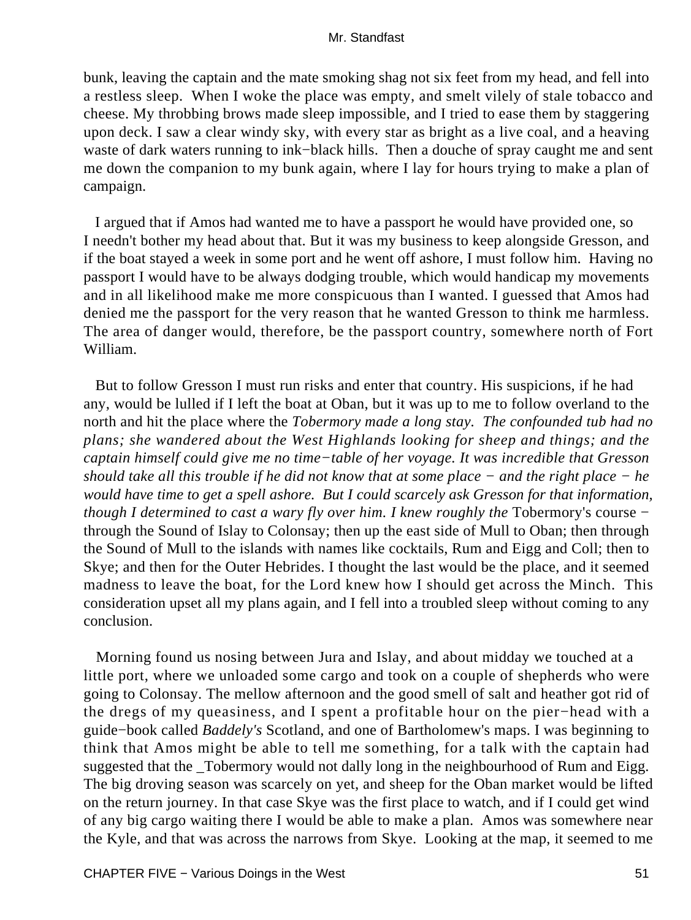bunk, leaving the captain and the mate smoking shag not six feet from my head, and fell into a restless sleep. When I woke the place was empty, and smelt vilely of stale tobacco and cheese. My throbbing brows made sleep impossible, and I tried to ease them by staggering upon deck. I saw a clear windy sky, with every star as bright as a live coal, and a heaving waste of dark waters running to ink−black hills. Then a douche of spray caught me and sent me down the companion to my bunk again, where I lay for hours trying to make a plan of campaign.

I argued that if Amos had wanted me to have a passport he would have provided one, so I needn't bother my head about that. But it was my business to keep alongside Gresson, and if the boat stayed a week in some port and he went off ashore, I must follow him. Having no passport I would have to be always dodging trouble, which would handicap my movements and in all likelihood make me more conspicuous than I wanted. I guessed that Amos had denied me the passport for the very reason that he wanted Gresson to think me harmless. The area of danger would, therefore, be the passport country, somewhere north of Fort William.

But to follow Gresson I must run risks and enter that country. His suspicions, if he had any, would be lulled if I left the boat at Oban, but it was up to me to follow overland to the north and hit the place where the *Tobermory made a long stay. The confounded tub had no plans; she wandered about the West Highlands looking for sheep and things; and the captain himself could give me no time−table of her voyage. It was incredible that Gresson should take all this trouble if he did not know that at some place − and the right place − he would have time to get a spell ashore. But I could scarcely ask Gresson for that information, though I determined to cast a wary fly over him. I knew roughly the* Tobermory's course − through the Sound of Islay to Colonsay; then up the east side of Mull to Oban; then through the Sound of Mull to the islands with names like cocktails, Rum and Eigg and Coll; then to Skye; and then for the Outer Hebrides. I thought the last would be the place, and it seemed madness to leave the boat, for the Lord knew how I should get across the Minch. This consideration upset all my plans again, and I fell into a troubled sleep without coming to any conclusion.

Morning found us nosing between Jura and Islay, and about midday we touched at a little port, where we unloaded some cargo and took on a couple of shepherds who were going to Colonsay. The mellow afternoon and the good smell of salt and heather got rid of the dregs of my queasiness, and I spent a profitable hour on the pier−head with a guide−book called *Baddely's* Scotland, and one of Bartholomew's maps. I was beginning to think that Amos might be able to tell me something, for a talk with the captain had suggested that the _Tobermory would not dally long in the neighbourhood of Rum and Eigg. The big droving season was scarcely on yet, and sheep for the Oban market would be lifted on the return journey. In that case Skye was the first place to watch, and if I could get wind of any big cargo waiting there I would be able to make a plan. Amos was somewhere near the Kyle, and that was across the narrows from Skye. Looking at the map, it seemed to me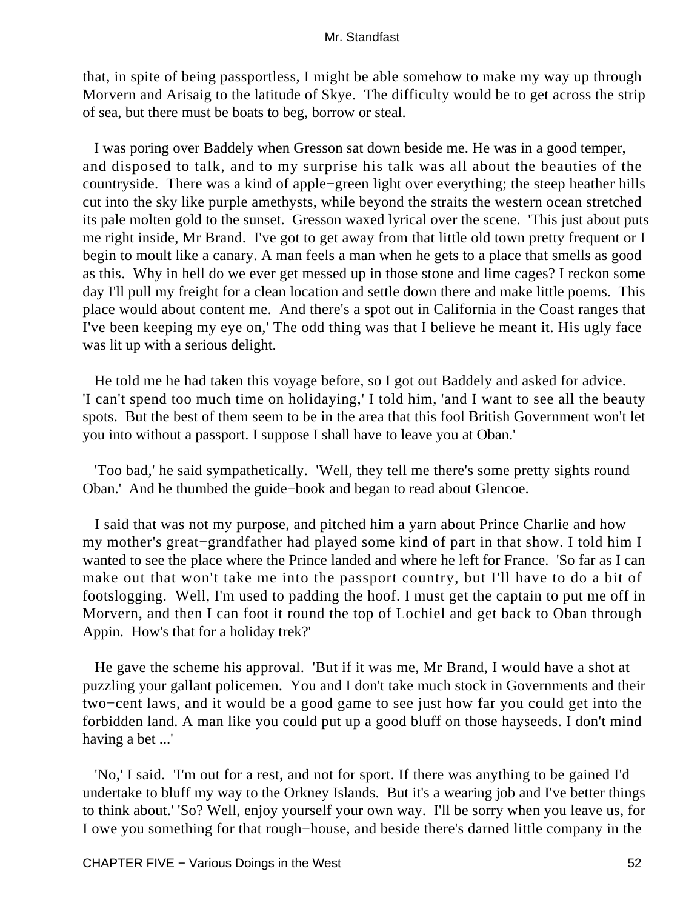that, in spite of being passportless, I might be able somehow to make my way up through Morvern and Arisaig to the latitude of Skye. The difficulty would be to get across the strip of sea, but there must be boats to beg, borrow or steal.

I was poring over Baddely when Gresson sat down beside me. He was in a good temper, and disposed to talk, and to my surprise his talk was all about the beauties of the countryside. There was a kind of apple−green light over everything; the steep heather hills cut into the sky like purple amethysts, while beyond the straits the western ocean stretched its pale molten gold to the sunset. Gresson waxed lyrical over the scene. 'This just about puts me right inside, Mr Brand. I've got to get away from that little old town pretty frequent or I begin to moult like a canary. A man feels a man when he gets to a place that smells as good as this. Why in hell do we ever get messed up in those stone and lime cages? I reckon some day I'll pull my freight for a clean location and settle down there and make little poems. This place would about content me. And there's a spot out in California in the Coast ranges that I've been keeping my eye on,' The odd thing was that I believe he meant it. His ugly face was lit up with a serious delight.

He told me he had taken this voyage before, so I got out Baddely and asked for advice. 'I can't spend too much time on holidaying,' I told him, 'and I want to see all the beauty spots. But the best of them seem to be in the area that this fool British Government won't let you into without a passport. I suppose I shall have to leave you at Oban.'

'Too bad,' he said sympathetically. 'Well, they tell me there's some pretty sights round Oban.' And he thumbed the guide−book and began to read about Glencoe.

I said that was not my purpose, and pitched him a yarn about Prince Charlie and how my mother's great−grandfather had played some kind of part in that show. I told him I wanted to see the place where the Prince landed and where he left for France. 'So far as I can make out that won't take me into the passport country, but I'll have to do a bit of footslogging. Well, I'm used to padding the hoof. I must get the captain to put me off in Morvern, and then I can foot it round the top of Lochiel and get back to Oban through Appin. How's that for a holiday trek?'

He gave the scheme his approval. 'But if it was me, Mr Brand, I would have a shot at puzzling your gallant policemen. You and I don't take much stock in Governments and their two−cent laws, and it would be a good game to see just how far you could get into the forbidden land. A man like you could put up a good bluff on those hayseeds. I don't mind having a bet ...'

'No,' I said. 'I'm out for a rest, and not for sport. If there was anything to be gained I'd undertake to bluff my way to the Orkney Islands. But it's a wearing job and I've better things to think about.' 'So? Well, enjoy yourself your own way. I'll be sorry when you leave us, for I owe you something for that rough−house, and beside there's darned little company in the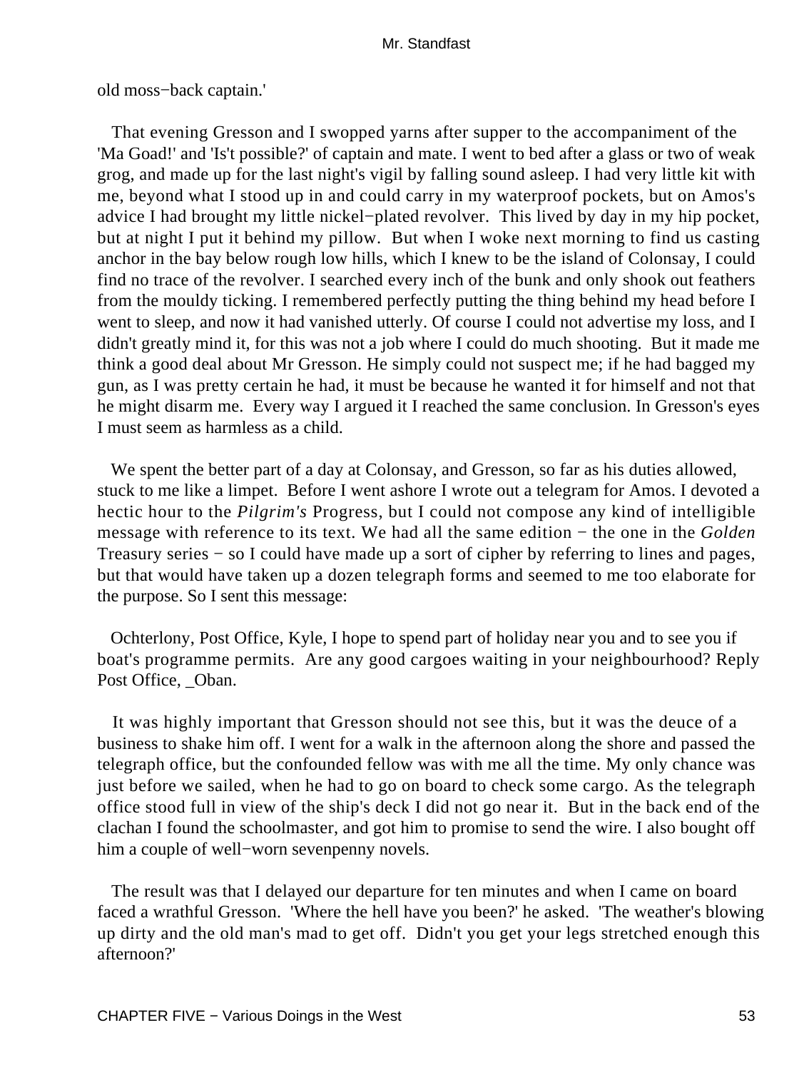old moss−back captain.'

That evening Gresson and I swopped yarns after supper to the accompaniment of the 'Ma Goad!' and 'Is't possible?' of captain and mate. I went to bed after a glass or two of weak grog, and made up for the last night's vigil by falling sound asleep. I had very little kit with me, beyond what I stood up in and could carry in my waterproof pockets, but on Amos's advice I had brought my little nickel−plated revolver. This lived by day in my hip pocket, but at night I put it behind my pillow. But when I woke next morning to find us casting anchor in the bay below rough low hills, which I knew to be the island of Colonsay, I could find no trace of the revolver. I searched every inch of the bunk and only shook out feathers from the mouldy ticking. I remembered perfectly putting the thing behind my head before I went to sleep, and now it had vanished utterly. Of course I could not advertise my loss, and I didn't greatly mind it, for this was not a job where I could do much shooting. But it made me think a good deal about Mr Gresson. He simply could not suspect me; if he had bagged my gun, as I was pretty certain he had, it must be because he wanted it for himself and not that he might disarm me. Every way I argued it I reached the same conclusion. In Gresson's eyes I must seem as harmless as a child.

We spent the better part of a day at Colonsay, and Gresson, so far as his duties allowed, stuck to me like a limpet. Before I went ashore I wrote out a telegram for Amos. I devoted a hectic hour to the *Pilgrim's* Progress, but I could not compose any kind of intelligible message with reference to its text. We had all the same edition − the one in the *Golden* Treasury series − so I could have made up a sort of cipher by referring to lines and pages, but that would have taken up a dozen telegraph forms and seemed to me too elaborate for the purpose. So I sent this message:

Ochterlony, Post Office, Kyle, I hope to spend part of holiday near you and to see you if boat's programme permits. Are any good cargoes waiting in your neighbourhood? Reply Post Office, _Oban.

It was highly important that Gresson should not see this, but it was the deuce of a business to shake him off. I went for a walk in the afternoon along the shore and passed the telegraph office, but the confounded fellow was with me all the time. My only chance was just before we sailed, when he had to go on board to check some cargo. As the telegraph office stood full in view of the ship's deck I did not go near it. But in the back end of the clachan I found the schoolmaster, and got him to promise to send the wire. I also bought off him a couple of well−worn sevenpenny novels.

The result was that I delayed our departure for ten minutes and when I came on board faced a wrathful Gresson. 'Where the hell have you been?' he asked. 'The weather's blowing up dirty and the old man's mad to get off. Didn't you get your legs stretched enough this afternoon?'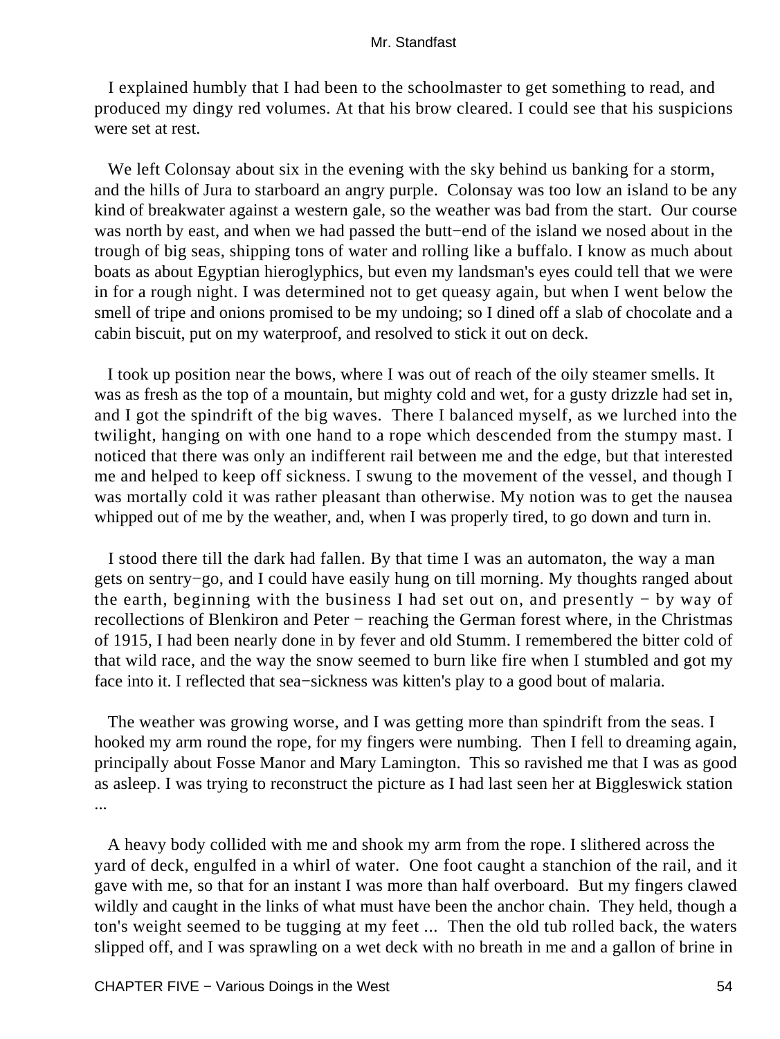I explained humbly that I had been to the schoolmaster to get something to read, and produced my dingy red volumes. At that his brow cleared. I could see that his suspicions were set at rest.

We left Colonsay about six in the evening with the sky behind us banking for a storm, and the hills of Jura to starboard an angry purple. Colonsay was too low an island to be any kind of breakwater against a western gale, so the weather was bad from the start. Our course was north by east, and when we had passed the butt−end of the island we nosed about in the trough of big seas, shipping tons of water and rolling like a buffalo. I know as much about boats as about Egyptian hieroglyphics, but even my landsman's eyes could tell that we were in for a rough night. I was determined not to get queasy again, but when I went below the smell of tripe and onions promised to be my undoing; so I dined off a slab of chocolate and a cabin biscuit, put on my waterproof, and resolved to stick it out on deck.

I took up position near the bows, where I was out of reach of the oily steamer smells. It was as fresh as the top of a mountain, but mighty cold and wet, for a gusty drizzle had set in, and I got the spindrift of the big waves. There I balanced myself, as we lurched into the twilight, hanging on with one hand to a rope which descended from the stumpy mast. I noticed that there was only an indifferent rail between me and the edge, but that interested me and helped to keep off sickness. I swung to the movement of the vessel, and though I was mortally cold it was rather pleasant than otherwise. My notion was to get the nausea whipped out of me by the weather, and, when I was properly tired, to go down and turn in.

I stood there till the dark had fallen. By that time I was an automaton, the way a man gets on sentry−go, and I could have easily hung on till morning. My thoughts ranged about the earth, beginning with the business I had set out on, and presently − by way of recollections of Blenkiron and Peter − reaching the German forest where, in the Christmas of 1915, I had been nearly done in by fever and old Stumm. I remembered the bitter cold of that wild race, and the way the snow seemed to burn like fire when I stumbled and got my face into it. I reflected that sea−sickness was kitten's play to a good bout of malaria.

The weather was growing worse, and I was getting more than spindrift from the seas. I hooked my arm round the rope, for my fingers were numbing. Then I fell to dreaming again, principally about Fosse Manor and Mary Lamington. This so ravished me that I was as good as asleep. I was trying to reconstruct the picture as I had last seen her at Biggleswick station ...

A heavy body collided with me and shook my arm from the rope. I slithered across the yard of deck, engulfed in a whirl of water. One foot caught a stanchion of the rail, and it gave with me, so that for an instant I was more than half overboard. But my fingers clawed wildly and caught in the links of what must have been the anchor chain. They held, though a ton's weight seemed to be tugging at my feet ... Then the old tub rolled back, the waters slipped off, and I was sprawling on a wet deck with no breath in me and a gallon of brine in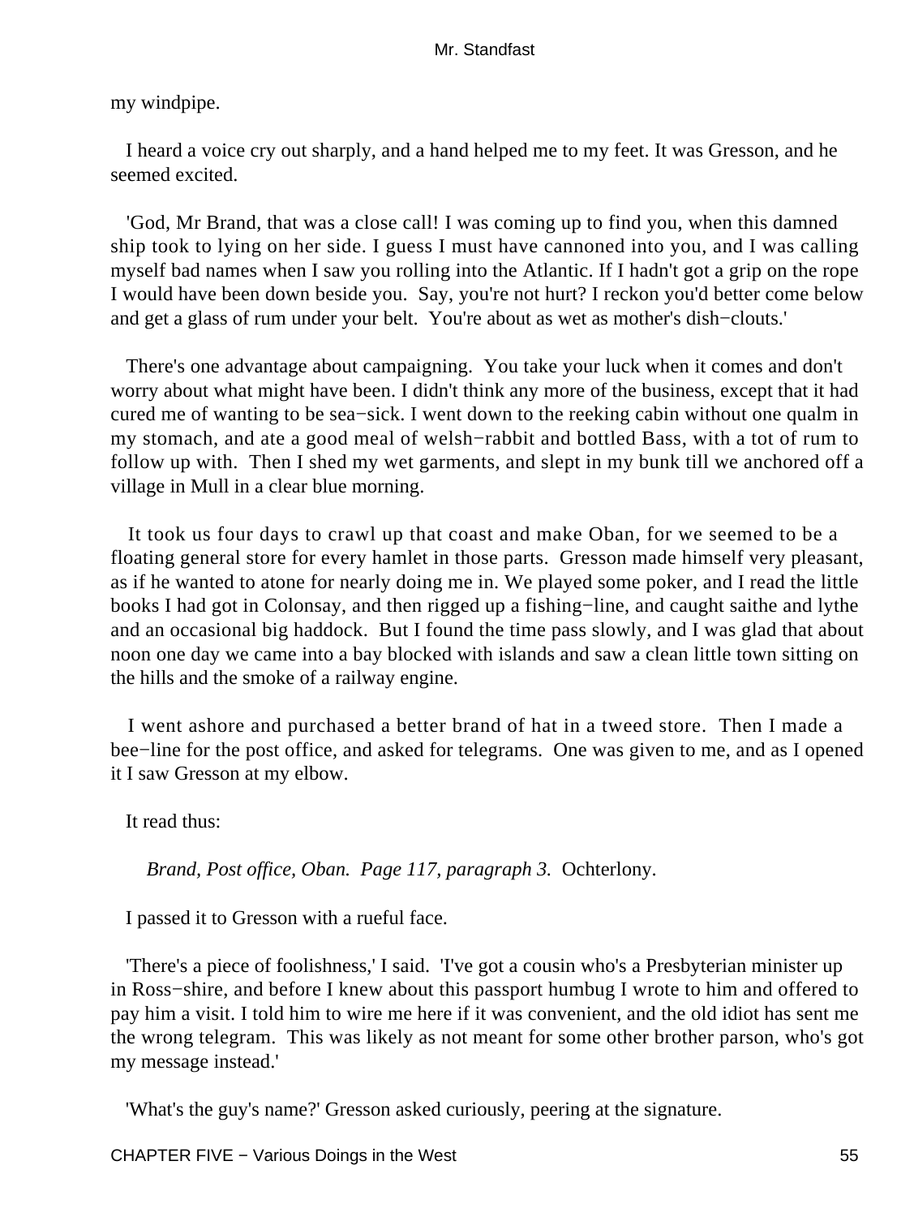my windpipe.

I heard a voice cry out sharply, and a hand helped me to my feet. It was Gresson, and he seemed excited.

'God, Mr Brand, that was a close call! I was coming up to find you, when this damned ship took to lying on her side. I guess I must have cannoned into you, and I was calling myself bad names when I saw you rolling into the Atlantic. If I hadn't got a grip on the rope I would have been down beside you. Say, you're not hurt? I reckon you'd better come below and get a glass of rum under your belt. You're about as wet as mother's dish−clouts.'

There's one advantage about campaigning. You take your luck when it comes and don't worry about what might have been. I didn't think any more of the business, except that it had cured me of wanting to be sea−sick. I went down to the reeking cabin without one qualm in my stomach, and ate a good meal of welsh−rabbit and bottled Bass, with a tot of rum to follow up with. Then I shed my wet garments, and slept in my bunk till we anchored off a village in Mull in a clear blue morning.

It took us four days to crawl up that coast and make Oban, for we seemed to be a floating general store for every hamlet in those parts. Gresson made himself very pleasant, as if he wanted to atone for nearly doing me in. We played some poker, and I read the little books I had got in Colonsay, and then rigged up a fishing−line, and caught saithe and lythe and an occasional big haddock. But I found the time pass slowly, and I was glad that about noon one day we came into a bay blocked with islands and saw a clean little town sitting on the hills and the smoke of a railway engine.

I went ashore and purchased a better brand of hat in a tweed store. Then I made a bee−line for the post office, and asked for telegrams. One was given to me, and as I opened it I saw Gresson at my elbow.

It read thus:

*Brand, Post office, Oban. Page 117, paragraph 3.* Ochterlony.

I passed it to Gresson with a rueful face.

'There's a piece of foolishness,' I said. 'I've got a cousin who's a Presbyterian minister up in Ross−shire, and before I knew about this passport humbug I wrote to him and offered to pay him a visit. I told him to wire me here if it was convenient, and the old idiot has sent me the wrong telegram. This was likely as not meant for some other brother parson, who's got my message instead.'

'What's the guy's name?' Gresson asked curiously, peering at the signature.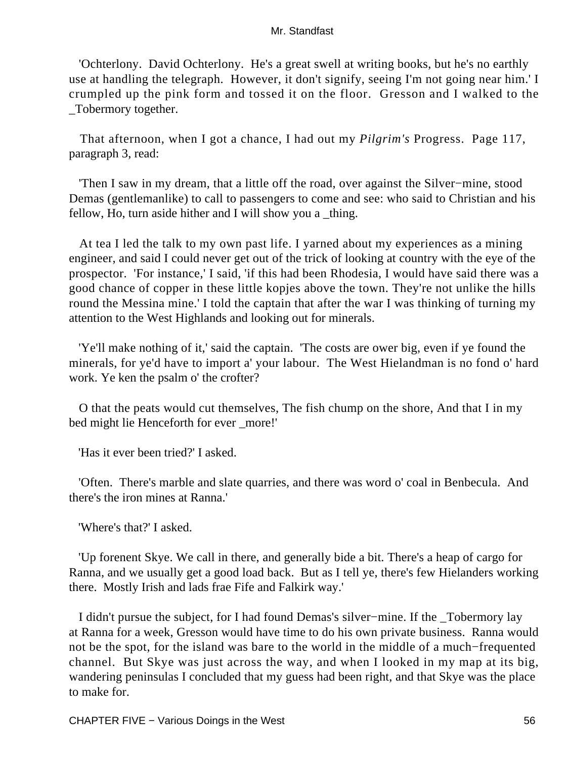'Ochterlony. David Ochterlony. He's a great swell at writing books, but he's no earthly use at handling the telegraph. However, it don't signify, seeing I'm not going near him.' I crumpled up the pink form and tossed it on the floor. Gresson and I walked to the _Tobermory together.

That afternoon, when I got a chance, I had out my *Pilgrim's* Progress. Page 117, paragraph 3, read:

'Then I saw in my dream, that a little off the road, over against the Silver−mine, stood Demas (gentlemanlike) to call to passengers to come and see: who said to Christian and his fellow, Ho, turn aside hither and I will show you a _thing.

At tea I led the talk to my own past life. I yarned about my experiences as a mining engineer, and said I could never get out of the trick of looking at country with the eye of the prospector. 'For instance,' I said, 'if this had been Rhodesia, I would have said there was a good chance of copper in these little kopjes above the town. They're not unlike the hills round the Messina mine.' I told the captain that after the war I was thinking of turning my attention to the West Highlands and looking out for minerals.

'Ye'll make nothing of it,' said the captain. 'The costs are ower big, even if ye found the minerals, for ye'd have to import a' your labour. The West Hielandman is no fond o' hard work. Ye ken the psalm o' the crofter?

O that the peats would cut themselves, The fish chump on the shore, And that I in my bed might lie Henceforth for ever _more!'

'Has it ever been tried?' I asked.

'Often. There's marble and slate quarries, and there was word o' coal in Benbecula. And there's the iron mines at Ranna.'

'Where's that?' I asked.

'Up forenent Skye. We call in there, and generally bide a bit. There's a heap of cargo for Ranna, and we usually get a good load back. But as I tell ye, there's few Hielanders working there. Mostly Irish and lads frae Fife and Falkirk way.'

I didn't pursue the subject, for I had found Demas's silver−mine. If the _Tobermory lay at Ranna for a week, Gresson would have time to do his own private business. Ranna would not be the spot, for the island was bare to the world in the middle of a much−frequented channel. But Skye was just across the way, and when I looked in my map at its big, wandering peninsulas I concluded that my guess had been right, and that Skye was the place to make for.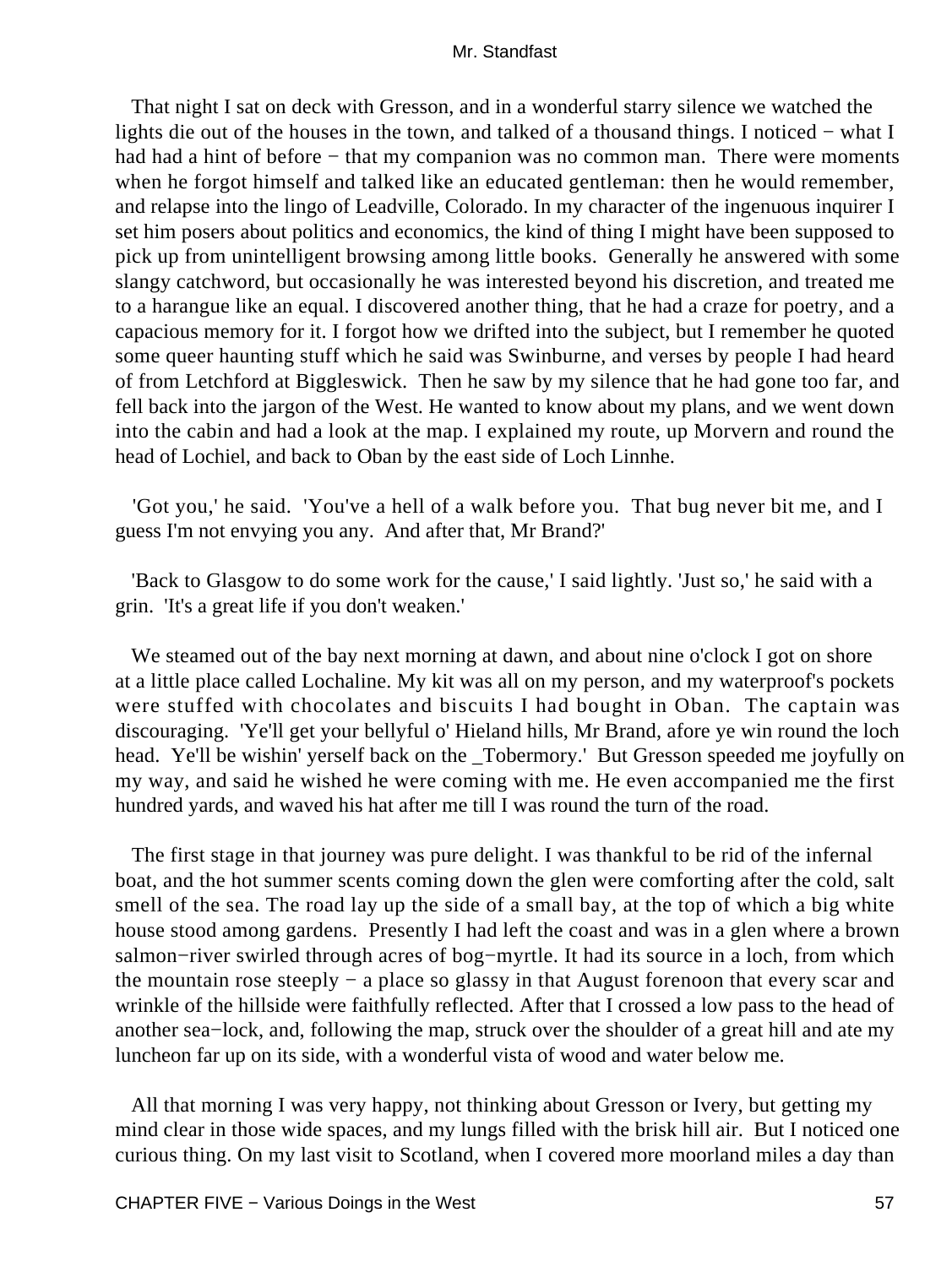That night I sat on deck with Gresson, and in a wonderful starry silence we watched the lights die out of the houses in the town, and talked of a thousand things. I noticed − what I had had a hint of before − that my companion was no common man. There were moments when he forgot himself and talked like an educated gentleman: then he would remember, and relapse into the lingo of Leadville, Colorado. In my character of the ingenuous inquirer I set him posers about politics and economics, the kind of thing I might have been supposed to pick up from unintelligent browsing among little books. Generally he answered with some slangy catchword, but occasionally he was interested beyond his discretion, and treated me to a harangue like an equal. I discovered another thing, that he had a craze for poetry, and a capacious memory for it. I forgot how we drifted into the subject, but I remember he quoted some queer haunting stuff which he said was Swinburne, and verses by people I had heard of from Letchford at Biggleswick. Then he saw by my silence that he had gone too far, and fell back into the jargon of the West. He wanted to know about my plans, and we went down into the cabin and had a look at the map. I explained my route, up Morvern and round the head of Lochiel, and back to Oban by the east side of Loch Linnhe.

'Got you,' he said. 'You've a hell of a walk before you. That bug never bit me, and I guess I'm not envying you any. And after that, Mr Brand?'

'Back to Glasgow to do some work for the cause,' I said lightly. 'Just so,' he said with a grin. 'It's a great life if you don't weaken.'

We steamed out of the bay next morning at dawn, and about nine o'clock I got on shore at a little place called Lochaline. My kit was all on my person, and my waterproof's pockets were stuffed with chocolates and biscuits I had bought in Oban. The captain was discouraging. 'Ye'll get your bellyful o' Hieland hills, Mr Brand, afore ye win round the loch head. Ye'll be wishin' yerself back on the _Tobermory.' But Gresson speeded me joyfully on my way, and said he wished he were coming with me. He even accompanied me the first hundred yards, and waved his hat after me till I was round the turn of the road.

The first stage in that journey was pure delight. I was thankful to be rid of the infernal boat, and the hot summer scents coming down the glen were comforting after the cold, salt smell of the sea. The road lay up the side of a small bay, at the top of which a big white house stood among gardens. Presently I had left the coast and was in a glen where a brown salmon−river swirled through acres of bog−myrtle. It had its source in a loch, from which the mountain rose steeply − a place so glassy in that August forenoon that every scar and wrinkle of the hillside were faithfully reflected. After that I crossed a low pass to the head of another sea−lock, and, following the map, struck over the shoulder of a great hill and ate my luncheon far up on its side, with a wonderful vista of wood and water below me.

All that morning I was very happy, not thinking about Gresson or Ivery, but getting my mind clear in those wide spaces, and my lungs filled with the brisk hill air. But I noticed one curious thing. On my last visit to Scotland, when I covered more moorland miles a day than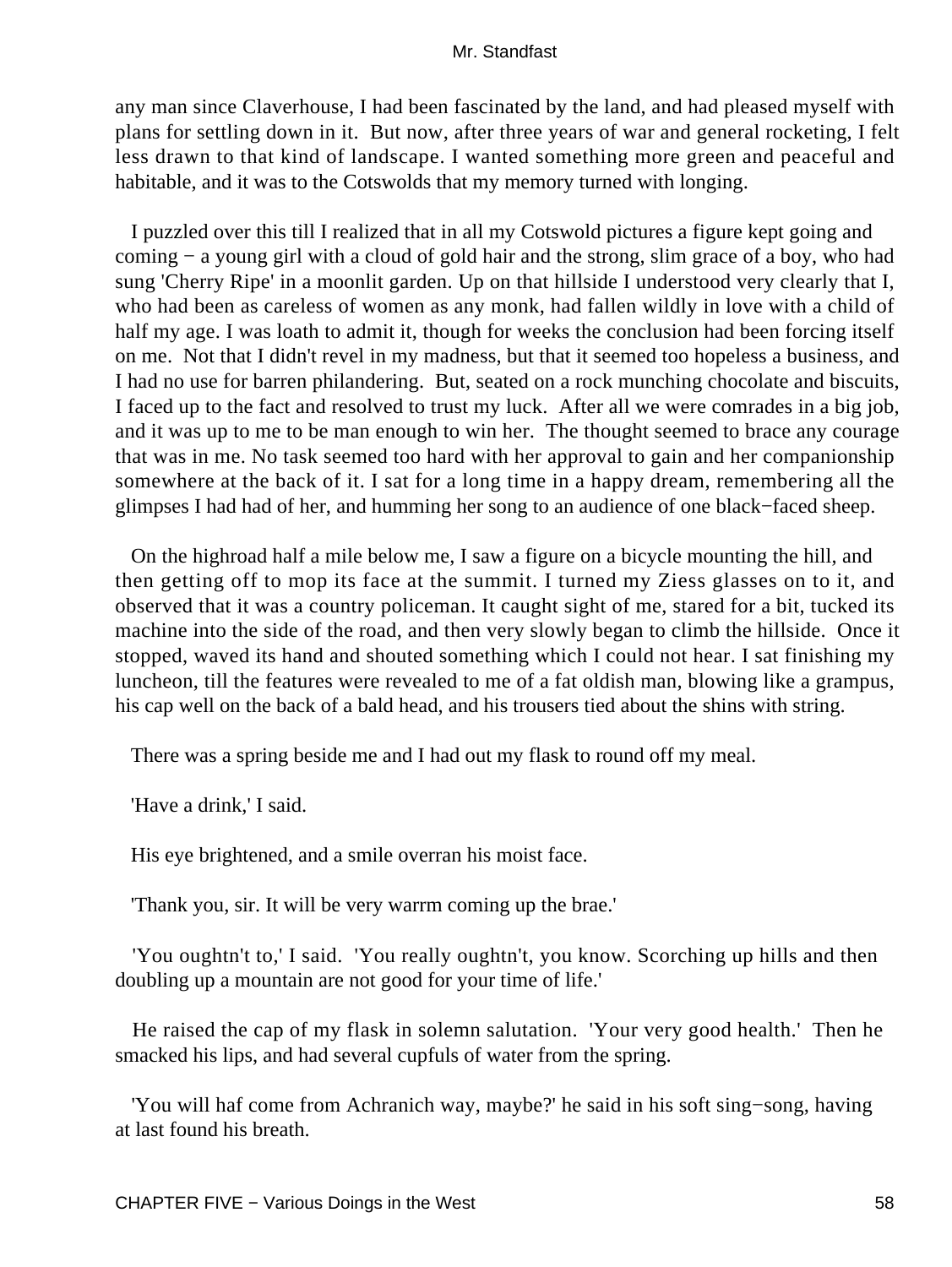any man since Claverhouse, I had been fascinated by the land, and had pleased myself with plans for settling down in it. But now, after three years of war and general rocketing, I felt less drawn to that kind of landscape. I wanted something more green and peaceful and habitable, and it was to the Cotswolds that my memory turned with longing.

I puzzled over this till I realized that in all my Cotswold pictures a figure kept going and coming − a young girl with a cloud of gold hair and the strong, slim grace of a boy, who had sung 'Cherry Ripe' in a moonlit garden. Up on that hillside I understood very clearly that I, who had been as careless of women as any monk, had fallen wildly in love with a child of half my age. I was loath to admit it, though for weeks the conclusion had been forcing itself on me. Not that I didn't revel in my madness, but that it seemed too hopeless a business, and I had no use for barren philandering. But, seated on a rock munching chocolate and biscuits, I faced up to the fact and resolved to trust my luck. After all we were comrades in a big job, and it was up to me to be man enough to win her. The thought seemed to brace any courage that was in me. No task seemed too hard with her approval to gain and her companionship somewhere at the back of it. I sat for a long time in a happy dream, remembering all the glimpses I had had of her, and humming her song to an audience of one black−faced sheep.

On the highroad half a mile below me, I saw a figure on a bicycle mounting the hill, and then getting off to mop its face at the summit. I turned my Ziess glasses on to it, and observed that it was a country policeman. It caught sight of me, stared for a bit, tucked its machine into the side of the road, and then very slowly began to climb the hillside. Once it stopped, waved its hand and shouted something which I could not hear. I sat finishing my luncheon, till the features were revealed to me of a fat oldish man, blowing like a grampus, his cap well on the back of a bald head, and his trousers tied about the shins with string.

There was a spring beside me and I had out my flask to round off my meal.

'Have a drink,' I said.

His eye brightened, and a smile overran his moist face.

'Thank you, sir. It will be very warrm coming up the brae.'

'You oughtn't to,' I said. 'You really oughtn't, you know. Scorching up hills and then doubling up a mountain are not good for your time of life.'

He raised the cap of my flask in solemn salutation. 'Your very good health.' Then he smacked his lips, and had several cupfuls of water from the spring.

'You will haf come from Achranich way, maybe?' he said in his soft sing−song, having at last found his breath.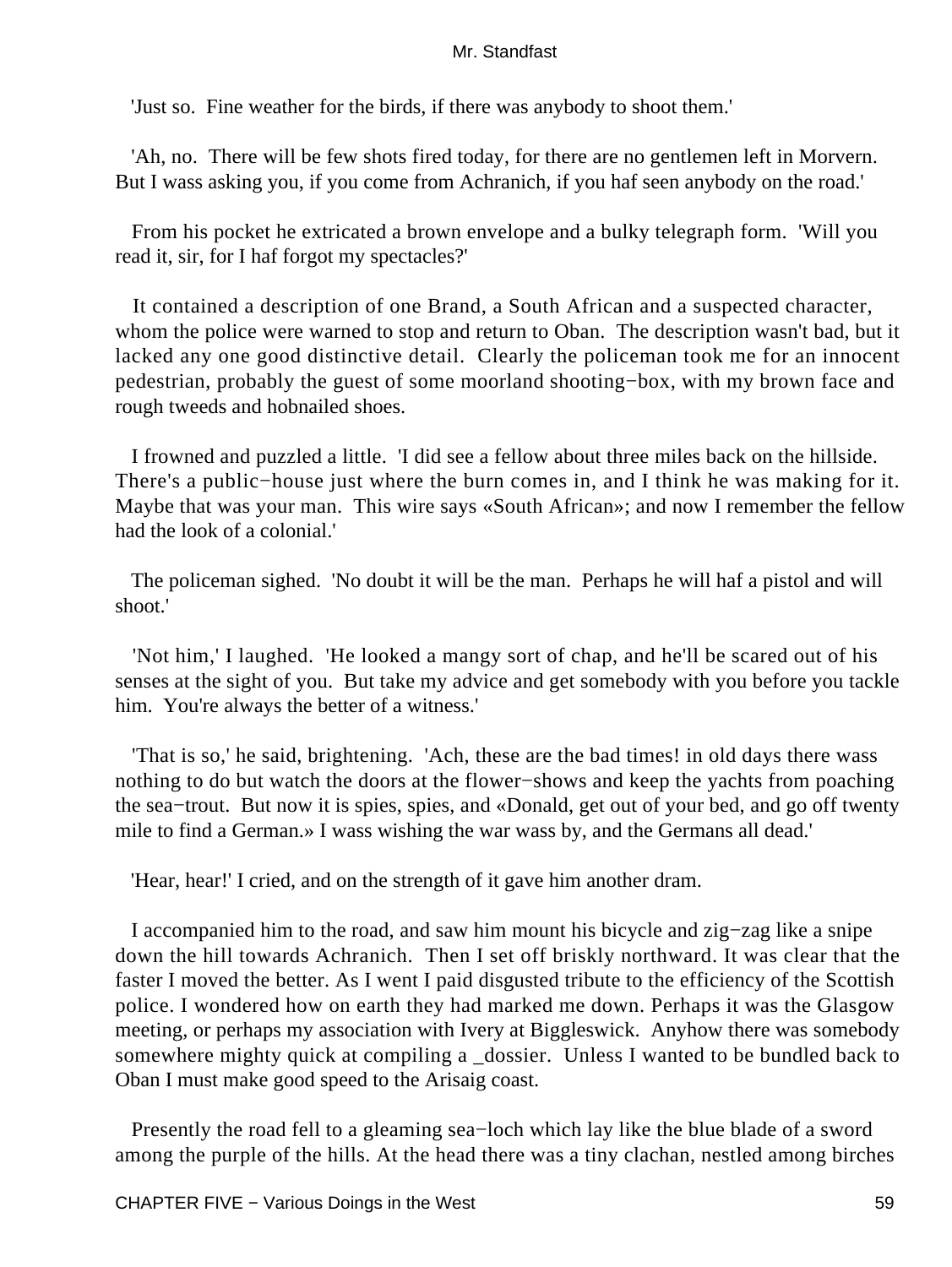'Just so. Fine weather for the birds, if there was anybody to shoot them.'

'Ah, no. There will be few shots fired today, for there are no gentlemen left in Morvern. But I wass asking you, if you come from Achranich, if you haf seen anybody on the road.'

From his pocket he extricated a brown envelope and a bulky telegraph form. 'Will you read it, sir, for I haf forgot my spectacles?'

It contained a description of one Brand, a South African and a suspected character, whom the police were warned to stop and return to Oban. The description wasn't bad, but it lacked any one good distinctive detail. Clearly the policeman took me for an innocent pedestrian, probably the guest of some moorland shooting−box, with my brown face and rough tweeds and hobnailed shoes.

I frowned and puzzled a little. 'I did see a fellow about three miles back on the hillside. There's a public−house just where the burn comes in, and I think he was making for it. Maybe that was your man. This wire says «South African»; and now I remember the fellow had the look of a colonial.'

The policeman sighed. 'No doubt it will be the man. Perhaps he will haf a pistol and will shoot.'

'Not him,' I laughed. 'He looked a mangy sort of chap, and he'll be scared out of his senses at the sight of you. But take my advice and get somebody with you before you tackle him. You're always the better of a witness.'

'That is so,' he said, brightening. 'Ach, these are the bad times! in old days there wass nothing to do but watch the doors at the flower−shows and keep the yachts from poaching the sea−trout. But now it is spies, spies, and «Donald, get out of your bed, and go off twenty mile to find a German.» I wass wishing the war wass by, and the Germans all dead.'

'Hear, hear!' I cried, and on the strength of it gave him another dram.

I accompanied him to the road, and saw him mount his bicycle and zig−zag like a snipe down the hill towards Achranich. Then I set off briskly northward. It was clear that the faster I moved the better. As I went I paid disgusted tribute to the efficiency of the Scottish police. I wondered how on earth they had marked me down. Perhaps it was the Glasgow meeting, or perhaps my association with Ivery at Biggleswick. Anyhow there was somebody somewhere mighty quick at compiling a _dossier. Unless I wanted to be bundled back to Oban I must make good speed to the Arisaig coast.

Presently the road fell to a gleaming sea−loch which lay like the blue blade of a sword among the purple of the hills. At the head there was a tiny clachan, nestled among birches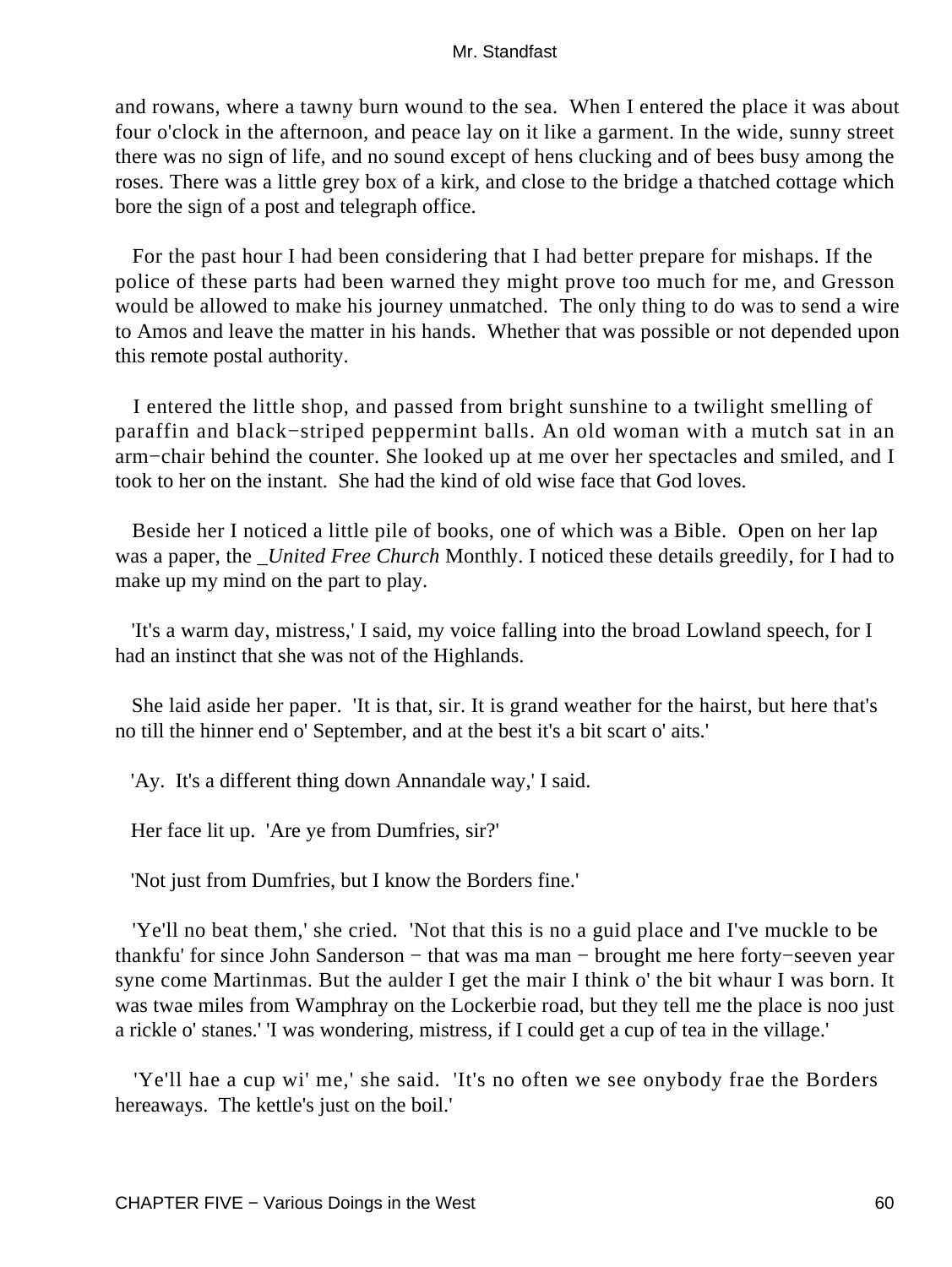and rowans, where a tawny burn wound to the sea. When I entered the place it was about four o'clock in the afternoon, and peace lay on it like a garment. In the wide, sunny street there was no sign of life, and no sound except of hens clucking and of bees busy among the roses. There was a little grey box of a kirk, and close to the bridge a thatched cottage which bore the sign of a post and telegraph office.

For the past hour I had been considering that I had better prepare for mishaps. If the police of these parts had been warned they might prove too much for me, and Gresson would be allowed to make his journey unmatched. The only thing to do was to send a wire to Amos and leave the matter in his hands. Whether that was possible or not depended upon this remote postal authority.

I entered the little shop, and passed from bright sunshine to a twilight smelling of paraffin and black−striped peppermint balls. An old woman with a mutch sat in an arm−chair behind the counter. She looked up at me over her spectacles and smiled, and I took to her on the instant. She had the kind of old wise face that God loves.

Beside her I noticed a little pile of books, one of which was a Bible. Open on her lap was a paper, the _*United Free Church* Monthly. I noticed these details greedily, for I had to make up my mind on the part to play.

'It's a warm day, mistress,' I said, my voice falling into the broad Lowland speech, for I had an instinct that she was not of the Highlands.

She laid aside her paper. 'It is that, sir. It is grand weather for the hairst, but here that's no till the hinner end o' September, and at the best it's a bit scart o' aits.'

'Ay. It's a different thing down Annandale way,' I said.

Her face lit up. 'Are ye from Dumfries, sir?'

'Not just from Dumfries, but I know the Borders fine.'

'Ye'll no beat them,' she cried. 'Not that this is no a guid place and I've muckle to be thankfu' for since John Sanderson − that was ma man − brought me here forty−seeven year syne come Martinmas. But the aulder I get the mair I think o' the bit whaur I was born. It was twae miles from Wamphray on the Lockerbie road, but they tell me the place is noo just a rickle o' stanes.' 'I was wondering, mistress, if I could get a cup of tea in the village.'

'Ye'll hae a cup wi' me,' she said. 'It's no often we see onybody frae the Borders hereaways. The kettle's just on the boil.'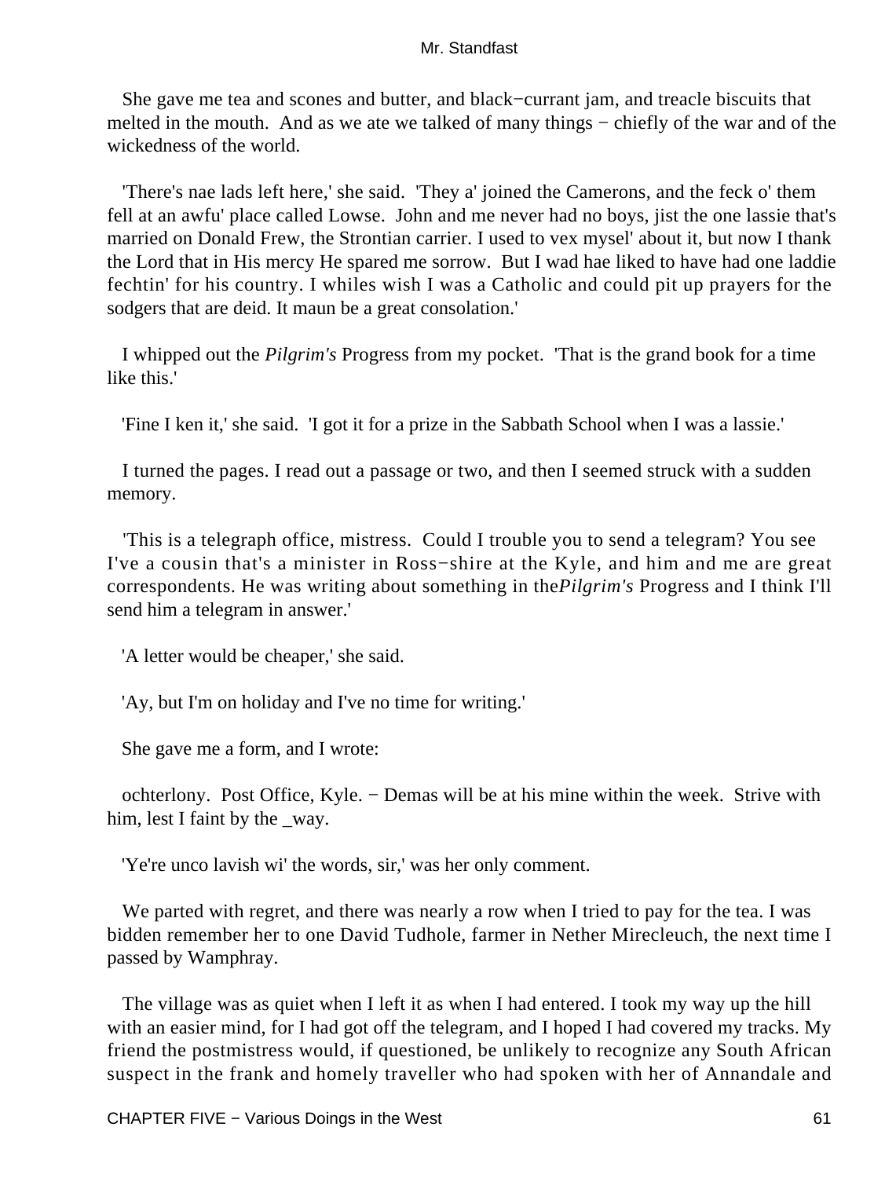She gave me tea and scones and butter, and black−currant jam, and treacle biscuits that melted in the mouth. And as we ate we talked of many things − chiefly of the war and of the wickedness of the world.

'There's nae lads left here,' she said. 'They a' joined the Camerons, and the feck o' them fell at an awfu' place called Lowse. John and me never had no boys, jist the one lassie that's married on Donald Frew, the Strontian carrier. I used to vex mysel' about it, but now I thank the Lord that in His mercy He spared me sorrow. But I wad hae liked to have had one laddie fechtin' for his country. I whiles wish I was a Catholic and could pit up prayers for the sodgers that are deid. It maun be a great consolation.'

I whipped out the *Pilgrim's* Progress from my pocket. 'That is the grand book for a time like this.'

'Fine I ken it,' she said. 'I got it for a prize in the Sabbath School when I was a lassie.'

I turned the pages. I read out a passage or two, and then I seemed struck with a sudden memory.

'This is a telegraph office, mistress. Could I trouble you to send a telegram? You see I've a cousin that's a minister in Ross−shire at the Kyle, and him and me are great correspondents. He was writing about something in the*Pilgrim's* Progress and I think I'll send him a telegram in answer.'

'A letter would be cheaper,' she said.

'Ay, but I'm on holiday and I've no time for writing.'

She gave me a form, and I wrote:

ochterlony. Post Office, Kyle. − Demas will be at his mine within the week. Strive with him, lest I faint by the _way.

'Ye're unco lavish wi' the words, sir,' was her only comment.

We parted with regret, and there was nearly a row when I tried to pay for the tea. I was bidden remember her to one David Tudhole, farmer in Nether Mirecleuch, the next time I passed by Wamphray.

The village was as quiet when I left it as when I had entered. I took my way up the hill with an easier mind, for I had got off the telegram, and I hoped I had covered my tracks. My friend the postmistress would, if questioned, be unlikely to recognize any South African suspect in the frank and homely traveller who had spoken with her of Annandale and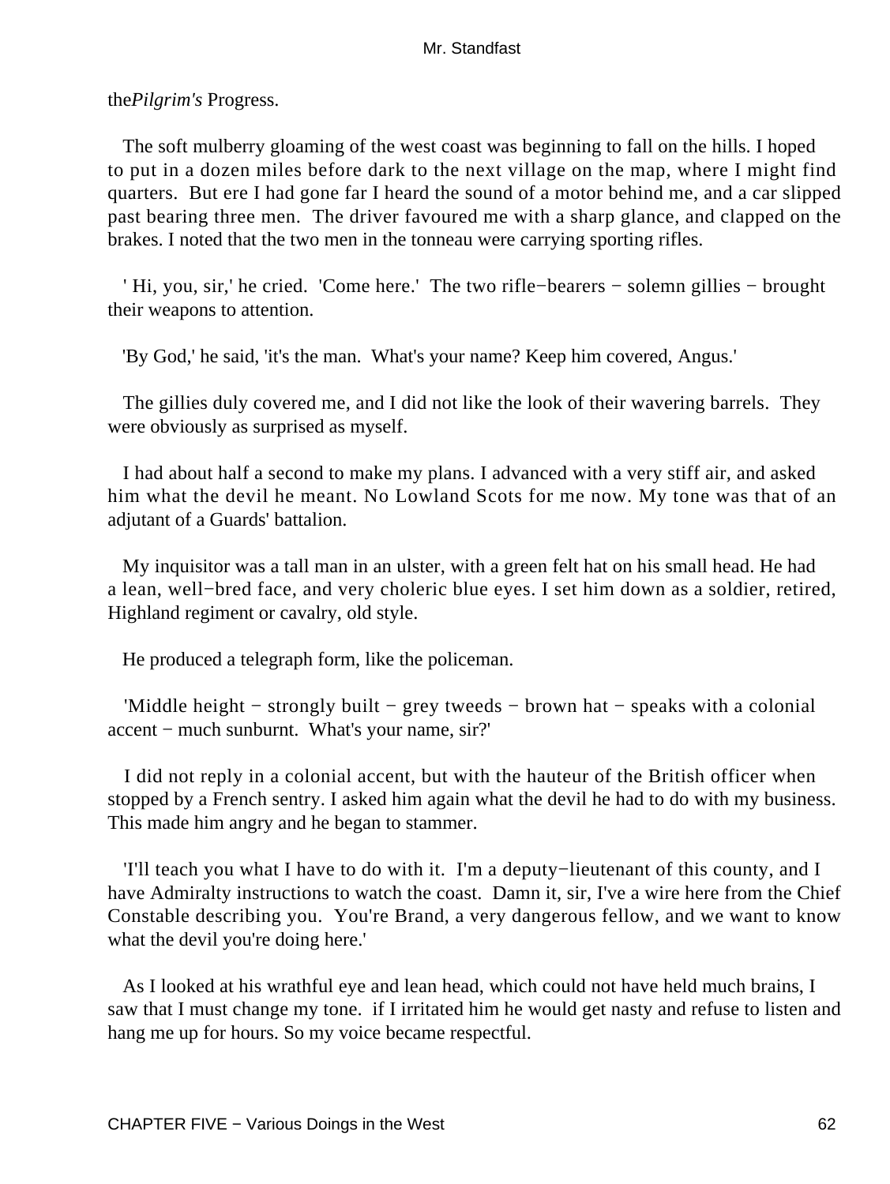the*Pilgrim's* Progress.

The soft mulberry gloaming of the west coast was beginning to fall on the hills. I hoped to put in a dozen miles before dark to the next village on the map, where I might find quarters. But ere I had gone far I heard the sound of a motor behind me, and a car slipped past bearing three men. The driver favoured me with a sharp glance, and clapped on the brakes. I noted that the two men in the tonneau were carrying sporting rifles.

' Hi, you, sir,' he cried. 'Come here.' The two rifle−bearers − solemn gillies − brought their weapons to attention.

'By God,' he said, 'it's the man. What's your name? Keep him covered, Angus.'

The gillies duly covered me, and I did not like the look of their wavering barrels. They were obviously as surprised as myself.

I had about half a second to make my plans. I advanced with a very stiff air, and asked him what the devil he meant. No Lowland Scots for me now. My tone was that of an adjutant of a Guards' battalion.

My inquisitor was a tall man in an ulster, with a green felt hat on his small head. He had a lean, well−bred face, and very choleric blue eyes. I set him down as a soldier, retired, Highland regiment or cavalry, old style.

He produced a telegraph form, like the policeman.

'Middle height − strongly built − grey tweeds − brown hat − speaks with a colonial accent − much sunburnt. What's your name, sir?'

I did not reply in a colonial accent, but with the hauteur of the British officer when stopped by a French sentry. I asked him again what the devil he had to do with my business. This made him angry and he began to stammer.

'I'll teach you what I have to do with it. I'm a deputy−lieutenant of this county, and I have Admiralty instructions to watch the coast. Damn it, sir, I've a wire here from the Chief Constable describing you. You're Brand, a very dangerous fellow, and we want to know what the devil you're doing here.'

As I looked at his wrathful eye and lean head, which could not have held much brains, I saw that I must change my tone. if I irritated him he would get nasty and refuse to listen and hang me up for hours. So my voice became respectful.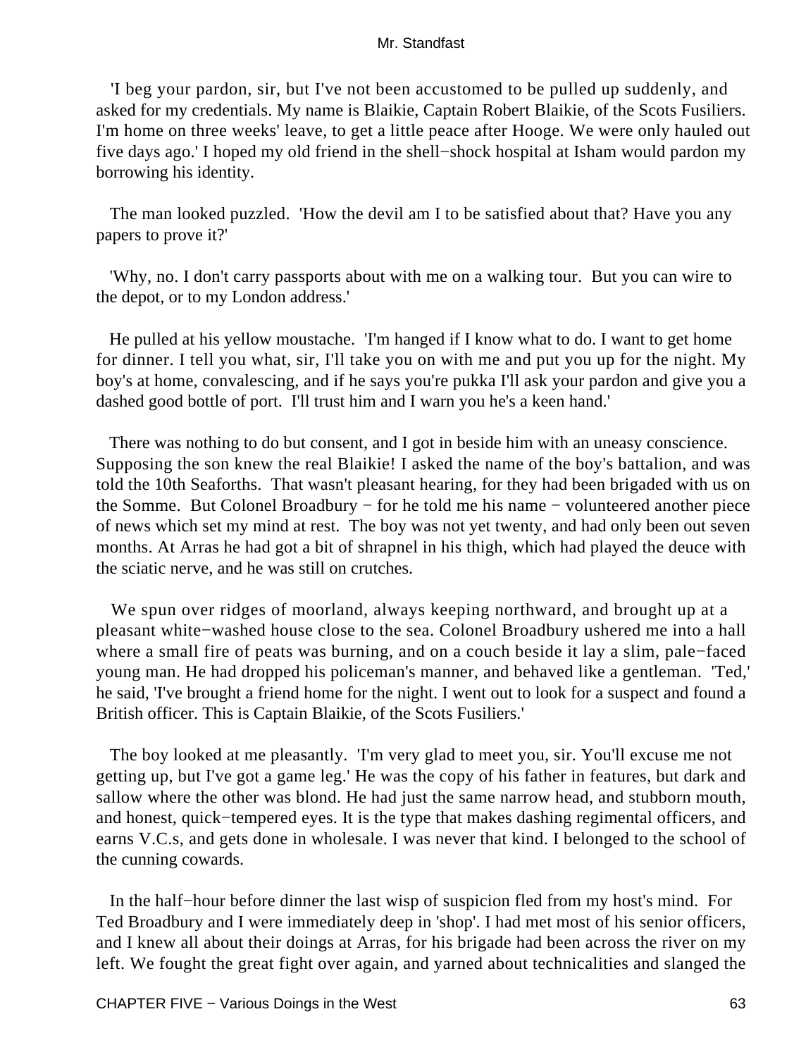'I beg your pardon, sir, but I've not been accustomed to be pulled up suddenly, and asked for my credentials. My name is Blaikie, Captain Robert Blaikie, of the Scots Fusiliers. I'm home on three weeks' leave, to get a little peace after Hooge. We were only hauled out five days ago.' I hoped my old friend in the shell−shock hospital at Isham would pardon my borrowing his identity.

The man looked puzzled. 'How the devil am I to be satisfied about that? Have you any papers to prove it?'

'Why, no. I don't carry passports about with me on a walking tour. But you can wire to the depot, or to my London address.'

He pulled at his yellow moustache. 'I'm hanged if I know what to do. I want to get home for dinner. I tell you what, sir, I'll take you on with me and put you up for the night. My boy's at home, convalescing, and if he says you're pukka I'll ask your pardon and give you a dashed good bottle of port. I'll trust him and I warn you he's a keen hand.'

There was nothing to do but consent, and I got in beside him with an uneasy conscience. Supposing the son knew the real Blaikie! I asked the name of the boy's battalion, and was told the 10th Seaforths. That wasn't pleasant hearing, for they had been brigaded with us on the Somme. But Colonel Broadbury − for he told me his name − volunteered another piece of news which set my mind at rest. The boy was not yet twenty, and had only been out seven months. At Arras he had got a bit of shrapnel in his thigh, which had played the deuce with the sciatic nerve, and he was still on crutches.

We spun over ridges of moorland, always keeping northward, and brought up at a pleasant white−washed house close to the sea. Colonel Broadbury ushered me into a hall where a small fire of peats was burning, and on a couch beside it lay a slim, pale−faced young man. He had dropped his policeman's manner, and behaved like a gentleman. 'Ted,' he said, 'I've brought a friend home for the night. I went out to look for a suspect and found a British officer. This is Captain Blaikie, of the Scots Fusiliers.'

The boy looked at me pleasantly. 'I'm very glad to meet you, sir. You'll excuse me not getting up, but I've got a game leg.' He was the copy of his father in features, but dark and sallow where the other was blond. He had just the same narrow head, and stubborn mouth, and honest, quick−tempered eyes. It is the type that makes dashing regimental officers, and earns V.C.s, and gets done in wholesale. I was never that kind. I belonged to the school of the cunning cowards.

In the half−hour before dinner the last wisp of suspicion fled from my host's mind. For Ted Broadbury and I were immediately deep in 'shop'. I had met most of his senior officers, and I knew all about their doings at Arras, for his brigade had been across the river on my left. We fought the great fight over again, and yarned about technicalities and slanged the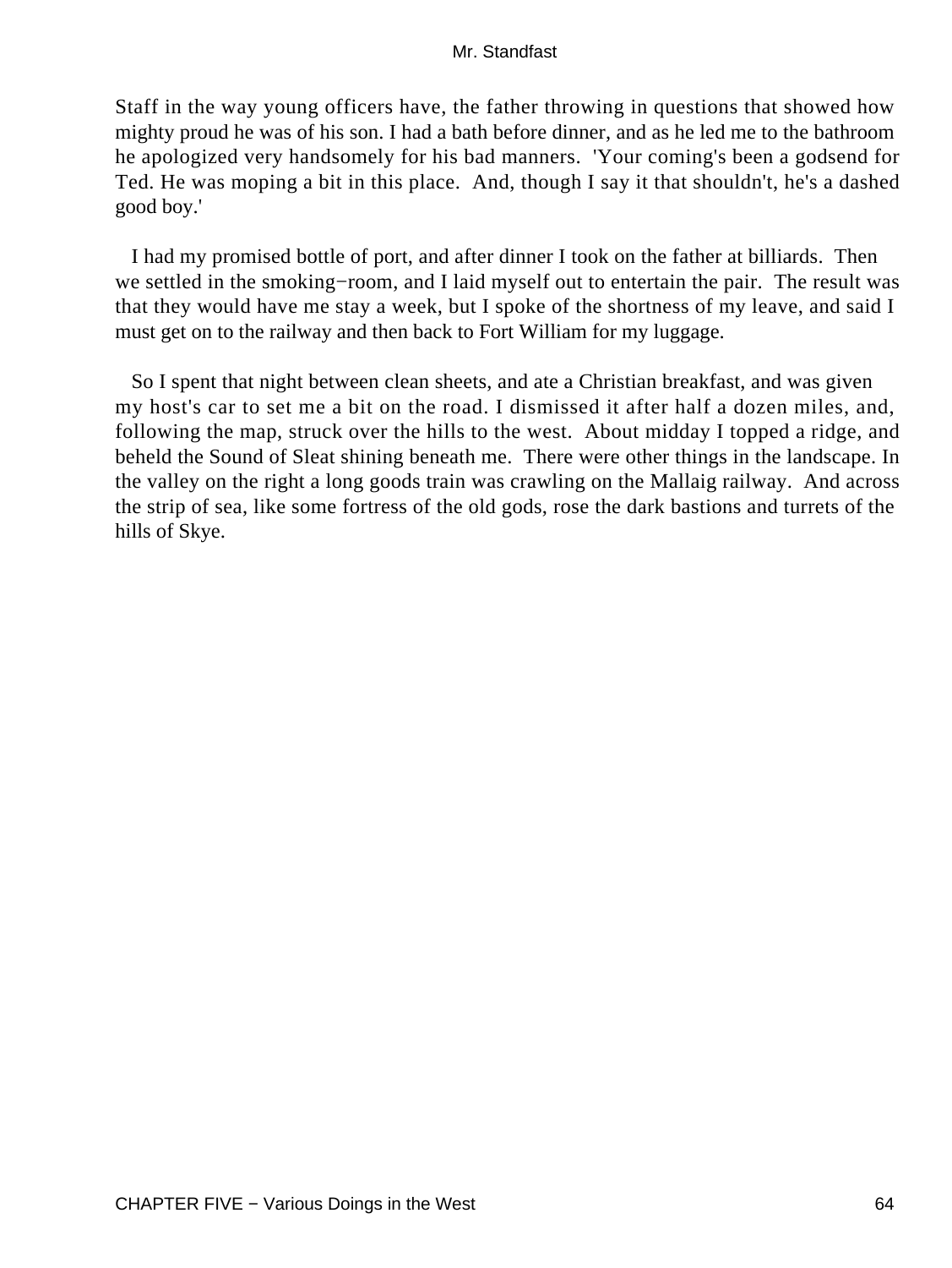Staff in the way young officers have, the father throwing in questions that showed how mighty proud he was of his son. I had a bath before dinner, and as he led me to the bathroom he apologized very handsomely for his bad manners. 'Your coming's been a godsend for Ted. He was moping a bit in this place. And, though I say it that shouldn't, he's a dashed good boy.'

I had my promised bottle of port, and after dinner I took on the father at billiards. Then we settled in the smoking−room, and I laid myself out to entertain the pair. The result was that they would have me stay a week, but I spoke of the shortness of my leave, and said I must get on to the railway and then back to Fort William for my luggage.

So I spent that night between clean sheets, and ate a Christian breakfast, and was given my host's car to set me a bit on the road. I dismissed it after half a dozen miles, and, following the map, struck over the hills to the west. About midday I topped a ridge, and beheld the Sound of Sleat shining beneath me. There were other things in the landscape. In the valley on the right a long goods train was crawling on the Mallaig railway. And across the strip of sea, like some fortress of the old gods, rose the dark bastions and turrets of the hills of Skye.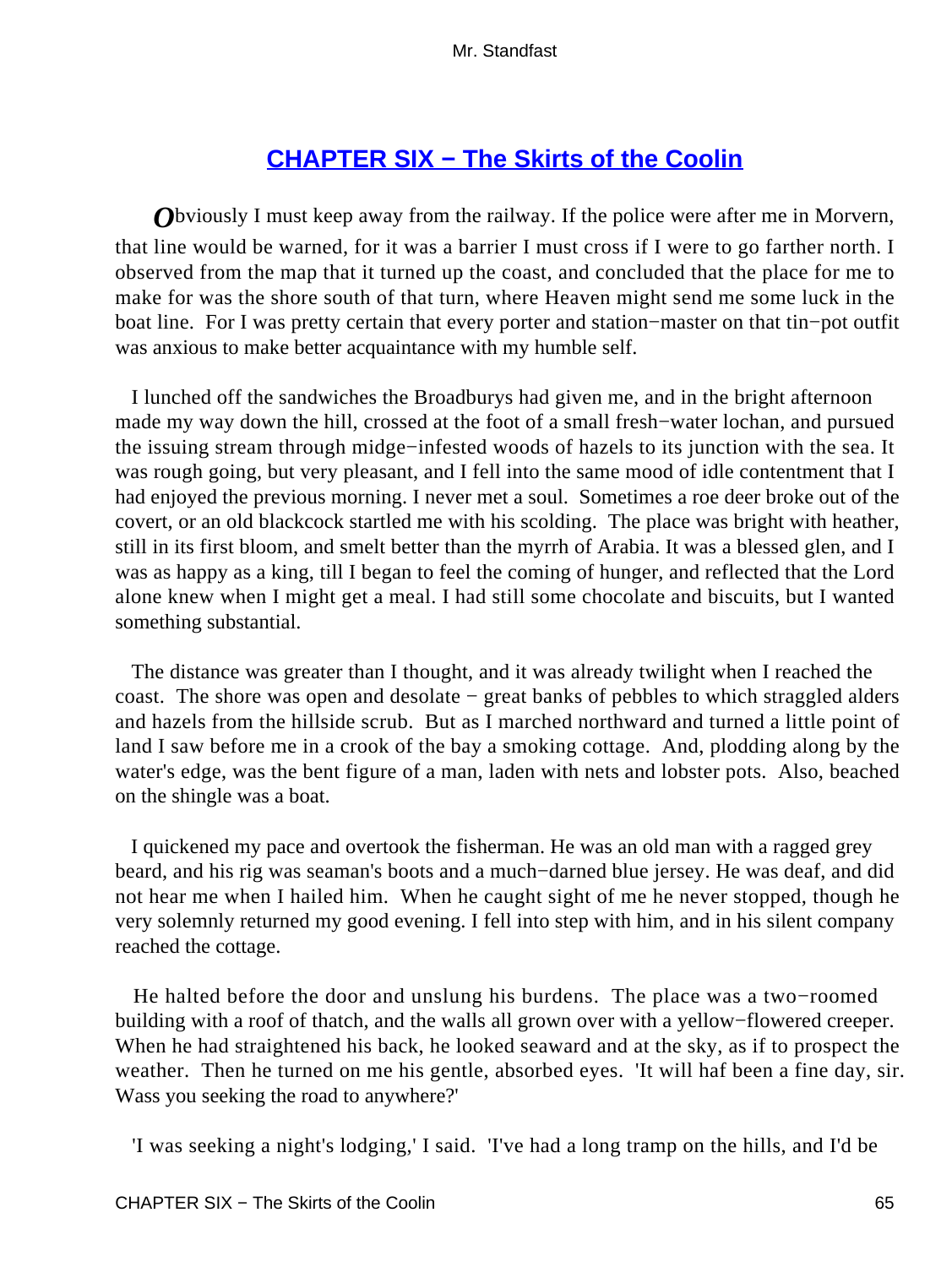## CHAPTER SIX − The Skirts of the Coolin

*O*bviously I must keep away from the railway. If the police were after me in Morvern, that line would be warned, for it was a barrier I must cross if I were to go farther north. I observed from the map that it turned up the coast, and concluded that the place for me to make for was the shore south of that turn, where Heaven might send me some luck in the boat line. For I was pretty certain that every porter and station−master on that tin−pot outfit was anxious to make better acquaintance with my humble self.

I lunched off the sandwiches the Broadburys had given me, and in the bright afternoon made my way down the hill, crossed at the foot of a small fresh−water lochan, and pursued the issuing stream through midge−infested woods of hazels to its junction with the sea. It was rough going, but very pleasant, and I fell into the same mood of idle contentment that I had enjoyed the previous morning. I never met a soul. Sometimes a roe deer broke out of the covert, or an old blackcock startled me with his scolding. The place was bright with heather, still in its first bloom, and smelt better than the myrrh of Arabia. It was a blessed glen, and I was as happy as a king, till I began to feel the coming of hunger, and reflected that the Lord alone knew when I might get a meal. I had still some chocolate and biscuits, but I wanted something substantial.

The distance was greater than I thought, and it was already twilight when I reached the coast. The shore was open and desolate − great banks of pebbles to which straggled alders and hazels from the hillside scrub. But as I marched northward and turned a little point of land I saw before me in a crook of the bay a smoking cottage. And, plodding along by the water's edge, was the bent figure of a man, laden with nets and lobster pots. Also, beached on the shingle was a boat.

I quickened my pace and overtook the fisherman. He was an old man with a ragged grey beard, and his rig was seaman's boots and a much−darned blue jersey. He was deaf, and did not hear me when I hailed him. When he caught sight of me he never stopped, though he very solemnly returned my good evening. I fell into step with him, and in his silent company reached the cottage.

He halted before the door and unslung his burdens. The place was a two−roomed building with a roof of thatch, and the walls all grown over with a yellow−flowered creeper. When he had straightened his back, he looked seaward and at the sky, as if to prospect the weather. Then he turned on me his gentle, absorbed eyes. 'It will haf been a fine day, sir. Wass you seeking the road to anywhere?'

'I was seeking a night's lodging,' I said. 'I've had a long tramp on the hills, and I'd be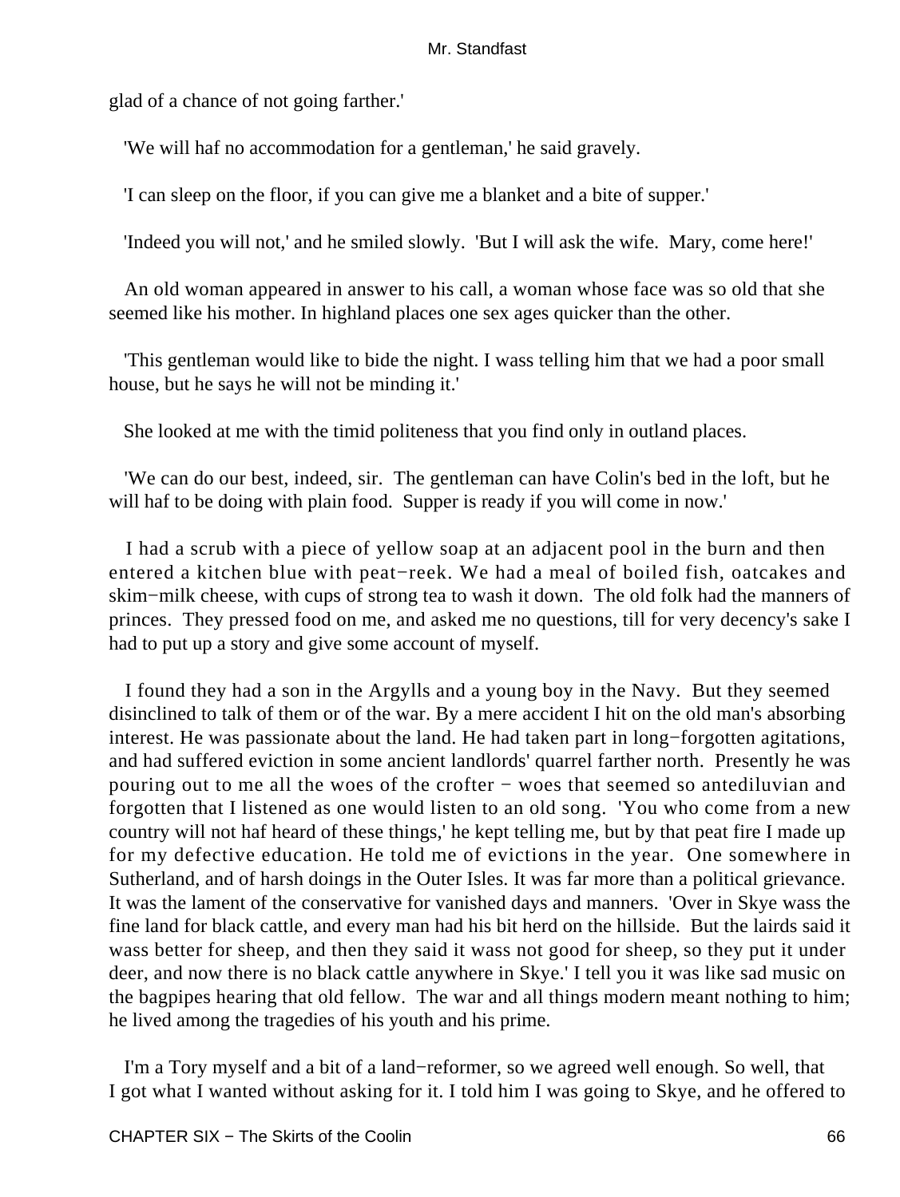glad of a chance of not going farther.'

'We will haf no accommodation for a gentleman,' he said gravely.

'I can sleep on the floor, if you can give me a blanket and a bite of supper.'

'Indeed you will not,' and he smiled slowly. 'But I will ask the wife. Mary, come here!'

An old woman appeared in answer to his call, a woman whose face was so old that she seemed like his mother. In highland places one sex ages quicker than the other.

'This gentleman would like to bide the night. I wass telling him that we had a poor small house, but he says he will not be minding it.'

She looked at me with the timid politeness that you find only in outland places.

'We can do our best, indeed, sir. The gentleman can have Colin's bed in the loft, but he will haf to be doing with plain food. Supper is ready if you will come in now.'

I had a scrub with a piece of yellow soap at an adjacent pool in the burn and then entered a kitchen blue with peat−reek. We had a meal of boiled fish, oatcakes and skim−milk cheese, with cups of strong tea to wash it down. The old folk had the manners of princes. They pressed food on me, and asked me no questions, till for very decency's sake I had to put up a story and give some account of myself.

I found they had a son in the Argylls and a young boy in the Navy. But they seemed disinclined to talk of them or of the war. By a mere accident I hit on the old man's absorbing interest. He was passionate about the land. He had taken part in long−forgotten agitations, and had suffered eviction in some ancient landlords' quarrel farther north. Presently he was pouring out to me all the woes of the crofter − woes that seemed so antediluvian and forgotten that I listened as one would listen to an old song. 'You who come from a new country will not haf heard of these things,' he kept telling me, but by that peat fire I made up for my defective education. He told me of evictions in the year. One somewhere in Sutherland, and of harsh doings in the Outer Isles. It was far more than a political grievance. It was the lament of the conservative for vanished days and manners. 'Over in Skye wass the fine land for black cattle, and every man had his bit herd on the hillside. But the lairds said it wass better for sheep, and then they said it wass not good for sheep, so they put it under deer, and now there is no black cattle anywhere in Skye.' I tell you it was like sad music on the bagpipes hearing that old fellow. The war and all things modern meant nothing to him; he lived among the tragedies of his youth and his prime.

I'm a Tory myself and a bit of a land−reformer, so we agreed well enough. So well, that I got what I wanted without asking for it. I told him I was going to Skye, and he offered to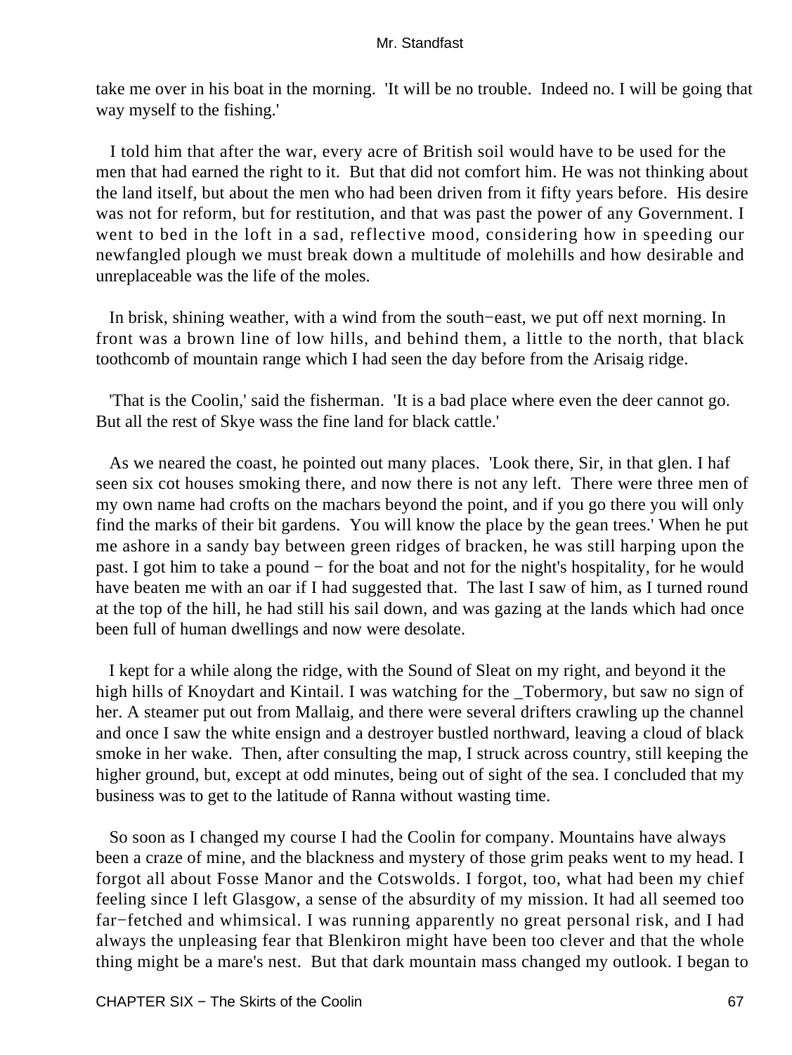take me over in his boat in the morning. 'It will be no trouble. Indeed no. I will be going that way myself to the fishing.'

I told him that after the war, every acre of British soil would have to be used for the men that had earned the right to it. But that did not comfort him. He was not thinking about the land itself, but about the men who had been driven from it fifty years before. His desire was not for reform, but for restitution, and that was past the power of any Government. I went to bed in the loft in a sad, reflective mood, considering how in speeding our newfangled plough we must break down a multitude of molehills and how desirable and unreplaceable was the life of the moles.

In brisk, shining weather, with a wind from the south−east, we put off next morning. In front was a brown line of low hills, and behind them, a little to the north, that black toothcomb of mountain range which I had seen the day before from the Arisaig ridge.

'That is the Coolin,' said the fisherman. 'It is a bad place where even the deer cannot go. But all the rest of Skye wass the fine land for black cattle.'

As we neared the coast, he pointed out many places. 'Look there, Sir, in that glen. I haf seen six cot houses smoking there, and now there is not any left. There were three men of my own name had crofts on the machars beyond the point, and if you go there you will only find the marks of their bit gardens. You will know the place by the gean trees.' When he put me ashore in a sandy bay between green ridges of bracken, he was still harping upon the past. I got him to take a pound − for the boat and not for the night's hospitality, for he would have beaten me with an oar if I had suggested that. The last I saw of him, as I turned round at the top of the hill, he had still his sail down, and was gazing at the lands which had once been full of human dwellings and now were desolate.

I kept for a while along the ridge, with the Sound of Sleat on my right, and beyond it the high hills of Knoydart and Kintail. I was watching for the _Tobermory, but saw no sign of her. A steamer put out from Mallaig, and there were several drifters crawling up the channel and once I saw the white ensign and a destroyer bustled northward, leaving a cloud of black smoke in her wake. Then, after consulting the map, I struck across country, still keeping the higher ground, but, except at odd minutes, being out of sight of the sea. I concluded that my business was to get to the latitude of Ranna without wasting time.

So soon as I changed my course I had the Coolin for company. Mountains have always been a craze of mine, and the blackness and mystery of those grim peaks went to my head. I forgot all about Fosse Manor and the Cotswolds. I forgot, too, what had been my chief feeling since I left Glasgow, a sense of the absurdity of my mission. It had all seemed too far−fetched and whimsical. I was running apparently no great personal risk, and I had always the unpleasing fear that Blenkiron might have been too clever and that the whole thing might be a mare's nest. But that dark mountain mass changed my outlook. I began to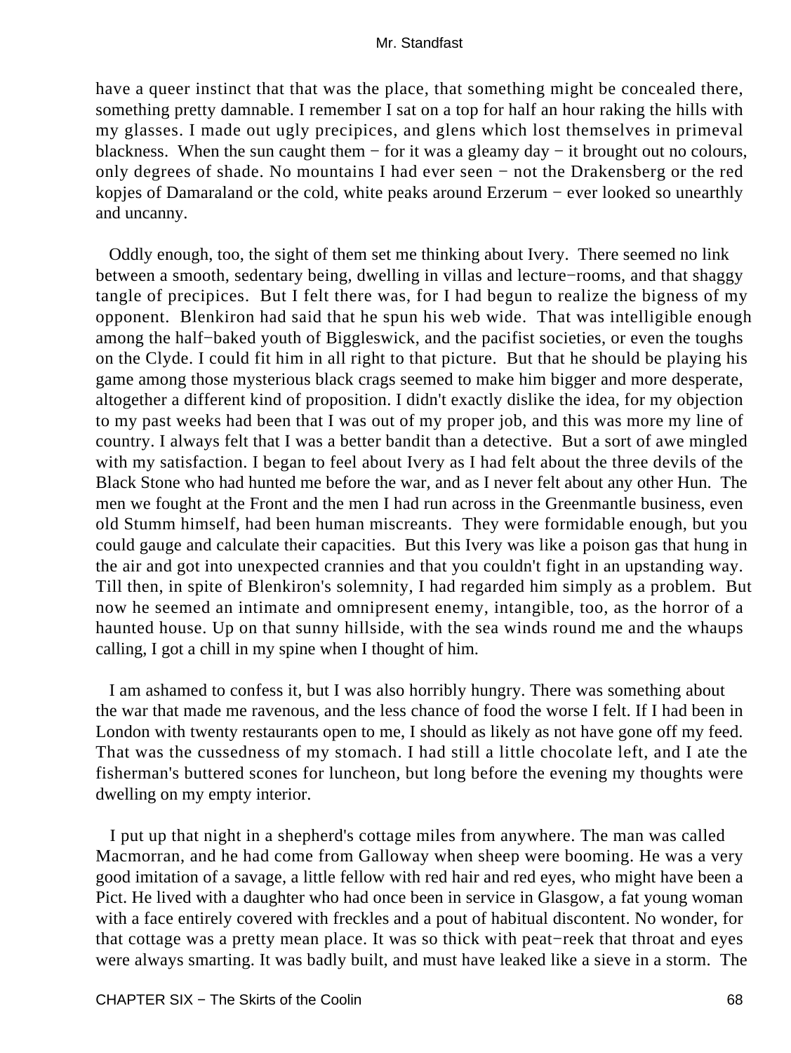have a queer instinct that that was the place, that something might be concealed there, something pretty damnable. I remember I sat on a top for half an hour raking the hills with my glasses. I made out ugly precipices, and glens which lost themselves in primeval blackness. When the sun caught them − for it was a gleamy day − it brought out no colours, only degrees of shade. No mountains I had ever seen − not the Drakensberg or the red kopjes of Damaraland or the cold, white peaks around Erzerum − ever looked so unearthly and uncanny.

Oddly enough, too, the sight of them set me thinking about Ivery. There seemed no link between a smooth, sedentary being, dwelling in villas and lecture−rooms, and that shaggy tangle of precipices. But I felt there was, for I had begun to realize the bigness of my opponent. Blenkiron had said that he spun his web wide. That was intelligible enough among the half−baked youth of Biggleswick, and the pacifist societies, or even the toughs on the Clyde. I could fit him in all right to that picture. But that he should be playing his game among those mysterious black crags seemed to make him bigger and more desperate, altogether a different kind of proposition. I didn't exactly dislike the idea, for my objection to my past weeks had been that I was out of my proper job, and this was more my line of country. I always felt that I was a better bandit than a detective. But a sort of awe mingled with my satisfaction. I began to feel about Ivery as I had felt about the three devils of the Black Stone who had hunted me before the war, and as I never felt about any other Hun. The men we fought at the Front and the men I had run across in the Greenmantle business, even old Stumm himself, had been human miscreants. They were formidable enough, but you could gauge and calculate their capacities. But this Ivery was like a poison gas that hung in the air and got into unexpected crannies and that you couldn't fight in an upstanding way. Till then, in spite of Blenkiron's solemnity, I had regarded him simply as a problem. But now he seemed an intimate and omnipresent enemy, intangible, too, as the horror of a haunted house. Up on that sunny hillside, with the sea winds round me and the whaups calling, I got a chill in my spine when I thought of him.

I am ashamed to confess it, but I was also horribly hungry. There was something about the war that made me ravenous, and the less chance of food the worse I felt. If I had been in London with twenty restaurants open to me, I should as likely as not have gone off my feed. That was the cussedness of my stomach. I had still a little chocolate left, and I ate the fisherman's buttered scones for luncheon, but long before the evening my thoughts were dwelling on my empty interior.

I put up that night in a shepherd's cottage miles from anywhere. The man was called Macmorran, and he had come from Galloway when sheep were booming. He was a very good imitation of a savage, a little fellow with red hair and red eyes, who might have been a Pict. He lived with a daughter who had once been in service in Glasgow, a fat young woman with a face entirely covered with freckles and a pout of habitual discontent. No wonder, for that cottage was a pretty mean place. It was so thick with peat−reek that throat and eyes were always smarting. It was badly built, and must have leaked like a sieve in a storm. The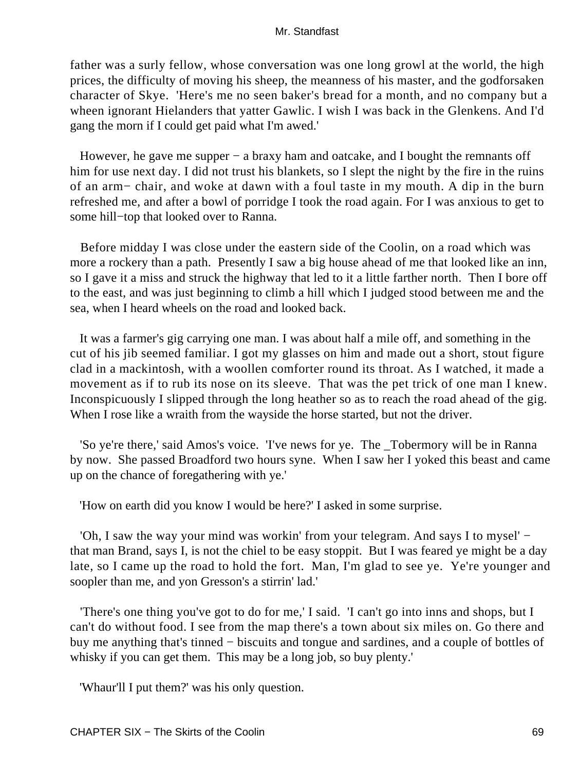father was a surly fellow, whose conversation was one long growl at the world, the high prices, the difficulty of moving his sheep, the meanness of his master, and the godforsaken character of Skye. 'Here's me no seen baker's bread for a month, and no company but a wheen ignorant Hielanders that yatter Gawlic. I wish I was back in the Glenkens. And I'd gang the morn if I could get paid what I'm awed.'

However, he gave me supper − a braxy ham and oatcake, and I bought the remnants off him for use next day. I did not trust his blankets, so I slept the night by the fire in the ruins of an arm− chair, and woke at dawn with a foul taste in my mouth. A dip in the burn refreshed me, and after a bowl of porridge I took the road again. For I was anxious to get to some hill−top that looked over to Ranna.

Before midday I was close under the eastern side of the Coolin, on a road which was more a rockery than a path. Presently I saw a big house ahead of me that looked like an inn, so I gave it a miss and struck the highway that led to it a little farther north. Then I bore off to the east, and was just beginning to climb a hill which I judged stood between me and the sea, when I heard wheels on the road and looked back.

It was a farmer's gig carrying one man. I was about half a mile off, and something in the cut of his jib seemed familiar. I got my glasses on him and made out a short, stout figure clad in a mackintosh, with a woollen comforter round its throat. As I watched, it made a movement as if to rub its nose on its sleeve. That was the pet trick of one man I knew. Inconspicuously I slipped through the long heather so as to reach the road ahead of the gig. When I rose like a wraith from the wayside the horse started, but not the driver.

'So ye're there,' said Amos's voice. 'I've news for ye. The _Tobermory will be in Ranna by now. She passed Broadford two hours syne. When I saw her I yoked this beast and came up on the chance of foregathering with ye.'

'How on earth did you know I would be here?' I asked in some surprise.

'Oh, I saw the way your mind was workin' from your telegram. And says I to mysel' − that man Brand, says I, is not the chiel to be easy stoppit. But I was feared ye might be a day late, so I came up the road to hold the fort. Man, I'm glad to see ye. Ye're younger and soopler than me, and yon Gresson's a stirrin' lad.'

'There's one thing you've got to do for me,' I said. 'I can't go into inns and shops, but I can't do without food. I see from the map there's a town about six miles on. Go there and buy me anything that's tinned − biscuits and tongue and sardines, and a couple of bottles of whisky if you can get them. This may be a long job, so buy plenty.'

'Whaur'll I put them?' was his only question.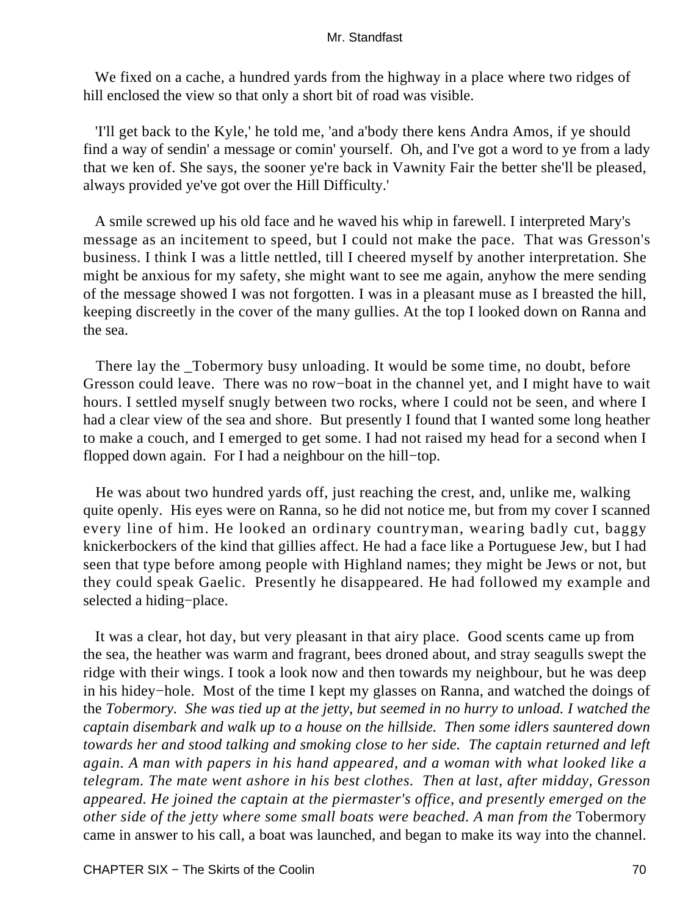We fixed on a cache, a hundred yards from the highway in a place where two ridges of hill enclosed the view so that only a short bit of road was visible.

'I'll get back to the Kyle,' he told me, 'and a'body there kens Andra Amos, if ye should find a way of sendin' a message or comin' yourself. Oh, and I've got a word to ye from a lady that we ken of. She says, the sooner ye're back in Vawnity Fair the better she'll be pleased, always provided ye've got over the Hill Difficulty.'

A smile screwed up his old face and he waved his whip in farewell. I interpreted Mary's message as an incitement to speed, but I could not make the pace. That was Gresson's business. I think I was a little nettled, till I cheered myself by another interpretation. She might be anxious for my safety, she might want to see me again, anyhow the mere sending of the message showed I was not forgotten. I was in a pleasant muse as I breasted the hill, keeping discreetly in the cover of the many gullies. At the top I looked down on Ranna and the sea.

There lay the _Tobermory busy unloading. It would be some time, no doubt, before Gresson could leave. There was no row−boat in the channel yet, and I might have to wait hours. I settled myself snugly between two rocks, where I could not be seen, and where I had a clear view of the sea and shore. But presently I found that I wanted some long heather to make a couch, and I emerged to get some. I had not raised my head for a second when I flopped down again. For I had a neighbour on the hill−top.

He was about two hundred yards off, just reaching the crest, and, unlike me, walking quite openly. His eyes were on Ranna, so he did not notice me, but from my cover I scanned every line of him. He looked an ordinary countryman, wearing badly cut, baggy knickerbockers of the kind that gillies affect. He had a face like a Portuguese Jew, but I had seen that type before among people with Highland names; they might be Jews or not, but they could speak Gaelic. Presently he disappeared. He had followed my example and selected a hiding−place.

It was a clear, hot day, but very pleasant in that airy place. Good scents came up from the sea, the heather was warm and fragrant, bees droned about, and stray seagulls swept the ridge with their wings. I took a look now and then towards my neighbour, but he was deep in his hidey−hole. Most of the time I kept my glasses on Ranna, and watched the doings of the *Tobermory. She was tied up at the jetty, but seemed in no hurry to unload. I watched the captain disembark and walk up to a house on the hillside. Then some idlers sauntered down towards her and stood talking and smoking close to her side. The captain returned and left again. A man with papers in his hand appeared, and a woman with what looked like a telegram. The mate went ashore in his best clothes. Then at last, after midday, Gresson appeared. He joined the captain at the piermaster's office, and presently emerged on the other side of the jetty where some small boats were beached. A man from the* Tobermory came in answer to his call, a boat was launched, and began to make its way into the channel.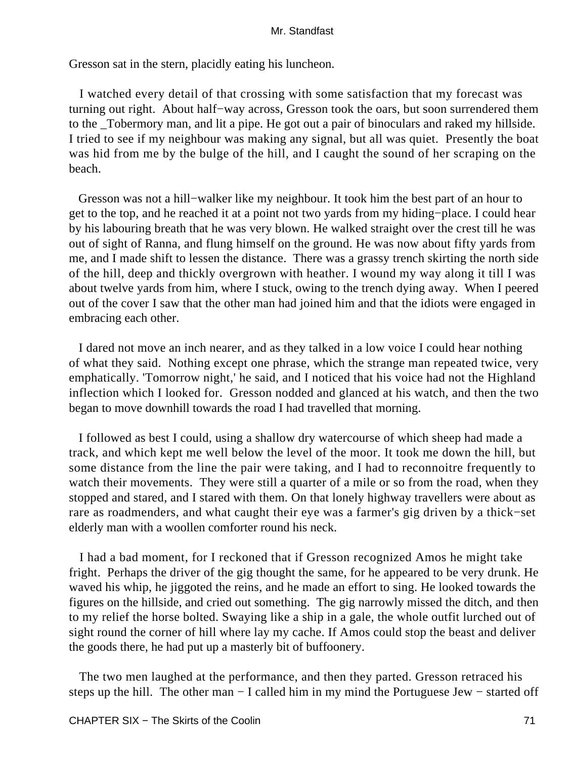Gresson sat in the stern, placidly eating his luncheon.

I watched every detail of that crossing with some satisfaction that my forecast was turning out right. About half−way across, Gresson took the oars, but soon surrendered them to the _Tobermory man, and lit a pipe. He got out a pair of binoculars and raked my hillside. I tried to see if my neighbour was making any signal, but all was quiet. Presently the boat was hid from me by the bulge of the hill, and I caught the sound of her scraping on the beach.

Gresson was not a hill−walker like my neighbour. It took him the best part of an hour to get to the top, and he reached it at a point not two yards from my hiding−place. I could hear by his labouring breath that he was very blown. He walked straight over the crest till he was out of sight of Ranna, and flung himself on the ground. He was now about fifty yards from me, and I made shift to lessen the distance. There was a grassy trench skirting the north side of the hill, deep and thickly overgrown with heather. I wound my way along it till I was about twelve yards from him, where I stuck, owing to the trench dying away. When I peered out of the cover I saw that the other man had joined him and that the idiots were engaged in embracing each other.

I dared not move an inch nearer, and as they talked in a low voice I could hear nothing of what they said. Nothing except one phrase, which the strange man repeated twice, very emphatically. 'Tomorrow night,' he said, and I noticed that his voice had not the Highland inflection which I looked for. Gresson nodded and glanced at his watch, and then the two began to move downhill towards the road I had travelled that morning.

I followed as best I could, using a shallow dry watercourse of which sheep had made a track, and which kept me well below the level of the moor. It took me down the hill, but some distance from the line the pair were taking, and I had to reconnoitre frequently to watch their movements. They were still a quarter of a mile or so from the road, when they stopped and stared, and I stared with them. On that lonely highway travellers were about as rare as roadmenders, and what caught their eye was a farmer's gig driven by a thick−set elderly man with a woollen comforter round his neck.

I had a bad moment, for I reckoned that if Gresson recognized Amos he might take fright. Perhaps the driver of the gig thought the same, for he appeared to be very drunk. He waved his whip, he jiggoted the reins, and he made an effort to sing. He looked towards the figures on the hillside, and cried out something. The gig narrowly missed the ditch, and then to my relief the horse bolted. Swaying like a ship in a gale, the whole outfit lurched out of sight round the corner of hill where lay my cache. If Amos could stop the beast and deliver the goods there, he had put up a masterly bit of buffoonery.

The two men laughed at the performance, and then they parted. Gresson retraced his steps up the hill. The other man − I called him in my mind the Portuguese Jew − started off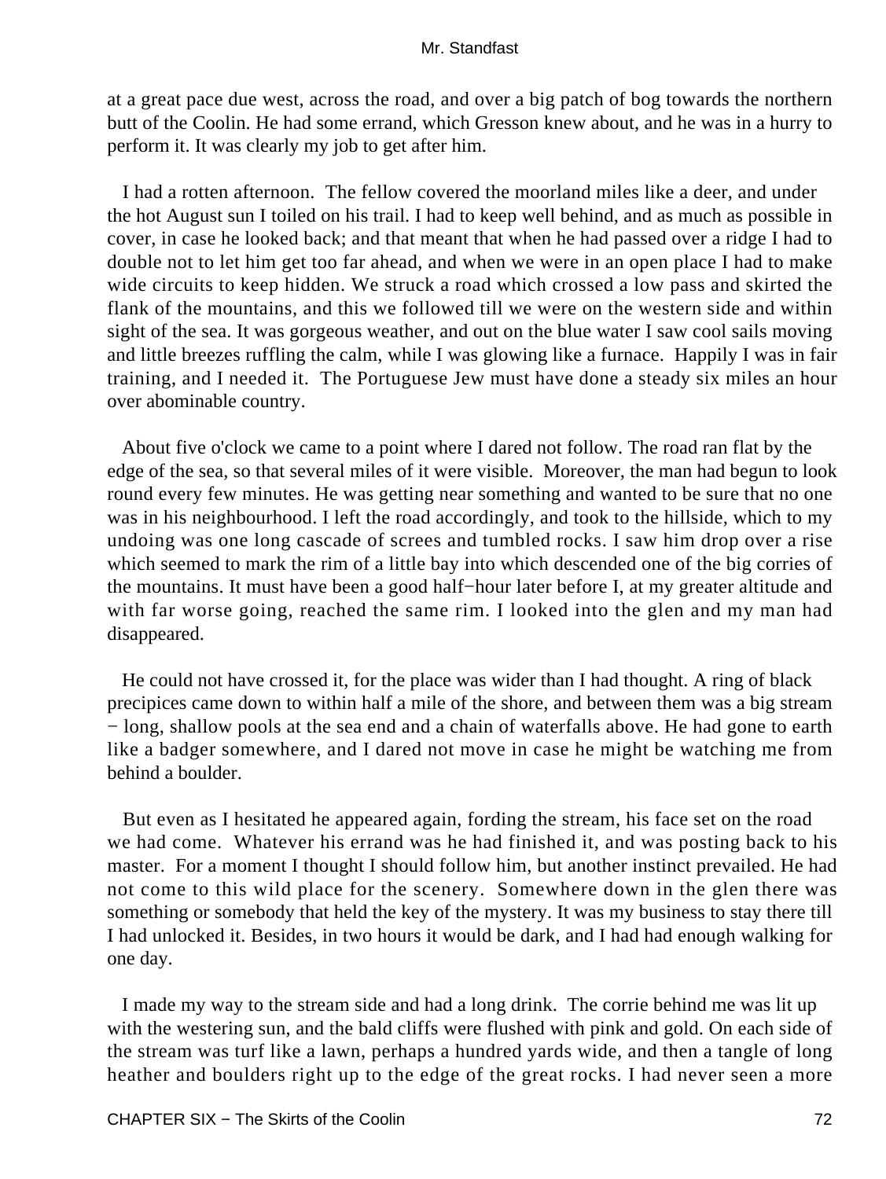at a great pace due west, across the road, and over a big patch of bog towards the northern butt of the Coolin. He had some errand, which Gresson knew about, and he was in a hurry to perform it. It was clearly my job to get after him.

I had a rotten afternoon. The fellow covered the moorland miles like a deer, and under the hot August sun I toiled on his trail. I had to keep well behind, and as much as possible in cover, in case he looked back; and that meant that when he had passed over a ridge I had to double not to let him get too far ahead, and when we were in an open place I had to make wide circuits to keep hidden. We struck a road which crossed a low pass and skirted the flank of the mountains, and this we followed till we were on the western side and within sight of the sea. It was gorgeous weather, and out on the blue water I saw cool sails moving and little breezes ruffling the calm, while I was glowing like a furnace. Happily I was in fair training, and I needed it. The Portuguese Jew must have done a steady six miles an hour over abominable country.

About five o'clock we came to a point where I dared not follow. The road ran flat by the edge of the sea, so that several miles of it were visible. Moreover, the man had begun to look round every few minutes. He was getting near something and wanted to be sure that no one was in his neighbourhood. I left the road accordingly, and took to the hillside, which to my undoing was one long cascade of screes and tumbled rocks. I saw him drop over a rise which seemed to mark the rim of a little bay into which descended one of the big corries of the mountains. It must have been a good half−hour later before I, at my greater altitude and with far worse going, reached the same rim. I looked into the glen and my man had disappeared.

He could not have crossed it, for the place was wider than I had thought. A ring of black precipices came down to within half a mile of the shore, and between them was a big stream − long, shallow pools at the sea end and a chain of waterfalls above. He had gone to earth like a badger somewhere, and I dared not move in case he might be watching me from behind a boulder.

But even as I hesitated he appeared again, fording the stream, his face set on the road we had come. Whatever his errand was he had finished it, and was posting back to his master. For a moment I thought I should follow him, but another instinct prevailed. He had not come to this wild place for the scenery. Somewhere down in the glen there was something or somebody that held the key of the mystery. It was my business to stay there till I had unlocked it. Besides, in two hours it would be dark, and I had had enough walking for one day.

I made my way to the stream side and had a long drink. The corrie behind me was lit up with the westering sun, and the bald cliffs were flushed with pink and gold. On each side of the stream was turf like a lawn, perhaps a hundred yards wide, and then a tangle of long heather and boulders right up to the edge of the great rocks. I had never seen a more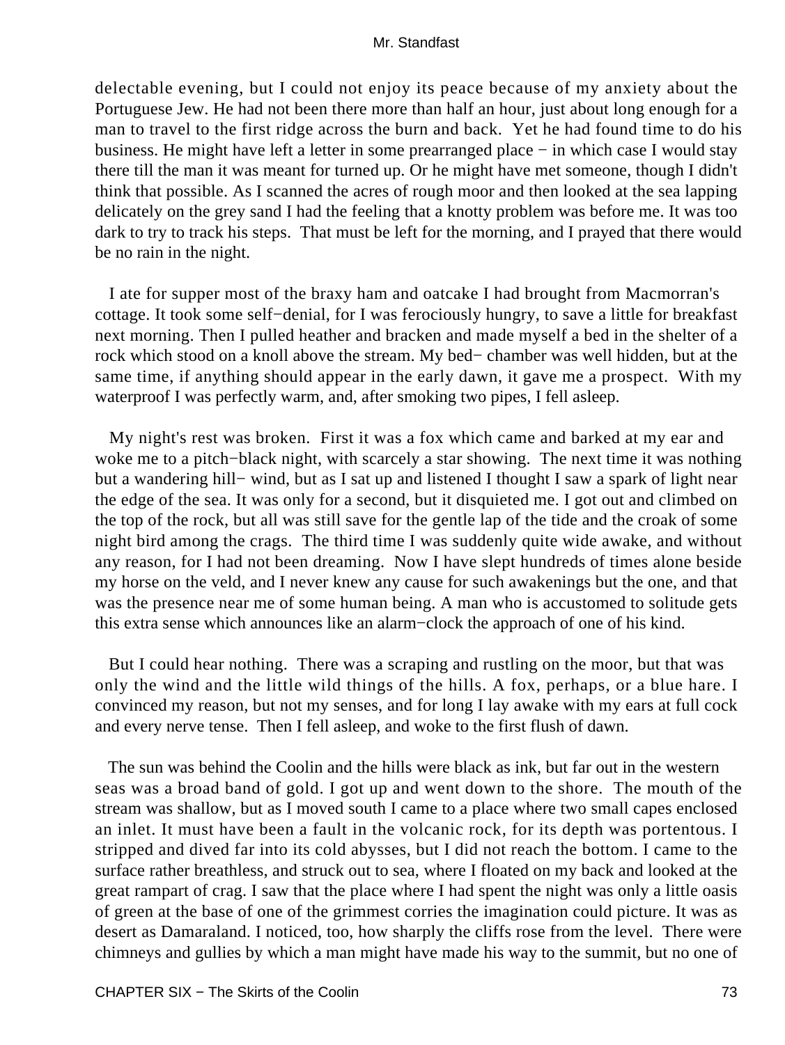delectable evening, but I could not enjoy its peace because of my anxiety about the Portuguese Jew. He had not been there more than half an hour, just about long enough for a man to travel to the first ridge across the burn and back. Yet he had found time to do his business. He might have left a letter in some prearranged place − in which case I would stay there till the man it was meant for turned up. Or he might have met someone, though I didn't think that possible. As I scanned the acres of rough moor and then looked at the sea lapping delicately on the grey sand I had the feeling that a knotty problem was before me. It was too dark to try to track his steps. That must be left for the morning, and I prayed that there would be no rain in the night.

I ate for supper most of the braxy ham and oatcake I had brought from Macmorran's cottage. It took some self−denial, for I was ferociously hungry, to save a little for breakfast next morning. Then I pulled heather and bracken and made myself a bed in the shelter of a rock which stood on a knoll above the stream. My bed− chamber was well hidden, but at the same time, if anything should appear in the early dawn, it gave me a prospect. With my waterproof I was perfectly warm, and, after smoking two pipes, I fell asleep.

My night's rest was broken. First it was a fox which came and barked at my ear and woke me to a pitch−black night, with scarcely a star showing. The next time it was nothing but a wandering hill− wind, but as I sat up and listened I thought I saw a spark of light near the edge of the sea. It was only for a second, but it disquieted me. I got out and climbed on the top of the rock, but all was still save for the gentle lap of the tide and the croak of some night bird among the crags. The third time I was suddenly quite wide awake, and without any reason, for I had not been dreaming. Now I have slept hundreds of times alone beside my horse on the veld, and I never knew any cause for such awakenings but the one, and that was the presence near me of some human being. A man who is accustomed to solitude gets this extra sense which announces like an alarm−clock the approach of one of his kind.

But I could hear nothing. There was a scraping and rustling on the moor, but that was only the wind and the little wild things of the hills. A fox, perhaps, or a blue hare. I convinced my reason, but not my senses, and for long I lay awake with my ears at full cock and every nerve tense. Then I fell asleep, and woke to the first flush of dawn.

The sun was behind the Coolin and the hills were black as ink, but far out in the western seas was a broad band of gold. I got up and went down to the shore. The mouth of the stream was shallow, but as I moved south I came to a place where two small capes enclosed an inlet. It must have been a fault in the volcanic rock, for its depth was portentous. I stripped and dived far into its cold abysses, but I did not reach the bottom. I came to the surface rather breathless, and struck out to sea, where I floated on my back and looked at the great rampart of crag. I saw that the place where I had spent the night was only a little oasis of green at the base of one of the grimmest corries the imagination could picture. It was as desert as Damaraland. I noticed, too, how sharply the cliffs rose from the level. There were chimneys and gullies by which a man might have made his way to the summit, but no one of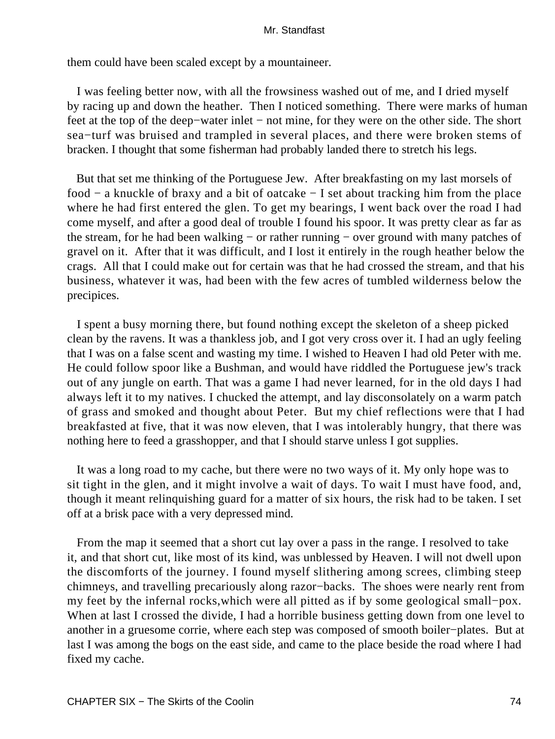them could have been scaled except by a mountaineer.

I was feeling better now, with all the frowsiness washed out of me, and I dried myself by racing up and down the heather. Then I noticed something. There were marks of human feet at the top of the deep−water inlet − not mine, for they were on the other side. The short sea−turf was bruised and trampled in several places, and there were broken stems of bracken. I thought that some fisherman had probably landed there to stretch his legs.

But that set me thinking of the Portuguese Jew. After breakfasting on my last morsels of food − a knuckle of braxy and a bit of oatcake − I set about tracking him from the place where he had first entered the glen. To get my bearings, I went back over the road I had come myself, and after a good deal of trouble I found his spoor. It was pretty clear as far as the stream, for he had been walking − or rather running − over ground with many patches of gravel on it. After that it was difficult, and I lost it entirely in the rough heather below the crags. All that I could make out for certain was that he had crossed the stream, and that his business, whatever it was, had been with the few acres of tumbled wilderness below the precipices.

I spent a busy morning there, but found nothing except the skeleton of a sheep picked clean by the ravens. It was a thankless job, and I got very cross over it. I had an ugly feeling that I was on a false scent and wasting my time. I wished to Heaven I had old Peter with me. He could follow spoor like a Bushman, and would have riddled the Portuguese jew's track out of any jungle on earth. That was a game I had never learned, for in the old days I had always left it to my natives. I chucked the attempt, and lay disconsolately on a warm patch of grass and smoked and thought about Peter. But my chief reflections were that I had breakfasted at five, that it was now eleven, that I was intolerably hungry, that there was nothing here to feed a grasshopper, and that I should starve unless I got supplies.

It was a long road to my cache, but there were no two ways of it. My only hope was to sit tight in the glen, and it might involve a wait of days. To wait I must have food, and, though it meant relinquishing guard for a matter of six hours, the risk had to be taken. I set off at a brisk pace with a very depressed mind.

From the map it seemed that a short cut lay over a pass in the range. I resolved to take it, and that short cut, like most of its kind, was unblessed by Heaven. I will not dwell upon the discomforts of the journey. I found myself slithering among screes, climbing steep chimneys, and travelling precariously along razor−backs. The shoes were nearly rent from my feet by the infernal rocks,which were all pitted as if by some geological small−pox. When at last I crossed the divide, I had a horrible business getting down from one level to another in a gruesome corrie, where each step was composed of smooth boiler−plates. But at last I was among the bogs on the east side, and came to the place beside the road where I had fixed my cache.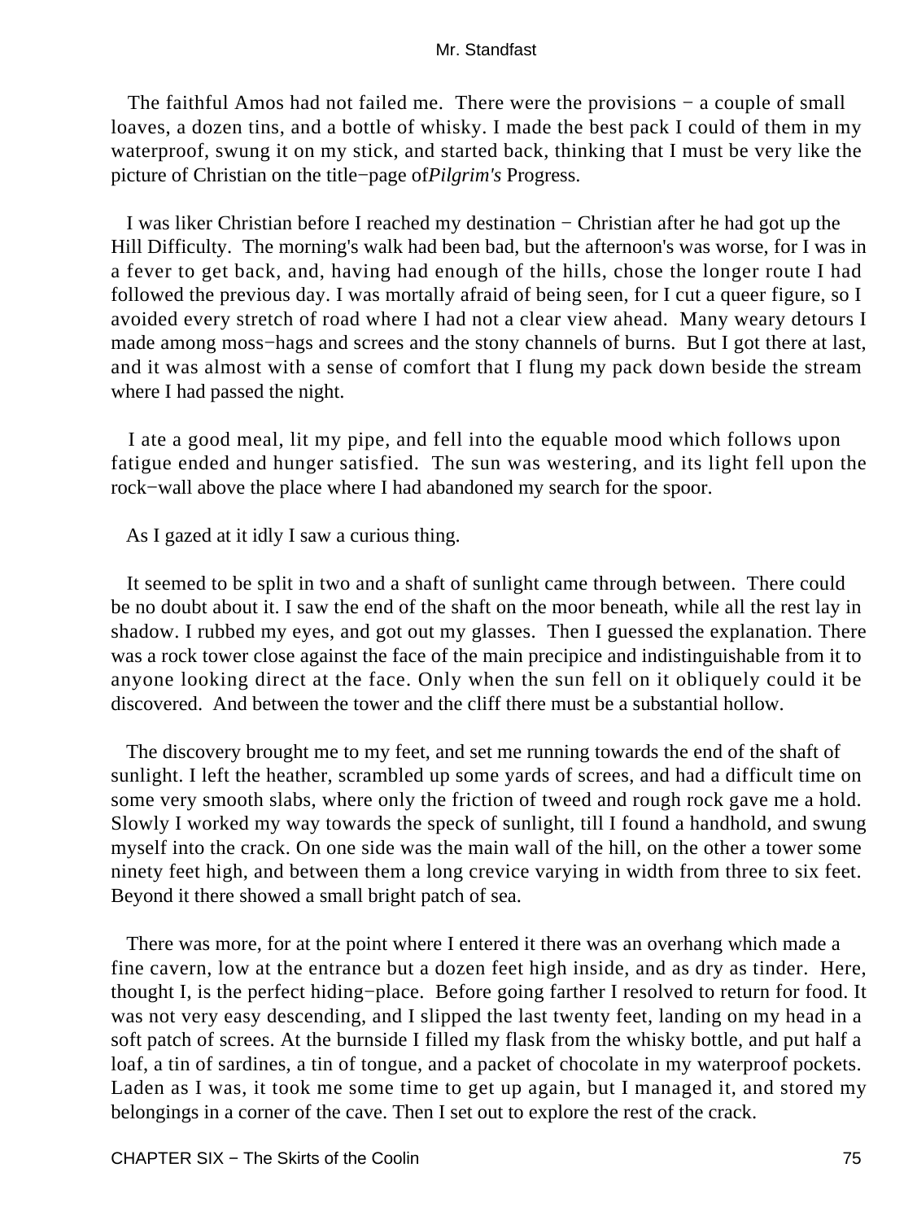The faithful Amos had not failed me. There were the provisions − a couple of small loaves, a dozen tins, and a bottle of whisky. I made the best pack I could of them in my waterproof, swung it on my stick, and started back, thinking that I must be very like the picture of Christian on the title−page of *Pilgrim's* Progress.

I was liker Christian before I reached my destination − Christian after he had got up the Hill Difficulty. The morning's walk had been bad, but the afternoon's was worse, for I was in a fever to get back, and, having had enough of the hills, chose the longer route I had followed the previous day. I was mortally afraid of being seen, for I cut a queer figure, so I avoided every stretch of road where I had not a clear view ahead. Many weary detours I made among moss−hags and screes and the stony channels of burns. But I got there at last, and it was almost with a sense of comfort that I flung my pack down beside the stream where I had passed the night.

I ate a good meal, lit my pipe, and fell into the equable mood which follows upon fatigue ended and hunger satisfied. The sun was westering, and its light fell upon the rock−wall above the place where I had abandoned my search for the spoor.

As I gazed at it idly I saw a curious thing.

It seemed to be split in two and a shaft of sunlight came through between. There could be no doubt about it. I saw the end of the shaft on the moor beneath, while all the rest lay in shadow. I rubbed my eyes, and got out my glasses. Then I guessed the explanation. There was a rock tower close against the face of the main precipice and indistinguishable from it to anyone looking direct at the face. Only when the sun fell on it obliquely could it be discovered. And between the tower and the cliff there must be a substantial hollow.

The discovery brought me to my feet, and set me running towards the end of the shaft of sunlight. I left the heather, scrambled up some yards of screes, and had a difficult time on some very smooth slabs, where only the friction of tweed and rough rock gave me a hold. Slowly I worked my way towards the speck of sunlight, till I found a handhold, and swung myself into the crack. On one side was the main wall of the hill, on the other a tower some ninety feet high, and between them a long crevice varying in width from three to six feet. Beyond it there showed a small bright patch of sea.

There was more, for at the point where I entered it there was an overhang which made a fine cavern, low at the entrance but a dozen feet high inside, and as dry as tinder. Here, thought I, is the perfect hiding−place. Before going farther I resolved to return for food. It was not very easy descending, and I slipped the last twenty feet, landing on my head in a soft patch of screes. At the burnside I filled my flask from the whisky bottle, and put half a loaf, a tin of sardines, a tin of tongue, and a packet of chocolate in my waterproof pockets. Laden as I was, it took me some time to get up again, but I managed it, and stored my belongings in a corner of the cave. Then I set out to explore the rest of the crack.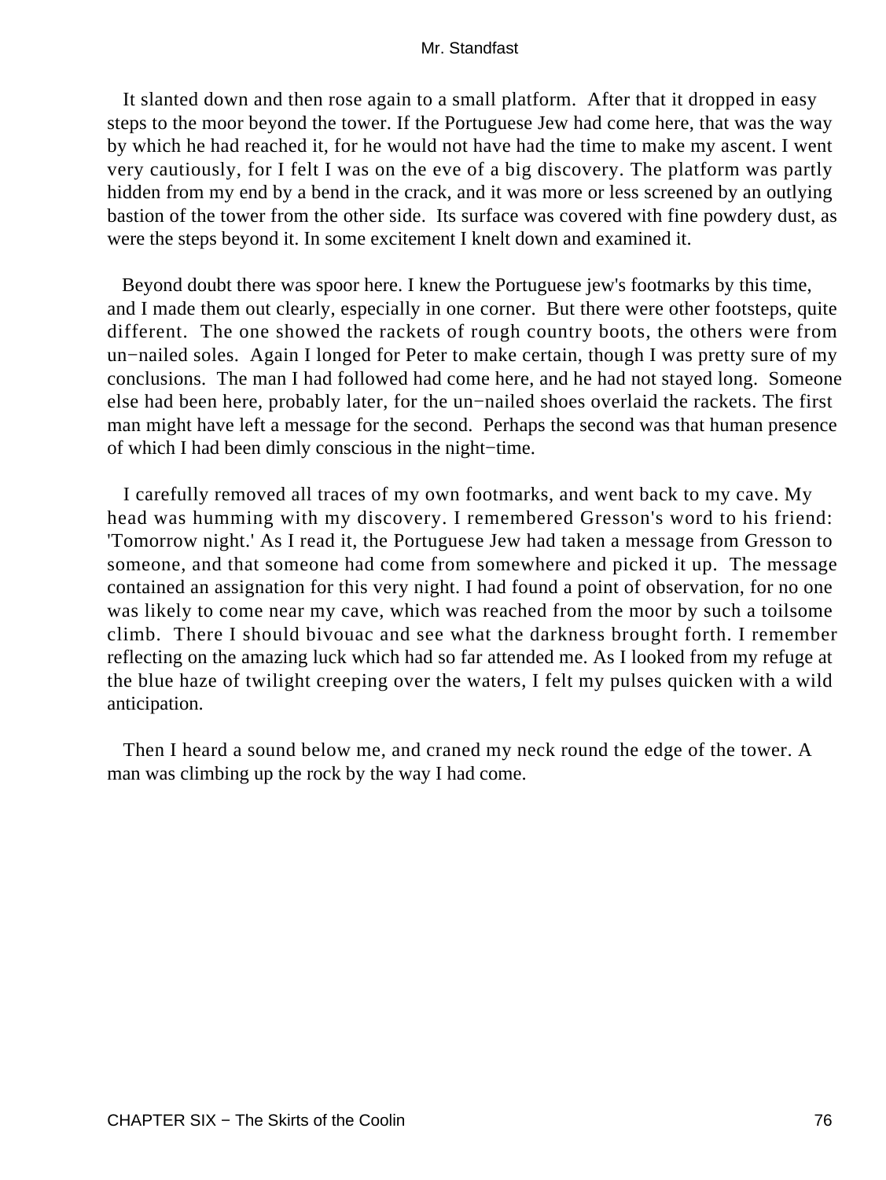It slanted down and then rose again to a small platform. After that it dropped in easy steps to the moor beyond the tower. If the Portuguese Jew had come here, that was the way by which he had reached it, for he would not have had the time to make my ascent. I went very cautiously, for I felt I was on the eve of a big discovery. The platform was partly hidden from my end by a bend in the crack, and it was more or less screened by an outlying bastion of the tower from the other side. Its surface was covered with fine powdery dust, as were the steps beyond it. In some excitement I knelt down and examined it.

Beyond doubt there was spoor here. I knew the Portuguese jew's footmarks by this time, and I made them out clearly, especially in one corner. But there were other footsteps, quite different. The one showed the rackets of rough country boots, the others were from un−nailed soles. Again I longed for Peter to make certain, though I was pretty sure of my conclusions. The man I had followed had come here, and he had not stayed long. Someone else had been here, probably later, for the un−nailed shoes overlaid the rackets. The first man might have left a message for the second. Perhaps the second was that human presence of which I had been dimly conscious in the night−time.

I carefully removed all traces of my own footmarks, and went back to my cave. My head was humming with my discovery. I remembered Gresson's word to his friend: 'Tomorrow night.' As I read it, the Portuguese Jew had taken a message from Gresson to someone, and that someone had come from somewhere and picked it up. The message contained an assignation for this very night. I had found a point of observation, for no one was likely to come near my cave, which was reached from the moor by such a toilsome climb. There I should bivouac and see what the darkness brought forth. I remember reflecting on the amazing luck which had so far attended me. As I looked from my refuge at the blue haze of twilight creeping over the waters, I felt my pulses quicken with a wild anticipation.

Then I heard a sound below me, and craned my neck round the edge of the tower. A man was climbing up the rock by the way I had come.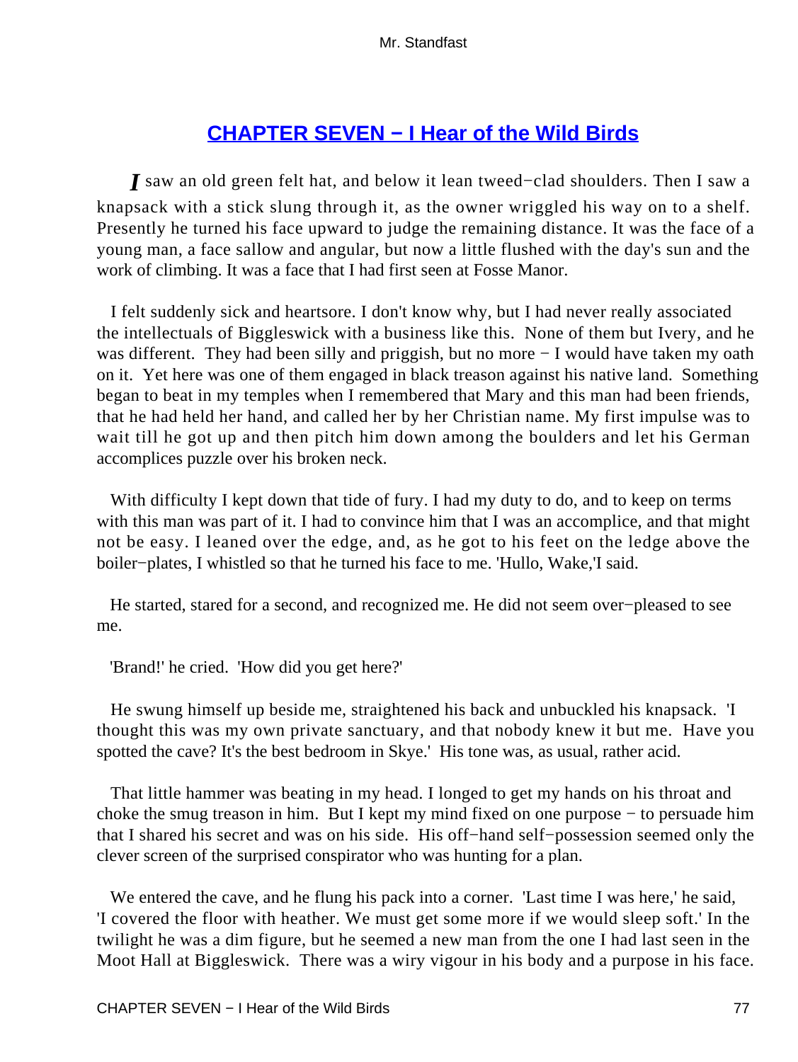## CHAPTER SEVEN − I Hear of the Wild Birds

*I* saw an old green felt hat, and below it lean tweed−clad shoulders. Then I saw a knapsack with a stick slung through it, as the owner wriggled his way on to a shelf. Presently he turned his face upward to judge the remaining distance. It was the face of a young man, a face sallow and angular, but now a little flushed with the day's sun and the work of climbing. It was a face that I had first seen at Fosse Manor.

I felt suddenly sick and heartsore. I don't know why, but I had never really associated the intellectuals of Biggleswick with a business like this. None of them but Ivery, and he was different. They had been silly and priggish, but no more − I would have taken my oath on it. Yet here was one of them engaged in black treason against his native land. Something began to beat in my temples when I remembered that Mary and this man had been friends, that he had held her hand, and called her by her Christian name. My first impulse was to wait till he got up and then pitch him down among the boulders and let his German accomplices puzzle over his broken neck.

With difficulty I kept down that tide of fury. I had my duty to do, and to keep on terms with this man was part of it. I had to convince him that I was an accomplice, and that might not be easy. I leaned over the edge, and, as he got to his feet on the ledge above the boiler−plates, I whistled so that he turned his face to me. 'Hullo, Wake,'I said.

He started, stared for a second, and recognized me. He did not seem over−pleased to see me.

'Brand!' he cried. 'How did you get here?'

He swung himself up beside me, straightened his back and unbuckled his knapsack. 'I thought this was my own private sanctuary, and that nobody knew it but me. Have you spotted the cave? It's the best bedroom in Skye.' His tone was, as usual, rather acid.

That little hammer was beating in my head. I longed to get my hands on his throat and choke the smug treason in him. But I kept my mind fixed on one purpose − to persuade him that I shared his secret and was on his side. His off−hand self−possession seemed only the clever screen of the surprised conspirator who was hunting for a plan.

We entered the cave, and he flung his pack into a corner. 'Last time I was here,' he said, 'I covered the floor with heather. We must get some more if we would sleep soft.' In the twilight he was a dim figure, but he seemed a new man from the one I had last seen in the Moot Hall at Biggleswick. There was a wiry vigour in his body and a purpose in his face.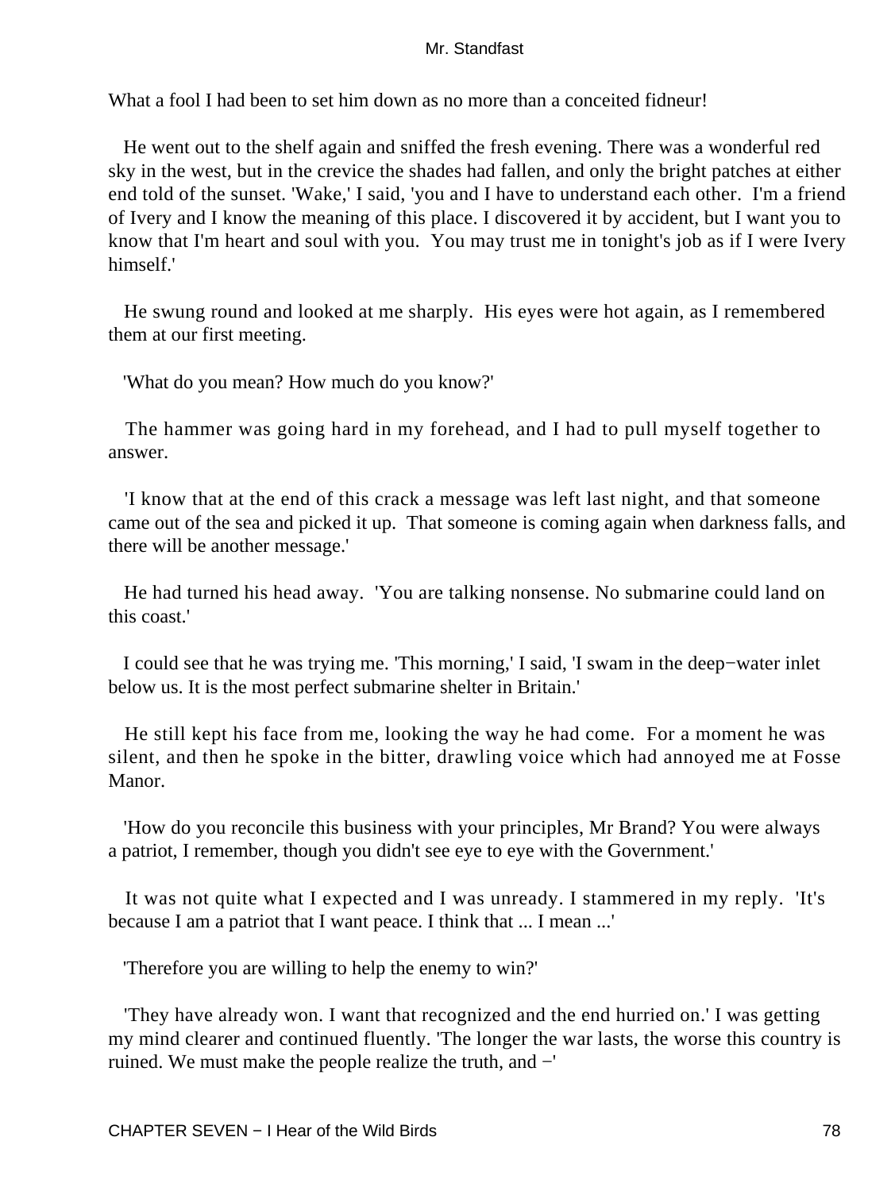What a fool I had been to set him down as no more than a conceited fidneur!

He went out to the shelf again and sniffed the fresh evening. There was a wonderful red sky in the west, but in the crevice the shades had fallen, and only the bright patches at either end told of the sunset. 'Wake,' I said, 'you and I have to understand each other. I'm a friend of Ivery and I know the meaning of this place. I discovered it by accident, but I want you to know that I'm heart and soul with you. You may trust me in tonight's job as if I were Ivery himself.'

He swung round and looked at me sharply. His eyes were hot again, as I remembered them at our first meeting.

'What do you mean? How much do you know?'

The hammer was going hard in my forehead, and I had to pull myself together to answer.

'I know that at the end of this crack a message was left last night, and that someone came out of the sea and picked it up. That someone is coming again when darkness falls, and there will be another message.'

He had turned his head away. 'You are talking nonsense. No submarine could land on this coast.'

I could see that he was trying me. 'This morning,' I said, 'I swam in the deep−water inlet below us. It is the most perfect submarine shelter in Britain.'

He still kept his face from me, looking the way he had come. For a moment he was silent, and then he spoke in the bitter, drawling voice which had annoyed me at Fosse Manor.

'How do you reconcile this business with your principles, Mr Brand? You were always a patriot, I remember, though you didn't see eye to eye with the Government.'

It was not quite what I expected and I was unready. I stammered in my reply. 'It's because I am a patriot that I want peace. I think that ... I mean ...'

'Therefore you are willing to help the enemy to win?'

'They have already won. I want that recognized and the end hurried on.' I was getting my mind clearer and continued fluently. 'The longer the war lasts, the worse this country is ruined. We must make the people realize the truth, and −'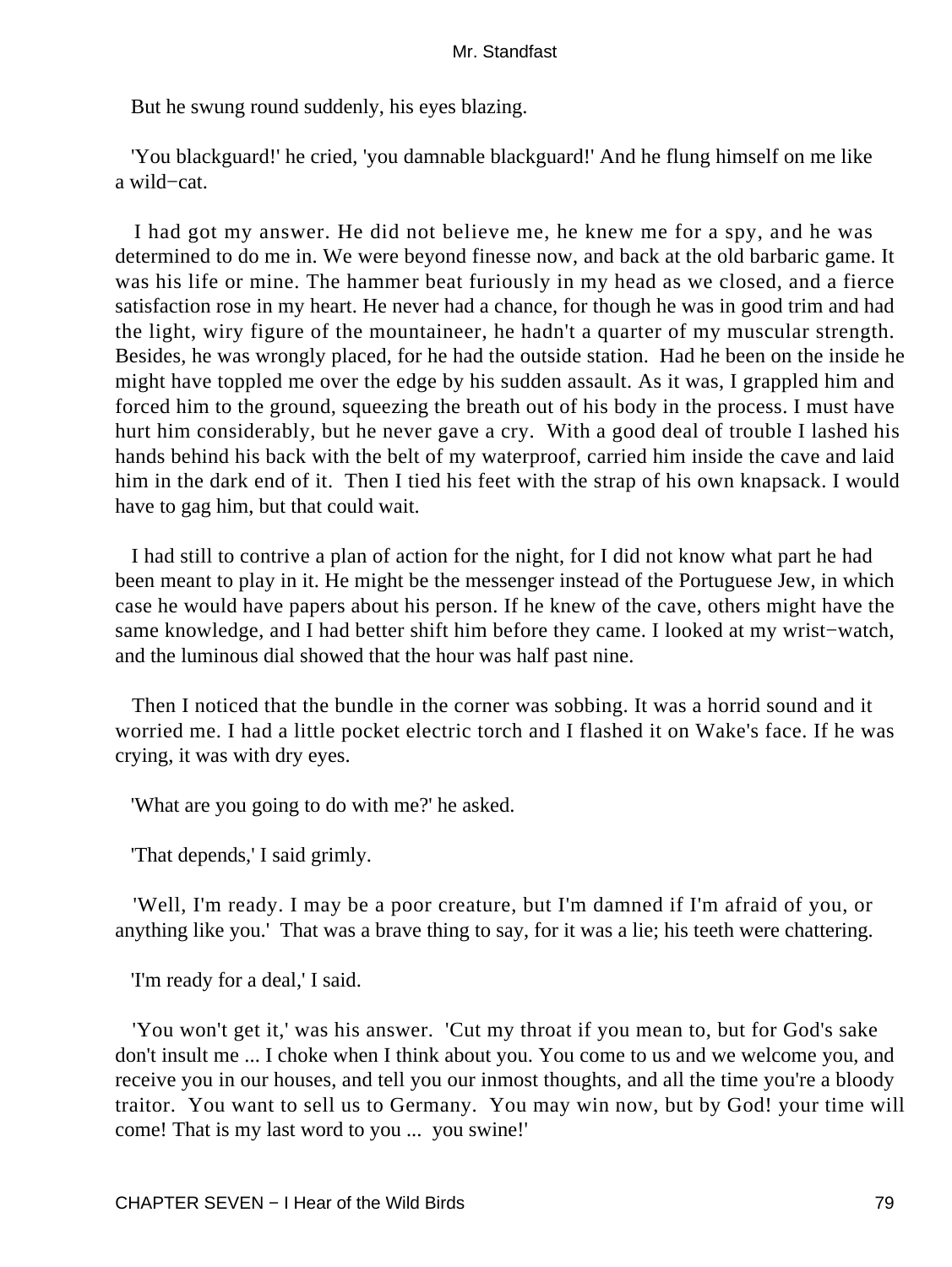But he swung round suddenly, his eyes blazing.

'You blackguard!' he cried, 'you damnable blackguard!' And he flung himself on me like a wild−cat.

I had got my answer. He did not believe me, he knew me for a spy, and he was determined to do me in. We were beyond finesse now, and back at the old barbaric game. It was his life or mine. The hammer beat furiously in my head as we closed, and a fierce satisfaction rose in my heart. He never had a chance, for though he was in good trim and had the light, wiry figure of the mountaineer, he hadn't a quarter of my muscular strength. Besides, he was wrongly placed, for he had the outside station. Had he been on the inside he might have toppled me over the edge by his sudden assault. As it was, I grappled him and forced him to the ground, squeezing the breath out of his body in the process. I must have hurt him considerably, but he never gave a cry. With a good deal of trouble I lashed his hands behind his back with the belt of my waterproof, carried him inside the cave and laid him in the dark end of it. Then I tied his feet with the strap of his own knapsack. I would have to gag him, but that could wait.

I had still to contrive a plan of action for the night, for I did not know what part he had been meant to play in it. He might be the messenger instead of the Portuguese Jew, in which case he would have papers about his person. If he knew of the cave, others might have the same knowledge, and I had better shift him before they came. I looked at my wrist−watch, and the luminous dial showed that the hour was half past nine.

Then I noticed that the bundle in the corner was sobbing. It was a horrid sound and it worried me. I had a little pocket electric torch and I flashed it on Wake's face. If he was crying, it was with dry eyes.

'What are you going to do with me?' he asked.

'That depends,' I said grimly.

'Well, I'm ready. I may be a poor creature, but I'm damned if I'm afraid of you, or anything like you.' That was a brave thing to say, for it was a lie; his teeth were chattering.

'I'm ready for a deal,' I said.

'You won't get it,' was his answer. 'Cut my throat if you mean to, but for God's sake don't insult me ... I choke when I think about you. You come to us and we welcome you, and receive you in our houses, and tell you our inmost thoughts, and all the time you're a bloody traitor. You want to sell us to Germany. You may win now, but by God! your time will come! That is my last word to you ... you swine!'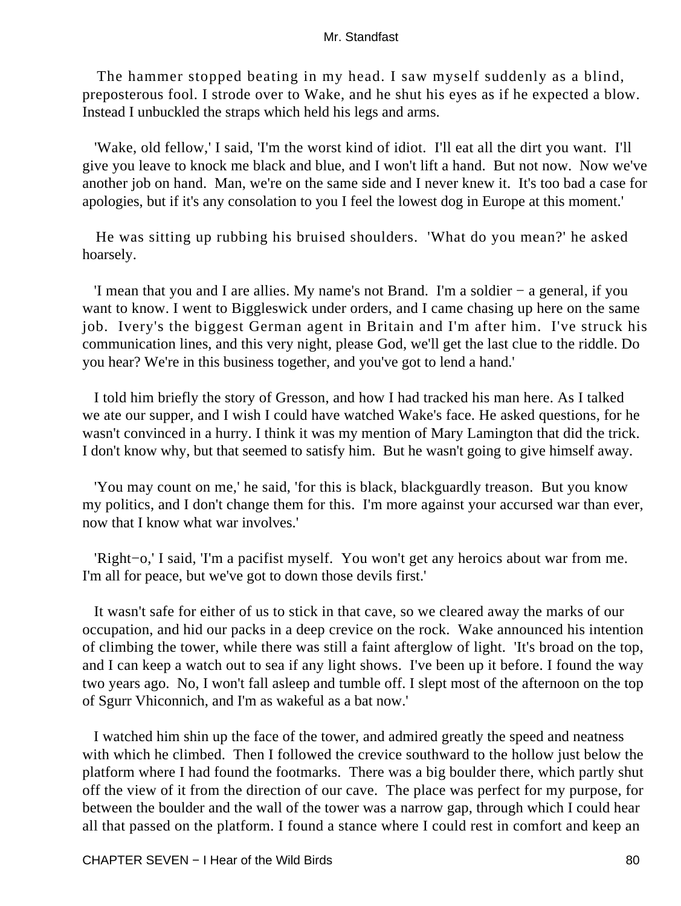The hammer stopped beating in my head. I saw myself suddenly as a blind, preposterous fool. I strode over to Wake, and he shut his eyes as if he expected a blow. Instead I unbuckled the straps which held his legs and arms.

'Wake, old fellow,' I said, 'I'm the worst kind of idiot. I'll eat all the dirt you want. I'll give you leave to knock me black and blue, and I won't lift a hand. But not now. Now we've another job on hand. Man, we're on the same side and I never knew it. It's too bad a case for apologies, but if it's any consolation to you I feel the lowest dog in Europe at this moment.'

He was sitting up rubbing his bruised shoulders. 'What do you mean?' he asked hoarsely.

'I mean that you and I are allies. My name's not Brand. I'm a soldier − a general, if you want to know. I went to Biggleswick under orders, and I came chasing up here on the same job. Ivery's the biggest German agent in Britain and I'm after him. I've struck his communication lines, and this very night, please God, we'll get the last clue to the riddle. Do you hear? We're in this business together, and you've got to lend a hand.'

I told him briefly the story of Gresson, and how I had tracked his man here. As I talked we ate our supper, and I wish I could have watched Wake's face. He asked questions, for he wasn't convinced in a hurry. I think it was my mention of Mary Lamington that did the trick. I don't know why, but that seemed to satisfy him. But he wasn't going to give himself away.

'You may count on me,' he said, 'for this is black, blackguardly treason. But you know my politics, and I don't change them for this. I'm more against your accursed war than ever, now that I know what war involves.'

'Right−o,' I said, 'I'm a pacifist myself. You won't get any heroics about war from me. I'm all for peace, but we've got to down those devils first.'

It wasn't safe for either of us to stick in that cave, so we cleared away the marks of our occupation, and hid our packs in a deep crevice on the rock. Wake announced his intention of climbing the tower, while there was still a faint afterglow of light. 'It's broad on the top, and I can keep a watch out to sea if any light shows. I've been up it before. I found the way two years ago. No, I won't fall asleep and tumble off. I slept most of the afternoon on the top of Sgurr Vhiconnich, and I'm as wakeful as a bat now.'

I watched him shin up the face of the tower, and admired greatly the speed and neatness with which he climbed. Then I followed the crevice southward to the hollow just below the platform where I had found the footmarks. There was a big boulder there, which partly shut off the view of it from the direction of our cave. The place was perfect for my purpose, for between the boulder and the wall of the tower was a narrow gap, through which I could hear all that passed on the platform. I found a stance where I could rest in comfort and keep an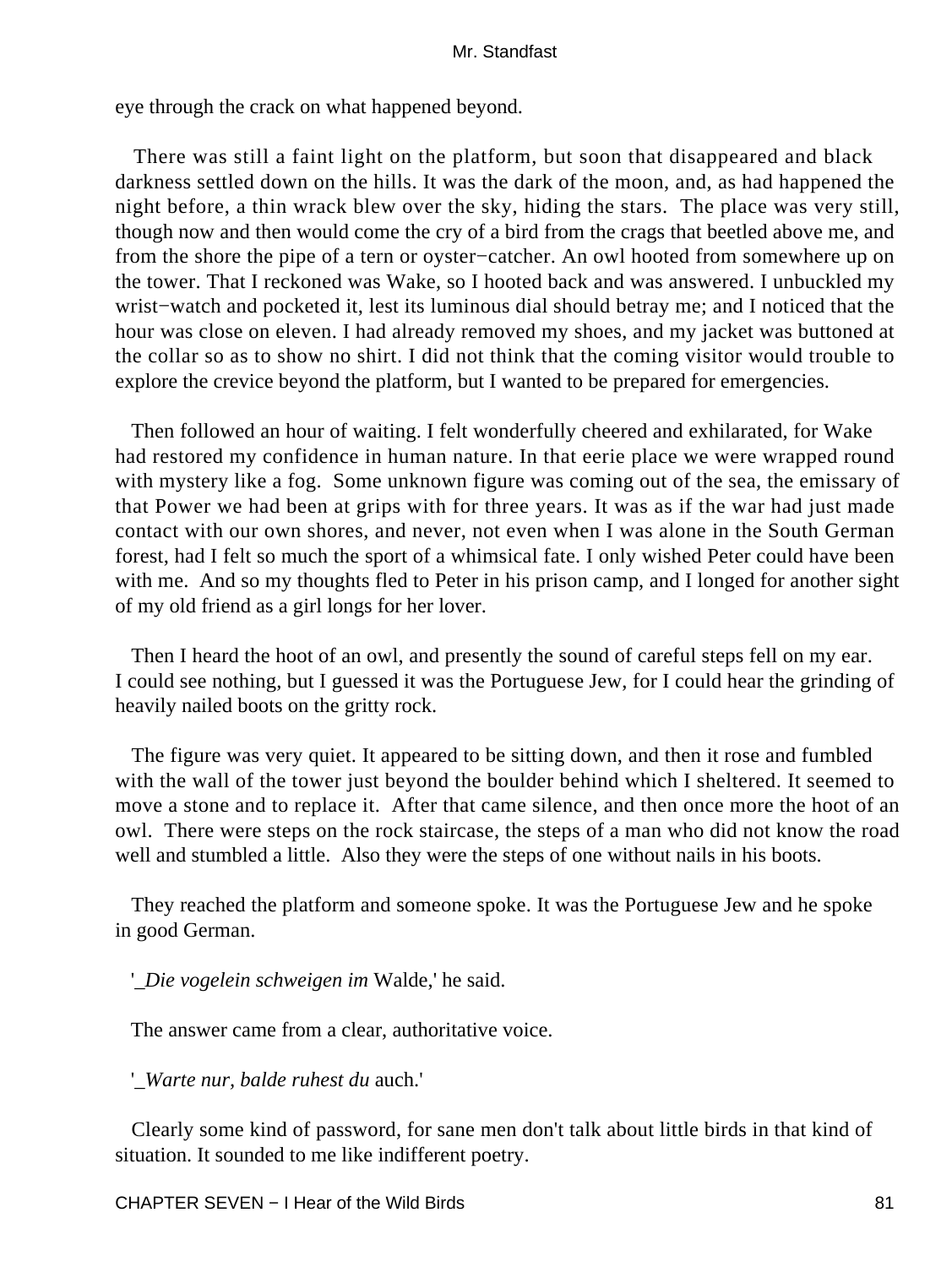eye through the crack on what happened beyond.

There was still a faint light on the platform, but soon that disappeared and black darkness settled down on the hills. It was the dark of the moon, and, as had happened the night before, a thin wrack blew over the sky, hiding the stars. The place was very still, though now and then would come the cry of a bird from the crags that beetled above me, and from the shore the pipe of a tern or oyster−catcher. An owl hooted from somewhere up on the tower. That I reckoned was Wake, so I hooted back and was answered. I unbuckled my wrist−watch and pocketed it, lest its luminous dial should betray me; and I noticed that the hour was close on eleven. I had already removed my shoes, and my jacket was buttoned at the collar so as to show no shirt. I did not think that the coming visitor would trouble to explore the crevice beyond the platform, but I wanted to be prepared for emergencies.

Then followed an hour of waiting. I felt wonderfully cheered and exhilarated, for Wake had restored my confidence in human nature. In that eerie place we were wrapped round with mystery like a fog. Some unknown figure was coming out of the sea, the emissary of that Power we had been at grips with for three years. It was as if the war had just made contact with our own shores, and never, not even when I was alone in the South German forest, had I felt so much the sport of a whimsical fate. I only wished Peter could have been with me. And so my thoughts fled to Peter in his prison camp, and I longed for another sight of my old friend as a girl longs for her lover.

Then I heard the hoot of an owl, and presently the sound of careful steps fell on my ear. I could see nothing, but I guessed it was the Portuguese Jew, for I could hear the grinding of heavily nailed boots on the gritty rock.

The figure was very quiet. It appeared to be sitting down, and then it rose and fumbled with the wall of the tower just beyond the boulder behind which I sheltered. It seemed to move a stone and to replace it. After that came silence, and then once more the hoot of an owl. There were steps on the rock staircase, the steps of a man who did not know the road well and stumbled a little. Also they were the steps of one without nails in his boots.

They reached the platform and someone spoke. It was the Portuguese Jew and he spoke in good German.

'_Die vogelein schweigen im Walde,' he said.

The answer came from a clear, authoritative voice.

'_Warte nur, balde ruhest du auch.'

Clearly some kind of password, for sane men don't talk about little birds in that kind of situation. It sounded to me like indifferent poetry.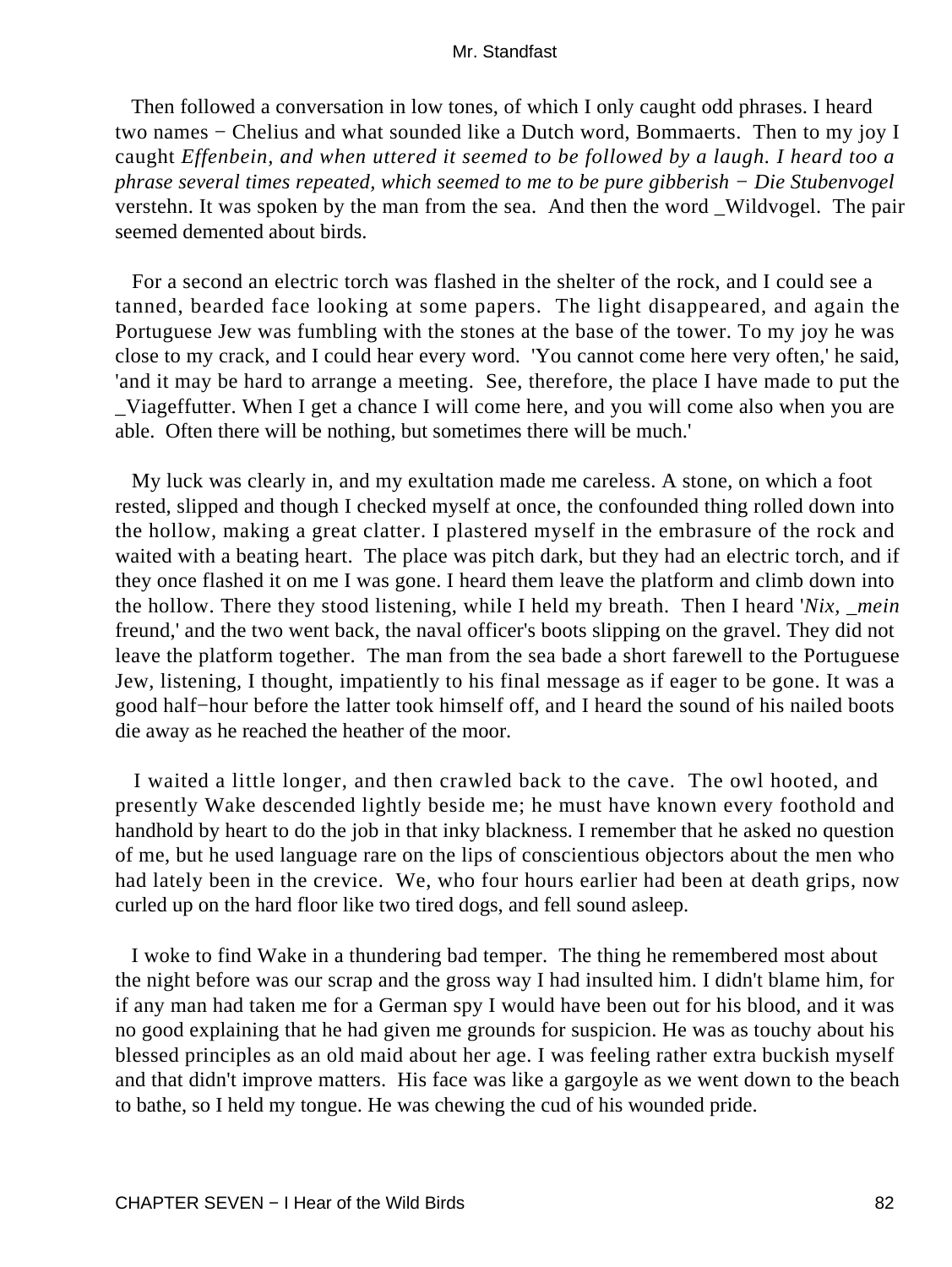Then followed a conversation in low tones, of which I only caught odd phrases. I heard two names − Chelius and what sounded like a Dutch word, Bommaerts. Then to my joy I caught *Effenbein, and when uttered it seemed to be followed by a laugh. I heard too a phrase several times repeated, which seemed to me to be pure gibberish − Die Stubenvogel* verstehn. It was spoken by the man from the sea. And then the word _Wildvogel. The pair seemed demented about birds.

For a second an electric torch was flashed in the shelter of the rock, and I could see a tanned, bearded face looking at some papers. The light disappeared, and again the Portuguese Jew was fumbling with the stones at the base of the tower. To my joy he was close to my crack, and I could hear every word. 'You cannot come here very often,' he said, 'and it may be hard to arrange a meeting. See, therefore, the place I have made to put the _Viageffutter. When I get a chance I will come here, and you will come also when you are able. Often there will be nothing, but sometimes there will be much.'

My luck was clearly in, and my exultation made me careless. A stone, on which a foot rested, slipped and though I checked myself at once, the confounded thing rolled down into the hollow, making a great clatter. I plastered myself in the embrasure of the rock and waited with a beating heart. The place was pitch dark, but they had an electric torch, and if they once flashed it on me I was gone. I heard them leave the platform and climb down into the hollow. There they stood listening, while I held my breath. Then I heard '*Nix, _mein* freund,' and the two went back, the naval officer's boots slipping on the gravel. They did not leave the platform together. The man from the sea bade a short farewell to the Portuguese Jew, listening, I thought, impatiently to his final message as if eager to be gone. It was a good half−hour before the latter took himself off, and I heard the sound of his nailed boots die away as he reached the heather of the moor.

I waited a little longer, and then crawled back to the cave. The owl hooted, and presently Wake descended lightly beside me; he must have known every foothold and handhold by heart to do the job in that inky blackness. I remember that he asked no question of me, but he used language rare on the lips of conscientious objectors about the men who had lately been in the crevice. We, who four hours earlier had been at death grips, now curled up on the hard floor like two tired dogs, and fell sound asleep.

I woke to find Wake in a thundering bad temper. The thing he remembered most about the night before was our scrap and the gross way I had insulted him. I didn't blame him, for if any man had taken me for a German spy I would have been out for his blood, and it was no good explaining that he had given me grounds for suspicion. He was as touchy about his blessed principles as an old maid about her age. I was feeling rather extra buckish myself and that didn't improve matters. His face was like a gargoyle as we went down to the beach to bathe, so I held my tongue. He was chewing the cud of his wounded pride.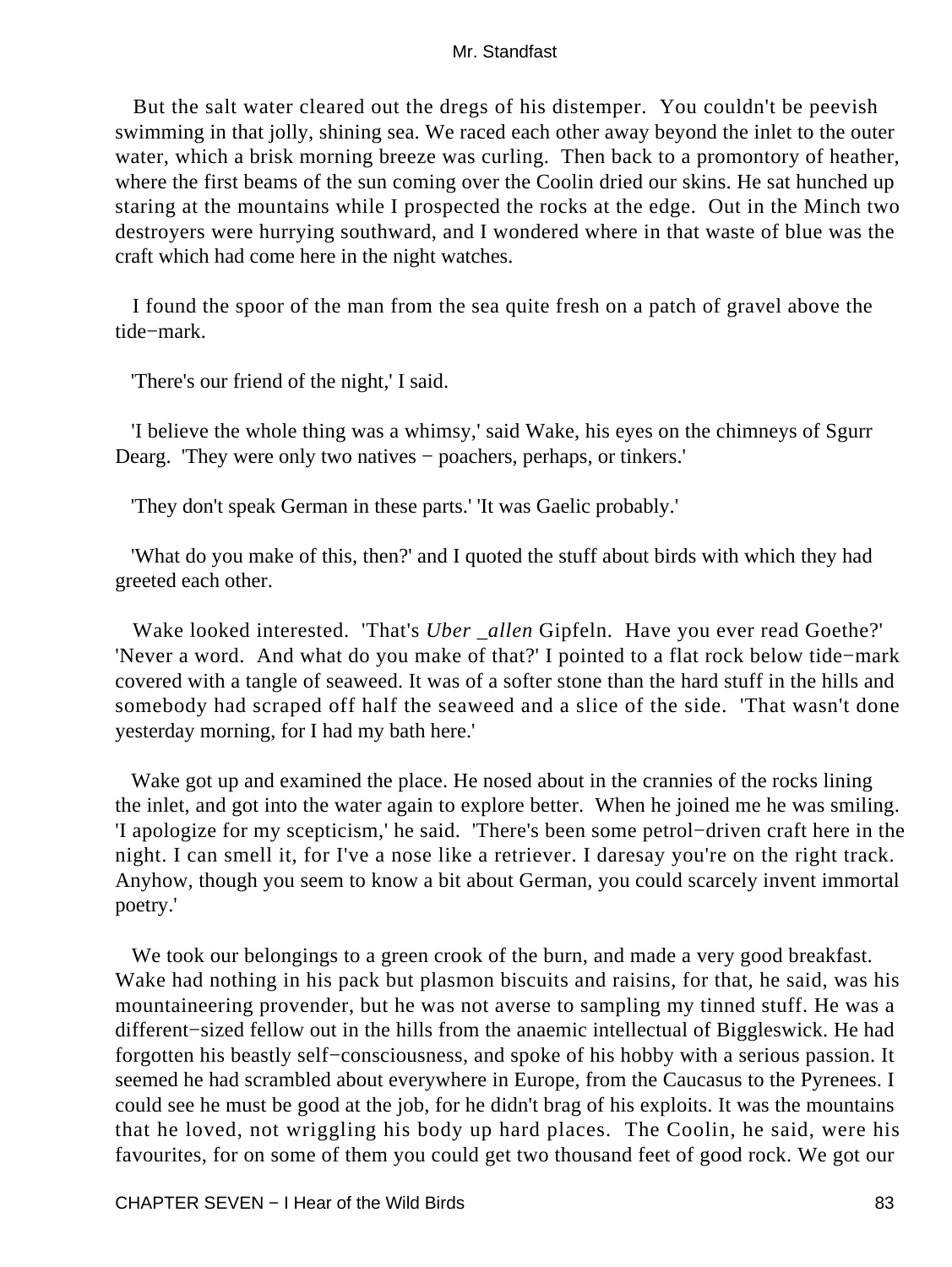But the salt water cleared out the dregs of his distemper. You couldn't be peevish swimming in that jolly, shining sea. We raced each other away beyond the inlet to the outer water, which a brisk morning breeze was curling. Then back to a promontory of heather, where the first beams of the sun coming over the Coolin dried our skins. He sat hunched up staring at the mountains while I prospected the rocks at the edge. Out in the Minch two destroyers were hurrying southward, and I wondered where in that waste of blue was the craft which had come here in the night watches.

I found the spoor of the man from the sea quite fresh on a patch of gravel above the tide−mark.

'There's our friend of the night,' I said.

'I believe the whole thing was a whimsy,' said Wake, his eyes on the chimneys of Sgurr Dearg. 'They were only two natives − poachers, perhaps, or tinkers.'

'They don't speak German in these parts.' 'It was Gaelic probably.'

'What do you make of this, then?' and I quoted the stuff about birds with which they had greeted each other.

Wake looked interested. 'That's *Uber _allen* Gipfeln. Have you ever read Goethe?' 'Never a word. And what do you make of that?' I pointed to a flat rock below tide−mark covered with a tangle of seaweed. It was of a softer stone than the hard stuff in the hills and somebody had scraped off half the seaweed and a slice of the side. 'That wasn't done yesterday morning, for I had my bath here.'

Wake got up and examined the place. He nosed about in the crannies of the rocks lining the inlet, and got into the water again to explore better. When he joined me he was smiling. 'I apologize for my scepticism,' he said. 'There's been some petrol−driven craft here in the night. I can smell it, for I've a nose like a retriever. I daresay you're on the right track. Anyhow, though you seem to know a bit about German, you could scarcely invent immortal poetry.'

We took our belongings to a green crook of the burn, and made a very good breakfast. Wake had nothing in his pack but plasmon biscuits and raisins, for that, he said, was his mountaineering provender, but he was not averse to sampling my tinned stuff. He was a different−sized fellow out in the hills from the anaemic intellectual of Biggleswick. He had forgotten his beastly self−consciousness, and spoke of his hobby with a serious passion. It seemed he had scrambled about everywhere in Europe, from the Caucasus to the Pyrenees. I could see he must be good at the job, for he didn't brag of his exploits. It was the mountains that he loved, not wriggling his body up hard places. The Coolin, he said, were his favourites, for on some of them you could get two thousand feet of good rock. We got our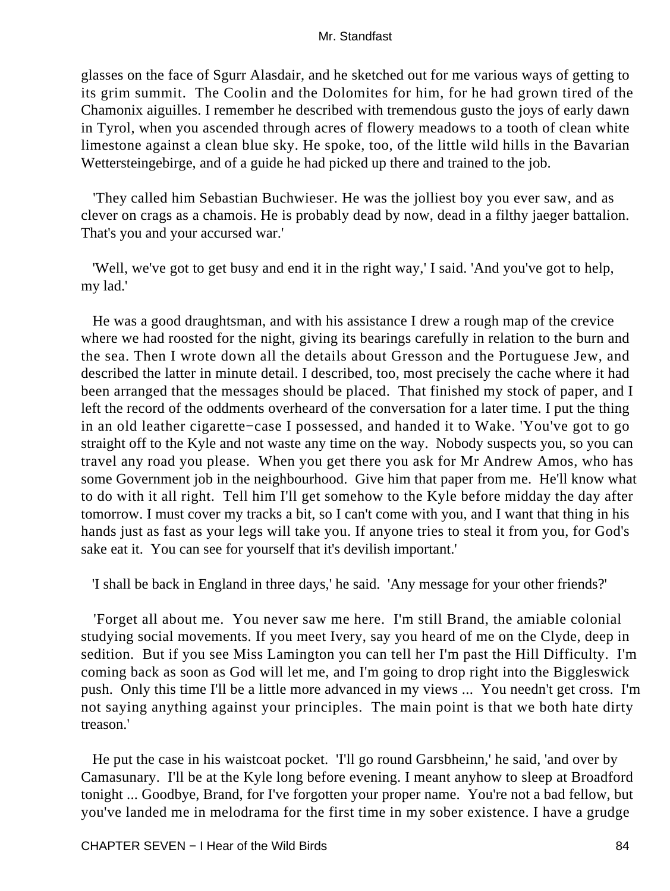glasses on the face of Sgurr Alasdair, and he sketched out for me various ways of getting to its grim summit. The Coolin and the Dolomites for him, for he had grown tired of the Chamonix aiguilles. I remember he described with tremendous gusto the joys of early dawn in Tyrol, when you ascended through acres of flowery meadows to a tooth of clean white limestone against a clean blue sky. He spoke, too, of the little wild hills in the Bavarian Wettersteingebirge, and of a guide he had picked up there and trained to the job.

'They called him Sebastian Buchwieser. He was the jolliest boy you ever saw, and as clever on crags as a chamois. He is probably dead by now, dead in a filthy jaeger battalion. That's you and your accursed war.'

'Well, we've got to get busy and end it in the right way,' I said. 'And you've got to help, my lad.'

He was a good draughtsman, and with his assistance I drew a rough map of the crevice where we had roosted for the night, giving its bearings carefully in relation to the burn and the sea. Then I wrote down all the details about Gresson and the Portuguese Jew, and described the latter in minute detail. I described, too, most precisely the cache where it had been arranged that the messages should be placed. That finished my stock of paper, and I left the record of the oddments overheard of the conversation for a later time. I put the thing in an old leather cigarette−case I possessed, and handed it to Wake. 'You've got to go straight off to the Kyle and not waste any time on the way. Nobody suspects you, so you can travel any road you please. When you get there you ask for Mr Andrew Amos, who has some Government job in the neighbourhood. Give him that paper from me. He'll know what to do with it all right. Tell him I'll get somehow to the Kyle before midday the day after tomorrow. I must cover my tracks a bit, so I can't come with you, and I want that thing in his hands just as fast as your legs will take you. If anyone tries to steal it from you, for God's sake eat it. You can see for yourself that it's devilish important.'

'I shall be back in England in three days,' he said. 'Any message for your other friends?'

'Forget all about me. You never saw me here. I'm still Brand, the amiable colonial studying social movements. If you meet Ivery, say you heard of me on the Clyde, deep in sedition. But if you see Miss Lamington you can tell her I'm past the Hill Difficulty. I'm coming back as soon as God will let me, and I'm going to drop right into the Biggleswick push. Only this time I'll be a little more advanced in my views ... You needn't get cross. I'm not saying anything against your principles. The main point is that we both hate dirty treason.'

He put the case in his waistcoat pocket. 'I'll go round Garsbheinn,' he said, 'and over by Camasunary. I'll be at the Kyle long before evening. I meant anyhow to sleep at Broadford tonight ... Goodbye, Brand, for I've forgotten your proper name. You're not a bad fellow, but you've landed me in melodrama for the first time in my sober existence. I have a grudge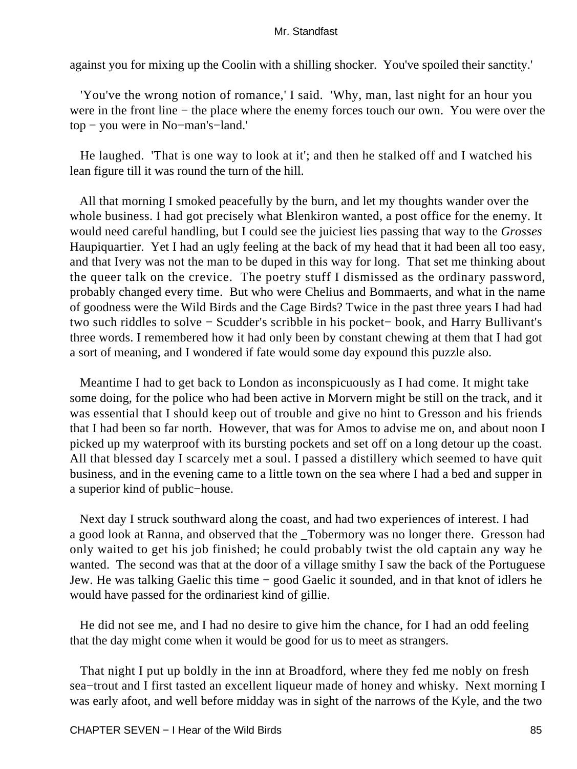against you for mixing up the Coolin with a shilling shocker. You've spoiled their sanctity.'

'You've the wrong notion of romance,' I said. 'Why, man, last night for an hour you were in the front line − the place where the enemy forces touch our own. You were over the top − you were in No−man's−land.'

He laughed. 'That is one way to look at it'; and then he stalked off and I watched his lean figure till it was round the turn of the hill.

All that morning I smoked peacefully by the burn, and let my thoughts wander over the whole business. I had got precisely what Blenkiron wanted, a post office for the enemy. It would need careful handling, but I could see the juiciest lies passing that way to the *Grosses* Haupiquartier. Yet I had an ugly feeling at the back of my head that it had been all too easy, and that Ivery was not the man to be duped in this way for long. That set me thinking about the queer talk on the crevice. The poetry stuff I dismissed as the ordinary password, probably changed every time. But who were Chelius and Bommaerts, and what in the name of goodness were the Wild Birds and the Cage Birds? Twice in the past three years I had had two such riddles to solve − Scudder's scribble in his pocket− book, and Harry Bullivant's three words. I remembered how it had only been by constant chewing at them that I had got a sort of meaning, and I wondered if fate would some day expound this puzzle also.

Meantime I had to get back to London as inconspicuously as I had come. It might take some doing, for the police who had been active in Morvern might be still on the track, and it was essential that I should keep out of trouble and give no hint to Gresson and his friends that I had been so far north. However, that was for Amos to advise me on, and about noon I picked up my waterproof with its bursting pockets and set off on a long detour up the coast. All that blessed day I scarcely met a soul. I passed a distillery which seemed to have quit business, and in the evening came to a little town on the sea where I had a bed and supper in a superior kind of public−house.

Next day I struck southward along the coast, and had two experiences of interest. I had a good look at Ranna, and observed that the _Tobermory was no longer there. Gresson had only waited to get his job finished; he could probably twist the old captain any way he wanted. The second was that at the door of a village smithy I saw the back of the Portuguese Jew. He was talking Gaelic this time − good Gaelic it sounded, and in that knot of idlers he would have passed for the ordinariest kind of gillie.

He did not see me, and I had no desire to give him the chance, for I had an odd feeling that the day might come when it would be good for us to meet as strangers.

That night I put up boldly in the inn at Broadford, where they fed me nobly on fresh sea−trout and I first tasted an excellent liqueur made of honey and whisky. Next morning I was early afoot, and well before midday was in sight of the narrows of the Kyle, and the two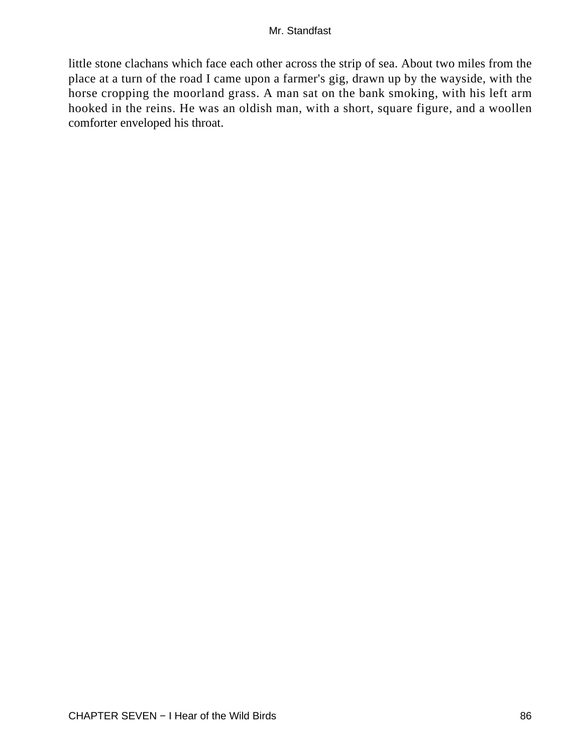little stone clachans which face each other across the strip of sea. About two miles from the place at a turn of the road I came upon a farmer's gig, drawn up by the wayside, with the horse cropping the moorland grass. A man sat on the bank smoking, with his left arm hooked in the reins. He was an oldish man, with a short, square figure, and a woollen comforter enveloped his throat.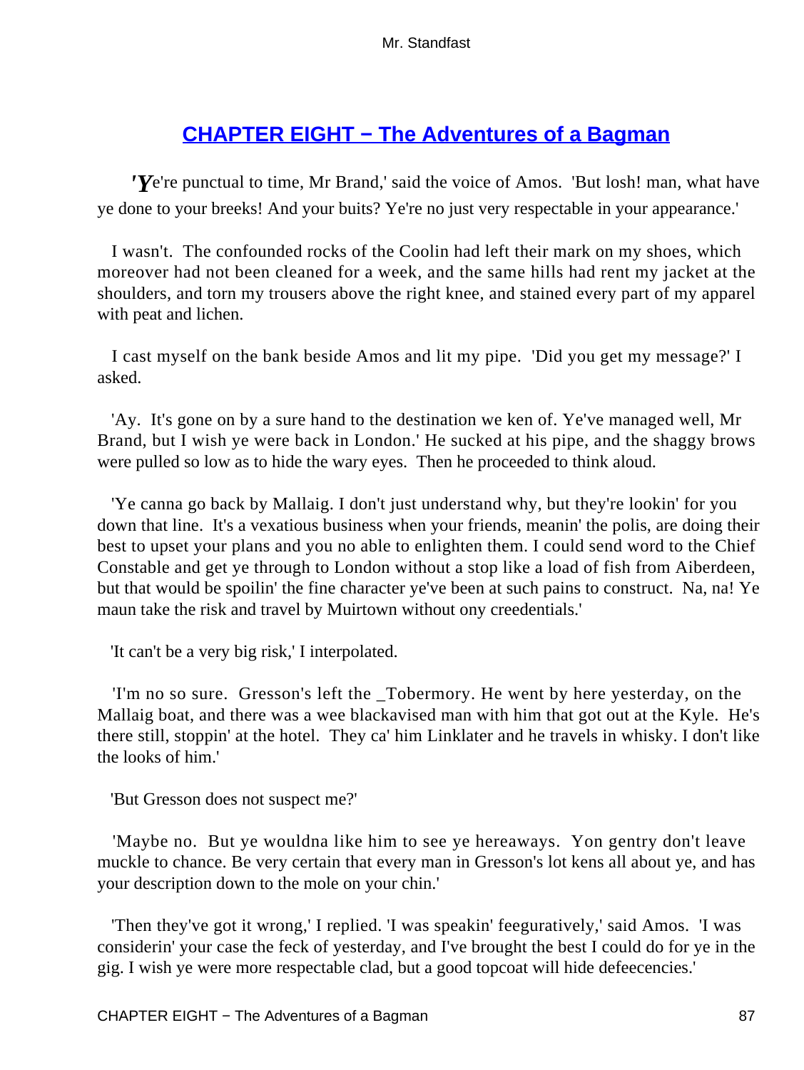## CHAPTER EIGHT − The Adventures of a Bagman

'Ye're punctual to time, Mr Brand,' said the voice of Amos. 'But losh! man, what have ye done to your breeks! And your buits? Ye're no just very respectable in your appearance.'

I wasn't. The confounded rocks of the Coolin had left their mark on my shoes, which moreover had not been cleaned for a week, and the same hills had rent my jacket at the shoulders, and torn my trousers above the right knee, and stained every part of my apparel with peat and lichen.

I cast myself on the bank beside Amos and lit my pipe. 'Did you get my message?' I asked.

'Ay. It's gone on by a sure hand to the destination we ken of. Ye've managed well, Mr Brand, but I wish ye were back in London.' He sucked at his pipe, and the shaggy brows were pulled so low as to hide the wary eyes. Then he proceeded to think aloud.

'Ye canna go back by Mallaig. I don't just understand why, but they're lookin' for you down that line. It's a vexatious business when your friends, meanin' the polis, are doing their best to upset your plans and you no able to enlighten them. I could send word to the Chief Constable and get ye through to London without a stop like a load of fish from Aiberdeen, but that would be spoilin' the fine character ye've been at such pains to construct. Na, na! Ye maun take the risk and travel by Muirtown without ony creedentials.'

'It can't be a very big risk,' I interpolated.

'I'm no so sure. Gresson's left the _Tobermory. He went by here yesterday, on the Mallaig boat, and there was a wee blackavised man with him that got out at the Kyle. He's there still, stoppin' at the hotel. They ca' him Linklater and he travels in whisky. I don't like the looks of him.'

'But Gresson does not suspect me?'

'Maybe no. But ye wouldna like him to see ye hereaways. Yon gentry don't leave muckle to chance. Be very certain that every man in Gresson's lot kens all about ye, and has your description down to the mole on your chin.'

'Then they've got it wrong,' I replied. 'I was speakin' feeguratively,' said Amos. 'I was considerin' your case the feck of yesterday, and I've brought the best I could do for ye in the gig. I wish ye were more respectable clad, but a good topcoat will hide defeecencies.'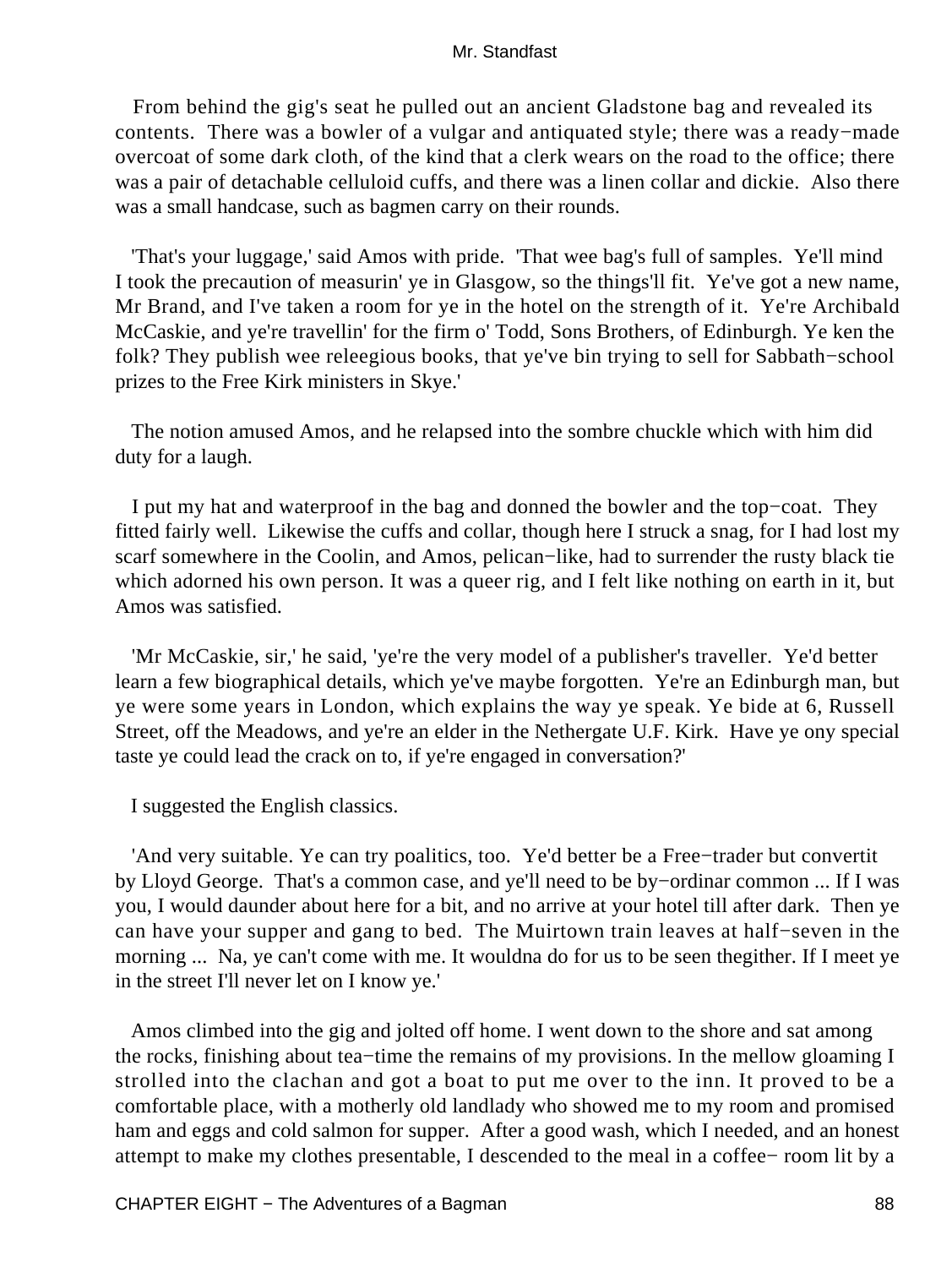From behind the gig's seat he pulled out an ancient Gladstone bag and revealed its contents. There was a bowler of a vulgar and antiquated style; there was a ready−made overcoat of some dark cloth, of the kind that a clerk wears on the road to the office; there was a pair of detachable celluloid cuffs, and there was a linen collar and dickie. Also there was a small handcase, such as bagmen carry on their rounds.

'That's your luggage,' said Amos with pride. 'That wee bag's full of samples. Ye'll mind I took the precaution of measurin' ye in Glasgow, so the things'll fit. Ye've got a new name, Mr Brand, and I've taken a room for ye in the hotel on the strength of it. Ye're Archibald McCaskie, and ye're travellin' for the firm o' Todd, Sons Brothers, of Edinburgh. Ye ken the folk? They publish wee releegious books, that ye've bin trying to sell for Sabbath−school prizes to the Free Kirk ministers in Skye.'

The notion amused Amos, and he relapsed into the sombre chuckle which with him did duty for a laugh.

I put my hat and waterproof in the bag and donned the bowler and the top−coat. They fitted fairly well. Likewise the cuffs and collar, though here I struck a snag, for I had lost my scarf somewhere in the Coolin, and Amos, pelican−like, had to surrender the rusty black tie which adorned his own person. It was a queer rig, and I felt like nothing on earth in it, but Amos was satisfied.

'Mr McCaskie, sir,' he said, 'ye're the very model of a publisher's traveller. Ye'd better learn a few biographical details, which ye've maybe forgotten. Ye're an Edinburgh man, but ye were some years in London, which explains the way ye speak. Ye bide at 6, Russell Street, off the Meadows, and ye're an elder in the Nethergate U.F. Kirk. Have ye ony special taste ye could lead the crack on to, if ye're engaged in conversation?'

I suggested the English classics.

'And very suitable. Ye can try poalitics, too. Ye'd better be a Free−trader but convertit by Lloyd George. That's a common case, and ye'll need to be by−ordinar common ... If I was you, I would daunder about here for a bit, and no arrive at your hotel till after dark. Then ye can have your supper and gang to bed. The Muirtown train leaves at half−seven in the morning ... Na, ye can't come with me. It wouldna do for us to be seen thegither. If I meet ye in the street I'll never let on I know ye.'

Amos climbed into the gig and jolted off home. I went down to the shore and sat among the rocks, finishing about tea−time the remains of my provisions. In the mellow gloaming I strolled into the clachan and got a boat to put me over to the inn. It proved to be a comfortable place, with a motherly old landlady who showed me to my room and promised ham and eggs and cold salmon for supper. After a good wash, which I needed, and an honest attempt to make my clothes presentable, I descended to the meal in a coffee− room lit by a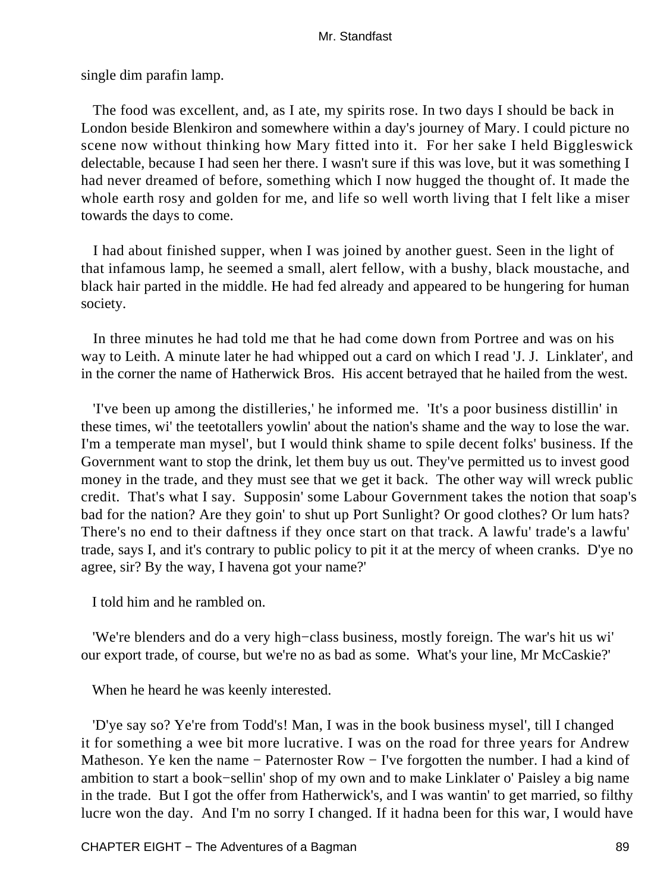single dim parafin lamp.

The food was excellent, and, as I ate, my spirits rose. In two days I should be back in London beside Blenkiron and somewhere within a day's journey of Mary. I could picture no scene now without thinking how Mary fitted into it. For her sake I held Biggleswick delectable, because I had seen her there. I wasn't sure if this was love, but it was something I had never dreamed of before, something which I now hugged the thought of. It made the whole earth rosy and golden for me, and life so well worth living that I felt like a miser towards the days to come.

I had about finished supper, when I was joined by another guest. Seen in the light of that infamous lamp, he seemed a small, alert fellow, with a bushy, black moustache, and black hair parted in the middle. He had fed already and appeared to be hungering for human society.

In three minutes he had told me that he had come down from Portree and was on his way to Leith. A minute later he had whipped out a card on which I read 'J. J. Linklater', and in the corner the name of Hatherwick Bros. His accent betrayed that he hailed from the west.

'I've been up among the distilleries,' he informed me. 'It's a poor business distillin' in these times, wi' the teetotallers yowlin' about the nation's shame and the way to lose the war. I'm a temperate man mysel', but I would think shame to spile decent folks' business. If the Government want to stop the drink, let them buy us out. They've permitted us to invest good money in the trade, and they must see that we get it back. The other way will wreck public credit. That's what I say. Supposin' some Labour Government takes the notion that soap's bad for the nation? Are they goin' to shut up Port Sunlight? Or good clothes? Or lum hats? There's no end to their daftness if they once start on that track. A lawfu' trade's a lawfu' trade, says I, and it's contrary to public policy to pit it at the mercy of wheen cranks. D'ye no agree, sir? By the way, I havena got your name?'

I told him and he rambled on.

'We're blenders and do a very high−class business, mostly foreign. The war's hit us wi' our export trade, of course, but we're no as bad as some. What's your line, Mr McCaskie?'

When he heard he was keenly interested.

'D'ye say so? Ye're from Todd's! Man, I was in the book business mysel', till I changed it for something a wee bit more lucrative. I was on the road for three years for Andrew Matheson. Ye ken the name − Paternoster Row − I've forgotten the number. I had a kind of ambition to start a book−sellin' shop of my own and to make Linklater o' Paisley a big name in the trade. But I got the offer from Hatherwick's, and I was wantin' to get married, so filthy lucre won the day. And I'm no sorry I changed. If it hadna been for this war, I would have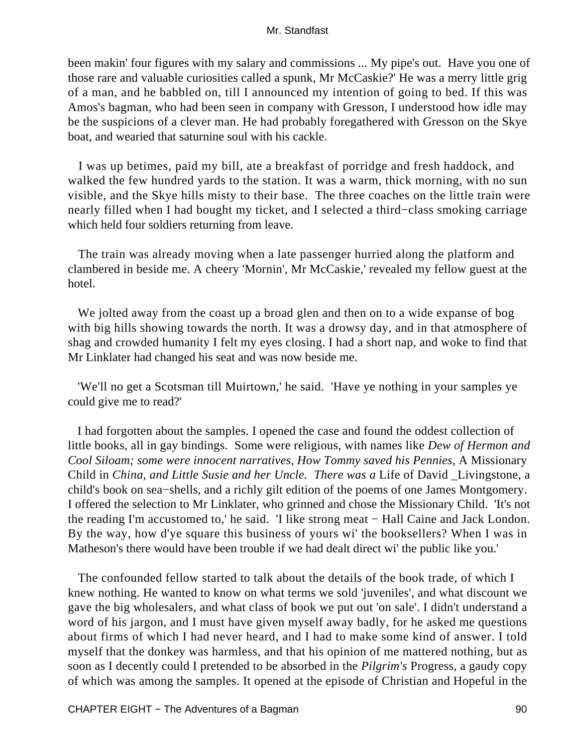been makin' four figures with my salary and commissions ... My pipe's out. Have you one of those rare and valuable curiosities called a spunk, Mr McCaskie?' He was a merry little grig of a man, and he babbled on, till I announced my intention of going to bed. If this was Amos's bagman, who had been seen in company with Gresson, I understood how idle may be the suspicions of a clever man. He had probably foregathered with Gresson on the Skye boat, and wearied that saturnine soul with his cackle.

I was up betimes, paid my bill, ate a breakfast of porridge and fresh haddock, and walked the few hundred yards to the station. It was a warm, thick morning, with no sun visible, and the Skye hills misty to their base. The three coaches on the little train were nearly filled when I had bought my ticket, and I selected a third−class smoking carriage which held four soldiers returning from leave.

The train was already moving when a late passenger hurried along the platform and clambered in beside me. A cheery 'Mornin', Mr McCaskie,' revealed my fellow guest at the hotel.

We jolted away from the coast up a broad glen and then on to a wide expanse of bog with big hills showing towards the north. It was a drowsy day, and in that atmosphere of shag and crowded humanity I felt my eyes closing. I had a short nap, and woke to find that Mr Linklater had changed his seat and was now beside me.

'We'll no get a Scotsman till Muirtown,' he said. 'Have ye nothing in your samples ye could give me to read?'

I had forgotten about the samples. I opened the case and found the oddest collection of little books, all in gay bindings. Some were religious, with names like *Dew of Hermon and Cool Siloam; some were innocent narratives, How Tommy saved his Pennies,* A Missionary Child in *China, and Little Susie and her Uncle. There was a* Life of David _Livingstone, a child's book on sea−shells, and a richly gilt edition of the poems of one James Montgomery. I offered the selection to Mr Linklater, who grinned and chose the Missionary Child. 'It's not the reading I'm accustomed to,' he said. 'I like strong meat − Hall Caine and Jack London. By the way, how d'ye square this business of yours wi' the booksellers? When I was in Matheson's there would have been trouble if we had dealt direct wi' the public like you.'

The confounded fellow started to talk about the details of the book trade, of which I knew nothing. He wanted to know on what terms we sold 'juveniles', and what discount we gave the big wholesalers, and what class of book we put out 'on sale'. I didn't understand a word of his jargon, and I must have given myself away badly, for he asked me questions about firms of which I had never heard, and I had to make some kind of answer. I told myself that the donkey was harmless, and that his opinion of me mattered nothing, but as soon as I decently could I pretended to be absorbed in the *Pilgrim's* Progress, a gaudy copy of which was among the samples. It opened at the episode of Christian and Hopeful in the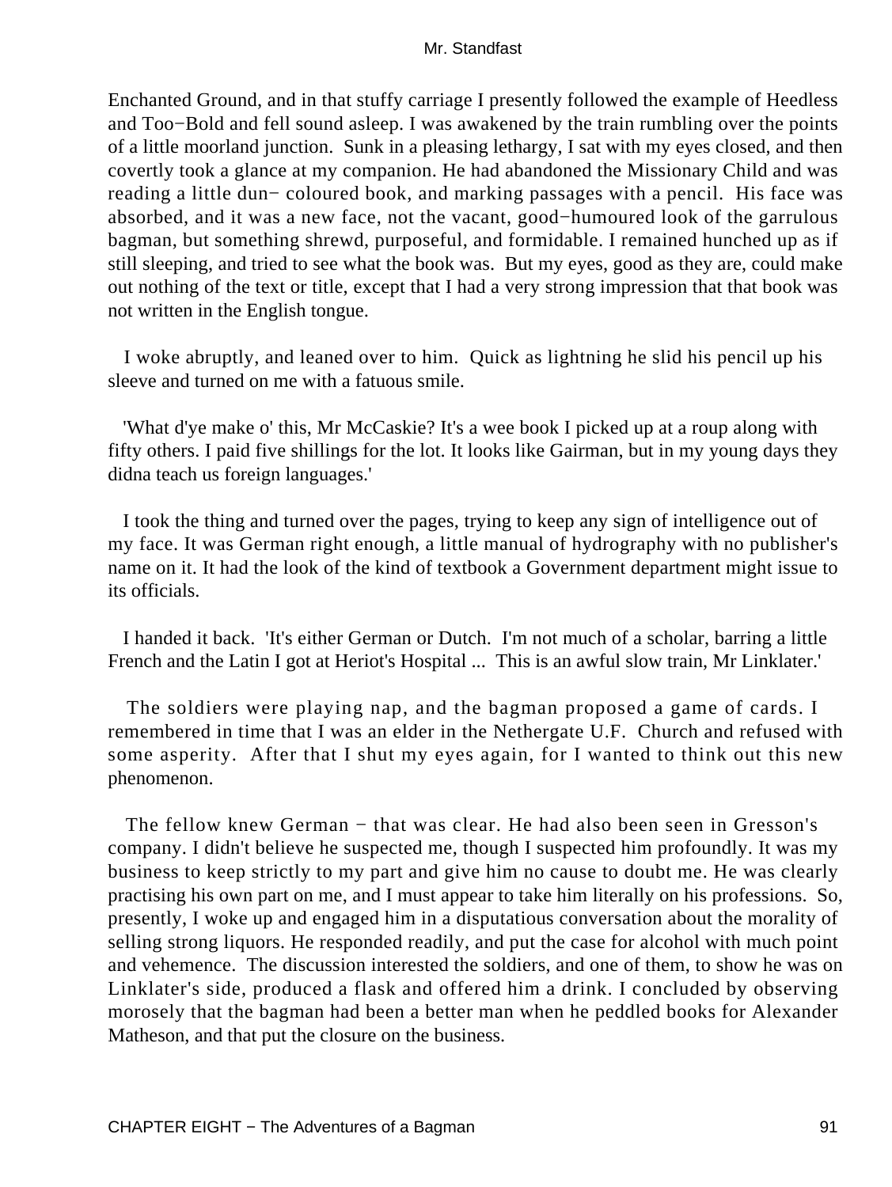Enchanted Ground, and in that stuffy carriage I presently followed the example of Heedless and Too−Bold and fell sound asleep. I was awakened by the train rumbling over the points of a little moorland junction. Sunk in a pleasing lethargy, I sat with my eyes closed, and then covertly took a glance at my companion. He had abandoned the Missionary Child and was reading a little dun− coloured book, and marking passages with a pencil. His face was absorbed, and it was a new face, not the vacant, good−humoured look of the garrulous bagman, but something shrewd, purposeful, and formidable. I remained hunched up as if still sleeping, and tried to see what the book was. But my eyes, good as they are, could make out nothing of the text or title, except that I had a very strong impression that that book was not written in the English tongue.

I woke abruptly, and leaned over to him. Quick as lightning he slid his pencil up his sleeve and turned on me with a fatuous smile.

'What d'ye make o' this, Mr McCaskie? It's a wee book I picked up at a roup along with fifty others. I paid five shillings for the lot. It looks like Gairman, but in my young days they didna teach us foreign languages.'

I took the thing and turned over the pages, trying to keep any sign of intelligence out of my face. It was German right enough, a little manual of hydrography with no publisher's name on it. It had the look of the kind of textbook a Government department might issue to its officials.

I handed it back. 'It's either German or Dutch. I'm not much of a scholar, barring a little French and the Latin I got at Heriot's Hospital ... This is an awful slow train, Mr Linklater.'

The soldiers were playing nap, and the bagman proposed a game of cards. I remembered in time that I was an elder in the Nethergate U.F. Church and refused with some asperity. After that I shut my eyes again, for I wanted to think out this new phenomenon.

The fellow knew German − that was clear. He had also been seen in Gresson's company. I didn't believe he suspected me, though I suspected him profoundly. It was my business to keep strictly to my part and give him no cause to doubt me. He was clearly practising his own part on me, and I must appear to take him literally on his professions. So, presently, I woke up and engaged him in a disputatious conversation about the morality of selling strong liquors. He responded readily, and put the case for alcohol with much point and vehemence. The discussion interested the soldiers, and one of them, to show he was on Linklater's side, produced a flask and offered him a drink. I concluded by observing morosely that the bagman had been a better man when he peddled books for Alexander Matheson, and that put the closure on the business.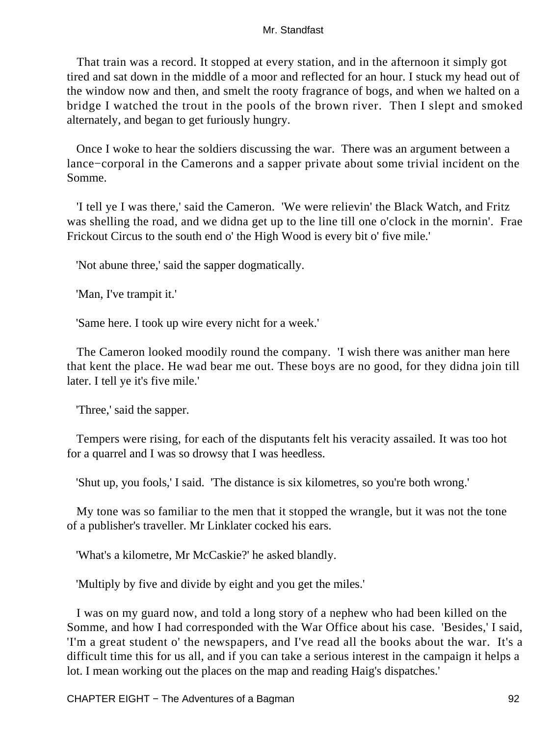That train was a record. It stopped at every station, and in the afternoon it simply got tired and sat down in the middle of a moor and reflected for an hour. I stuck my head out of the window now and then, and smelt the rooty fragrance of bogs, and when we halted on a bridge I watched the trout in the pools of the brown river. Then I slept and smoked alternately, and began to get furiously hungry.

Once I woke to hear the soldiers discussing the war. There was an argument between a lance−corporal in the Camerons and a sapper private about some trivial incident on the Somme.

'I tell ye I was there,' said the Cameron. 'We were relievin' the Black Watch, and Fritz was shelling the road, and we didna get up to the line till one o'clock in the mornin'. Frae Frickout Circus to the south end o' the High Wood is every bit o' five mile.'

'Not abune three,' said the sapper dogmatically.

'Man, I've trampit it.'

'Same here. I took up wire every nicht for a week.'

The Cameron looked moodily round the company. 'I wish there was anither man here that kent the place. He wad bear me out. These boys are no good, for they didna join till later. I tell ye it's five mile.'

'Three,' said the sapper.

Tempers were rising, for each of the disputants felt his veracity assailed. It was too hot for a quarrel and I was so drowsy that I was heedless.

'Shut up, you fools,' I said. 'The distance is six kilometres, so you're both wrong.'

My tone was so familiar to the men that it stopped the wrangle, but it was not the tone of a publisher's traveller. Mr Linklater cocked his ears.

'What's a kilometre, Mr McCaskie?' he asked blandly.

'Multiply by five and divide by eight and you get the miles.'

I was on my guard now, and told a long story of a nephew who had been killed on the Somme, and how I had corresponded with the War Office about his case. 'Besides,' I said, 'I'm a great student o' the newspapers, and I've read all the books about the war. It's a difficult time this for us all, and if you can take a serious interest in the campaign it helps a lot. I mean working out the places on the map and reading Haig's dispatches.'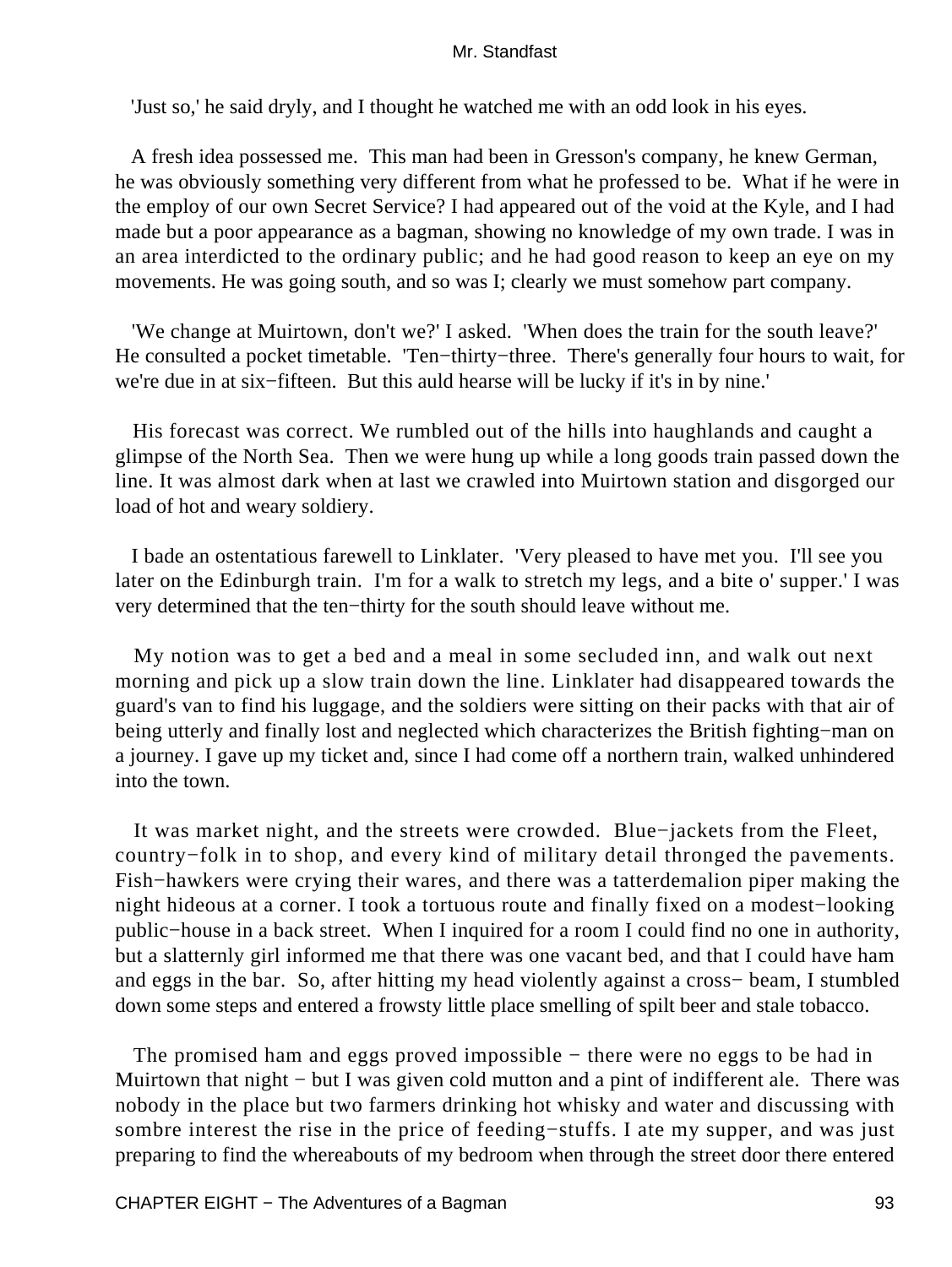'Just so,' he said dryly, and I thought he watched me with an odd look in his eyes.

A fresh idea possessed me. This man had been in Gresson's company, he knew German, he was obviously something very different from what he professed to be. What if he were in the employ of our own Secret Service? I had appeared out of the void at the Kyle, and I had made but a poor appearance as a bagman, showing no knowledge of my own trade. I was in an area interdicted to the ordinary public; and he had good reason to keep an eye on my movements. He was going south, and so was I; clearly we must somehow part company.

'We change at Muirtown, don't we?' I asked. 'When does the train for the south leave?' He consulted a pocket timetable. 'Ten−thirty−three. There's generally four hours to wait, for we're due in at six−fifteen. But this auld hearse will be lucky if it's in by nine.'

His forecast was correct. We rumbled out of the hills into haughlands and caught a glimpse of the North Sea. Then we were hung up while a long goods train passed down the line. It was almost dark when at last we crawled into Muirtown station and disgorged our load of hot and weary soldiery.

I bade an ostentatious farewell to Linklater. 'Very pleased to have met you. I'll see you later on the Edinburgh train. I'm for a walk to stretch my legs, and a bite o' supper.' I was very determined that the ten−thirty for the south should leave without me.

My notion was to get a bed and a meal in some secluded inn, and walk out next morning and pick up a slow train down the line. Linklater had disappeared towards the guard's van to find his luggage, and the soldiers were sitting on their packs with that air of being utterly and finally lost and neglected which characterizes the British fighting−man on a journey. I gave up my ticket and, since I had come off a northern train, walked unhindered into the town.

It was market night, and the streets were crowded. Blue−jackets from the Fleet, country−folk in to shop, and every kind of military detail thronged the pavements. Fish−hawkers were crying their wares, and there was a tatterdemalion piper making the night hideous at a corner. I took a tortuous route and finally fixed on a modest−looking public−house in a back street. When I inquired for a room I could find no one in authority, but a slatternly girl informed me that there was one vacant bed, and that I could have ham and eggs in the bar. So, after hitting my head violently against a cross− beam, I stumbled down some steps and entered a frowsty little place smelling of spilt beer and stale tobacco.

The promised ham and eggs proved impossible − there were no eggs to be had in Muirtown that night − but I was given cold mutton and a pint of indifferent ale. There was nobody in the place but two farmers drinking hot whisky and water and discussing with sombre interest the rise in the price of feeding−stuffs. I ate my supper, and was just preparing to find the whereabouts of my bedroom when through the street door there entered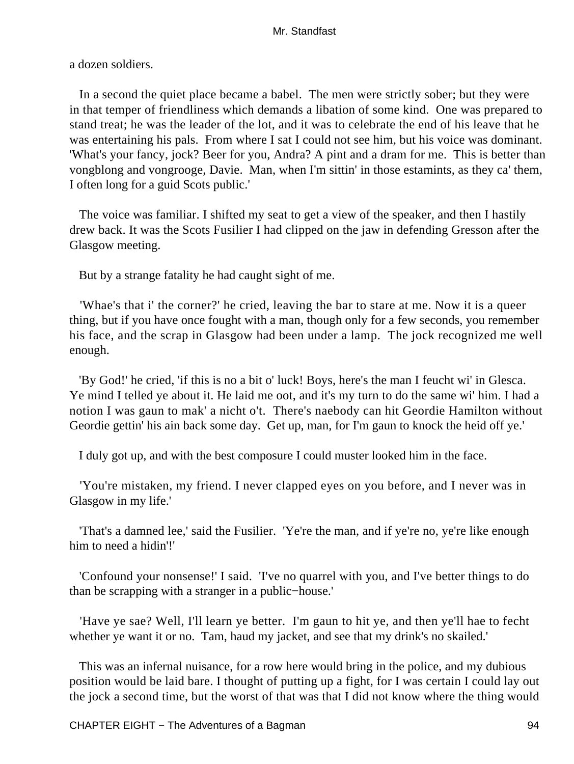a dozen soldiers.

In a second the quiet place became a babel. The men were strictly sober; but they were in that temper of friendliness which demands a libation of some kind. One was prepared to stand treat; he was the leader of the lot, and it was to celebrate the end of his leave that he was entertaining his pals. From where I sat I could not see him, but his voice was dominant. 'What's your fancy, jock? Beer for you, Andra? A pint and a dram for me. This is better than vongblong and vongrooge, Davie. Man, when I'm sittin' in those estamints, as they ca' them, I often long for a guid Scots public.'

The voice was familiar. I shifted my seat to get a view of the speaker, and then I hastily drew back. It was the Scots Fusilier I had clipped on the jaw in defending Gresson after the Glasgow meeting.

But by a strange fatality he had caught sight of me.

'Whae's that i' the corner?' he cried, leaving the bar to stare at me. Now it is a queer thing, but if you have once fought with a man, though only for a few seconds, you remember his face, and the scrap in Glasgow had been under a lamp. The jock recognized me well enough.

'By God!' he cried, 'if this is no a bit o' luck! Boys, here's the man I feucht wi' in Glesca. Ye mind I telled ye about it. He laid me oot, and it's my turn to do the same wi' him. I had a notion I was gaun to mak' a nicht o't. There's naebody can hit Geordie Hamilton without Geordie gettin' his ain back some day. Get up, man, for I'm gaun to knock the heid off ye.'

I duly got up, and with the best composure I could muster looked him in the face.

'You're mistaken, my friend. I never clapped eyes on you before, and I never was in Glasgow in my life.'

'That's a damned lee,' said the Fusilier. 'Ye're the man, and if ye're no, ye're like enough him to need a hidin'!'

'Confound your nonsense!' I said. 'I've no quarrel with you, and I've better things to do than be scrapping with a stranger in a public−house.'

'Have ye sae? Well, I'll learn ye better. I'm gaun to hit ye, and then ye'll hae to fecht whether ye want it or no. Tam, haud my jacket, and see that my drink's no skailed.'

This was an infernal nuisance, for a row here would bring in the police, and my dubious position would be laid bare. I thought of putting up a fight, for I was certain I could lay out the jock a second time, but the worst of that was that I did not know where the thing would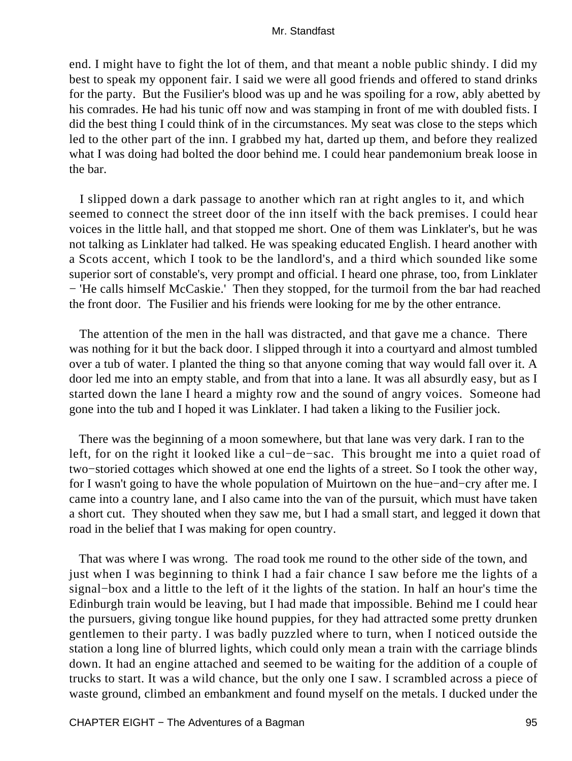end. I might have to fight the lot of them, and that meant a noble public shindy. I did my best to speak my opponent fair. I said we were all good friends and offered to stand drinks for the party. But the Fusilier's blood was up and he was spoiling for a row, ably abetted by his comrades. He had his tunic off now and was stamping in front of me with doubled fists. I did the best thing I could think of in the circumstances. My seat was close to the steps which led to the other part of the inn. I grabbed my hat, darted up them, and before they realized what I was doing had bolted the door behind me. I could hear pandemonium break loose in the bar.

I slipped down a dark passage to another which ran at right angles to it, and which seemed to connect the street door of the inn itself with the back premises. I could hear voices in the little hall, and that stopped me short. One of them was Linklater's, but he was not talking as Linklater had talked. He was speaking educated English. I heard another with a Scots accent, which I took to be the landlord's, and a third which sounded like some superior sort of constable's, very prompt and official. I heard one phrase, too, from Linklater − 'He calls himself McCaskie.' Then they stopped, for the turmoil from the bar had reached the front door. The Fusilier and his friends were looking for me by the other entrance.

The attention of the men in the hall was distracted, and that gave me a chance. There was nothing for it but the back door. I slipped through it into a courtyard and almost tumbled over a tub of water. I planted the thing so that anyone coming that way would fall over it. A door led me into an empty stable, and from that into a lane. It was all absurdly easy, but as I started down the lane I heard a mighty row and the sound of angry voices. Someone had gone into the tub and I hoped it was Linklater. I had taken a liking to the Fusilier jock.

There was the beginning of a moon somewhere, but that lane was very dark. I ran to the left, for on the right it looked like a cul−de−sac. This brought me into a quiet road of two−storied cottages which showed at one end the lights of a street. So I took the other way, for I wasn't going to have the whole population of Muirtown on the hue−and−cry after me. I came into a country lane, and I also came into the van of the pursuit, which must have taken a short cut. They shouted when they saw me, but I had a small start, and legged it down that road in the belief that I was making for open country.

That was where I was wrong. The road took me round to the other side of the town, and just when I was beginning to think I had a fair chance I saw before me the lights of a signal−box and a little to the left of it the lights of the station. In half an hour's time the Edinburgh train would be leaving, but I had made that impossible. Behind me I could hear the pursuers, giving tongue like hound puppies, for they had attracted some pretty drunken gentlemen to their party. I was badly puzzled where to turn, when I noticed outside the station a long line of blurred lights, which could only mean a train with the carriage blinds down. It had an engine attached and seemed to be waiting for the addition of a couple of trucks to start. It was a wild chance, but the only one I saw. I scrambled across a piece of waste ground, climbed an embankment and found myself on the metals. I ducked under the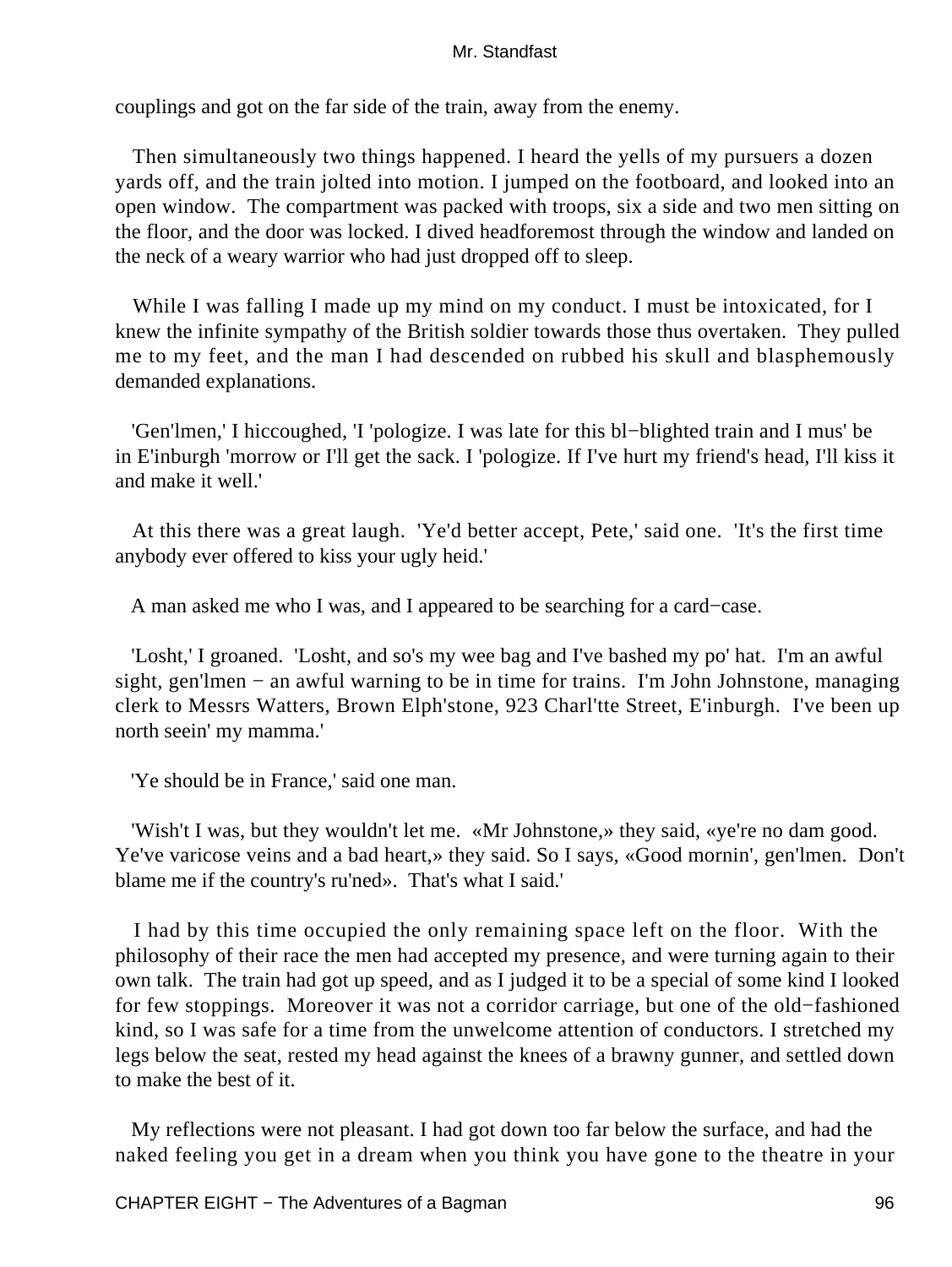couplings and got on the far side of the train, away from the enemy.

Then simultaneously two things happened. I heard the yells of my pursuers a dozen yards off, and the train jolted into motion. I jumped on the footboard, and looked into an open window. The compartment was packed with troops, six a side and two men sitting on the floor, and the door was locked. I dived headforemost through the window and landed on the neck of a weary warrior who had just dropped off to sleep.

While I was falling I made up my mind on my conduct. I must be intoxicated, for I knew the infinite sympathy of the British soldier towards those thus overtaken. They pulled me to my feet, and the man I had descended on rubbed his skull and blasphemously demanded explanations.

'Gen'lmen,' I hiccoughed, 'I 'pologize. I was late for this bl−blighted train and I mus' be in E'inburgh 'morrow or I'll get the sack. I 'pologize. If I've hurt my friend's head, I'll kiss it and make it well.'

At this there was a great laugh. 'Ye'd better accept, Pete,' said one. 'It's the first time anybody ever offered to kiss your ugly heid.'

A man asked me who I was, and I appeared to be searching for a card−case.

'Losht,' I groaned. 'Losht, and so's my wee bag and I've bashed my po' hat. I'm an awful sight, gen'lmen − an awful warning to be in time for trains. I'm John Johnstone, managing clerk to Messrs Watters, Brown Elph'stone, 923 Charl'tte Street, E'inburgh. I've been up north seein' my mamma.'

'Ye should be in France,' said one man.

'Wish't I was, but they wouldn't let me. «Mr Johnstone,» they said, «ye're no dam good. Ye've varicose veins and a bad heart,» they said. So I says, «Good mornin', gen'lmen. Don't blame me if the country's ru'ned». That's what I said.'

I had by this time occupied the only remaining space left on the floor. With the philosophy of their race the men had accepted my presence, and were turning again to their own talk. The train had got up speed, and as I judged it to be a special of some kind I looked for few stoppings. Moreover it was not a corridor carriage, but one of the old−fashioned kind, so I was safe for a time from the unwelcome attention of conductors. I stretched my legs below the seat, rested my head against the knees of a brawny gunner, and settled down to make the best of it.

My reflections were not pleasant. I had got down too far below the surface, and had the naked feeling you get in a dream when you think you have gone to the theatre in your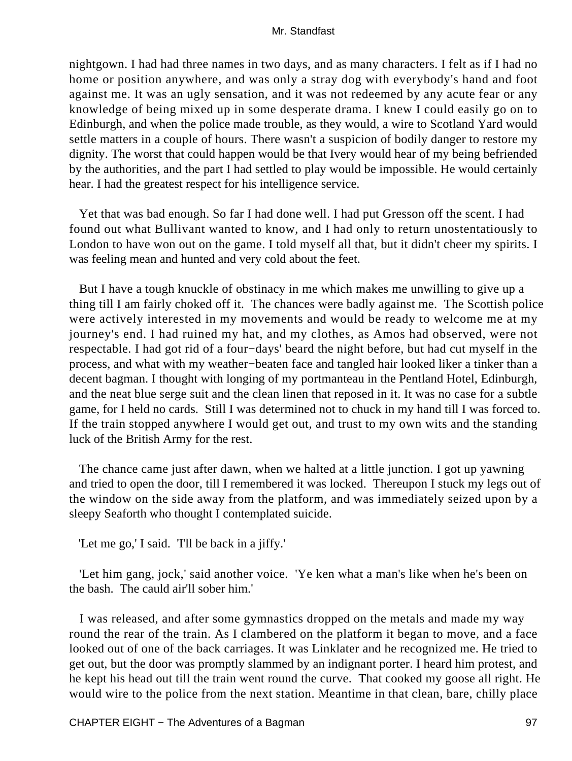nightgown. I had had three names in two days, and as many characters. I felt as if I had no home or position anywhere, and was only a stray dog with everybody's hand and foot against me. It was an ugly sensation, and it was not redeemed by any acute fear or any knowledge of being mixed up in some desperate drama. I knew I could easily go on to Edinburgh, and when the police made trouble, as they would, a wire to Scotland Yard would settle matters in a couple of hours. There wasn't a suspicion of bodily danger to restore my dignity. The worst that could happen would be that Ivery would hear of my being befriended by the authorities, and the part I had settled to play would be impossible. He would certainly hear. I had the greatest respect for his intelligence service.

Yet that was bad enough. So far I had done well. I had put Gresson off the scent. I had found out what Bullivant wanted to know, and I had only to return unostentatiously to London to have won out on the game. I told myself all that, but it didn't cheer my spirits. I was feeling mean and hunted and very cold about the feet.

But I have a tough knuckle of obstinacy in me which makes me unwilling to give up a thing till I am fairly choked off it. The chances were badly against me. The Scottish police were actively interested in my movements and would be ready to welcome me at my journey's end. I had ruined my hat, and my clothes, as Amos had observed, were not respectable. I had got rid of a four−days' beard the night before, but had cut myself in the process, and what with my weather−beaten face and tangled hair looked liker a tinker than a decent bagman. I thought with longing of my portmanteau in the Pentland Hotel, Edinburgh, and the neat blue serge suit and the clean linen that reposed in it. It was no case for a subtle game, for I held no cards. Still I was determined not to chuck in my hand till I was forced to. If the train stopped anywhere I would get out, and trust to my own wits and the standing luck of the British Army for the rest.

The chance came just after dawn, when we halted at a little junction. I got up yawning and tried to open the door, till I remembered it was locked. Thereupon I stuck my legs out of the window on the side away from the platform, and was immediately seized upon by a sleepy Seaforth who thought I contemplated suicide.

'Let me go,' I said. 'I'll be back in a jiffy.'

'Let him gang, jock,' said another voice. 'Ye ken what a man's like when he's been on the bash. The cauld air'll sober him.'

I was released, and after some gymnastics dropped on the metals and made my way round the rear of the train. As I clambered on the platform it began to move, and a face looked out of one of the back carriages. It was Linklater and he recognized me. He tried to get out, but the door was promptly slammed by an indignant porter. I heard him protest, and he kept his head out till the train went round the curve. That cooked my goose all right. He would wire to the police from the next station. Meantime in that clean, bare, chilly place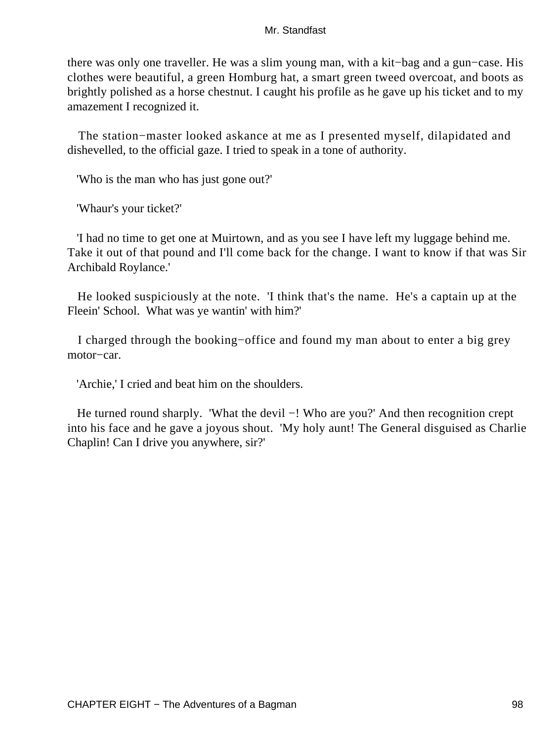there was only one traveller. He was a slim young man, with a kit−bag and a gun−case. His clothes were beautiful, a green Homburg hat, a smart green tweed overcoat, and boots as brightly polished as a horse chestnut. I caught his profile as he gave up his ticket and to my amazement I recognized it.

The station−master looked askance at me as I presented myself, dilapidated and dishevelled, to the official gaze. I tried to speak in a tone of authority.

'Who is the man who has just gone out?'

'Whaur's your ticket?'

'I had no time to get one at Muirtown, and as you see I have left my luggage behind me. Take it out of that pound and I'll come back for the change. I want to know if that was Sir Archibald Roylance.'

He looked suspiciously at the note. 'I think that's the name. He's a captain up at the Fleein' School. What was ye wantin' with him?'

I charged through the booking−office and found my man about to enter a big grey motor−car.

'Archie,' I cried and beat him on the shoulders.

He turned round sharply. 'What the devil −! Who are you?' And then recognition crept into his face and he gave a joyous shout. 'My holy aunt! The General disguised as Charlie Chaplin! Can I drive you anywhere, sir?'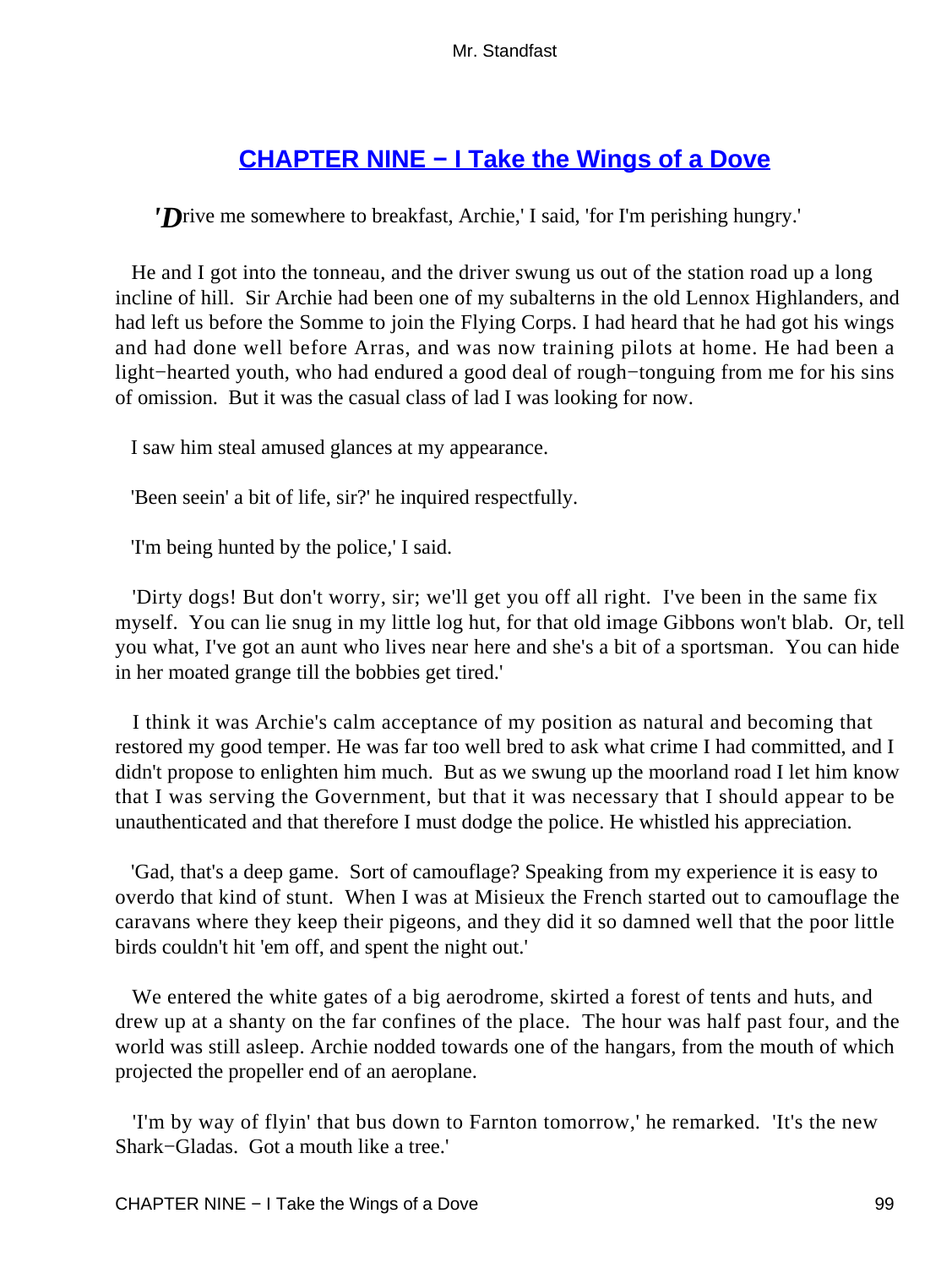## CHAPTER NINE − I Take the Wings of a Dove

'Drive me somewhere to breakfast, Archie,' I said, 'for I'm perishing hungry.'

He and I got into the tonneau, and the driver swung us out of the station road up a long incline of hill. Sir Archie had been one of my subalterns in the old Lennox Highlanders, and had left us before the Somme to join the Flying Corps. I had heard that he had got his wings and had done well before Arras, and was now training pilots at home. He had been a light−hearted youth, who had endured a good deal of rough−tonguing from me for his sins of omission. But it was the casual class of lad I was looking for now.

I saw him steal amused glances at my appearance.

'Been seein' a bit of life, sir?' he inquired respectfully.

'I'm being hunted by the police,' I said.

'Dirty dogs! But don't worry, sir; we'll get you off all right. I've been in the same fix myself. You can lie snug in my little log hut, for that old image Gibbons won't blab. Or, tell you what, I've got an aunt who lives near here and she's a bit of a sportsman. You can hide in her moated grange till the bobbies get tired.'

I think it was Archie's calm acceptance of my position as natural and becoming that restored my good temper. He was far too well bred to ask what crime I had committed, and I didn't propose to enlighten him much. But as we swung up the moorland road I let him know that I was serving the Government, but that it was necessary that I should appear to be unauthenticated and that therefore I must dodge the police. He whistled his appreciation.

'Gad, that's a deep game. Sort of camouflage? Speaking from my experience it is easy to overdo that kind of stunt. When I was at Misieux the French started out to camouflage the caravans where they keep their pigeons, and they did it so damned well that the poor little birds couldn't hit 'em off, and spent the night out.'

We entered the white gates of a big aerodrome, skirted a forest of tents and huts, and drew up at a shanty on the far confines of the place. The hour was half past four, and the world was still asleep. Archie nodded towards one of the hangars, from the mouth of which projected the propeller end of an aeroplane.

'I'm by way of flyin' that bus down to Farnton tomorrow,' he remarked. 'It's the new Shark−Gladas. Got a mouth like a tree.'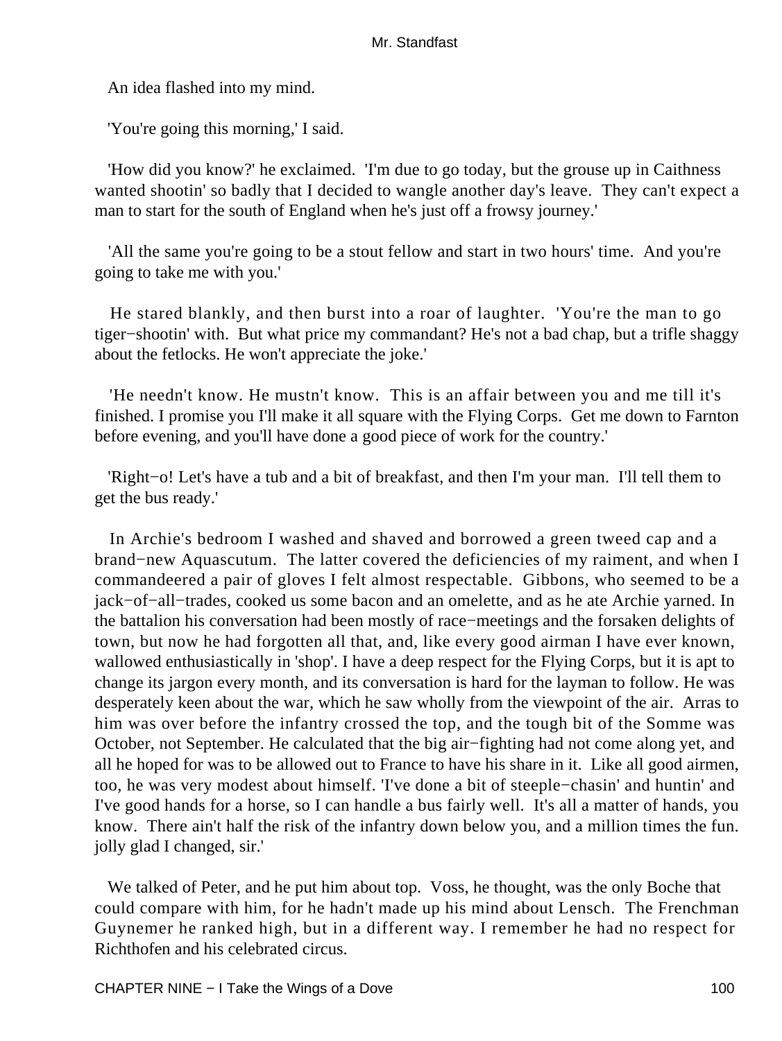An idea flashed into my mind.

'You're going this morning,' I said.

'How did you know?' he exclaimed. 'I'm due to go today, but the grouse up in Caithness wanted shootin' so badly that I decided to wangle another day's leave. They can't expect a man to start for the south of England when he's just off a frowsy journey.'

'All the same you're going to be a stout fellow and start in two hours' time. And you're going to take me with you.'

He stared blankly, and then burst into a roar of laughter. 'You're the man to go tiger−shootin' with. But what price my commandant? He's not a bad chap, but a trifle shaggy about the fetlocks. He won't appreciate the joke.'

'He needn't know. He mustn't know. This is an affair between you and me till it's finished. I promise you I'll make it all square with the Flying Corps. Get me down to Farnton before evening, and you'll have done a good piece of work for the country.'

'Right−o! Let's have a tub and a bit of breakfast, and then I'm your man. I'll tell them to get the bus ready.'

In Archie's bedroom I washed and shaved and borrowed a green tweed cap and a brand−new Aquascutum. The latter covered the deficiencies of my raiment, and when I commandeered a pair of gloves I felt almost respectable. Gibbons, who seemed to be a jack−of−all−trades, cooked us some bacon and an omelette, and as he ate Archie yarned. In the battalion his conversation had been mostly of race−meetings and the forsaken delights of town, but now he had forgotten all that, and, like every good airman I have ever known, wallowed enthusiastically in 'shop'. I have a deep respect for the Flying Corps, but it is apt to change its jargon every month, and its conversation is hard for the layman to follow. He was desperately keen about the war, which he saw wholly from the viewpoint of the air. Arras to him was over before the infantry crossed the top, and the tough bit of the Somme was October, not September. He calculated that the big air−fighting had not come along yet, and all he hoped for was to be allowed out to France to have his share in it. Like all good airmen, too, he was very modest about himself. 'I've done a bit of steeple−chasin' and huntin' and I've good hands for a horse, so I can handle a bus fairly well. It's all a matter of hands, you know. There ain't half the risk of the infantry down below you, and a million times the fun. jolly glad I changed, sir.'

We talked of Peter, and he put him about top. Voss, he thought, was the only Boche that could compare with him, for he hadn't made up his mind about Lensch. The Frenchman Guynemer he ranked high, but in a different way. I remember he had no respect for Richthofen and his celebrated circus.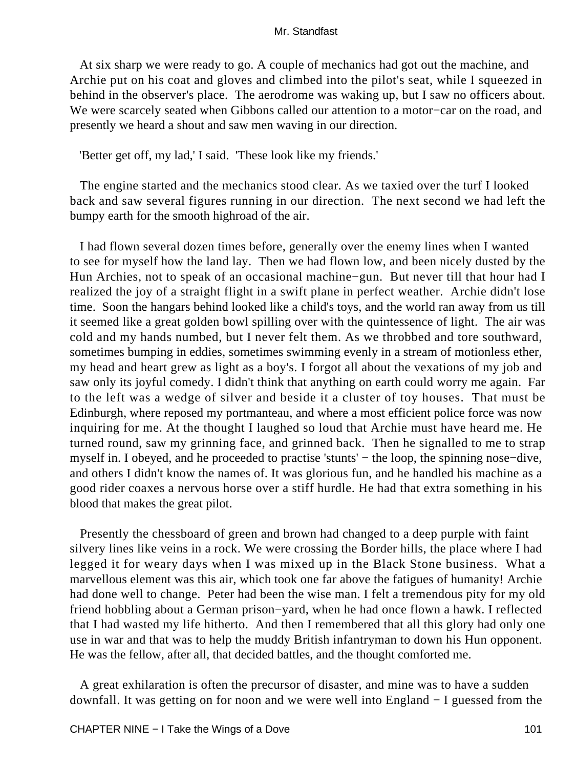At six sharp we were ready to go. A couple of mechanics had got out the machine, and Archie put on his coat and gloves and climbed into the pilot's seat, while I squeezed in behind in the observer's place. The aerodrome was waking up, but I saw no officers about. We were scarcely seated when Gibbons called our attention to a motor−car on the road, and presently we heard a shout and saw men waving in our direction.

'Better get off, my lad,' I said. 'These look like my friends.'

The engine started and the mechanics stood clear. As we taxied over the turf I looked back and saw several figures running in our direction. The next second we had left the bumpy earth for the smooth highroad of the air.

I had flown several dozen times before, generally over the enemy lines when I wanted to see for myself how the land lay. Then we had flown low, and been nicely dusted by the Hun Archies, not to speak of an occasional machine−gun. But never till that hour had I realized the joy of a straight flight in a swift plane in perfect weather. Archie didn't lose time. Soon the hangars behind looked like a child's toys, and the world ran away from us till it seemed like a great golden bowl spilling over with the quintessence of light. The air was cold and my hands numbed, but I never felt them. As we throbbed and tore southward, sometimes bumping in eddies, sometimes swimming evenly in a stream of motionless ether, my head and heart grew as light as a boy's. I forgot all about the vexations of my job and saw only its joyful comedy. I didn't think that anything on earth could worry me again. Far to the left was a wedge of silver and beside it a cluster of toy houses. That must be Edinburgh, where reposed my portmanteau, and where a most efficient police force was now inquiring for me. At the thought I laughed so loud that Archie must have heard me. He turned round, saw my grinning face, and grinned back. Then he signalled to me to strap myself in. I obeyed, and he proceeded to practise 'stunts' − the loop, the spinning nose−dive, and others I didn't know the names of. It was glorious fun, and he handled his machine as a good rider coaxes a nervous horse over a stiff hurdle. He had that extra something in his blood that makes the great pilot.

Presently the chessboard of green and brown had changed to a deep purple with faint silvery lines like veins in a rock. We were crossing the Border hills, the place where I had legged it for weary days when I was mixed up in the Black Stone business. What a marvellous element was this air, which took one far above the fatigues of humanity! Archie had done well to change. Peter had been the wise man. I felt a tremendous pity for my old friend hobbling about a German prison−yard, when he had once flown a hawk. I reflected that I had wasted my life hitherto. And then I remembered that all this glory had only one use in war and that was to help the muddy British infantryman to down his Hun opponent. He was the fellow, after all, that decided battles, and the thought comforted me.

A great exhilaration is often the precursor of disaster, and mine was to have a sudden downfall. It was getting on for noon and we were well into England − I guessed from the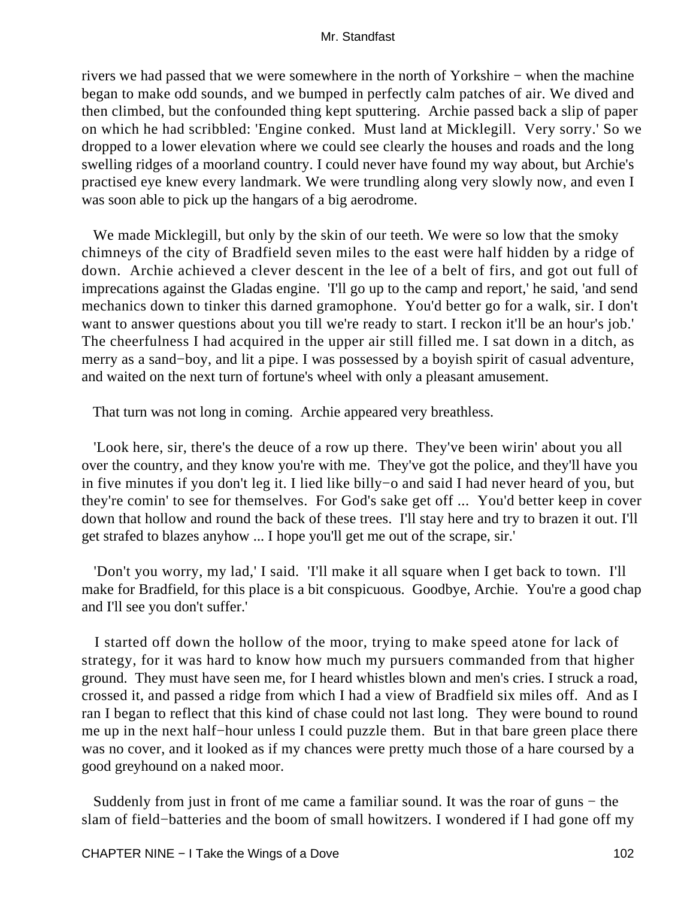rivers we had passed that we were somewhere in the north of Yorkshire − when the machine began to make odd sounds, and we bumped in perfectly calm patches of air. We dived and then climbed, but the confounded thing kept sputtering. Archie passed back a slip of paper on which he had scribbled: 'Engine conked. Must land at Micklegill. Very sorry.' So we dropped to a lower elevation where we could see clearly the houses and roads and the long swelling ridges of a moorland country. I could never have found my way about, but Archie's practised eye knew every landmark. We were trundling along very slowly now, and even I was soon able to pick up the hangars of a big aerodrome.

We made Micklegill, but only by the skin of our teeth. We were so low that the smoky chimneys of the city of Bradfield seven miles to the east were half hidden by a ridge of down. Archie achieved a clever descent in the lee of a belt of firs, and got out full of imprecations against the Gladas engine. 'I'll go up to the camp and report,' he said, 'and send mechanics down to tinker this darned gramophone. You'd better go for a walk, sir. I don't want to answer questions about you till we're ready to start. I reckon it'll be an hour's job.' The cheerfulness I had acquired in the upper air still filled me. I sat down in a ditch, as merry as a sand−boy, and lit a pipe. I was possessed by a boyish spirit of casual adventure, and waited on the next turn of fortune's wheel with only a pleasant amusement.

That turn was not long in coming. Archie appeared very breathless.

'Look here, sir, there's the deuce of a row up there. They've been wirin' about you all over the country, and they know you're with me. They've got the police, and they'll have you in five minutes if you don't leg it. I lied like billy−o and said I had never heard of you, but they're comin' to see for themselves. For God's sake get off ... You'd better keep in cover down that hollow and round the back of these trees. I'll stay here and try to brazen it out. I'll get strafed to blazes anyhow ... I hope you'll get me out of the scrape, sir.'

'Don't you worry, my lad,' I said. 'I'll make it all square when I get back to town. I'll make for Bradfield, for this place is a bit conspicuous. Goodbye, Archie. You're a good chap and I'll see you don't suffer.'

I started off down the hollow of the moor, trying to make speed atone for lack of strategy, for it was hard to know how much my pursuers commanded from that higher ground. They must have seen me, for I heard whistles blown and men's cries. I struck a road, crossed it, and passed a ridge from which I had a view of Bradfield six miles off. And as I ran I began to reflect that this kind of chase could not last long. They were bound to round me up in the next half−hour unless I could puzzle them. But in that bare green place there was no cover, and it looked as if my chances were pretty much those of a hare coursed by a good greyhound on a naked moor.

Suddenly from just in front of me came a familiar sound. It was the roar of guns − the slam of field−batteries and the boom of small howitzers. I wondered if I had gone off my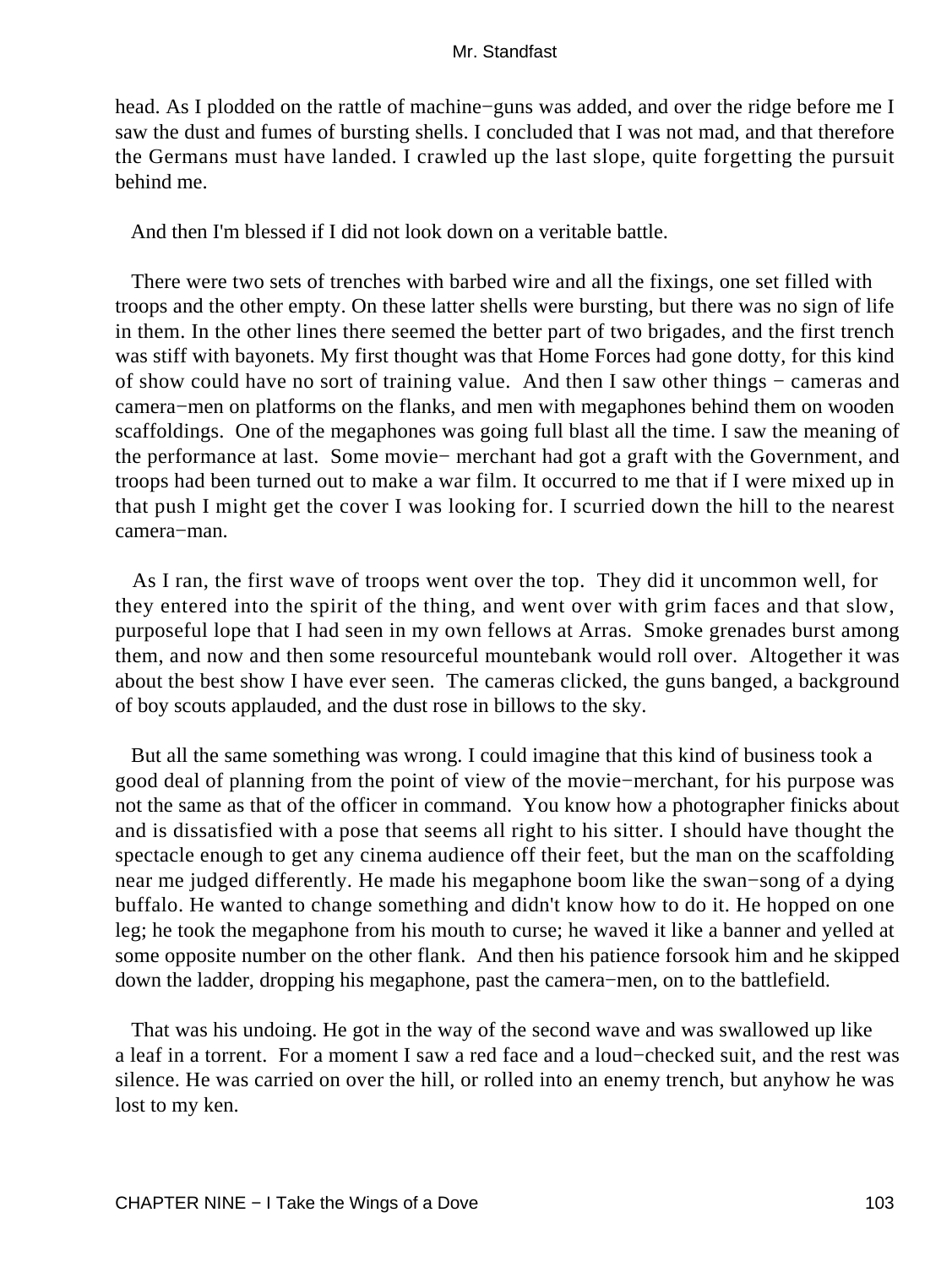head. As I plodded on the rattle of machine−guns was added, and over the ridge before me I saw the dust and fumes of bursting shells. I concluded that I was not mad, and that therefore the Germans must have landed. I crawled up the last slope, quite forgetting the pursuit behind me.

And then I'm blessed if I did not look down on a veritable battle.

There were two sets of trenches with barbed wire and all the fixings, one set filled with troops and the other empty. On these latter shells were bursting, but there was no sign of life in them. In the other lines there seemed the better part of two brigades, and the first trench was stiff with bayonets. My first thought was that Home Forces had gone dotty, for this kind of show could have no sort of training value. And then I saw other things − cameras and camera−men on platforms on the flanks, and men with megaphones behind them on wooden scaffoldings. One of the megaphones was going full blast all the time. I saw the meaning of the performance at last. Some movie− merchant had got a graft with the Government, and troops had been turned out to make a war film. It occurred to me that if I were mixed up in that push I might get the cover I was looking for. I scurried down the hill to the nearest camera−man.

As I ran, the first wave of troops went over the top. They did it uncommon well, for they entered into the spirit of the thing, and went over with grim faces and that slow, purposeful lope that I had seen in my own fellows at Arras. Smoke grenades burst among them, and now and then some resourceful mountebank would roll over. Altogether it was about the best show I have ever seen. The cameras clicked, the guns banged, a background of boy scouts applauded, and the dust rose in billows to the sky.

But all the same something was wrong. I could imagine that this kind of business took a good deal of planning from the point of view of the movie−merchant, for his purpose was not the same as that of the officer in command. You know how a photographer finicks about and is dissatisfied with a pose that seems all right to his sitter. I should have thought the spectacle enough to get any cinema audience off their feet, but the man on the scaffolding near me judged differently. He made his megaphone boom like the swan−song of a dying buffalo. He wanted to change something and didn't know how to do it. He hopped on one leg; he took the megaphone from his mouth to curse; he waved it like a banner and yelled at some opposite number on the other flank. And then his patience forsook him and he skipped down the ladder, dropping his megaphone, past the camera−men, on to the battlefield.

That was his undoing. He got in the way of the second wave and was swallowed up like a leaf in a torrent. For a moment I saw a red face and a loud−checked suit, and the rest was silence. He was carried on over the hill, or rolled into an enemy trench, but anyhow he was lost to my ken.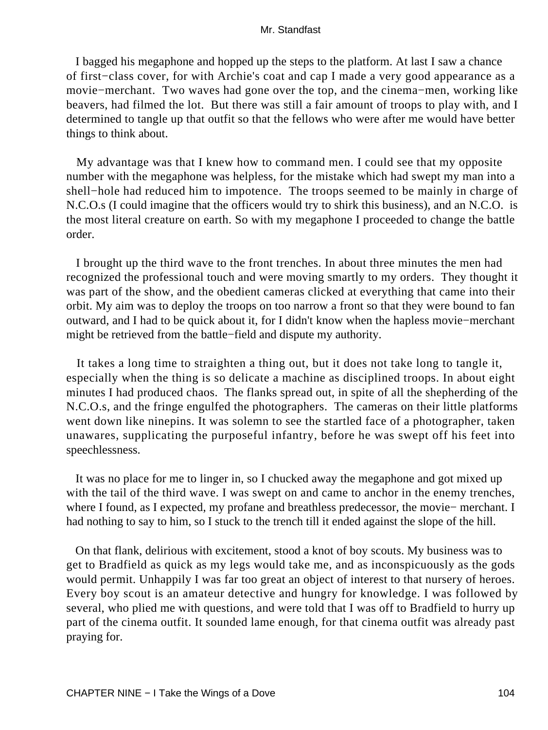I bagged his megaphone and hopped up the steps to the platform. At last I saw a chance of first−class cover, for with Archie's coat and cap I made a very good appearance as a movie−merchant. Two waves had gone over the top, and the cinema−men, working like beavers, had filmed the lot. But there was still a fair amount of troops to play with, and I determined to tangle up that outfit so that the fellows who were after me would have better things to think about.

My advantage was that I knew how to command men. I could see that my opposite number with the megaphone was helpless, for the mistake which had swept my man into a shell−hole had reduced him to impotence. The troops seemed to be mainly in charge of N.C.O.s (I could imagine that the officers would try to shirk this business), and an N.C.O. is the most literal creature on earth. So with my megaphone I proceeded to change the battle order.

I brought up the third wave to the front trenches. In about three minutes the men had recognized the professional touch and were moving smartly to my orders. They thought it was part of the show, and the obedient cameras clicked at everything that came into their orbit. My aim was to deploy the troops on too narrow a front so that they were bound to fan outward, and I had to be quick about it, for I didn't know when the hapless movie−merchant might be retrieved from the battle−field and dispute my authority.

It takes a long time to straighten a thing out, but it does not take long to tangle it, especially when the thing is so delicate a machine as disciplined troops. In about eight minutes I had produced chaos. The flanks spread out, in spite of all the shepherding of the N.C.O.s, and the fringe engulfed the photographers. The cameras on their little platforms went down like ninepins. It was solemn to see the startled face of a photographer, taken unawares, supplicating the purposeful infantry, before he was swept off his feet into speechlessness.

It was no place for me to linger in, so I chucked away the megaphone and got mixed up with the tail of the third wave. I was swept on and came to anchor in the enemy trenches, where I found, as I expected, my profane and breathless predecessor, the movie− merchant. I had nothing to say to him, so I stuck to the trench till it ended against the slope of the hill.

On that flank, delirious with excitement, stood a knot of boy scouts. My business was to get to Bradfield as quick as my legs would take me, and as inconspicuously as the gods would permit. Unhappily I was far too great an object of interest to that nursery of heroes. Every boy scout is an amateur detective and hungry for knowledge. I was followed by several, who plied me with questions, and were told that I was off to Bradfield to hurry up part of the cinema outfit. It sounded lame enough, for that cinema outfit was already past praying for.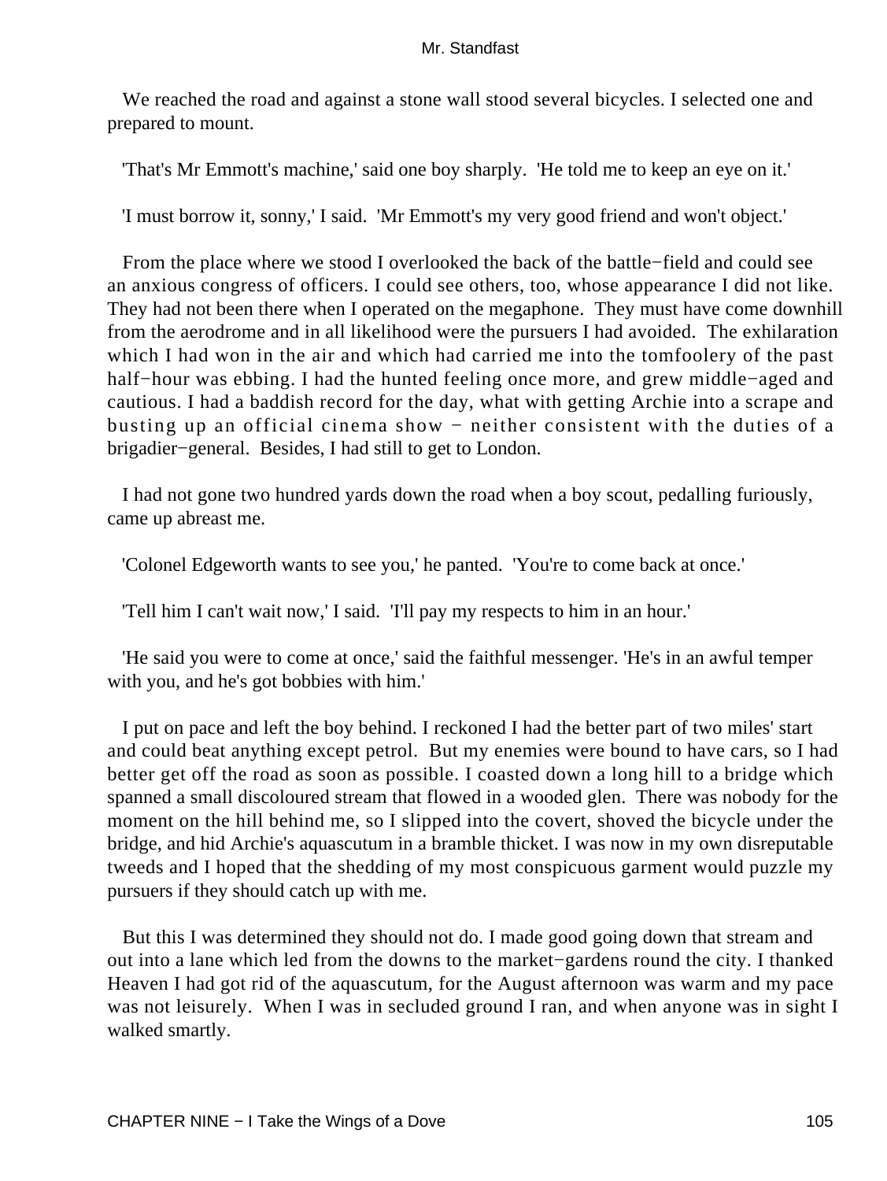We reached the road and against a stone wall stood several bicycles. I selected one and prepared to mount.

'That's Mr Emmott's machine,' said one boy sharply. 'He told me to keep an eye on it.'

'I must borrow it, sonny,' I said. 'Mr Emmott's my very good friend and won't object.'

From the place where we stood I overlooked the back of the battle−field and could see an anxious congress of officers. I could see others, too, whose appearance I did not like. They had not been there when I operated on the megaphone. They must have come downhill from the aerodrome and in all likelihood were the pursuers I had avoided. The exhilaration which I had won in the air and which had carried me into the tomfoolery of the past half−hour was ebbing. I had the hunted feeling once more, and grew middle−aged and cautious. I had a baddish record for the day, what with getting Archie into a scrape and busting up an official cinema show − neither consistent with the duties of a brigadier−general. Besides, I had still to get to London.

I had not gone two hundred yards down the road when a boy scout, pedalling furiously, came up abreast me.

'Colonel Edgeworth wants to see you,' he panted. 'You're to come back at once.'

'Tell him I can't wait now,' I said. 'I'll pay my respects to him in an hour.'

'He said you were to come at once,' said the faithful messenger. 'He's in an awful temper with you, and he's got bobbies with him.'

I put on pace and left the boy behind. I reckoned I had the better part of two miles' start and could beat anything except petrol. But my enemies were bound to have cars, so I had better get off the road as soon as possible. I coasted down a long hill to a bridge which spanned a small discoloured stream that flowed in a wooded glen. There was nobody for the moment on the hill behind me, so I slipped into the covert, shoved the bicycle under the bridge, and hid Archie's aquascutum in a bramble thicket. I was now in my own disreputable tweeds and I hoped that the shedding of my most conspicuous garment would puzzle my pursuers if they should catch up with me.

But this I was determined they should not do. I made good going down that stream and out into a lane which led from the downs to the market−gardens round the city. I thanked Heaven I had got rid of the aquascutum, for the August afternoon was warm and my pace was not leisurely. When I was in secluded ground I ran, and when anyone was in sight I walked smartly.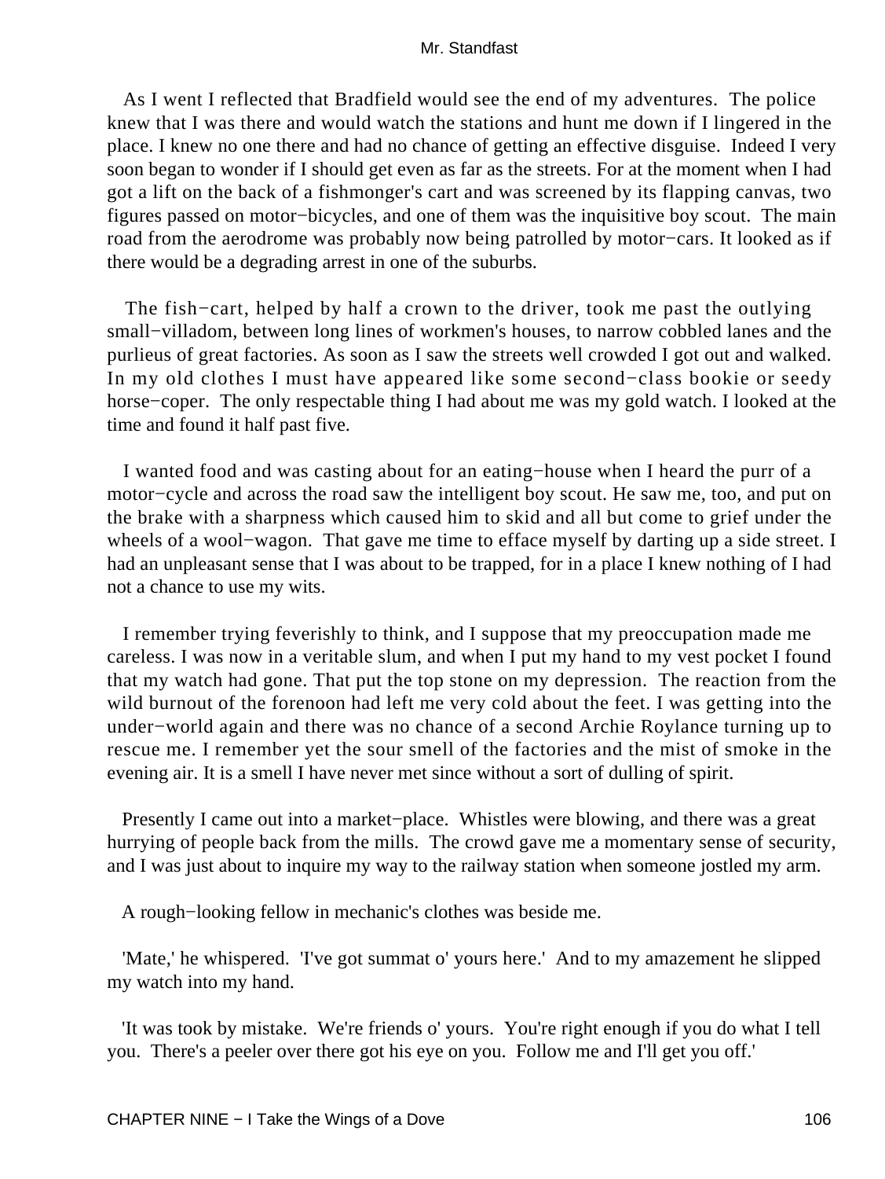As I went I reflected that Bradfield would see the end of my adventures. The police knew that I was there and would watch the stations and hunt me down if I lingered in the place. I knew no one there and had no chance of getting an effective disguise. Indeed I very soon began to wonder if I should get even as far as the streets. For at the moment when I had got a lift on the back of a fishmonger's cart and was screened by its flapping canvas, two figures passed on motor−bicycles, and one of them was the inquisitive boy scout. The main road from the aerodrome was probably now being patrolled by motor−cars. It looked as if there would be a degrading arrest in one of the suburbs.

The fish−cart, helped by half a crown to the driver, took me past the outlying small−villadom, between long lines of workmen's houses, to narrow cobbled lanes and the purlieus of great factories. As soon as I saw the streets well crowded I got out and walked. In my old clothes I must have appeared like some second−class bookie or seedy horse−coper. The only respectable thing I had about me was my gold watch. I looked at the time and found it half past five.

I wanted food and was casting about for an eating−house when I heard the purr of a motor−cycle and across the road saw the intelligent boy scout. He saw me, too, and put on the brake with a sharpness which caused him to skid and all but come to grief under the wheels of a wool−wagon. That gave me time to efface myself by darting up a side street. I had an unpleasant sense that I was about to be trapped, for in a place I knew nothing of I had not a chance to use my wits.

I remember trying feverishly to think, and I suppose that my preoccupation made me careless. I was now in a veritable slum, and when I put my hand to my vest pocket I found that my watch had gone. That put the top stone on my depression. The reaction from the wild burnout of the forenoon had left me very cold about the feet. I was getting into the under−world again and there was no chance of a second Archie Roylance turning up to rescue me. I remember yet the sour smell of the factories and the mist of smoke in the evening air. It is a smell I have never met since without a sort of dulling of spirit.

Presently I came out into a market−place. Whistles were blowing, and there was a great hurrying of people back from the mills. The crowd gave me a momentary sense of security, and I was just about to inquire my way to the railway station when someone jostled my arm.

A rough−looking fellow in mechanic's clothes was beside me.

'Mate,' he whispered. 'I've got summat o' yours here.' And to my amazement he slipped my watch into my hand.

'It was took by mistake. We're friends o' yours. You're right enough if you do what I tell you. There's a peeler over there got his eye on you. Follow me and I'll get you off.'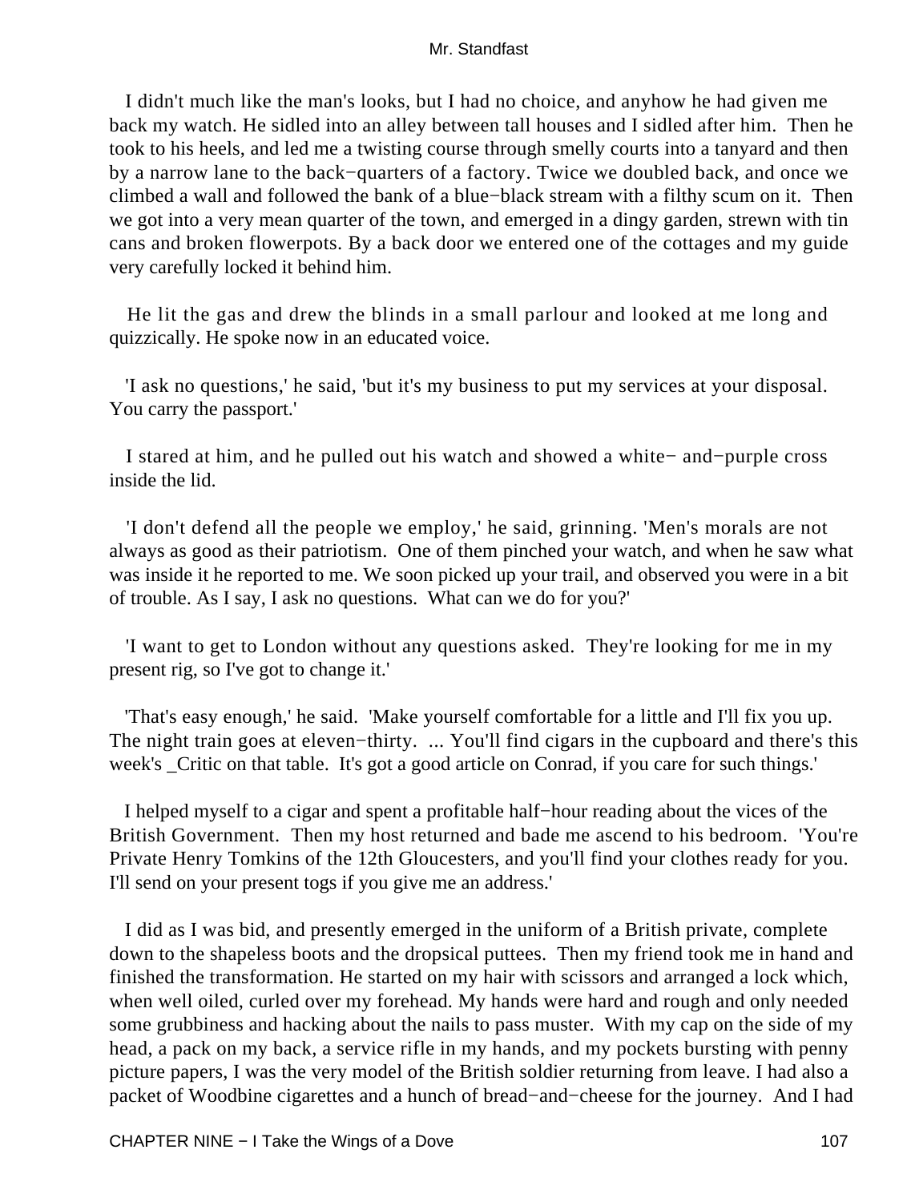I didn't much like the man's looks, but I had no choice, and anyhow he had given me back my watch. He sidled into an alley between tall houses and I sidled after him. Then he took to his heels, and led me a twisting course through smelly courts into a tanyard and then by a narrow lane to the back−quarters of a factory. Twice we doubled back, and once we climbed a wall and followed the bank of a blue−black stream with a filthy scum on it. Then we got into a very mean quarter of the town, and emerged in a dingy garden, strewn with tin cans and broken flowerpots. By a back door we entered one of the cottages and my guide very carefully locked it behind him.

He lit the gas and drew the blinds in a small parlour and looked at me long and quizzically. He spoke now in an educated voice.

'I ask no questions,' he said, 'but it's my business to put my services at your disposal. You carry the passport.'

I stared at him, and he pulled out his watch and showed a white− and−purple cross inside the lid.

'I don't defend all the people we employ,' he said, grinning. 'Men's morals are not always as good as their patriotism. One of them pinched your watch, and when he saw what was inside it he reported to me. We soon picked up your trail, and observed you were in a bit of trouble. As I say, I ask no questions. What can we do for you?'

'I want to get to London without any questions asked. They're looking for me in my present rig, so I've got to change it.'

'That's easy enough,' he said. 'Make yourself comfortable for a little and I'll fix you up. The night train goes at eleven−thirty. ... You'll find cigars in the cupboard and there's this week's _Critic on that table. It's got a good article on Conrad, if you care for such things.'

I helped myself to a cigar and spent a profitable half−hour reading about the vices of the British Government. Then my host returned and bade me ascend to his bedroom. 'You're Private Henry Tomkins of the 12th Gloucesters, and you'll find your clothes ready for you. I'll send on your present togs if you give me an address.'

I did as I was bid, and presently emerged in the uniform of a British private, complete down to the shapeless boots and the dropsical puttees. Then my friend took me in hand and finished the transformation. He started on my hair with scissors and arranged a lock which, when well oiled, curled over my forehead. My hands were hard and rough and only needed some grubbiness and hacking about the nails to pass muster. With my cap on the side of my head, a pack on my back, a service rifle in my hands, and my pockets bursting with penny picture papers, I was the very model of the British soldier returning from leave. I had also a packet of Woodbine cigarettes and a hunch of bread−and−cheese for the journey. And I had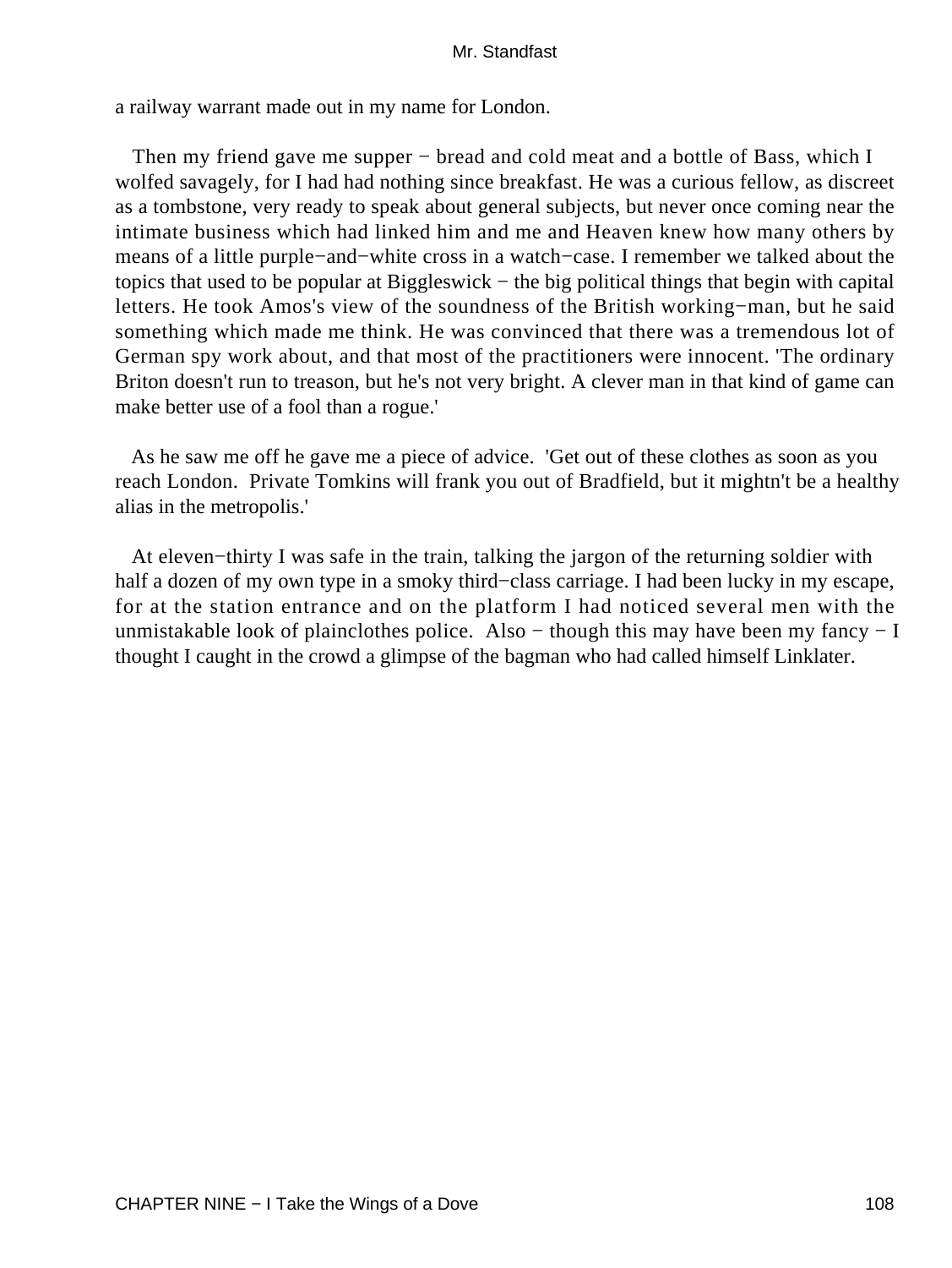a railway warrant made out in my name for London.

Then my friend gave me supper − bread and cold meat and a bottle of Bass, which I wolfed savagely, for I had had nothing since breakfast. He was a curious fellow, as discreet as a tombstone, very ready to speak about general subjects, but never once coming near the intimate business which had linked him and me and Heaven knew how many others by means of a little purple−and−white cross in a watch−case. I remember we talked about the topics that used to be popular at Biggleswick − the big political things that begin with capital letters. He took Amos's view of the soundness of the British working−man, but he said something which made me think. He was convinced that there was a tremendous lot of German spy work about, and that most of the practitioners were innocent. 'The ordinary Briton doesn't run to treason, but he's not very bright. A clever man in that kind of game can make better use of a fool than a rogue.'

As he saw me off he gave me a piece of advice. 'Get out of these clothes as soon as you reach London. Private Tomkins will frank you out of Bradfield, but it mightn't be a healthy alias in the metropolis.'

At eleven−thirty I was safe in the train, talking the jargon of the returning soldier with half a dozen of my own type in a smoky third−class carriage. I had been lucky in my escape, for at the station entrance and on the platform I had noticed several men with the unmistakable look of plainclothes police. Also − though this may have been my fancy − I thought I caught in the crowd a glimpse of the bagman who had called himself Linklater.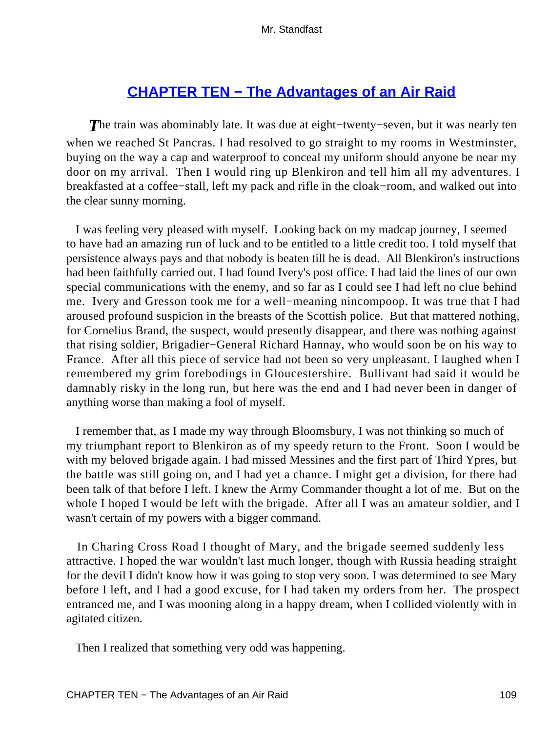## CHAPTER TEN − The Advantages of an Air Raid

The train was abominably late. It was due at eight−twenty−seven, but it was nearly ten when we reached St Pancras. I had resolved to go straight to my rooms in Westminster, buying on the way a cap and waterproof to conceal my uniform should anyone be near my door on my arrival. Then I would ring up Blenkiron and tell him all my adventures. I breakfasted at a coffee−stall, left my pack and rifle in the cloak−room, and walked out into the clear sunny morning.

I was feeling very pleased with myself. Looking back on my madcap journey, I seemed to have had an amazing run of luck and to be entitled to a little credit too. I told myself that persistence always pays and that nobody is beaten till he is dead. All Blenkiron's instructions had been faithfully carried out. I had found Ivery's post office. I had laid the lines of our own special communications with the enemy, and so far as I could see I had left no clue behind me. Ivery and Gresson took me for a well−meaning nincompoop. It was true that I had aroused profound suspicion in the breasts of the Scottish police. But that mattered nothing, for Cornelius Brand, the suspect, would presently disappear, and there was nothing against that rising soldier, Brigadier−General Richard Hannay, who would soon be on his way to France. After all this piece of service had not been so very unpleasant. I laughed when I remembered my grim forebodings in Gloucestershire. Bullivant had said it would be damnably risky in the long run, but here was the end and I had never been in danger of anything worse than making a fool of myself.

I remember that, as I made my way through Bloomsbury, I was not thinking so much of my triumphant report to Blenkiron as of my speedy return to the Front. Soon I would be with my beloved brigade again. I had missed Messines and the first part of Third Ypres, but the battle was still going on, and I had yet a chance. I might get a division, for there had been talk of that before I left. I knew the Army Commander thought a lot of me. But on the whole I hoped I would be left with the brigade. After all I was an amateur soldier, and I wasn't certain of my powers with a bigger command.

In Charing Cross Road I thought of Mary, and the brigade seemed suddenly less attractive. I hoped the war wouldn't last much longer, though with Russia heading straight for the devil I didn't know how it was going to stop very soon. I was determined to see Mary before I left, and I had a good excuse, for I had taken my orders from her. The prospect entranced me, and I was mooning along in a happy dream, when I collided violently with in agitated citizen.

Then I realized that something very odd was happening.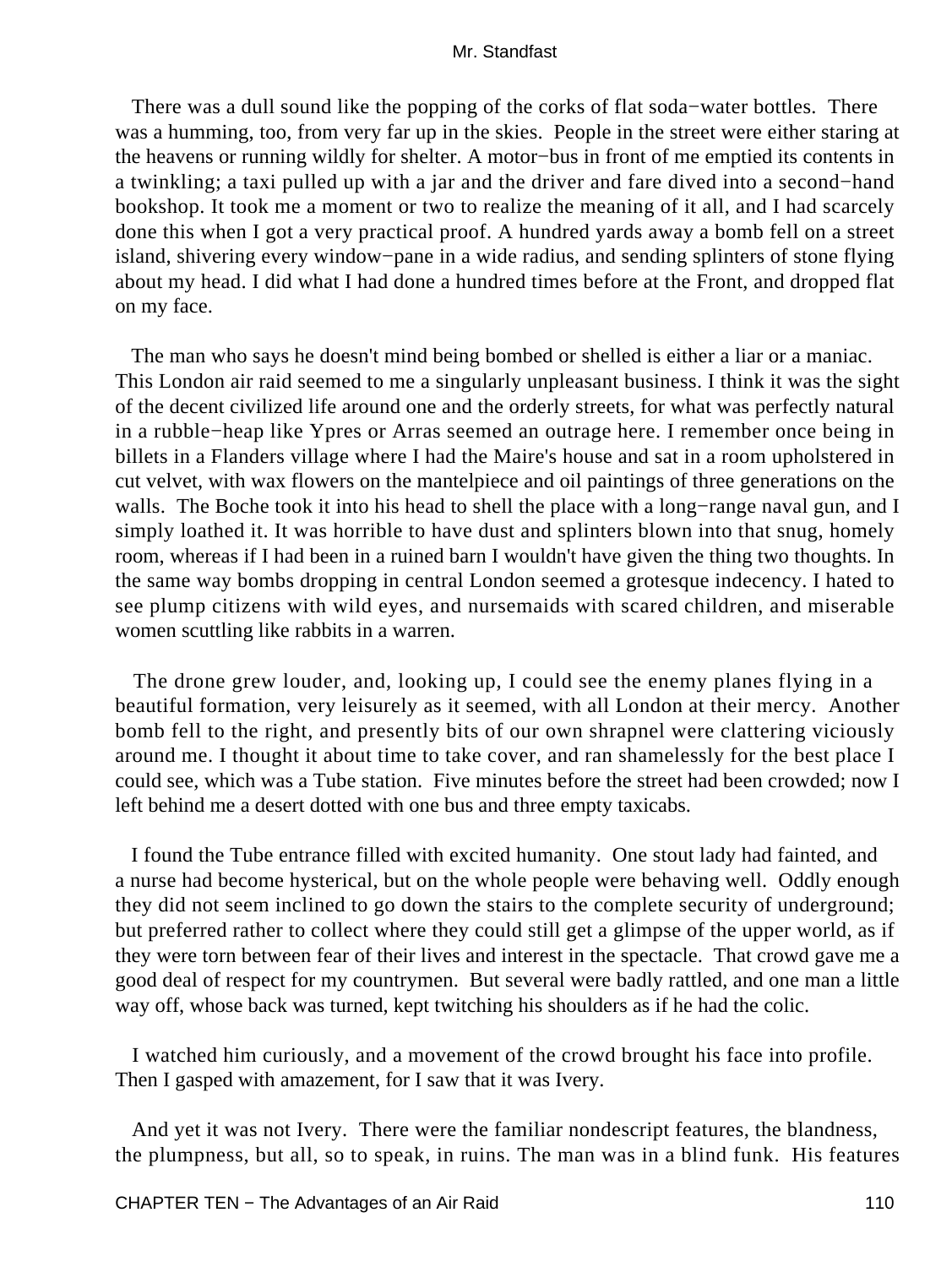There was a dull sound like the popping of the corks of flat soda−water bottles. There was a humming, too, from very far up in the skies. People in the street were either staring at the heavens or running wildly for shelter. A motor−bus in front of me emptied its contents in a twinkling; a taxi pulled up with a jar and the driver and fare dived into a second−hand bookshop. It took me a moment or two to realize the meaning of it all, and I had scarcely done this when I got a very practical proof. A hundred yards away a bomb fell on a street island, shivering every window−pane in a wide radius, and sending splinters of stone flying about my head. I did what I had done a hundred times before at the Front, and dropped flat on my face.

The man who says he doesn't mind being bombed or shelled is either a liar or a maniac. This London air raid seemed to me a singularly unpleasant business. I think it was the sight of the decent civilized life around one and the orderly streets, for what was perfectly natural in a rubble−heap like Ypres or Arras seemed an outrage here. I remember once being in billets in a Flanders village where I had the Maire's house and sat in a room upholstered in cut velvet, with wax flowers on the mantelpiece and oil paintings of three generations on the walls. The Boche took it into his head to shell the place with a long−range naval gun, and I simply loathed it. It was horrible to have dust and splinters blown into that snug, homely room, whereas if I had been in a ruined barn I wouldn't have given the thing two thoughts. In the same way bombs dropping in central London seemed a grotesque indecency. I hated to see plump citizens with wild eyes, and nursemaids with scared children, and miserable women scuttling like rabbits in a warren.

The drone grew louder, and, looking up, I could see the enemy planes flying in a beautiful formation, very leisurely as it seemed, with all London at their mercy. Another bomb fell to the right, and presently bits of our own shrapnel were clattering viciously around me. I thought it about time to take cover, and ran shamelessly for the best place I could see, which was a Tube station. Five minutes before the street had been crowded; now I left behind me a desert dotted with one bus and three empty taxicabs.

I found the Tube entrance filled with excited humanity. One stout lady had fainted, and a nurse had become hysterical, but on the whole people were behaving well. Oddly enough they did not seem inclined to go down the stairs to the complete security of underground; but preferred rather to collect where they could still get a glimpse of the upper world, as if they were torn between fear of their lives and interest in the spectacle. That crowd gave me a good deal of respect for my countrymen. But several were badly rattled, and one man a little way off, whose back was turned, kept twitching his shoulders as if he had the colic.

I watched him curiously, and a movement of the crowd brought his face into profile. Then I gasped with amazement, for I saw that it was Ivery.

And yet it was not Ivery. There were the familiar nondescript features, the blandness, the plumpness, but all, so to speak, in ruins. The man was in a blind funk. His features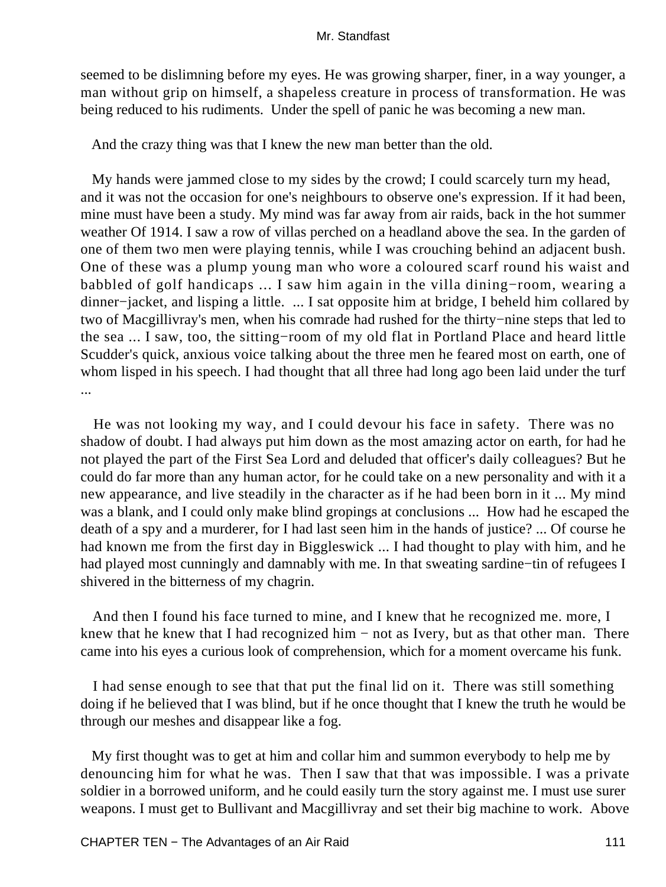seemed to be dislimning before my eyes. He was growing sharper, finer, in a way younger, a man without grip on himself, a shapeless creature in process of transformation. He was being reduced to his rudiments. Under the spell of panic he was becoming a new man.

And the crazy thing was that I knew the new man better than the old.

My hands were jammed close to my sides by the crowd; I could scarcely turn my head, and it was not the occasion for one's neighbours to observe one's expression. If it had been, mine must have been a study. My mind was far away from air raids, back in the hot summer weather Of 1914. I saw a row of villas perched on a headland above the sea. In the garden of one of them two men were playing tennis, while I was crouching behind an adjacent bush. One of these was a plump young man who wore a coloured scarf round his waist and babbled of golf handicaps ... I saw him again in the villa dining−room, wearing a dinner−jacket, and lisping a little. ... I sat opposite him at bridge, I beheld him collared by two of Macgillivray's men, when his comrade had rushed for the thirty−nine steps that led to the sea ... I saw, too, the sitting−room of my old flat in Portland Place and heard little Scudder's quick, anxious voice talking about the three men he feared most on earth, one of whom lisped in his speech. I had thought that all three had long ago been laid under the turf ...

He was not looking my way, and I could devour his face in safety. There was no shadow of doubt. I had always put him down as the most amazing actor on earth, for had he not played the part of the First Sea Lord and deluded that officer's daily colleagues? But he could do far more than any human actor, for he could take on a new personality and with it a new appearance, and live steadily in the character as if he had been born in it ... My mind was a blank, and I could only make blind gropings at conclusions ... How had he escaped the death of a spy and a murderer, for I had last seen him in the hands of justice? ... Of course he had known me from the first day in Biggleswick ... I had thought to play with him, and he had played most cunningly and damnably with me. In that sweating sardine−tin of refugees I shivered in the bitterness of my chagrin.

And then I found his face turned to mine, and I knew that he recognized me. more, I knew that he knew that I had recognized him − not as Ivery, but as that other man. There came into his eyes a curious look of comprehension, which for a moment overcame his funk.

I had sense enough to see that that put the final lid on it. There was still something doing if he believed that I was blind, but if he once thought that I knew the truth he would be through our meshes and disappear like a fog.

My first thought was to get at him and collar him and summon everybody to help me by denouncing him for what he was. Then I saw that that was impossible. I was a private soldier in a borrowed uniform, and he could easily turn the story against me. I must use surer weapons. I must get to Bullivant and Macgillivray and set their big machine to work. Above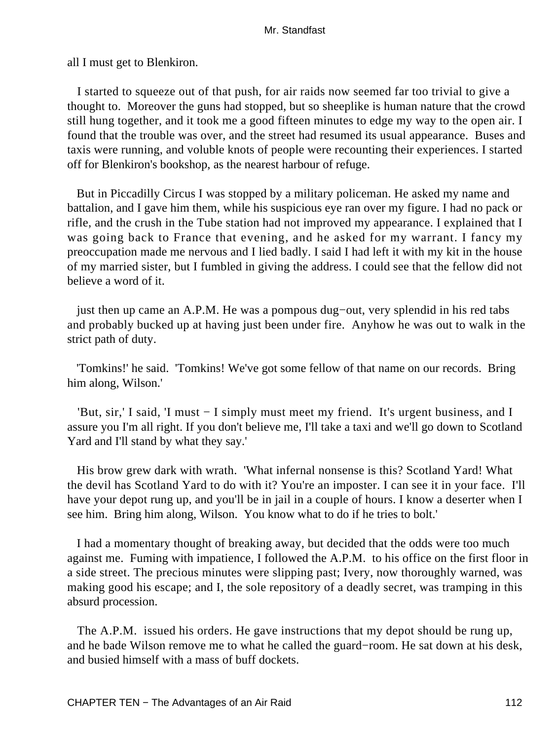all I must get to Blenkiron.

I started to squeeze out of that push, for air raids now seemed far too trivial to give a thought to. Moreover the guns had stopped, but so sheeplike is human nature that the crowd still hung together, and it took me a good fifteen minutes to edge my way to the open air. I found that the trouble was over, and the street had resumed its usual appearance. Buses and taxis were running, and voluble knots of people were recounting their experiences. I started off for Blenkiron's bookshop, as the nearest harbour of refuge.

But in Piccadilly Circus I was stopped by a military policeman. He asked my name and battalion, and I gave him them, while his suspicious eye ran over my figure. I had no pack or rifle, and the crush in the Tube station had not improved my appearance. I explained that I was going back to France that evening, and he asked for my warrant. I fancy my preoccupation made me nervous and I lied badly. I said I had left it with my kit in the house of my married sister, but I fumbled in giving the address. I could see that the fellow did not believe a word of it.

just then up came an A.P.M. He was a pompous dug−out, very splendid in his red tabs and probably bucked up at having just been under fire. Anyhow he was out to walk in the strict path of duty.

'Tomkins!' he said. 'Tomkins! We've got some fellow of that name on our records. Bring him along, Wilson.'

'But, sir,' I said, 'I must − I simply must meet my friend. It's urgent business, and I assure you I'm all right. If you don't believe me, I'll take a taxi and we'll go down to Scotland Yard and I'll stand by what they say.'

His brow grew dark with wrath. 'What infernal nonsense is this? Scotland Yard! What the devil has Scotland Yard to do with it? You're an imposter. I can see it in your face. I'll have your depot rung up, and you'll be in jail in a couple of hours. I know a deserter when I see him. Bring him along, Wilson. You know what to do if he tries to bolt.'

I had a momentary thought of breaking away, but decided that the odds were too much against me. Fuming with impatience, I followed the A.P.M. to his office on the first floor in a side street. The precious minutes were slipping past; Ivery, now thoroughly warned, was making good his escape; and I, the sole repository of a deadly secret, was tramping in this absurd procession.

The A.P.M. issued his orders. He gave instructions that my depot should be rung up, and he bade Wilson remove me to what he called the guard−room. He sat down at his desk, and busied himself with a mass of buff dockets.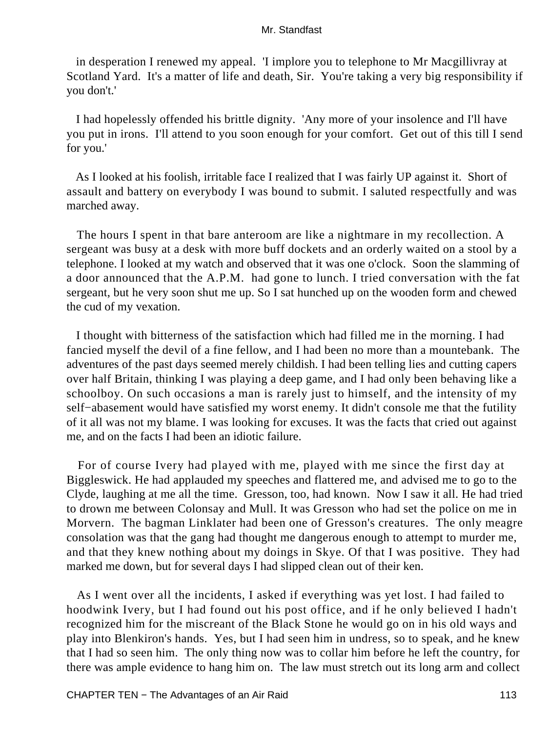in desperation I renewed my appeal. 'I implore you to telephone to Mr Macgillivray at Scotland Yard. It's a matter of life and death, Sir. You're taking a very big responsibility if you don't.'

I had hopelessly offended his brittle dignity. 'Any more of your insolence and I'll have you put in irons. I'll attend to you soon enough for your comfort. Get out of this till I send for you.'

As I looked at his foolish, irritable face I realized that I was fairly UP against it. Short of assault and battery on everybody I was bound to submit. I saluted respectfully and was marched away.

The hours I spent in that bare anteroom are like a nightmare in my recollection. A sergeant was busy at a desk with more buff dockets and an orderly waited on a stool by a telephone. I looked at my watch and observed that it was one o'clock. Soon the slamming of a door announced that the A.P.M. had gone to lunch. I tried conversation with the fat sergeant, but he very soon shut me up. So I sat hunched up on the wooden form and chewed the cud of my vexation.

I thought with bitterness of the satisfaction which had filled me in the morning. I had fancied myself the devil of a fine fellow, and I had been no more than a mountebank. The adventures of the past days seemed merely childish. I had been telling lies and cutting capers over half Britain, thinking I was playing a deep game, and I had only been behaving like a schoolboy. On such occasions a man is rarely just to himself, and the intensity of my self−abasement would have satisfied my worst enemy. It didn't console me that the futility of it all was not my blame. I was looking for excuses. It was the facts that cried out against me, and on the facts I had been an idiotic failure.

For of course Ivery had played with me, played with me since the first day at Biggleswick. He had applauded my speeches and flattered me, and advised me to go to the Clyde, laughing at me all the time. Gresson, too, had known. Now I saw it all. He had tried to drown me between Colonsay and Mull. It was Gresson who had set the police on me in Morvern. The bagman Linklater had been one of Gresson's creatures. The only meagre consolation was that the gang had thought me dangerous enough to attempt to murder me, and that they knew nothing about my doings in Skye. Of that I was positive. They had marked me down, but for several days I had slipped clean out of their ken.

As I went over all the incidents, I asked if everything was yet lost. I had failed to hoodwink Ivery, but I had found out his post office, and if he only believed I hadn't recognized him for the miscreant of the Black Stone he would go on in his old ways and play into Blenkiron's hands. Yes, but I had seen him in undress, so to speak, and he knew that I had so seen him. The only thing now was to collar him before he left the country, for there was ample evidence to hang him on. The law must stretch out its long arm and collect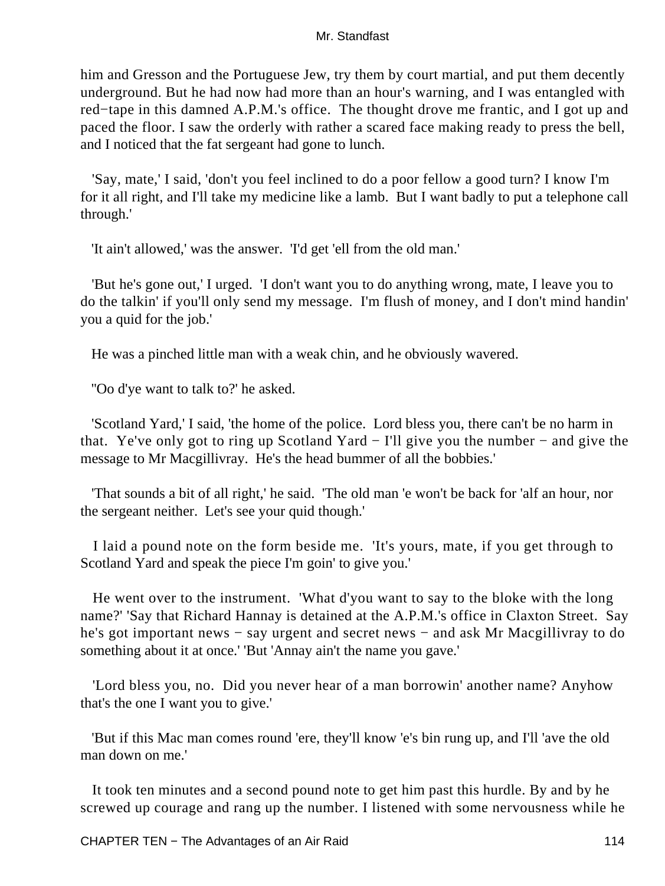him and Gresson and the Portuguese Jew, try them by court martial, and put them decently underground. But he had now had more than an hour's warning, and I was entangled with red−tape in this damned A.P.M.'s office. The thought drove me frantic, and I got up and paced the floor. I saw the orderly with rather a scared face making ready to press the bell, and I noticed that the fat sergeant had gone to lunch.

'Say, mate,' I said, 'don't you feel inclined to do a poor fellow a good turn? I know I'm for it all right, and I'll take my medicine like a lamb. But I want badly to put a telephone call through.'

'It ain't allowed,' was the answer. 'I'd get 'ell from the old man.'

'But he's gone out,' I urged. 'I don't want you to do anything wrong, mate, I leave you to do the talkin' if you'll only send my message. I'm flush of money, and I don't mind handin' you a quid for the job.'

He was a pinched little man with a weak chin, and he obviously wavered.

''Oo d'ye want to talk to?' he asked.

'Scotland Yard,' I said, 'the home of the police. Lord bless you, there can't be no harm in that. Ye've only got to ring up Scotland Yard − I'll give you the number − and give the message to Mr Macgillivray. He's the head bummer of all the bobbies.'

'That sounds a bit of all right,' he said. 'The old man 'e won't be back for 'alf an hour, nor the sergeant neither. Let's see your quid though.'

I laid a pound note on the form beside me. 'It's yours, mate, if you get through to Scotland Yard and speak the piece I'm goin' to give you.'

He went over to the instrument. 'What d'you want to say to the bloke with the long name?' 'Say that Richard Hannay is detained at the A.P.M.'s office in Claxton Street. Say he's got important news − say urgent and secret news − and ask Mr Macgillivray to do something about it at once.' 'But 'Annay ain't the name you gave.'

'Lord bless you, no. Did you never hear of a man borrowin' another name? Anyhow that's the one I want you to give.'

'But if this Mac man comes round 'ere, they'll know 'e's bin rung up, and I'll 'ave the old man down on me.'

It took ten minutes and a second pound note to get him past this hurdle. By and by he screwed up courage and rang up the number. I listened with some nervousness while he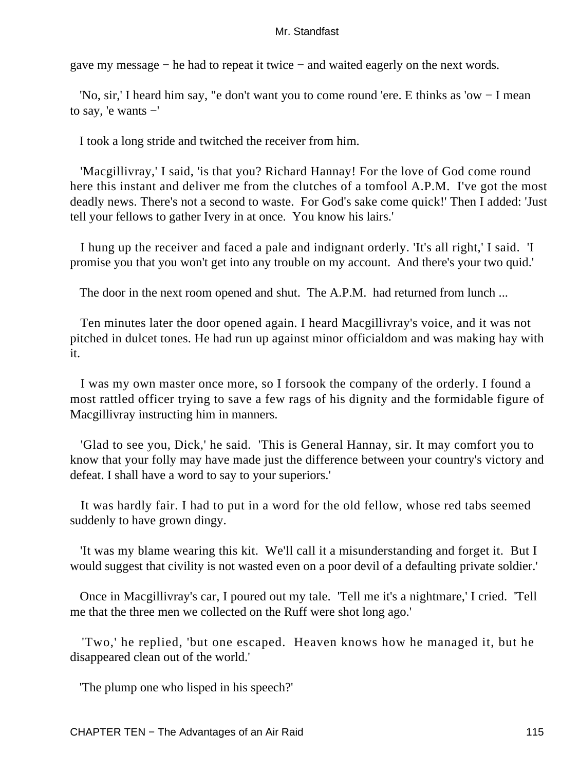gave my message − he had to repeat it twice − and waited eagerly on the next words.

'No, sir,' I heard him say, "e don't want you to come round 'ere. E thinks as 'ow − I mean to say, 'e wants −'

I took a long stride and twitched the receiver from him.

'Macgillivray,' I said, 'is that you? Richard Hannay! For the love of God come round here this instant and deliver me from the clutches of a tomfool A.P.M. I've got the most deadly news. There's not a second to waste. For God's sake come quick!' Then I added: 'Just tell your fellows to gather Ivery in at once. You know his lairs.'

I hung up the receiver and faced a pale and indignant orderly. 'It's all right,' I said. 'I promise you that you won't get into any trouble on my account. And there's your two quid.'

The door in the next room opened and shut. The A.P.M. had returned from lunch ...

Ten minutes later the door opened again. I heard Macgillivray's voice, and it was not pitched in dulcet tones. He had run up against minor officialdom and was making hay with it.

I was my own master once more, so I forsook the company of the orderly. I found a most rattled officer trying to save a few rags of his dignity and the formidable figure of Macgillivray instructing him in manners.

'Glad to see you, Dick,' he said. 'This is General Hannay, sir. It may comfort you to know that your folly may have made just the difference between your country's victory and defeat. I shall have a word to say to your superiors.'

It was hardly fair. I had to put in a word for the old fellow, whose red tabs seemed suddenly to have grown dingy.

'It was my blame wearing this kit. We'll call it a misunderstanding and forget it. But I would suggest that civility is not wasted even on a poor devil of a defaulting private soldier.'

Once in Macgillivray's car, I poured out my tale. 'Tell me it's a nightmare,' I cried. 'Tell me that the three men we collected on the Ruff were shot long ago.'

'Two,' he replied, 'but one escaped. Heaven knows how he managed it, but he disappeared clean out of the world.'

'The plump one who lisped in his speech?'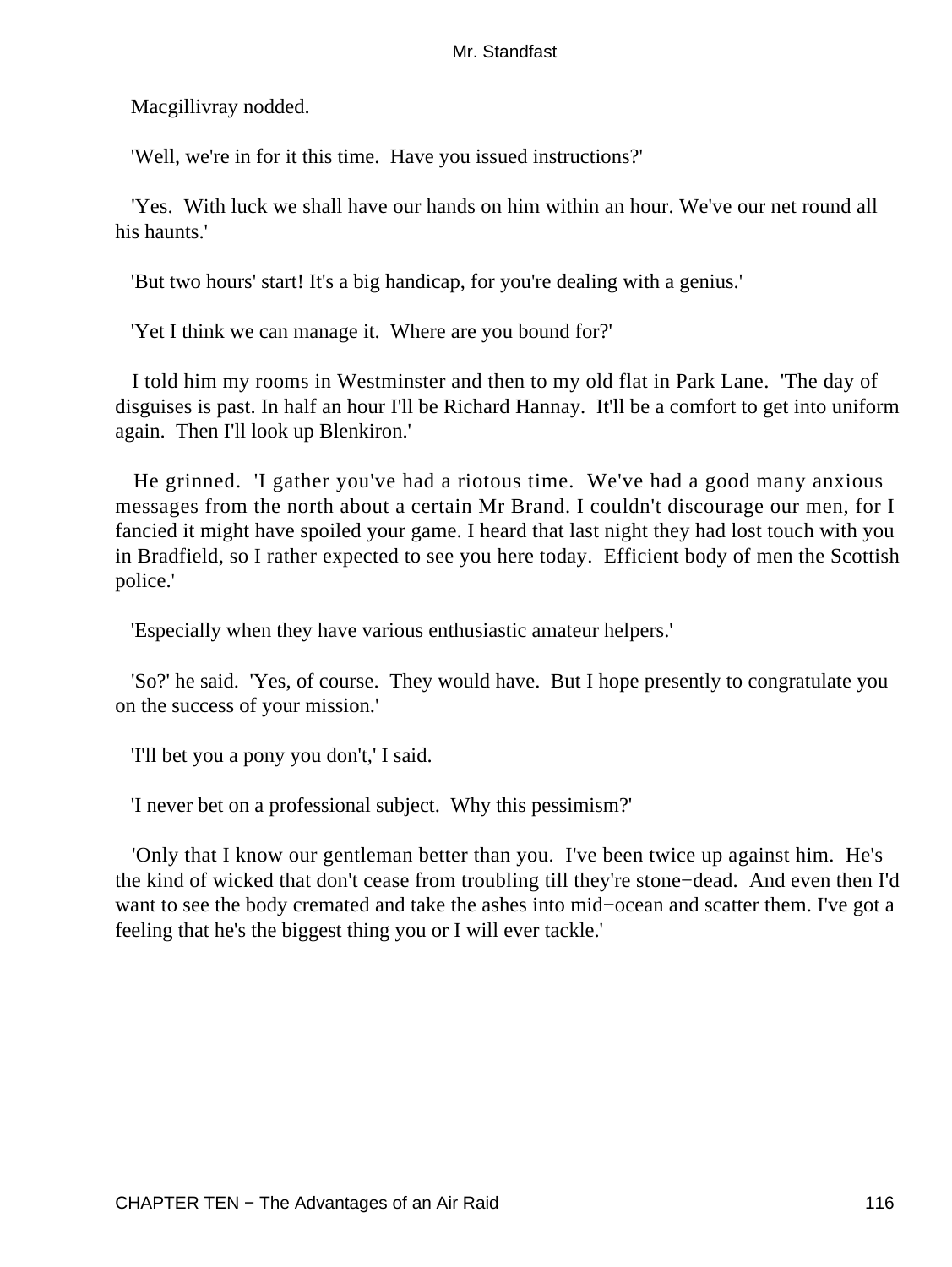Macgillivray nodded.

'Well, we're in for it this time. Have you issued instructions?'

'Yes. With luck we shall have our hands on him within an hour. We've our net round all his haunts.'

'But two hours' start! It's a big handicap, for you're dealing with a genius.'

'Yet I think we can manage it. Where are you bound for?'

I told him my rooms in Westminster and then to my old flat in Park Lane. 'The day of disguises is past. In half an hour I'll be Richard Hannay. It'll be a comfort to get into uniform again. Then I'll look up Blenkiron.'

He grinned. 'I gather you've had a riotous time. We've had a good many anxious messages from the north about a certain Mr Brand. I couldn't discourage our men, for I fancied it might have spoiled your game. I heard that last night they had lost touch with you in Bradfield, so I rather expected to see you here today. Efficient body of men the Scottish police.'

'Especially when they have various enthusiastic amateur helpers.'

'So?' he said. 'Yes, of course. They would have. But I hope presently to congratulate you on the success of your mission.'

'I'll bet you a pony you don't,' I said.

'I never bet on a professional subject. Why this pessimism?'

'Only that I know our gentleman better than you. I've been twice up against him. He's the kind of wicked that don't cease from troubling till they're stone−dead. And even then I'd want to see the body cremated and take the ashes into mid−ocean and scatter them. I've got a feeling that he's the biggest thing you or I will ever tackle.'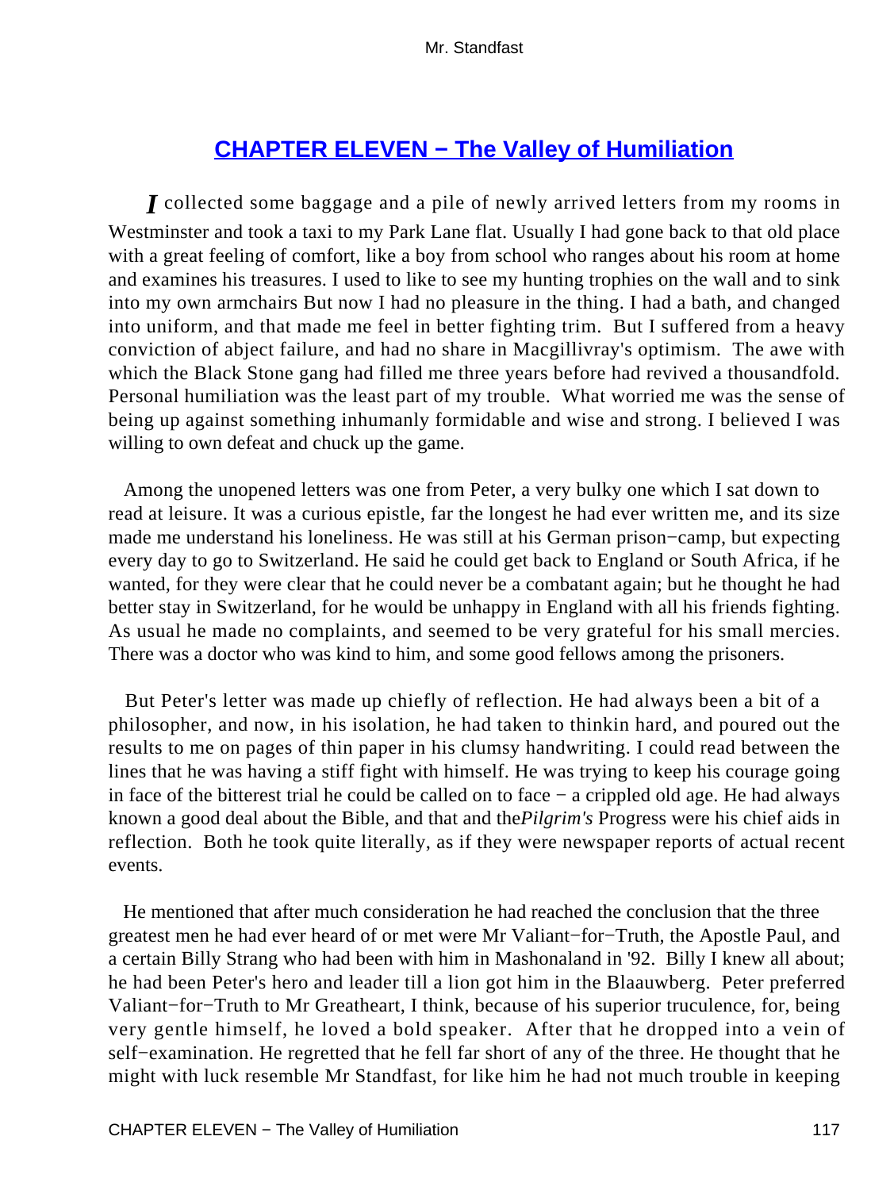## [CHAPTER ELEVEN − The Valley of Humiliation]()

*I* collected some baggage and a pile of newly arrived letters from my rooms in Westminster and took a taxi to my Park Lane flat. Usually I had gone back to that old place with a great feeling of comfort, like a boy from school who ranges about his room at home and examines his treasures. I used to like to see my hunting trophies on the wall and to sink into my own armchairs But now I had no pleasure in the thing. I had a bath, and changed into uniform, and that made me feel in better fighting trim. But I suffered from a heavy conviction of abject failure, and had no share in Macgillivray's optimism. The awe with which the Black Stone gang had filled me three years before had revived a thousandfold. Personal humiliation was the least part of my trouble. What worried me was the sense of being up against something inhumanly formidable and wise and strong. I believed I was willing to own defeat and chuck up the game.

Among the unopened letters was one from Peter, a very bulky one which I sat down to read at leisure. It was a curious epistle, far the longest he had ever written me, and its size made me understand his loneliness. He was still at his German prison−camp, but expecting every day to go to Switzerland. He said he could get back to England or South Africa, if he wanted, for they were clear that he could never be a combatant again; but he thought he had better stay in Switzerland, for he would be unhappy in England with all his friends fighting. As usual he made no complaints, and seemed to be very grateful for his small mercies. There was a doctor who was kind to him, and some good fellows among the prisoners.

But Peter's letter was made up chiefly of reflection. He had always been a bit of a philosopher, and now, in his isolation, he had taken to thinkin hard, and poured out the results to me on pages of thin paper in his clumsy handwriting. I could read between the lines that he was having a stiff fight with himself. He was trying to keep his courage going in face of the bitterest trial he could be called on to face − a crippled old age. He had always known a good deal about the Bible, and that and the*Pilgrim's* Progress were his chief aids in reflection. Both he took quite literally, as if they were newspaper reports of actual recent events.

He mentioned that after much consideration he had reached the conclusion that the three greatest men he had ever heard of or met were Mr Valiant−for−Truth, the Apostle Paul, and a certain Billy Strang who had been with him in Mashonaland in '92. Billy I knew all about; he had been Peter's hero and leader till a lion got him in the Blaauwberg. Peter preferred Valiant−for−Truth to Mr Greatheart, I think, because of his superior truculence, for, being very gentle himself, he loved a bold speaker. After that he dropped into a vein of self−examination. He regretted that he fell far short of any of the three. He thought that he might with luck resemble Mr Standfast, for like him he had not much trouble in keeping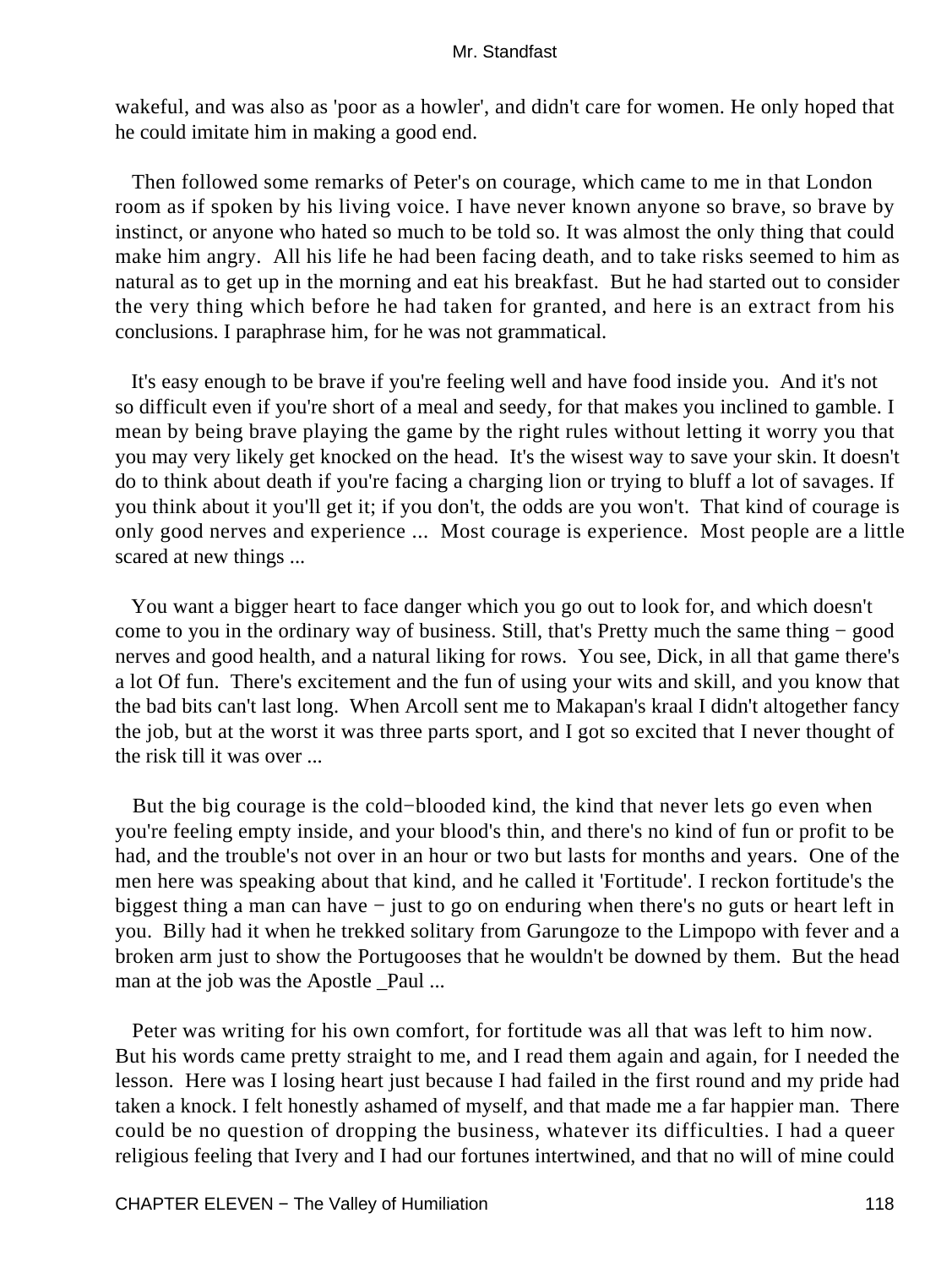wakeful, and was also as 'poor as a howler', and didn't care for women. He only hoped that he could imitate him in making a good end.

Then followed some remarks of Peter's on courage, which came to me in that London room as if spoken by his living voice. I have never known anyone so brave, so brave by instinct, or anyone who hated so much to be told so. It was almost the only thing that could make him angry. All his life he had been facing death, and to take risks seemed to him as natural as to get up in the morning and eat his breakfast. But he had started out to consider the very thing which before he had taken for granted, and here is an extract from his conclusions. I paraphrase him, for he was not grammatical.

It's easy enough to be brave if you're feeling well and have food inside you. And it's not so difficult even if you're short of a meal and seedy, for that makes you inclined to gamble. I mean by being brave playing the game by the right rules without letting it worry you that you may very likely get knocked on the head. It's the wisest way to save your skin. It doesn't do to think about death if you're facing a charging lion or trying to bluff a lot of savages. If you think about it you'll get it; if you don't, the odds are you won't. That kind of courage is only good nerves and experience ... Most courage is experience. Most people are a little scared at new things ...

You want a bigger heart to face danger which you go out to look for, and which doesn't come to you in the ordinary way of business. Still, that's Pretty much the same thing − good nerves and good health, and a natural liking for rows. You see, Dick, in all that game there's a lot Of fun. There's excitement and the fun of using your wits and skill, and you know that the bad bits can't last long. When Arcoll sent me to Makapan's kraal I didn't altogether fancy the job, but at the worst it was three parts sport, and I got so excited that I never thought of the risk till it was over ...

But the big courage is the cold−blooded kind, the kind that never lets go even when you're feeling empty inside, and your blood's thin, and there's no kind of fun or profit to be had, and the trouble's not over in an hour or two but lasts for months and years. One of the men here was speaking about that kind, and he called it 'Fortitude'. I reckon fortitude's the biggest thing a man can have − just to go on enduring when there's no guts or heart left in you. Billy had it when he trekked solitary from Garungoze to the Limpopo with fever and a broken arm just to show the Portugooses that he wouldn't be downed by them. But the head man at the job was the Apostle _Paul ...

Peter was writing for his own comfort, for fortitude was all that was left to him now. But his words came pretty straight to me, and I read them again and again, for I needed the lesson. Here was I losing heart just because I had failed in the first round and my pride had taken a knock. I felt honestly ashamed of myself, and that made me a far happier man. There could be no question of dropping the business, whatever its difficulties. I had a queer religious feeling that Ivery and I had our fortunes intertwined, and that no will of mine could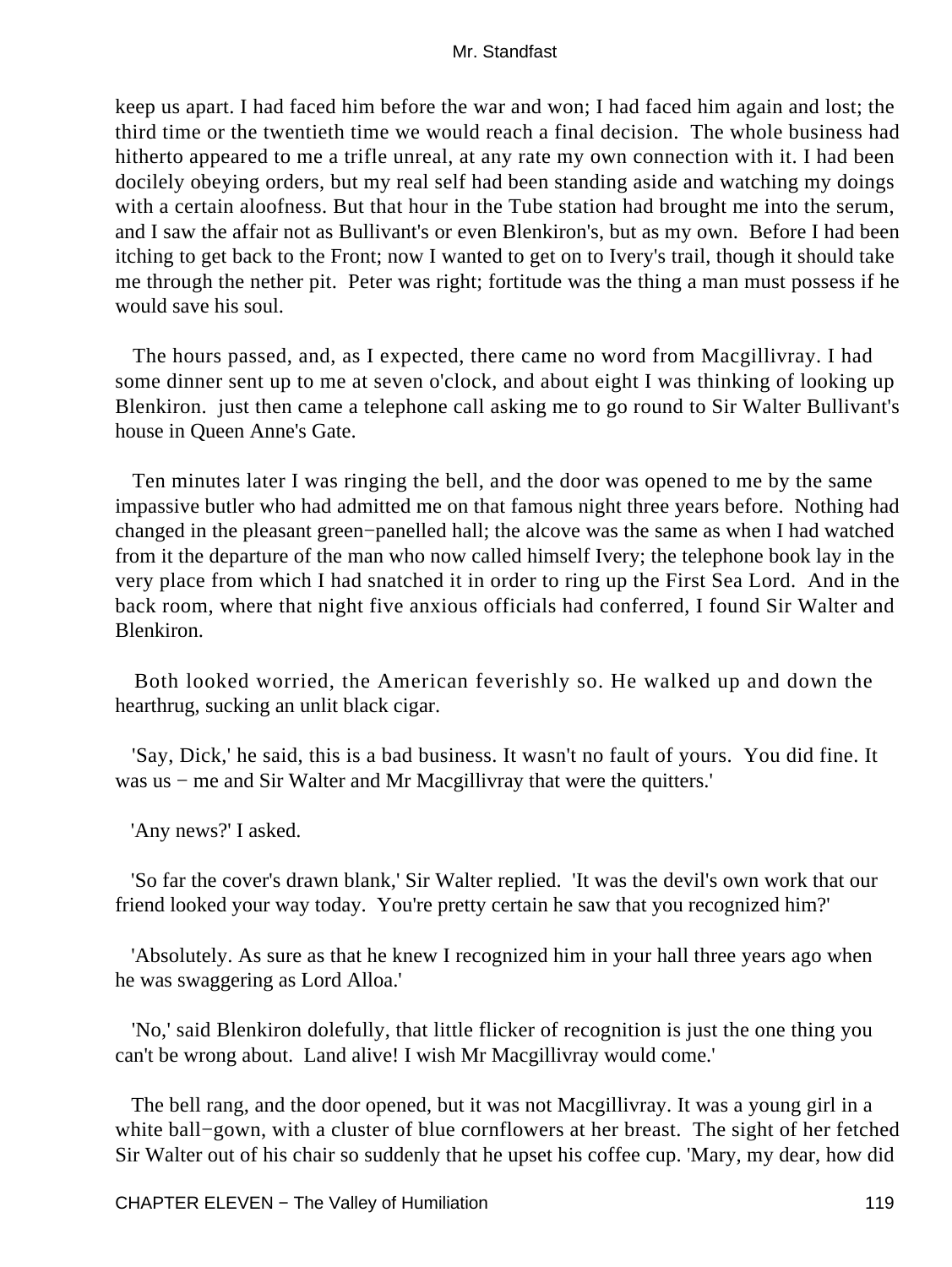keep us apart. I had faced him before the war and won; I had faced him again and lost; the third time or the twentieth time we would reach a final decision. The whole business had hitherto appeared to me a trifle unreal, at any rate my own connection with it. I had been docilely obeying orders, but my real self had been standing aside and watching my doings with a certain aloofness. But that hour in the Tube station had brought me into the serum, and I saw the affair not as Bullivant's or even Blenkiron's, but as my own. Before I had been itching to get back to the Front; now I wanted to get on to Ivery's trail, though it should take me through the nether pit. Peter was right; fortitude was the thing a man must possess if he would save his soul.

The hours passed, and, as I expected, there came no word from Macgillivray. I had some dinner sent up to me at seven o'clock, and about eight I was thinking of looking up Blenkiron. just then came a telephone call asking me to go round to Sir Walter Bullivant's house in Queen Anne's Gate.

Ten minutes later I was ringing the bell, and the door was opened to me by the same impassive butler who had admitted me on that famous night three years before. Nothing had changed in the pleasant green−panelled hall; the alcove was the same as when I had watched from it the departure of the man who now called himself Ivery; the telephone book lay in the very place from which I had snatched it in order to ring up the First Sea Lord. And in the back room, where that night five anxious officials had conferred, I found Sir Walter and Blenkiron.

Both looked worried, the American feverishly so. He walked up and down the hearthrug, sucking an unlit black cigar.

'Say, Dick,' he said, this is a bad business. It wasn't no fault of yours. You did fine. It was us − me and Sir Walter and Mr Macgillivray that were the quitters.'

'Any news?' I asked.

'So far the cover's drawn blank,' Sir Walter replied. 'It was the devil's own work that our friend looked your way today. You're pretty certain he saw that you recognized him?'

'Absolutely. As sure as that he knew I recognized him in your hall three years ago when he was swaggering as Lord Alloa.'

'No,' said Blenkiron dolefully, that little flicker of recognition is just the one thing you can't be wrong about. Land alive! I wish Mr Macgillivray would come.'

The bell rang, and the door opened, but it was not Macgillivray. It was a young girl in a white ball−gown, with a cluster of blue cornflowers at her breast. The sight of her fetched Sir Walter out of his chair so suddenly that he upset his coffee cup. 'Mary, my dear, how did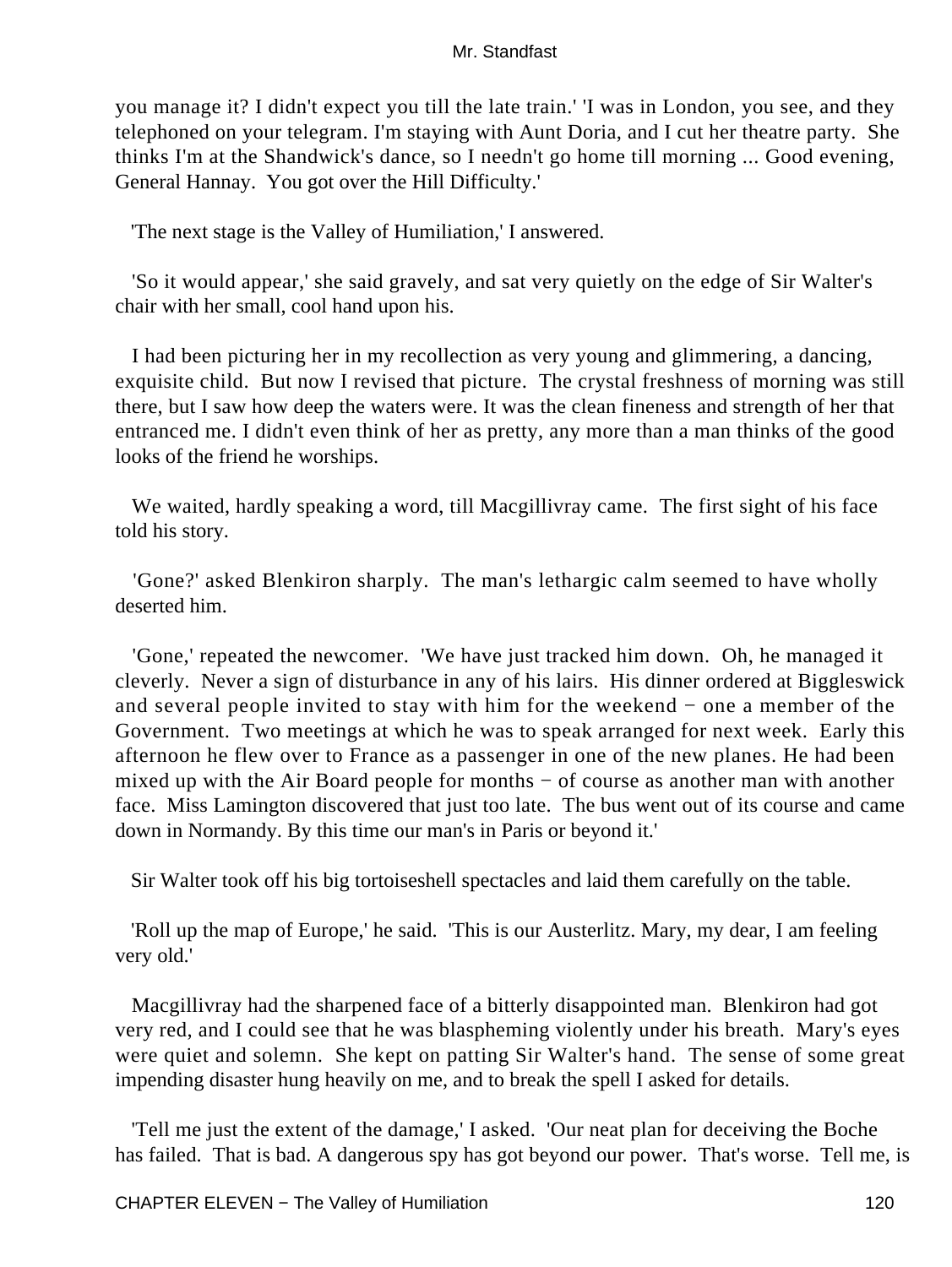you manage it? I didn't expect you till the late train.' 'I was in London, you see, and they telephoned on your telegram. I'm staying with Aunt Doria, and I cut her theatre party. She thinks I'm at the Shandwick's dance, so I needn't go home till morning ... Good evening, General Hannay. You got over the Hill Difficulty.'

'The next stage is the Valley of Humiliation,' I answered.

'So it would appear,' she said gravely, and sat very quietly on the edge of Sir Walter's chair with her small, cool hand upon his.

I had been picturing her in my recollection as very young and glimmering, a dancing, exquisite child. But now I revised that picture. The crystal freshness of morning was still there, but I saw how deep the waters were. It was the clean fineness and strength of her that entranced me. I didn't even think of her as pretty, any more than a man thinks of the good looks of the friend he worships.

We waited, hardly speaking a word, till Macgillivray came. The first sight of his face told his story.

'Gone?' asked Blenkiron sharply. The man's lethargic calm seemed to have wholly deserted him.

'Gone,' repeated the newcomer. 'We have just tracked him down. Oh, he managed it cleverly. Never a sign of disturbance in any of his lairs. His dinner ordered at Biggleswick and several people invited to stay with him for the weekend − one a member of the Government. Two meetings at which he was to speak arranged for next week. Early this afternoon he flew over to France as a passenger in one of the new planes. He had been mixed up with the Air Board people for months − of course as another man with another face. Miss Lamington discovered that just too late. The bus went out of its course and came down in Normandy. By this time our man's in Paris or beyond it.'

Sir Walter took off his big tortoiseshell spectacles and laid them carefully on the table.

'Roll up the map of Europe,' he said. 'This is our Austerlitz. Mary, my dear, I am feeling very old.'

Macgillivray had the sharpened face of a bitterly disappointed man. Blenkiron had got very red, and I could see that he was blaspheming violently under his breath. Mary's eyes were quiet and solemn. She kept on patting Sir Walter's hand. The sense of some great impending disaster hung heavily on me, and to break the spell I asked for details.

'Tell me just the extent of the damage,' I asked. 'Our neat plan for deceiving the Boche has failed. That is bad. A dangerous spy has got beyond our power. That's worse. Tell me, is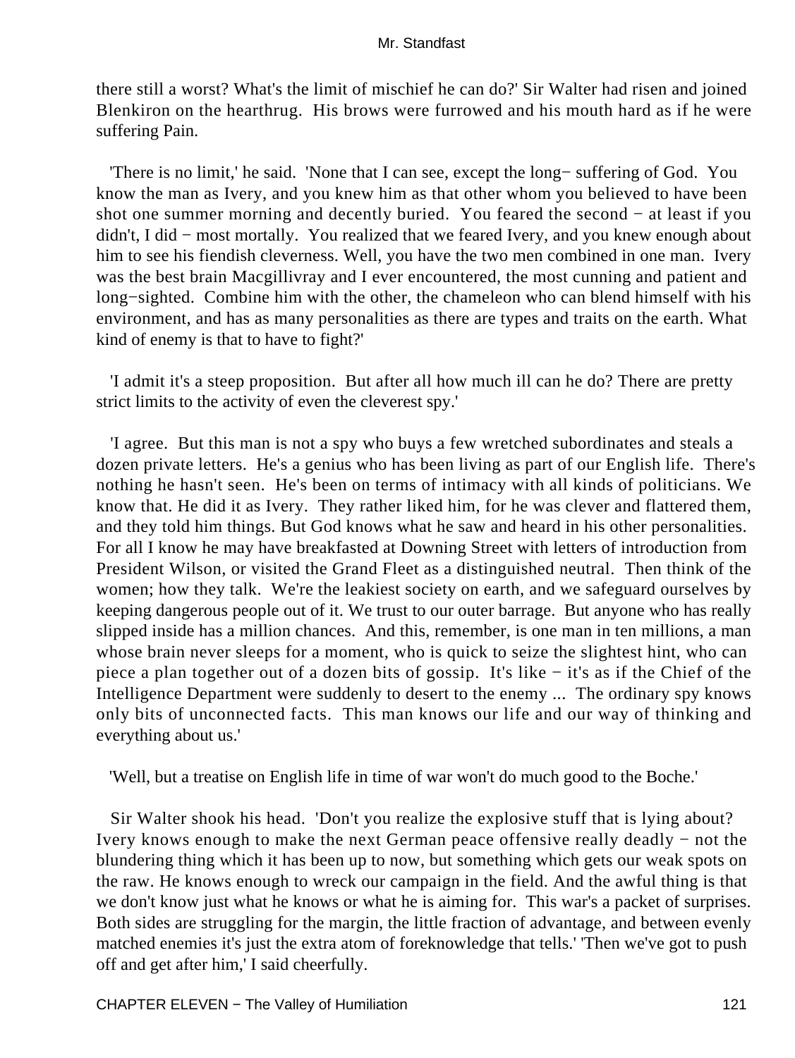there still a worst? What's the limit of mischief he can do?' Sir Walter had risen and joined Blenkiron on the hearthrug. His brows were furrowed and his mouth hard as if he were suffering Pain.

'There is no limit,' he said. 'None that I can see, except the long− suffering of God. You know the man as Ivery, and you knew him as that other whom you believed to have been shot one summer morning and decently buried. You feared the second − at least if you didn't, I did − most mortally. You realized that we feared Ivery, and you knew enough about him to see his fiendish cleverness. Well, you have the two men combined in one man. Ivery was the best brain Macgillivray and I ever encountered, the most cunning and patient and long−sighted. Combine him with the other, the chameleon who can blend himself with his environment, and has as many personalities as there are types and traits on the earth. What kind of enemy is that to have to fight?'

'I admit it's a steep proposition. But after all how much ill can he do? There are pretty strict limits to the activity of even the cleverest spy.'

'I agree. But this man is not a spy who buys a few wretched subordinates and steals a dozen private letters. He's a genius who has been living as part of our English life. There's nothing he hasn't seen. He's been on terms of intimacy with all kinds of politicians. We know that. He did it as Ivery. They rather liked him, for he was clever and flattered them, and they told him things. But God knows what he saw and heard in his other personalities. For all I know he may have breakfasted at Downing Street with letters of introduction from President Wilson, or visited the Grand Fleet as a distinguished neutral. Then think of the women; how they talk. We're the leakiest society on earth, and we safeguard ourselves by keeping dangerous people out of it. We trust to our outer barrage. But anyone who has really slipped inside has a million chances. And this, remember, is one man in ten millions, a man whose brain never sleeps for a moment, who is quick to seize the slightest hint, who can piece a plan together out of a dozen bits of gossip. It's like − it's as if the Chief of the Intelligence Department were suddenly to desert to the enemy ... The ordinary spy knows only bits of unconnected facts. This man knows our life and our way of thinking and everything about us.'

'Well, but a treatise on English life in time of war won't do much good to the Boche.'

Sir Walter shook his head. 'Don't you realize the explosive stuff that is lying about? Ivery knows enough to make the next German peace offensive really deadly − not the blundering thing which it has been up to now, but something which gets our weak spots on the raw. He knows enough to wreck our campaign in the field. And the awful thing is that we don't know just what he knows or what he is aiming for. This war's a packet of surprises. Both sides are struggling for the margin, the little fraction of advantage, and between evenly matched enemies it's just the extra atom of foreknowledge that tells.' 'Then we've got to push off and get after him,' I said cheerfully.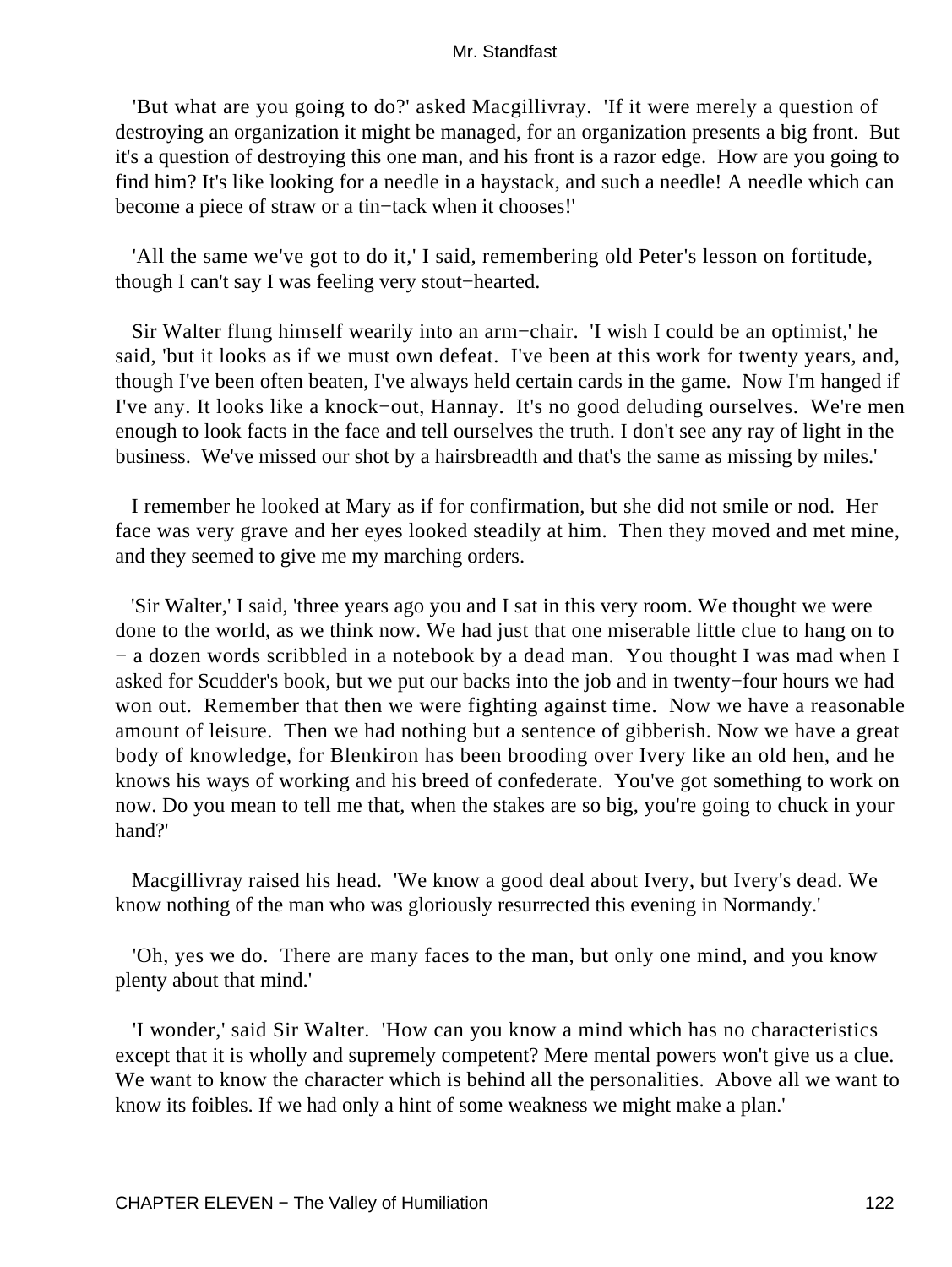'But what are you going to do?' asked Macgillivray. 'If it were merely a question of destroying an organization it might be managed, for an organization presents a big front. But it's a question of destroying this one man, and his front is a razor edge. How are you going to find him? It's like looking for a needle in a haystack, and such a needle! A needle which can become a piece of straw or a tin−tack when it chooses!'

'All the same we've got to do it,' I said, remembering old Peter's lesson on fortitude, though I can't say I was feeling very stout−hearted.

Sir Walter flung himself wearily into an arm−chair. 'I wish I could be an optimist,' he said, 'but it looks as if we must own defeat. I've been at this work for twenty years, and, though I've been often beaten, I've always held certain cards in the game. Now I'm hanged if I've any. It looks like a knock−out, Hannay. It's no good deluding ourselves. We're men enough to look facts in the face and tell ourselves the truth. I don't see any ray of light in the business. We've missed our shot by a hairsbreadth and that's the same as missing by miles.'

I remember he looked at Mary as if for confirmation, but she did not smile or nod. Her face was very grave and her eyes looked steadily at him. Then they moved and met mine, and they seemed to give me my marching orders.

'Sir Walter,' I said, 'three years ago you and I sat in this very room. We thought we were done to the world, as we think now. We had just that one miserable little clue to hang on to − a dozen words scribbled in a notebook by a dead man. You thought I was mad when I asked for Scudder's book, but we put our backs into the job and in twenty−four hours we had won out. Remember that then we were fighting against time. Now we have a reasonable amount of leisure. Then we had nothing but a sentence of gibberish. Now we have a great body of knowledge, for Blenkiron has been brooding over Ivery like an old hen, and he knows his ways of working and his breed of confederate. You've got something to work on now. Do you mean to tell me that, when the stakes are so big, you're going to chuck in your hand?'

Macgillivray raised his head. 'We know a good deal about Ivery, but Ivery's dead. We know nothing of the man who was gloriously resurrected this evening in Normandy.'

'Oh, yes we do. There are many faces to the man, but only one mind, and you know plenty about that mind.'

'I wonder,' said Sir Walter. 'How can you know a mind which has no characteristics except that it is wholly and supremely competent? Mere mental powers won't give us a clue. We want to know the character which is behind all the personalities. Above all we want to know its foibles. If we had only a hint of some weakness we might make a plan.'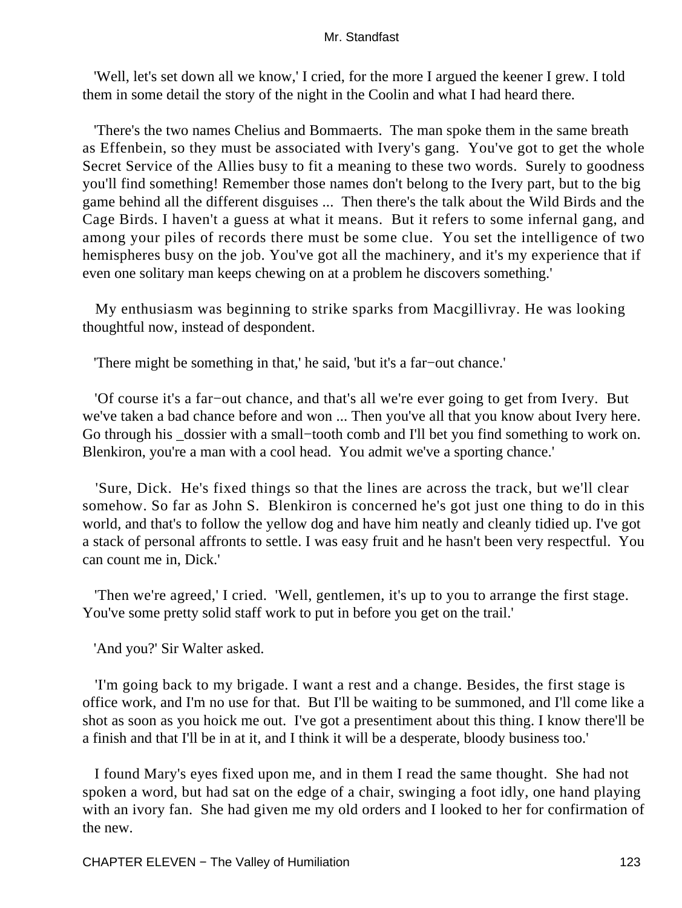'Well, let's set down all we know,' I cried, for the more I argued the keener I grew. I told them in some detail the story of the night in the Coolin and what I had heard there.

'There's the two names Chelius and Bommaerts. The man spoke them in the same breath as Effenbein, so they must be associated with Ivery's gang. You've got to get the whole Secret Service of the Allies busy to fit a meaning to these two words. Surely to goodness you'll find something! Remember those names don't belong to the Ivery part, but to the big game behind all the different disguises ... Then there's the talk about the Wild Birds and the Cage Birds. I haven't a guess at what it means. But it refers to some infernal gang, and among your piles of records there must be some clue. You set the intelligence of two hemispheres busy on the job. You've got all the machinery, and it's my experience that if even one solitary man keeps chewing on at a problem he discovers something.'

My enthusiasm was beginning to strike sparks from Macgillivray. He was looking thoughtful now, instead of despondent.

'There might be something in that,' he said, 'but it's a far−out chance.'

'Of course it's a far−out chance, and that's all we're ever going to get from Ivery. But we've taken a bad chance before and won ... Then you've all that you know about Ivery here. Go through his _dossier with a small−tooth comb and I'll bet you find something to work on. Blenkiron, you're a man with a cool head. You admit we've a sporting chance.'

'Sure, Dick. He's fixed things so that the lines are across the track, but we'll clear somehow. So far as John S. Blenkiron is concerned he's got just one thing to do in this world, and that's to follow the yellow dog and have him neatly and cleanly tidied up. I've got a stack of personal affronts to settle. I was easy fruit and he hasn't been very respectful. You can count me in, Dick.'

'Then we're agreed,' I cried. 'Well, gentlemen, it's up to you to arrange the first stage. You've some pretty solid staff work to put in before you get on the trail.'

'And you?' Sir Walter asked.

'I'm going back to my brigade. I want a rest and a change. Besides, the first stage is office work, and I'm no use for that. But I'll be waiting to be summoned, and I'll come like a shot as soon as you hoick me out. I've got a presentiment about this thing. I know there'll be a finish and that I'll be in at it, and I think it will be a desperate, bloody business too.'

I found Mary's eyes fixed upon me, and in them I read the same thought. She had not spoken a word, but had sat on the edge of a chair, swinging a foot idly, one hand playing with an ivory fan. She had given me my old orders and I looked to her for confirmation of the new.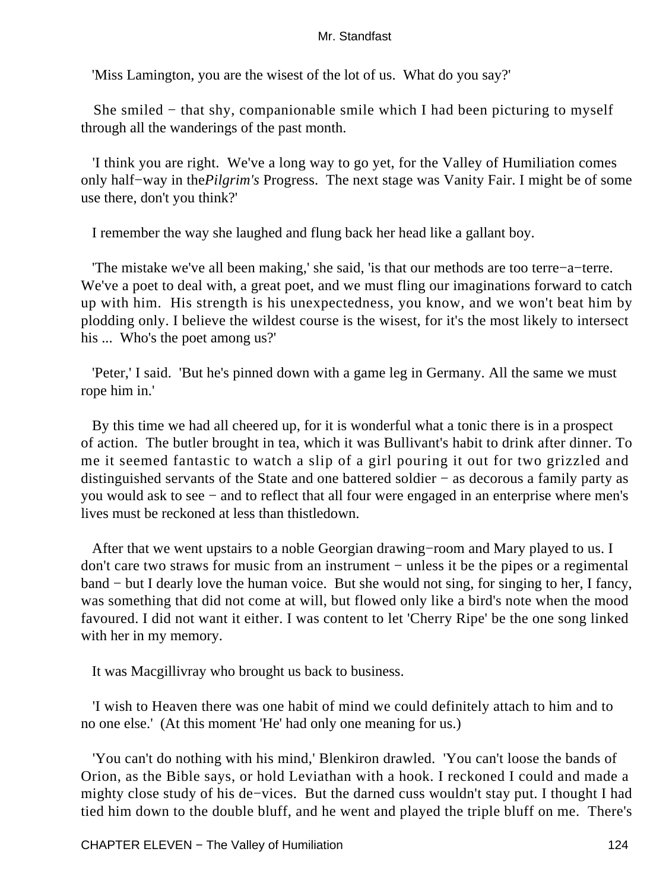'Miss Lamington, you are the wisest of the lot of us. What do you say?'

She smiled − that shy, companionable smile which I had been picturing to myself through all the wanderings of the past month.

'I think you are right. We've a long way to go yet, for the Valley of Humiliation comes only half−way in the *Pilgrim's* Progress. The next stage was Vanity Fair. I might be of some use there, don't you think?'

I remember the way she laughed and flung back her head like a gallant boy.

'The mistake we've all been making,' she said, 'is that our methods are too terre−a−terre. We've a poet to deal with, a great poet, and we must fling our imaginations forward to catch up with him. His strength is his unexpectedness, you know, and we won't beat him by plodding only. I believe the wildest course is the wisest, for it's the most likely to intersect his ... Who's the poet among us?'

'Peter,' I said. 'But he's pinned down with a game leg in Germany. All the same we must rope him in.'

By this time we had all cheered up, for it is wonderful what a tonic there is in a prospect of action. The butler brought in tea, which it was Bullivant's habit to drink after dinner. To me it seemed fantastic to watch a slip of a girl pouring it out for two grizzled and distinguished servants of the State and one battered soldier − as decorous a family party as you would ask to see − and to reflect that all four were engaged in an enterprise where men's lives must be reckoned at less than thistledown.

After that we went upstairs to a noble Georgian drawing−room and Mary played to us. I don't care two straws for music from an instrument − unless it be the pipes or a regimental band − but I dearly love the human voice. But she would not sing, for singing to her, I fancy, was something that did not come at will, but flowed only like a bird's note when the mood favoured. I did not want it either. I was content to let 'Cherry Ripe' be the one song linked with her in my memory.

It was Macgillivray who brought us back to business.

'I wish to Heaven there was one habit of mind we could definitely attach to him and to no one else.' (At this moment 'He' had only one meaning for us.)

'You can't do nothing with his mind,' Blenkiron drawled. 'You can't loose the bands of Orion, as the Bible says, or hold Leviathan with a hook. I reckoned I could and made a mighty close study of his de−vices. But the darned cuss wouldn't stay put. I thought I had tied him down to the double bluff, and he went and played the triple bluff on me. There's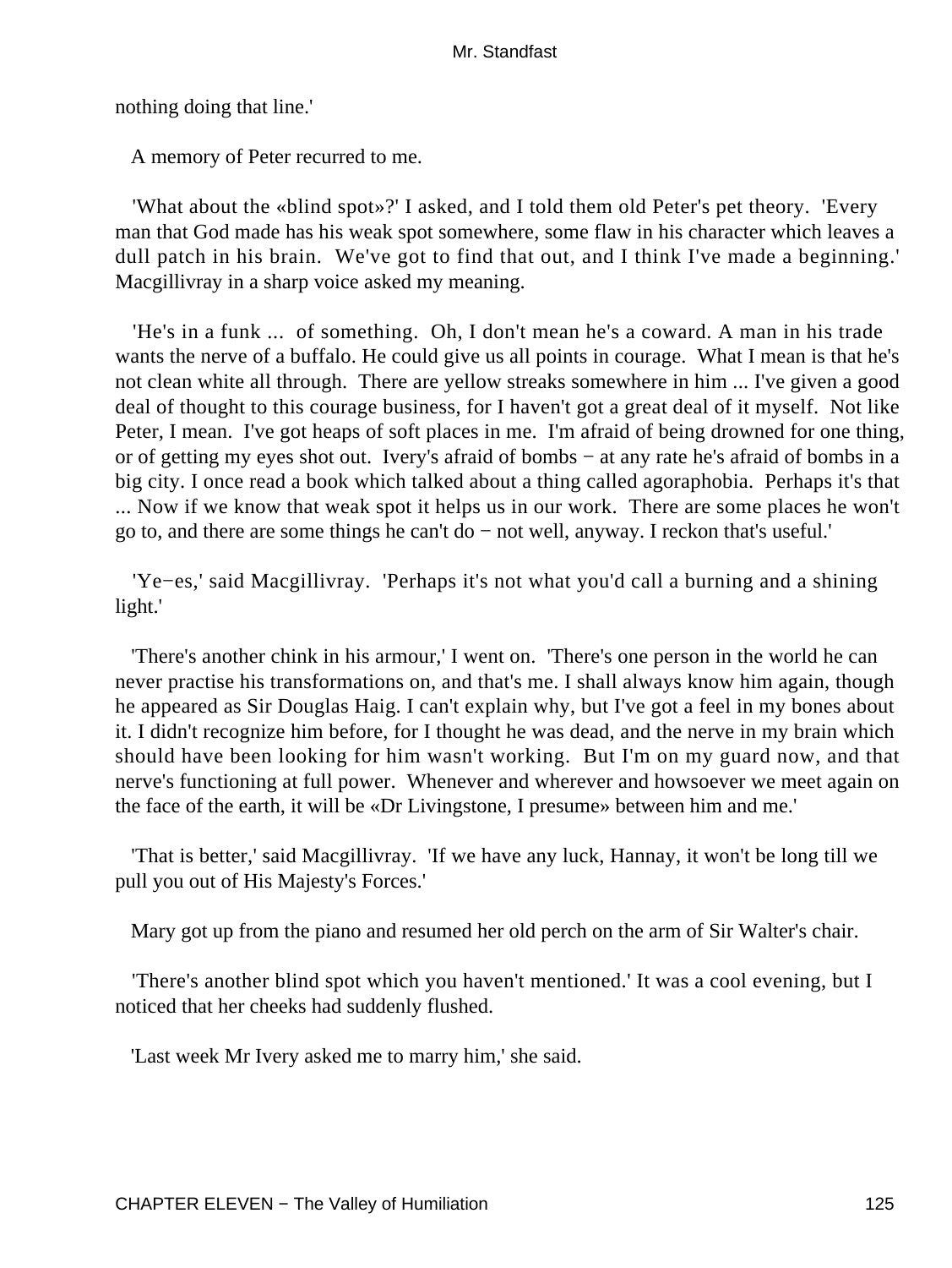nothing doing that line.'

A memory of Peter recurred to me.

'What about the «blind spot»?' I asked, and I told them old Peter's pet theory. 'Every man that God made has his weak spot somewhere, some flaw in his character which leaves a dull patch in his brain. We've got to find that out, and I think I've made a beginning.' Macgillivray in a sharp voice asked my meaning.

'He's in a funk ... of something. Oh, I don't mean he's a coward. A man in his trade wants the nerve of a buffalo. He could give us all points in courage. What I mean is that he's not clean white all through. There are yellow streaks somewhere in him ... I've given a good deal of thought to this courage business, for I haven't got a great deal of it myself. Not like Peter, I mean. I've got heaps of soft places in me. I'm afraid of being drowned for one thing, or of getting my eyes shot out. Ivery's afraid of bombs − at any rate he's afraid of bombs in a big city. I once read a book which talked about a thing called agoraphobia. Perhaps it's that ... Now if we know that weak spot it helps us in our work. There are some places he won't go to, and there are some things he can't do − not well, anyway. I reckon that's useful.'

'Ye−es,' said Macgillivray. 'Perhaps it's not what you'd call a burning and a shining light.'

'There's another chink in his armour,' I went on. 'There's one person in the world he can never practise his transformations on, and that's me. I shall always know him again, though he appeared as Sir Douglas Haig. I can't explain why, but I've got a feel in my bones about it. I didn't recognize him before, for I thought he was dead, and the nerve in my brain which should have been looking for him wasn't working. But I'm on my guard now, and that nerve's functioning at full power. Whenever and wherever and howsoever we meet again on the face of the earth, it will be «Dr Livingstone, I presume» between him and me.'

'That is better,' said Macgillivray. 'If we have any luck, Hannay, it won't be long till we pull you out of His Majesty's Forces.'

Mary got up from the piano and resumed her old perch on the arm of Sir Walter's chair.

'There's another blind spot which you haven't mentioned.' It was a cool evening, but I noticed that her cheeks had suddenly flushed.

'Last week Mr Ivery asked me to marry him,' she said.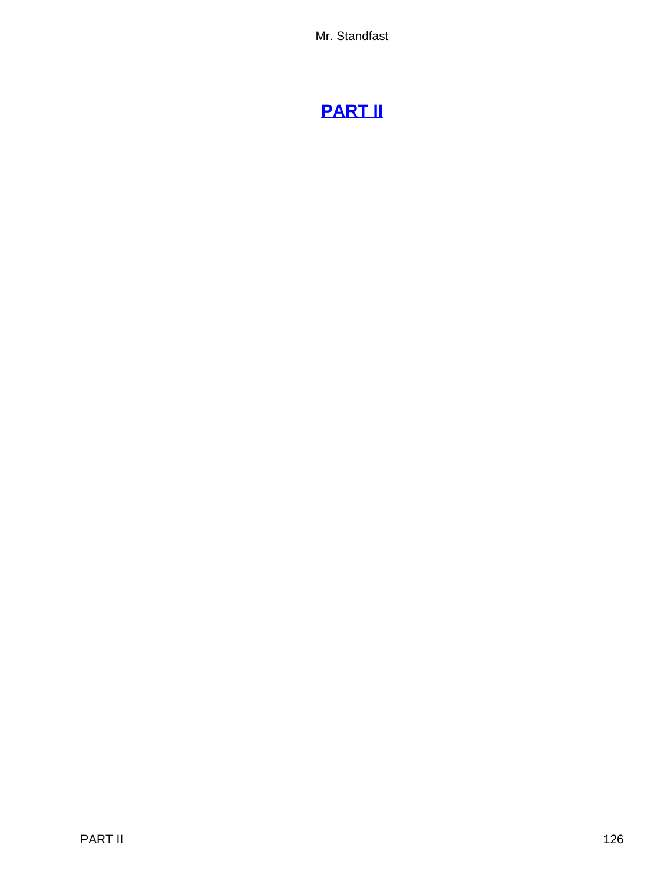# [PART II]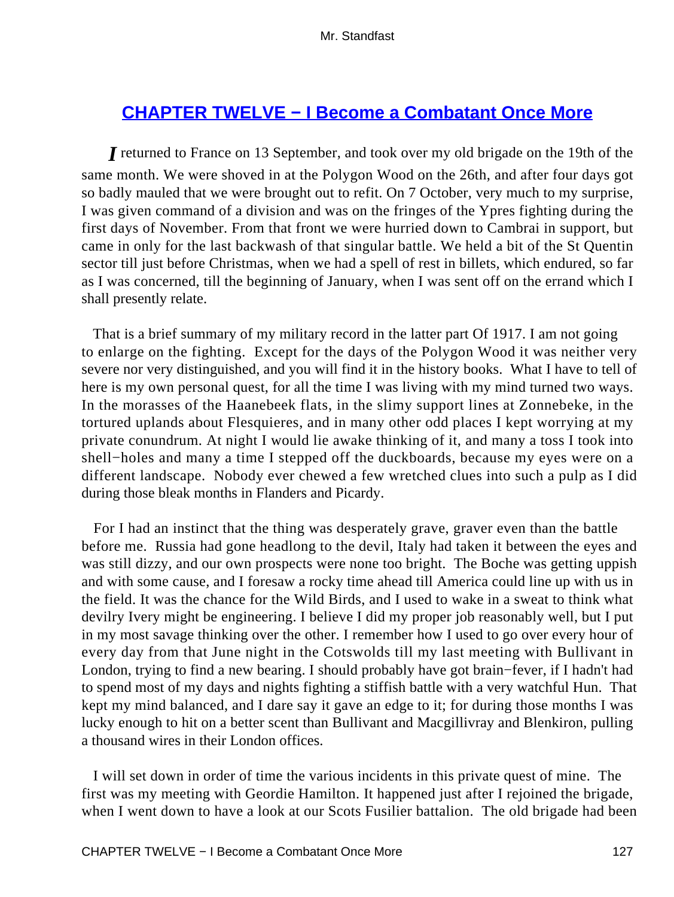## CHAPTER TWELVE − I Become a Combatant Once More

*I* returned to France on 13 September, and took over my old brigade on the 19th of the same month. We were shoved in at the Polygon Wood on the 26th, and after four days got so badly mauled that we were brought out to refit. On 7 October, very much to my surprise, I was given command of a division and was on the fringes of the Ypres fighting during the first days of November. From that front we were hurried down to Cambrai in support, but came in only for the last backwash of that singular battle. We held a bit of the St Quentin sector till just before Christmas, when we had a spell of rest in billets, which endured, so far as I was concerned, till the beginning of January, when I was sent off on the errand which I shall presently relate.

That is a brief summary of my military record in the latter part Of 1917. I am not going to enlarge on the fighting. Except for the days of the Polygon Wood it was neither very severe nor very distinguished, and you will find it in the history books. What I have to tell of here is my own personal quest, for all the time I was living with my mind turned two ways. In the morasses of the Haanebeek flats, in the slimy support lines at Zonnebeke, in the tortured uplands about Flesquieres, and in many other odd places I kept worrying at my private conundrum. At night I would lie awake thinking of it, and many a toss I took into shell−holes and many a time I stepped off the duckboards, because my eyes were on a different landscape. Nobody ever chewed a few wretched clues into such a pulp as I did during those bleak months in Flanders and Picardy.

For I had an instinct that the thing was desperately grave, graver even than the battle before me. Russia had gone headlong to the devil, Italy had taken it between the eyes and was still dizzy, and our own prospects were none too bright. The Boche was getting uppish and with some cause, and I foresaw a rocky time ahead till America could line up with us in the field. It was the chance for the Wild Birds, and I used to wake in a sweat to think what devilry Ivery might be engineering. I believe I did my proper job reasonably well, but I put in my most savage thinking over the other. I remember how I used to go over every hour of every day from that June night in the Cotswolds till my last meeting with Bullivant in London, trying to find a new bearing. I should probably have got brain−fever, if I hadn't had to spend most of my days and nights fighting a stiffish battle with a very watchful Hun. That kept my mind balanced, and I dare say it gave an edge to it; for during those months I was lucky enough to hit on a better scent than Bullivant and Macgillivray and Blenkiron, pulling a thousand wires in their London offices.

I will set down in order of time the various incidents in this private quest of mine. The first was my meeting with Geordie Hamilton. It happened just after I rejoined the brigade, when I went down to have a look at our Scots Fusilier battalion. The old brigade had been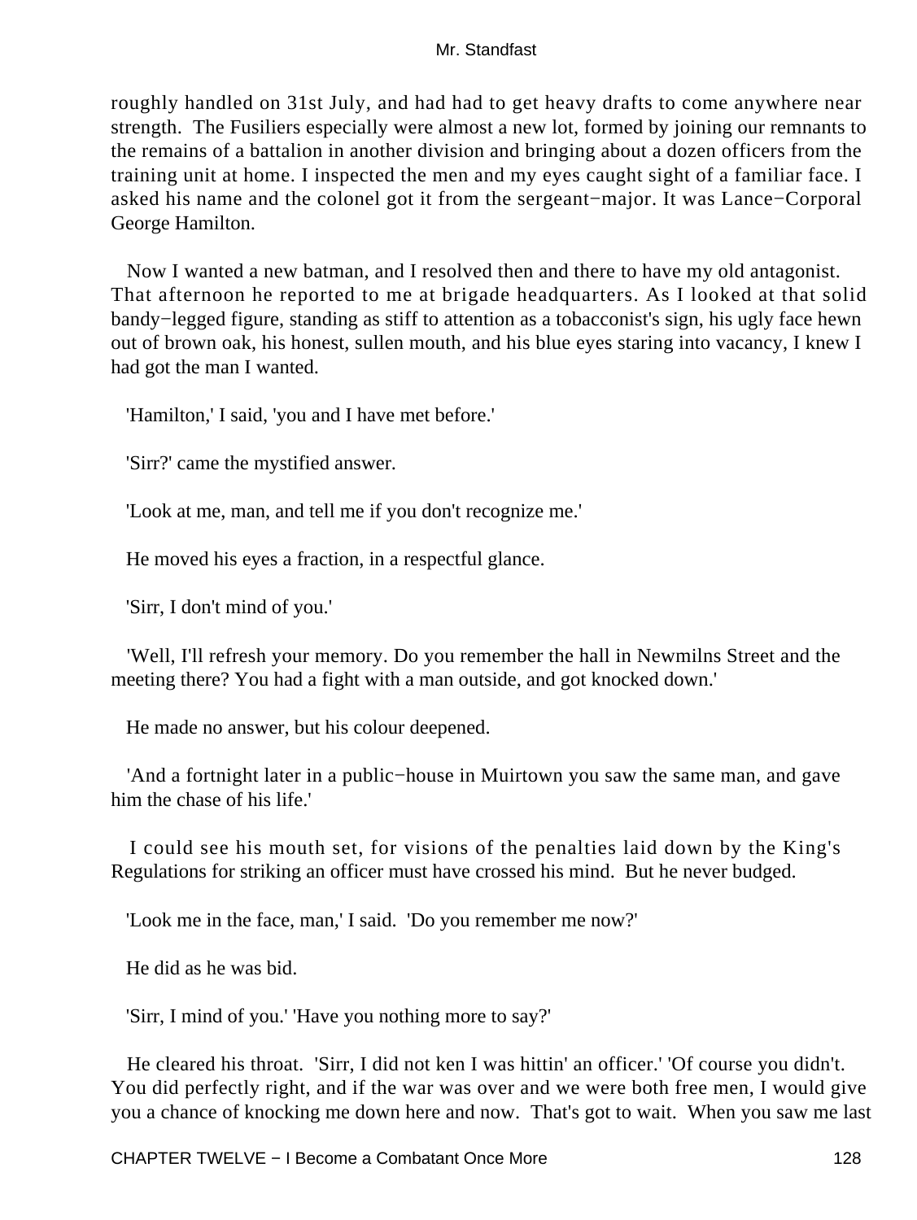roughly handled on 31st July, and had had to get heavy drafts to come anywhere near strength. The Fusiliers especially were almost a new lot, formed by joining our remnants to the remains of a battalion in another division and bringing about a dozen officers from the training unit at home. I inspected the men and my eyes caught sight of a familiar face. I asked his name and the colonel got it from the sergeant−major. It was Lance−Corporal George Hamilton.

Now I wanted a new batman, and I resolved then and there to have my old antagonist. That afternoon he reported to me at brigade headquarters. As I looked at that solid bandy−legged figure, standing as stiff to attention as a tobacconist's sign, his ugly face hewn out of brown oak, his honest, sullen mouth, and his blue eyes staring into vacancy, I knew I had got the man I wanted.

'Hamilton,' I said, 'you and I have met before.'

'Sirr?' came the mystified answer.

'Look at me, man, and tell me if you don't recognize me.'

He moved his eyes a fraction, in a respectful glance.

'Sirr, I don't mind of you.'

'Well, I'll refresh your memory. Do you remember the hall in Newmilns Street and the meeting there? You had a fight with a man outside, and got knocked down.'

He made no answer, but his colour deepened.

'And a fortnight later in a public−house in Muirtown you saw the same man, and gave him the chase of his life.'

I could see his mouth set, for visions of the penalties laid down by the King's Regulations for striking an officer must have crossed his mind. But he never budged.

'Look me in the face, man,' I said. 'Do you remember me now?'

He did as he was bid.

'Sirr, I mind of you.' 'Have you nothing more to say?'

He cleared his throat. 'Sirr, I did not ken I was hittin' an officer.' 'Of course you didn't. You did perfectly right, and if the war was over and we were both free men, I would give you a chance of knocking me down here and now. That's got to wait. When you saw me last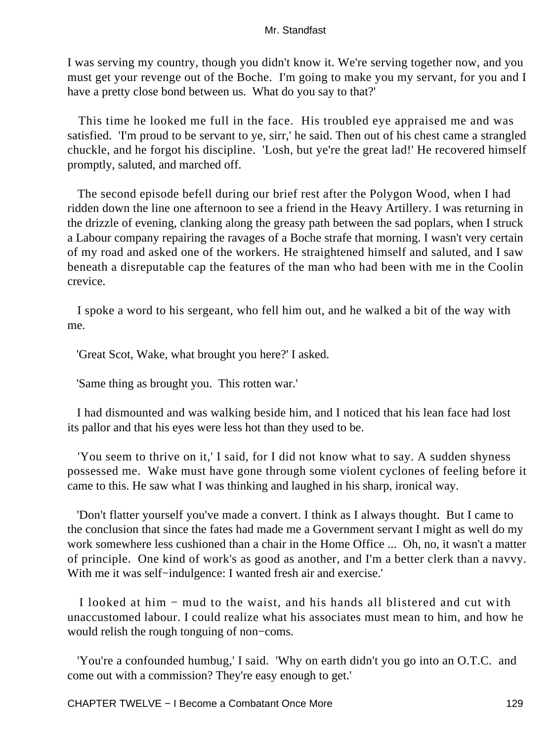I was serving my country, though you didn't know it. We're serving together now, and you must get your revenge out of the Boche. I'm going to make you my servant, for you and I have a pretty close bond between us. What do you say to that?'

This time he looked me full in the face. His troubled eye appraised me and was satisfied. 'I'm proud to be servant to ye, sirr,' he said. Then out of his chest came a strangled chuckle, and he forgot his discipline. 'Losh, but ye're the great lad!' He recovered himself promptly, saluted, and marched off.

The second episode befell during our brief rest after the Polygon Wood, when I had ridden down the line one afternoon to see a friend in the Heavy Artillery. I was returning in the drizzle of evening, clanking along the greasy path between the sad poplars, when I struck a Labour company repairing the ravages of a Boche strafe that morning. I wasn't very certain of my road and asked one of the workers. He straightened himself and saluted, and I saw beneath a disreputable cap the features of the man who had been with me in the Coolin crevice.

I spoke a word to his sergeant, who fell him out, and he walked a bit of the way with me.

'Great Scot, Wake, what brought you here?' I asked.

'Same thing as brought you. This rotten war.'

I had dismounted and was walking beside him, and I noticed that his lean face had lost its pallor and that his eyes were less hot than they used to be.

'You seem to thrive on it,' I said, for I did not know what to say. A sudden shyness possessed me. Wake must have gone through some violent cyclones of feeling before it came to this. He saw what I was thinking and laughed in his sharp, ironical way.

'Don't flatter yourself you've made a convert. I think as I always thought. But I came to the conclusion that since the fates had made me a Government servant I might as well do my work somewhere less cushioned than a chair in the Home Office ... Oh, no, it wasn't a matter of principle. One kind of work's as good as another, and I'm a better clerk than a navvy. With me it was self−indulgence: I wanted fresh air and exercise.'

I looked at him − mud to the waist, and his hands all blistered and cut with unaccustomed labour. I could realize what his associates must mean to him, and how he would relish the rough tonguing of non−coms.

'You're a confounded humbug,' I said. 'Why on earth didn't you go into an O.T.C. and come out with a commission? They're easy enough to get.'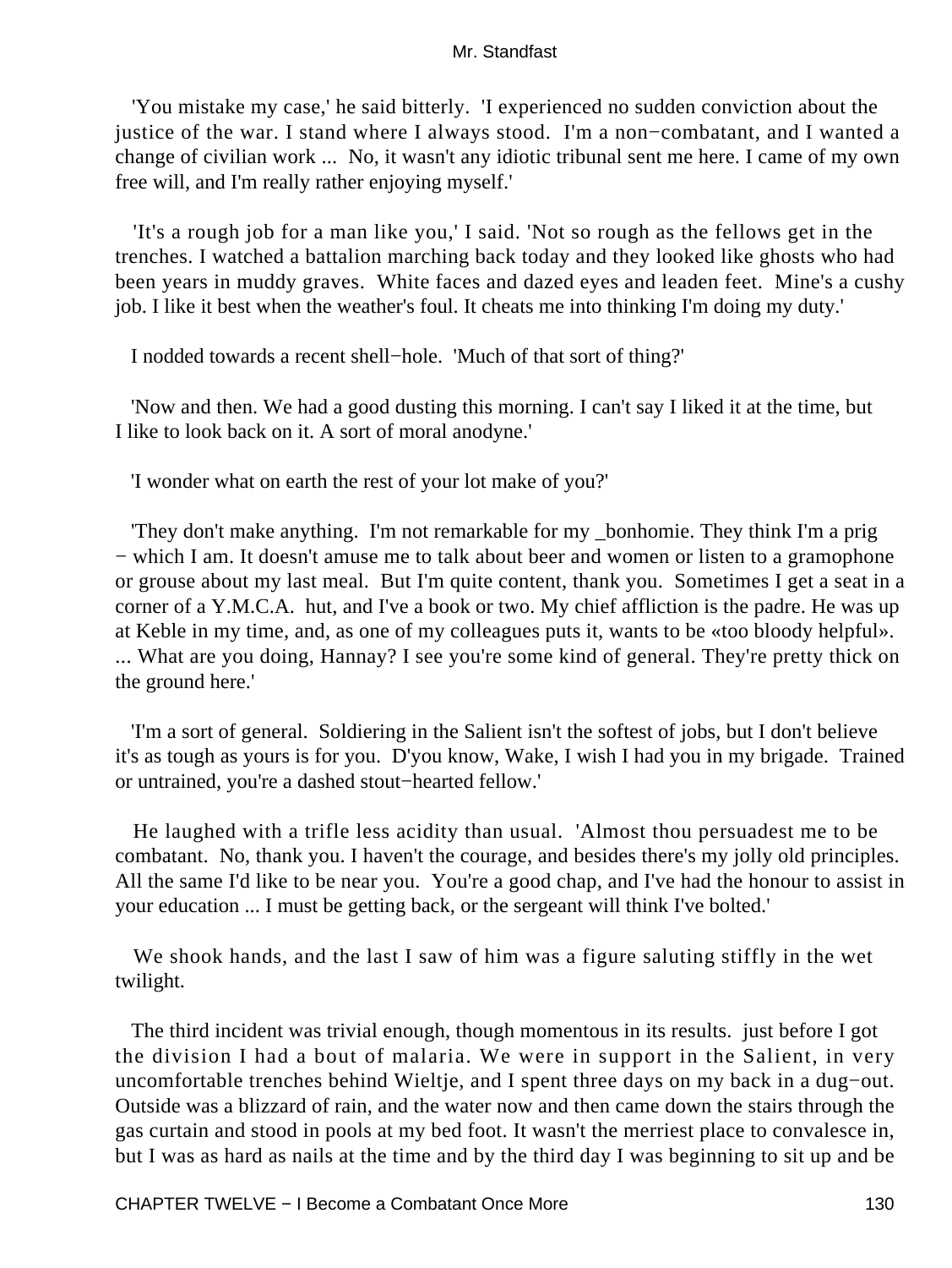'You mistake my case,' he said bitterly. 'I experienced no sudden conviction about the justice of the war. I stand where I always stood. I'm a non−combatant, and I wanted a change of civilian work ... No, it wasn't any idiotic tribunal sent me here. I came of my own free will, and I'm really rather enjoying myself.'

'It's a rough job for a man like you,' I said. 'Not so rough as the fellows get in the trenches. I watched a battalion marching back today and they looked like ghosts who had been years in muddy graves. White faces and dazed eyes and leaden feet. Mine's a cushy job. I like it best when the weather's foul. It cheats me into thinking I'm doing my duty.'

I nodded towards a recent shell−hole. 'Much of that sort of thing?'

'Now and then. We had a good dusting this morning. I can't say I liked it at the time, but I like to look back on it. A sort of moral anodyne.'

'I wonder what on earth the rest of your lot make of you?'

'They don't make anything. I'm not remarkable for my _bonhomie. They think I'm a prig − which I am. It doesn't amuse me to talk about beer and women or listen to a gramophone or grouse about my last meal. But I'm quite content, thank you. Sometimes I get a seat in a corner of a Y.M.C.A. hut, and I've a book or two. My chief affliction is the padre. He was up at Keble in my time, and, as one of my colleagues puts it, wants to be «too bloody helpful». ... What are you doing, Hannay? I see you're some kind of general. They're pretty thick on the ground here.'

'I'm a sort of general. Soldiering in the Salient isn't the softest of jobs, but I don't believe it's as tough as yours is for you. D'you know, Wake, I wish I had you in my brigade. Trained or untrained, you're a dashed stout−hearted fellow.'

He laughed with a trifle less acidity than usual. 'Almost thou persuadest me to be combatant. No, thank you. I haven't the courage, and besides there's my jolly old principles. All the same I'd like to be near you. You're a good chap, and I've had the honour to assist in your education ... I must be getting back, or the sergeant will think I've bolted.'

We shook hands, and the last I saw of him was a figure saluting stiffly in the wet twilight.

The third incident was trivial enough, though momentous in its results. just before I got the division I had a bout of malaria. We were in support in the Salient, in very uncomfortable trenches behind Wieltje, and I spent three days on my back in a dug−out. Outside was a blizzard of rain, and the water now and then came down the stairs through the gas curtain and stood in pools at my bed foot. It wasn't the merriest place to convalesce in, but I was as hard as nails at the time and by the third day I was beginning to sit up and be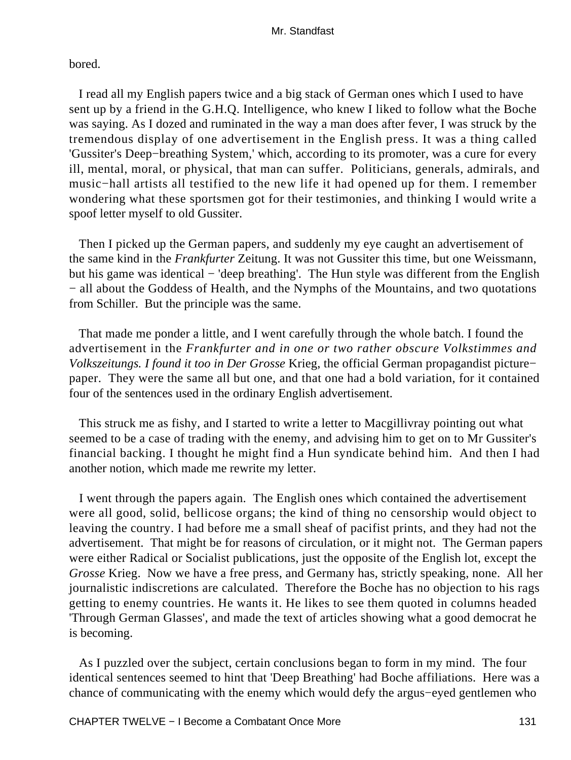bored.

I read all my English papers twice and a big stack of German ones which I used to have sent up by a friend in the G.H.Q. Intelligence, who knew I liked to follow what the Boche was saying. As I dozed and ruminated in the way a man does after fever, I was struck by the tremendous display of one advertisement in the English press. It was a thing called 'Gussiter's Deep−breathing System,' which, according to its promoter, was a cure for every ill, mental, moral, or physical, that man can suffer. Politicians, generals, admirals, and music−hall artists all testified to the new life it had opened up for them. I remember wondering what these sportsmen got for their testimonies, and thinking I would write a spoof letter myself to old Gussiter.

Then I picked up the German papers, and suddenly my eye caught an advertisement of the same kind in the *Frankfurter* Zeitung. It was not Gussiter this time, but one Weissmann, but his game was identical − 'deep breathing'. The Hun style was different from the English − all about the Goddess of Health, and the Nymphs of the Mountains, and two quotations from Schiller. But the principle was the same.

That made me ponder a little, and I went carefully through the whole batch. I found the advertisement in the *Frankfurter and in one or two rather obscure Volkstimmes and Volkszeitungs. I found it too in Der Grosse* Krieg, the official German propagandist picture−paper. They were the same all but one, and that one had a bold variation, for it contained four of the sentences used in the ordinary English advertisement.

This struck me as fishy, and I started to write a letter to Macgillivray pointing out what seemed to be a case of trading with the enemy, and advising him to get on to Mr Gussiter's financial backing. I thought he might find a Hun syndicate behind him. And then I had another notion, which made me rewrite my letter.

I went through the papers again. The English ones which contained the advertisement were all good, solid, bellicose organs; the kind of thing no censorship would object to leaving the country. I had before me a small sheaf of pacifist prints, and they had not the advertisement. That might be for reasons of circulation, or it might not. The German papers were either Radical or Socialist publications, just the opposite of the English lot, except the *Grosse* Krieg. Now we have a free press, and Germany has, strictly speaking, none. All her journalistic indiscretions are calculated. Therefore the Boche has no objection to his rags getting to enemy countries. He wants it. He likes to see them quoted in columns headed 'Through German Glasses', and made the text of articles showing what a good democrat he is becoming.

As I puzzled over the subject, certain conclusions began to form in my mind. The four identical sentences seemed to hint that 'Deep Breathing' had Boche affiliations. Here was a chance of communicating with the enemy which would defy the argus−eyed gentlemen who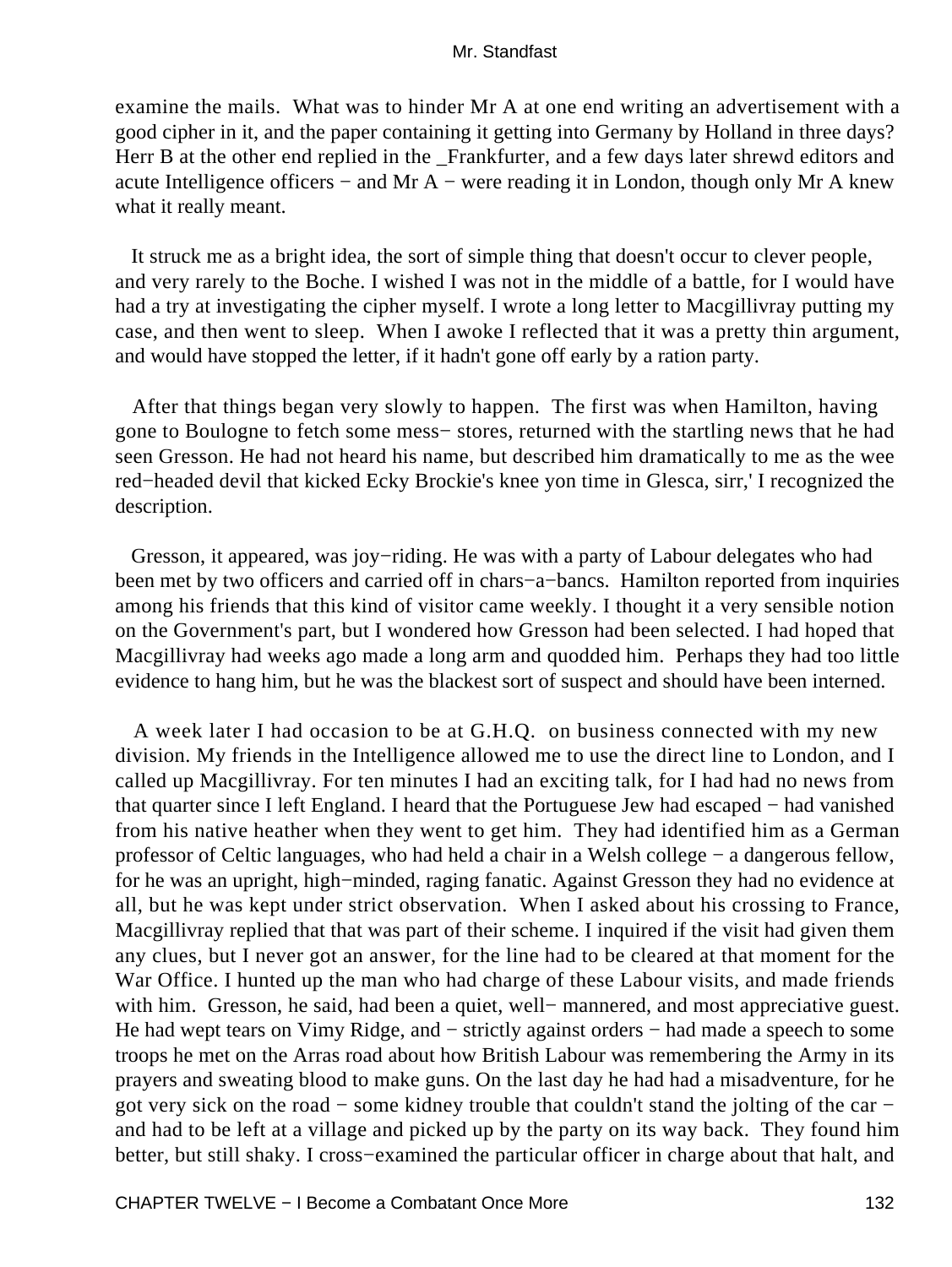examine the mails.  What was to hinder Mr A at one end writing an advertisement with a good cipher in it, and the paper containing it getting into Germany by Holland in three days? Herr B at the other end replied in the _Frankfurter, and a few days later shrewd editors and acute Intelligence officers − and Mr A − were reading it in London, though only Mr A knew what it really meant.

It struck me as a bright idea, the sort of simple thing that doesn't occur to clever people, and very rarely to the Boche. I wished I was not in the middle of a battle, for I would have had a try at investigating the cipher myself. I wrote a long letter to Macgillivray putting my case, and then went to sleep.  When I awoke I reflected that it was a pretty thin argument, and would have stopped the letter, if it hadn't gone off early by a ration party.

After that things began very slowly to happen.  The first was when Hamilton, having gone to Boulogne to fetch some mess− stores, returned with the startling news that he had seen Gresson. He had not heard his name, but described him dramatically to me as the wee red−headed devil that kicked Ecky Brockie's knee yon time in Glesca, sirr,' I recognized the description.

Gresson, it appeared, was joy−riding. He was with a party of Labour delegates who had been met by two officers and carried off in chars−a−bancs.  Hamilton reported from inquiries among his friends that this kind of visitor came weekly. I thought it a very sensible notion on the Government's part, but I wondered how Gresson had been selected. I had hoped that Macgillivray had weeks ago made a long arm and quodded him.  Perhaps they had too little evidence to hang him, but he was the blackest sort of suspect and should have been interned.

A week later I had occasion to be at G.H.Q.  on business connected with my new division. My friends in the Intelligence allowed me to use the direct line to London, and I called up Macgillivray. For ten minutes I had an exciting talk, for I had had no news from that quarter since I left England. I heard that the Portuguese Jew had escaped − had vanished from his native heather when they went to get him.  They had identified him as a German professor of Celtic languages, who had held a chair in a Welsh college − a dangerous fellow, for he was an upright, high−minded, raging fanatic. Against Gresson they had no evidence at all, but he was kept under strict observation.  When I asked about his crossing to France, Macgillivray replied that that was part of their scheme. I inquired if the visit had given them any clues, but I never got an answer, for the line had to be cleared at that moment for the War Office. I hunted up the man who had charge of these Labour visits, and made friends with him.  Gresson, he said, had been a quiet, well− mannered, and most appreciative guest. He had wept tears on Vimy Ridge, and − strictly against orders − had made a speech to some troops he met on the Arras road about how British Labour was remembering the Army in its prayers and sweating blood to make guns. On the last day he had had a misadventure, for he got very sick on the road − some kidney trouble that couldn't stand the jolting of the car − and had to be left at a village and picked up by the party on its way back.  They found him better, but still shaky. I cross−examined the particular officer in charge about that halt, and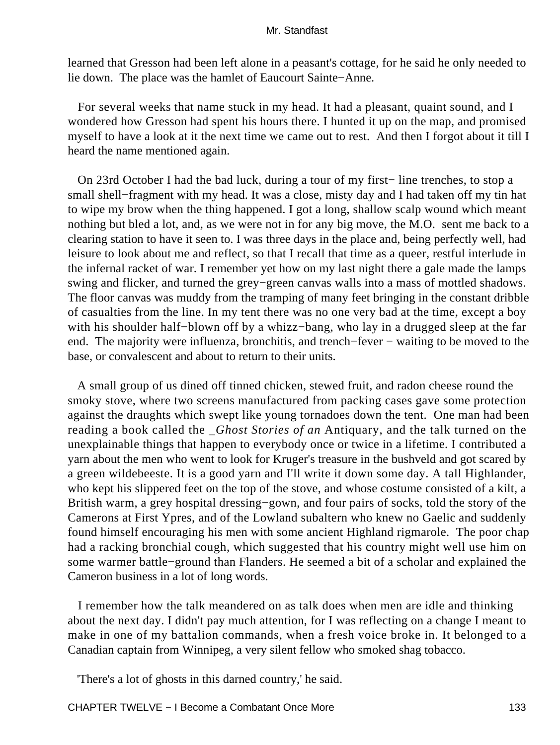learned that Gresson had been left alone in a peasant's cottage, for he said he only needed to lie down. The place was the hamlet of Eaucourt Sainte−Anne.

For several weeks that name stuck in my head. It had a pleasant, quaint sound, and I wondered how Gresson had spent his hours there. I hunted it up on the map, and promised myself to have a look at it the next time we came out to rest. And then I forgot about it till I heard the name mentioned again.

On 23rd October I had the bad luck, during a tour of my first− line trenches, to stop a small shell−fragment with my head. It was a close, misty day and I had taken off my tin hat to wipe my brow when the thing happened. I got a long, shallow scalp wound which meant nothing but bled a lot, and, as we were not in for any big move, the M.O. sent me back to a clearing station to have it seen to. I was three days in the place and, being perfectly well, had leisure to look about me and reflect, so that I recall that time as a queer, restful interlude in the infernal racket of war. I remember yet how on my last night there a gale made the lamps swing and flicker, and turned the grey−green canvas walls into a mass of mottled shadows. The floor canvas was muddy from the tramping of many feet bringing in the constant dribble of casualties from the line. In my tent there was no one very bad at the time, except a boy with his shoulder half−blown off by a whizz−bang, who lay in a drugged sleep at the far end. The majority were influenza, bronchitis, and trench−fever − waiting to be moved to the base, or convalescent and about to return to their units.

A small group of us dined off tinned chicken, stewed fruit, and radon cheese round the smoky stove, where two screens manufactured from packing cases gave some protection against the draughts which swept like young tornadoes down the tent. One man had been reading a book called the _Ghost Stories of an Antiquary, and the talk turned on the unexplainable things that happen to everybody once or twice in a lifetime. I contributed a yarn about the men who went to look for Kruger's treasure in the bushveld and got scared by a green wildebeeste. It is a good yarn and I'll write it down some day. A tall Highlander, who kept his slippered feet on the top of the stove, and whose costume consisted of a kilt, a British warm, a grey hospital dressing−gown, and four pairs of socks, told the story of the Camerons at First Ypres, and of the Lowland subaltern who knew no Gaelic and suddenly found himself encouraging his men with some ancient Highland rigmarole. The poor chap had a racking bronchial cough, which suggested that his country might well use him on some warmer battle−ground than Flanders. He seemed a bit of a scholar and explained the Cameron business in a lot of long words.

I remember how the talk meandered on as talk does when men are idle and thinking about the next day. I didn't pay much attention, for I was reflecting on a change I meant to make in one of my battalion commands, when a fresh voice broke in. It belonged to a Canadian captain from Winnipeg, a very silent fellow who smoked shag tobacco.

'There's a lot of ghosts in this darned country,' he said.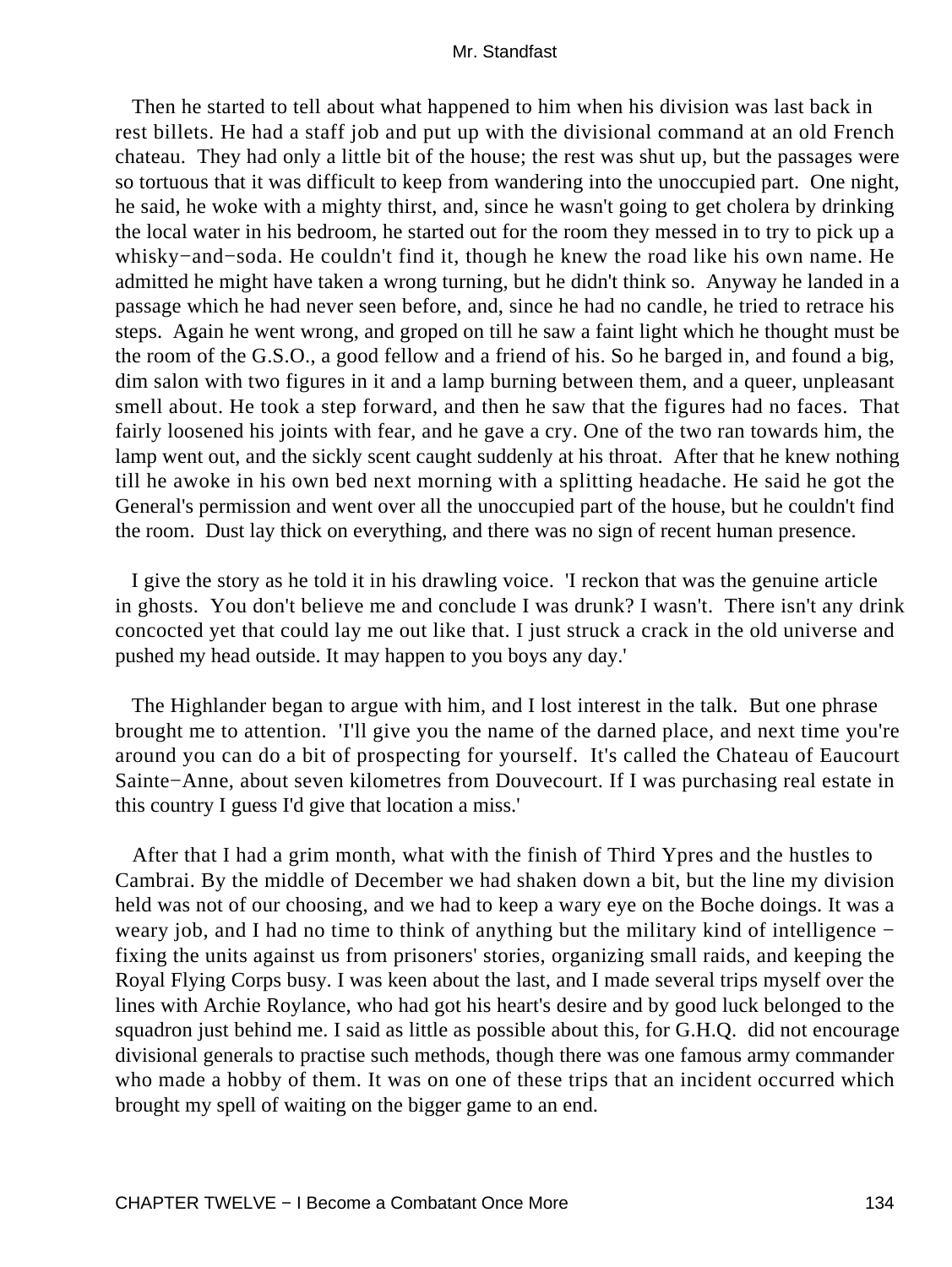Then he started to tell about what happened to him when his division was last back in rest billets. He had a staff job and put up with the divisional command at an old French chateau. They had only a little bit of the house; the rest was shut up, but the passages were so tortuous that it was difficult to keep from wandering into the unoccupied part. One night, he said, he woke with a mighty thirst, and, since he wasn't going to get cholera by drinking the local water in his bedroom, he started out for the room they messed in to try to pick up a whisky−and−soda. He couldn't find it, though he knew the road like his own name. He admitted he might have taken a wrong turning, but he didn't think so. Anyway he landed in a passage which he had never seen before, and, since he had no candle, he tried to retrace his steps. Again he went wrong, and groped on till he saw a faint light which he thought must be the room of the G.S.O., a good fellow and a friend of his. So he barged in, and found a big, dim salon with two figures in it and a lamp burning between them, and a queer, unpleasant smell about. He took a step forward, and then he saw that the figures had no faces. That fairly loosened his joints with fear, and he gave a cry. One of the two ran towards him, the lamp went out, and the sickly scent caught suddenly at his throat. After that he knew nothing till he awoke in his own bed next morning with a splitting headache. He said he got the General's permission and went over all the unoccupied part of the house, but he couldn't find the room. Dust lay thick on everything, and there was no sign of recent human presence.

I give the story as he told it in his drawling voice. 'I reckon that was the genuine article in ghosts. You don't believe me and conclude I was drunk? I wasn't. There isn't any drink concocted yet that could lay me out like that. I just struck a crack in the old universe and pushed my head outside. It may happen to you boys any day.'

The Highlander began to argue with him, and I lost interest in the talk. But one phrase brought me to attention. 'I'll give you the name of the darned place, and next time you're around you can do a bit of prospecting for yourself. It's called the Chateau of Eaucourt Sainte−Anne, about seven kilometres from Douvecourt. If I was purchasing real estate in this country I guess I'd give that location a miss.'

After that I had a grim month, what with the finish of Third Ypres and the hustles to Cambrai. By the middle of December we had shaken down a bit, but the line my division held was not of our choosing, and we had to keep a wary eye on the Boche doings. It was a weary job, and I had no time to think of anything but the military kind of intelligence − fixing the units against us from prisoners' stories, organizing small raids, and keeping the Royal Flying Corps busy. I was keen about the last, and I made several trips myself over the lines with Archie Roylance, who had got his heart's desire and by good luck belonged to the squadron just behind me. I said as little as possible about this, for G.H.Q. did not encourage divisional generals to practise such methods, though there was one famous army commander who made a hobby of them. It was on one of these trips that an incident occurred which brought my spell of waiting on the bigger game to an end.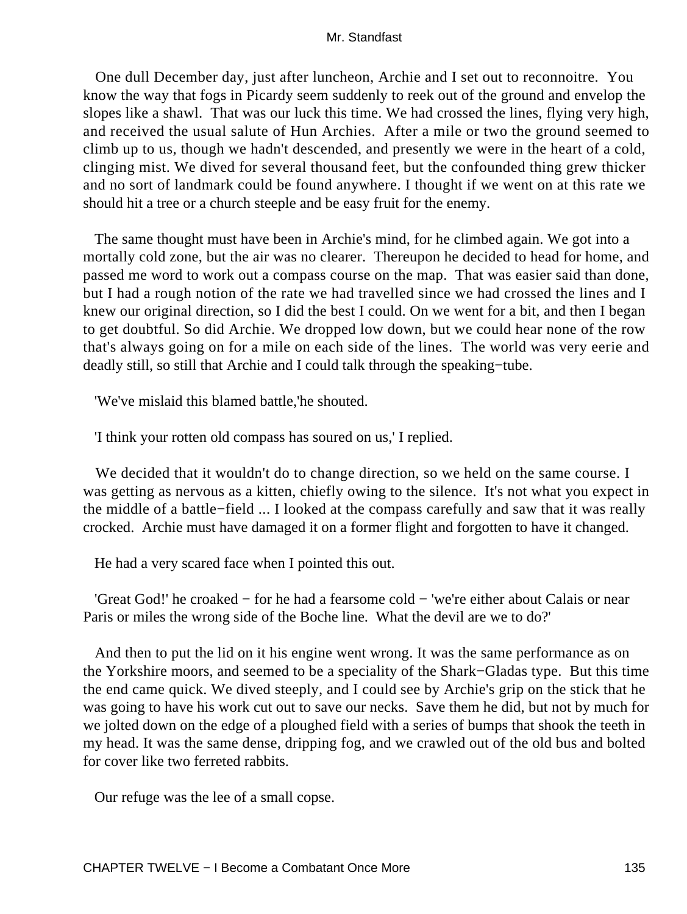One dull December day, just after luncheon, Archie and I set out to reconnoitre. You know the way that fogs in Picardy seem suddenly to reek out of the ground and envelop the slopes like a shawl. That was our luck this time. We had crossed the lines, flying very high, and received the usual salute of Hun Archies. After a mile or two the ground seemed to climb up to us, though we hadn't descended, and presently we were in the heart of a cold, clinging mist. We dived for several thousand feet, but the confounded thing grew thicker and no sort of landmark could be found anywhere. I thought if we went on at this rate we should hit a tree or a church steeple and be easy fruit for the enemy.

The same thought must have been in Archie's mind, for he climbed again. We got into a mortally cold zone, but the air was no clearer. Thereupon he decided to head for home, and passed me word to work out a compass course on the map. That was easier said than done, but I had a rough notion of the rate we had travelled since we had crossed the lines and I knew our original direction, so I did the best I could. On we went for a bit, and then I began to get doubtful. So did Archie. We dropped low down, but we could hear none of the row that's always going on for a mile on each side of the lines. The world was very eerie and deadly still, so still that Archie and I could talk through the speaking−tube.

'We've mislaid this blamed battle,'he shouted.

'I think your rotten old compass has soured on us,' I replied.

We decided that it wouldn't do to change direction, so we held on the same course. I was getting as nervous as a kitten, chiefly owing to the silence. It's not what you expect in the middle of a battle−field ... I looked at the compass carefully and saw that it was really crocked. Archie must have damaged it on a former flight and forgotten to have it changed.

He had a very scared face when I pointed this out.

'Great God!' he croaked − for he had a fearsome cold − 'we're either about Calais or near Paris or miles the wrong side of the Boche line. What the devil are we to do?'

And then to put the lid on it his engine went wrong. It was the same performance as on the Yorkshire moors, and seemed to be a speciality of the Shark−Gladas type. But this time the end came quick. We dived steeply, and I could see by Archie's grip on the stick that he was going to have his work cut out to save our necks. Save them he did, but not by much for we jolted down on the edge of a ploughed field with a series of bumps that shook the teeth in my head. It was the same dense, dripping fog, and we crawled out of the old bus and bolted for cover like two ferreted rabbits.

Our refuge was the lee of a small copse.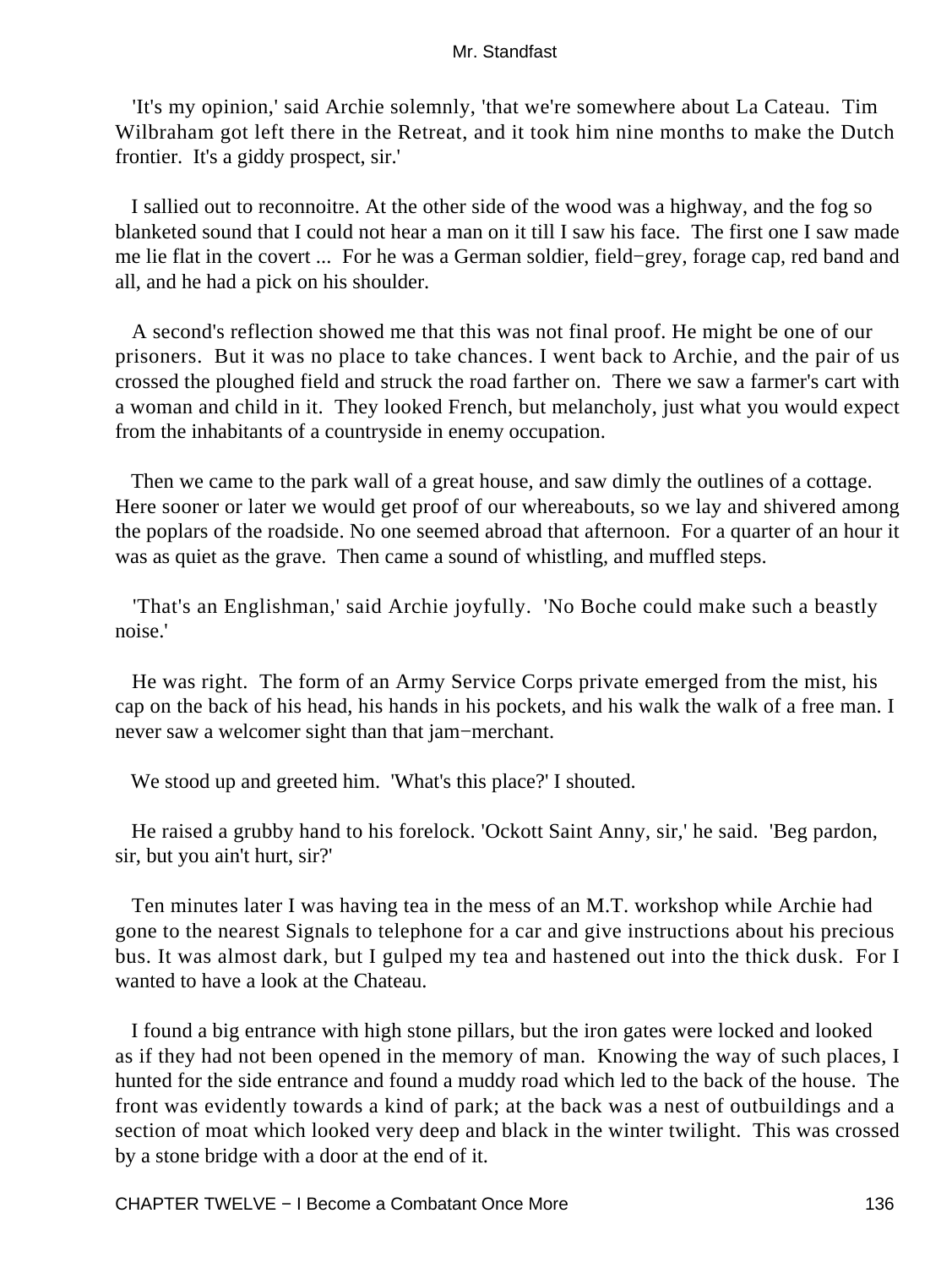'It's my opinion,' said Archie solemnly, 'that we're somewhere about La Cateau. Tim Wilbraham got left there in the Retreat, and it took him nine months to make the Dutch frontier. It's a giddy prospect, sir.'

I sallied out to reconnoitre. At the other side of the wood was a highway, and the fog so blanketed sound that I could not hear a man on it till I saw his face. The first one I saw made me lie flat in the covert ... For he was a German soldier, field−grey, forage cap, red band and all, and he had a pick on his shoulder.

A second's reflection showed me that this was not final proof. He might be one of our prisoners. But it was no place to take chances. I went back to Archie, and the pair of us crossed the ploughed field and struck the road farther on. There we saw a farmer's cart with a woman and child in it. They looked French, but melancholy, just what you would expect from the inhabitants of a countryside in enemy occupation.

Then we came to the park wall of a great house, and saw dimly the outlines of a cottage. Here sooner or later we would get proof of our whereabouts, so we lay and shivered among the poplars of the roadside. No one seemed abroad that afternoon. For a quarter of an hour it was as quiet as the grave. Then came a sound of whistling, and muffled steps.

'That's an Englishman,' said Archie joyfully. 'No Boche could make such a beastly noise.'

He was right. The form of an Army Service Corps private emerged from the mist, his cap on the back of his head, his hands in his pockets, and his walk the walk of a free man. I never saw a welcomer sight than that jam−merchant.

We stood up and greeted him. 'What's this place?' I shouted.

He raised a grubby hand to his forelock. 'Ockott Saint Anny, sir,' he said. 'Beg pardon, sir, but you ain't hurt, sir?'

Ten minutes later I was having tea in the mess of an M.T. workshop while Archie had gone to the nearest Signals to telephone for a car and give instructions about his precious bus. It was almost dark, but I gulped my tea and hastened out into the thick dusk. For I wanted to have a look at the Chateau.

I found a big entrance with high stone pillars, but the iron gates were locked and looked as if they had not been opened in the memory of man. Knowing the way of such places, I hunted for the side entrance and found a muddy road which led to the back of the house. The front was evidently towards a kind of park; at the back was a nest of outbuildings and a section of moat which looked very deep and black in the winter twilight. This was crossed by a stone bridge with a door at the end of it.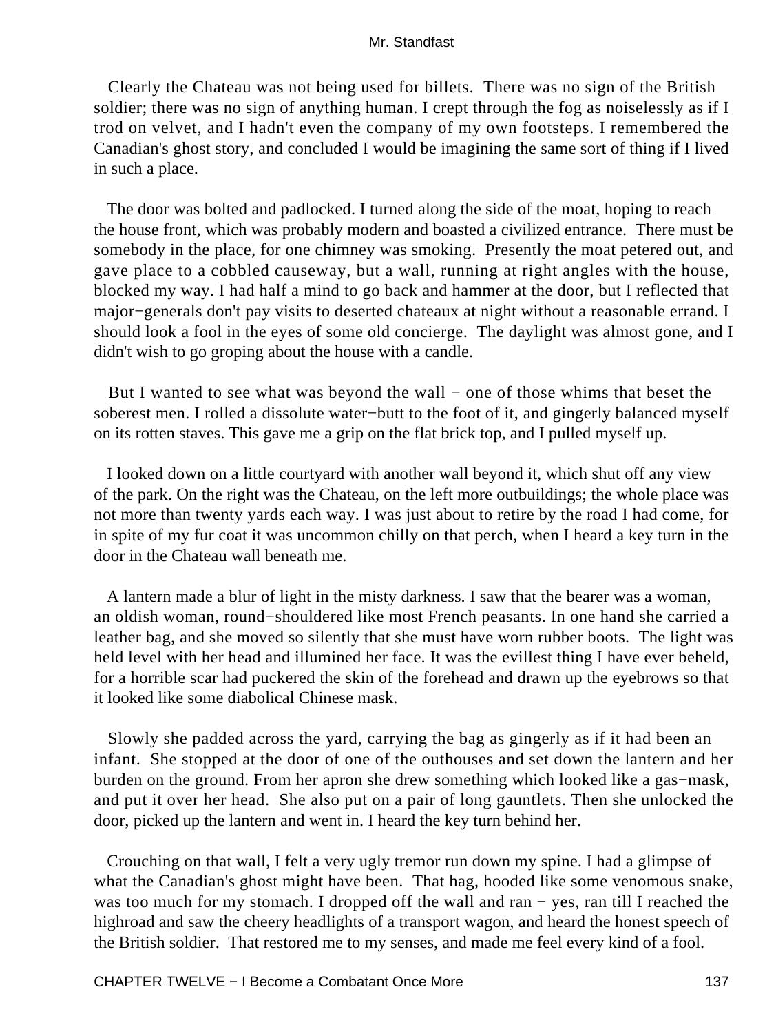Clearly the Chateau was not being used for billets. There was no sign of the British soldier; there was no sign of anything human. I crept through the fog as noiselessly as if I trod on velvet, and I hadn't even the company of my own footsteps. I remembered the Canadian's ghost story, and concluded I would be imagining the same sort of thing if I lived in such a place.

The door was bolted and padlocked. I turned along the side of the moat, hoping to reach the house front, which was probably modern and boasted a civilized entrance. There must be somebody in the place, for one chimney was smoking. Presently the moat petered out, and gave place to a cobbled causeway, but a wall, running at right angles with the house, blocked my way. I had half a mind to go back and hammer at the door, but I reflected that major−generals don't pay visits to deserted chateaux at night without a reasonable errand. I should look a fool in the eyes of some old concierge. The daylight was almost gone, and I didn't wish to go groping about the house with a candle.

But I wanted to see what was beyond the wall − one of those whims that beset the soberest men. I rolled a dissolute water−butt to the foot of it, and gingerly balanced myself on its rotten staves. This gave me a grip on the flat brick top, and I pulled myself up.

I looked down on a little courtyard with another wall beyond it, which shut off any view of the park. On the right was the Chateau, on the left more outbuildings; the whole place was not more than twenty yards each way. I was just about to retire by the road I had come, for in spite of my fur coat it was uncommon chilly on that perch, when I heard a key turn in the door in the Chateau wall beneath me.

A lantern made a blur of light in the misty darkness. I saw that the bearer was a woman, an oldish woman, round−shouldered like most French peasants. In one hand she carried a leather bag, and she moved so silently that she must have worn rubber boots. The light was held level with her head and illumined her face. It was the evillest thing I have ever beheld, for a horrible scar had puckered the skin of the forehead and drawn up the eyebrows so that it looked like some diabolical Chinese mask.

Slowly she padded across the yard, carrying the bag as gingerly as if it had been an infant. She stopped at the door of one of the outhouses and set down the lantern and her burden on the ground. From her apron she drew something which looked like a gas−mask, and put it over her head. She also put on a pair of long gauntlets. Then she unlocked the door, picked up the lantern and went in. I heard the key turn behind her.

Crouching on that wall, I felt a very ugly tremor run down my spine. I had a glimpse of what the Canadian's ghost might have been. That hag, hooded like some venomous snake, was too much for my stomach. I dropped off the wall and ran − yes, ran till I reached the highroad and saw the cheery headlights of a transport wagon, and heard the honest speech of the British soldier. That restored me to my senses, and made me feel every kind of a fool.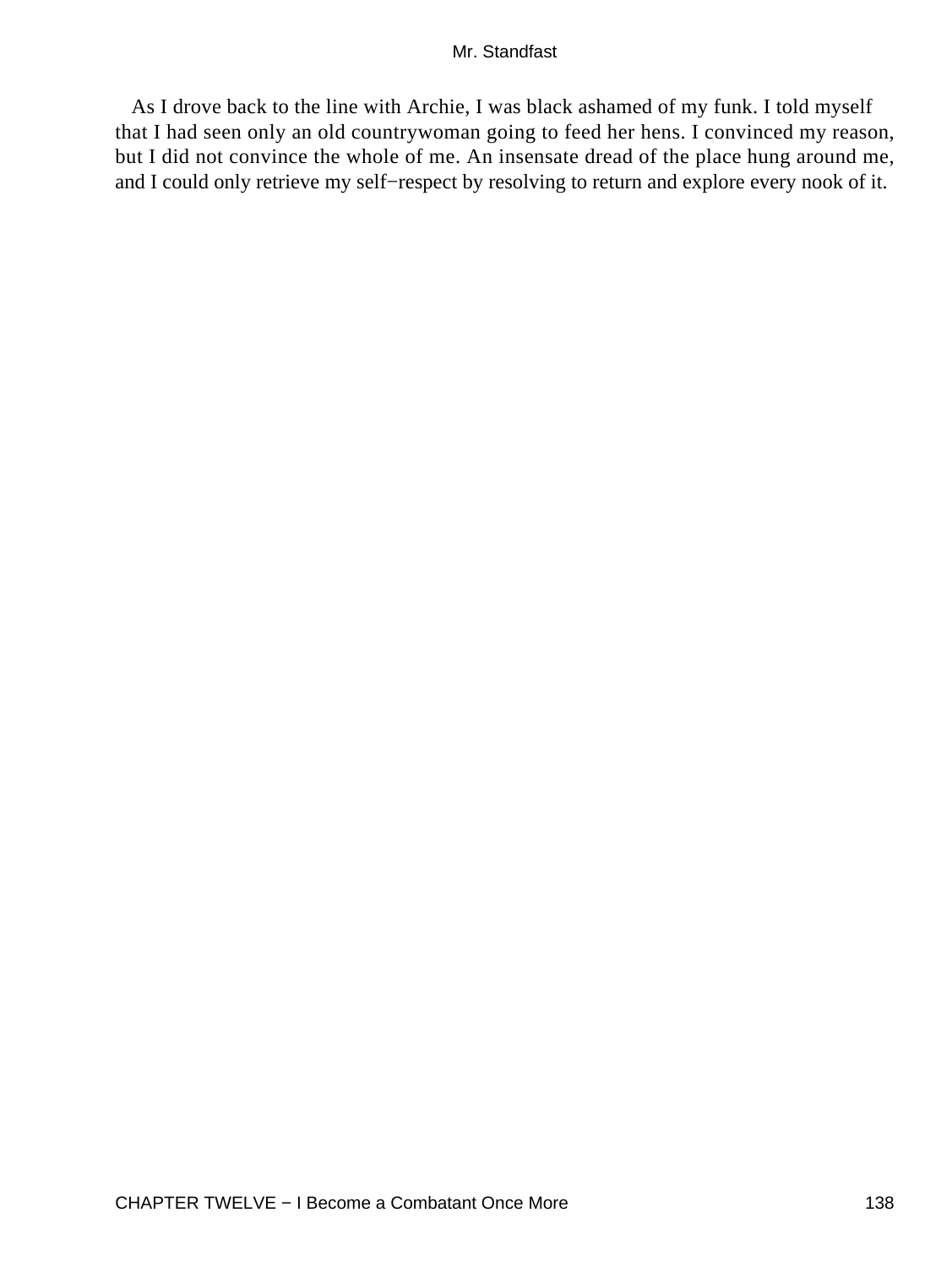As I drove back to the line with Archie, I was black ashamed of my funk. I told myself that I had seen only an old countrywoman going to feed her hens. I convinced my reason, but I did not convince the whole of me. An insensate dread of the place hung around me, and I could only retrieve my self−respect by resolving to return and explore every nook of it.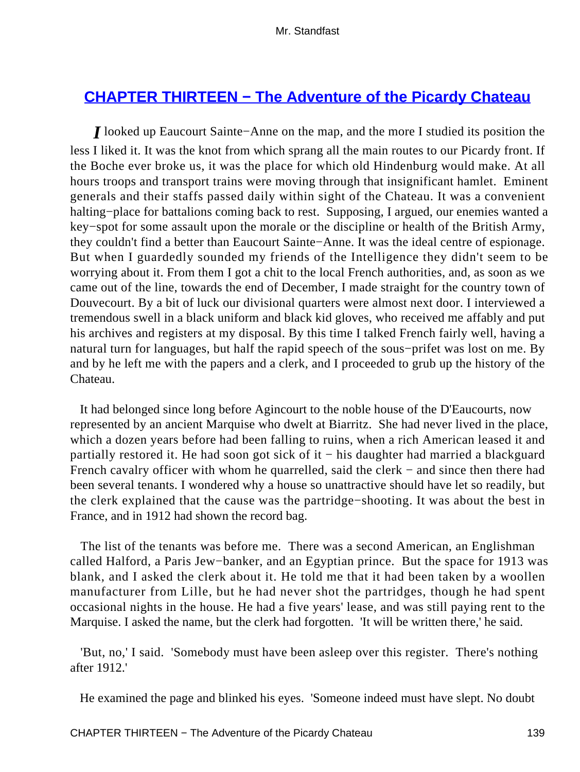## CHAPTER THIRTEEN − The Adventure of the Picardy Chateau

*I* looked up Eaucourt Sainte−Anne on the map, and the more I studied its position the less I liked it. It was the knot from which sprang all the main routes to our Picardy front. If the Boche ever broke us, it was the place for which old Hindenburg would make. At all hours troops and transport trains were moving through that insignificant hamlet. Eminent generals and their staffs passed daily within sight of the Chateau. It was a convenient halting−place for battalions coming back to rest. Supposing, I argued, our enemies wanted a key−spot for some assault upon the morale or the discipline or health of the British Army, they couldn't find a better than Eaucourt Sainte−Anne. It was the ideal centre of espionage. But when I guardedly sounded my friends of the Intelligence they didn't seem to be worrying about it. From them I got a chit to the local French authorities, and, as soon as we came out of the line, towards the end of December, I made straight for the country town of Douvecourt. By a bit of luck our divisional quarters were almost next door. I interviewed a tremendous swell in a black uniform and black kid gloves, who received me affably and put his archives and registers at my disposal. By this time I talked French fairly well, having a natural turn for languages, but half the rapid speech of the sous−prifet was lost on me. By and by he left me with the papers and a clerk, and I proceeded to grub up the history of the Chateau.

It had belonged since long before Agincourt to the noble house of the D'Eaucourts, now represented by an ancient Marquise who dwelt at Biarritz. She had never lived in the place, which a dozen years before had been falling to ruins, when a rich American leased it and partially restored it. He had soon got sick of it − his daughter had married a blackguard French cavalry officer with whom he quarrelled, said the clerk − and since then there had been several tenants. I wondered why a house so unattractive should have let so readily, but the clerk explained that the cause was the partridge−shooting. It was about the best in France, and in 1912 had shown the record bag.

The list of the tenants was before me. There was a second American, an Englishman called Halford, a Paris Jew−banker, and an Egyptian prince. But the space for 1913 was blank, and I asked the clerk about it. He told me that it had been taken by a woollen manufacturer from Lille, but he had never shot the partridges, though he had spent occasional nights in the house. He had a five years' lease, and was still paying rent to the Marquise. I asked the name, but the clerk had forgotten. 'It will be written there,' he said.

'But, no,' I said. 'Somebody must have been asleep over this register. There's nothing after 1912.'

He examined the page and blinked his eyes. 'Someone indeed must have slept. No doubt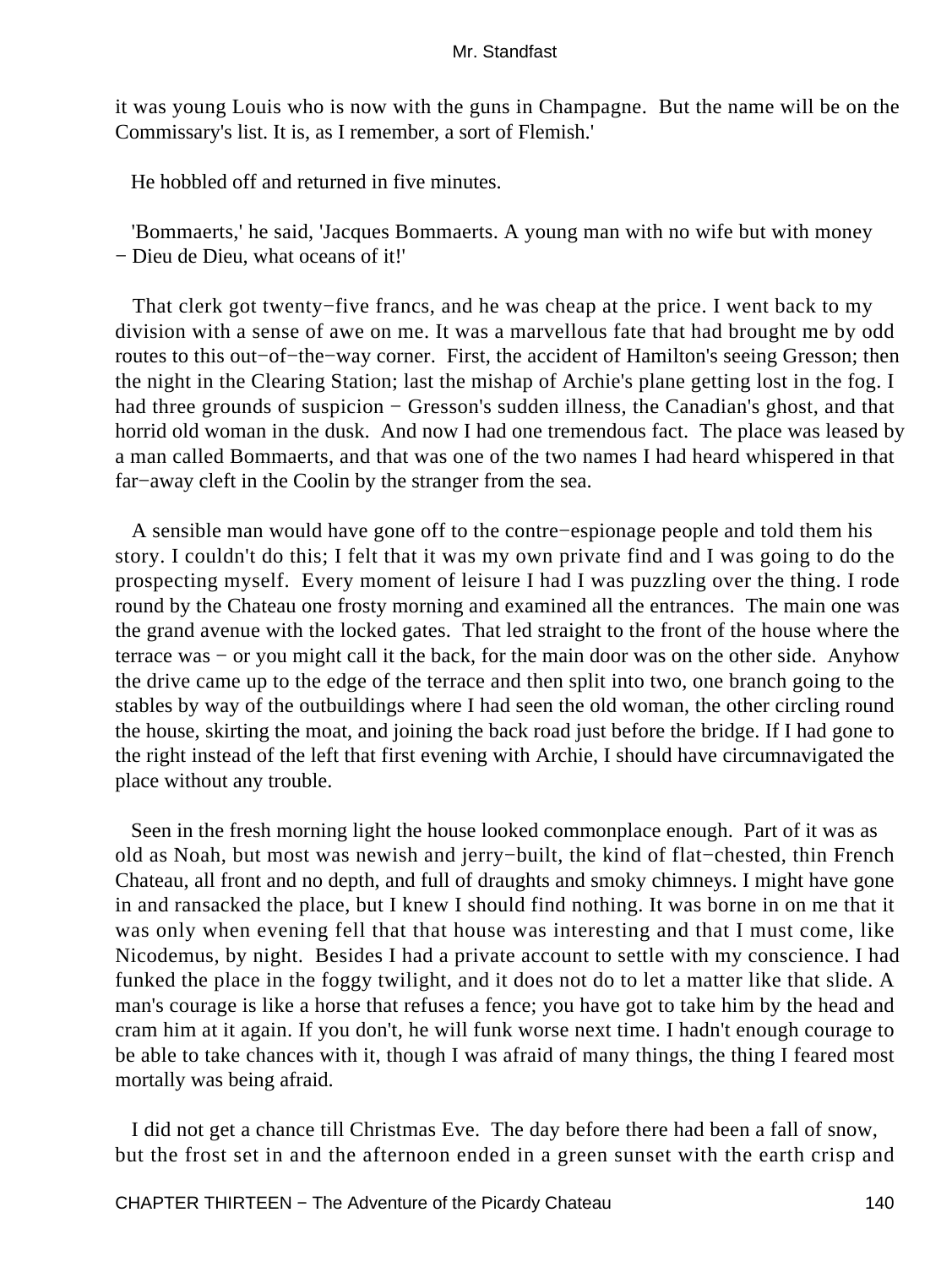it was young Louis who is now with the guns in Champagne. But the name will be on the Commissary's list. It is, as I remember, a sort of Flemish.'

He hobbled off and returned in five minutes.

'Bommaerts,' he said, 'Jacques Bommaerts. A young man with no wife but with money − Dieu de Dieu, what oceans of it!'

That clerk got twenty−five francs, and he was cheap at the price. I went back to my division with a sense of awe on me. It was a marvellous fate that had brought me by odd routes to this out−of−the−way corner. First, the accident of Hamilton's seeing Gresson; then the night in the Clearing Station; last the mishap of Archie's plane getting lost in the fog. I had three grounds of suspicion − Gresson's sudden illness, the Canadian's ghost, and that horrid old woman in the dusk. And now I had one tremendous fact. The place was leased by a man called Bommaerts, and that was one of the two names I had heard whispered in that far−away cleft in the Coolin by the stranger from the sea.

A sensible man would have gone off to the contre−espionage people and told them his story. I couldn't do this; I felt that it was my own private find and I was going to do the prospecting myself. Every moment of leisure I had I was puzzling over the thing. I rode round by the Chateau one frosty morning and examined all the entrances. The main one was the grand avenue with the locked gates. That led straight to the front of the house where the terrace was − or you might call it the back, for the main door was on the other side. Anyhow the drive came up to the edge of the terrace and then split into two, one branch going to the stables by way of the outbuildings where I had seen the old woman, the other circling round the house, skirting the moat, and joining the back road just before the bridge. If I had gone to the right instead of the left that first evening with Archie, I should have circumnavigated the place without any trouble.

Seen in the fresh morning light the house looked commonplace enough. Part of it was as old as Noah, but most was newish and jerry−built, the kind of flat−chested, thin French Chateau, all front and no depth, and full of draughts and smoky chimneys. I might have gone in and ransacked the place, but I knew I should find nothing. It was borne in on me that it was only when evening fell that that house was interesting and that I must come, like Nicodemus, by night. Besides I had a private account to settle with my conscience. I had funked the place in the foggy twilight, and it does not do to let a matter like that slide. A man's courage is like a horse that refuses a fence; you have got to take him by the head and cram him at it again. If you don't, he will funk worse next time. I hadn't enough courage to be able to take chances with it, though I was afraid of many things, the thing I feared most mortally was being afraid.

I did not get a chance till Christmas Eve. The day before there had been a fall of snow, but the frost set in and the afternoon ended in a green sunset with the earth crisp and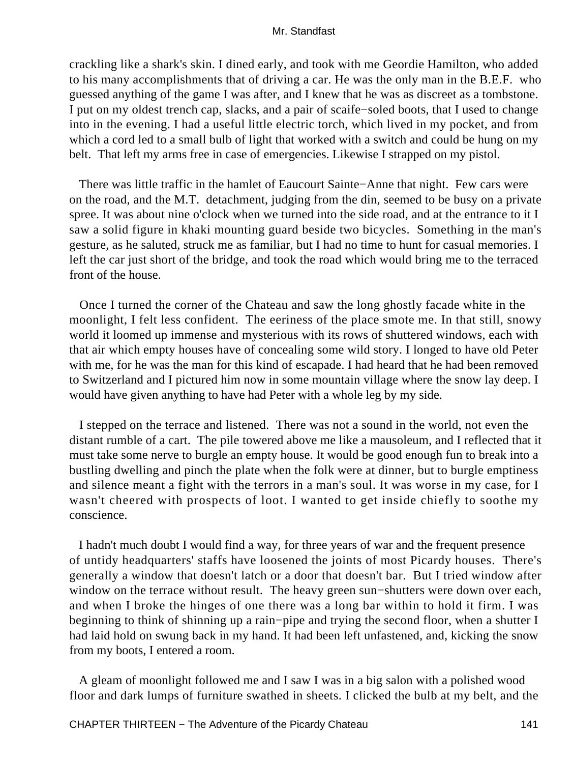crackling like a shark's skin. I dined early, and took with me Geordie Hamilton, who added to his many accomplishments that of driving a car. He was the only man in the B.E.F. who guessed anything of the game I was after, and I knew that he was as discreet as a tombstone. I put on my oldest trench cap, slacks, and a pair of scaife−soled boots, that I used to change into in the evening. I had a useful little electric torch, which lived in my pocket, and from which a cord led to a small bulb of light that worked with a switch and could be hung on my belt. That left my arms free in case of emergencies. Likewise I strapped on my pistol.

There was little traffic in the hamlet of Eaucourt Sainte−Anne that night. Few cars were on the road, and the M.T. detachment, judging from the din, seemed to be busy on a private spree. It was about nine o'clock when we turned into the side road, and at the entrance to it I saw a solid figure in khaki mounting guard beside two bicycles. Something in the man's gesture, as he saluted, struck me as familiar, but I had no time to hunt for casual memories. I left the car just short of the bridge, and took the road which would bring me to the terraced front of the house.

Once I turned the corner of the Chateau and saw the long ghostly facade white in the moonlight, I felt less confident. The eeriness of the place smote me. In that still, snowy world it loomed up immense and mysterious with its rows of shuttered windows, each with that air which empty houses have of concealing some wild story. I longed to have old Peter with me, for he was the man for this kind of escapade. I had heard that he had been removed to Switzerland and I pictured him now in some mountain village where the snow lay deep. I would have given anything to have had Peter with a whole leg by my side.

I stepped on the terrace and listened. There was not a sound in the world, not even the distant rumble of a cart. The pile towered above me like a mausoleum, and I reflected that it must take some nerve to burgle an empty house. It would be good enough fun to break into a bustling dwelling and pinch the plate when the folk were at dinner, but to burgle emptiness and silence meant a fight with the terrors in a man's soul. It was worse in my case, for I wasn't cheered with prospects of loot. I wanted to get inside chiefly to soothe my conscience.

I hadn't much doubt I would find a way, for three years of war and the frequent presence of untidy headquarters' staffs have loosened the joints of most Picardy houses. There's generally a window that doesn't latch or a door that doesn't bar. But I tried window after window on the terrace without result. The heavy green sun−shutters were down over each, and when I broke the hinges of one there was a long bar within to hold it firm. I was beginning to think of shinning up a rain−pipe and trying the second floor, when a shutter I had laid hold on swung back in my hand. It had been left unfastened, and, kicking the snow from my boots, I entered a room.

A gleam of moonlight followed me and I saw I was in a big salon with a polished wood floor and dark lumps of furniture swathed in sheets. I clicked the bulb at my belt, and the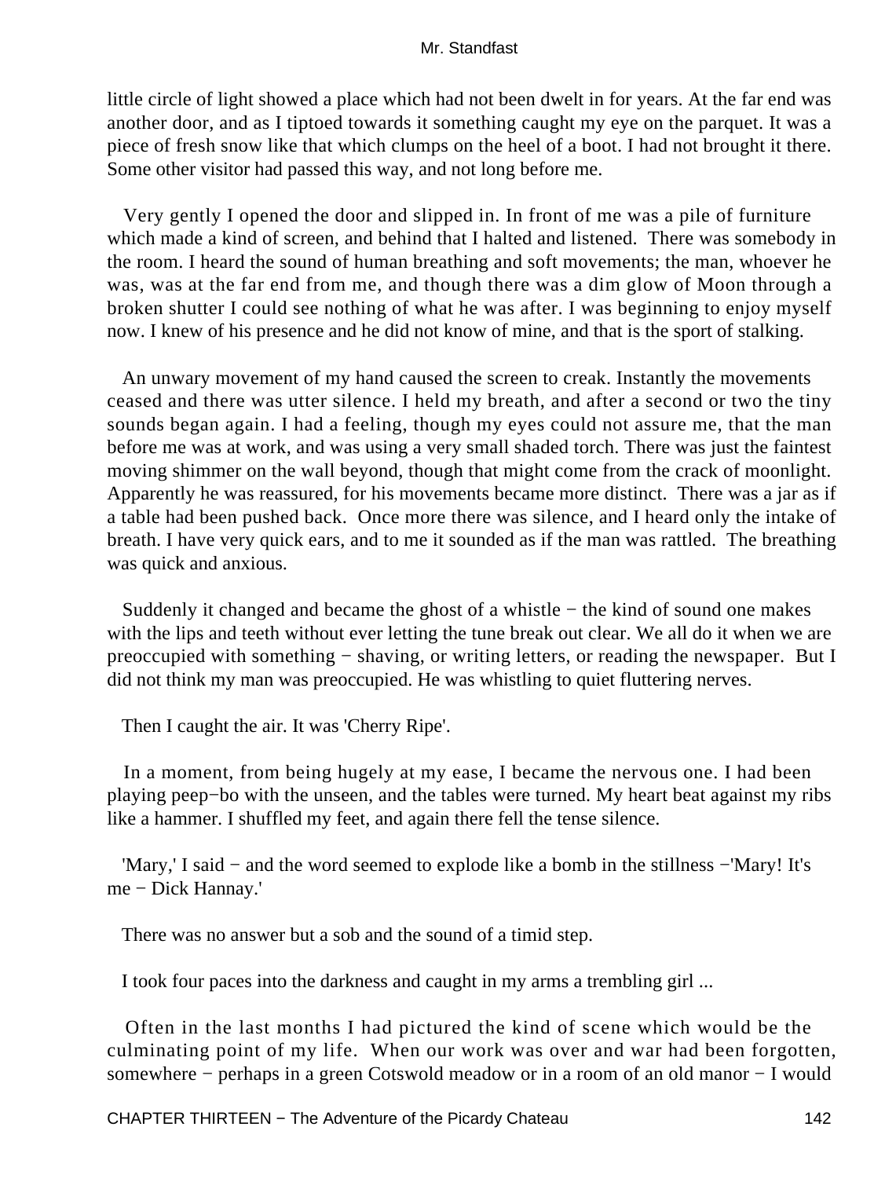little circle of light showed a place which had not been dwelt in for years. At the far end was another door, and as I tiptoed towards it something caught my eye on the parquet. It was a piece of fresh snow like that which clumps on the heel of a boot. I had not brought it there. Some other visitor had passed this way, and not long before me.

Very gently I opened the door and slipped in. In front of me was a pile of furniture which made a kind of screen, and behind that I halted and listened. There was somebody in the room. I heard the sound of human breathing and soft movements; the man, whoever he was, was at the far end from me, and though there was a dim glow of Moon through a broken shutter I could see nothing of what he was after. I was beginning to enjoy myself now. I knew of his presence and he did not know of mine, and that is the sport of stalking.

An unwary movement of my hand caused the screen to creak. Instantly the movements ceased and there was utter silence. I held my breath, and after a second or two the tiny sounds began again. I had a feeling, though my eyes could not assure me, that the man before me was at work, and was using a very small shaded torch. There was just the faintest moving shimmer on the wall beyond, though that might come from the crack of moonlight. Apparently he was reassured, for his movements became more distinct. There was a jar as if a table had been pushed back. Once more there was silence, and I heard only the intake of breath. I have very quick ears, and to me it sounded as if the man was rattled. The breathing was quick and anxious.

Suddenly it changed and became the ghost of a whistle − the kind of sound one makes with the lips and teeth without ever letting the tune break out clear. We all do it when we are preoccupied with something − shaving, or writing letters, or reading the newspaper. But I did not think my man was preoccupied. He was whistling to quiet fluttering nerves.

Then I caught the air. It was 'Cherry Ripe'.

In a moment, from being hugely at my ease, I became the nervous one. I had been playing peep−bo with the unseen, and the tables were turned. My heart beat against my ribs like a hammer. I shuffled my feet, and again there fell the tense silence.

'Mary,' I said − and the word seemed to explode like a bomb in the stillness −'Mary! It's me − Dick Hannay.'

There was no answer but a sob and the sound of a timid step.

I took four paces into the darkness and caught in my arms a trembling girl ...

Often in the last months I had pictured the kind of scene which would be the culminating point of my life. When our work was over and war had been forgotten, somewhere − perhaps in a green Cotswold meadow or in a room of an old manor − I would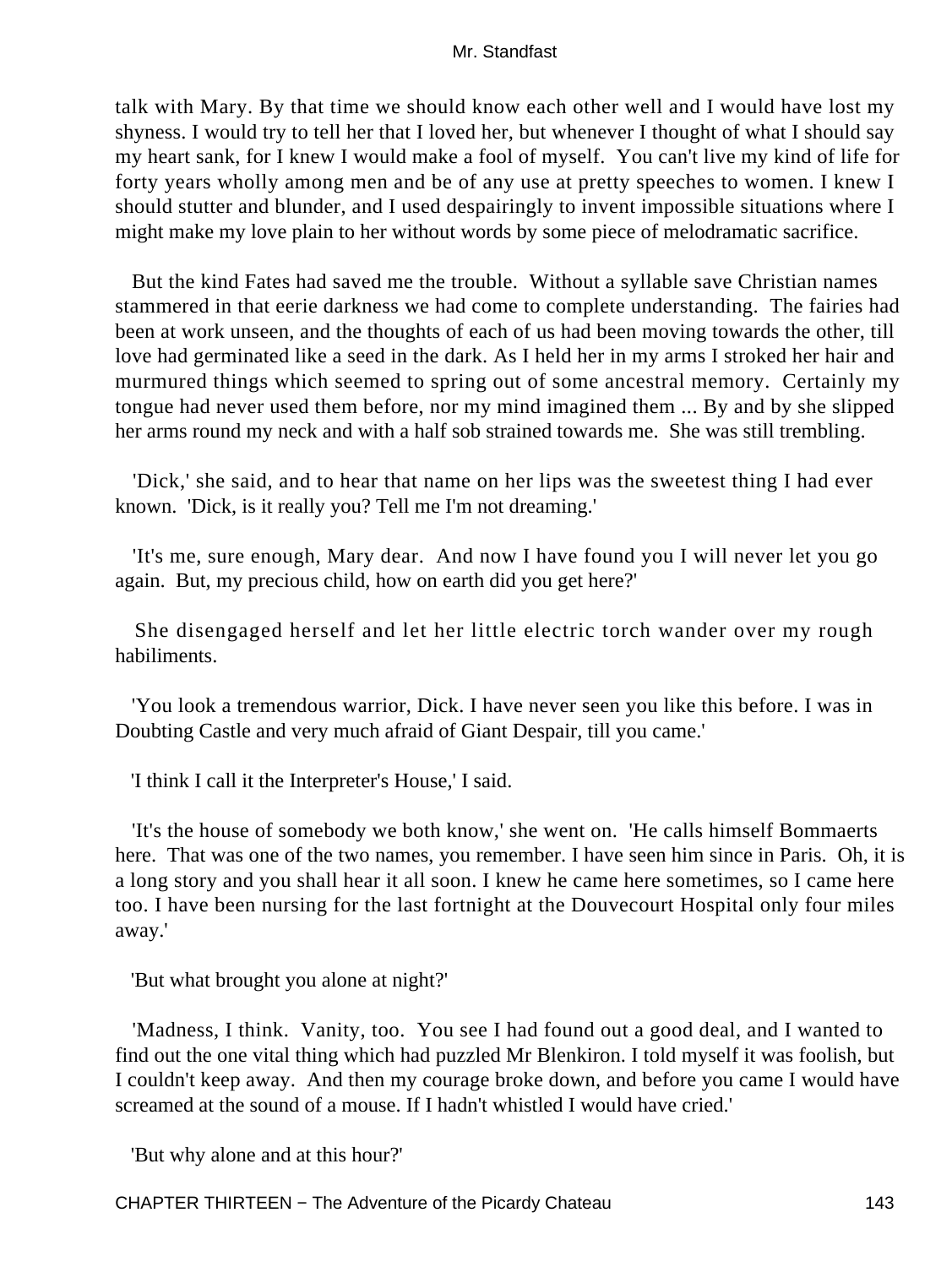talk with Mary. By that time we should know each other well and I would have lost my shyness. I would try to tell her that I loved her, but whenever I thought of what I should say my heart sank, for I knew I would make a fool of myself. You can't live my kind of life for forty years wholly among men and be of any use at pretty speeches to women. I knew I should stutter and blunder, and I used despairingly to invent impossible situations where I might make my love plain to her without words by some piece of melodramatic sacrifice.

But the kind Fates had saved me the trouble. Without a syllable save Christian names stammered in that eerie darkness we had come to complete understanding. The fairies had been at work unseen, and the thoughts of each of us had been moving towards the other, till love had germinated like a seed in the dark. As I held her in my arms I stroked her hair and murmured things which seemed to spring out of some ancestral memory. Certainly my tongue had never used them before, nor my mind imagined them ... By and by she slipped her arms round my neck and with a half sob strained towards me. She was still trembling.

'Dick,' she said, and to hear that name on her lips was the sweetest thing I had ever known. 'Dick, is it really you? Tell me I'm not dreaming.'

'It's me, sure enough, Mary dear. And now I have found you I will never let you go again. But, my precious child, how on earth did you get here?'

She disengaged herself and let her little electric torch wander over my rough habiliments.

'You look a tremendous warrior, Dick. I have never seen you like this before. I was in Doubting Castle and very much afraid of Giant Despair, till you came.'

'I think I call it the Interpreter's House,' I said.

'It's the house of somebody we both know,' she went on. 'He calls himself Bommaerts here. That was one of the two names, you remember. I have seen him since in Paris. Oh, it is a long story and you shall hear it all soon. I knew he came here sometimes, so I came here too. I have been nursing for the last fortnight at the Douvecourt Hospital only four miles away.'

'But what brought you alone at night?'

'Madness, I think. Vanity, too. You see I had found out a good deal, and I wanted to find out the one vital thing which had puzzled Mr Blenkiron. I told myself it was foolish, but I couldn't keep away. And then my courage broke down, and before you came I would have screamed at the sound of a mouse. If I hadn't whistled I would have cried.'

'But why alone and at this hour?'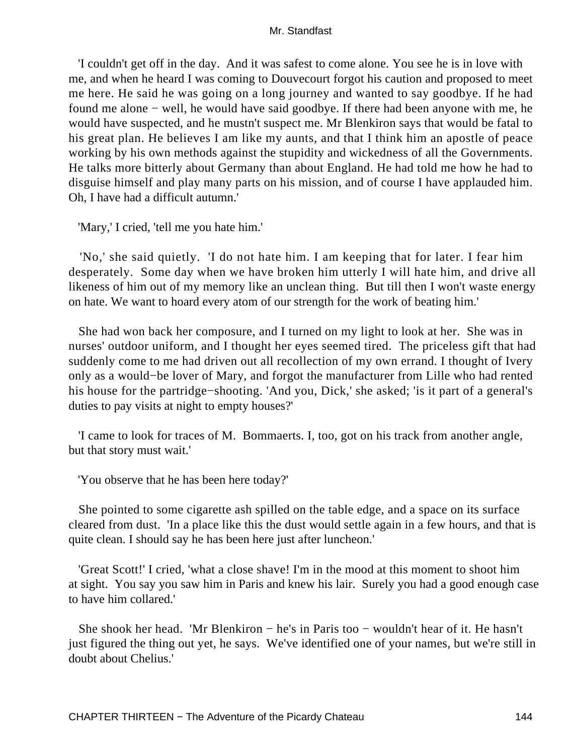'I couldn't get off in the day. And it was safest to come alone. You see he is in love with me, and when he heard I was coming to Douvecourt forgot his caution and proposed to meet me here. He said he was going on a long journey and wanted to say goodbye. If he had found me alone − well, he would have said goodbye. If there had been anyone with me, he would have suspected, and he mustn't suspect me. Mr Blenkiron says that would be fatal to his great plan. He believes I am like my aunts, and that I think him an apostle of peace working by his own methods against the stupidity and wickedness of all the Governments. He talks more bitterly about Germany than about England. He had told me how he had to disguise himself and play many parts on his mission, and of course I have applauded him. Oh, I have had a difficult autumn.'

'Mary,' I cried, 'tell me you hate him.'

'No,' she said quietly. 'I do not hate him. I am keeping that for later. I fear him desperately. Some day when we have broken him utterly I will hate him, and drive all likeness of him out of my memory like an unclean thing. But till then I won't waste energy on hate. We want to hoard every atom of our strength for the work of beating him.'

She had won back her composure, and I turned on my light to look at her. She was in nurses' outdoor uniform, and I thought her eyes seemed tired. The priceless gift that had suddenly come to me had driven out all recollection of my own errand. I thought of Ivery only as a would−be lover of Mary, and forgot the manufacturer from Lille who had rented his house for the partridge−shooting. 'And you, Dick,' she asked; 'is it part of a general's duties to pay visits at night to empty houses?'

'I came to look for traces of M. Bommaerts. I, too, got on his track from another angle, but that story must wait.'

'You observe that he has been here today?'

She pointed to some cigarette ash spilled on the table edge, and a space on its surface cleared from dust. 'In a place like this the dust would settle again in a few hours, and that is quite clean. I should say he has been here just after luncheon.'

'Great Scott!' I cried, 'what a close shave! I'm in the mood at this moment to shoot him at sight. You say you saw him in Paris and knew his lair. Surely you had a good enough case to have him collared.'

She shook her head. 'Mr Blenkiron − he's in Paris too − wouldn't hear of it. He hasn't just figured the thing out yet, he says. We've identified one of your names, but we're still in doubt about Chelius.'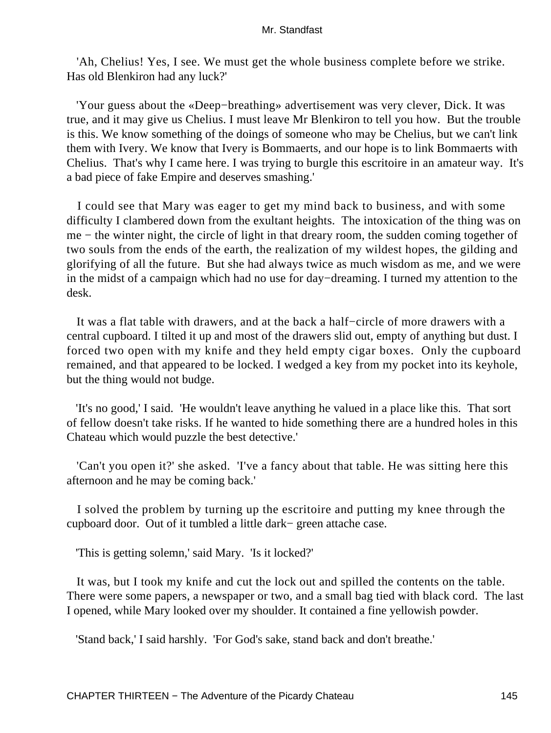'Ah, Chelius! Yes, I see. We must get the whole business complete before we strike. Has old Blenkiron had any luck?'

'Your guess about the «Deep−breathing» advertisement was very clever, Dick. It was true, and it may give us Chelius. I must leave Mr Blenkiron to tell you how. But the trouble is this. We know something of the doings of someone who may be Chelius, but we can't link them with Ivery. We know that Ivery is Bommaerts, and our hope is to link Bommaerts with Chelius. That's why I came here. I was trying to burgle this escritoire in an amateur way. It's a bad piece of fake Empire and deserves smashing.'

I could see that Mary was eager to get my mind back to business, and with some difficulty I clambered down from the exultant heights. The intoxication of the thing was on me − the winter night, the circle of light in that dreary room, the sudden coming together of two souls from the ends of the earth, the realization of my wildest hopes, the gilding and glorifying of all the future. But she had always twice as much wisdom as me, and we were in the midst of a campaign which had no use for day−dreaming. I turned my attention to the desk.

It was a flat table with drawers, and at the back a half−circle of more drawers with a central cupboard. I tilted it up and most of the drawers slid out, empty of anything but dust. I forced two open with my knife and they held empty cigar boxes. Only the cupboard remained, and that appeared to be locked. I wedged a key from my pocket into its keyhole, but the thing would not budge.

'It's no good,' I said. 'He wouldn't leave anything he valued in a place like this. That sort of fellow doesn't take risks. If he wanted to hide something there are a hundred holes in this Chateau which would puzzle the best detective.'

'Can't you open it?' she asked. 'I've a fancy about that table. He was sitting here this afternoon and he may be coming back.'

I solved the problem by turning up the escritoire and putting my knee through the cupboard door. Out of it tumbled a little dark− green attache case.

'This is getting solemn,' said Mary. 'Is it locked?'

It was, but I took my knife and cut the lock out and spilled the contents on the table. There were some papers, a newspaper or two, and a small bag tied with black cord. The last I opened, while Mary looked over my shoulder. It contained a fine yellowish powder.

'Stand back,' I said harshly. 'For God's sake, stand back and don't breathe.'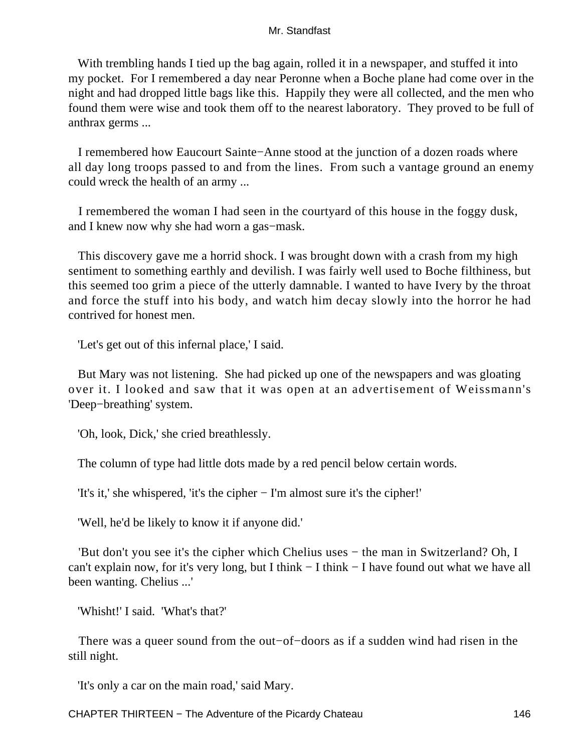With trembling hands I tied up the bag again, rolled it in a newspaper, and stuffed it into my pocket. For I remembered a day near Peronne when a Boche plane had come over in the night and had dropped little bags like this. Happily they were all collected, and the men who found them were wise and took them off to the nearest laboratory. They proved to be full of anthrax germs ...

I remembered how Eaucourt Sainte−Anne stood at the junction of a dozen roads where all day long troops passed to and from the lines. From such a vantage ground an enemy could wreck the health of an army ...

I remembered the woman I had seen in the courtyard of this house in the foggy dusk, and I knew now why she had worn a gas−mask.

This discovery gave me a horrid shock. I was brought down with a crash from my high sentiment to something earthly and devilish. I was fairly well used to Boche filthiness, but this seemed too grim a piece of the utterly damnable. I wanted to have Ivery by the throat and force the stuff into his body, and watch him decay slowly into the horror he had contrived for honest men.

'Let's get out of this infernal place,' I said.

But Mary was not listening. She had picked up one of the newspapers and was gloating over it. I looked and saw that it was open at an advertisement of Weissmann's 'Deep−breathing' system.

'Oh, look, Dick,' she cried breathlessly.

The column of type had little dots made by a red pencil below certain words.

'It's it,' she whispered, 'it's the cipher − I'm almost sure it's the cipher!'

'Well, he'd be likely to know it if anyone did.'

'But don't you see it's the cipher which Chelius uses − the man in Switzerland? Oh, I can't explain now, for it's very long, but I think − I think − I have found out what we have all been wanting. Chelius ...'

'Whisht!' I said. 'What's that?'

There was a queer sound from the out−of−doors as if a sudden wind had risen in the still night.

'It's only a car on the main road,' said Mary.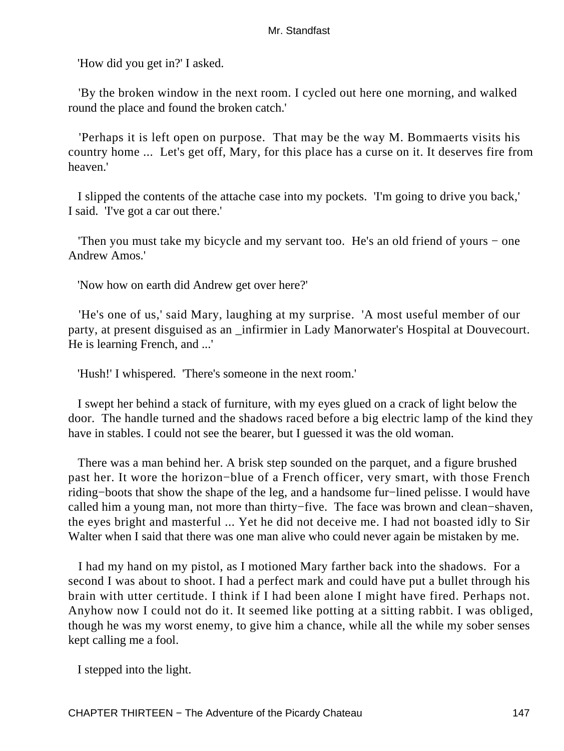'How did you get in?' I asked.

'By the broken window in the next room. I cycled out here one morning, and walked round the place and found the broken catch.'

'Perhaps it is left open on purpose. That may be the way M. Bommaerts visits his country home ... Let's get off, Mary, for this place has a curse on it. It deserves fire from heaven.'

I slipped the contents of the attache case into my pockets. 'I'm going to drive you back,' I said. 'I've got a car out there.'

'Then you must take my bicycle and my servant too. He's an old friend of yours − one Andrew Amos.'

'Now how on earth did Andrew get over here?'

'He's one of us,' said Mary, laughing at my surprise. 'A most useful member of our party, at present disguised as an _infirmier in Lady Manorwater's Hospital at Douvecourt. He is learning French, and ...'

'Hush!' I whispered. 'There's someone in the next room.'

I swept her behind a stack of furniture, with my eyes glued on a crack of light below the door. The handle turned and the shadows raced before a big electric lamp of the kind they have in stables. I could not see the bearer, but I guessed it was the old woman.

There was a man behind her. A brisk step sounded on the parquet, and a figure brushed past her. It wore the horizon−blue of a French officer, very smart, with those French riding−boots that show the shape of the leg, and a handsome fur−lined pelisse. I would have called him a young man, not more than thirty−five. The face was brown and clean−shaven, the eyes bright and masterful ... Yet he did not deceive me. I had not boasted idly to Sir Walter when I said that there was one man alive who could never again be mistaken by me.

I had my hand on my pistol, as I motioned Mary farther back into the shadows. For a second I was about to shoot. I had a perfect mark and could have put a bullet through his brain with utter certitude. I think if I had been alone I might have fired. Perhaps not. Anyhow now I could not do it. It seemed like potting at a sitting rabbit. I was obliged, though he was my worst enemy, to give him a chance, while all the while my sober senses kept calling me a fool.

I stepped into the light.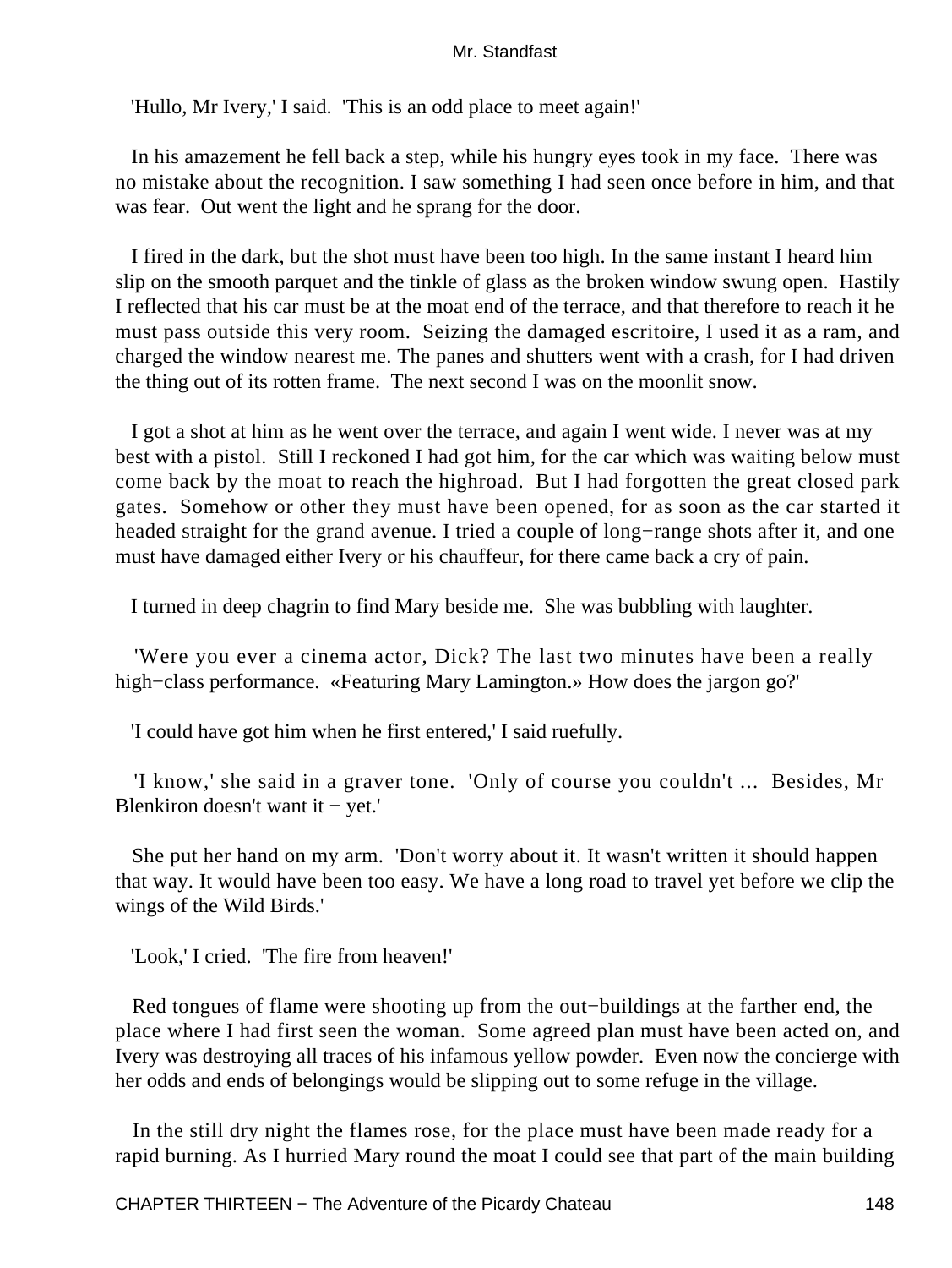'Hullo, Mr Ivery,' I said. 'This is an odd place to meet again!'

In his amazement he fell back a step, while his hungry eyes took in my face. There was no mistake about the recognition. I saw something I had seen once before in him, and that was fear. Out went the light and he sprang for the door.

I fired in the dark, but the shot must have been too high. In the same instant I heard him slip on the smooth parquet and the tinkle of glass as the broken window swung open. Hastily I reflected that his car must be at the moat end of the terrace, and that therefore to reach it he must pass outside this very room. Seizing the damaged escritoire, I used it as a ram, and charged the window nearest me. The panes and shutters went with a crash, for I had driven the thing out of its rotten frame. The next second I was on the moonlit snow.

I got a shot at him as he went over the terrace, and again I went wide. I never was at my best with a pistol. Still I reckoned I had got him, for the car which was waiting below must come back by the moat to reach the highroad. But I had forgotten the great closed park gates. Somehow or other they must have been opened, for as soon as the car started it headed straight for the grand avenue. I tried a couple of long−range shots after it, and one must have damaged either Ivery or his chauffeur, for there came back a cry of pain.

I turned in deep chagrin to find Mary beside me. She was bubbling with laughter.

'Were you ever a cinema actor, Dick? The last two minutes have been a really high−class performance. «Featuring Mary Lamington.» How does the jargon go?'

'I could have got him when he first entered,' I said ruefully.

'I know,' she said in a graver tone. 'Only of course you couldn't ... Besides, Mr Blenkiron doesn't want it − yet.'

She put her hand on my arm. 'Don't worry about it. It wasn't written it should happen that way. It would have been too easy. We have a long road to travel yet before we clip the wings of the Wild Birds.'

'Look,' I cried. 'The fire from heaven!'

Red tongues of flame were shooting up from the out−buildings at the farther end, the place where I had first seen the woman. Some agreed plan must have been acted on, and Ivery was destroying all traces of his infamous yellow powder. Even now the concierge with her odds and ends of belongings would be slipping out to some refuge in the village.

In the still dry night the flames rose, for the place must have been made ready for a rapid burning. As I hurried Mary round the moat I could see that part of the main building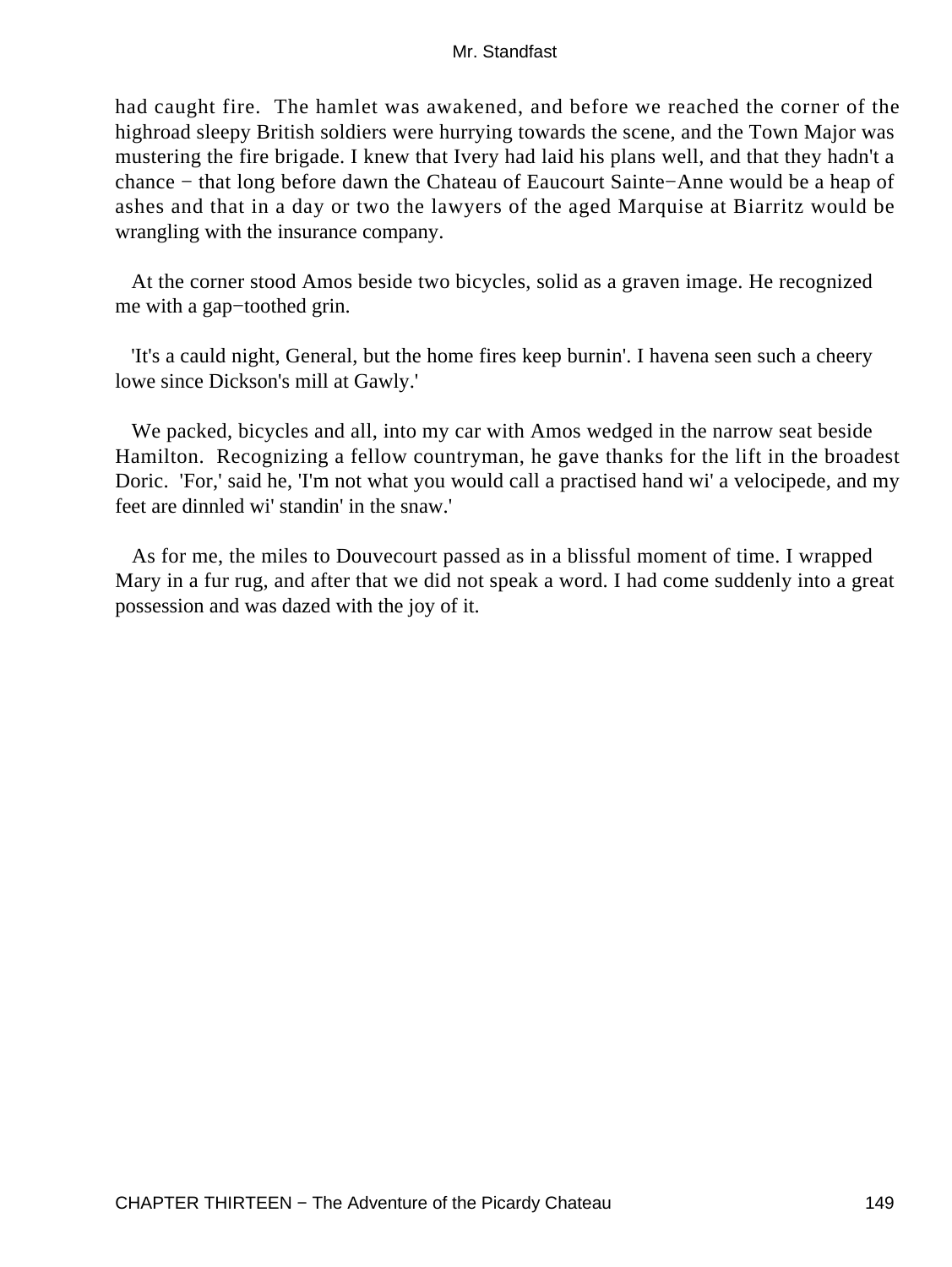had caught fire. The hamlet was awakened, and before we reached the corner of the highroad sleepy British soldiers were hurrying towards the scene, and the Town Major was mustering the fire brigade. I knew that Ivery had laid his plans well, and that they hadn't a chance − that long before dawn the Chateau of Eaucourt Sainte−Anne would be a heap of ashes and that in a day or two the lawyers of the aged Marquise at Biarritz would be wrangling with the insurance company.

At the corner stood Amos beside two bicycles, solid as a graven image. He recognized me with a gap−toothed grin.

'It's a cauld night, General, but the home fires keep burnin'. I havena seen such a cheery lowe since Dickson's mill at Gawly.'

We packed, bicycles and all, into my car with Amos wedged in the narrow seat beside Hamilton. Recognizing a fellow countryman, he gave thanks for the lift in the broadest Doric. 'For,' said he, 'I'm not what you would call a practised hand wi' a velocipede, and my feet are dinnled wi' standin' in the snaw.'

As for me, the miles to Douvecourt passed as in a blissful moment of time. I wrapped Mary in a fur rug, and after that we did not speak a word. I had come suddenly into a great possession and was dazed with the joy of it.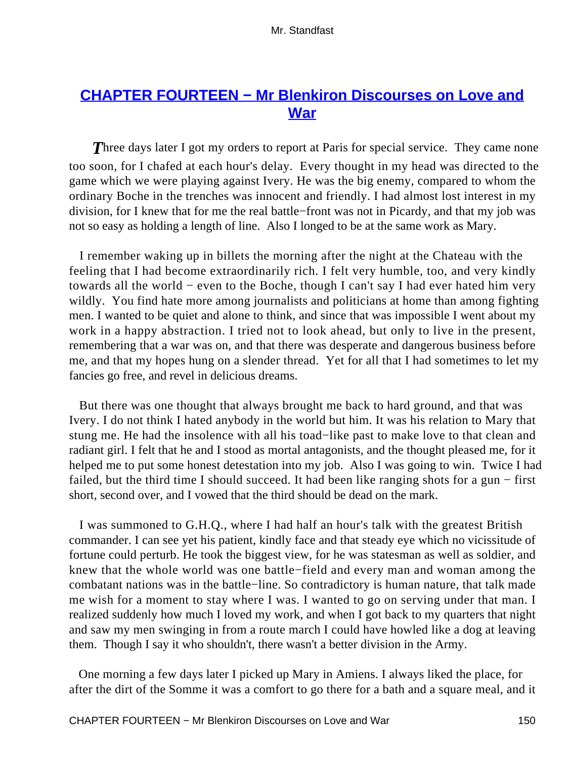## CHAPTER FOURTEEN − Mr Blenkiron Discourses on Love and War

*T*hree days later I got my orders to report at Paris for special service. They came none too soon, for I chafed at each hour's delay. Every thought in my head was directed to the game which we were playing against Ivery. He was the big enemy, compared to whom the ordinary Boche in the trenches was innocent and friendly. I had almost lost interest in my division, for I knew that for me the real battle−front was not in Picardy, and that my job was not so easy as holding a length of line. Also I longed to be at the same work as Mary.

I remember waking up in billets the morning after the night at the Chateau with the feeling that I had become extraordinarily rich. I felt very humble, too, and very kindly towards all the world − even to the Boche, though I can't say I had ever hated him very wildly. You find hate more among journalists and politicians at home than among fighting men. I wanted to be quiet and alone to think, and since that was impossible I went about my work in a happy abstraction. I tried not to look ahead, but only to live in the present, remembering that a war was on, and that there was desperate and dangerous business before me, and that my hopes hung on a slender thread. Yet for all that I had sometimes to let my fancies go free, and revel in delicious dreams.

But there was one thought that always brought me back to hard ground, and that was Ivery. I do not think I hated anybody in the world but him. It was his relation to Mary that stung me. He had the insolence with all his toad−like past to make love to that clean and radiant girl. I felt that he and I stood as mortal antagonists, and the thought pleased me, for it helped me to put some honest detestation into my job. Also I was going to win. Twice I had failed, but the third time I should succeed. It had been like ranging shots for a gun − first short, second over, and I vowed that the third should be dead on the mark.

I was summoned to G.H.Q., where I had half an hour's talk with the greatest British commander. I can see yet his patient, kindly face and that steady eye which no vicissitude of fortune could perturb. He took the biggest view, for he was statesman as well as soldier, and knew that the whole world was one battle−field and every man and woman among the combatant nations was in the battle−line. So contradictory is human nature, that talk made me wish for a moment to stay where I was. I wanted to go on serving under that man. I realized suddenly how much I loved my work, and when I got back to my quarters that night and saw my men swinging in from a route march I could have howled like a dog at leaving them. Though I say it who shouldn't, there wasn't a better division in the Army.

One morning a few days later I picked up Mary in Amiens. I always liked the place, for after the dirt of the Somme it was a comfort to go there for a bath and a square meal, and it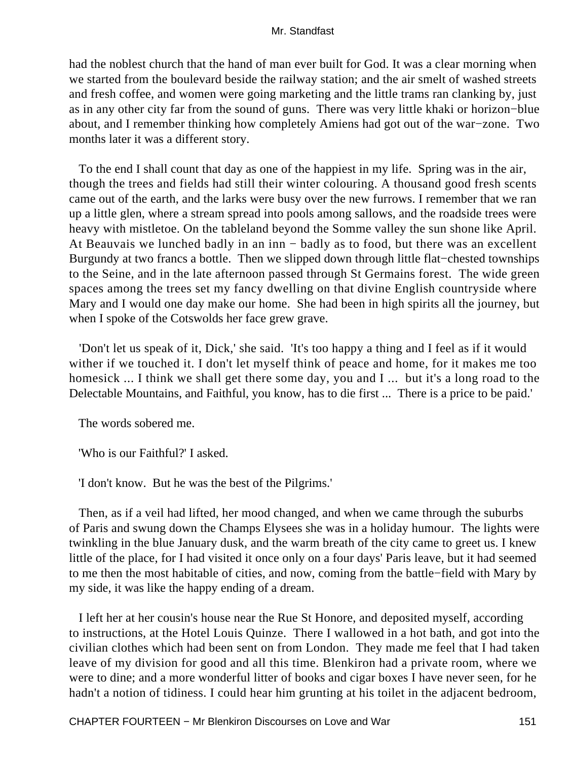had the noblest church that the hand of man ever built for God. It was a clear morning when we started from the boulevard beside the railway station; and the air smelt of washed streets and fresh coffee, and women were going marketing and the little trams ran clanking by, just as in any other city far from the sound of guns. There was very little khaki or horizon−blue about, and I remember thinking how completely Amiens had got out of the war−zone. Two months later it was a different story.

To the end I shall count that day as one of the happiest in my life. Spring was in the air, though the trees and fields had still their winter colouring. A thousand good fresh scents came out of the earth, and the larks were busy over the new furrows. I remember that we ran up a little glen, where a stream spread into pools among sallows, and the roadside trees were heavy with mistletoe. On the tableland beyond the Somme valley the sun shone like April. At Beauvais we lunched badly in an inn − badly as to food, but there was an excellent Burgundy at two francs a bottle. Then we slipped down through little flat−chested townships to the Seine, and in the late afternoon passed through St Germains forest. The wide green spaces among the trees set my fancy dwelling on that divine English countryside where Mary and I would one day make our home. She had been in high spirits all the journey, but when I spoke of the Cotswolds her face grew grave.

'Don't let us speak of it, Dick,' she said. 'It's too happy a thing and I feel as if it would wither if we touched it. I don't let myself think of peace and home, for it makes me too homesick ... I think we shall get there some day, you and I ... but it's a long road to the Delectable Mountains, and Faithful, you know, has to die first ... There is a price to be paid.'

The words sobered me.

'Who is our Faithful?' I asked.

'I don't know. But he was the best of the Pilgrims.'

Then, as if a veil had lifted, her mood changed, and when we came through the suburbs of Paris and swung down the Champs Elysees she was in a holiday humour. The lights were twinkling in the blue January dusk, and the warm breath of the city came to greet us. I knew little of the place, for I had visited it once only on a four days' Paris leave, but it had seemed to me then the most habitable of cities, and now, coming from the battle−field with Mary by my side, it was like the happy ending of a dream.

I left her at her cousin's house near the Rue St Honore, and deposited myself, according to instructions, at the Hotel Louis Quinze. There I wallowed in a hot bath, and got into the civilian clothes which had been sent on from London. They made me feel that I had taken leave of my division for good and all this time. Blenkiron had a private room, where we were to dine; and a more wonderful litter of books and cigar boxes I have never seen, for he hadn't a notion of tidiness. I could hear him grunting at his toilet in the adjacent bedroom,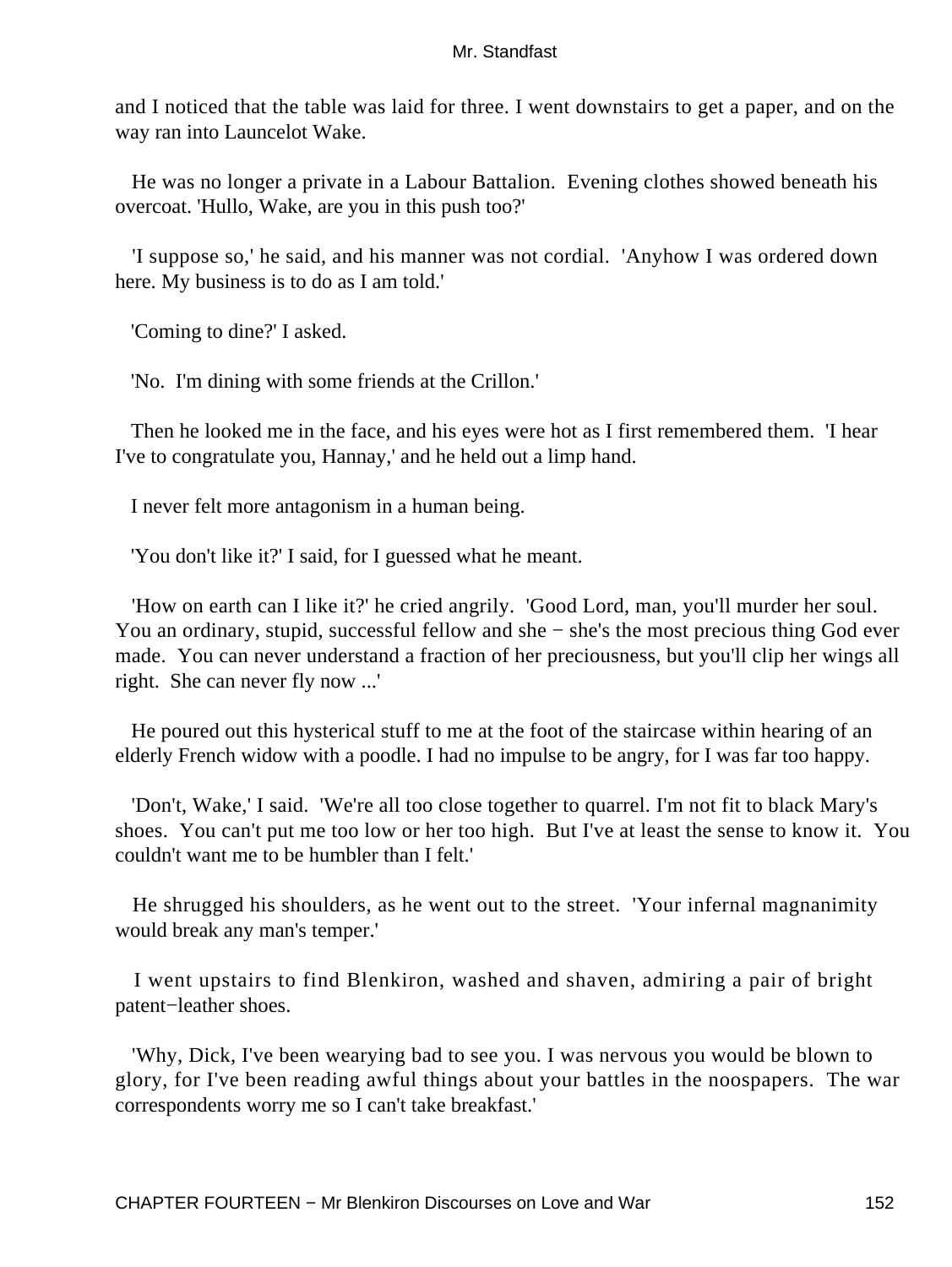and I noticed that the table was laid for three. I went downstairs to get a paper, and on the way ran into Launcelot Wake.

He was no longer a private in a Labour Battalion. Evening clothes showed beneath his overcoat. 'Hullo, Wake, are you in this push too?'

'I suppose so,' he said, and his manner was not cordial. 'Anyhow I was ordered down here. My business is to do as I am told.'

'Coming to dine?' I asked.

'No. I'm dining with some friends at the Crillon.'

Then he looked me in the face, and his eyes were hot as I first remembered them. 'I hear I've to congratulate you, Hannay,' and he held out a limp hand.

I never felt more antagonism in a human being.

'You don't like it?' I said, for I guessed what he meant.

'How on earth can I like it?' he cried angrily. 'Good Lord, man, you'll murder her soul. You an ordinary, stupid, successful fellow and she − she's the most precious thing God ever made. You can never understand a fraction of her preciousness, but you'll clip her wings all right. She can never fly now ...'

He poured out this hysterical stuff to me at the foot of the staircase within hearing of an elderly French widow with a poodle. I had no impulse to be angry, for I was far too happy.

'Don't, Wake,' I said. 'We're all too close together to quarrel. I'm not fit to black Mary's shoes. You can't put me too low or her too high. But I've at least the sense to know it. You couldn't want me to be humbler than I felt.'

He shrugged his shoulders, as he went out to the street. 'Your infernal magnanimity would break any man's temper.'

I went upstairs to find Blenkiron, washed and shaven, admiring a pair of bright patent−leather shoes.

'Why, Dick, I've been wearying bad to see you. I was nervous you would be blown to glory, for I've been reading awful things about your battles in the noospapers. The war correspondents worry me so I can't take breakfast.'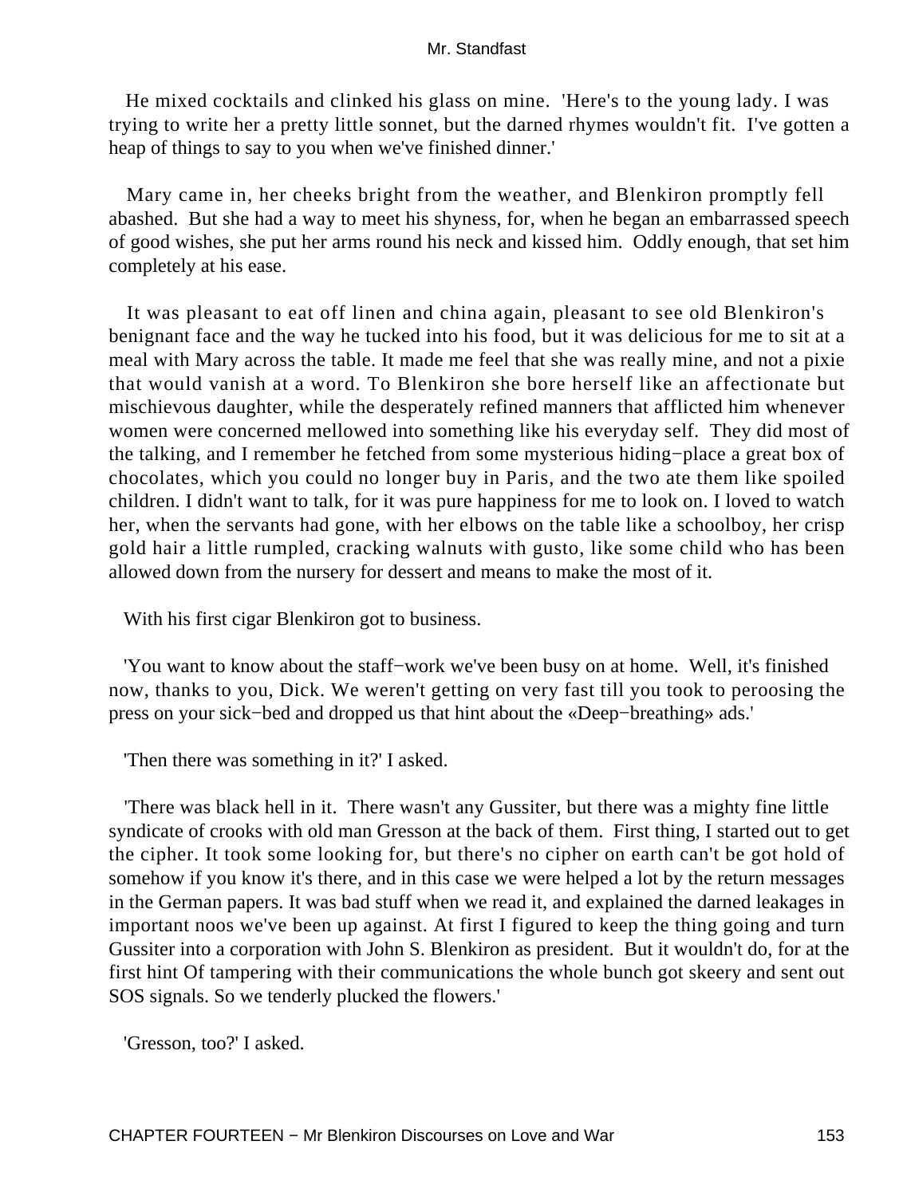He mixed cocktails and clinked his glass on mine. 'Here's to the young lady. I was trying to write her a pretty little sonnet, but the darned rhymes wouldn't fit. I've gotten a heap of things to say to you when we've finished dinner.'

Mary came in, her cheeks bright from the weather, and Blenkiron promptly fell abashed. But she had a way to meet his shyness, for, when he began an embarrassed speech of good wishes, she put her arms round his neck and kissed him. Oddly enough, that set him completely at his ease.

It was pleasant to eat off linen and china again, pleasant to see old Blenkiron's benignant face and the way he tucked into his food, but it was delicious for me to sit at a meal with Mary across the table. It made me feel that she was really mine, and not a pixie that would vanish at a word. To Blenkiron she bore herself like an affectionate but mischievous daughter, while the desperately refined manners that afflicted him whenever women were concerned mellowed into something like his everyday self. They did most of the talking, and I remember he fetched from some mysterious hiding−place a great box of chocolates, which you could no longer buy in Paris, and the two ate them like spoiled children. I didn't want to talk, for it was pure happiness for me to look on. I loved to watch her, when the servants had gone, with her elbows on the table like a schoolboy, her crisp gold hair a little rumpled, cracking walnuts with gusto, like some child who has been allowed down from the nursery for dessert and means to make the most of it.

With his first cigar Blenkiron got to business.

'You want to know about the staff−work we've been busy on at home. Well, it's finished now, thanks to you, Dick. We weren't getting on very fast till you took to peroosing the press on your sick−bed and dropped us that hint about the «Deep−breathing» ads.'

'Then there was something in it?' I asked.

'There was black hell in it. There wasn't any Gussiter, but there was a mighty fine little syndicate of crooks with old man Gresson at the back of them. First thing, I started out to get the cipher. It took some looking for, but there's no cipher on earth can't be got hold of somehow if you know it's there, and in this case we were helped a lot by the return messages in the German papers. It was bad stuff when we read it, and explained the darned leakages in important noos we've been up against. At first I figured to keep the thing going and turn Gussiter into a corporation with John S. Blenkiron as president. But it wouldn't do, for at the first hint Of tampering with their communications the whole bunch got skeery and sent out SOS signals. So we tenderly plucked the flowers.'

'Gresson, too?' I asked.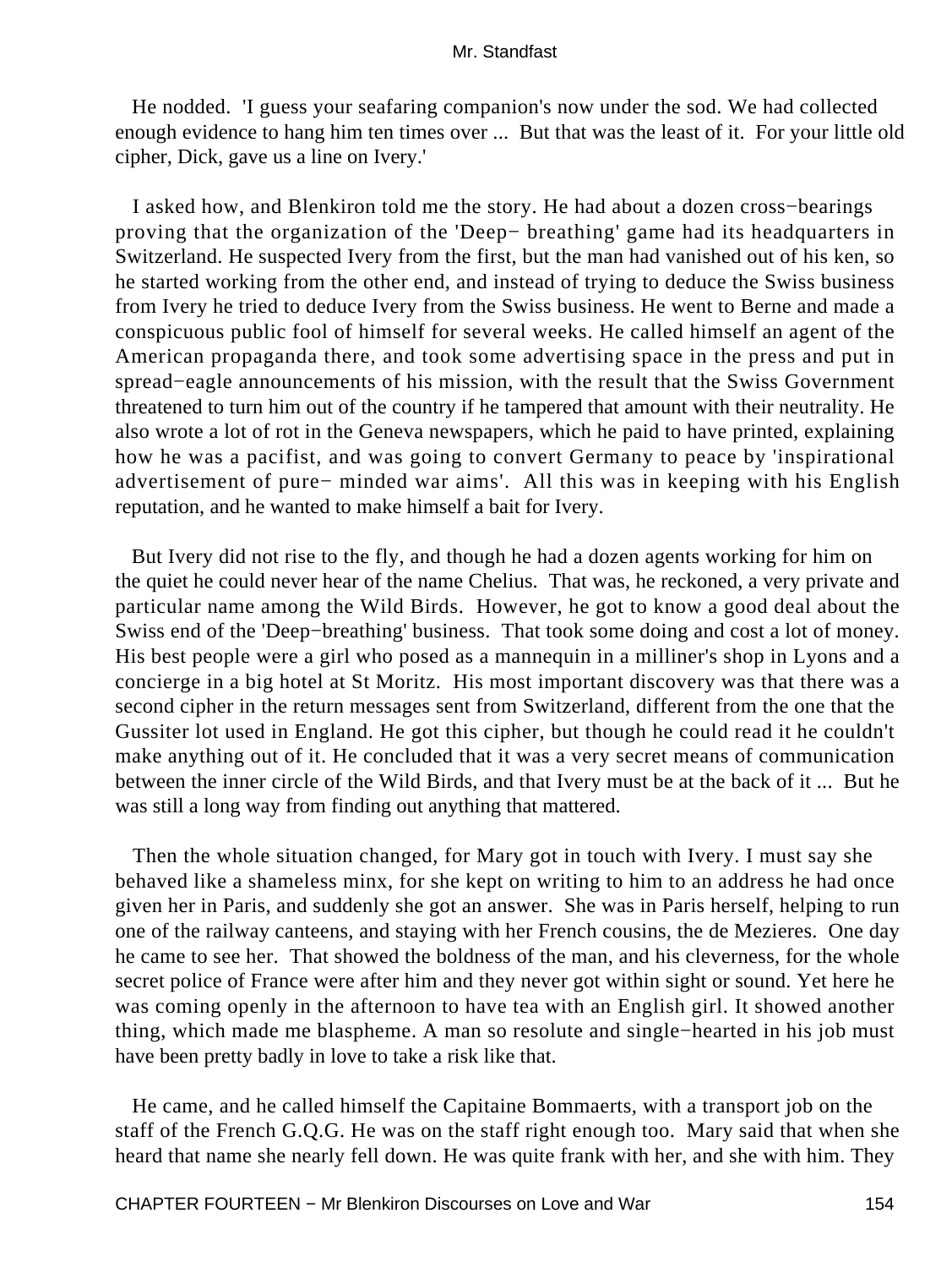He nodded. 'I guess your seafaring companion's now under the sod. We had collected enough evidence to hang him ten times over ... But that was the least of it. For your little old cipher, Dick, gave us a line on Ivery.'

I asked how, and Blenkiron told me the story. He had about a dozen cross−bearings proving that the organization of the 'Deep− breathing' game had its headquarters in Switzerland. He suspected Ivery from the first, but the man had vanished out of his ken, so he started working from the other end, and instead of trying to deduce the Swiss business from Ivery he tried to deduce Ivery from the Swiss business. He went to Berne and made a conspicuous public fool of himself for several weeks. He called himself an agent of the American propaganda there, and took some advertising space in the press and put in spread−eagle announcements of his mission, with the result that the Swiss Government threatened to turn him out of the country if he tampered that amount with their neutrality. He also wrote a lot of rot in the Geneva newspapers, which he paid to have printed, explaining how he was a pacifist, and was going to convert Germany to peace by 'inspirational advertisement of pure− minded war aims'. All this was in keeping with his English reputation, and he wanted to make himself a bait for Ivery.

But Ivery did not rise to the fly, and though he had a dozen agents working for him on the quiet he could never hear of the name Chelius. That was, he reckoned, a very private and particular name among the Wild Birds. However, he got to know a good deal about the Swiss end of the 'Deep−breathing' business. That took some doing and cost a lot of money. His best people were a girl who posed as a mannequin in a milliner's shop in Lyons and a concierge in a big hotel at St Moritz. His most important discovery was that there was a second cipher in the return messages sent from Switzerland, different from the one that the Gussiter lot used in England. He got this cipher, but though he could read it he couldn't make anything out of it. He concluded that it was a very secret means of communication between the inner circle of the Wild Birds, and that Ivery must be at the back of it ... But he was still a long way from finding out anything that mattered.

Then the whole situation changed, for Mary got in touch with Ivery. I must say she behaved like a shameless minx, for she kept on writing to him to an address he had once given her in Paris, and suddenly she got an answer. She was in Paris herself, helping to run one of the railway canteens, and staying with her French cousins, the de Mezieres. One day he came to see her. That showed the boldness of the man, and his cleverness, for the whole secret police of France were after him and they never got within sight or sound. Yet here he was coming openly in the afternoon to have tea with an English girl. It showed another thing, which made me blaspheme. A man so resolute and single−hearted in his job must have been pretty badly in love to take a risk like that.

He came, and he called himself the Capitaine Bommaerts, with a transport job on the staff of the French G.Q.G. He was on the staff right enough too. Mary said that when she heard that name she nearly fell down. He was quite frank with her, and she with him. They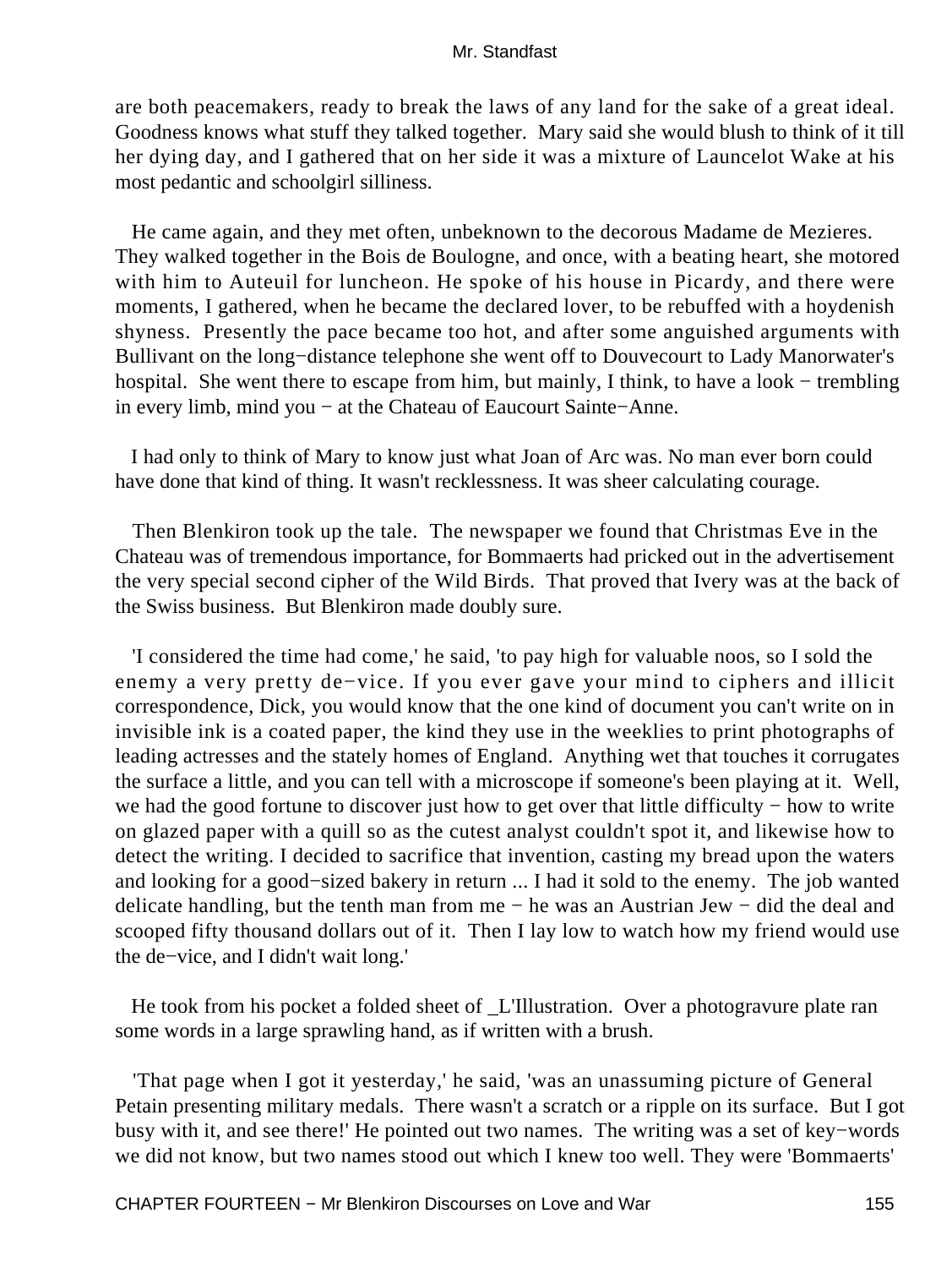are both peacemakers, ready to break the laws of any land for the sake of a great ideal. Goodness knows what stuff they talked together. Mary said she would blush to think of it till her dying day, and I gathered that on her side it was a mixture of Launcelot Wake at his most pedantic and schoolgirl silliness.

He came again, and they met often, unbeknown to the decorous Madame de Mezieres. They walked together in the Bois de Boulogne, and once, with a beating heart, she motored with him to Auteuil for luncheon. He spoke of his house in Picardy, and there were moments, I gathered, when he became the declared lover, to be rebuffed with a hoydenish shyness. Presently the pace became too hot, and after some anguished arguments with Bullivant on the long−distance telephone she went off to Douvecourt to Lady Manorwater's hospital. She went there to escape from him, but mainly, I think, to have a look − trembling in every limb, mind you − at the Chateau of Eaucourt Sainte−Anne.

I had only to think of Mary to know just what Joan of Arc was. No man ever born could have done that kind of thing. It wasn't recklessness. It was sheer calculating courage.

Then Blenkiron took up the tale. The newspaper we found that Christmas Eve in the Chateau was of tremendous importance, for Bommaerts had pricked out in the advertisement the very special second cipher of the Wild Birds. That proved that Ivery was at the back of the Swiss business. But Blenkiron made doubly sure.

'I considered the time had come,' he said, 'to pay high for valuable noos, so I sold the enemy a very pretty de−vice. If you ever gave your mind to ciphers and illicit correspondence, Dick, you would know that the one kind of document you can't write on in invisible ink is a coated paper, the kind they use in the weeklies to print photographs of leading actresses and the stately homes of England. Anything wet that touches it corrugates the surface a little, and you can tell with a microscope if someone's been playing at it. Well, we had the good fortune to discover just how to get over that little difficulty − how to write on glazed paper with a quill so as the cutest analyst couldn't spot it, and likewise how to detect the writing. I decided to sacrifice that invention, casting my bread upon the waters and looking for a good−sized bakery in return ... I had it sold to the enemy. The job wanted delicate handling, but the tenth man from me − he was an Austrian Jew − did the deal and scooped fifty thousand dollars out of it. Then I lay low to watch how my friend would use the de−vice, and I didn't wait long.'

He took from his pocket a folded sheet of _L'Illustration. Over a photogravure plate ran some words in a large sprawling hand, as if written with a brush.

'That page when I got it yesterday,' he said, 'was an unassuming picture of General Petain presenting military medals. There wasn't a scratch or a ripple on its surface. But I got busy with it, and see there!' He pointed out two names. The writing was a set of key−words we did not know, but two names stood out which I knew too well. They were 'Bommaerts'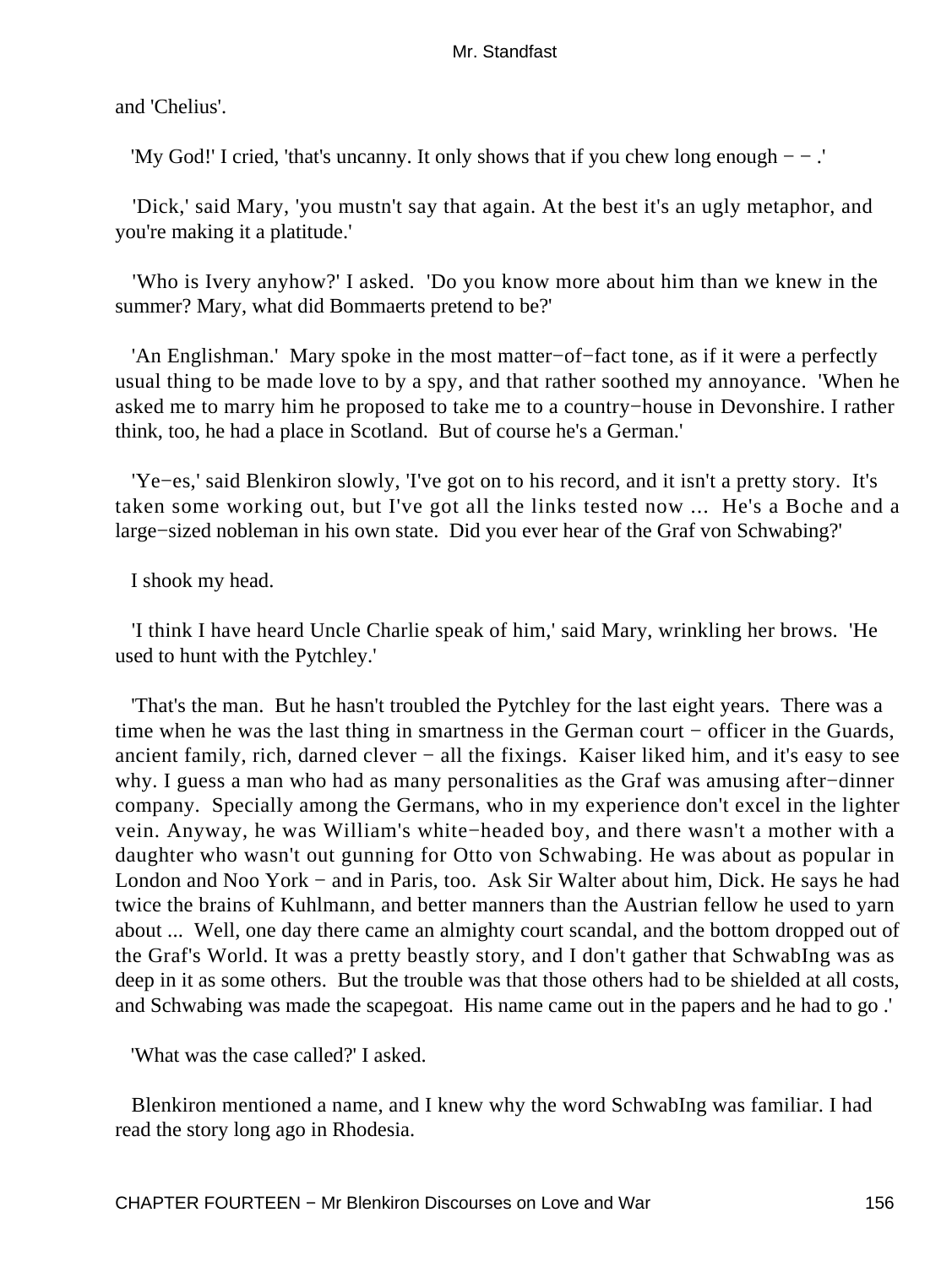and 'Chelius'.

'My God!' I cried, 'that's uncanny. It only shows that if you chew long enough − − .'

'Dick,' said Mary, 'you mustn't say that again. At the best it's an ugly metaphor, and you're making it a platitude.'

'Who is Ivery anyhow?' I asked. 'Do you know more about him than we knew in the summer? Mary, what did Bommaerts pretend to be?'

'An Englishman.' Mary spoke in the most matter−of−fact tone, as if it were a perfectly usual thing to be made love to by a spy, and that rather soothed my annoyance. 'When he asked me to marry him he proposed to take me to a country−house in Devonshire. I rather think, too, he had a place in Scotland. But of course he's a German.'

'Ye−es,' said Blenkiron slowly, 'I've got on to his record, and it isn't a pretty story. It's taken some working out, but I've got all the links tested now ... He's a Boche and a large−sized nobleman in his own state. Did you ever hear of the Graf von Schwabing?'

I shook my head.

'I think I have heard Uncle Charlie speak of him,' said Mary, wrinkling her brows. 'He used to hunt with the Pytchley.'

'That's the man. But he hasn't troubled the Pytchley for the last eight years. There was a time when he was the last thing in smartness in the German court − officer in the Guards, ancient family, rich, darned clever − all the fixings. Kaiser liked him, and it's easy to see why. I guess a man who had as many personalities as the Graf was amusing after−dinner company. Specially among the Germans, who in my experience don't excel in the lighter vein. Anyway, he was William's white−headed boy, and there wasn't a mother with a daughter who wasn't out gunning for Otto von Schwabing. He was about as popular in London and Noo York − and in Paris, too. Ask Sir Walter about him, Dick. He says he had twice the brains of Kuhlmann, and better manners than the Austrian fellow he used to yarn about ... Well, one day there came an almighty court scandal, and the bottom dropped out of the Graf's World. It was a pretty beastly story, and I don't gather that SchwabIng was as deep in it as some others. But the trouble was that those others had to be shielded at all costs, and Schwabing was made the scapegoat. His name came out in the papers and he had to go .'

'What was the case called?' I asked.

Blenkiron mentioned a name, and I knew why the word SchwabIng was familiar. I had read the story long ago in Rhodesia.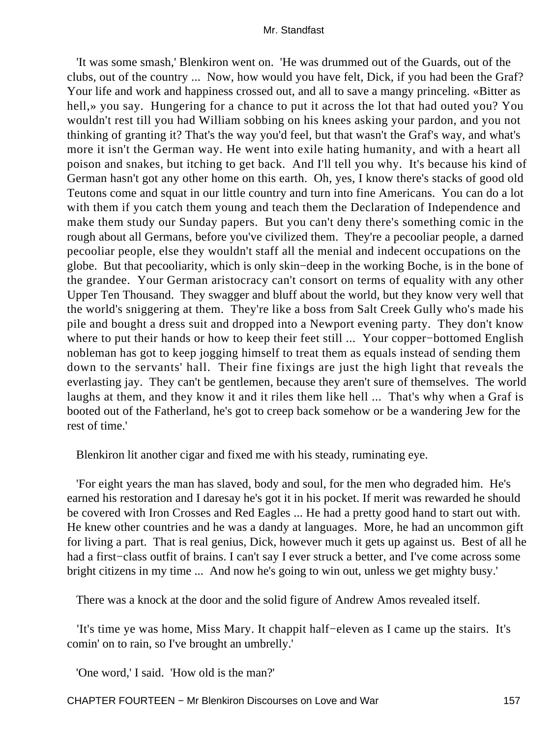'It was some smash,' Blenkiron went on. 'He was drummed out of the Guards, out of the clubs, out of the country ... Now, how would you have felt, Dick, if you had been the Graf? Your life and work and happiness crossed out, and all to save a mangy princeling. «Bitter as hell,» you say. Hungering for a chance to put it across the lot that had outed you? You wouldn't rest till you had William sobbing on his knees asking your pardon, and you not thinking of granting it? That's the way you'd feel, but that wasn't the Graf's way, and what's more it isn't the German way. He went into exile hating humanity, and with a heart all poison and snakes, but itching to get back. And I'll tell you why. It's because his kind of German hasn't got any other home on this earth. Oh, yes, I know there's stacks of good old Teutons come and squat in our little country and turn into fine Americans. You can do a lot with them if you catch them young and teach them the Declaration of Independence and make them study our Sunday papers. But you can't deny there's something comic in the rough about all Germans, before you've civilized them. They're a pecooliar people, a darned pecooliar people, else they wouldn't staff all the menial and indecent occupations on the globe. But that pecooliarity, which is only skin−deep in the working Boche, is in the bone of the grandee. Your German aristocracy can't consort on terms of equality with any other Upper Ten Thousand. They swagger and bluff about the world, but they know very well that the world's sniggering at them. They're like a boss from Salt Creek Gully who's made his pile and bought a dress suit and dropped into a Newport evening party. They don't know where to put their hands or how to keep their feet still ... Your copper−bottomed English nobleman has got to keep jogging himself to treat them as equals instead of sending them down to the servants' hall. Their fine fixings are just the high light that reveals the everlasting jay. They can't be gentlemen, because they aren't sure of themselves. The world laughs at them, and they know it and it riles them like hell ... That's why when a Graf is booted out of the Fatherland, he's got to creep back somehow or be a wandering Jew for the rest of time.'

Blenkiron lit another cigar and fixed me with his steady, ruminating eye.

'For eight years the man has slaved, body and soul, for the men who degraded him. He's earned his restoration and I daresay he's got it in his pocket. If merit was rewarded he should be covered with Iron Crosses and Red Eagles ... He had a pretty good hand to start out with. He knew other countries and he was a dandy at languages. More, he had an uncommon gift for living a part. That is real genius, Dick, however much it gets up against us. Best of all he had a first−class outfit of brains. I can't say I ever struck a better, and I've come across some bright citizens in my time ... And now he's going to win out, unless we get mighty busy.'

There was a knock at the door and the solid figure of Andrew Amos revealed itself.

'It's time ye was home, Miss Mary. It chappit half−eleven as I came up the stairs. It's comin' on to rain, so I've brought an umbrelly.'

'One word,' I said. 'How old is the man?'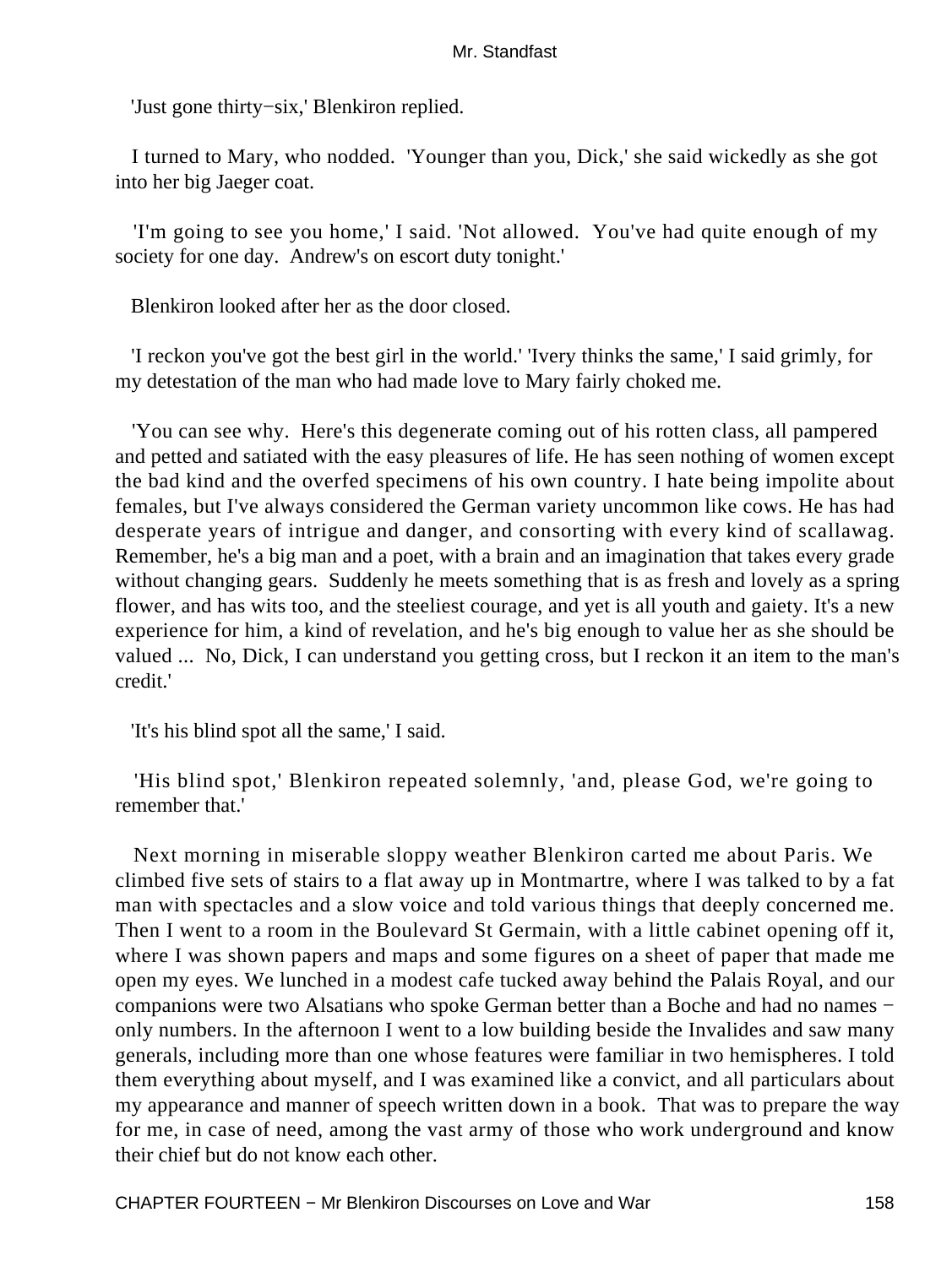'Just gone thirty−six,' Blenkiron replied.

I turned to Mary, who nodded. 'Younger than you, Dick,' she said wickedly as she got into her big Jaeger coat.

'I'm going to see you home,' I said. 'Not allowed. You've had quite enough of my society for one day. Andrew's on escort duty tonight.'

Blenkiron looked after her as the door closed.

'I reckon you've got the best girl in the world.' 'Ivery thinks the same,' I said grimly, for my detestation of the man who had made love to Mary fairly choked me.

'You can see why. Here's this degenerate coming out of his rotten class, all pampered and petted and satiated with the easy pleasures of life. He has seen nothing of women except the bad kind and the overfed specimens of his own country. I hate being impolite about females, but I've always considered the German variety uncommon like cows. He has had desperate years of intrigue and danger, and consorting with every kind of scallawag. Remember, he's a big man and a poet, with a brain and an imagination that takes every grade without changing gears. Suddenly he meets something that is as fresh and lovely as a spring flower, and has wits too, and the steeliest courage, and yet is all youth and gaiety. It's a new experience for him, a kind of revelation, and he's big enough to value her as she should be valued ... No, Dick, I can understand you getting cross, but I reckon it an item to the man's credit.'

'It's his blind spot all the same,' I said.

'His blind spot,' Blenkiron repeated solemnly, 'and, please God, we're going to remember that.'

Next morning in miserable sloppy weather Blenkiron carted me about Paris. We climbed five sets of stairs to a flat away up in Montmartre, where I was talked to by a fat man with spectacles and a slow voice and told various things that deeply concerned me. Then I went to a room in the Boulevard St Germain, with a little cabinet opening off it, where I was shown papers and maps and some figures on a sheet of paper that made me open my eyes. We lunched in a modest cafe tucked away behind the Palais Royal, and our companions were two Alsatians who spoke German better than a Boche and had no names − only numbers. In the afternoon I went to a low building beside the Invalides and saw many generals, including more than one whose features were familiar in two hemispheres. I told them everything about myself, and I was examined like a convict, and all particulars about my appearance and manner of speech written down in a book. That was to prepare the way for me, in case of need, among the vast army of those who work underground and know their chief but do not know each other.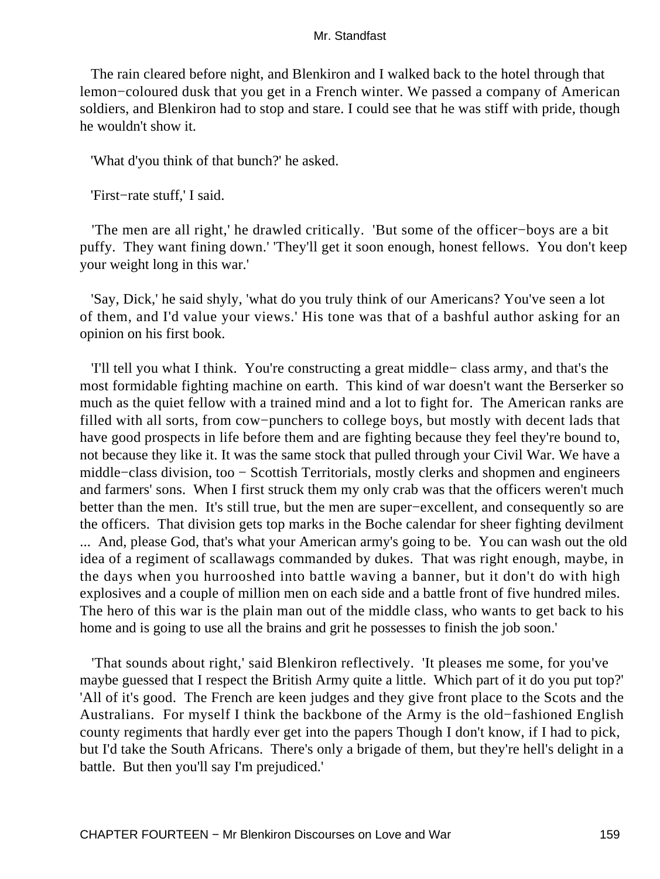The rain cleared before night, and Blenkiron and I walked back to the hotel through that lemon−coloured dusk that you get in a French winter. We passed a company of American soldiers, and Blenkiron had to stop and stare. I could see that he was stiff with pride, though he wouldn't show it.

'What d'you think of that bunch?' he asked.

'First−rate stuff,' I said.

'The men are all right,' he drawled critically. 'But some of the officer−boys are a bit puffy. They want fining down.' 'They'll get it soon enough, honest fellows. You don't keep your weight long in this war.'

'Say, Dick,' he said shyly, 'what do you truly think of our Americans? You've seen a lot of them, and I'd value your views.' His tone was that of a bashful author asking for an opinion on his first book.

'I'll tell you what I think. You're constructing a great middle− class army, and that's the most formidable fighting machine on earth. This kind of war doesn't want the Berserker so much as the quiet fellow with a trained mind and a lot to fight for. The American ranks are filled with all sorts, from cow−punchers to college boys, but mostly with decent lads that have good prospects in life before them and are fighting because they feel they're bound to, not because they like it. It was the same stock that pulled through your Civil War. We have a middle−class division, too − Scottish Territorials, mostly clerks and shopmen and engineers and farmers' sons. When I first struck them my only crab was that the officers weren't much better than the men. It's still true, but the men are super−excellent, and consequently so are the officers. That division gets top marks in the Boche calendar for sheer fighting devilment ... And, please God, that's what your American army's going to be. You can wash out the old idea of a regiment of scallawags commanded by dukes. That was right enough, maybe, in the days when you hurrooshed into battle waving a banner, but it don't do with high explosives and a couple of million men on each side and a battle front of five hundred miles. The hero of this war is the plain man out of the middle class, who wants to get back to his home and is going to use all the brains and grit he possesses to finish the job soon.'

'That sounds about right,' said Blenkiron reflectively. 'It pleases me some, for you've maybe guessed that I respect the British Army quite a little. Which part of it do you put top?' 'All of it's good. The French are keen judges and they give front place to the Scots and the Australians. For myself I think the backbone of the Army is the old−fashioned English county regiments that hardly ever get into the papers Though I don't know, if I had to pick, but I'd take the South Africans. There's only a brigade of them, but they're hell's delight in a battle. But then you'll say I'm prejudiced.'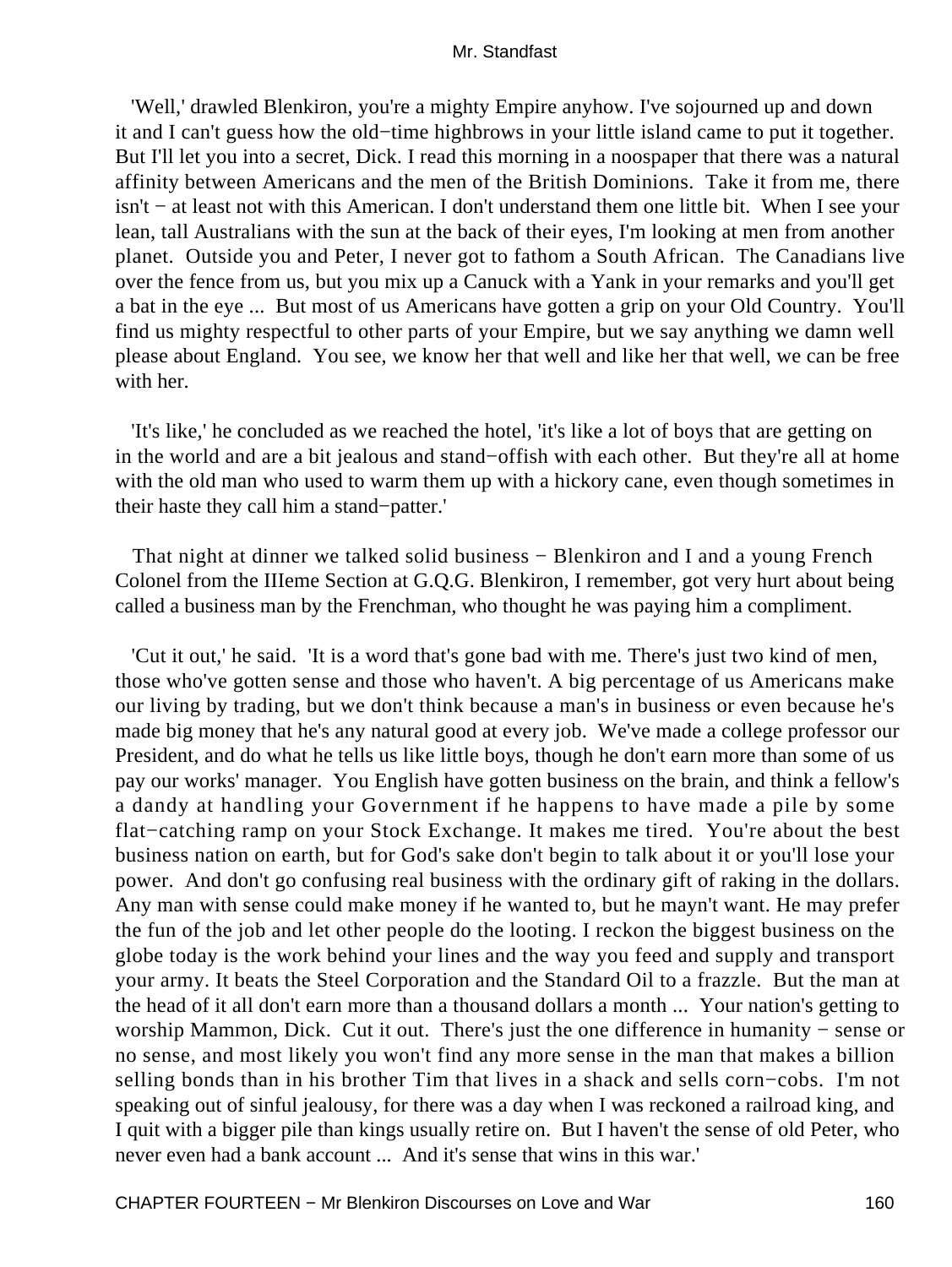'Well,' drawled Blenkiron, you're a mighty Empire anyhow. I've sojourned up and down it and I can't guess how the old−time highbrows in your little island came to put it together. But I'll let you into a secret, Dick. I read this morning in a noospaper that there was a natural affinity between Americans and the men of the British Dominions. Take it from me, there isn't − at least not with this American. I don't understand them one little bit. When I see your lean, tall Australians with the sun at the back of their eyes, I'm looking at men from another planet. Outside you and Peter, I never got to fathom a South African. The Canadians live over the fence from us, but you mix up a Canuck with a Yank in your remarks and you'll get a bat in the eye ... But most of us Americans have gotten a grip on your Old Country. You'll find us mighty respectful to other parts of your Empire, but we say anything we damn well please about England. You see, we know her that well and like her that well, we can be free with her.

'It's like,' he concluded as we reached the hotel, 'it's like a lot of boys that are getting on in the world and are a bit jealous and stand−offish with each other. But they're all at home with the old man who used to warm them up with a hickory cane, even though sometimes in their haste they call him a stand−patter.'

That night at dinner we talked solid business − Blenkiron and I and a young French Colonel from the IIIeme Section at G.Q.G. Blenkiron, I remember, got very hurt about being called a business man by the Frenchman, who thought he was paying him a compliment.

'Cut it out,' he said. 'It is a word that's gone bad with me. There's just two kind of men, those who've gotten sense and those who haven't. A big percentage of us Americans make our living by trading, but we don't think because a man's in business or even because he's made big money that he's any natural good at every job. We've made a college professor our President, and do what he tells us like little boys, though he don't earn more than some of us pay our works' manager. You English have gotten business on the brain, and think a fellow's a dandy at handling your Government if he happens to have made a pile by some flat−catching ramp on your Stock Exchange. It makes me tired. You're about the best business nation on earth, but for God's sake don't begin to talk about it or you'll lose your power. And don't go confusing real business with the ordinary gift of raking in the dollars. Any man with sense could make money if he wanted to, but he mayn't want. He may prefer the fun of the job and let other people do the looting. I reckon the biggest business on the globe today is the work behind your lines and the way you feed and supply and transport your army. It beats the Steel Corporation and the Standard Oil to a frazzle. But the man at the head of it all don't earn more than a thousand dollars a month ... Your nation's getting to worship Mammon, Dick. Cut it out. There's just the one difference in humanity − sense or no sense, and most likely you won't find any more sense in the man that makes a billion selling bonds than in his brother Tim that lives in a shack and sells corn−cobs. I'm not speaking out of sinful jealousy, for there was a day when I was reckoned a railroad king, and I quit with a bigger pile than kings usually retire on. But I haven't the sense of old Peter, who never even had a bank account ... And it's sense that wins in this war.'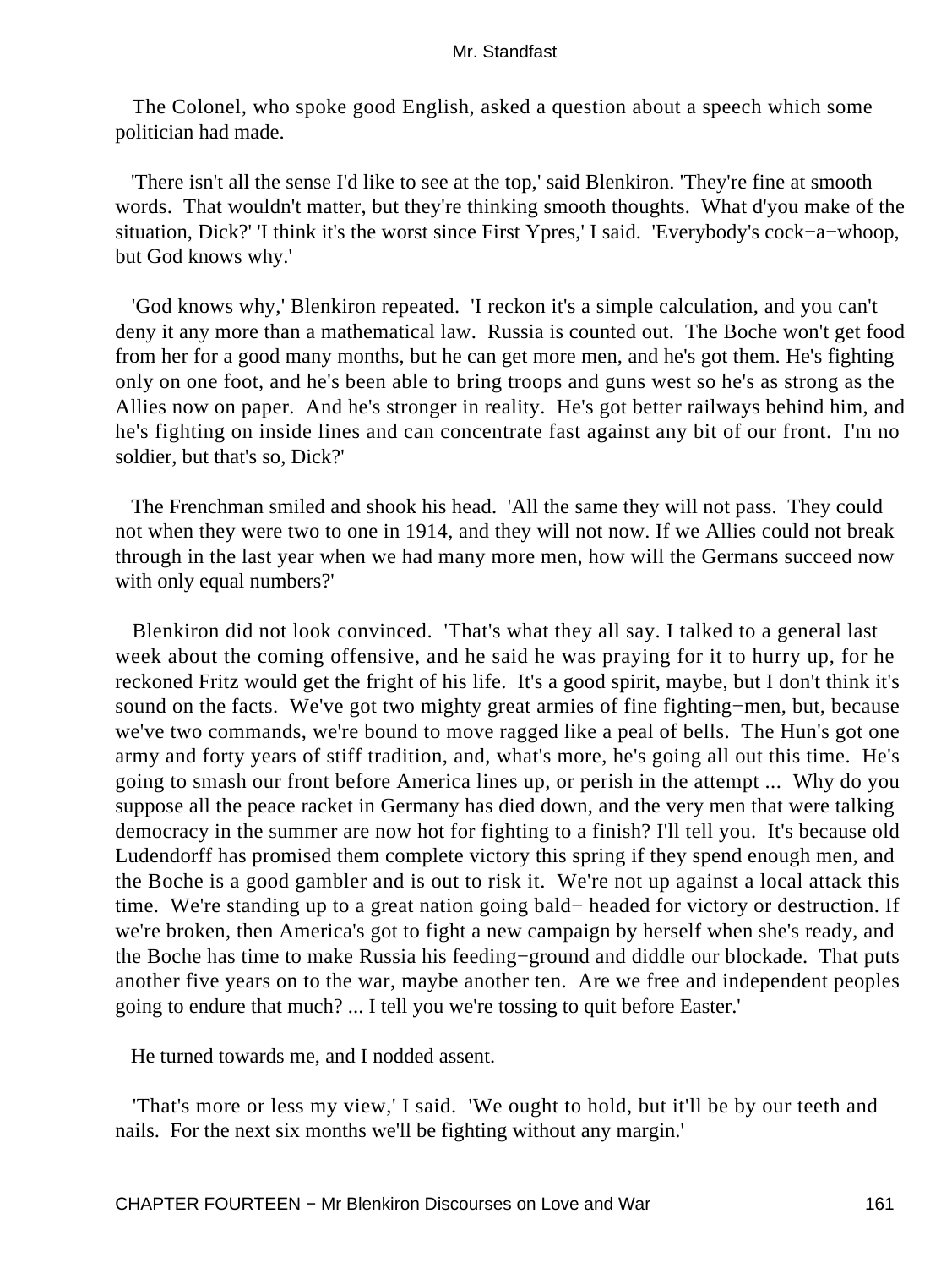The Colonel, who spoke good English, asked a question about a speech which some politician had made.

'There isn't all the sense I'd like to see at the top,' said Blenkiron. 'They're fine at smooth words. That wouldn't matter, but they're thinking smooth thoughts. What d'you make of the situation, Dick?' 'I think it's the worst since First Ypres,' I said. 'Everybody's cock−a−whoop, but God knows why.'

'God knows why,' Blenkiron repeated. 'I reckon it's a simple calculation, and you can't deny it any more than a mathematical law. Russia is counted out. The Boche won't get food from her for a good many months, but he can get more men, and he's got them. He's fighting only on one foot, and he's been able to bring troops and guns west so he's as strong as the Allies now on paper. And he's stronger in reality. He's got better railways behind him, and he's fighting on inside lines and can concentrate fast against any bit of our front. I'm no soldier, but that's so, Dick?'

The Frenchman smiled and shook his head. 'All the same they will not pass. They could not when they were two to one in 1914, and they will not now. If we Allies could not break through in the last year when we had many more men, how will the Germans succeed now with only equal numbers?'

Blenkiron did not look convinced. 'That's what they all say. I talked to a general last week about the coming offensive, and he said he was praying for it to hurry up, for he reckoned Fritz would get the fright of his life. It's a good spirit, maybe, but I don't think it's sound on the facts. We've got two mighty great armies of fine fighting−men, but, because we've two commands, we're bound to move ragged like a peal of bells. The Hun's got one army and forty years of stiff tradition, and, what's more, he's going all out this time. He's going to smash our front before America lines up, or perish in the attempt ... Why do you suppose all the peace racket in Germany has died down, and the very men that were talking democracy in the summer are now hot for fighting to a finish? I'll tell you. It's because old Ludendorff has promised them complete victory this spring if they spend enough men, and the Boche is a good gambler and is out to risk it. We're not up against a local attack this time. We're standing up to a great nation going bald− headed for victory or destruction. If we're broken, then America's got to fight a new campaign by herself when she's ready, and the Boche has time to make Russia his feeding−ground and diddle our blockade. That puts another five years on to the war, maybe another ten. Are we free and independent peoples going to endure that much? ... I tell you we're tossing to quit before Easter.'

He turned towards me, and I nodded assent.

'That's more or less my view,' I said. 'We ought to hold, but it'll be by our teeth and nails. For the next six months we'll be fighting without any margin.'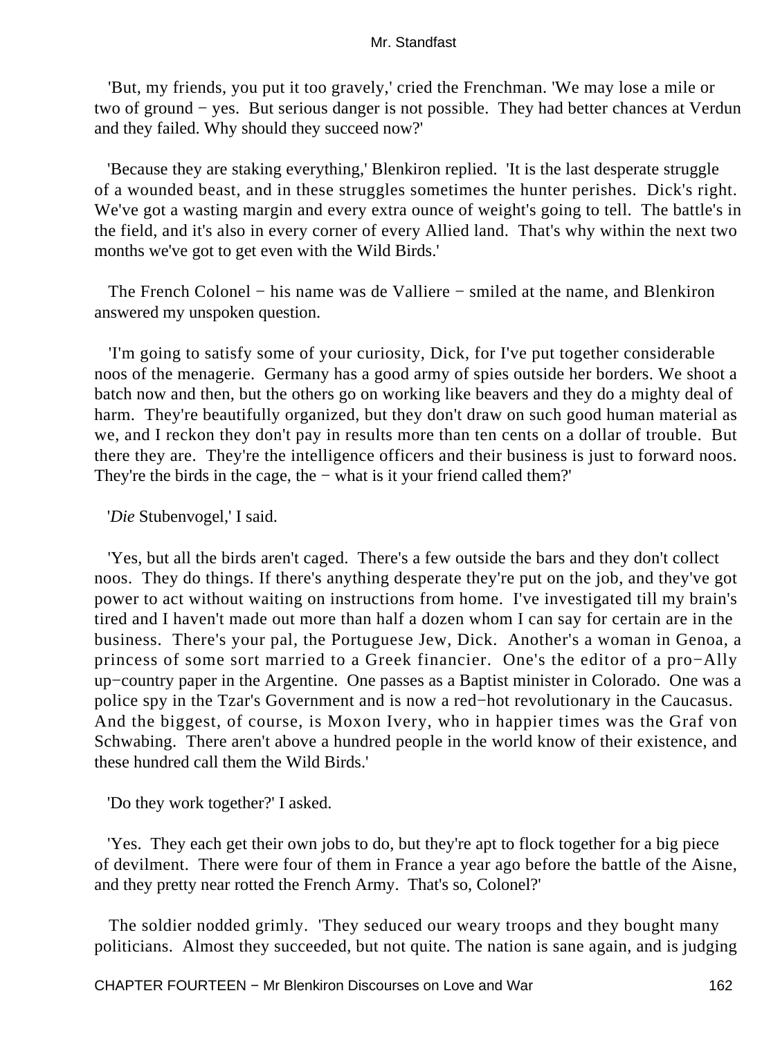'But, my friends, you put it too gravely,' cried the Frenchman. 'We may lose a mile or two of ground − yes. But serious danger is not possible. They had better chances at Verdun and they failed. Why should they succeed now?'

'Because they are staking everything,' Blenkiron replied. 'It is the last desperate struggle of a wounded beast, and in these struggles sometimes the hunter perishes. Dick's right. We've got a wasting margin and every extra ounce of weight's going to tell. The battle's in the field, and it's also in every corner of every Allied land. That's why within the next two months we've got to get even with the Wild Birds.'

The French Colonel − his name was de Valliere − smiled at the name, and Blenkiron answered my unspoken question.

'I'm going to satisfy some of your curiosity, Dick, for I've put together considerable noos of the menagerie. Germany has a good army of spies outside her borders. We shoot a batch now and then, but the others go on working like beavers and they do a mighty deal of harm. They're beautifully organized, but they don't draw on such good human material as we, and I reckon they don't pay in results more than ten cents on a dollar of trouble. But there they are. They're the intelligence officers and their business is just to forward noos. They're the birds in the cage, the − what is it your friend called them?'

'*Die* Stubenvogel,' I said.

'Yes, but all the birds aren't caged. There's a few outside the bars and they don't collect noos. They do things. If there's anything desperate they're put on the job, and they've got power to act without waiting on instructions from home. I've investigated till my brain's tired and I haven't made out more than half a dozen whom I can say for certain are in the business. There's your pal, the Portuguese Jew, Dick. Another's a woman in Genoa, a princess of some sort married to a Greek financier. One's the editor of a pro−Ally up−country paper in the Argentine. One passes as a Baptist minister in Colorado. One was a police spy in the Tzar's Government and is now a red−hot revolutionary in the Caucasus. And the biggest, of course, is Moxon Ivery, who in happier times was the Graf von Schwabing. There aren't above a hundred people in the world know of their existence, and these hundred call them the Wild Birds.'

'Do they work together?' I asked.

'Yes. They each get their own jobs to do, but they're apt to flock together for a big piece of devilment. There were four of them in France a year ago before the battle of the Aisne, and they pretty near rotted the French Army. That's so, Colonel?'

The soldier nodded grimly. 'They seduced our weary troops and they bought many politicians. Almost they succeeded, but not quite. The nation is sane again, and is judging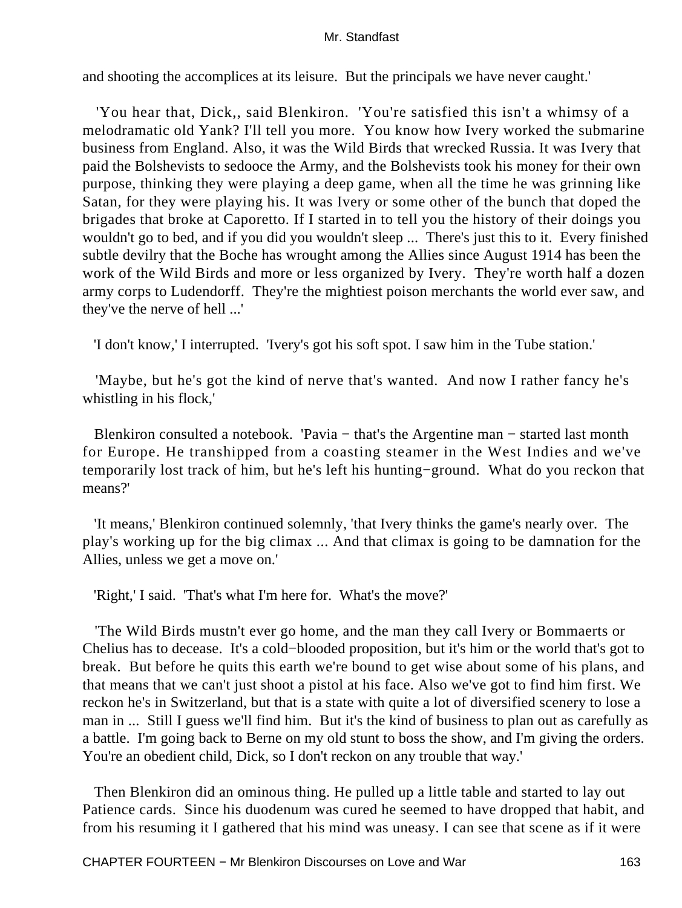and shooting the accomplices at its leisure. But the principals we have never caught.'

'You hear that, Dick,, said Blenkiron. 'You're satisfied this isn't a whimsy of a melodramatic old Yank? I'll tell you more. You know how Ivery worked the submarine business from England. Also, it was the Wild Birds that wrecked Russia. It was Ivery that paid the Bolshevists to sedooce the Army, and the Bolshevists took his money for their own purpose, thinking they were playing a deep game, when all the time he was grinning like Satan, for they were playing his. It was Ivery or some other of the bunch that doped the brigades that broke at Caporetto. If I started in to tell you the history of their doings you wouldn't go to bed, and if you did you wouldn't sleep ... There's just this to it. Every finished subtle devilry that the Boche has wrought among the Allies since August 1914 has been the work of the Wild Birds and more or less organized by Ivery. They're worth half a dozen army corps to Ludendorff. They're the mightiest poison merchants the world ever saw, and they've the nerve of hell ...'

'I don't know,' I interrupted. 'Ivery's got his soft spot. I saw him in the Tube station.'

'Maybe, but he's got the kind of nerve that's wanted. And now I rather fancy he's whistling in his flock,'

Blenkiron consulted a notebook. 'Pavia − that's the Argentine man − started last month for Europe. He transhipped from a coasting steamer in the West Indies and we've temporarily lost track of him, but he's left his hunting−ground. What do you reckon that means?'

'It means,' Blenkiron continued solemnly, 'that Ivery thinks the game's nearly over. The play's working up for the big climax ... And that climax is going to be damnation for the Allies, unless we get a move on.'

'Right,' I said. 'That's what I'm here for. What's the move?'

'The Wild Birds mustn't ever go home, and the man they call Ivery or Bommaerts or Chelius has to decease. It's a cold−blooded proposition, but it's him or the world that's got to break. But before he quits this earth we're bound to get wise about some of his plans, and that means that we can't just shoot a pistol at his face. Also we've got to find him first. We reckon he's in Switzerland, but that is a state with quite a lot of diversified scenery to lose a man in ... Still I guess we'll find him. But it's the kind of business to plan out as carefully as a battle. I'm going back to Berne on my old stunt to boss the show, and I'm giving the orders. You're an obedient child, Dick, so I don't reckon on any trouble that way.'

Then Blenkiron did an ominous thing. He pulled up a little table and started to lay out Patience cards. Since his duodenum was cured he seemed to have dropped that habit, and from his resuming it I gathered that his mind was uneasy. I can see that scene as if it were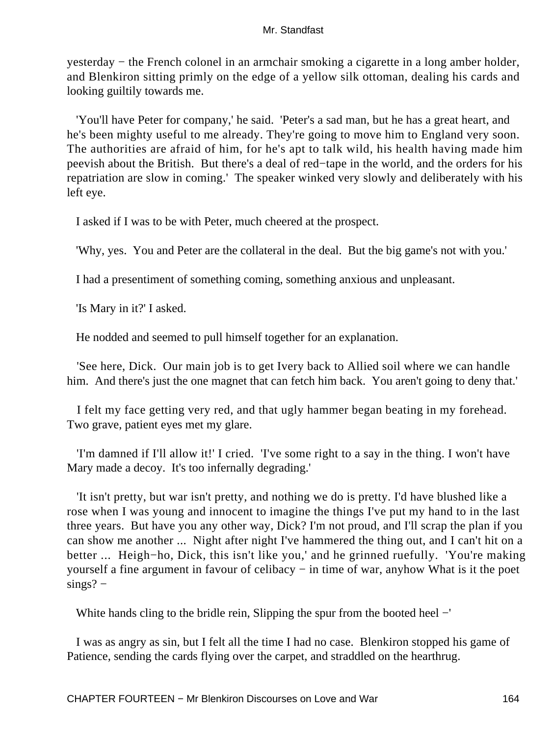yesterday − the French colonel in an armchair smoking a cigarette in a long amber holder, and Blenkiron sitting primly on the edge of a yellow silk ottoman, dealing his cards and looking guiltily towards me.

'You'll have Peter for company,' he said. 'Peter's a sad man, but he has a great heart, and he's been mighty useful to me already. They're going to move him to England very soon. The authorities are afraid of him, for he's apt to talk wild, his health having made him peevish about the British. But there's a deal of red−tape in the world, and the orders for his repatriation are slow in coming.' The speaker winked very slowly and deliberately with his left eye.

I asked if I was to be with Peter, much cheered at the prospect.

'Why, yes. You and Peter are the collateral in the deal. But the big game's not with you.'

I had a presentiment of something coming, something anxious and unpleasant.

'Is Mary in it?' I asked.

He nodded and seemed to pull himself together for an explanation.

'See here, Dick. Our main job is to get Ivery back to Allied soil where we can handle him. And there's just the one magnet that can fetch him back. You aren't going to deny that.'

I felt my face getting very red, and that ugly hammer began beating in my forehead. Two grave, patient eyes met my glare.

'I'm damned if I'll allow it!' I cried. 'I've some right to a say in the thing. I won't have Mary made a decoy. It's too infernally degrading.'

'It isn't pretty, but war isn't pretty, and nothing we do is pretty. I'd have blushed like a rose when I was young and innocent to imagine the things I've put my hand to in the last three years. But have you any other way, Dick? I'm not proud, and I'll scrap the plan if you can show me another ... Night after night I've hammered the thing out, and I can't hit on a better ... Heigh−ho, Dick, this isn't like you,' and he grinned ruefully. 'You're making yourself a fine argument in favour of celibacy − in time of war, anyhow What is it the poet sings? −

White hands cling to the bridle rein, Slipping the spur from the booted heel −'

I was as angry as sin, but I felt all the time I had no case. Blenkiron stopped his game of Patience, sending the cards flying over the carpet, and straddled on the hearthrug.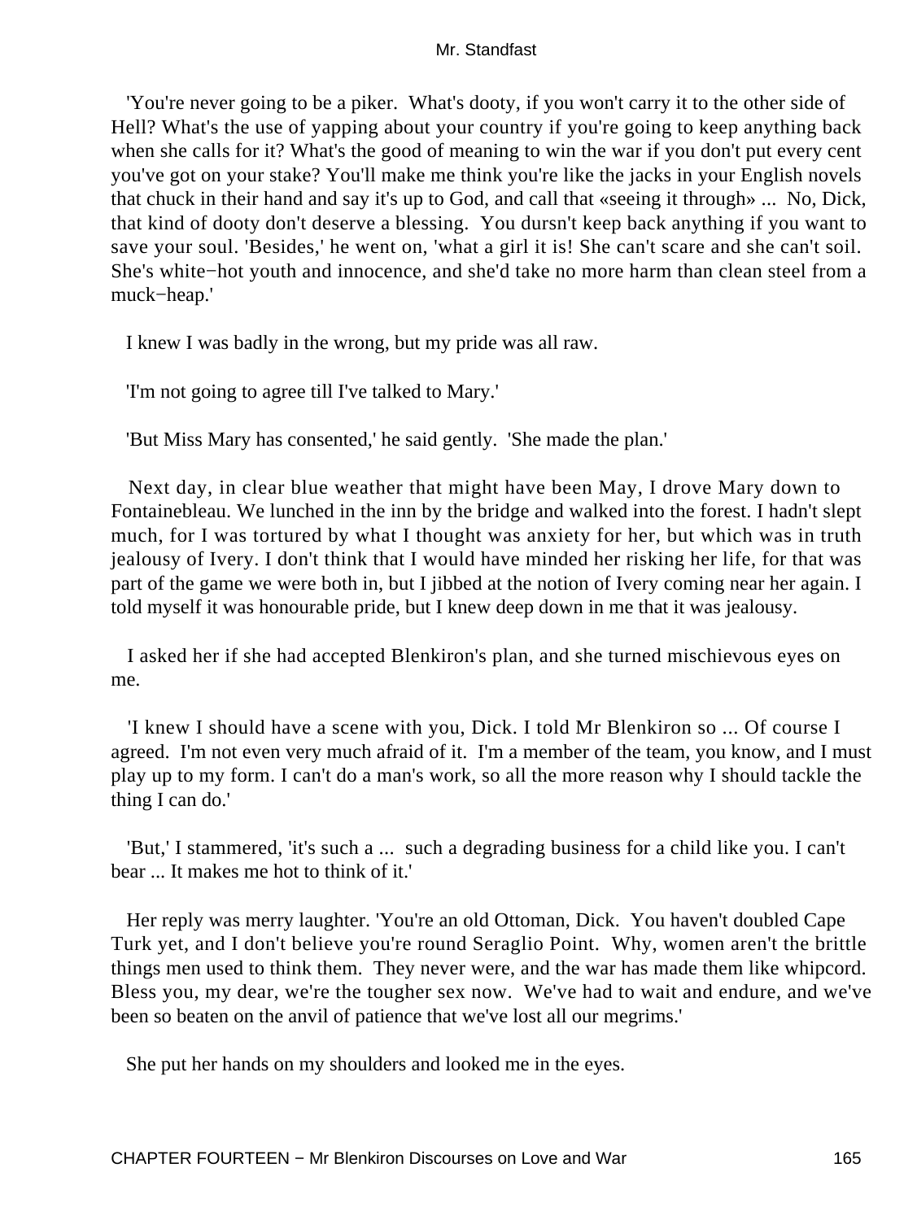'You're never going to be a piker. What's dooty, if you won't carry it to the other side of Hell? What's the use of yapping about your country if you're going to keep anything back when she calls for it? What's the good of meaning to win the war if you don't put every cent you've got on your stake? You'll make me think you're like the jacks in your English novels that chuck in their hand and say it's up to God, and call that «seeing it through» ... No, Dick, that kind of dooty don't deserve a blessing. You dursn't keep back anything if you want to save your soul. 'Besides,' he went on, 'what a girl it is! She can't scare and she can't soil. She's white−hot youth and innocence, and she'd take no more harm than clean steel from a muck−heap.'

I knew I was badly in the wrong, but my pride was all raw.

'I'm not going to agree till I've talked to Mary.'

'But Miss Mary has consented,' he said gently. 'She made the plan.'

Next day, in clear blue weather that might have been May, I drove Mary down to Fontainebleau. We lunched in the inn by the bridge and walked into the forest. I hadn't slept much, for I was tortured by what I thought was anxiety for her, but which was in truth jealousy of Ivery. I don't think that I would have minded her risking her life, for that was part of the game we were both in, but I jibbed at the notion of Ivery coming near her again. I told myself it was honourable pride, but I knew deep down in me that it was jealousy.

I asked her if she had accepted Blenkiron's plan, and she turned mischievous eyes on me.

'I knew I should have a scene with you, Dick. I told Mr Blenkiron so ... Of course I agreed. I'm not even very much afraid of it. I'm a member of the team, you know, and I must play up to my form. I can't do a man's work, so all the more reason why I should tackle the thing I can do.'

'But,' I stammered, 'it's such a ... such a degrading business for a child like you. I can't bear ... It makes me hot to think of it.'

Her reply was merry laughter. 'You're an old Ottoman, Dick. You haven't doubled Cape Turk yet, and I don't believe you're round Seraglio Point. Why, women aren't the brittle things men used to think them. They never were, and the war has made them like whipcord. Bless you, my dear, we're the tougher sex now. We've had to wait and endure, and we've been so beaten on the anvil of patience that we've lost all our megrims.'

She put her hands on my shoulders and looked me in the eyes.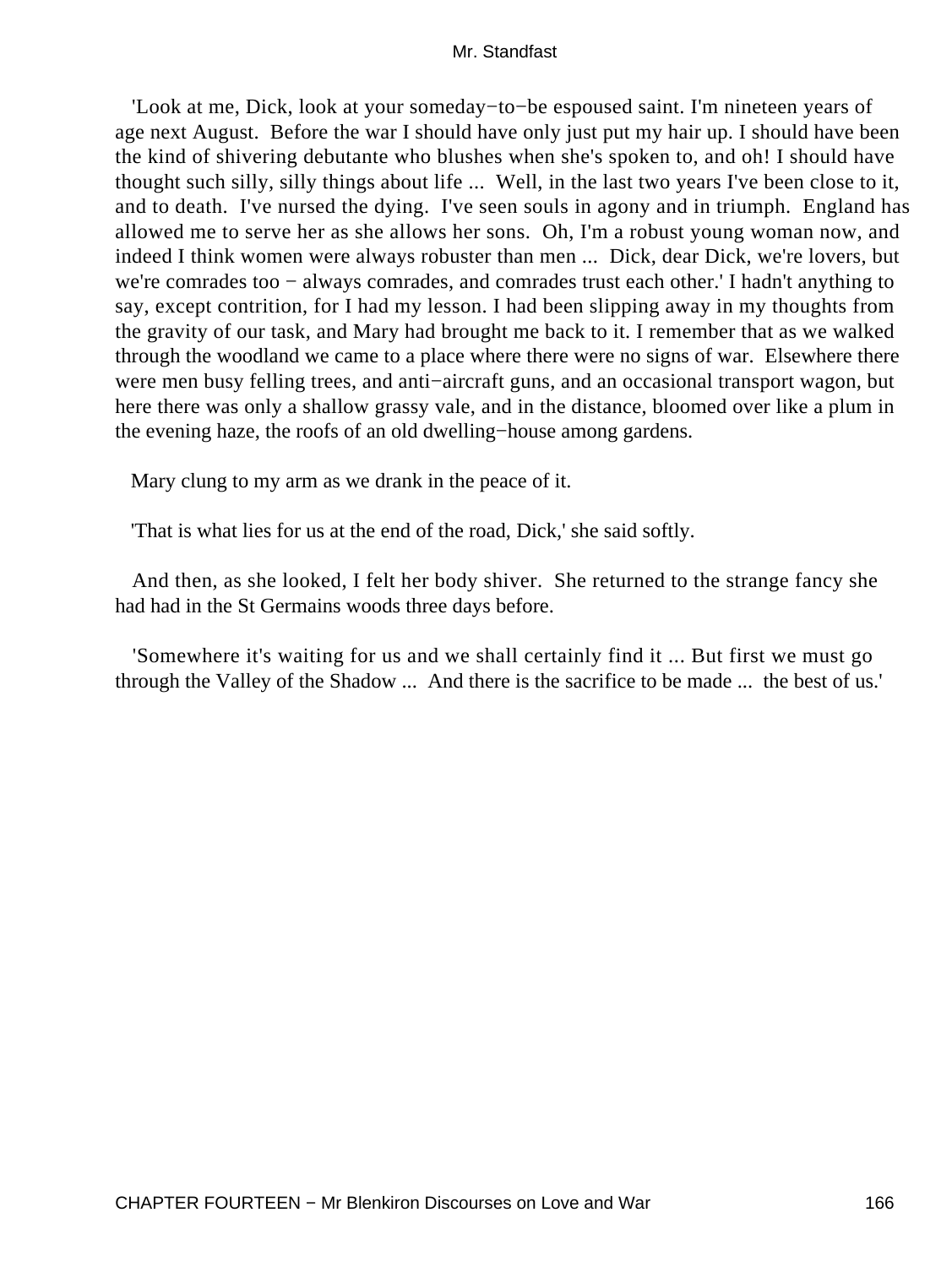'Look at me, Dick, look at your someday−to−be espoused saint. I'm nineteen years of age next August. Before the war I should have only just put my hair up. I should have been the kind of shivering debutante who blushes when she's spoken to, and oh! I should have thought such silly, silly things about life ... Well, in the last two years I've been close to it, and to death. I've nursed the dying. I've seen souls in agony and in triumph. England has allowed me to serve her as she allows her sons. Oh, I'm a robust young woman now, and indeed I think women were always robuster than men ... Dick, dear Dick, we're lovers, but we're comrades too − always comrades, and comrades trust each other.' I hadn't anything to say, except contrition, for I had my lesson. I had been slipping away in my thoughts from the gravity of our task, and Mary had brought me back to it. I remember that as we walked through the woodland we came to a place where there were no signs of war. Elsewhere there were men busy felling trees, and anti−aircraft guns, and an occasional transport wagon, but here there was only a shallow grassy vale, and in the distance, bloomed over like a plum in the evening haze, the roofs of an old dwelling−house among gardens.

Mary clung to my arm as we drank in the peace of it.

'That is what lies for us at the end of the road, Dick,' she said softly.

And then, as she looked, I felt her body shiver. She returned to the strange fancy she had had in the St Germains woods three days before.

'Somewhere it's waiting for us and we shall certainly find it ... But first we must go through the Valley of the Shadow ... And there is the sacrifice to be made ... the best of us.'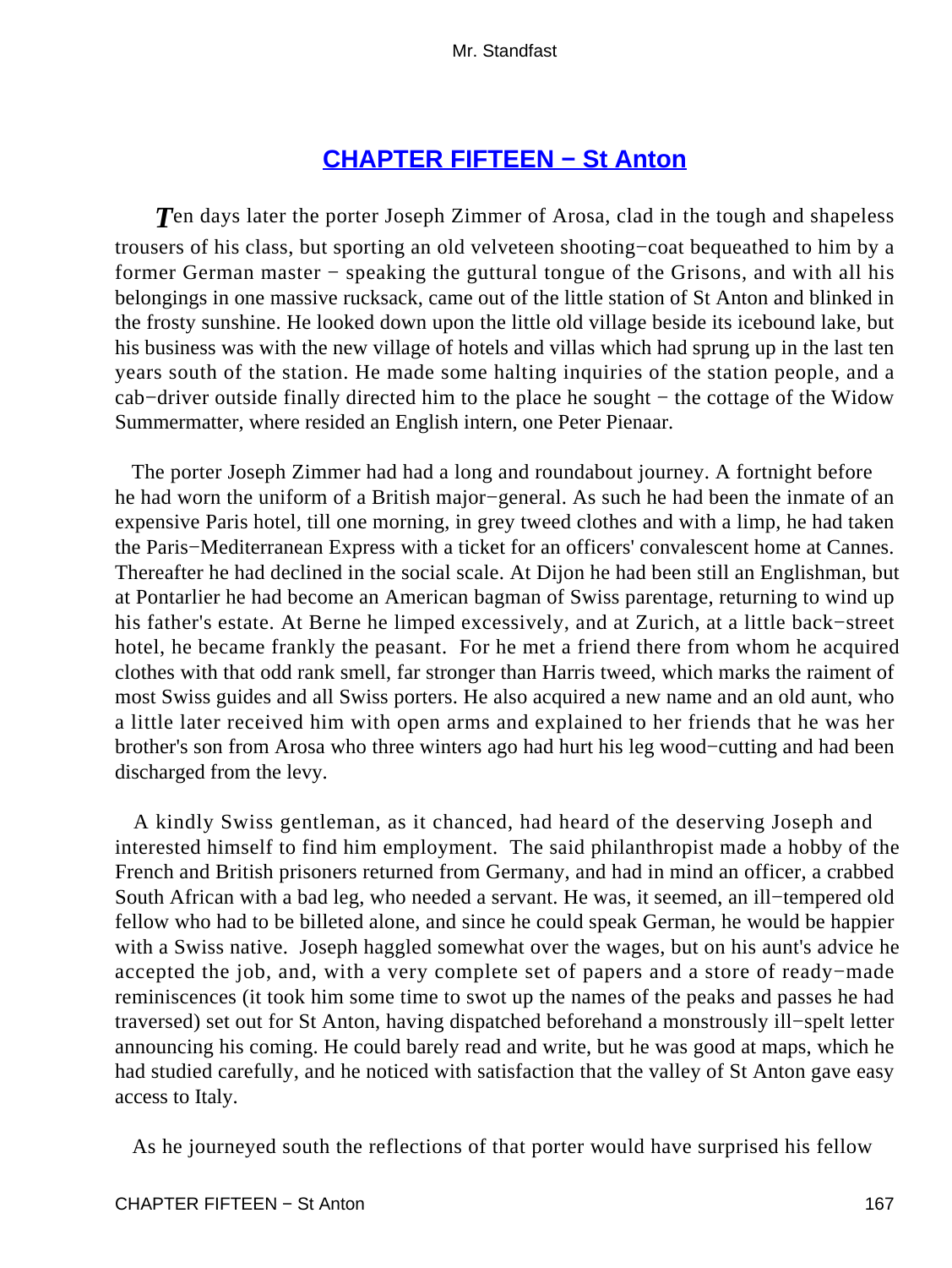## [CHAPTER FIFTEEN − St Anton](#)

*T*en days later the porter Joseph Zimmer of Arosa, clad in the tough and shapeless trousers of his class, but sporting an old velveteen shooting−coat bequeathed to him by a former German master − speaking the guttural tongue of the Grisons, and with all his belongings in one massive rucksack, came out of the little station of St Anton and blinked in the frosty sunshine. He looked down upon the little old village beside its icebound lake, but his business was with the new village of hotels and villas which had sprung up in the last ten years south of the station. He made some halting inquiries of the station people, and a cab−driver outside finally directed him to the place he sought − the cottage of the Widow Summermatter, where resided an English intern, one Peter Pienaar.

The porter Joseph Zimmer had had a long and roundabout journey. A fortnight before he had worn the uniform of a British major−general. As such he had been the inmate of an expensive Paris hotel, till one morning, in grey tweed clothes and with a limp, he had taken the Paris−Mediterranean Express with a ticket for an officers' convalescent home at Cannes. Thereafter he had declined in the social scale. At Dijon he had been still an Englishman, but at Pontarlier he had become an American bagman of Swiss parentage, returning to wind up his father's estate. At Berne he limped excessively, and at Zurich, at a little back−street hotel, he became frankly the peasant. For he met a friend there from whom he acquired clothes with that odd rank smell, far stronger than Harris tweed, which marks the raiment of most Swiss guides and all Swiss porters. He also acquired a new name and an old aunt, who a little later received him with open arms and explained to her friends that he was her brother's son from Arosa who three winters ago had hurt his leg wood−cutting and had been discharged from the levy.

A kindly Swiss gentleman, as it chanced, had heard of the deserving Joseph and interested himself to find him employment. The said philanthropist made a hobby of the French and British prisoners returned from Germany, and had in mind an officer, a crabbed South African with a bad leg, who needed a servant. He was, it seemed, an ill−tempered old fellow who had to be billeted alone, and since he could speak German, he would be happier with a Swiss native. Joseph haggled somewhat over the wages, but on his aunt's advice he accepted the job, and, with a very complete set of papers and a store of ready−made reminiscences (it took him some time to swot up the names of the peaks and passes he had traversed) set out for St Anton, having dispatched beforehand a monstrously ill−spelt letter announcing his coming. He could barely read and write, but he was good at maps, which he had studied carefully, and he noticed with satisfaction that the valley of St Anton gave easy access to Italy.

As he journeyed south the reflections of that porter would have surprised his fellow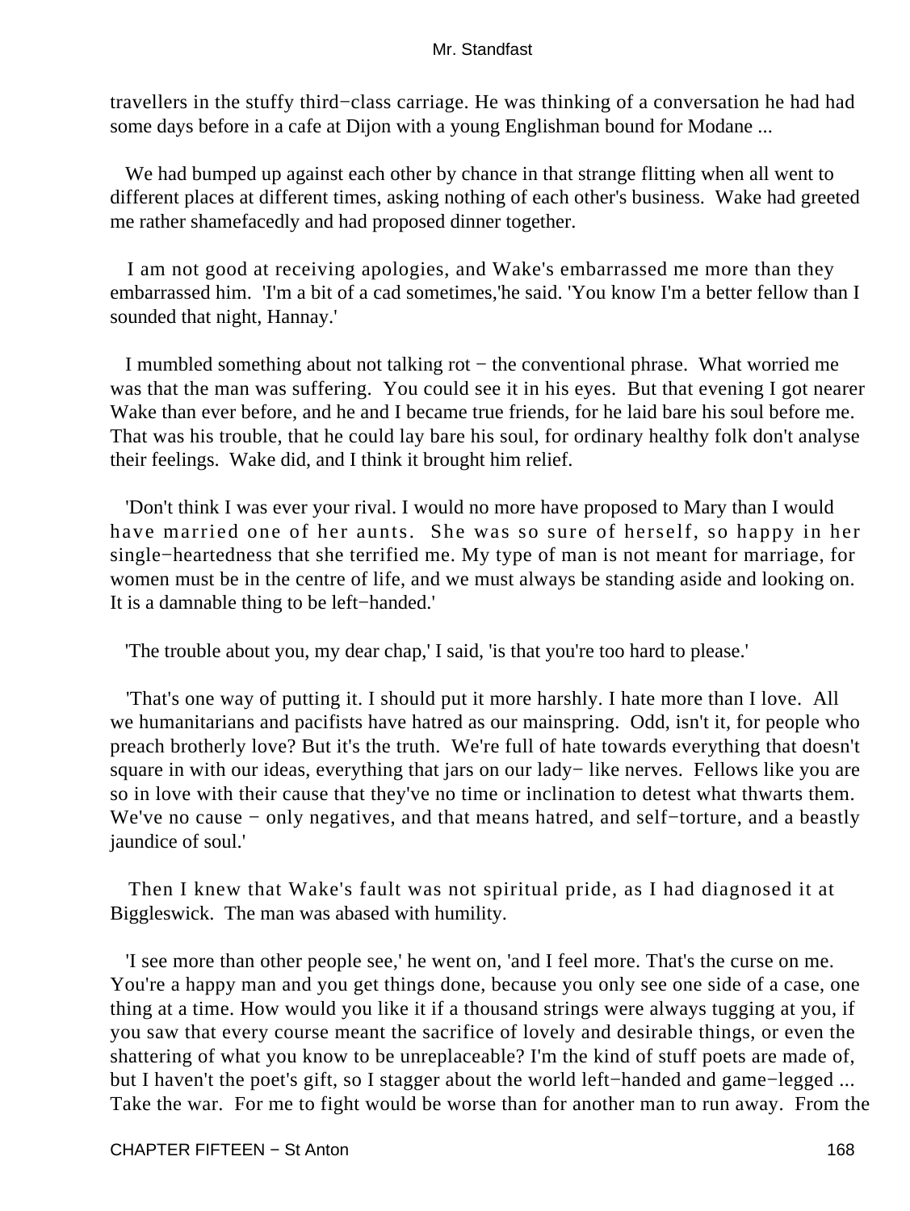travellers in the stuffy third−class carriage. He was thinking of a conversation he had had some days before in a cafe at Dijon with a young Englishman bound for Modane ...

We had bumped up against each other by chance in that strange flitting when all went to different places at different times, asking nothing of each other's business. Wake had greeted me rather shamefacedly and had proposed dinner together.

I am not good at receiving apologies, and Wake's embarrassed me more than they embarrassed him. 'I'm a bit of a cad sometimes,'he said. 'You know I'm a better fellow than I sounded that night, Hannay.'

I mumbled something about not talking rot − the conventional phrase. What worried me was that the man was suffering. You could see it in his eyes. But that evening I got nearer Wake than ever before, and he and I became true friends, for he laid bare his soul before me. That was his trouble, that he could lay bare his soul, for ordinary healthy folk don't analyse their feelings. Wake did, and I think it brought him relief.

'Don't think I was ever your rival. I would no more have proposed to Mary than I would have married one of her aunts. She was so sure of herself, so happy in her single−heartedness that she terrified me. My type of man is not meant for marriage, for women must be in the centre of life, and we must always be standing aside and looking on. It is a damnable thing to be left−handed.'

'The trouble about you, my dear chap,' I said, 'is that you're too hard to please.'

'That's one way of putting it. I should put it more harshly. I hate more than I love. All we humanitarians and pacifists have hatred as our mainspring. Odd, isn't it, for people who preach brotherly love? But it's the truth. We're full of hate towards everything that doesn't square in with our ideas, everything that jars on our lady− like nerves. Fellows like you are so in love with their cause that they've no time or inclination to detest what thwarts them. We've no cause − only negatives, and that means hatred, and self−torture, and a beastly jaundice of soul.'

Then I knew that Wake's fault was not spiritual pride, as I had diagnosed it at Biggleswick. The man was abased with humility.

'I see more than other people see,' he went on, 'and I feel more. That's the curse on me. You're a happy man and you get things done, because you only see one side of a case, one thing at a time. How would you like it if a thousand strings were always tugging at you, if you saw that every course meant the sacrifice of lovely and desirable things, or even the shattering of what you know to be unreplaceable? I'm the kind of stuff poets are made of, but I haven't the poet's gift, so I stagger about the world left−handed and game−legged ... Take the war. For me to fight would be worse than for another man to run away. From the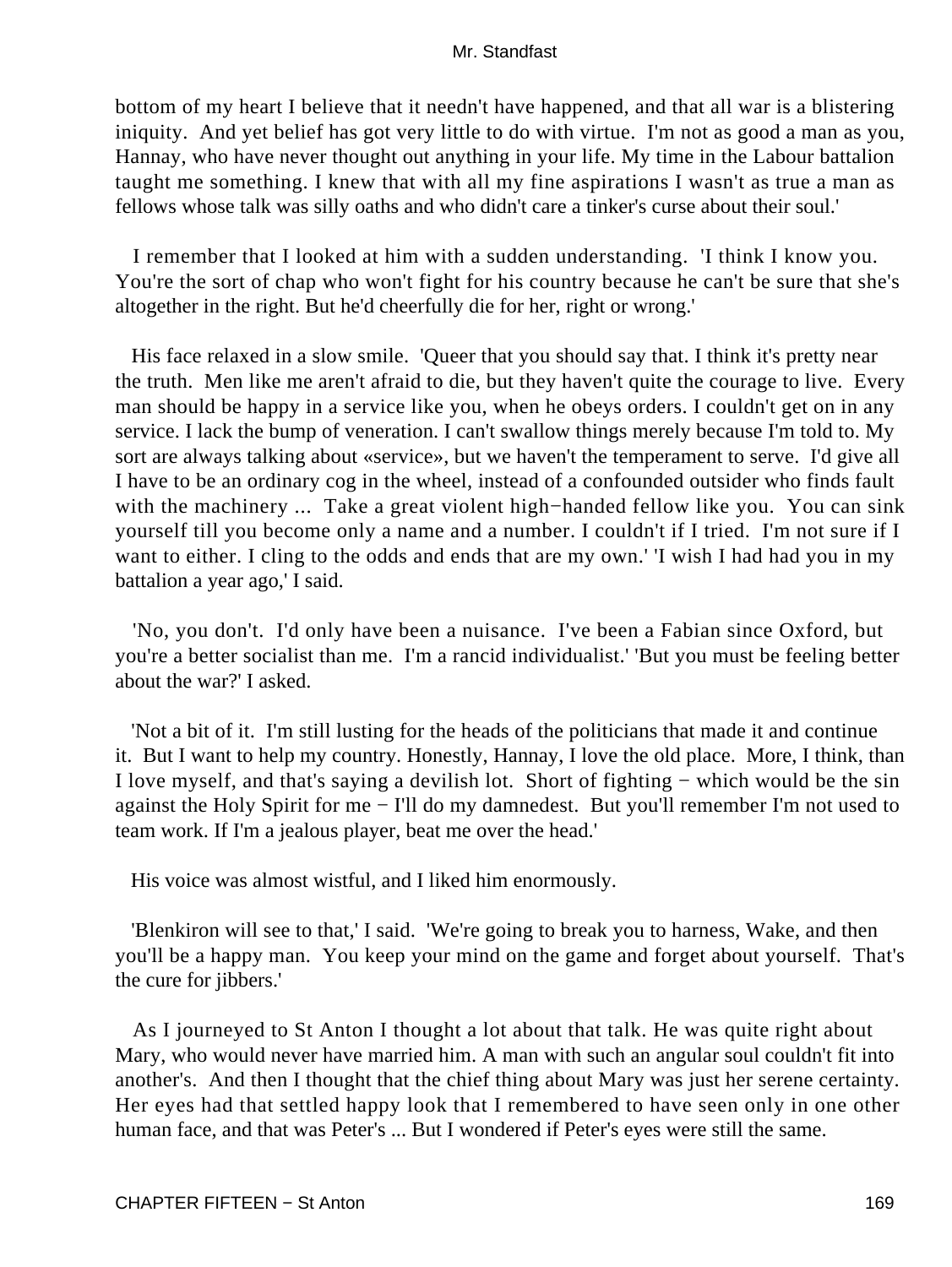bottom of my heart I believe that it needn't have happened, and that all war is a blistering iniquity. And yet belief has got very little to do with virtue. I'm not as good a man as you, Hannay, who have never thought out anything in your life. My time in the Labour battalion taught me something. I knew that with all my fine aspirations I wasn't as true a man as fellows whose talk was silly oaths and who didn't care a tinker's curse about their soul.'

I remember that I looked at him with a sudden understanding. 'I think I know you. You're the sort of chap who won't fight for his country because he can't be sure that she's altogether in the right. But he'd cheerfully die for her, right or wrong.'

His face relaxed in a slow smile. 'Queer that you should say that. I think it's pretty near the truth. Men like me aren't afraid to die, but they haven't quite the courage to live. Every man should be happy in a service like you, when he obeys orders. I couldn't get on in any service. I lack the bump of veneration. I can't swallow things merely because I'm told to. My sort are always talking about «service», but we haven't the temperament to serve. I'd give all I have to be an ordinary cog in the wheel, instead of a confounded outsider who finds fault with the machinery ... Take a great violent high−handed fellow like you. You can sink yourself till you become only a name and a number. I couldn't if I tried. I'm not sure if I want to either. I cling to the odds and ends that are my own.' 'I wish I had had you in my battalion a year ago,' I said.

'No, you don't. I'd only have been a nuisance. I've been a Fabian since Oxford, but you're a better socialist than me. I'm a rancid individualist.' 'But you must be feeling better about the war?' I asked.

'Not a bit of it. I'm still lusting for the heads of the politicians that made it and continue it. But I want to help my country. Honestly, Hannay, I love the old place. More, I think, than I love myself, and that's saying a devilish lot. Short of fighting − which would be the sin against the Holy Spirit for me − I'll do my damnedest. But you'll remember I'm not used to team work. If I'm a jealous player, beat me over the head.'

His voice was almost wistful, and I liked him enormously.

'Blenkiron will see to that,' I said. 'We're going to break you to harness, Wake, and then you'll be a happy man. You keep your mind on the game and forget about yourself. That's the cure for jibbers.'

As I journeyed to St Anton I thought a lot about that talk. He was quite right about Mary, who would never have married him. A man with such an angular soul couldn't fit into another's. And then I thought that the chief thing about Mary was just her serene certainty. Her eyes had that settled happy look that I remembered to have seen only in one other human face, and that was Peter's ... But I wondered if Peter's eyes were still the same.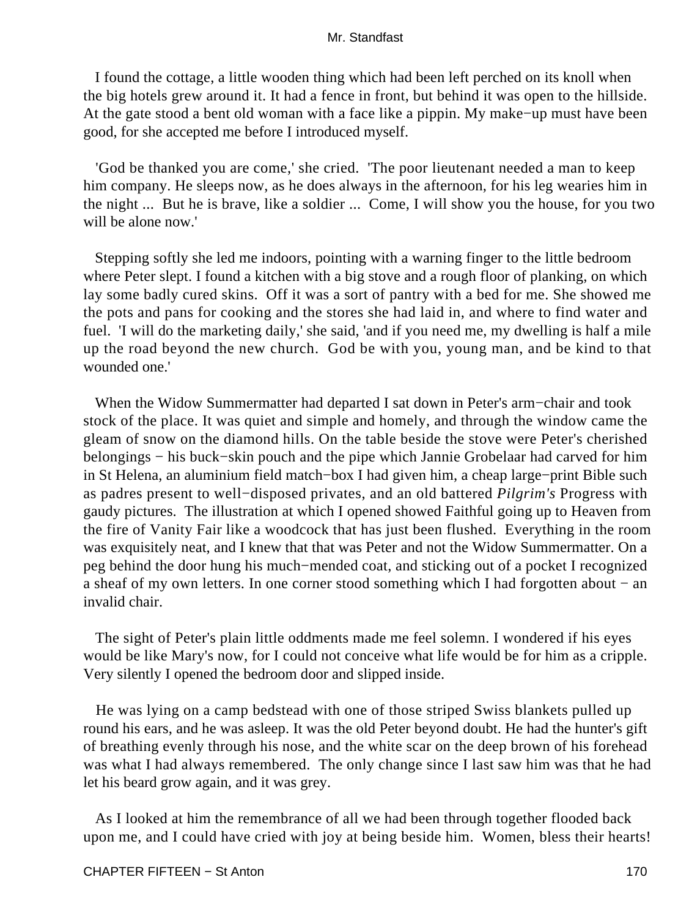I found the cottage, a little wooden thing which had been left perched on its knoll when the big hotels grew around it. It had a fence in front, but behind it was open to the hillside. At the gate stood a bent old woman with a face like a pippin. My make−up must have been good, for she accepted me before I introduced myself.

'God be thanked you are come,' she cried. 'The poor lieutenant needed a man to keep him company. He sleeps now, as he does always in the afternoon, for his leg wearies him in the night ... But he is brave, like a soldier ... Come, I will show you the house, for you two will be alone now.'

Stepping softly she led me indoors, pointing with a warning finger to the little bedroom where Peter slept. I found a kitchen with a big stove and a rough floor of planking, on which lay some badly cured skins. Off it was a sort of pantry with a bed for me. She showed me the pots and pans for cooking and the stores she had laid in, and where to find water and fuel. 'I will do the marketing daily,' she said, 'and if you need me, my dwelling is half a mile up the road beyond the new church. God be with you, young man, and be kind to that wounded one.'

When the Widow Summermatter had departed I sat down in Peter's arm−chair and took stock of the place. It was quiet and simple and homely, and through the window came the gleam of snow on the diamond hills. On the table beside the stove were Peter's cherished belongings − his buck−skin pouch and the pipe which Jannie Grobelaar had carved for him in St Helena, an aluminium field match−box I had given him, a cheap large−print Bible such as padres present to well−disposed privates, and an old battered *Pilgrim's* Progress with gaudy pictures. The illustration at which I opened showed Faithful going up to Heaven from the fire of Vanity Fair like a woodcock that has just been flushed. Everything in the room was exquisitely neat, and I knew that that was Peter and not the Widow Summermatter. On a peg behind the door hung his much−mended coat, and sticking out of a pocket I recognized a sheaf of my own letters. In one corner stood something which I had forgotten about − an invalid chair.

The sight of Peter's plain little oddments made me feel solemn. I wondered if his eyes would be like Mary's now, for I could not conceive what life would be for him as a cripple. Very silently I opened the bedroom door and slipped inside.

He was lying on a camp bedstead with one of those striped Swiss blankets pulled up round his ears, and he was asleep. It was the old Peter beyond doubt. He had the hunter's gift of breathing evenly through his nose, and the white scar on the deep brown of his forehead was what I had always remembered. The only change since I last saw him was that he had let his beard grow again, and it was grey.

As I looked at him the remembrance of all we had been through together flooded back upon me, and I could have cried with joy at being beside him. Women, bless their hearts!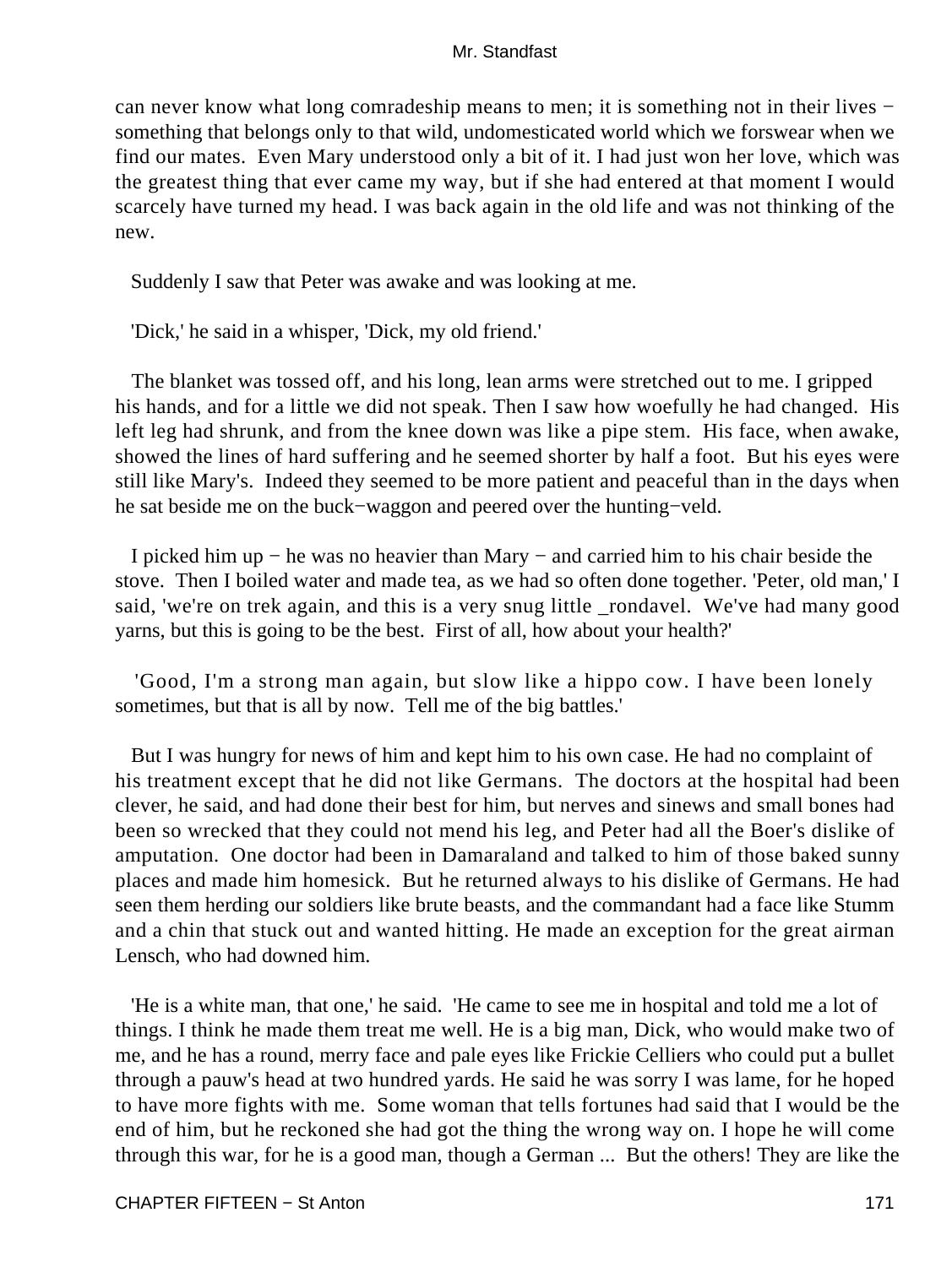can never know what long comradeship means to men; it is something not in their lives − something that belongs only to that wild, undomesticated world which we forswear when we find our mates. Even Mary understood only a bit of it. I had just won her love, which was the greatest thing that ever came my way, but if she had entered at that moment I would scarcely have turned my head. I was back again in the old life and was not thinking of the new.

Suddenly I saw that Peter was awake and was looking at me.

'Dick,' he said in a whisper, 'Dick, my old friend.'

The blanket was tossed off, and his long, lean arms were stretched out to me. I gripped his hands, and for a little we did not speak. Then I saw how woefully he had changed. His left leg had shrunk, and from the knee down was like a pipe stem. His face, when awake, showed the lines of hard suffering and he seemed shorter by half a foot. But his eyes were still like Mary's. Indeed they seemed to be more patient and peaceful than in the days when he sat beside me on the buck−waggon and peered over the hunting−veld.

I picked him up − he was no heavier than Mary − and carried him to his chair beside the stove. Then I boiled water and made tea, as we had so often done together. 'Peter, old man,' I said, 'we're on trek again, and this is a very snug little _rondavel. We've had many good yarns, but this is going to be the best. First of all, how about your health?'

'Good, I'm a strong man again, but slow like a hippo cow. I have been lonely sometimes, but that is all by now. Tell me of the big battles.'

But I was hungry for news of him and kept him to his own case. He had no complaint of his treatment except that he did not like Germans. The doctors at the hospital had been clever, he said, and had done their best for him, but nerves and sinews and small bones had been so wrecked that they could not mend his leg, and Peter had all the Boer's dislike of amputation. One doctor had been in Damaraland and talked to him of those baked sunny places and made him homesick. But he returned always to his dislike of Germans. He had seen them herding our soldiers like brute beasts, and the commandant had a face like Stumm and a chin that stuck out and wanted hitting. He made an exception for the great airman Lensch, who had downed him.

'He is a white man, that one,' he said. 'He came to see me in hospital and told me a lot of things. I think he made them treat me well. He is a big man, Dick, who would make two of me, and he has a round, merry face and pale eyes like Frickie Celliers who could put a bullet through a pauw's head at two hundred yards. He said he was sorry I was lame, for he hoped to have more fights with me. Some woman that tells fortunes had said that I would be the end of him, but he reckoned she had got the thing the wrong way on. I hope he will come through this war, for he is a good man, though a German ... But the others! They are like the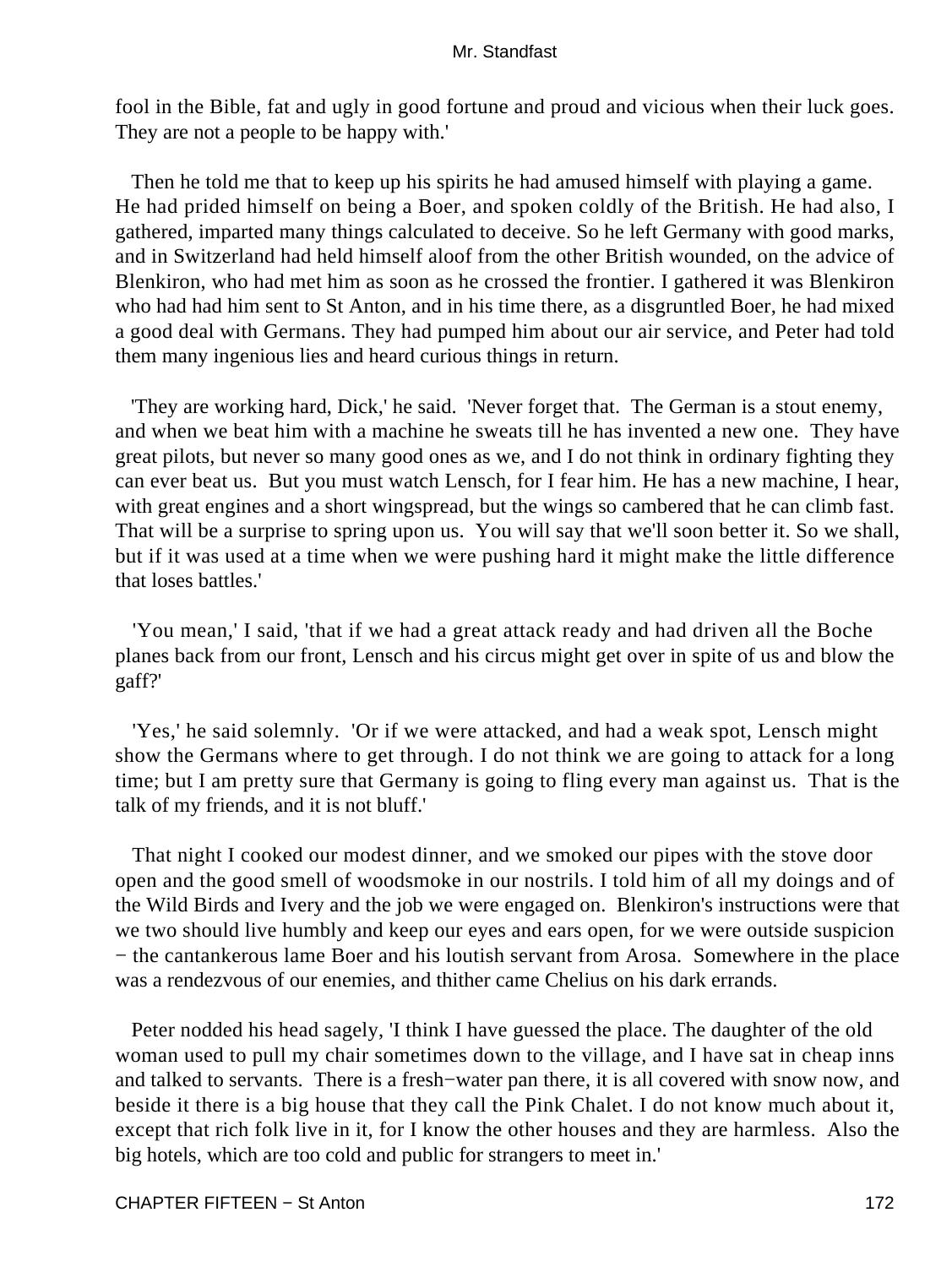fool in the Bible, fat and ugly in good fortune and proud and vicious when their luck goes. They are not a people to be happy with.'

Then he told me that to keep up his spirits he had amused himself with playing a game. He had prided himself on being a Boer, and spoken coldly of the British. He had also, I gathered, imparted many things calculated to deceive. So he left Germany with good marks, and in Switzerland had held himself aloof from the other British wounded, on the advice of Blenkiron, who had met him as soon as he crossed the frontier. I gathered it was Blenkiron who had had him sent to St Anton, and in his time there, as a disgruntled Boer, he had mixed a good deal with Germans. They had pumped him about our air service, and Peter had told them many ingenious lies and heard curious things in return.

'They are working hard, Dick,' he said. 'Never forget that. The German is a stout enemy, and when we beat him with a machine he sweats till he has invented a new one. They have great pilots, but never so many good ones as we, and I do not think in ordinary fighting they can ever beat us. But you must watch Lensch, for I fear him. He has a new machine, I hear, with great engines and a short wingspread, but the wings so cambered that he can climb fast. That will be a surprise to spring upon us. You will say that we'll soon better it. So we shall, but if it was used at a time when we were pushing hard it might make the little difference that loses battles.'

'You mean,' I said, 'that if we had a great attack ready and had driven all the Boche planes back from our front, Lensch and his circus might get over in spite of us and blow the gaff?'

'Yes,' he said solemnly. 'Or if we were attacked, and had a weak spot, Lensch might show the Germans where to get through. I do not think we are going to attack for a long time; but I am pretty sure that Germany is going to fling every man against us. That is the talk of my friends, and it is not bluff.'

That night I cooked our modest dinner, and we smoked our pipes with the stove door open and the good smell of woodsmoke in our nostrils. I told him of all my doings and of the Wild Birds and Ivery and the job we were engaged on. Blenkiron's instructions were that we two should live humbly and keep our eyes and ears open, for we were outside suspicion − the cantankerous lame Boer and his loutish servant from Arosa. Somewhere in the place was a rendezvous of our enemies, and thither came Chelius on his dark errands.

Peter nodded his head sagely, 'I think I have guessed the place. The daughter of the old woman used to pull my chair sometimes down to the village, and I have sat in cheap inns and talked to servants. There is a fresh−water pan there, it is all covered with snow now, and beside it there is a big house that they call the Pink Chalet. I do not know much about it, except that rich folk live in it, for I know the other houses and they are harmless. Also the big hotels, which are too cold and public for strangers to meet in.'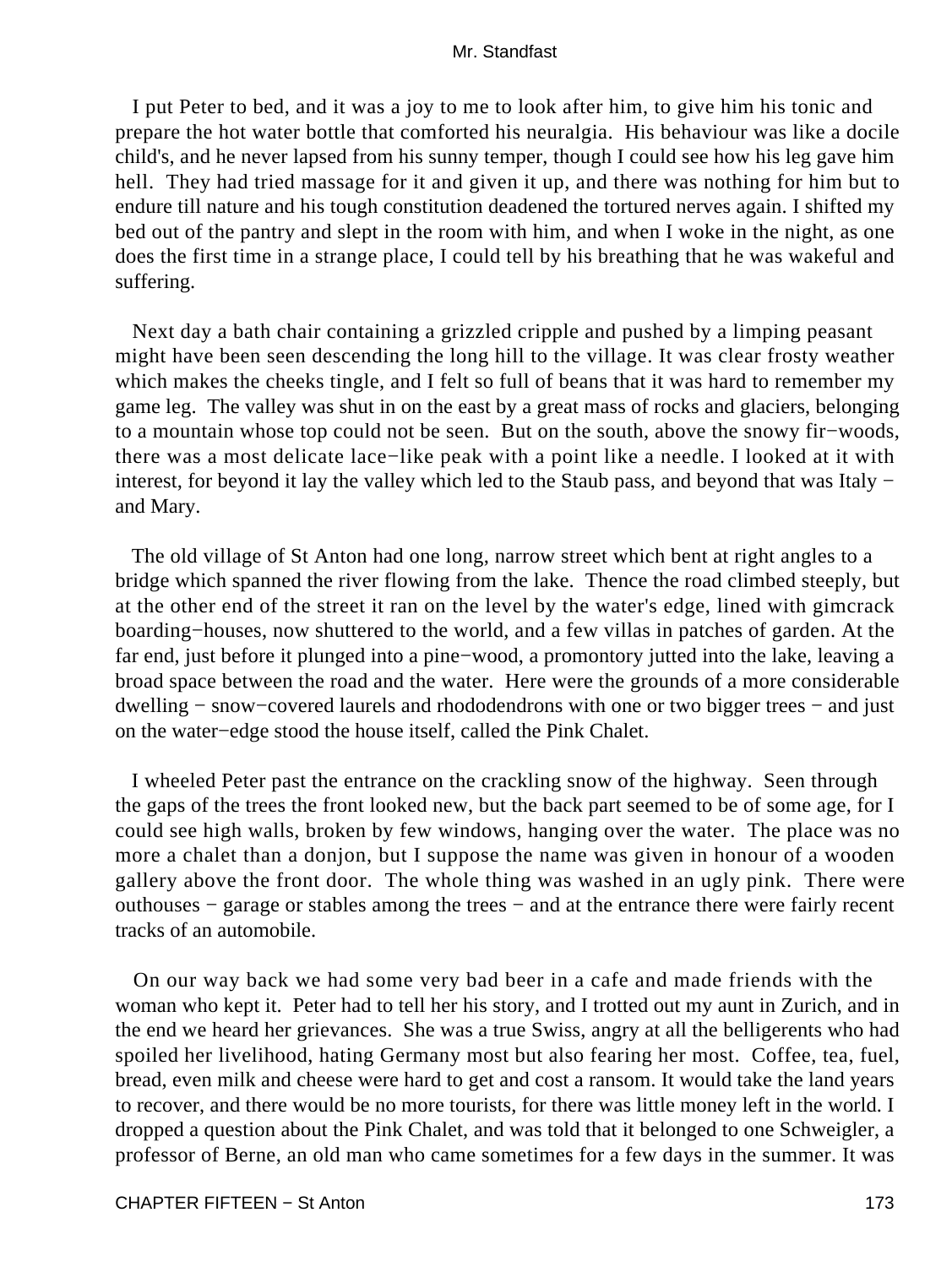I put Peter to bed, and it was a joy to me to look after him, to give him his tonic and prepare the hot water bottle that comforted his neuralgia. His behaviour was like a docile child's, and he never lapsed from his sunny temper, though I could see how his leg gave him hell. They had tried massage for it and given it up, and there was nothing for him but to endure till nature and his tough constitution deadened the tortured nerves again. I shifted my bed out of the pantry and slept in the room with him, and when I woke in the night, as one does the first time in a strange place, I could tell by his breathing that he was wakeful and suffering.

Next day a bath chair containing a grizzled cripple and pushed by a limping peasant might have been seen descending the long hill to the village. It was clear frosty weather which makes the cheeks tingle, and I felt so full of beans that it was hard to remember my game leg. The valley was shut in on the east by a great mass of rocks and glaciers, belonging to a mountain whose top could not be seen. But on the south, above the snowy fir−woods, there was a most delicate lace−like peak with a point like a needle. I looked at it with interest, for beyond it lay the valley which led to the Staub pass, and beyond that was Italy − and Mary.

The old village of St Anton had one long, narrow street which bent at right angles to a bridge which spanned the river flowing from the lake. Thence the road climbed steeply, but at the other end of the street it ran on the level by the water's edge, lined with gimcrack boarding−houses, now shuttered to the world, and a few villas in patches of garden. At the far end, just before it plunged into a pine−wood, a promontory jutted into the lake, leaving a broad space between the road and the water. Here were the grounds of a more considerable dwelling − snow−covered laurels and rhododendrons with one or two bigger trees − and just on the water−edge stood the house itself, called the Pink Chalet.

I wheeled Peter past the entrance on the crackling snow of the highway. Seen through the gaps of the trees the front looked new, but the back part seemed to be of some age, for I could see high walls, broken by few windows, hanging over the water. The place was no more a chalet than a donjon, but I suppose the name was given in honour of a wooden gallery above the front door. The whole thing was washed in an ugly pink. There were outhouses − garage or stables among the trees − and at the entrance there were fairly recent tracks of an automobile.

On our way back we had some very bad beer in a cafe and made friends with the woman who kept it. Peter had to tell her his story, and I trotted out my aunt in Zurich, and in the end we heard her grievances. She was a true Swiss, angry at all the belligerents who had spoiled her livelihood, hating Germany most but also fearing her most. Coffee, tea, fuel, bread, even milk and cheese were hard to get and cost a ransom. It would take the land years to recover, and there would be no more tourists, for there was little money left in the world. I dropped a question about the Pink Chalet, and was told that it belonged to one Schweigler, a professor of Berne, an old man who came sometimes for a few days in the summer. It was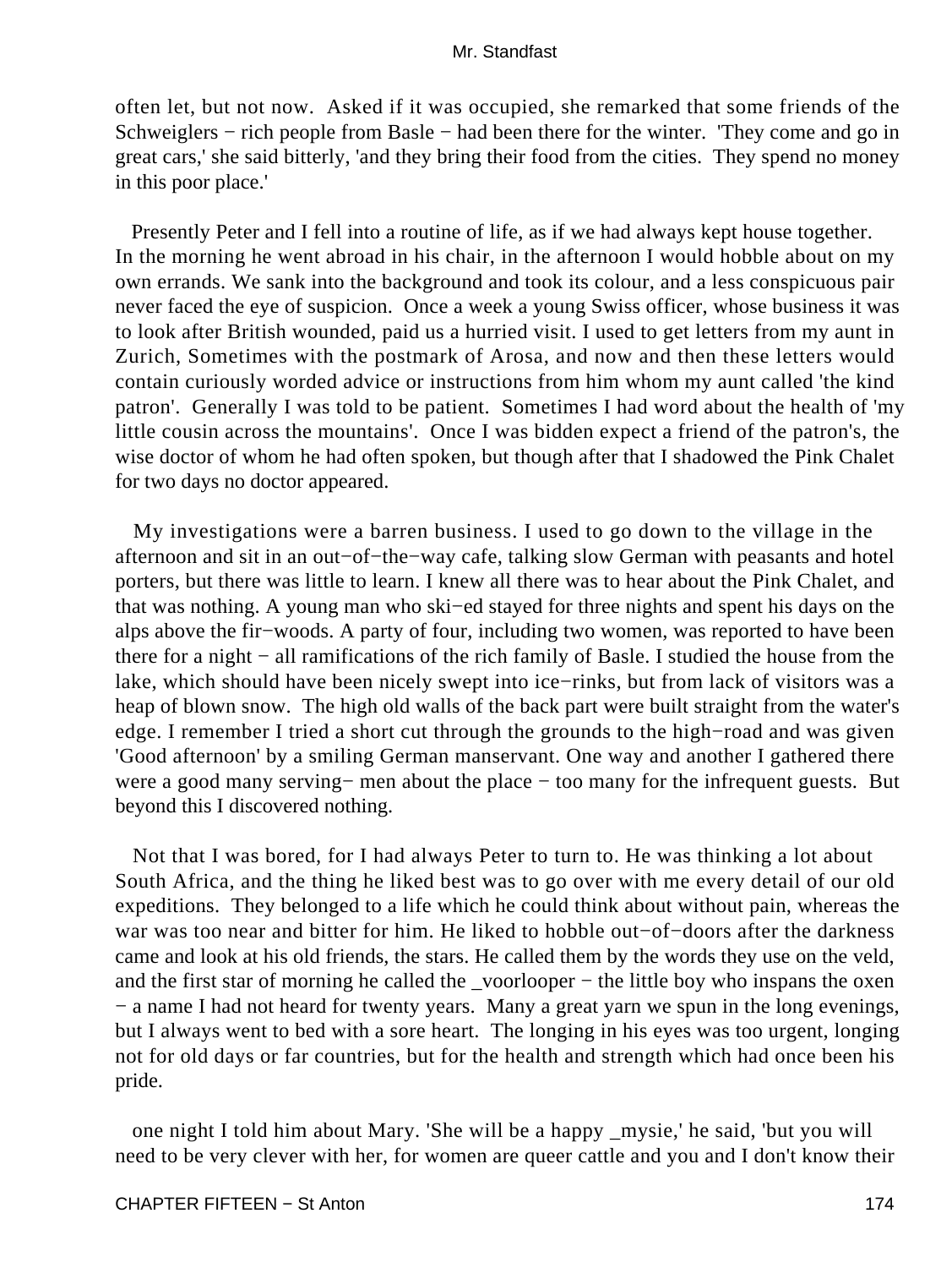often let, but not now. Asked if it was occupied, she remarked that some friends of the Schweiglers − rich people from Basle − had been there for the winter. 'They come and go in great cars,' she said bitterly, 'and they bring their food from the cities. They spend no money in this poor place.'

Presently Peter and I fell into a routine of life, as if we had always kept house together. In the morning he went abroad in his chair, in the afternoon I would hobble about on my own errands. We sank into the background and took its colour, and a less conspicuous pair never faced the eye of suspicion. Once a week a young Swiss officer, whose business it was to look after British wounded, paid us a hurried visit. I used to get letters from my aunt in Zurich, Sometimes with the postmark of Arosa, and now and then these letters would contain curiously worded advice or instructions from him whom my aunt called 'the kind patron'. Generally I was told to be patient. Sometimes I had word about the health of 'my little cousin across the mountains'. Once I was bidden expect a friend of the patron's, the wise doctor of whom he had often spoken, but though after that I shadowed the Pink Chalet for two days no doctor appeared.

My investigations were a barren business. I used to go down to the village in the afternoon and sit in an out−of−the−way cafe, talking slow German with peasants and hotel porters, but there was little to learn. I knew all there was to hear about the Pink Chalet, and that was nothing. A young man who ski−ed stayed for three nights and spent his days on the alps above the fir−woods. A party of four, including two women, was reported to have been there for a night − all ramifications of the rich family of Basle. I studied the house from the lake, which should have been nicely swept into ice−rinks, but from lack of visitors was a heap of blown snow. The high old walls of the back part were built straight from the water's edge. I remember I tried a short cut through the grounds to the high−road and was given 'Good afternoon' by a smiling German manservant. One way and another I gathered there were a good many serving− men about the place − too many for the infrequent guests. But beyond this I discovered nothing.

Not that I was bored, for I had always Peter to turn to. He was thinking a lot about South Africa, and the thing he liked best was to go over with me every detail of our old expeditions. They belonged to a life which he could think about without pain, whereas the war was too near and bitter for him. He liked to hobble out−of−doors after the darkness came and look at his old friends, the stars. He called them by the words they use on the veld, and the first star of morning he called the _voorlooper − the little boy who inspans the oxen − a name I had not heard for twenty years. Many a great yarn we spun in the long evenings, but I always went to bed with a sore heart. The longing in his eyes was too urgent, longing not for old days or far countries, but for the health and strength which had once been his pride.

one night I told him about Mary. 'She will be a happy _mysie,' he said, 'but you will need to be very clever with her, for women are queer cattle and you and I don't know their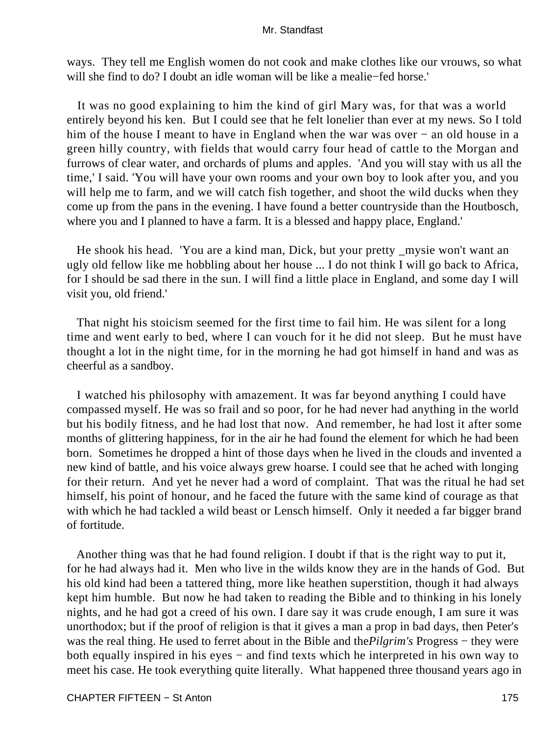ways. They tell me English women do not cook and make clothes like our vrouws, so what will she find to do? I doubt an idle woman will be like a mealie−fed horse.'

It was no good explaining to him the kind of girl Mary was, for that was a world entirely beyond his ken. But I could see that he felt lonelier than ever at my news. So I told him of the house I meant to have in England when the war was over − an old house in a green hilly country, with fields that would carry four head of cattle to the Morgan and furrows of clear water, and orchards of plums and apples. 'And you will stay with us all the time,' I said. 'You will have your own rooms and your own boy to look after you, and you will help me to farm, and we will catch fish together, and shoot the wild ducks when they come up from the pans in the evening. I have found a better countryside than the Houtbosch, where you and I planned to have a farm. It is a blessed and happy place, England.'

He shook his head. 'You are a kind man, Dick, but your pretty _mysie won't want an ugly old fellow like me hobbling about her house ... I do not think I will go back to Africa, for I should be sad there in the sun. I will find a little place in England, and some day I will visit you, old friend.'

That night his stoicism seemed for the first time to fail him. He was silent for a long time and went early to bed, where I can vouch for it he did not sleep. But he must have thought a lot in the night time, for in the morning he had got himself in hand and was as cheerful as a sandboy.

I watched his philosophy with amazement. It was far beyond anything I could have compassed myself. He was so frail and so poor, for he had never had anything in the world but his bodily fitness, and he had lost that now. And remember, he had lost it after some months of glittering happiness, for in the air he had found the element for which he had been born. Sometimes he dropped a hint of those days when he lived in the clouds and invented a new kind of battle, and his voice always grew hoarse. I could see that he ached with longing for their return. And yet he never had a word of complaint. That was the ritual he had set himself, his point of honour, and he faced the future with the same kind of courage as that with which he had tackled a wild beast or Lensch himself. Only it needed a far bigger brand of fortitude.

Another thing was that he had found religion. I doubt if that is the right way to put it, for he had always had it. Men who live in the wilds know they are in the hands of God. But his old kind had been a tattered thing, more like heathen superstition, though it had always kept him humble. But now he had taken to reading the Bible and to thinking in his lonely nights, and he had got a creed of his own. I dare say it was crude enough, I am sure it was unorthodox; but if the proof of religion is that it gives a man a prop in bad days, then Peter's was the real thing. He used to ferret about in the Bible and the *Pilgrim's* Progress − they were both equally inspired in his eyes − and find texts which he interpreted in his own way to meet his case. He took everything quite literally. What happened three thousand years ago in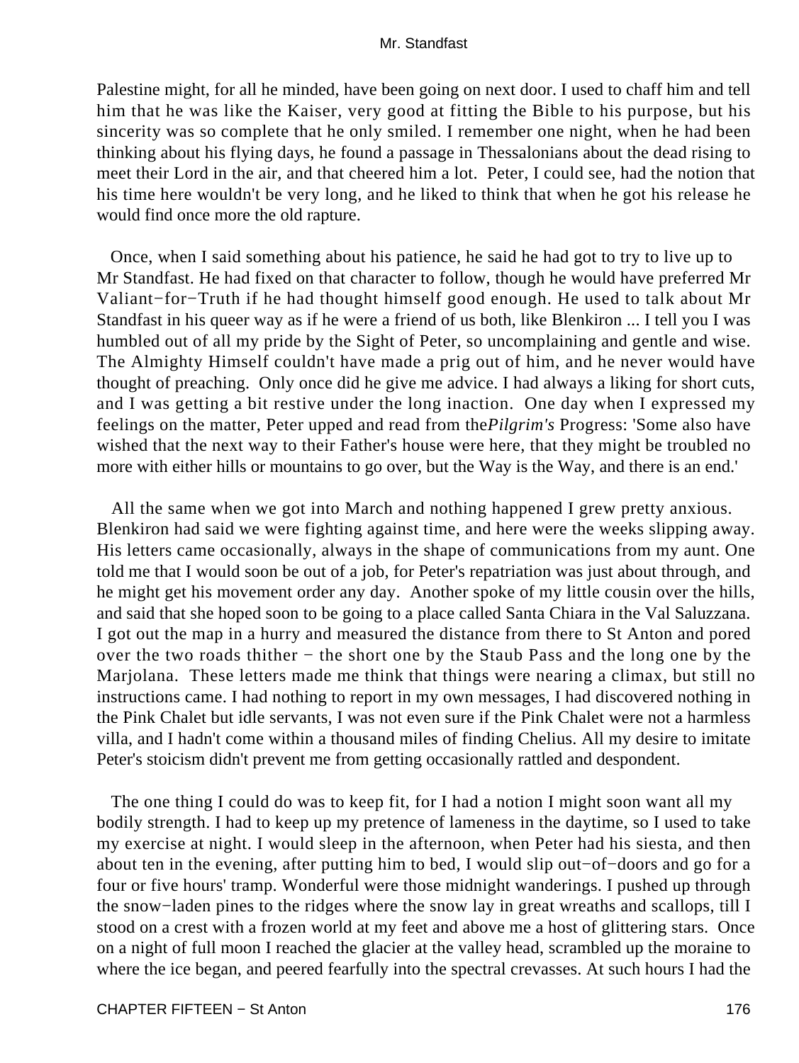Palestine might, for all he minded, have been going on next door. I used to chaff him and tell him that he was like the Kaiser, very good at fitting the Bible to his purpose, but his sincerity was so complete that he only smiled. I remember one night, when he had been thinking about his flying days, he found a passage in Thessalonians about the dead rising to meet their Lord in the air, and that cheered him a lot. Peter, I could see, had the notion that his time here wouldn't be very long, and he liked to think that when he got his release he would find once more the old rapture.

Once, when I said something about his patience, he said he had got to try to live up to Mr Standfast. He had fixed on that character to follow, though he would have preferred Mr Valiant−for−Truth if he had thought himself good enough. He used to talk about Mr Standfast in his queer way as if he were a friend of us both, like Blenkiron ... I tell you I was humbled out of all my pride by the Sight of Peter, so uncomplaining and gentle and wise. The Almighty Himself couldn't have made a prig out of him, and he never would have thought of preaching. Only once did he give me advice. I had always a liking for short cuts, and I was getting a bit restive under the long inaction. One day when I expressed my feelings on the matter, Peter upped and read from the*Pilgrim's* Progress: 'Some also have wished that the next way to their Father's house were here, that they might be troubled no more with either hills or mountains to go over, but the Way is the Way, and there is an end.'

All the same when we got into March and nothing happened I grew pretty anxious. Blenkiron had said we were fighting against time, and here were the weeks slipping away. His letters came occasionally, always in the shape of communications from my aunt. One told me that I would soon be out of a job, for Peter's repatriation was just about through, and he might get his movement order any day. Another spoke of my little cousin over the hills, and said that she hoped soon to be going to a place called Santa Chiara in the Val Saluzzana. I got out the map in a hurry and measured the distance from there to St Anton and pored over the two roads thither − the short one by the Staub Pass and the long one by the Marjolana. These letters made me think that things were nearing a climax, but still no instructions came. I had nothing to report in my own messages, I had discovered nothing in the Pink Chalet but idle servants, I was not even sure if the Pink Chalet were not a harmless villa, and I hadn't come within a thousand miles of finding Chelius. All my desire to imitate Peter's stoicism didn't prevent me from getting occasionally rattled and despondent.

The one thing I could do was to keep fit, for I had a notion I might soon want all my bodily strength. I had to keep up my pretence of lameness in the daytime, so I used to take my exercise at night. I would sleep in the afternoon, when Peter had his siesta, and then about ten in the evening, after putting him to bed, I would slip out−of−doors and go for a four or five hours' tramp. Wonderful were those midnight wanderings. I pushed up through the snow−laden pines to the ridges where the snow lay in great wreaths and scallops, till I stood on a crest with a frozen world at my feet and above me a host of glittering stars. Once on a night of full moon I reached the glacier at the valley head, scrambled up the moraine to where the ice began, and peered fearfully into the spectral crevasses. At such hours I had the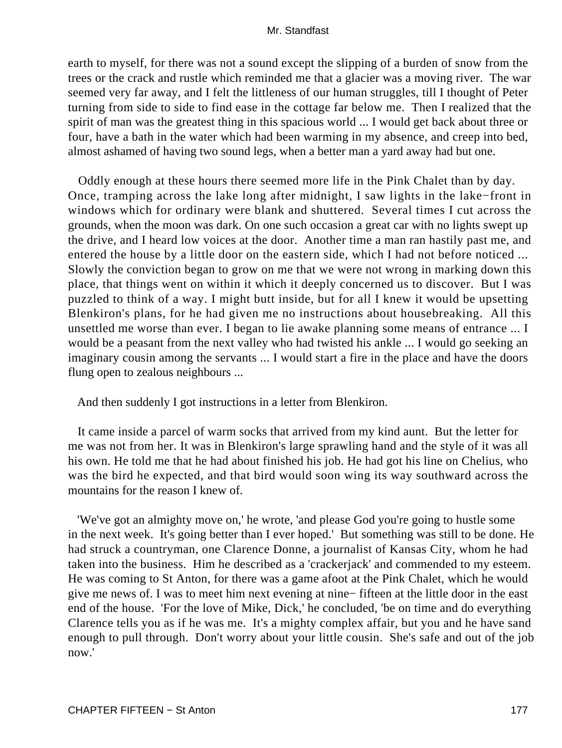earth to myself, for there was not a sound except the slipping of a burden of snow from the trees or the crack and rustle which reminded me that a glacier was a moving river. The war seemed very far away, and I felt the littleness of our human struggles, till I thought of Peter turning from side to side to find ease in the cottage far below me. Then I realized that the spirit of man was the greatest thing in this spacious world ... I would get back about three or four, have a bath in the water which had been warming in my absence, and creep into bed, almost ashamed of having two sound legs, when a better man a yard away had but one.

Oddly enough at these hours there seemed more life in the Pink Chalet than by day. Once, tramping across the lake long after midnight, I saw lights in the lake−front in windows which for ordinary were blank and shuttered. Several times I cut across the grounds, when the moon was dark. On one such occasion a great car with no lights swept up the drive, and I heard low voices at the door. Another time a man ran hastily past me, and entered the house by a little door on the eastern side, which I had not before noticed ... Slowly the conviction began to grow on me that we were not wrong in marking down this place, that things went on within it which it deeply concerned us to discover. But I was puzzled to think of a way. I might butt inside, but for all I knew it would be upsetting Blenkiron's plans, for he had given me no instructions about housebreaking. All this unsettled me worse than ever. I began to lie awake planning some means of entrance ... I would be a peasant from the next valley who had twisted his ankle ... I would go seeking an imaginary cousin among the servants ... I would start a fire in the place and have the doors flung open to zealous neighbours ...

And then suddenly I got instructions in a letter from Blenkiron.

It came inside a parcel of warm socks that arrived from my kind aunt. But the letter for me was not from her. It was in Blenkiron's large sprawling hand and the style of it was all his own. He told me that he had about finished his job. He had got his line on Chelius, who was the bird he expected, and that bird would soon wing its way southward across the mountains for the reason I knew of.

'We've got an almighty move on,' he wrote, 'and please God you're going to hustle some in the next week. It's going better than I ever hoped.' But something was still to be done. He had struck a countryman, one Clarence Donne, a journalist of Kansas City, whom he had taken into the business. Him he described as a 'crackerjack' and commended to my esteem. He was coming to St Anton, for there was a game afoot at the Pink Chalet, which he would give me news of. I was to meet him next evening at nine− fifteen at the little door in the east end of the house. 'For the love of Mike, Dick,' he concluded, 'be on time and do everything Clarence tells you as if he was me. It's a mighty complex affair, but you and he have sand enough to pull through. Don't worry about your little cousin. She's safe and out of the job now.'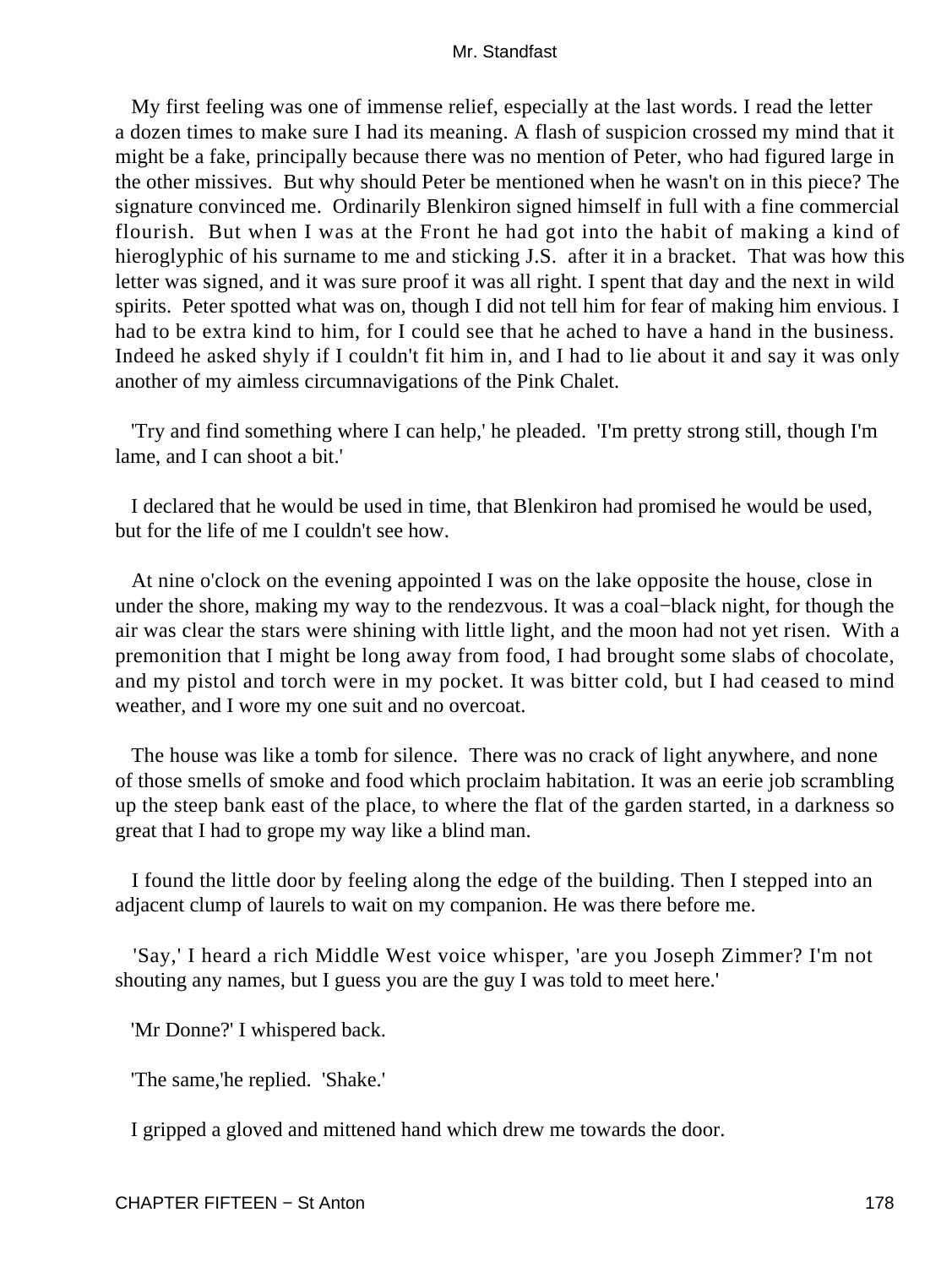My first feeling was one of immense relief, especially at the last words. I read the letter a dozen times to make sure I had its meaning. A flash of suspicion crossed my mind that it might be a fake, principally because there was no mention of Peter, who had figured large in the other missives. But why should Peter be mentioned when he wasn't on in this piece? The signature convinced me. Ordinarily Blenkiron signed himself in full with a fine commercial flourish. But when I was at the Front he had got into the habit of making a kind of hieroglyphic of his surname to me and sticking J.S. after it in a bracket. That was how this letter was signed, and it was sure proof it was all right. I spent that day and the next in wild spirits. Peter spotted what was on, though I did not tell him for fear of making him envious. I had to be extra kind to him, for I could see that he ached to have a hand in the business. Indeed he asked shyly if I couldn't fit him in, and I had to lie about it and say it was only another of my aimless circumnavigations of the Pink Chalet.

'Try and find something where I can help,' he pleaded. 'I'm pretty strong still, though I'm lame, and I can shoot a bit.'

I declared that he would be used in time, that Blenkiron had promised he would be used, but for the life of me I couldn't see how.

At nine o'clock on the evening appointed I was on the lake opposite the house, close in under the shore, making my way to the rendezvous. It was a coal−black night, for though the air was clear the stars were shining with little light, and the moon had not yet risen. With a premonition that I might be long away from food, I had brought some slabs of chocolate, and my pistol and torch were in my pocket. It was bitter cold, but I had ceased to mind weather, and I wore my one suit and no overcoat.

The house was like a tomb for silence. There was no crack of light anywhere, and none of those smells of smoke and food which proclaim habitation. It was an eerie job scrambling up the steep bank east of the place, to where the flat of the garden started, in a darkness so great that I had to grope my way like a blind man.

I found the little door by feeling along the edge of the building. Then I stepped into an adjacent clump of laurels to wait on my companion. He was there before me.

'Say,' I heard a rich Middle West voice whisper, 'are you Joseph Zimmer? I'm not shouting any names, but I guess you are the guy I was told to meet here.'

'Mr Donne?' I whispered back.

'The same,'he replied. 'Shake.'

I gripped a gloved and mittened hand which drew me towards the door.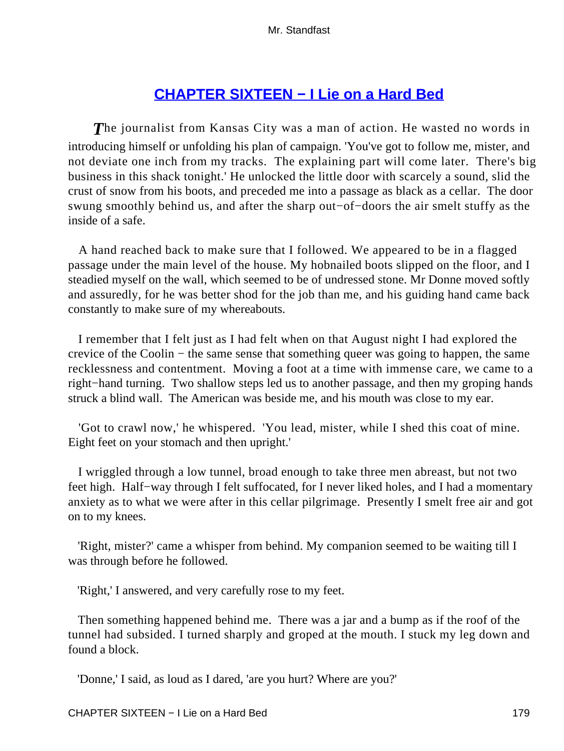## CHAPTER SIXTEEN − I Lie on a Hard Bed

*T*he journalist from Kansas City was a man of action. He wasted no words in introducing himself or unfolding his plan of campaign. 'You've got to follow me, mister, and not deviate one inch from my tracks. The explaining part will come later. There's big business in this shack tonight.' He unlocked the little door with scarcely a sound, slid the crust of snow from his boots, and preceded me into a passage as black as a cellar. The door swung smoothly behind us, and after the sharp out−of−doors the air smelt stuffy as the inside of a safe.

A hand reached back to make sure that I followed. We appeared to be in a flagged passage under the main level of the house. My hobnailed boots slipped on the floor, and I steadied myself on the wall, which seemed to be of undressed stone. Mr Donne moved softly and assuredly, for he was better shod for the job than me, and his guiding hand came back constantly to make sure of my whereabouts.

I remember that I felt just as I had felt when on that August night I had explored the crevice of the Coolin − the same sense that something queer was going to happen, the same recklessness and contentment. Moving a foot at a time with immense care, we came to a right−hand turning. Two shallow steps led us to another passage, and then my groping hands struck a blind wall. The American was beside me, and his mouth was close to my ear.

'Got to crawl now,' he whispered. 'You lead, mister, while I shed this coat of mine. Eight feet on your stomach and then upright.'

I wriggled through a low tunnel, broad enough to take three men abreast, but not two feet high. Half−way through I felt suffocated, for I never liked holes, and I had a momentary anxiety as to what we were after in this cellar pilgrimage. Presently I smelt free air and got on to my knees.

'Right, mister?' came a whisper from behind. My companion seemed to be waiting till I was through before he followed.

'Right,' I answered, and very carefully rose to my feet.

Then something happened behind me. There was a jar and a bump as if the roof of the tunnel had subsided. I turned sharply and groped at the mouth. I stuck my leg down and found a block.

'Donne,' I said, as loud as I dared, 'are you hurt? Where are you?'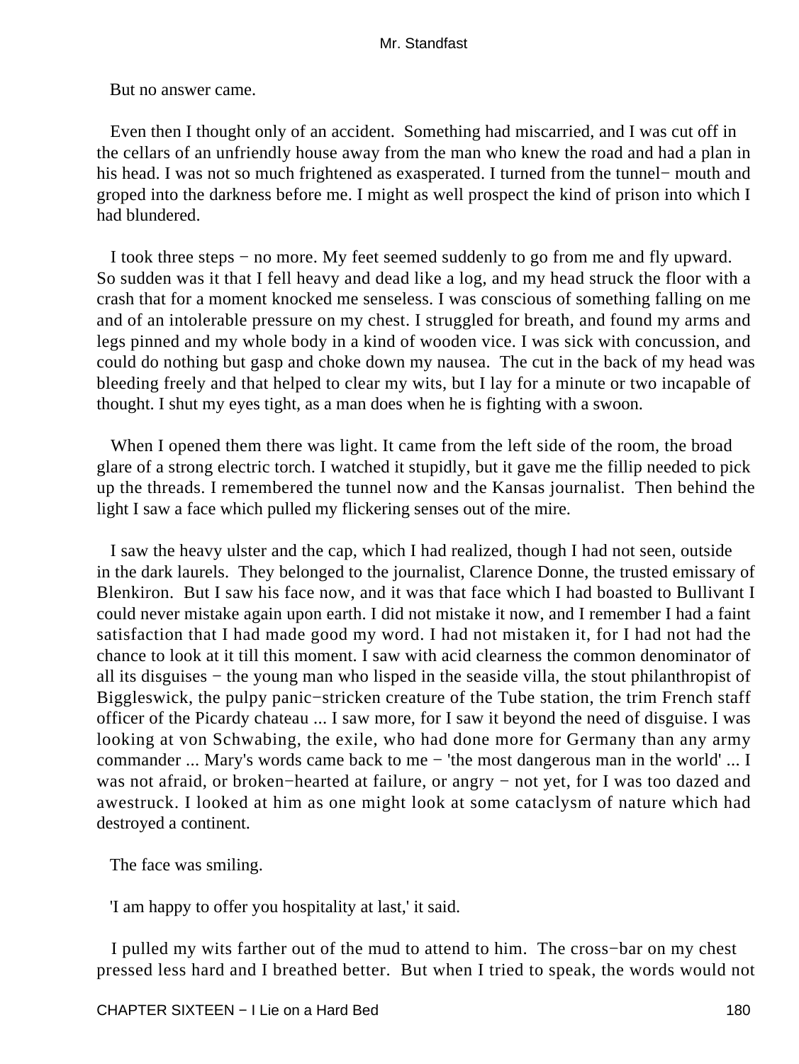But no answer came.

Even then I thought only of an accident. Something had miscarried, and I was cut off in the cellars of an unfriendly house away from the man who knew the road and had a plan in his head. I was not so much frightened as exasperated. I turned from the tunnel− mouth and groped into the darkness before me. I might as well prospect the kind of prison into which I had blundered.

I took three steps − no more. My feet seemed suddenly to go from me and fly upward. So sudden was it that I fell heavy and dead like a log, and my head struck the floor with a crash that for a moment knocked me senseless. I was conscious of something falling on me and of an intolerable pressure on my chest. I struggled for breath, and found my arms and legs pinned and my whole body in a kind of wooden vice. I was sick with concussion, and could do nothing but gasp and choke down my nausea. The cut in the back of my head was bleeding freely and that helped to clear my wits, but I lay for a minute or two incapable of thought. I shut my eyes tight, as a man does when he is fighting with a swoon.

When I opened them there was light. It came from the left side of the room, the broad glare of a strong electric torch. I watched it stupidly, but it gave me the fillip needed to pick up the threads. I remembered the tunnel now and the Kansas journalist. Then behind the light I saw a face which pulled my flickering senses out of the mire.

I saw the heavy ulster and the cap, which I had realized, though I had not seen, outside in the dark laurels. They belonged to the journalist, Clarence Donne, the trusted emissary of Blenkiron. But I saw his face now, and it was that face which I had boasted to Bullivant I could never mistake again upon earth. I did not mistake it now, and I remember I had a faint satisfaction that I had made good my word. I had not mistaken it, for I had not had the chance to look at it till this moment. I saw with acid clearness the common denominator of all its disguises − the young man who lisped in the seaside villa, the stout philanthropist of Biggleswick, the pulpy panic−stricken creature of the Tube station, the trim French staff officer of the Picardy chateau ... I saw more, for I saw it beyond the need of disguise. I was looking at von Schwabing, the exile, who had done more for Germany than any army commander ... Mary's words came back to me − 'the most dangerous man in the world' ... I was not afraid, or broken−hearted at failure, or angry − not yet, for I was too dazed and awestruck. I looked at him as one might look at some cataclysm of nature which had destroyed a continent.

The face was smiling.

'I am happy to offer you hospitality at last,' it said.

I pulled my wits farther out of the mud to attend to him. The cross−bar on my chest pressed less hard and I breathed better. But when I tried to speak, the words would not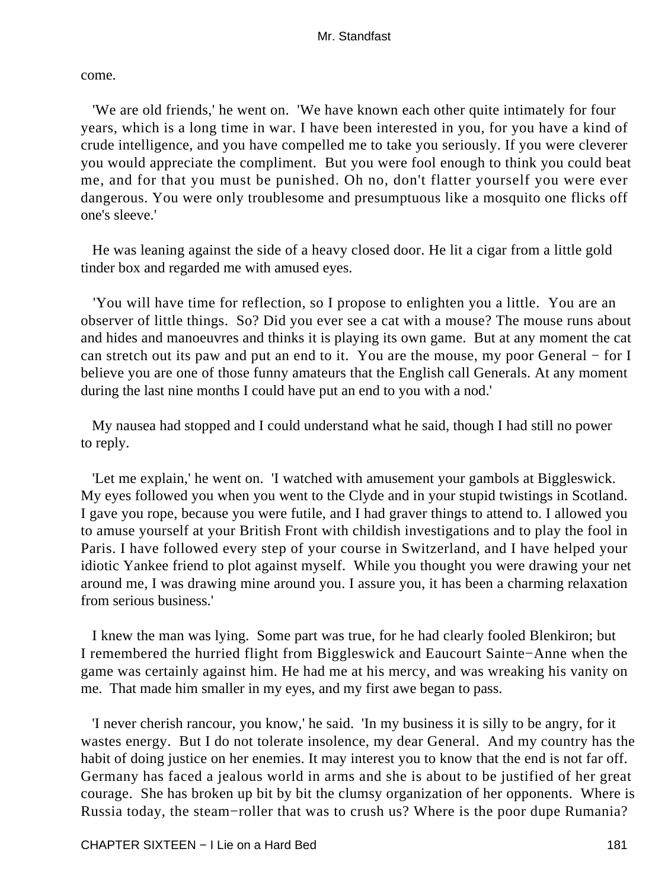come.

'We are old friends,' he went on. 'We have known each other quite intimately for four years, which is a long time in war. I have been interested in you, for you have a kind of crude intelligence, and you have compelled me to take you seriously. If you were cleverer you would appreciate the compliment. But you were fool enough to think you could beat me, and for that you must be punished. Oh no, don't flatter yourself you were ever dangerous. You were only troublesome and presumptuous like a mosquito one flicks off one's sleeve.'

He was leaning against the side of a heavy closed door. He lit a cigar from a little gold tinder box and regarded me with amused eyes.

'You will have time for reflection, so I propose to enlighten you a little. You are an observer of little things. So? Did you ever see a cat with a mouse? The mouse runs about and hides and manoeuvres and thinks it is playing its own game. But at any moment the cat can stretch out its paw and put an end to it. You are the mouse, my poor General − for I believe you are one of those funny amateurs that the English call Generals. At any moment during the last nine months I could have put an end to you with a nod.'

My nausea had stopped and I could understand what he said, though I had still no power to reply.

'Let me explain,' he went on. 'I watched with amusement your gambols at Biggleswick. My eyes followed you when you went to the Clyde and in your stupid twistings in Scotland. I gave you rope, because you were futile, and I had graver things to attend to. I allowed you to amuse yourself at your British Front with childish investigations and to play the fool in Paris. I have followed every step of your course in Switzerland, and I have helped your idiotic Yankee friend to plot against myself. While you thought you were drawing your net around me, I was drawing mine around you. I assure you, it has been a charming relaxation from serious business.'

I knew the man was lying. Some part was true, for he had clearly fooled Blenkiron; but I remembered the hurried flight from Biggleswick and Eaucourt Sainte−Anne when the game was certainly against him. He had me at his mercy, and was wreaking his vanity on me. That made him smaller in my eyes, and my first awe began to pass.

'I never cherish rancour, you know,' he said. 'In my business it is silly to be angry, for it wastes energy. But I do not tolerate insolence, my dear General. And my country has the habit of doing justice on her enemies. It may interest you to know that the end is not far off. Germany has faced a jealous world in arms and she is about to be justified of her great courage. She has broken up bit by bit the clumsy organization of her opponents. Where is Russia today, the steam−roller that was to crush us? Where is the poor dupe Rumania?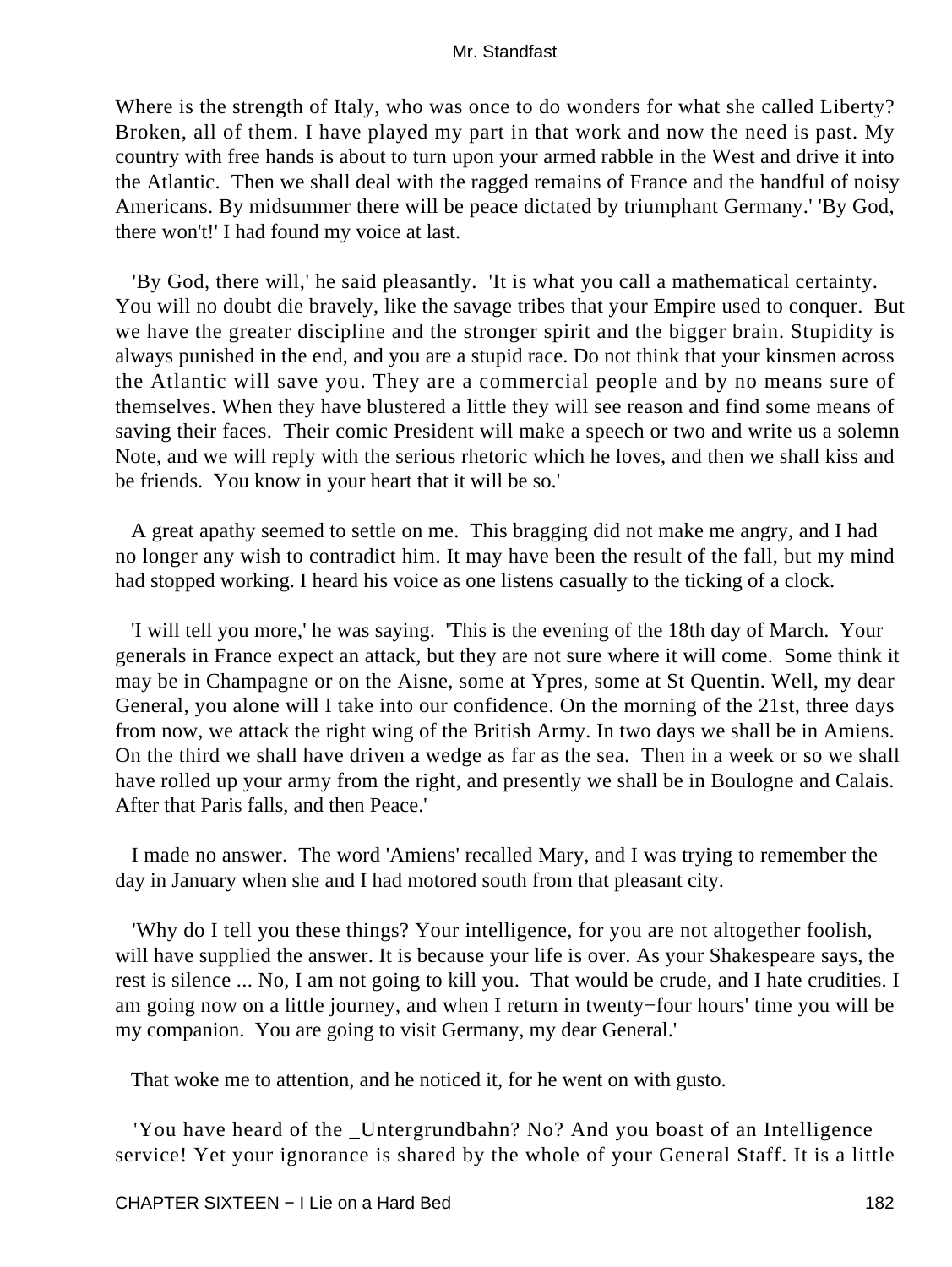Where is the strength of Italy, who was once to do wonders for what she called Liberty? Broken, all of them. I have played my part in that work and now the need is past. My country with free hands is about to turn upon your armed rabble in the West and drive it into the Atlantic. Then we shall deal with the ragged remains of France and the handful of noisy Americans. By midsummer there will be peace dictated by triumphant Germany.' 'By God, there won't!' I had found my voice at last.

'By God, there will,' he said pleasantly. 'It is what you call a mathematical certainty. You will no doubt die bravely, like the savage tribes that your Empire used to conquer. But we have the greater discipline and the stronger spirit and the bigger brain. Stupidity is always punished in the end, and you are a stupid race. Do not think that your kinsmen across the Atlantic will save you. They are a commercial people and by no means sure of themselves. When they have blustered a little they will see reason and find some means of saving their faces. Their comic President will make a speech or two and write us a solemn Note, and we will reply with the serious rhetoric which he loves, and then we shall kiss and be friends. You know in your heart that it will be so.'

A great apathy seemed to settle on me. This bragging did not make me angry, and I had no longer any wish to contradict him. It may have been the result of the fall, but my mind had stopped working. I heard his voice as one listens casually to the ticking of a clock.

'I will tell you more,' he was saying. 'This is the evening of the 18th day of March. Your generals in France expect an attack, but they are not sure where it will come. Some think it may be in Champagne or on the Aisne, some at Ypres, some at St Quentin. Well, my dear General, you alone will I take into our confidence. On the morning of the 21st, three days from now, we attack the right wing of the British Army. In two days we shall be in Amiens. On the third we shall have driven a wedge as far as the sea. Then in a week or so we shall have rolled up your army from the right, and presently we shall be in Boulogne and Calais. After that Paris falls, and then Peace.'

I made no answer. The word 'Amiens' recalled Mary, and I was trying to remember the day in January when she and I had motored south from that pleasant city.

'Why do I tell you these things? Your intelligence, for you are not altogether foolish, will have supplied the answer. It is because your life is over. As your Shakespeare says, the rest is silence ... No, I am not going to kill you. That would be crude, and I hate crudities. I am going now on a little journey, and when I return in twenty−four hours' time you will be my companion. You are going to visit Germany, my dear General.'

That woke me to attention, and he noticed it, for he went on with gusto.

'You have heard of the _Untergrundbahn? No? And you boast of an Intelligence service! Yet your ignorance is shared by the whole of your General Staff. It is a little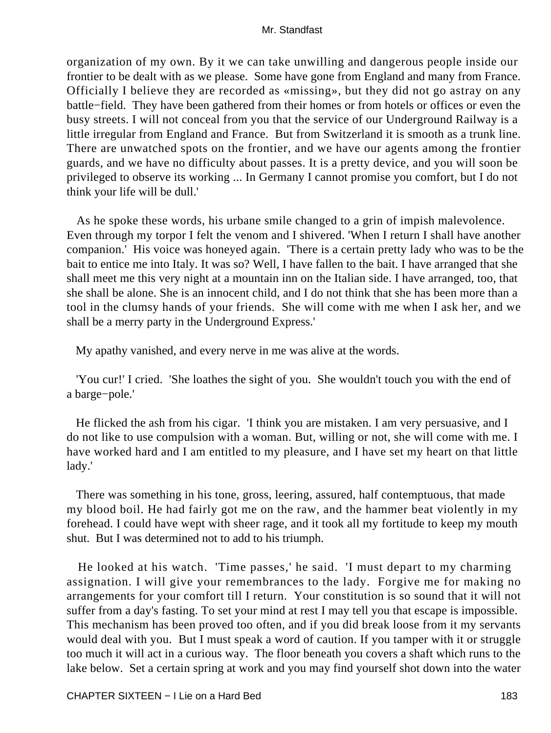organization of my own. By it we can take unwilling and dangerous people inside our frontier to be dealt with as we please. Some have gone from England and many from France. Officially I believe they are recorded as «missing», but they did not go astray on any battle−field. They have been gathered from their homes or from hotels or offices or even the busy streets. I will not conceal from you that the service of our Underground Railway is a little irregular from England and France. But from Switzerland it is smooth as a trunk line. There are unwatched spots on the frontier, and we have our agents among the frontier guards, and we have no difficulty about passes. It is a pretty device, and you will soon be privileged to observe its working ... In Germany I cannot promise you comfort, but I do not think your life will be dull.'

As he spoke these words, his urbane smile changed to a grin of impish malevolence. Even through my torpor I felt the venom and I shivered. 'When I return I shall have another companion.' His voice was honeyed again. 'There is a certain pretty lady who was to be the bait to entice me into Italy. It was so? Well, I have fallen to the bait. I have arranged that she shall meet me this very night at a mountain inn on the Italian side. I have arranged, too, that she shall be alone. She is an innocent child, and I do not think that she has been more than a tool in the clumsy hands of your friends. She will come with me when I ask her, and we shall be a merry party in the Underground Express.'

My apathy vanished, and every nerve in me was alive at the words.

'You cur!' I cried. 'She loathes the sight of you. She wouldn't touch you with the end of a barge−pole.'

He flicked the ash from his cigar. 'I think you are mistaken. I am very persuasive, and I do not like to use compulsion with a woman. But, willing or not, she will come with me. I have worked hard and I am entitled to my pleasure, and I have set my heart on that little lady.'

There was something in his tone, gross, leering, assured, half contemptuous, that made my blood boil. He had fairly got me on the raw, and the hammer beat violently in my forehead. I could have wept with sheer rage, and it took all my fortitude to keep my mouth shut. But I was determined not to add to his triumph.

He looked at his watch. 'Time passes,' he said. 'I must depart to my charming assignation. I will give your remembrances to the lady. Forgive me for making no arrangements for your comfort till I return. Your constitution is so sound that it will not suffer from a day's fasting. To set your mind at rest I may tell you that escape is impossible. This mechanism has been proved too often, and if you did break loose from it my servants would deal with you. But I must speak a word of caution. If you tamper with it or struggle too much it will act in a curious way. The floor beneath you covers a shaft which runs to the lake below. Set a certain spring at work and you may find yourself shot down into the water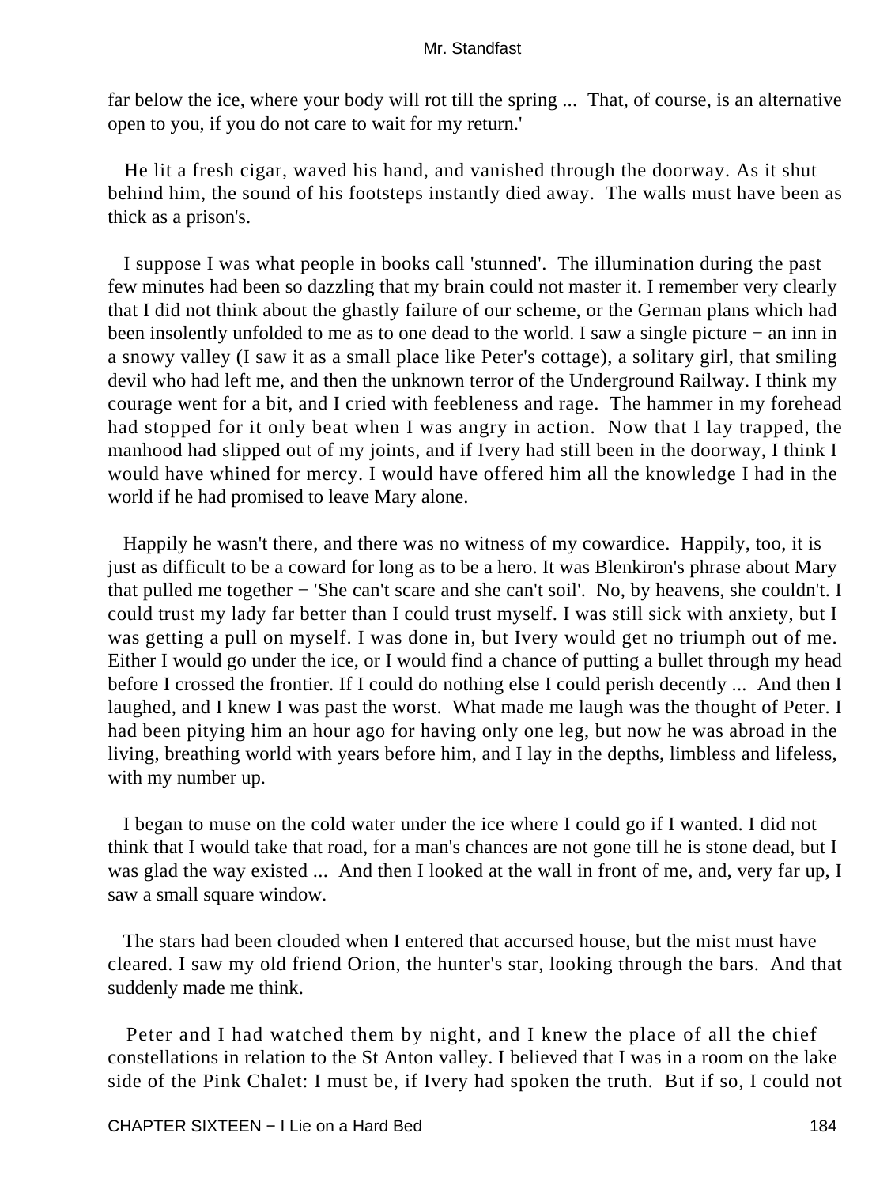far below the ice, where your body will rot till the spring ... That, of course, is an alternative open to you, if you do not care to wait for my return.'

He lit a fresh cigar, waved his hand, and vanished through the doorway. As it shut behind him, the sound of his footsteps instantly died away. The walls must have been as thick as a prison's.

I suppose I was what people in books call 'stunned'. The illumination during the past few minutes had been so dazzling that my brain could not master it. I remember very clearly that I did not think about the ghastly failure of our scheme, or the German plans which had been insolently unfolded to me as to one dead to the world. I saw a single picture − an inn in a snowy valley (I saw it as a small place like Peter's cottage), a solitary girl, that smiling devil who had left me, and then the unknown terror of the Underground Railway. I think my courage went for a bit, and I cried with feebleness and rage. The hammer in my forehead had stopped for it only beat when I was angry in action. Now that I lay trapped, the manhood had slipped out of my joints, and if Ivery had still been in the doorway, I think I would have whined for mercy. I would have offered him all the knowledge I had in the world if he had promised to leave Mary alone.

Happily he wasn't there, and there was no witness of my cowardice. Happily, too, it is just as difficult to be a coward for long as to be a hero. It was Blenkiron's phrase about Mary that pulled me together − 'She can't scare and she can't soil'. No, by heavens, she couldn't. I could trust my lady far better than I could trust myself. I was still sick with anxiety, but I was getting a pull on myself. I was done in, but Ivery would get no triumph out of me. Either I would go under the ice, or I would find a chance of putting a bullet through my head before I crossed the frontier. If I could do nothing else I could perish decently ... And then I laughed, and I knew I was past the worst. What made me laugh was the thought of Peter. I had been pitying him an hour ago for having only one leg, but now he was abroad in the living, breathing world with years before him, and I lay in the depths, limbless and lifeless, with my number up.

I began to muse on the cold water under the ice where I could go if I wanted. I did not think that I would take that road, for a man's chances are not gone till he is stone dead, but I was glad the way existed ... And then I looked at the wall in front of me, and, very far up, I saw a small square window.

The stars had been clouded when I entered that accursed house, but the mist must have cleared. I saw my old friend Orion, the hunter's star, looking through the bars. And that suddenly made me think.

Peter and I had watched them by night, and I knew the place of all the chief constellations in relation to the St Anton valley. I believed that I was in a room on the lake side of the Pink Chalet: I must be, if Ivery had spoken the truth. But if so, I could not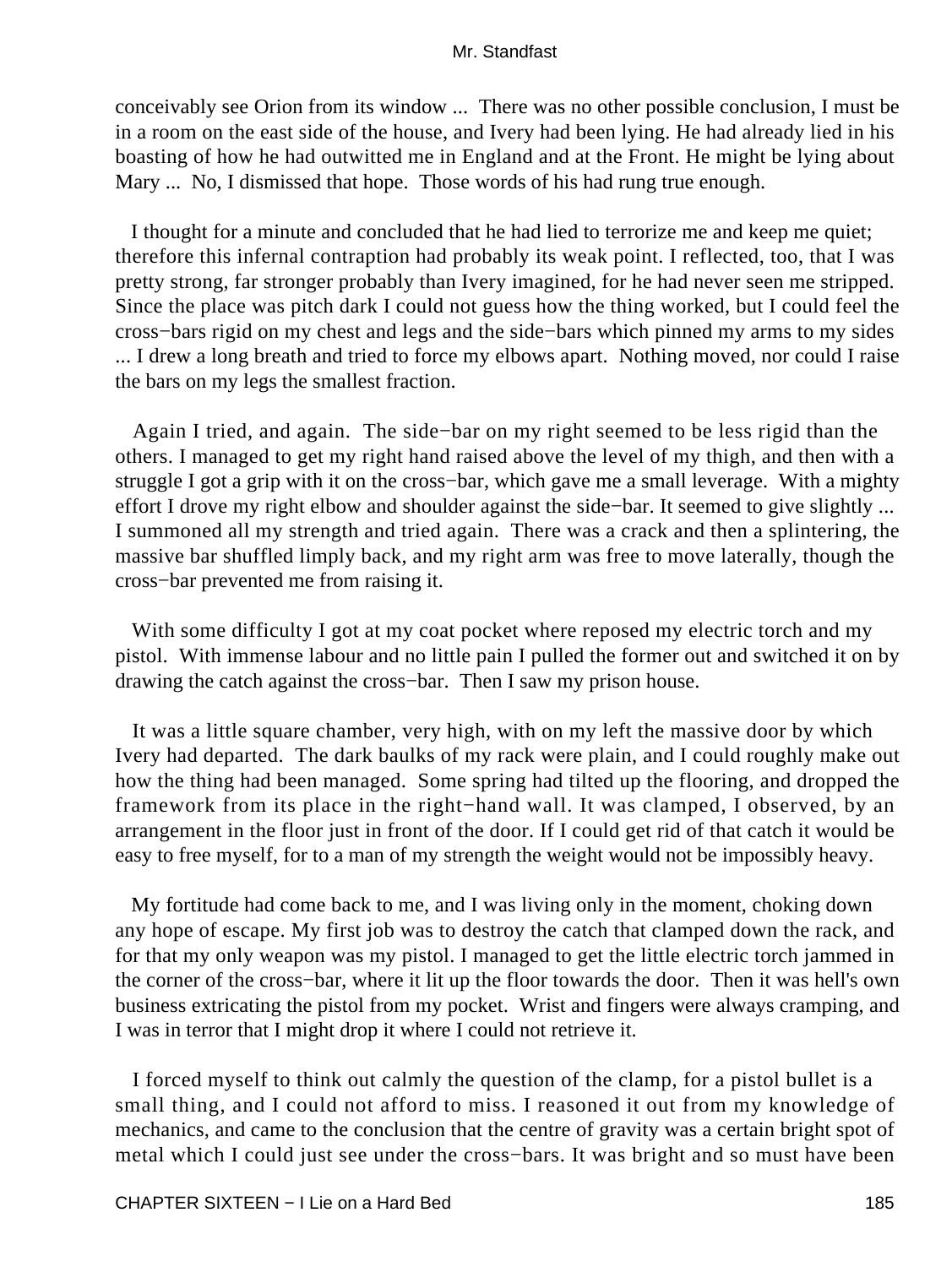conceivably see Orion from its window ... There was no other possible conclusion, I must be in a room on the east side of the house, and Ivery had been lying. He had already lied in his boasting of how he had outwitted me in England and at the Front. He might be lying about Mary ... No, I dismissed that hope. Those words of his had rung true enough.

I thought for a minute and concluded that he had lied to terrorize me and keep me quiet; therefore this infernal contraption had probably its weak point. I reflected, too, that I was pretty strong, far stronger probably than Ivery imagined, for he had never seen me stripped. Since the place was pitch dark I could not guess how the thing worked, but I could feel the cross−bars rigid on my chest and legs and the side−bars which pinned my arms to my sides ... I drew a long breath and tried to force my elbows apart. Nothing moved, nor could I raise the bars on my legs the smallest fraction.

Again I tried, and again. The side−bar on my right seemed to be less rigid than the others. I managed to get my right hand raised above the level of my thigh, and then with a struggle I got a grip with it on the cross−bar, which gave me a small leverage. With a mighty effort I drove my right elbow and shoulder against the side−bar. It seemed to give slightly ... I summoned all my strength and tried again. There was a crack and then a splintering, the massive bar shuffled limply back, and my right arm was free to move laterally, though the cross−bar prevented me from raising it.

With some difficulty I got at my coat pocket where reposed my electric torch and my pistol. With immense labour and no little pain I pulled the former out and switched it on by drawing the catch against the cross−bar. Then I saw my prison house.

It was a little square chamber, very high, with on my left the massive door by which Ivery had departed. The dark baulks of my rack were plain, and I could roughly make out how the thing had been managed. Some spring had tilted up the flooring, and dropped the framework from its place in the right−hand wall. It was clamped, I observed, by an arrangement in the floor just in front of the door. If I could get rid of that catch it would be easy to free myself, for to a man of my strength the weight would not be impossibly heavy.

My fortitude had come back to me, and I was living only in the moment, choking down any hope of escape. My first job was to destroy the catch that clamped down the rack, and for that my only weapon was my pistol. I managed to get the little electric torch jammed in the corner of the cross−bar, where it lit up the floor towards the door. Then it was hell's own business extricating the pistol from my pocket. Wrist and fingers were always cramping, and I was in terror that I might drop it where I could not retrieve it.

I forced myself to think out calmly the question of the clamp, for a pistol bullet is a small thing, and I could not afford to miss. I reasoned it out from my knowledge of mechanics, and came to the conclusion that the centre of gravity was a certain bright spot of metal which I could just see under the cross−bars. It was bright and so must have been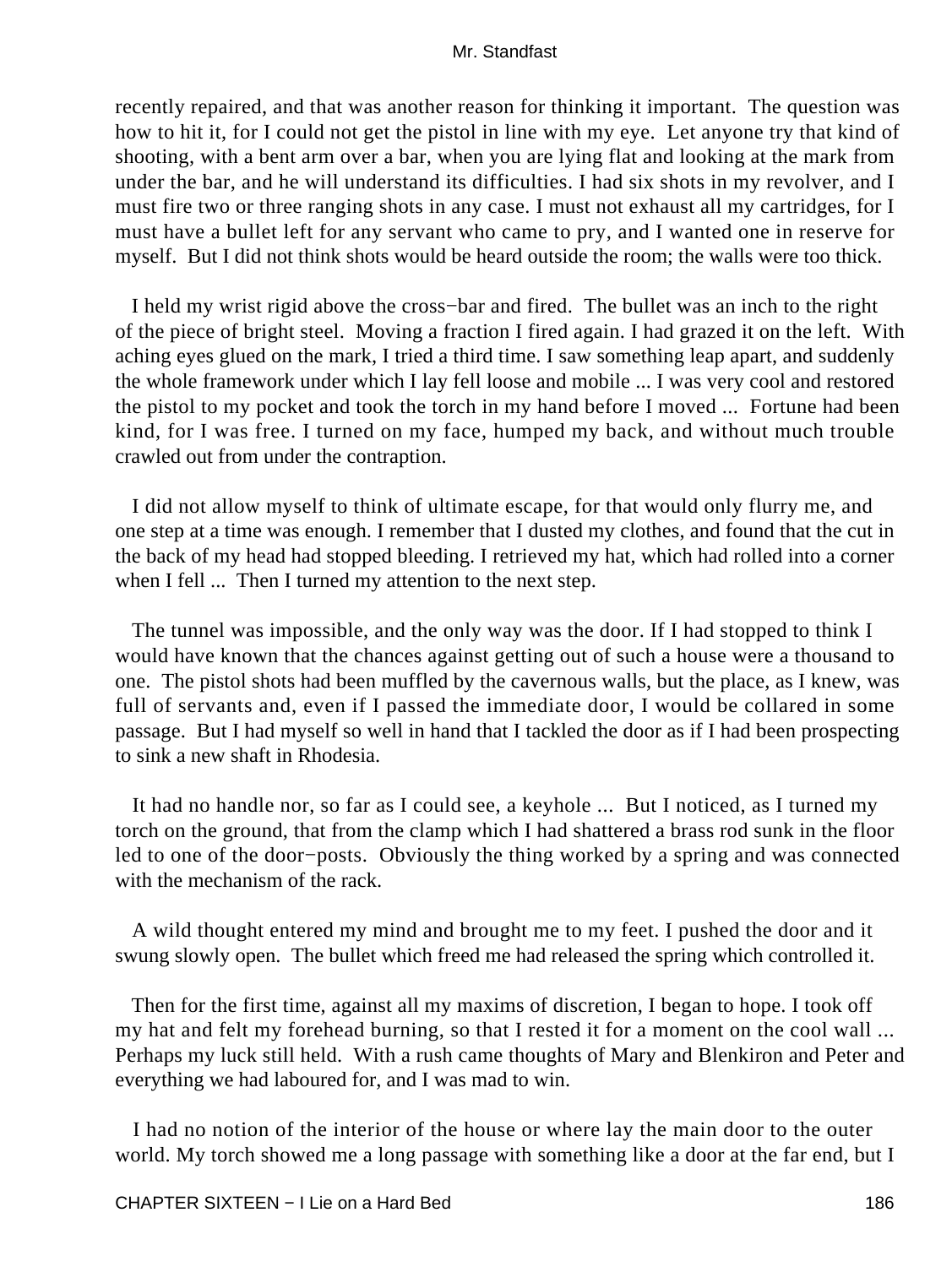recently repaired, and that was another reason for thinking it important. The question was how to hit it, for I could not get the pistol in line with my eye. Let anyone try that kind of shooting, with a bent arm over a bar, when you are lying flat and looking at the mark from under the bar, and he will understand its difficulties. I had six shots in my revolver, and I must fire two or three ranging shots in any case. I must not exhaust all my cartridges, for I must have a bullet left for any servant who came to pry, and I wanted one in reserve for myself. But I did not think shots would be heard outside the room; the walls were too thick.

I held my wrist rigid above the cross−bar and fired. The bullet was an inch to the right of the piece of bright steel. Moving a fraction I fired again. I had grazed it on the left. With aching eyes glued on the mark, I tried a third time. I saw something leap apart, and suddenly the whole framework under which I lay fell loose and mobile ... I was very cool and restored the pistol to my pocket and took the torch in my hand before I moved ... Fortune had been kind, for I was free. I turned on my face, humped my back, and without much trouble crawled out from under the contraption.

I did not allow myself to think of ultimate escape, for that would only flurry me, and one step at a time was enough. I remember that I dusted my clothes, and found that the cut in the back of my head had stopped bleeding. I retrieved my hat, which had rolled into a corner when I fell ... Then I turned my attention to the next step.

The tunnel was impossible, and the only way was the door. If I had stopped to think I would have known that the chances against getting out of such a house were a thousand to one. The pistol shots had been muffled by the cavernous walls, but the place, as I knew, was full of servants and, even if I passed the immediate door, I would be collared in some passage. But I had myself so well in hand that I tackled the door as if I had been prospecting to sink a new shaft in Rhodesia.

It had no handle nor, so far as I could see, a keyhole ... But I noticed, as I turned my torch on the ground, that from the clamp which I had shattered a brass rod sunk in the floor led to one of the door−posts. Obviously the thing worked by a spring and was connected with the mechanism of the rack.

A wild thought entered my mind and brought me to my feet. I pushed the door and it swung slowly open. The bullet which freed me had released the spring which controlled it.

Then for the first time, against all my maxims of discretion, I began to hope. I took off my hat and felt my forehead burning, so that I rested it for a moment on the cool wall ... Perhaps my luck still held. With a rush came thoughts of Mary and Blenkiron and Peter and everything we had laboured for, and I was mad to win.

I had no notion of the interior of the house or where lay the main door to the outer world. My torch showed me a long passage with something like a door at the far end, but I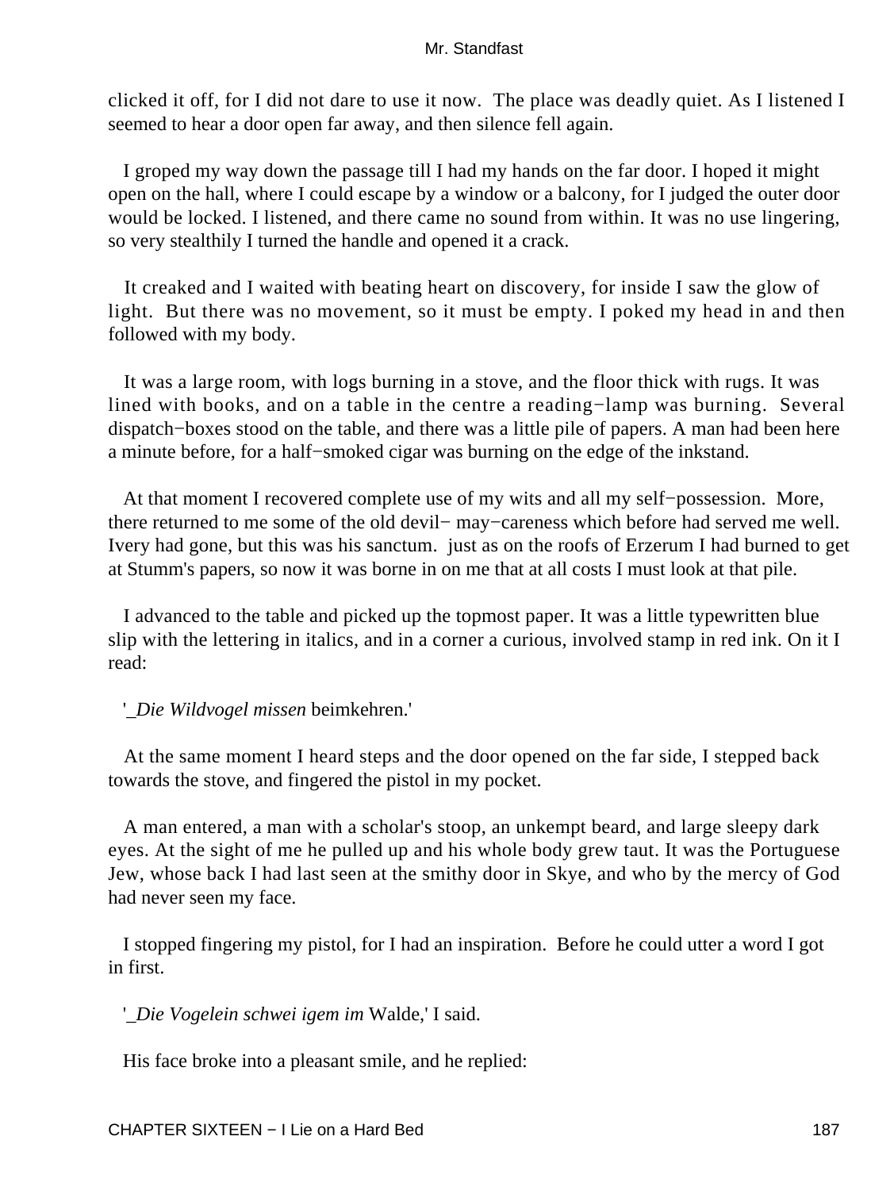clicked it off, for I did not dare to use it now. The place was deadly quiet. As I listened I seemed to hear a door open far away, and then silence fell again.

I groped my way down the passage till I had my hands on the far door. I hoped it might open on the hall, where I could escape by a window or a balcony, for I judged the outer door would be locked. I listened, and there came no sound from within. It was no use lingering, so very stealthily I turned the handle and opened it a crack.

It creaked and I waited with beating heart on discovery, for inside I saw the glow of light. But there was no movement, so it must be empty. I poked my head in and then followed with my body.

It was a large room, with logs burning in a stove, and the floor thick with rugs. It was lined with books, and on a table in the centre a reading−lamp was burning. Several dispatch−boxes stood on the table, and there was a little pile of papers. A man had been here a minute before, for a half−smoked cigar was burning on the edge of the inkstand.

At that moment I recovered complete use of my wits and all my self−possession. More, there returned to me some of the old devil− may−careness which before had served me well. Ivery had gone, but this was his sanctum. just as on the roofs of Erzerum I had burned to get at Stumm's papers, so now it was borne in on me that at all costs I must look at that pile.

I advanced to the table and picked up the topmost paper. It was a little typewritten blue slip with the lettering in italics, and in a corner a curious, involved stamp in red ink. On it I read:

'_*Die Wildvogel missen* beimkehren.'

At the same moment I heard steps and the door opened on the far side, I stepped back towards the stove, and fingered the pistol in my pocket.

A man entered, a man with a scholar's stoop, an unkempt beard, and large sleepy dark eyes. At the sight of me he pulled up and his whole body grew taut. It was the Portuguese Jew, whose back I had last seen at the smithy door in Skye, and who by the mercy of God had never seen my face.

I stopped fingering my pistol, for I had an inspiration. Before he could utter a word I got in first.

'_*Die Vogelein schwei igem im* Walde,' I said.

His face broke into a pleasant smile, and he replied: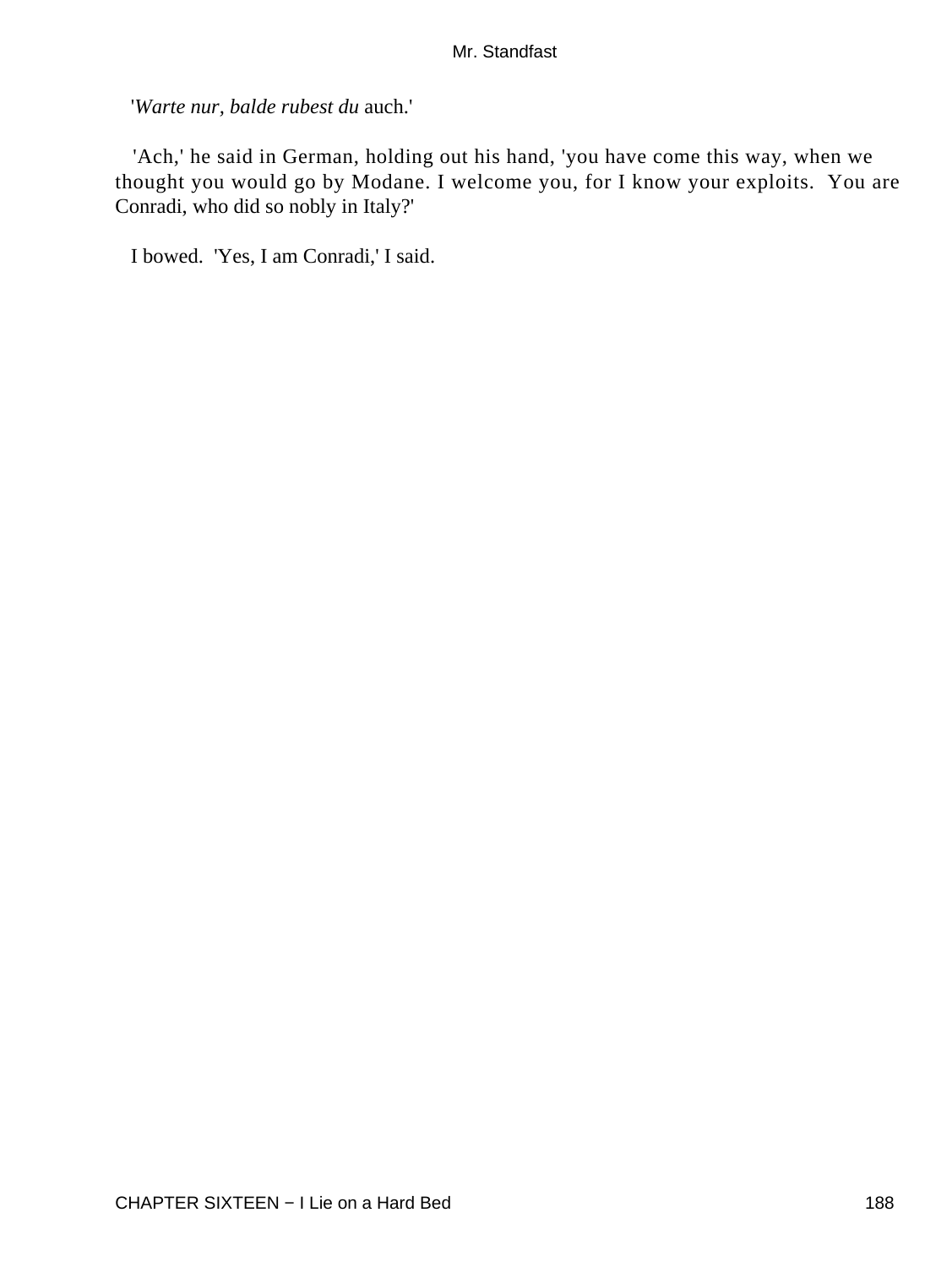'*Warte nur, balde rubest du* auch.'

'Ach,' he said in German, holding out his hand, 'you have come this way, when we thought you would go by Modane. I welcome you, for I know your exploits. You are Conradi, who did so nobly in Italy?'

I bowed. 'Yes, I am Conradi,' I said.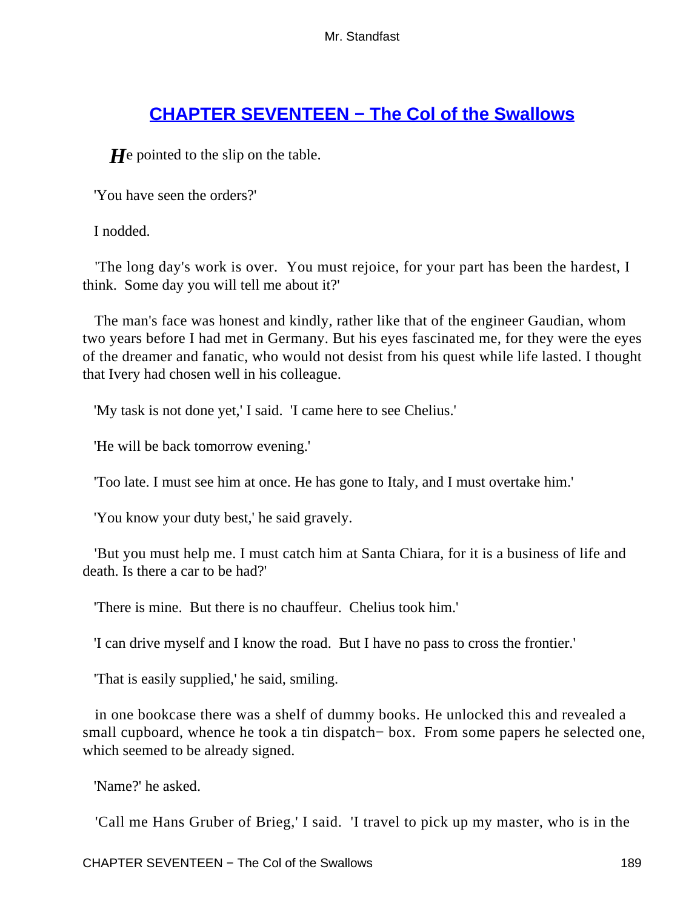## CHAPTER SEVENTEEN − The Col of the Swallows

He pointed to the slip on the table.

'You have seen the orders?'

I nodded.

'The long day's work is over. You must rejoice, for your part has been the hardest, I think. Some day you will tell me about it?'

The man's face was honest and kindly, rather like that of the engineer Gaudian, whom two years before I had met in Germany. But his eyes fascinated me, for they were the eyes of the dreamer and fanatic, who would not desist from his quest while life lasted. I thought that Ivery had chosen well in his colleague.

'My task is not done yet,' I said. 'I came here to see Chelius.'

'He will be back tomorrow evening.'

'Too late. I must see him at once. He has gone to Italy, and I must overtake him.'

'You know your duty best,' he said gravely.

'But you must help me. I must catch him at Santa Chiara, for it is a business of life and death. Is there a car to be had?'

'There is mine. But there is no chauffeur. Chelius took him.'

'I can drive myself and I know the road. But I have no pass to cross the frontier.'

'That is easily supplied,' he said, smiling.

in one bookcase there was a shelf of dummy books. He unlocked this and revealed a small cupboard, whence he took a tin dispatch− box. From some papers he selected one, which seemed to be already signed.

'Name?' he asked.

'Call me Hans Gruber of Brieg,' I said. 'I travel to pick up my master, who is in the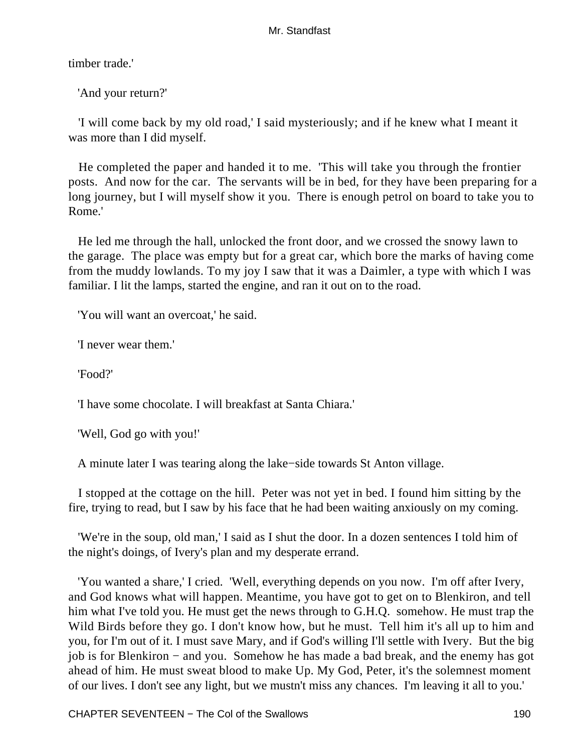timber trade.'

'And your return?'

'I will come back by my old road,' I said mysteriously; and if he knew what I meant it was more than I did myself.

He completed the paper and handed it to me. 'This will take you through the frontier posts. And now for the car. The servants will be in bed, for they have been preparing for a long journey, but I will myself show it you. There is enough petrol on board to take you to Rome.'

He led me through the hall, unlocked the front door, and we crossed the snowy lawn to the garage. The place was empty but for a great car, which bore the marks of having come from the muddy lowlands. To my joy I saw that it was a Daimler, a type with which I was familiar. I lit the lamps, started the engine, and ran it out on to the road.

'You will want an overcoat,' he said.

'I never wear them.'

'Food?'

'I have some chocolate. I will breakfast at Santa Chiara.'

'Well, God go with you!'

A minute later I was tearing along the lake−side towards St Anton village.

I stopped at the cottage on the hill. Peter was not yet in bed. I found him sitting by the fire, trying to read, but I saw by his face that he had been waiting anxiously on my coming.

'We're in the soup, old man,' I said as I shut the door. In a dozen sentences I told him of the night's doings, of Ivery's plan and my desperate errand.

'You wanted a share,' I cried. 'Well, everything depends on you now. I'm off after Ivery, and God knows what will happen. Meantime, you have got to get on to Blenkiron, and tell him what I've told you. He must get the news through to G.H.Q. somehow. He must trap the Wild Birds before they go. I don't know how, but he must. Tell him it's all up to him and you, for I'm out of it. I must save Mary, and if God's willing I'll settle with Ivery. But the big job is for Blenkiron − and you. Somehow he has made a bad break, and the enemy has got ahead of him. He must sweat blood to make Up. My God, Peter, it's the solemnest moment of our lives. I don't see any light, but we mustn't miss any chances. I'm leaving it all to you.'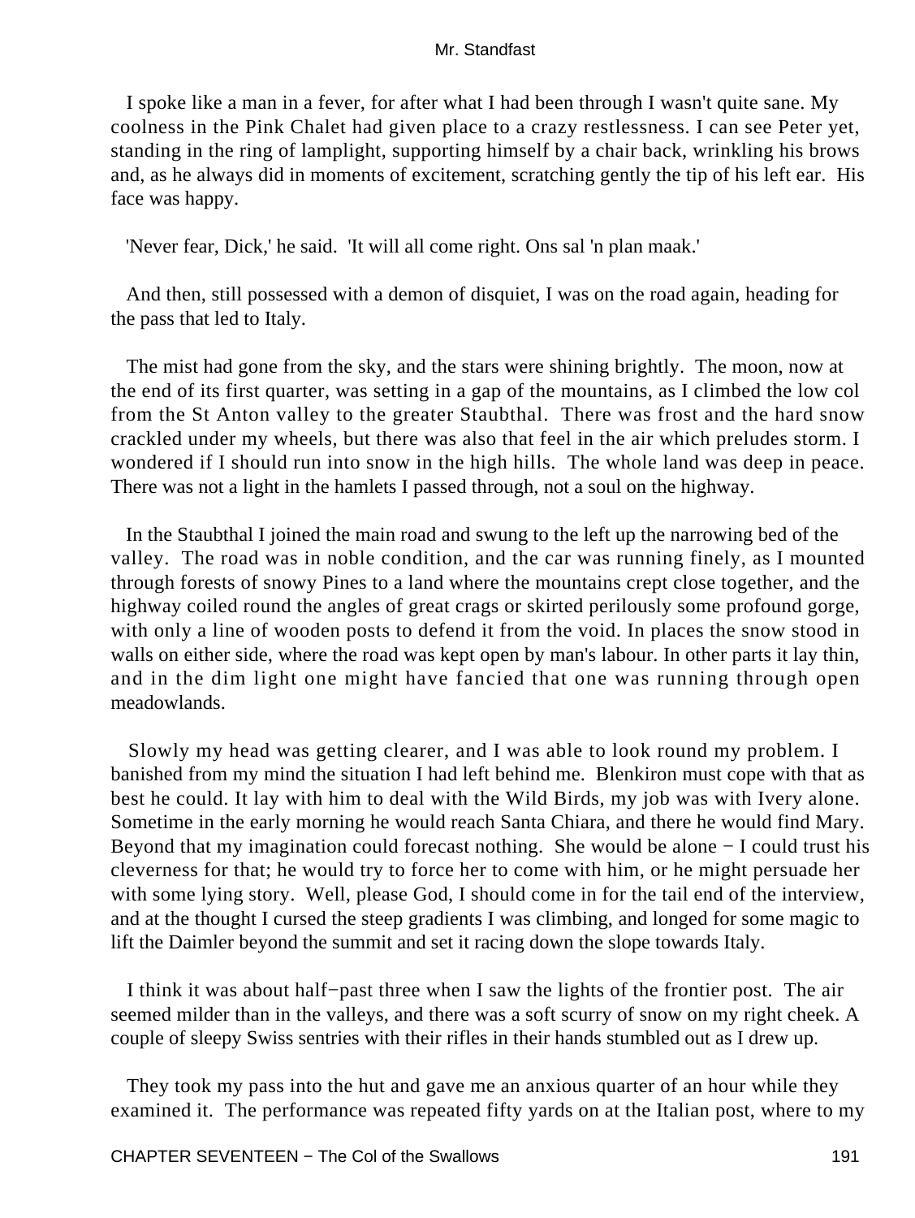I spoke like a man in a fever, for after what I had been through I wasn't quite sane. My coolness in the Pink Chalet had given place to a crazy restlessness. I can see Peter yet, standing in the ring of lamplight, supporting himself by a chair back, wrinkling his brows and, as he always did in moments of excitement, scratching gently the tip of his left ear. His face was happy.

'Never fear, Dick,' he said. 'It will all come right. Ons sal 'n plan maak.'

And then, still possessed with a demon of disquiet, I was on the road again, heading for the pass that led to Italy.

The mist had gone from the sky, and the stars were shining brightly. The moon, now at the end of its first quarter, was setting in a gap of the mountains, as I climbed the low col from the St Anton valley to the greater Staubthal. There was frost and the hard snow crackled under my wheels, but there was also that feel in the air which preludes storm. I wondered if I should run into snow in the high hills. The whole land was deep in peace. There was not a light in the hamlets I passed through, not a soul on the highway.

In the Staubthal I joined the main road and swung to the left up the narrowing bed of the valley. The road was in noble condition, and the car was running finely, as I mounted through forests of snowy Pines to a land where the mountains crept close together, and the highway coiled round the angles of great crags or skirted perilously some profound gorge, with only a line of wooden posts to defend it from the void. In places the snow stood in walls on either side, where the road was kept open by man's labour. In other parts it lay thin, and in the dim light one might have fancied that one was running through open meadowlands.

Slowly my head was getting clearer, and I was able to look round my problem. I banished from my mind the situation I had left behind me. Blenkiron must cope with that as best he could. It lay with him to deal with the Wild Birds, my job was with Ivery alone. Sometime in the early morning he would reach Santa Chiara, and there he would find Mary. Beyond that my imagination could forecast nothing. She would be alone − I could trust his cleverness for that; he would try to force her to come with him, or he might persuade her with some lying story. Well, please God, I should come in for the tail end of the interview, and at the thought I cursed the steep gradients I was climbing, and longed for some magic to lift the Daimler beyond the summit and set it racing down the slope towards Italy.

I think it was about half−past three when I saw the lights of the frontier post. The air seemed milder than in the valleys, and there was a soft scurry of snow on my right cheek. A couple of sleepy Swiss sentries with their rifles in their hands stumbled out as I drew up.

They took my pass into the hut and gave me an anxious quarter of an hour while they examined it. The performance was repeated fifty yards on at the Italian post, where to my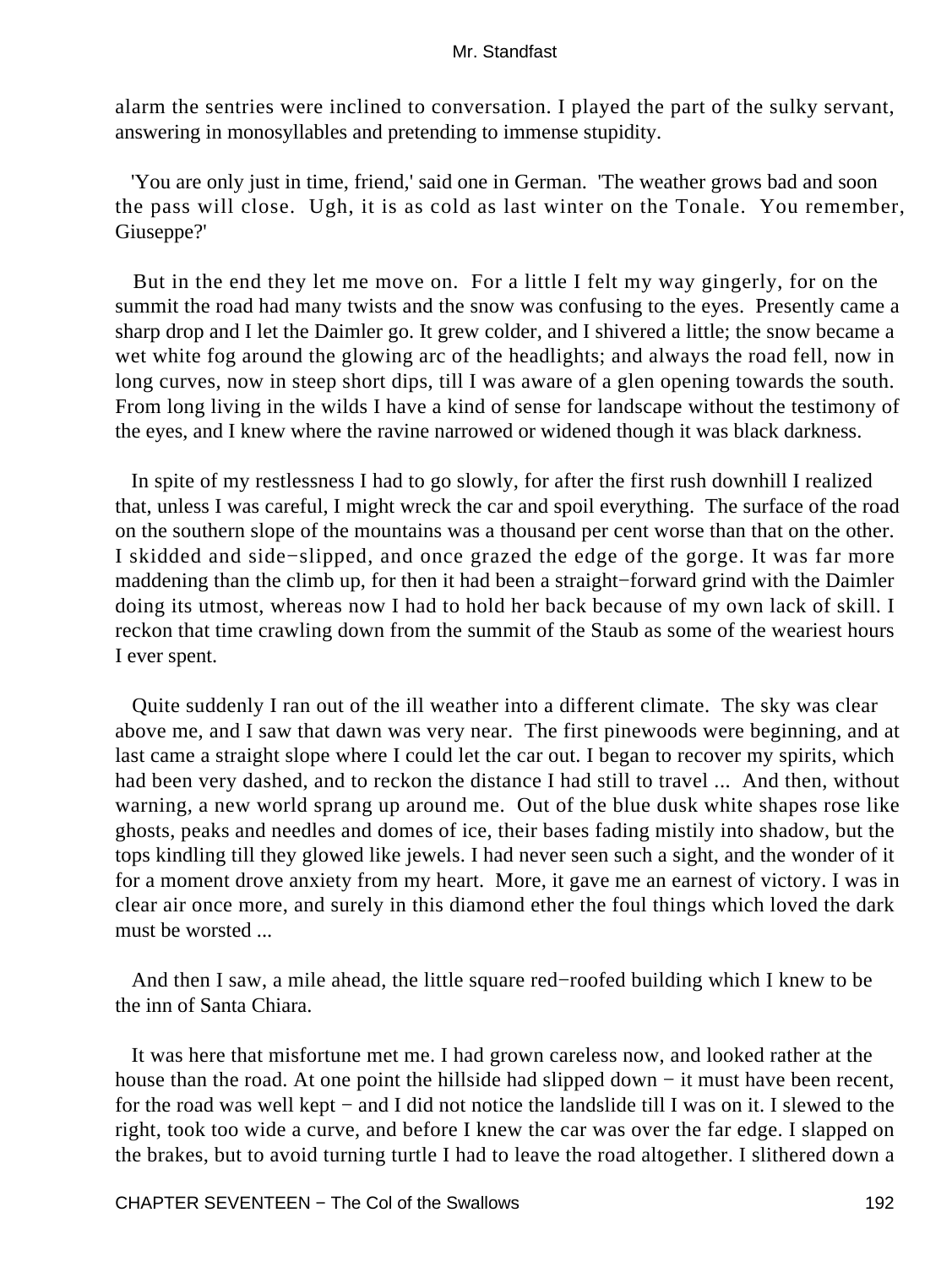alarm the sentries were inclined to conversation. I played the part of the sulky servant, answering in monosyllables and pretending to immense stupidity.

'You are only just in time, friend,' said one in German. 'The weather grows bad and soon the pass will close. Ugh, it is as cold as last winter on the Tonale. You remember, Giuseppe?'

But in the end they let me move on. For a little I felt my way gingerly, for on the summit the road had many twists and the snow was confusing to the eyes. Presently came a sharp drop and I let the Daimler go. It grew colder, and I shivered a little; the snow became a wet white fog around the glowing arc of the headlights; and always the road fell, now in long curves, now in steep short dips, till I was aware of a glen opening towards the south. From long living in the wilds I have a kind of sense for landscape without the testimony of the eyes, and I knew where the ravine narrowed or widened though it was black darkness.

In spite of my restlessness I had to go slowly, for after the first rush downhill I realized that, unless I was careful, I might wreck the car and spoil everything. The surface of the road on the southern slope of the mountains was a thousand per cent worse than that on the other. I skidded and side−slipped, and once grazed the edge of the gorge. It was far more maddening than the climb up, for then it had been a straight−forward grind with the Daimler doing its utmost, whereas now I had to hold her back because of my own lack of skill. I reckon that time crawling down from the summit of the Staub as some of the weariest hours I ever spent.

Quite suddenly I ran out of the ill weather into a different climate. The sky was clear above me, and I saw that dawn was very near. The first pinewoods were beginning, and at last came a straight slope where I could let the car out. I began to recover my spirits, which had been very dashed, and to reckon the distance I had still to travel ... And then, without warning, a new world sprang up around me. Out of the blue dusk white shapes rose like ghosts, peaks and needles and domes of ice, their bases fading mistily into shadow, but the tops kindling till they glowed like jewels. I had never seen such a sight, and the wonder of it for a moment drove anxiety from my heart. More, it gave me an earnest of victory. I was in clear air once more, and surely in this diamond ether the foul things which loved the dark must be worsted ...

And then I saw, a mile ahead, the little square red−roofed building which I knew to be the inn of Santa Chiara.

It was here that misfortune met me. I had grown careless now, and looked rather at the house than the road. At one point the hillside had slipped down − it must have been recent, for the road was well kept − and I did not notice the landslide till I was on it. I slewed to the right, took too wide a curve, and before I knew the car was over the far edge. I slapped on the brakes, but to avoid turning turtle I had to leave the road altogether. I slithered down a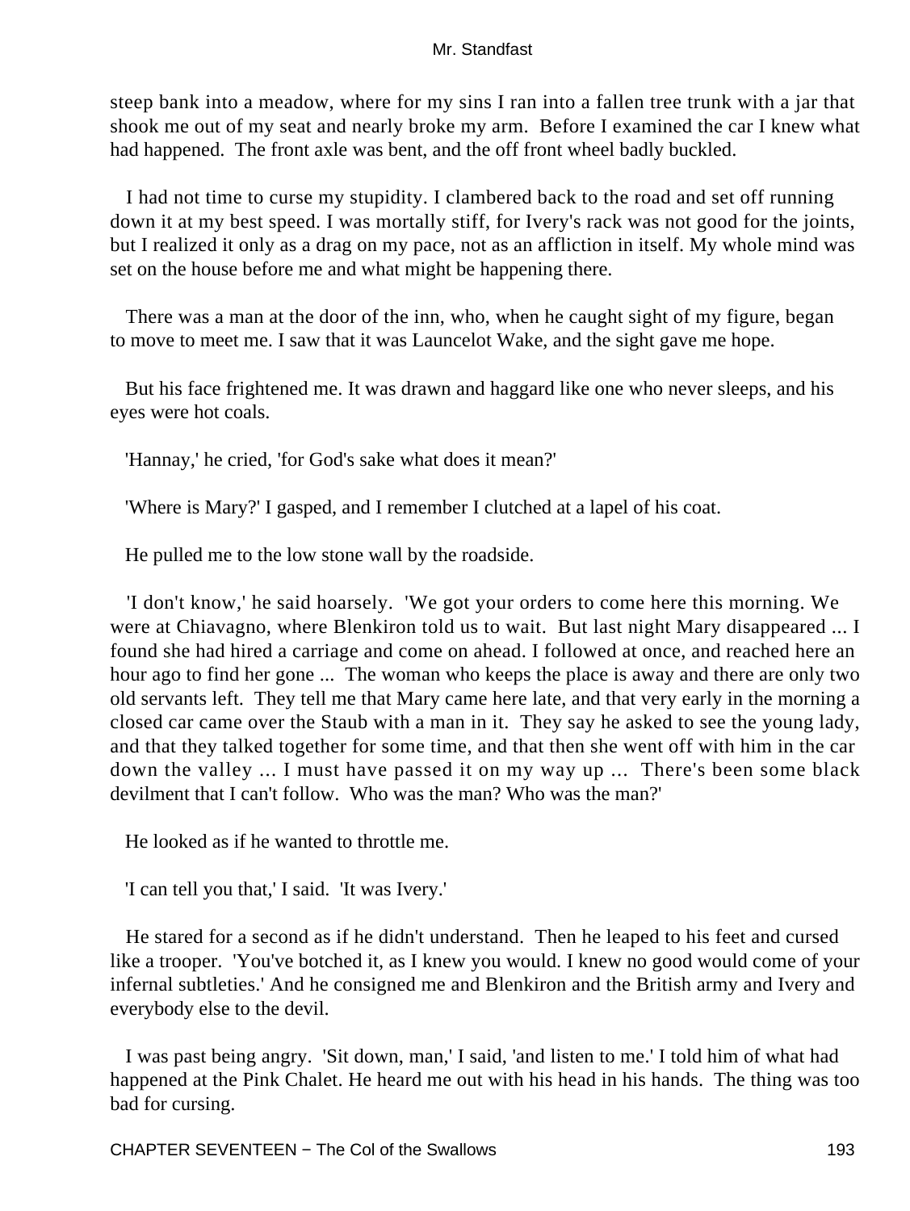steep bank into a meadow, where for my sins I ran into a fallen tree trunk with a jar that shook me out of my seat and nearly broke my arm. Before I examined the car I knew what had happened. The front axle was bent, and the off front wheel badly buckled.

I had not time to curse my stupidity. I clambered back to the road and set off running down it at my best speed. I was mortally stiff, for Ivery's rack was not good for the joints, but I realized it only as a drag on my pace, not as an affliction in itself. My whole mind was set on the house before me and what might be happening there.

There was a man at the door of the inn, who, when he caught sight of my figure, began to move to meet me. I saw that it was Launcelot Wake, and the sight gave me hope.

But his face frightened me. It was drawn and haggard like one who never sleeps, and his eyes were hot coals.

'Hannay,' he cried, 'for God's sake what does it mean?'

'Where is Mary?' I gasped, and I remember I clutched at a lapel of his coat.

He pulled me to the low stone wall by the roadside.

'I don't know,' he said hoarsely. 'We got your orders to come here this morning. We were at Chiavagno, where Blenkiron told us to wait. But last night Mary disappeared ... I found she had hired a carriage and come on ahead. I followed at once, and reached here an hour ago to find her gone ... The woman who keeps the place is away and there are only two old servants left. They tell me that Mary came here late, and that very early in the morning a closed car came over the Staub with a man in it. They say he asked to see the young lady, and that they talked together for some time, and that then she went off with him in the car down the valley ... I must have passed it on my way up ... There's been some black devilment that I can't follow. Who was the man? Who was the man?'

He looked as if he wanted to throttle me.

'I can tell you that,' I said. 'It was Ivery.'

He stared for a second as if he didn't understand. Then he leaped to his feet and cursed like a trooper. 'You've botched it, as I knew you would. I knew no good would come of your infernal subtleties.' And he consigned me and Blenkiron and the British army and Ivery and everybody else to the devil.

I was past being angry. 'Sit down, man,' I said, 'and listen to me.' I told him of what had happened at the Pink Chalet. He heard me out with his head in his hands. The thing was too bad for cursing.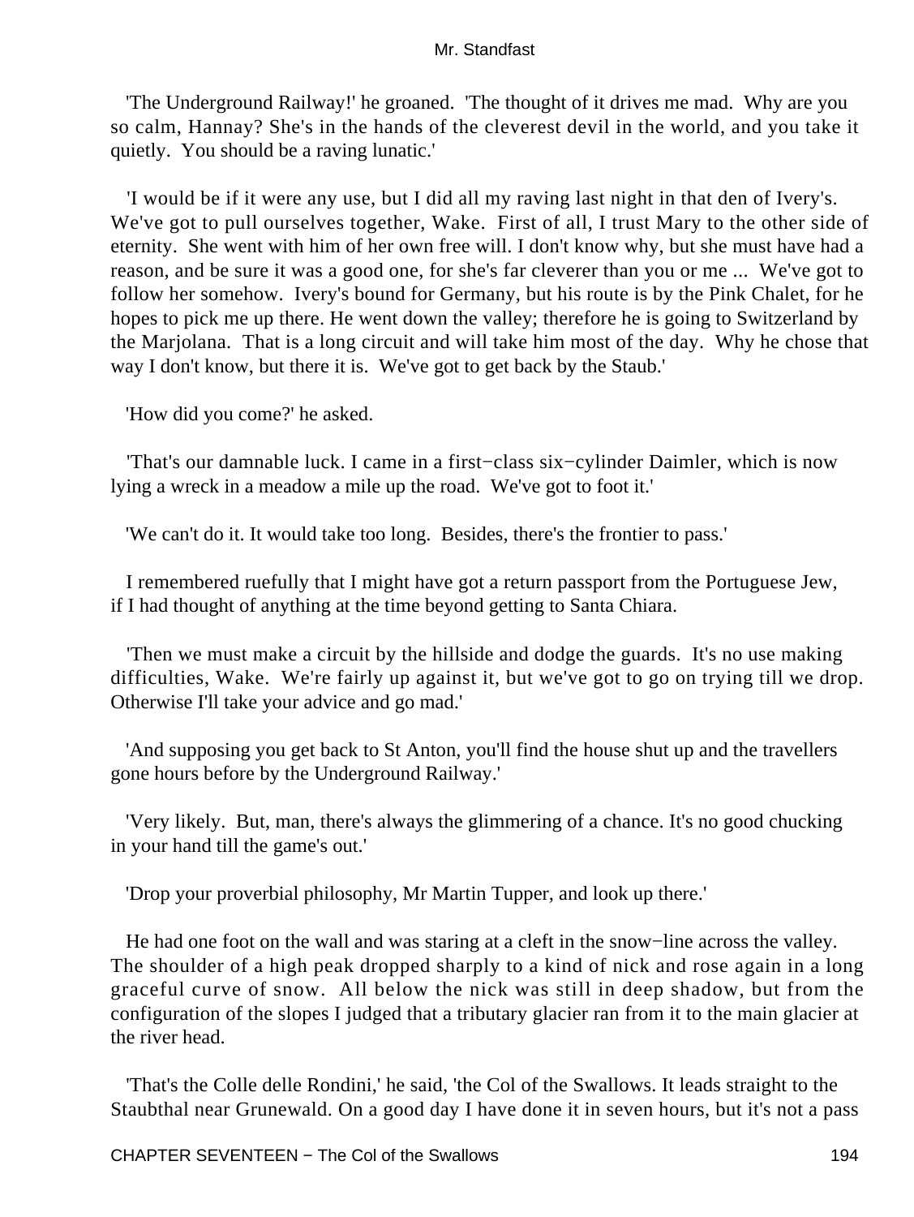'The Underground Railway!' he groaned. 'The thought of it drives me mad. Why are you so calm, Hannay? She's in the hands of the cleverest devil in the world, and you take it quietly. You should be a raving lunatic.'

'I would be if it were any use, but I did all my raving last night in that den of Ivery's. We've got to pull ourselves together, Wake. First of all, I trust Mary to the other side of eternity. She went with him of her own free will. I don't know why, but she must have had a reason, and be sure it was a good one, for she's far cleverer than you or me ... We've got to follow her somehow. Ivery's bound for Germany, but his route is by the Pink Chalet, for he hopes to pick me up there. He went down the valley; therefore he is going to Switzerland by the Marjolana. That is a long circuit and will take him most of the day. Why he chose that way I don't know, but there it is. We've got to get back by the Staub.'

'How did you come?' he asked.

'That's our damnable luck. I came in a first−class six−cylinder Daimler, which is now lying a wreck in a meadow a mile up the road. We've got to foot it.'

'We can't do it. It would take too long. Besides, there's the frontier to pass.'

I remembered ruefully that I might have got a return passport from the Portuguese Jew, if I had thought of anything at the time beyond getting to Santa Chiara.

'Then we must make a circuit by the hillside and dodge the guards. It's no use making difficulties, Wake. We're fairly up against it, but we've got to go on trying till we drop. Otherwise I'll take your advice and go mad.'

'And supposing you get back to St Anton, you'll find the house shut up and the travellers gone hours before by the Underground Railway.'

'Very likely. But, man, there's always the glimmering of a chance. It's no good chucking in your hand till the game's out.'

'Drop your proverbial philosophy, Mr Martin Tupper, and look up there.'

He had one foot on the wall and was staring at a cleft in the snow−line across the valley. The shoulder of a high peak dropped sharply to a kind of nick and rose again in a long graceful curve of snow. All below the nick was still in deep shadow, but from the configuration of the slopes I judged that a tributary glacier ran from it to the main glacier at the river head.

'That's the Colle delle Rondini,' he said, 'the Col of the Swallows. It leads straight to the Staubthal near Grunewald. On a good day I have done it in seven hours, but it's not a pass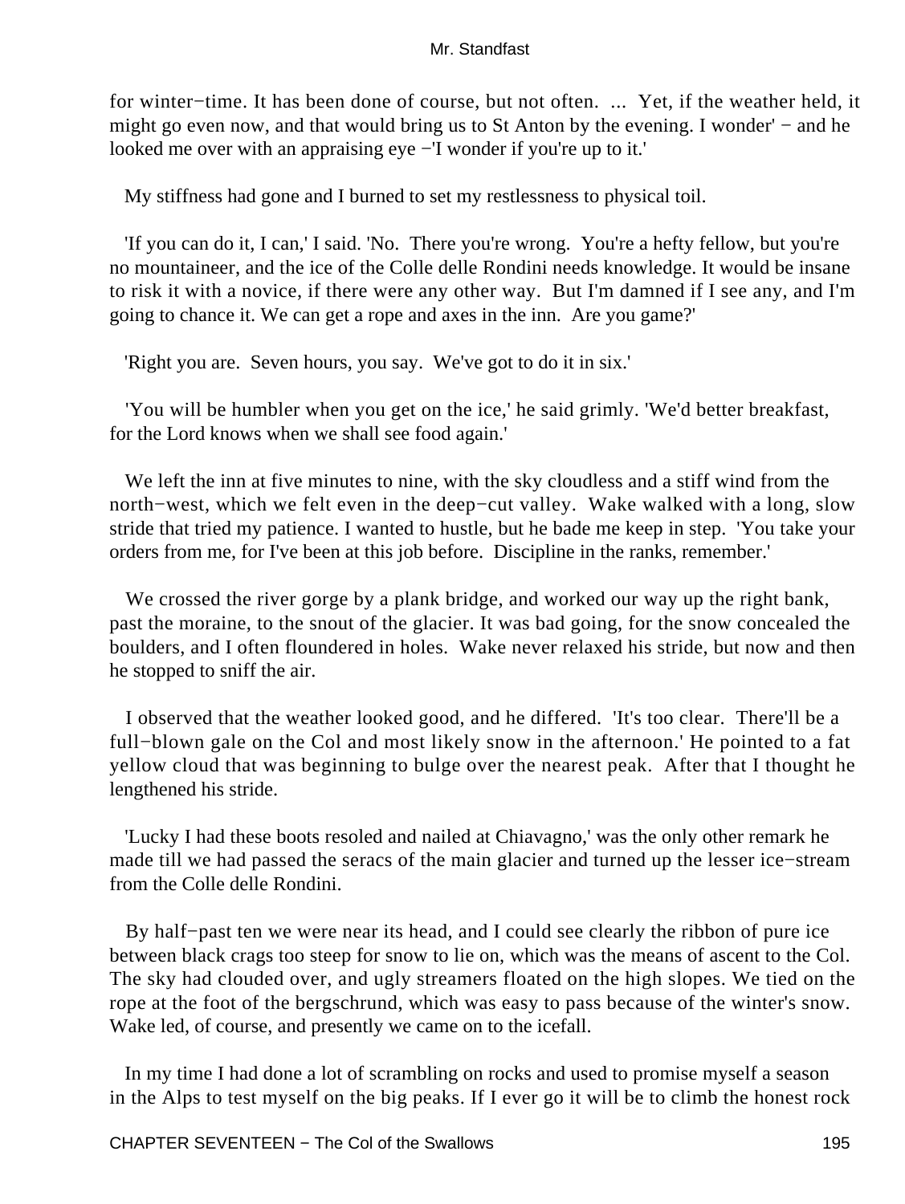for winter−time. It has been done of course, but not often. ... Yet, if the weather held, it might go even now, and that would bring us to St Anton by the evening. I wonder' − and he looked me over with an appraising eye −'I wonder if you're up to it.'

My stiffness had gone and I burned to set my restlessness to physical toil.

'If you can do it, I can,' I said. 'No. There you're wrong. You're a hefty fellow, but you're no mountaineer, and the ice of the Colle delle Rondini needs knowledge. It would be insane to risk it with a novice, if there were any other way. But I'm damned if I see any, and I'm going to chance it. We can get a rope and axes in the inn. Are you game?'

'Right you are. Seven hours, you say. We've got to do it in six.'

'You will be humbler when you get on the ice,' he said grimly. 'We'd better breakfast, for the Lord knows when we shall see food again.'

We left the inn at five minutes to nine, with the sky cloudless and a stiff wind from the north−west, which we felt even in the deep−cut valley. Wake walked with a long, slow stride that tried my patience. I wanted to hustle, but he bade me keep in step. 'You take your orders from me, for I've been at this job before. Discipline in the ranks, remember.'

We crossed the river gorge by a plank bridge, and worked our way up the right bank, past the moraine, to the snout of the glacier. It was bad going, for the snow concealed the boulders, and I often floundered in holes. Wake never relaxed his stride, but now and then he stopped to sniff the air.

I observed that the weather looked good, and he differed. 'It's too clear. There'll be a full−blown gale on the Col and most likely snow in the afternoon.' He pointed to a fat yellow cloud that was beginning to bulge over the nearest peak. After that I thought he lengthened his stride.

'Lucky I had these boots resoled and nailed at Chiavagno,' was the only other remark he made till we had passed the seracs of the main glacier and turned up the lesser ice−stream from the Colle delle Rondini.

By half−past ten we were near its head, and I could see clearly the ribbon of pure ice between black crags too steep for snow to lie on, which was the means of ascent to the Col. The sky had clouded over, and ugly streamers floated on the high slopes. We tied on the rope at the foot of the bergschrund, which was easy to pass because of the winter's snow. Wake led, of course, and presently we came on to the icefall.

In my time I had done a lot of scrambling on rocks and used to promise myself a season in the Alps to test myself on the big peaks. If I ever go it will be to climb the honest rock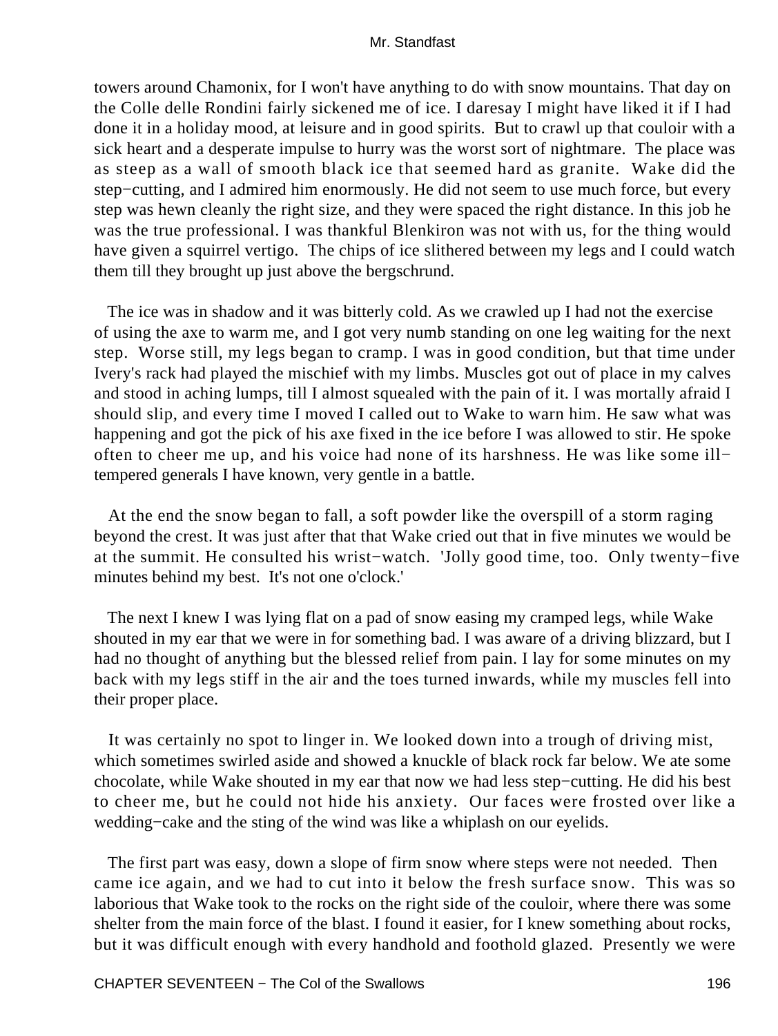towers around Chamonix, for I won't have anything to do with snow mountains. That day on the Colle delle Rondini fairly sickened me of ice. I daresay I might have liked it if I had done it in a holiday mood, at leisure and in good spirits. But to crawl up that couloir with a sick heart and a desperate impulse to hurry was the worst sort of nightmare. The place was as steep as a wall of smooth black ice that seemed hard as granite. Wake did the step−cutting, and I admired him enormously. He did not seem to use much force, but every step was hewn cleanly the right size, and they were spaced the right distance. In this job he was the true professional. I was thankful Blenkiron was not with us, for the thing would have given a squirrel vertigo. The chips of ice slithered between my legs and I could watch them till they brought up just above the bergschrund.

The ice was in shadow and it was bitterly cold. As we crawled up I had not the exercise of using the axe to warm me, and I got very numb standing on one leg waiting for the next step. Worse still, my legs began to cramp. I was in good condition, but that time under Ivery's rack had played the mischief with my limbs. Muscles got out of place in my calves and stood in aching lumps, till I almost squealed with the pain of it. I was mortally afraid I should slip, and every time I moved I called out to Wake to warn him. He saw what was happening and got the pick of his axe fixed in the ice before I was allowed to stir. He spoke often to cheer me up, and his voice had none of its harshness. He was like some ill−tempered generals I have known, very gentle in a battle.

At the end the snow began to fall, a soft powder like the overspill of a storm raging beyond the crest. It was just after that that Wake cried out that in five minutes we would be at the summit. He consulted his wrist−watch. 'Jolly good time, too. Only twenty−five minutes behind my best. It's not one o'clock.'

The next I knew I was lying flat on a pad of snow easing my cramped legs, while Wake shouted in my ear that we were in for something bad. I was aware of a driving blizzard, but I had no thought of anything but the blessed relief from pain. I lay for some minutes on my back with my legs stiff in the air and the toes turned inwards, while my muscles fell into their proper place.

It was certainly no spot to linger in. We looked down into a trough of driving mist, which sometimes swirled aside and showed a knuckle of black rock far below. We ate some chocolate, while Wake shouted in my ear that now we had less step−cutting. He did his best to cheer me, but he could not hide his anxiety. Our faces were frosted over like a wedding−cake and the sting of the wind was like a whiplash on our eyelids.

The first part was easy, down a slope of firm snow where steps were not needed. Then came ice again, and we had to cut into it below the fresh surface snow. This was so laborious that Wake took to the rocks on the right side of the couloir, where there was some shelter from the main force of the blast. I found it easier, for I knew something about rocks, but it was difficult enough with every handhold and foothold glazed. Presently we were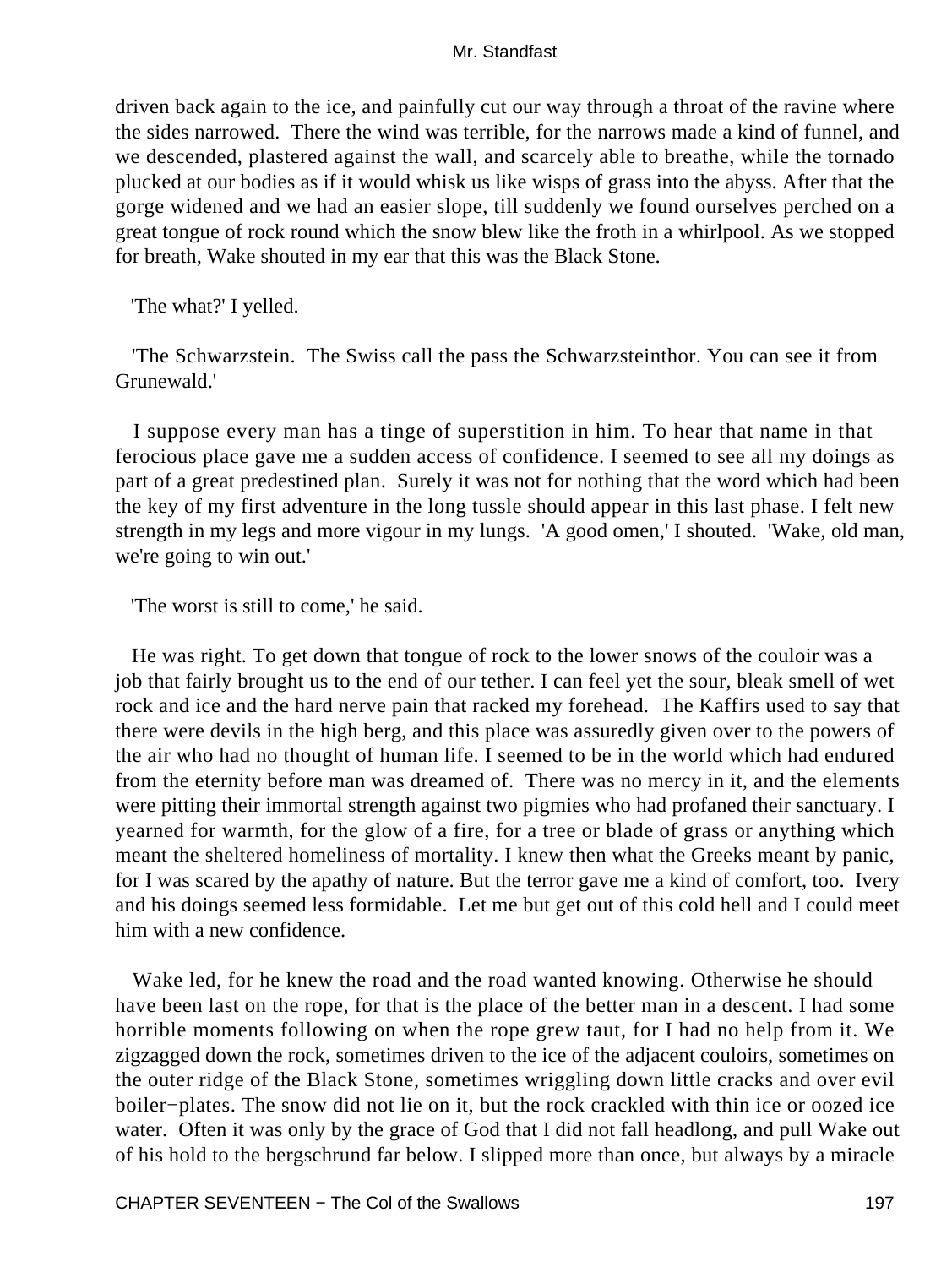driven back again to the ice, and painfully cut our way through a throat of the ravine where the sides narrowed. There the wind was terrible, for the narrows made a kind of funnel, and we descended, plastered against the wall, and scarcely able to breathe, while the tornado plucked at our bodies as if it would whisk us like wisps of grass into the abyss. After that the gorge widened and we had an easier slope, till suddenly we found ourselves perched on a great tongue of rock round which the snow blew like the froth in a whirlpool. As we stopped for breath, Wake shouted in my ear that this was the Black Stone.

'The what?' I yelled.

'The Schwarzstein. The Swiss call the pass the Schwarzsteinthor. You can see it from Grunewald.'

I suppose every man has a tinge of superstition in him. To hear that name in that ferocious place gave me a sudden access of confidence. I seemed to see all my doings as part of a great predestined plan. Surely it was not for nothing that the word which had been the key of my first adventure in the long tussle should appear in this last phase. I felt new strength in my legs and more vigour in my lungs. 'A good omen,' I shouted. 'Wake, old man, we're going to win out.'

'The worst is still to come,' he said.

He was right. To get down that tongue of rock to the lower snows of the couloir was a job that fairly brought us to the end of our tether. I can feel yet the sour, bleak smell of wet rock and ice and the hard nerve pain that racked my forehead. The Kaffirs used to say that there were devils in the high berg, and this place was assuredly given over to the powers of the air who had no thought of human life. I seemed to be in the world which had endured from the eternity before man was dreamed of. There was no mercy in it, and the elements were pitting their immortal strength against two pigmies who had profaned their sanctuary. I yearned for warmth, for the glow of a fire, for a tree or blade of grass or anything which meant the sheltered homeliness of mortality. I knew then what the Greeks meant by panic, for I was scared by the apathy of nature. But the terror gave me a kind of comfort, too. Ivery and his doings seemed less formidable. Let me but get out of this cold hell and I could meet him with a new confidence.

Wake led, for he knew the road and the road wanted knowing. Otherwise he should have been last on the rope, for that is the place of the better man in a descent. I had some horrible moments following on when the rope grew taut, for I had no help from it. We zigzagged down the rock, sometimes driven to the ice of the adjacent couloirs, sometimes on the outer ridge of the Black Stone, sometimes wriggling down little cracks and over evil boiler-plates. The snow did not lie on it, but the rock crackled with thin ice or oozed ice water. Often it was only by the grace of God that I did not fall headlong, and pull Wake out of his hold to the bergschrund far below. I slipped more than once, but always by a miracle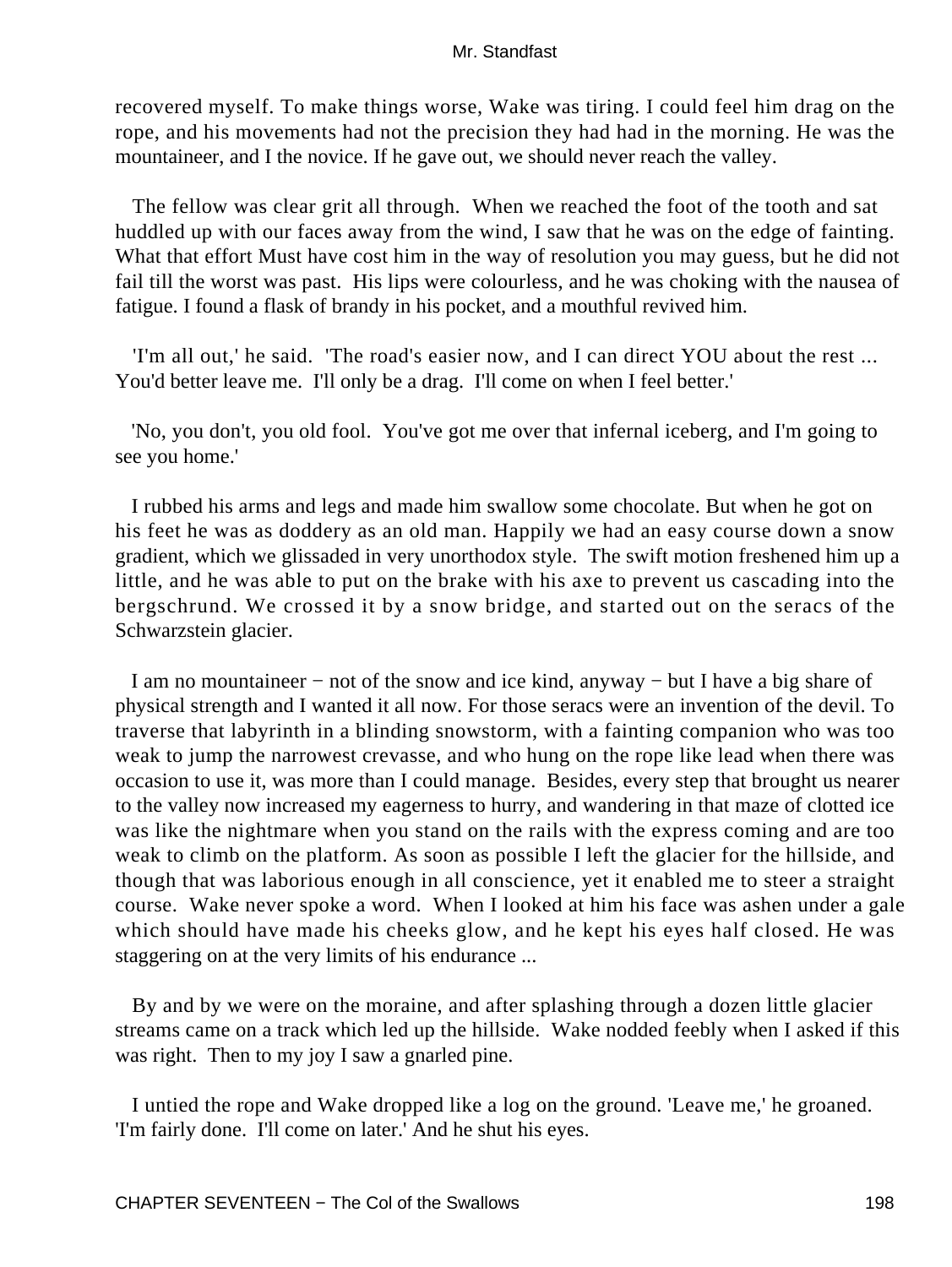recovered myself. To make things worse, Wake was tiring. I could feel him drag on the rope, and his movements had not the precision they had had in the morning. He was the mountaineer, and I the novice. If he gave out, we should never reach the valley.

The fellow was clear grit all through. When we reached the foot of the tooth and sat huddled up with our faces away from the wind, I saw that he was on the edge of fainting. What that effort Must have cost him in the way of resolution you may guess, but he did not fail till the worst was past. His lips were colourless, and he was choking with the nausea of fatigue. I found a flask of brandy in his pocket, and a mouthful revived him.

'I'm all out,' he said. 'The road's easier now, and I can direct YOU about the rest ... You'd better leave me. I'll only be a drag. I'll come on when I feel better.'

'No, you don't, you old fool. You've got me over that infernal iceberg, and I'm going to see you home.'

I rubbed his arms and legs and made him swallow some chocolate. But when he got on his feet he was as doddery as an old man. Happily we had an easy course down a snow gradient, which we glissaded in very unorthodox style. The swift motion freshened him up a little, and he was able to put on the brake with his axe to prevent us cascading into the bergschrund. We crossed it by a snow bridge, and started out on the seracs of the Schwarzstein glacier.

I am no mountaineer − not of the snow and ice kind, anyway − but I have a big share of physical strength and I wanted it all now. For those seracs were an invention of the devil. To traverse that labyrinth in a blinding snowstorm, with a fainting companion who was too weak to jump the narrowest crevasse, and who hung on the rope like lead when there was occasion to use it, was more than I could manage. Besides, every step that brought us nearer to the valley now increased my eagerness to hurry, and wandering in that maze of clotted ice was like the nightmare when you stand on the rails with the express coming and are too weak to climb on the platform. As soon as possible I left the glacier for the hillside, and though that was laborious enough in all conscience, yet it enabled me to steer a straight course. Wake never spoke a word. When I looked at him his face was ashen under a gale which should have made his cheeks glow, and he kept his eyes half closed. He was staggering on at the very limits of his endurance ...

By and by we were on the moraine, and after splashing through a dozen little glacier streams came on a track which led up the hillside. Wake nodded feebly when I asked if this was right. Then to my joy I saw a gnarled pine.

I untied the rope and Wake dropped like a log on the ground. 'Leave me,' he groaned. 'I'm fairly done. I'll come on later.' And he shut his eyes.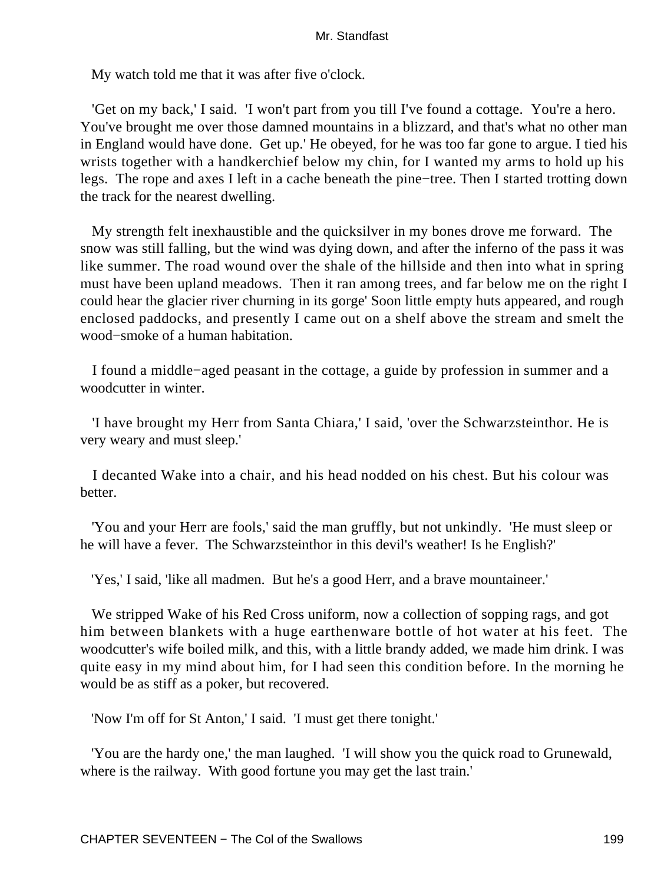My watch told me that it was after five o'clock.

'Get on my back,' I said. 'I won't part from you till I've found a cottage. You're a hero. You've brought me over those damned mountains in a blizzard, and that's what no other man in England would have done. Get up.' He obeyed, for he was too far gone to argue. I tied his wrists together with a handkerchief below my chin, for I wanted my arms to hold up his legs. The rope and axes I left in a cache beneath the pine−tree. Then I started trotting down the track for the nearest dwelling.

My strength felt inexhaustible and the quicksilver in my bones drove me forward. The snow was still falling, but the wind was dying down, and after the inferno of the pass it was like summer. The road wound over the shale of the hillside and then into what in spring must have been upland meadows. Then it ran among trees, and far below me on the right I could hear the glacier river churning in its gorge' Soon little empty huts appeared, and rough enclosed paddocks, and presently I came out on a shelf above the stream and smelt the wood−smoke of a human habitation.

I found a middle−aged peasant in the cottage, a guide by profession in summer and a woodcutter in winter.

'I have brought my Herr from Santa Chiara,' I said, 'over the Schwarzsteinthor. He is very weary and must sleep.'

I decanted Wake into a chair, and his head nodded on his chest. But his colour was better.

'You and your Herr are fools,' said the man gruffly, but not unkindly. 'He must sleep or he will have a fever. The Schwarzsteinthor in this devil's weather! Is he English?'

'Yes,' I said, 'like all madmen. But he's a good Herr, and a brave mountaineer.'

We stripped Wake of his Red Cross uniform, now a collection of sopping rags, and got him between blankets with a huge earthenware bottle of hot water at his feet. The woodcutter's wife boiled milk, and this, with a little brandy added, we made him drink. I was quite easy in my mind about him, for I had seen this condition before. In the morning he would be as stiff as a poker, but recovered.

'Now I'm off for St Anton,' I said. 'I must get there tonight.'

'You are the hardy one,' the man laughed. 'I will show you the quick road to Grunewald, where is the railway. With good fortune you may get the last train.'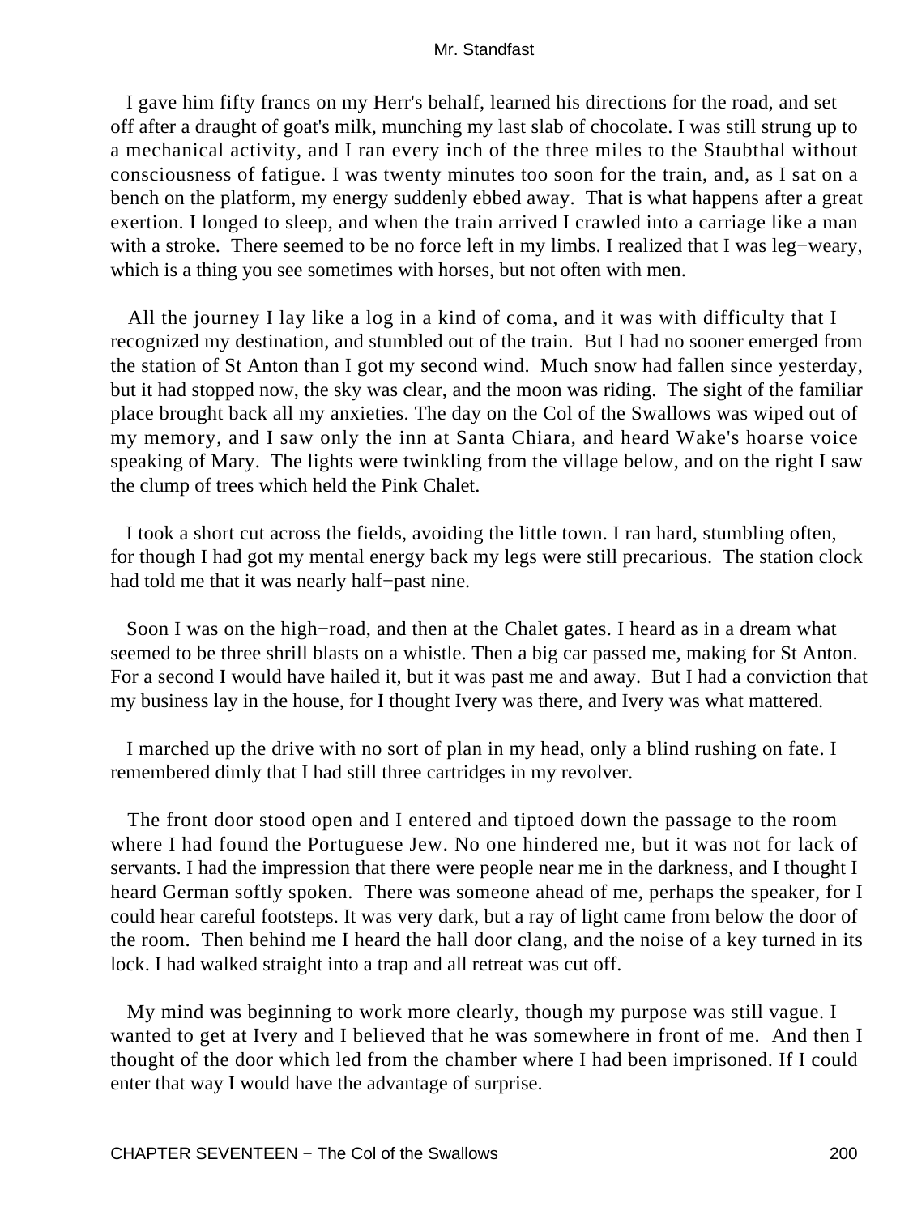I gave him fifty francs on my Herr's behalf, learned his directions for the road, and set off after a draught of goat's milk, munching my last slab of chocolate. I was still strung up to a mechanical activity, and I ran every inch of the three miles to the Staubthal without consciousness of fatigue. I was twenty minutes too soon for the train, and, as I sat on a bench on the platform, my energy suddenly ebbed away. That is what happens after a great exertion. I longed to sleep, and when the train arrived I crawled into a carriage like a man with a stroke. There seemed to be no force left in my limbs. I realized that I was leg−weary, which is a thing you see sometimes with horses, but not often with men.

All the journey I lay like a log in a kind of coma, and it was with difficulty that I recognized my destination, and stumbled out of the train. But I had no sooner emerged from the station of St Anton than I got my second wind. Much snow had fallen since yesterday, but it had stopped now, the sky was clear, and the moon was riding. The sight of the familiar place brought back all my anxieties. The day on the Col of the Swallows was wiped out of my memory, and I saw only the inn at Santa Chiara, and heard Wake's hoarse voice speaking of Mary. The lights were twinkling from the village below, and on the right I saw the clump of trees which held the Pink Chalet.

I took a short cut across the fields, avoiding the little town. I ran hard, stumbling often, for though I had got my mental energy back my legs were still precarious. The station clock had told me that it was nearly half−past nine.

Soon I was on the high−road, and then at the Chalet gates. I heard as in a dream what seemed to be three shrill blasts on a whistle. Then a big car passed me, making for St Anton. For a second I would have hailed it, but it was past me and away. But I had a conviction that my business lay in the house, for I thought Ivery was there, and Ivery was what mattered.

I marched up the drive with no sort of plan in my head, only a blind rushing on fate. I remembered dimly that I had still three cartridges in my revolver.

The front door stood open and I entered and tiptoed down the passage to the room where I had found the Portuguese Jew. No one hindered me, but it was not for lack of servants. I had the impression that there were people near me in the darkness, and I thought I heard German softly spoken. There was someone ahead of me, perhaps the speaker, for I could hear careful footsteps. It was very dark, but a ray of light came from below the door of the room. Then behind me I heard the hall door clang, and the noise of a key turned in its lock. I had walked straight into a trap and all retreat was cut off.

My mind was beginning to work more clearly, though my purpose was still vague. I wanted to get at Ivery and I believed that he was somewhere in front of me. And then I thought of the door which led from the chamber where I had been imprisoned. If I could enter that way I would have the advantage of surprise.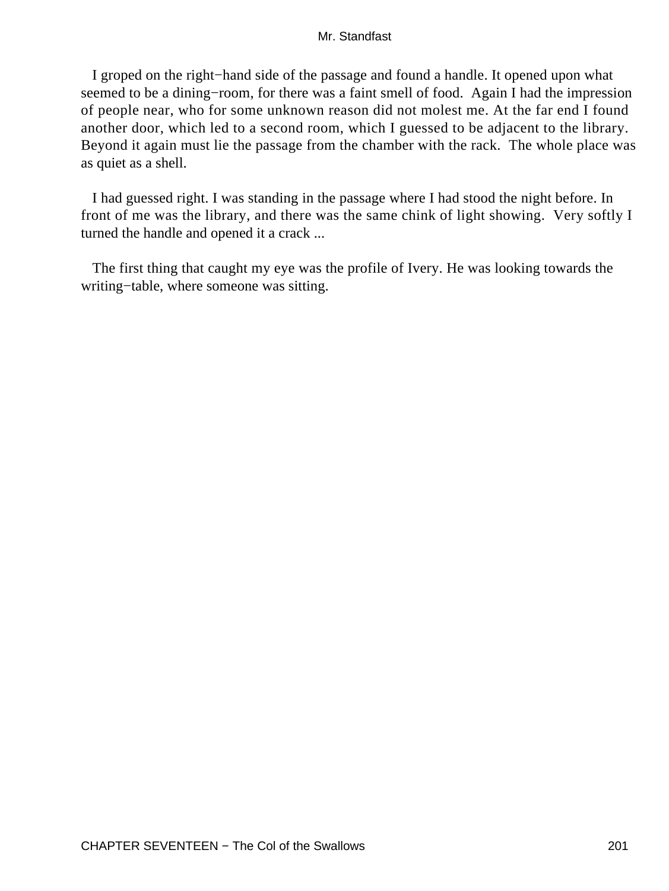I groped on the right−hand side of the passage and found a handle. It opened upon what seemed to be a dining−room, for there was a faint smell of food. Again I had the impression of people near, who for some unknown reason did not molest me. At the far end I found another door, which led to a second room, which I guessed to be adjacent to the library. Beyond it again must lie the passage from the chamber with the rack. The whole place was as quiet as a shell.

I had guessed right. I was standing in the passage where I had stood the night before. In front of me was the library, and there was the same chink of light showing. Very softly I turned the handle and opened it a crack ...

The first thing that caught my eye was the profile of Ivery. He was looking towards the writing−table, where someone was sitting.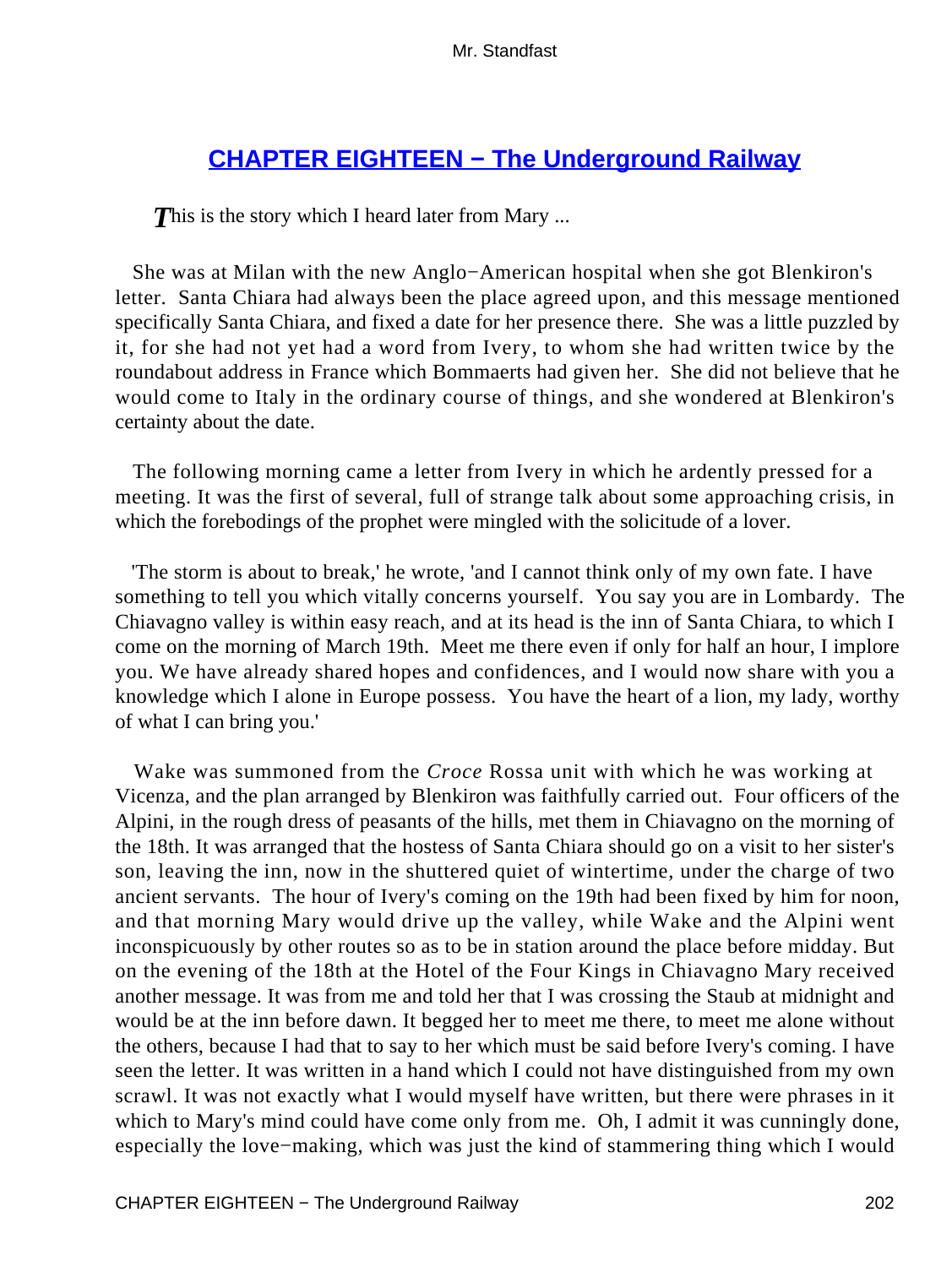## CHAPTER EIGHTEEN − The Underground Railway

*T*his is the story which I heard later from Mary ...

She was at Milan with the new Anglo−American hospital when she got Blenkiron's letter. Santa Chiara had always been the place agreed upon, and this message mentioned specifically Santa Chiara, and fixed a date for her presence there. She was a little puzzled by it, for she had not yet had a word from Ivery, to whom she had written twice by the roundabout address in France which Bommaerts had given her. She did not believe that he would come to Italy in the ordinary course of things, and she wondered at Blenkiron's certainty about the date.

The following morning came a letter from Ivery in which he ardently pressed for a meeting. It was the first of several, full of strange talk about some approaching crisis, in which the forebodings of the prophet were mingled with the solicitude of a lover.

'The storm is about to break,' he wrote, 'and I cannot think only of my own fate. I have something to tell you which vitally concerns yourself. You say you are in Lombardy. The Chiavagno valley is within easy reach, and at its head is the inn of Santa Chiara, to which I come on the morning of March 19th. Meet me there even if only for half an hour, I implore you. We have already shared hopes and confidences, and I would now share with you a knowledge which I alone in Europe possess. You have the heart of a lion, my lady, worthy of what I can bring you.'

Wake was summoned from the *Croce* Rossa unit with which he was working at Vicenza, and the plan arranged by Blenkiron was faithfully carried out. Four officers of the Alpini, in the rough dress of peasants of the hills, met them in Chiavagno on the morning of the 18th. It was arranged that the hostess of Santa Chiara should go on a visit to her sister's son, leaving the inn, now in the shuttered quiet of wintertime, under the charge of two ancient servants. The hour of Ivery's coming on the 19th had been fixed by him for noon, and that morning Mary would drive up the valley, while Wake and the Alpini went inconspicuously by other routes so as to be in station around the place before midday. But on the evening of the 18th at the Hotel of the Four Kings in Chiavagno Mary received another message. It was from me and told her that I was crossing the Staub at midnight and would be at the inn before dawn. It begged her to meet me there, to meet me alone without the others, because I had that to say to her which must be said before Ivery's coming. I have seen the letter. It was written in a hand which I could not have distinguished from my own scrawl. It was not exactly what I would myself have written, but there were phrases in it which to Mary's mind could have come only from me. Oh, I admit it was cunningly done, especially the love−making, which was just the kind of stammering thing which I would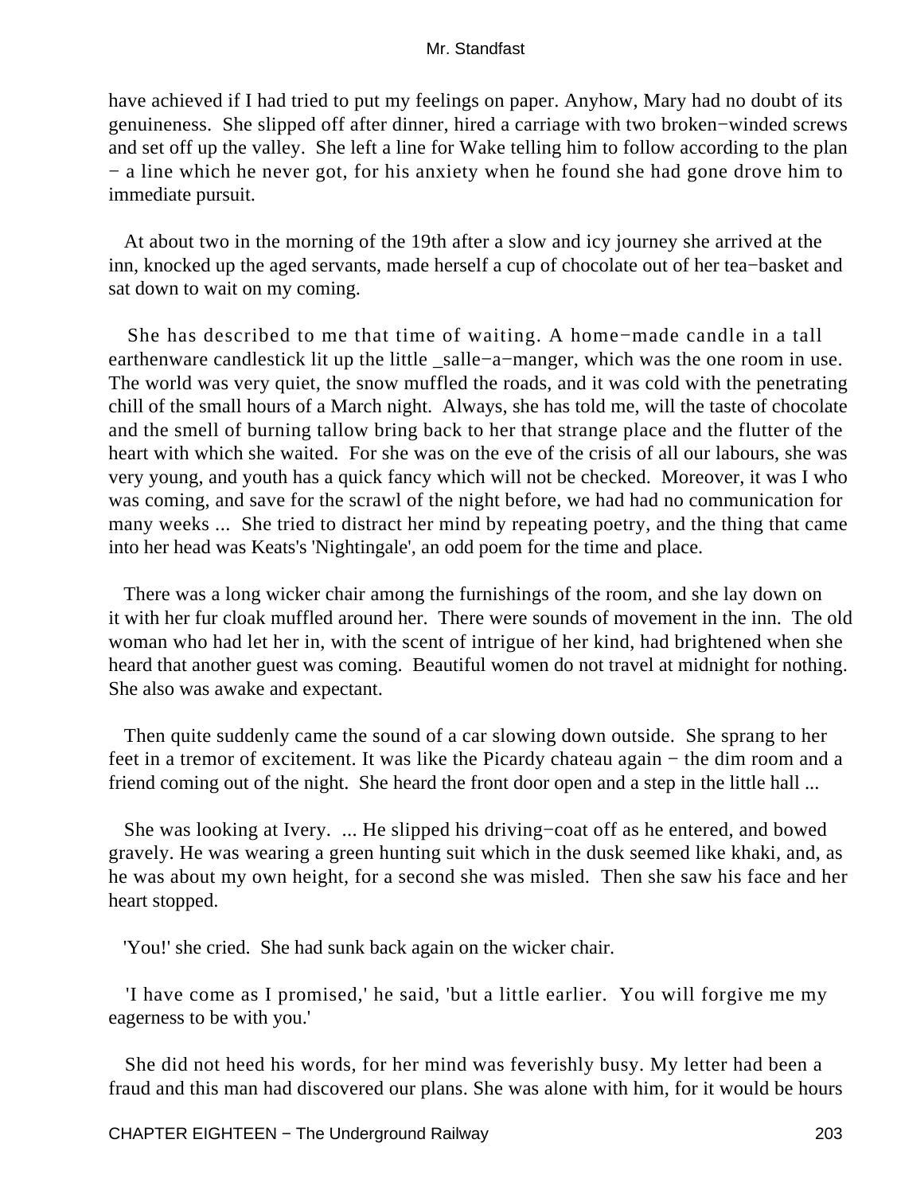have achieved if I had tried to put my feelings on paper. Anyhow, Mary had no doubt of its genuineness. She slipped off after dinner, hired a carriage with two broken−winded screws and set off up the valley. She left a line for Wake telling him to follow according to the plan − a line which he never got, for his anxiety when he found she had gone drove him to immediate pursuit.

At about two in the morning of the 19th after a slow and icy journey she arrived at the inn, knocked up the aged servants, made herself a cup of chocolate out of her tea−basket and sat down to wait on my coming.

She has described to me that time of waiting. A home−made candle in a tall earthenware candlestick lit up the little _salle−a−manger, which was the one room in use. The world was very quiet, the snow muffled the roads, and it was cold with the penetrating chill of the small hours of a March night. Always, she has told me, will the taste of chocolate and the smell of burning tallow bring back to her that strange place and the flutter of the heart with which she waited. For she was on the eve of the crisis of all our labours, she was very young, and youth has a quick fancy which will not be checked. Moreover, it was I who was coming, and save for the scrawl of the night before, we had had no communication for many weeks ... She tried to distract her mind by repeating poetry, and the thing that came into her head was Keats's 'Nightingale', an odd poem for the time and place.

There was a long wicker chair among the furnishings of the room, and she lay down on it with her fur cloak muffled around her. There were sounds of movement in the inn. The old woman who had let her in, with the scent of intrigue of her kind, had brightened when she heard that another guest was coming. Beautiful women do not travel at midnight for nothing. She also was awake and expectant.

Then quite suddenly came the sound of a car slowing down outside. She sprang to her feet in a tremor of excitement. It was like the Picardy chateau again − the dim room and a friend coming out of the night. She heard the front door open and a step in the little hall ...

She was looking at Ivery. ... He slipped his driving−coat off as he entered, and bowed gravely. He was wearing a green hunting suit which in the dusk seemed like khaki, and, as he was about my own height, for a second she was misled. Then she saw his face and her heart stopped.

'You!' she cried. She had sunk back again on the wicker chair.

'I have come as I promised,' he said, 'but a little earlier. You will forgive me my eagerness to be with you.'

She did not heed his words, for her mind was feverishly busy. My letter had been a fraud and this man had discovered our plans. She was alone with him, for it would be hours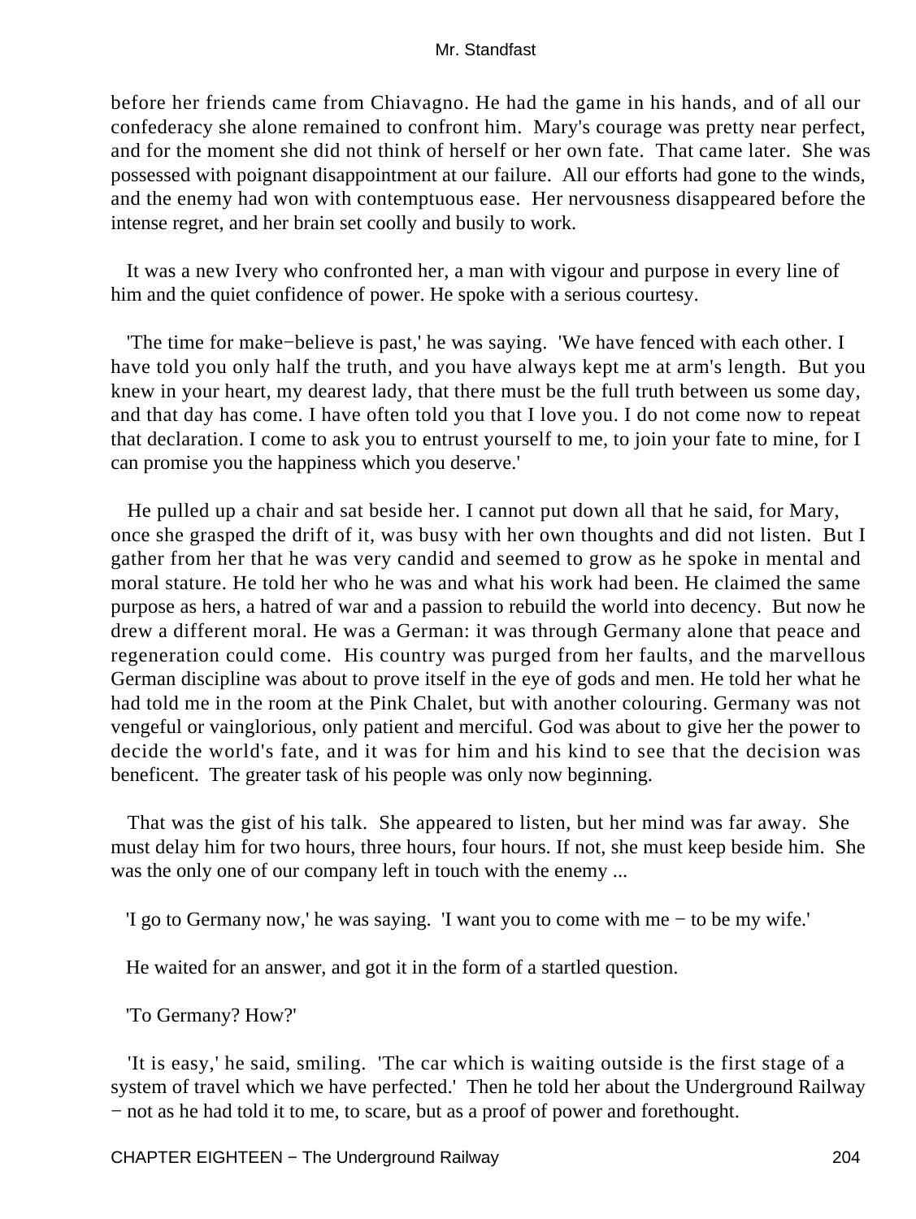before her friends came from Chiavagno. He had the game in his hands, and of all our confederacy she alone remained to confront him. Mary's courage was pretty near perfect, and for the moment she did not think of herself or her own fate. That came later. She was possessed with poignant disappointment at our failure. All our efforts had gone to the winds, and the enemy had won with contemptuous ease. Her nervousness disappeared before the intense regret, and her brain set coolly and busily to work.

It was a new Ivery who confronted her, a man with vigour and purpose in every line of him and the quiet confidence of power. He spoke with a serious courtesy.

'The time for make−believe is past,' he was saying. 'We have fenced with each other. I have told you only half the truth, and you have always kept me at arm's length. But you knew in your heart, my dearest lady, that there must be the full truth between us some day, and that day has come. I have often told you that I love you. I do not come now to repeat that declaration. I come to ask you to entrust yourself to me, to join your fate to mine, for I can promise you the happiness which you deserve.'

He pulled up a chair and sat beside her. I cannot put down all that he said, for Mary, once she grasped the drift of it, was busy with her own thoughts and did not listen. But I gather from her that he was very candid and seemed to grow as he spoke in mental and moral stature. He told her who he was and what his work had been. He claimed the same purpose as hers, a hatred of war and a passion to rebuild the world into decency. But now he drew a different moral. He was a German: it was through Germany alone that peace and regeneration could come. His country was purged from her faults, and the marvellous German discipline was about to prove itself in the eye of gods and men. He told her what he had told me in the room at the Pink Chalet, but with another colouring. Germany was not vengeful or vainglorious, only patient and merciful. God was about to give her the power to decide the world's fate, and it was for him and his kind to see that the decision was beneficent. The greater task of his people was only now beginning.

That was the gist of his talk. She appeared to listen, but her mind was far away. She must delay him for two hours, three hours, four hours. If not, she must keep beside him. She was the only one of our company left in touch with the enemy ...

'I go to Germany now,' he was saying. 'I want you to come with me − to be my wife.'

He waited for an answer, and got it in the form of a startled question.

'To Germany? How?'

'It is easy,' he said, smiling. 'The car which is waiting outside is the first stage of a system of travel which we have perfected.' Then he told her about the Underground Railway − not as he had told it to me, to scare, but as a proof of power and forethought.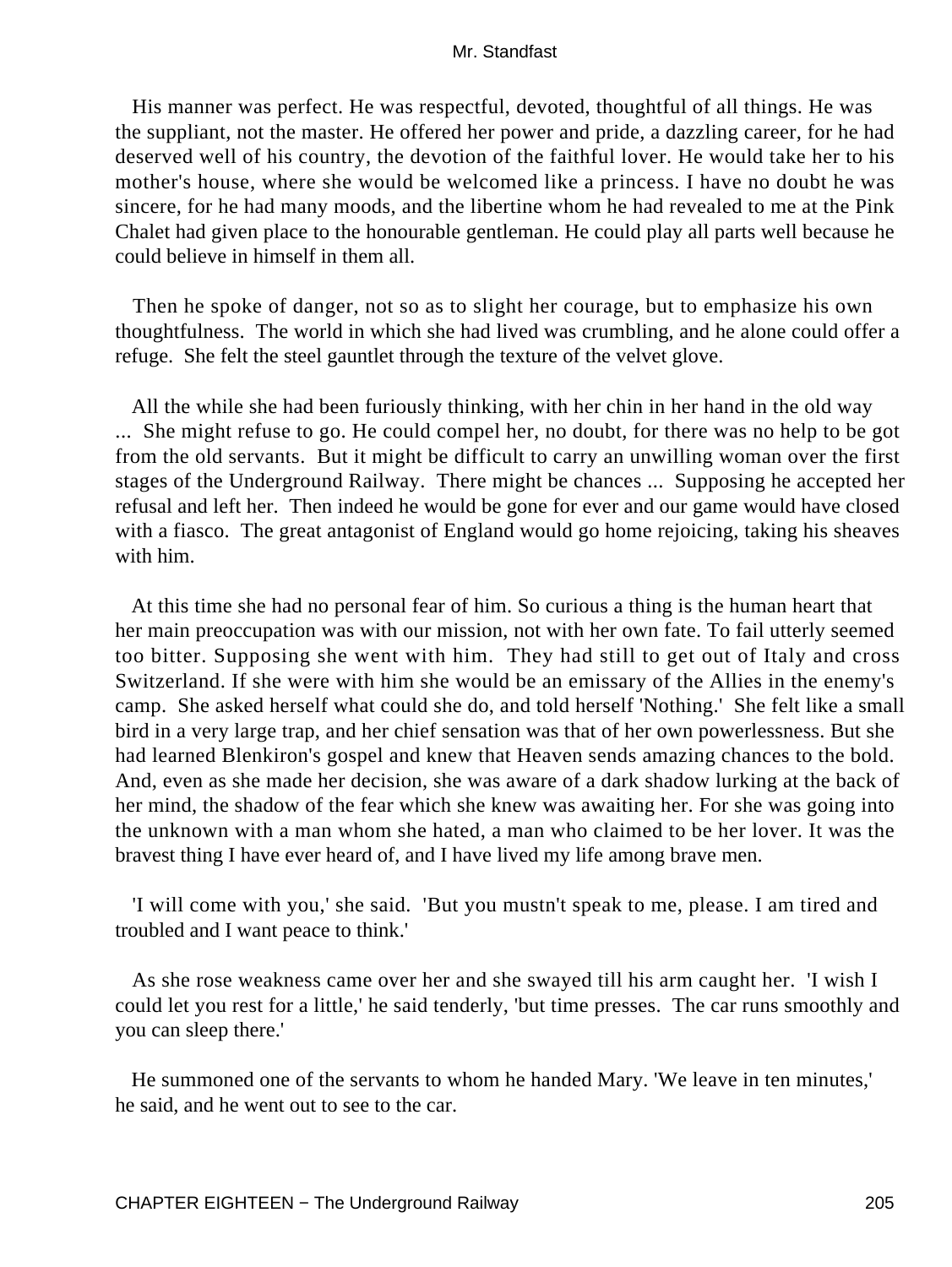His manner was perfect. He was respectful, devoted, thoughtful of all things. He was the suppliant, not the master. He offered her power and pride, a dazzling career, for he had deserved well of his country, the devotion of the faithful lover. He would take her to his mother's house, where she would be welcomed like a princess. I have no doubt he was sincere, for he had many moods, and the libertine whom he had revealed to me at the Pink Chalet had given place to the honourable gentleman. He could play all parts well because he could believe in himself in them all.

Then he spoke of danger, not so as to slight her courage, but to emphasize his own thoughtfulness. The world in which she had lived was crumbling, and he alone could offer a refuge. She felt the steel gauntlet through the texture of the velvet glove.

All the while she had been furiously thinking, with her chin in her hand in the old way ... She might refuse to go. He could compel her, no doubt, for there was no help to be got from the old servants. But it might be difficult to carry an unwilling woman over the first stages of the Underground Railway. There might be chances ... Supposing he accepted her refusal and left her. Then indeed he would be gone for ever and our game would have closed with a fiasco. The great antagonist of England would go home rejoicing, taking his sheaves with him.

At this time she had no personal fear of him. So curious a thing is the human heart that her main preoccupation was with our mission, not with her own fate. To fail utterly seemed too bitter. Supposing she went with him. They had still to get out of Italy and cross Switzerland. If she were with him she would be an emissary of the Allies in the enemy's camp. She asked herself what could she do, and told herself 'Nothing.' She felt like a small bird in a very large trap, and her chief sensation was that of her own powerlessness. But she had learned Blenkiron's gospel and knew that Heaven sends amazing chances to the bold. And, even as she made her decision, she was aware of a dark shadow lurking at the back of her mind, the shadow of the fear which she knew was awaiting her. For she was going into the unknown with a man whom she hated, a man who claimed to be her lover. It was the bravest thing I have ever heard of, and I have lived my life among brave men.

'I will come with you,' she said. 'But you mustn't speak to me, please. I am tired and troubled and I want peace to think.'

As she rose weakness came over her and she swayed till his arm caught her. 'I wish I could let you rest for a little,' he said tenderly, 'but time presses. The car runs smoothly and you can sleep there.'

He summoned one of the servants to whom he handed Mary. 'We leave in ten minutes,' he said, and he went out to see to the car.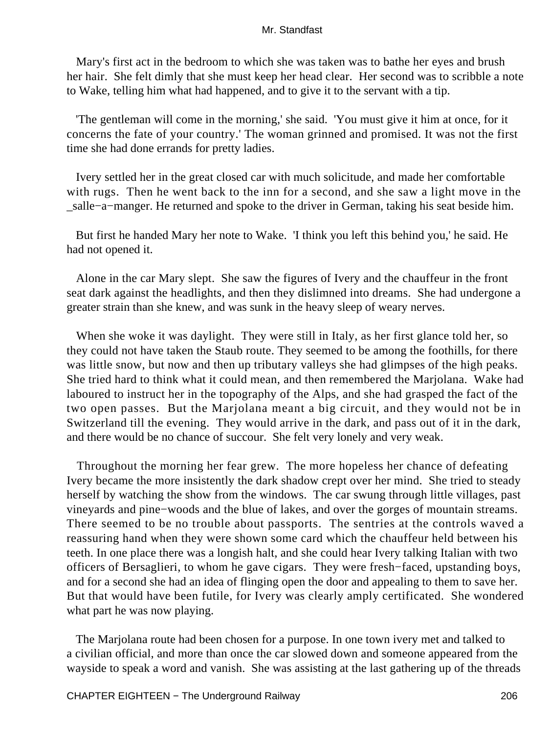Mary's first act in the bedroom to which she was taken was to bathe her eyes and brush her hair. She felt dimly that she must keep her head clear. Her second was to scribble a note to Wake, telling him what had happened, and to give it to the servant with a tip.

'The gentleman will come in the morning,' she said. 'You must give it him at once, for it concerns the fate of your country.' The woman grinned and promised. It was not the first time she had done errands for pretty ladies.

Ivery settled her in the great closed car with much solicitude, and made her comfortable with rugs. Then he went back to the inn for a second, and she saw a light move in the _salle−a−manger. He returned and spoke to the driver in German, taking his seat beside him.

But first he handed Mary her note to Wake. 'I think you left this behind you,' he said. He had not opened it.

Alone in the car Mary slept. She saw the figures of Ivery and the chauffeur in the front seat dark against the headlights, and then they dislimned into dreams. She had undergone a greater strain than she knew, and was sunk in the heavy sleep of weary nerves.

When she woke it was daylight. They were still in Italy, as her first glance told her, so they could not have taken the Staub route. They seemed to be among the foothills, for there was little snow, but now and then up tributary valleys she had glimpses of the high peaks. She tried hard to think what it could mean, and then remembered the Marjolana. Wake had laboured to instruct her in the topography of the Alps, and she had grasped the fact of the two open passes. But the Marjolana meant a big circuit, and they would not be in Switzerland till the evening. They would arrive in the dark, and pass out of it in the dark, and there would be no chance of succour. She felt very lonely and very weak.

Throughout the morning her fear grew. The more hopeless her chance of defeating Ivery became the more insistently the dark shadow crept over her mind. She tried to steady herself by watching the show from the windows. The car swung through little villages, past vineyards and pine−woods and the blue of lakes, and over the gorges of mountain streams. There seemed to be no trouble about passports. The sentries at the controls waved a reassuring hand when they were shown some card which the chauffeur held between his teeth. In one place there was a longish halt, and she could hear Ivery talking Italian with two officers of Bersaglieri, to whom he gave cigars. They were fresh−faced, upstanding boys, and for a second she had an idea of flinging open the door and appealing to them to save her. But that would have been futile, for Ivery was clearly amply certificated. She wondered what part he was now playing.

The Marjolana route had been chosen for a purpose. In one town ivery met and talked to a civilian official, and more than once the car slowed down and someone appeared from the wayside to speak a word and vanish. She was assisting at the last gathering up of the threads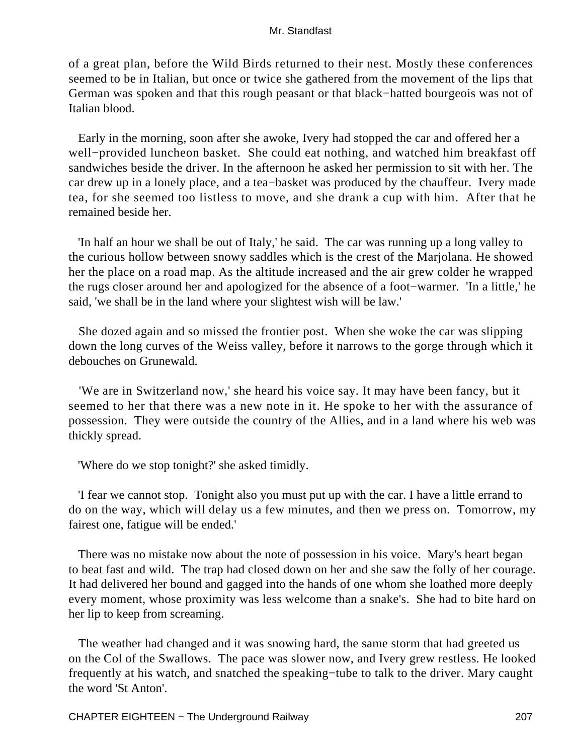of a great plan, before the Wild Birds returned to their nest. Mostly these conferences seemed to be in Italian, but once or twice she gathered from the movement of the lips that German was spoken and that this rough peasant or that black−hatted bourgeois was not of Italian blood.

Early in the morning, soon after she awoke, Ivery had stopped the car and offered her a well−provided luncheon basket. She could eat nothing, and watched him breakfast off sandwiches beside the driver. In the afternoon he asked her permission to sit with her. The car drew up in a lonely place, and a tea−basket was produced by the chauffeur. Ivery made tea, for she seemed too listless to move, and she drank a cup with him. After that he remained beside her.

'In half an hour we shall be out of Italy,' he said. The car was running up a long valley to the curious hollow between snowy saddles which is the crest of the Marjolana. He showed her the place on a road map. As the altitude increased and the air grew colder he wrapped the rugs closer around her and apologized for the absence of a foot−warmer. 'In a little,' he said, 'we shall be in the land where your slightest wish will be law.'

She dozed again and so missed the frontier post. When she woke the car was slipping down the long curves of the Weiss valley, before it narrows to the gorge through which it debouches on Grunewald.

'We are in Switzerland now,' she heard his voice say. It may have been fancy, but it seemed to her that there was a new note in it. He spoke to her with the assurance of possession. They were outside the country of the Allies, and in a land where his web was thickly spread.

'Where do we stop tonight?' she asked timidly.

'I fear we cannot stop. Tonight also you must put up with the car. I have a little errand to do on the way, which will delay us a few minutes, and then we press on. Tomorrow, my fairest one, fatigue will be ended.'

There was no mistake now about the note of possession in his voice. Mary's heart began to beat fast and wild. The trap had closed down on her and she saw the folly of her courage. It had delivered her bound and gagged into the hands of one whom she loathed more deeply every moment, whose proximity was less welcome than a snake's. She had to bite hard on her lip to keep from screaming.

The weather had changed and it was snowing hard, the same storm that had greeted us on the Col of the Swallows. The pace was slower now, and Ivery grew restless. He looked frequently at his watch, and snatched the speaking−tube to talk to the driver. Mary caught the word 'St Anton'.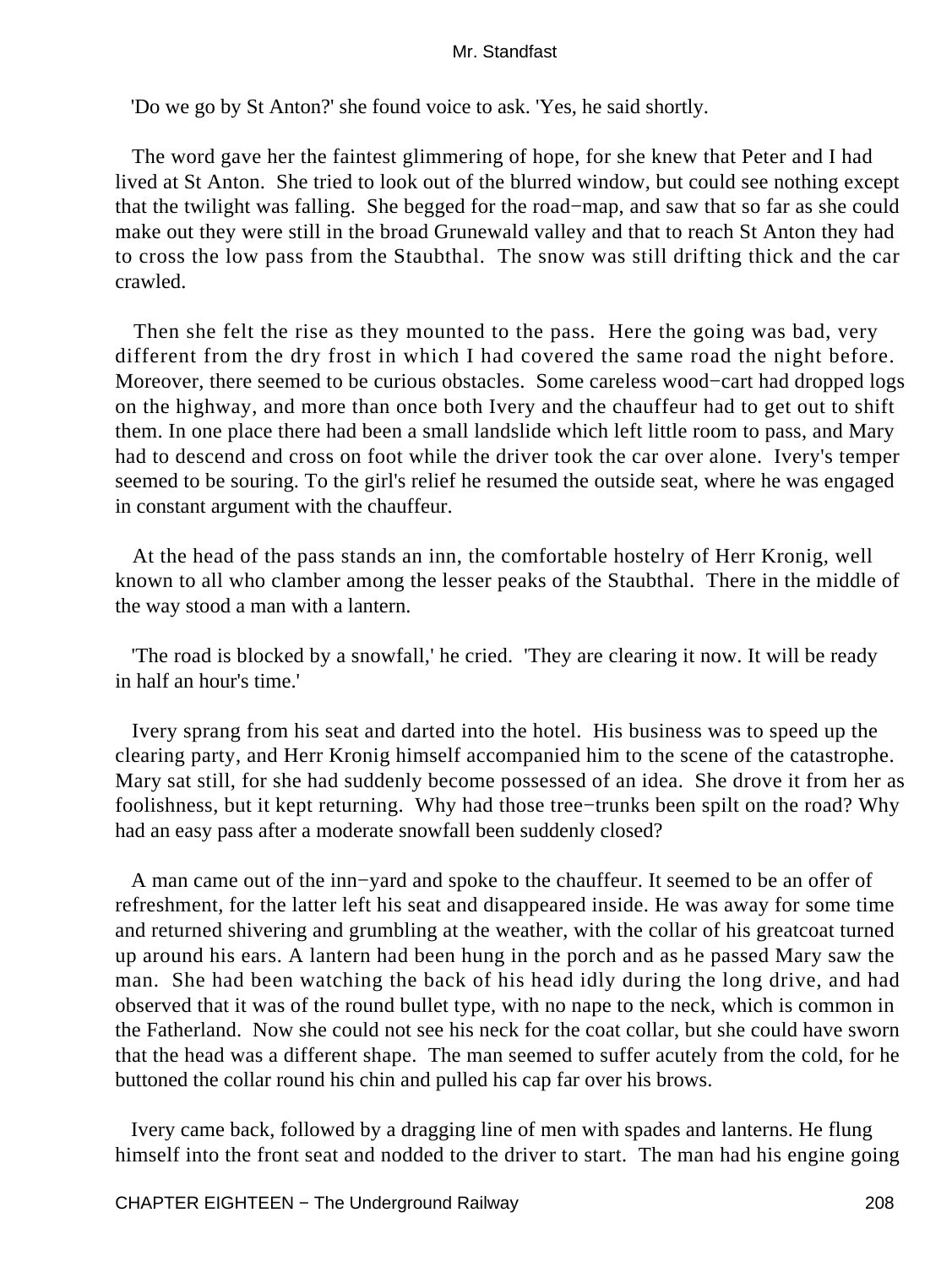'Do we go by St Anton?' she found voice to ask. 'Yes, he said shortly.

The word gave her the faintest glimmering of hope, for she knew that Peter and I had lived at St Anton. She tried to look out of the blurred window, but could see nothing except that the twilight was falling. She begged for the road−map, and saw that so far as she could make out they were still in the broad Grunewald valley and that to reach St Anton they had to cross the low pass from the Staubthal. The snow was still drifting thick and the car crawled.

Then she felt the rise as they mounted to the pass. Here the going was bad, very different from the dry frost in which I had covered the same road the night before. Moreover, there seemed to be curious obstacles. Some careless wood−cart had dropped logs on the highway, and more than once both Ivery and the chauffeur had to get out to shift them. In one place there had been a small landslide which left little room to pass, and Mary had to descend and cross on foot while the driver took the car over alone. Ivery's temper seemed to be souring. To the girl's relief he resumed the outside seat, where he was engaged in constant argument with the chauffeur.

At the head of the pass stands an inn, the comfortable hostelry of Herr Kronig, well known to all who clamber among the lesser peaks of the Staubthal. There in the middle of the way stood a man with a lantern.

'The road is blocked by a snowfall,' he cried. 'They are clearing it now. It will be ready in half an hour's time.'

Ivery sprang from his seat and darted into the hotel. His business was to speed up the clearing party, and Herr Kronig himself accompanied him to the scene of the catastrophe. Mary sat still, for she had suddenly become possessed of an idea. She drove it from her as foolishness, but it kept returning. Why had those tree−trunks been spilt on the road? Why had an easy pass after a moderate snowfall been suddenly closed?

A man came out of the inn−yard and spoke to the chauffeur. It seemed to be an offer of refreshment, for the latter left his seat and disappeared inside. He was away for some time and returned shivering and grumbling at the weather, with the collar of his greatcoat turned up around his ears. A lantern had been hung in the porch and as he passed Mary saw the man. She had been watching the back of his head idly during the long drive, and had observed that it was of the round bullet type, with no nape to the neck, which is common in the Fatherland. Now she could not see his neck for the coat collar, but she could have sworn that the head was a different shape. The man seemed to suffer acutely from the cold, for he buttoned the collar round his chin and pulled his cap far over his brows.

Ivery came back, followed by a dragging line of men with spades and lanterns. He flung himself into the front seat and nodded to the driver to start. The man had his engine going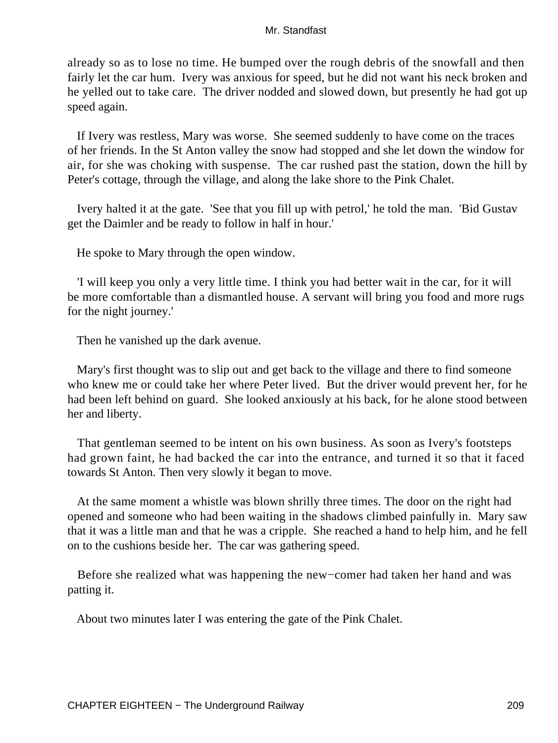already so as to lose no time. He bumped over the rough debris of the snowfall and then fairly let the car hum. Ivery was anxious for speed, but he did not want his neck broken and he yelled out to take care. The driver nodded and slowed down, but presently he had got up speed again.

If Ivery was restless, Mary was worse. She seemed suddenly to have come on the traces of her friends. In the St Anton valley the snow had stopped and she let down the window for air, for she was choking with suspense. The car rushed past the station, down the hill by Peter's cottage, through the village, and along the lake shore to the Pink Chalet.

Ivery halted it at the gate. 'See that you fill up with petrol,' he told the man. 'Bid Gustav get the Daimler and be ready to follow in half in hour.'

He spoke to Mary through the open window.

'I will keep you only a very little time. I think you had better wait in the car, for it will be more comfortable than a dismantled house. A servant will bring you food and more rugs for the night journey.'

Then he vanished up the dark avenue.

Mary's first thought was to slip out and get back to the village and there to find someone who knew me or could take her where Peter lived. But the driver would prevent her, for he had been left behind on guard. She looked anxiously at his back, for he alone stood between her and liberty.

That gentleman seemed to be intent on his own business. As soon as Ivery's footsteps had grown faint, he had backed the car into the entrance, and turned it so that it faced towards St Anton. Then very slowly it began to move.

At the same moment a whistle was blown shrilly three times. The door on the right had opened and someone who had been waiting in the shadows climbed painfully in. Mary saw that it was a little man and that he was a cripple. She reached a hand to help him, and he fell on to the cushions beside her. The car was gathering speed.

Before she realized what was happening the new−comer had taken her hand and was patting it.

About two minutes later I was entering the gate of the Pink Chalet.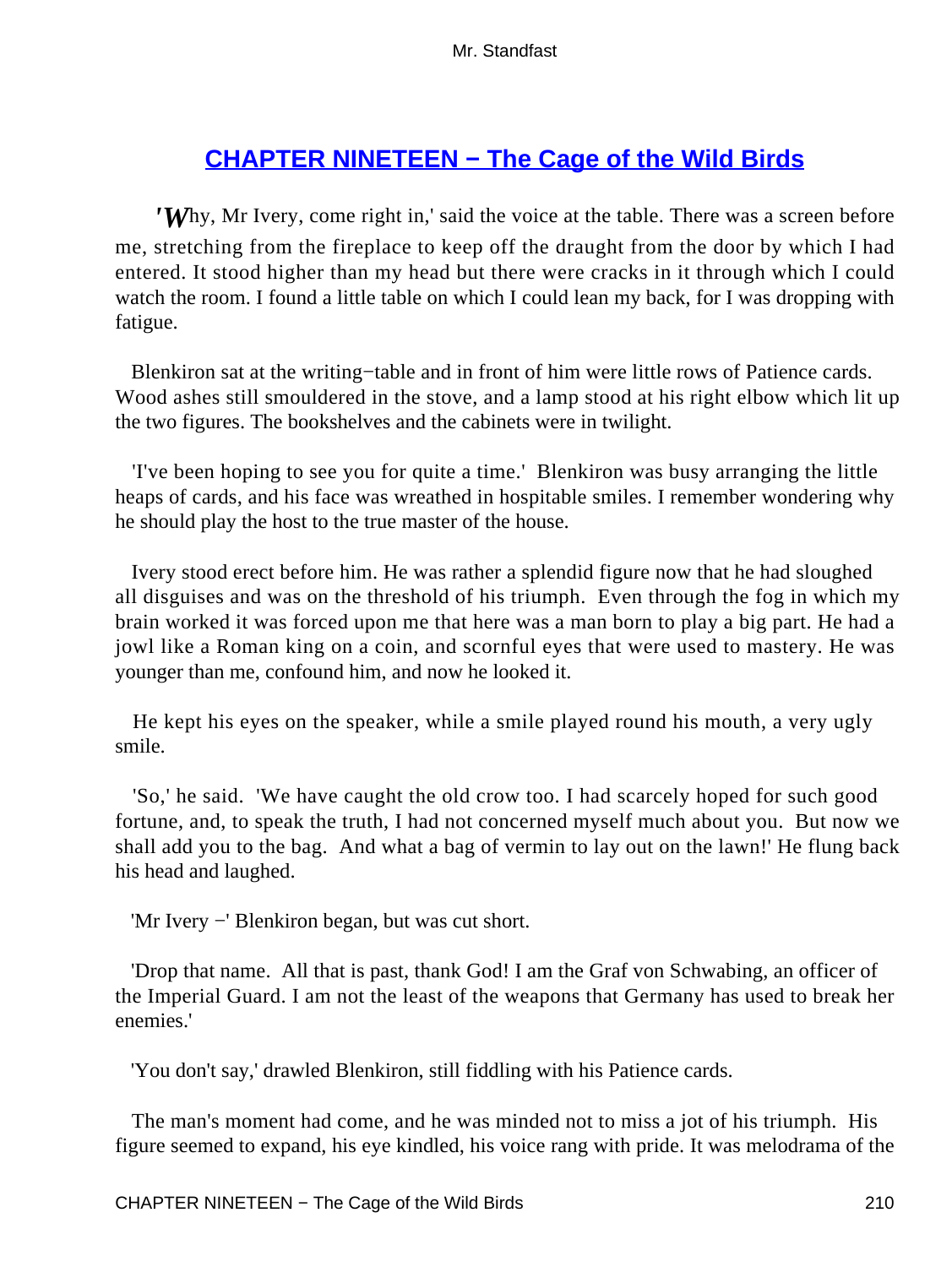## CHAPTER NINETEEN − The Cage of the Wild Birds

'Why, Mr Ivery, come right in,' said the voice at the table. There was a screen before me, stretching from the fireplace to keep off the draught from the door by which I had entered. It stood higher than my head but there were cracks in it through which I could watch the room. I found a little table on which I could lean my back, for I was dropping with fatigue.

Blenkiron sat at the writing−table and in front of him were little rows of Patience cards. Wood ashes still smouldered in the stove, and a lamp stood at his right elbow which lit up the two figures. The bookshelves and the cabinets were in twilight.

'I've been hoping to see you for quite a time.' Blenkiron was busy arranging the little heaps of cards, and his face was wreathed in hospitable smiles. I remember wondering why he should play the host to the true master of the house.

Ivery stood erect before him. He was rather a splendid figure now that he had sloughed all disguises and was on the threshold of his triumph. Even through the fog in which my brain worked it was forced upon me that here was a man born to play a big part. He had a jowl like a Roman king on a coin, and scornful eyes that were used to mastery. He was younger than me, confound him, and now he looked it.

He kept his eyes on the speaker, while a smile played round his mouth, a very ugly smile.

'So,' he said. 'We have caught the old crow too. I had scarcely hoped for such good fortune, and, to speak the truth, I had not concerned myself much about you. But now we shall add you to the bag. And what a bag of vermin to lay out on the lawn!' He flung back his head and laughed.

'Mr Ivery −' Blenkiron began, but was cut short.

'Drop that name. All that is past, thank God! I am the Graf von Schwabing, an officer of the Imperial Guard. I am not the least of the weapons that Germany has used to break her enemies.'

'You don't say,' drawled Blenkiron, still fiddling with his Patience cards.

The man's moment had come, and he was minded not to miss a jot of his triumph. His figure seemed to expand, his eye kindled, his voice rang with pride. It was melodrama of the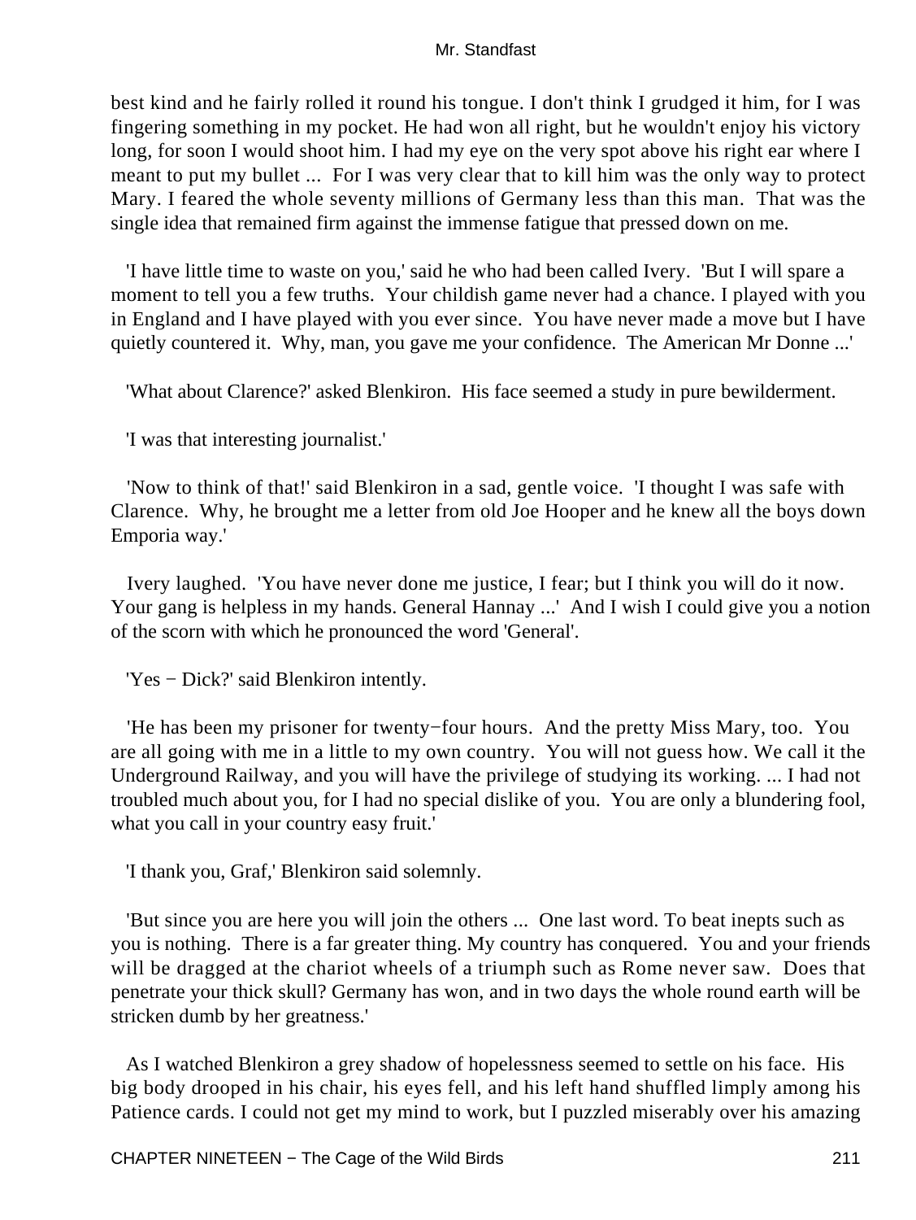best kind and he fairly rolled it round his tongue. I don't think I grudged it him, for I was fingering something in my pocket. He had won all right, but he wouldn't enjoy his victory long, for soon I would shoot him. I had my eye on the very spot above his right ear where I meant to put my bullet ... For I was very clear that to kill him was the only way to protect Mary. I feared the whole seventy millions of Germany less than this man. That was the single idea that remained firm against the immense fatigue that pressed down on me.

'I have little time to waste on you,' said he who had been called Ivery. 'But I will spare a moment to tell you a few truths. Your childish game never had a chance. I played with you in England and I have played with you ever since. You have never made a move but I have quietly countered it. Why, man, you gave me your confidence. The American Mr Donne ...'

'What about Clarence?' asked Blenkiron. His face seemed a study in pure bewilderment.

'I was that interesting journalist.'

'Now to think of that!' said Blenkiron in a sad, gentle voice. 'I thought I was safe with Clarence. Why, he brought me a letter from old Joe Hooper and he knew all the boys down Emporia way.'

Ivery laughed. 'You have never done me justice, I fear; but I think you will do it now. Your gang is helpless in my hands. General Hannay ...' And I wish I could give you a notion of the scorn with which he pronounced the word 'General'.

'Yes − Dick?' said Blenkiron intently.

'He has been my prisoner for twenty−four hours. And the pretty Miss Mary, too. You are all going with me in a little to my own country. You will not guess how. We call it the Underground Railway, and you will have the privilege of studying its working. ... I had not troubled much about you, for I had no special dislike of you. You are only a blundering fool, what you call in your country easy fruit.'

'I thank you, Graf,' Blenkiron said solemnly.

'But since you are here you will join the others ... One last word. To beat inepts such as you is nothing. There is a far greater thing. My country has conquered. You and your friends will be dragged at the chariot wheels of a triumph such as Rome never saw. Does that penetrate your thick skull? Germany has won, and in two days the whole round earth will be stricken dumb by her greatness.'

As I watched Blenkiron a grey shadow of hopelessness seemed to settle on his face. His big body drooped in his chair, his eyes fell, and his left hand shuffled limply among his Patience cards. I could not get my mind to work, but I puzzled miserably over his amazing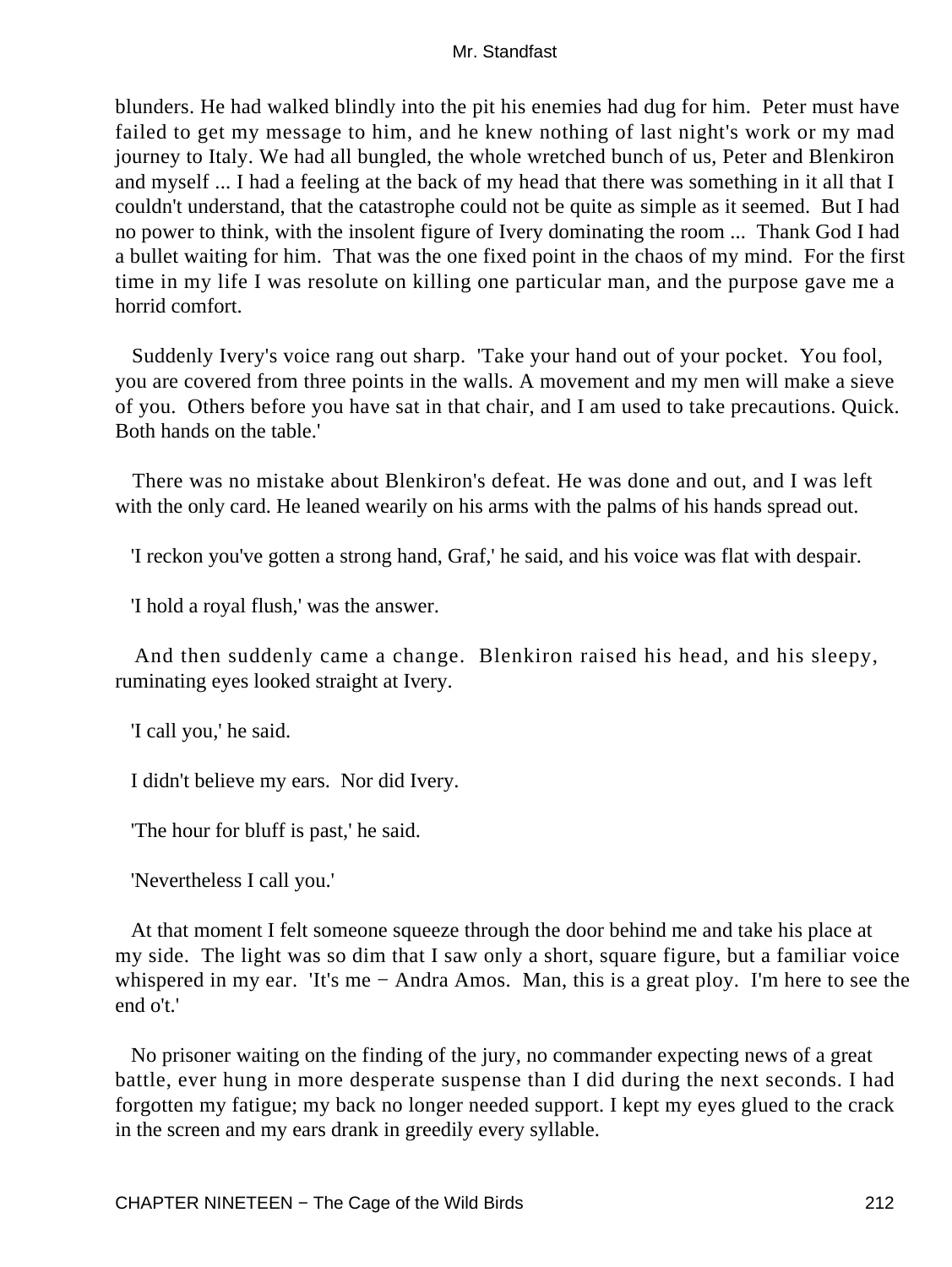blunders. He had walked blindly into the pit his enemies had dug for him. Peter must have failed to get my message to him, and he knew nothing of last night's work or my mad journey to Italy. We had all bungled, the whole wretched bunch of us, Peter and Blenkiron and myself ... I had a feeling at the back of my head that there was something in it all that I couldn't understand, that the catastrophe could not be quite as simple as it seemed. But I had no power to think, with the insolent figure of Ivery dominating the room ... Thank God I had a bullet waiting for him. That was the one fixed point in the chaos of my mind. For the first time in my life I was resolute on killing one particular man, and the purpose gave me a horrid comfort.

Suddenly Ivery's voice rang out sharp. 'Take your hand out of your pocket. You fool, you are covered from three points in the walls. A movement and my men will make a sieve of you. Others before you have sat in that chair, and I am used to take precautions. Quick. Both hands on the table.'

There was no mistake about Blenkiron's defeat. He was done and out, and I was left with the only card. He leaned wearily on his arms with the palms of his hands spread out.

'I reckon you've gotten a strong hand, Graf,' he said, and his voice was flat with despair.

'I hold a royal flush,' was the answer.

And then suddenly came a change. Blenkiron raised his head, and his sleepy, ruminating eyes looked straight at Ivery.

'I call you,' he said.

I didn't believe my ears. Nor did Ivery.

'The hour for bluff is past,' he said.

'Nevertheless I call you.'

At that moment I felt someone squeeze through the door behind me and take his place at my side. The light was so dim that I saw only a short, square figure, but a familiar voice whispered in my ear. 'It's me − Andra Amos. Man, this is a great ploy. I'm here to see the end o't.'

No prisoner waiting on the finding of the jury, no commander expecting news of a great battle, ever hung in more desperate suspense than I did during the next seconds. I had forgotten my fatigue; my back no longer needed support. I kept my eyes glued to the crack in the screen and my ears drank in greedily every syllable.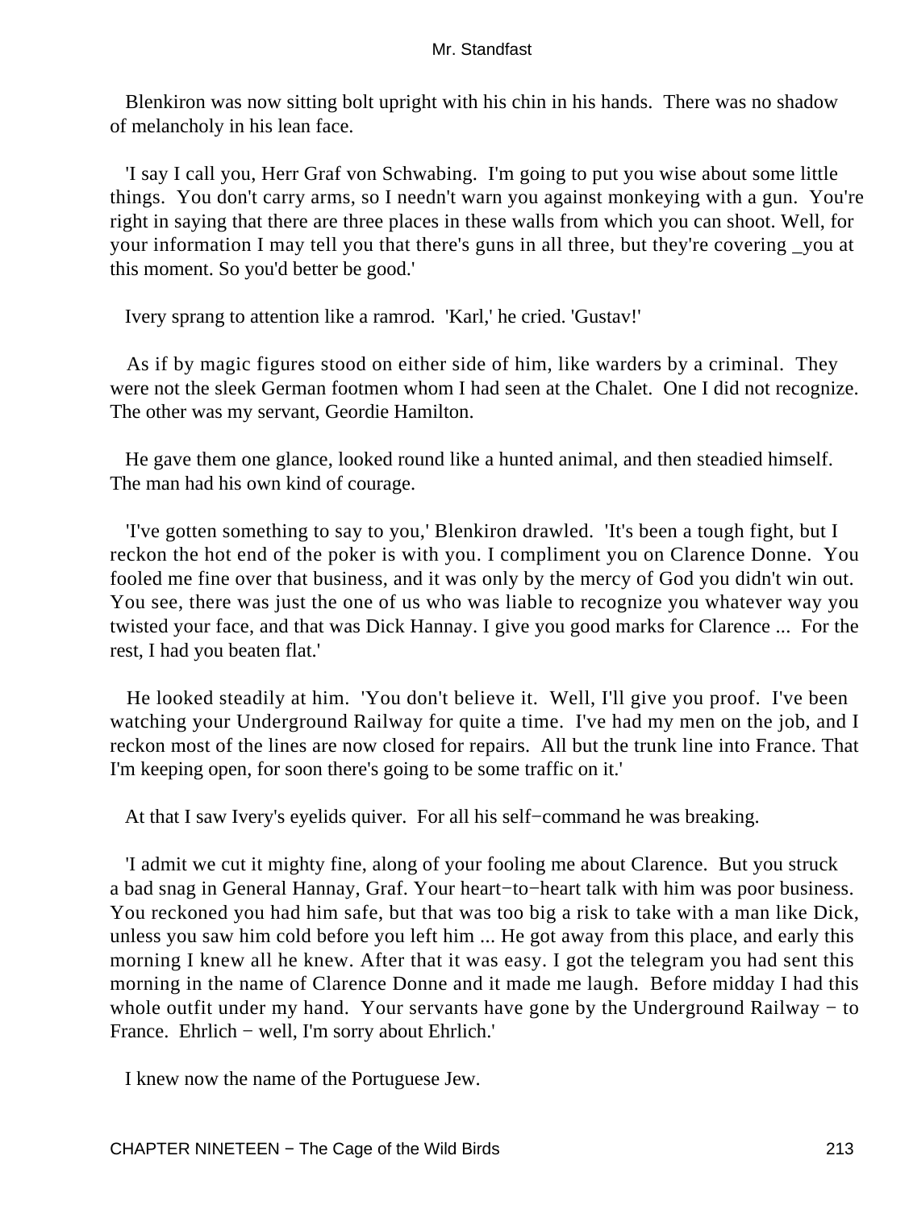Blenkiron was now sitting bolt upright with his chin in his hands. There was no shadow of melancholy in his lean face.

'I say I call you, Herr Graf von Schwabing. I'm going to put you wise about some little things. You don't carry arms, so I needn't warn you against monkeying with a gun. You're right in saying that there are three places in these walls from which you can shoot. Well, for your information I may tell you that there's guns in all three, but they're covering _you at this moment. So you'd better be good.'

Ivery sprang to attention like a ramrod. 'Karl,' he cried. 'Gustav!'

As if by magic figures stood on either side of him, like warders by a criminal. They were not the sleek German footmen whom I had seen at the Chalet. One I did not recognize. The other was my servant, Geordie Hamilton.

He gave them one glance, looked round like a hunted animal, and then steadied himself. The man had his own kind of courage.

'I've gotten something to say to you,' Blenkiron drawled. 'It's been a tough fight, but I reckon the hot end of the poker is with you. I compliment you on Clarence Donne. You fooled me fine over that business, and it was only by the mercy of God you didn't win out. You see, there was just the one of us who was liable to recognize you whatever way you twisted your face, and that was Dick Hannay. I give you good marks for Clarence ... For the rest, I had you beaten flat.'

He looked steadily at him. 'You don't believe it. Well, I'll give you proof. I've been watching your Underground Railway for quite a time. I've had my men on the job, and I reckon most of the lines are now closed for repairs. All but the trunk line into France. That I'm keeping open, for soon there's going to be some traffic on it.'

At that I saw Ivery's eyelids quiver. For all his self−command he was breaking.

'I admit we cut it mighty fine, along of your fooling me about Clarence. But you struck a bad snag in General Hannay, Graf. Your heart−to−heart talk with him was poor business. You reckoned you had him safe, but that was too big a risk to take with a man like Dick, unless you saw him cold before you left him ... He got away from this place, and early this morning I knew all he knew. After that it was easy. I got the telegram you had sent this morning in the name of Clarence Donne and it made me laugh. Before midday I had this whole outfit under my hand. Your servants have gone by the Underground Railway − to France. Ehrlich − well, I'm sorry about Ehrlich.'

I knew now the name of the Portuguese Jew.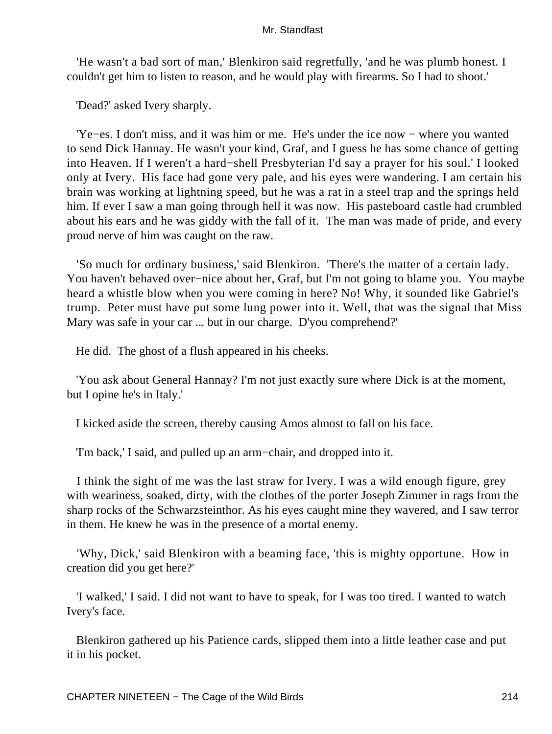'He wasn't a bad sort of man,' Blenkiron said regretfully, 'and he was plumb honest. I couldn't get him to listen to reason, and he would play with firearms. So I had to shoot.'

'Dead?' asked Ivery sharply.

'Ye−es. I don't miss, and it was him or me. He's under the ice now − where you wanted to send Dick Hannay. He wasn't your kind, Graf, and I guess he has some chance of getting into Heaven. If I weren't a hard−shell Presbyterian I'd say a prayer for his soul.' I looked only at Ivery. His face had gone very pale, and his eyes were wandering. I am certain his brain was working at lightning speed, but he was a rat in a steel trap and the springs held him. If ever I saw a man going through hell it was now. His pasteboard castle had crumbled about his ears and he was giddy with the fall of it. The man was made of pride, and every proud nerve of him was caught on the raw.

'So much for ordinary business,' said Blenkiron. 'There's the matter of a certain lady. You haven't behaved over−nice about her, Graf, but I'm not going to blame you. You maybe heard a whistle blow when you were coming in here? No! Why, it sounded like Gabriel's trump. Peter must have put some lung power into it. Well, that was the signal that Miss Mary was safe in your car ... but in our charge. D'you comprehend?'

He did. The ghost of a flush appeared in his cheeks.

'You ask about General Hannay? I'm not just exactly sure where Dick is at the moment, but I opine he's in Italy.'

I kicked aside the screen, thereby causing Amos almost to fall on his face.

'I'm back,' I said, and pulled up an arm−chair, and dropped into it.

I think the sight of me was the last straw for Ivery. I was a wild enough figure, grey with weariness, soaked, dirty, with the clothes of the porter Joseph Zimmer in rags from the sharp rocks of the Schwarzsteinthor. As his eyes caught mine they wavered, and I saw terror in them. He knew he was in the presence of a mortal enemy.

'Why, Dick,' said Blenkiron with a beaming face, 'this is mighty opportune. How in creation did you get here?'

'I walked,' I said. I did not want to have to speak, for I was too tired. I wanted to watch Ivery's face.

Blenkiron gathered up his Patience cards, slipped them into a little leather case and put it in his pocket.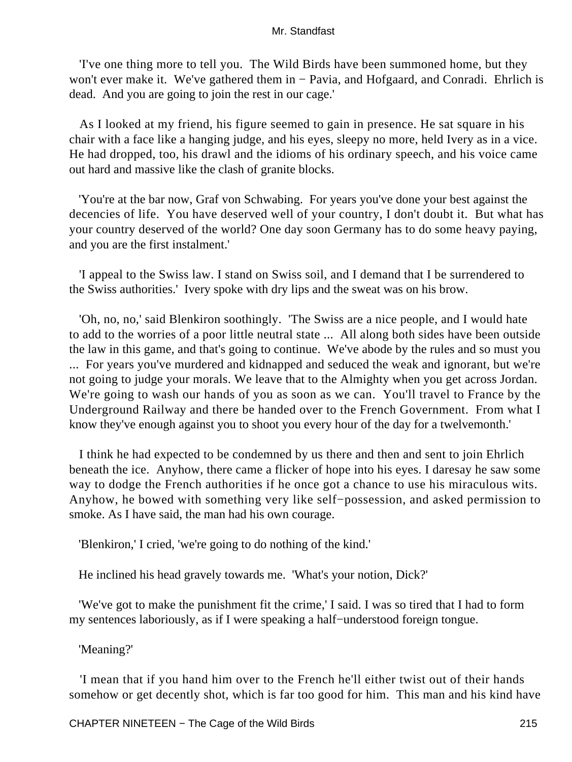'I've one thing more to tell you. The Wild Birds have been summoned home, but they won't ever make it. We've gathered them in − Pavia, and Hofgaard, and Conradi. Ehrlich is dead. And you are going to join the rest in our cage.'

As I looked at my friend, his figure seemed to gain in presence. He sat square in his chair with a face like a hanging judge, and his eyes, sleepy no more, held Ivery as in a vice. He had dropped, too, his drawl and the idioms of his ordinary speech, and his voice came out hard and massive like the clash of granite blocks.

'You're at the bar now, Graf von Schwabing. For years you've done your best against the decencies of life. You have deserved well of your country, I don't doubt it. But what has your country deserved of the world? One day soon Germany has to do some heavy paying, and you are the first instalment.'

'I appeal to the Swiss law. I stand on Swiss soil, and I demand that I be surrendered to the Swiss authorities.' Ivery spoke with dry lips and the sweat was on his brow.

'Oh, no, no,' said Blenkiron soothingly. 'The Swiss are a nice people, and I would hate to add to the worries of a poor little neutral state ... All along both sides have been outside the law in this game, and that's going to continue. We've abode by the rules and so must you ... For years you've murdered and kidnapped and seduced the weak and ignorant, but we're not going to judge your morals. We leave that to the Almighty when you get across Jordan. We're going to wash our hands of you as soon as we can. You'll travel to France by the Underground Railway and there be handed over to the French Government. From what I know they've enough against you to shoot you every hour of the day for a twelvemonth.'

I think he had expected to be condemned by us there and then and sent to join Ehrlich beneath the ice. Anyhow, there came a flicker of hope into his eyes. I daresay he saw some way to dodge the French authorities if he once got a chance to use his miraculous wits. Anyhow, he bowed with something very like self−possession, and asked permission to smoke. As I have said, the man had his own courage.

'Blenkiron,' I cried, 'we're going to do nothing of the kind.'

He inclined his head gravely towards me. 'What's your notion, Dick?'

'We've got to make the punishment fit the crime,' I said. I was so tired that I had to form my sentences laboriously, as if I were speaking a half−understood foreign tongue.

'Meaning?'

'I mean that if you hand him over to the French he'll either twist out of their hands somehow or get decently shot, which is far too good for him. This man and his kind have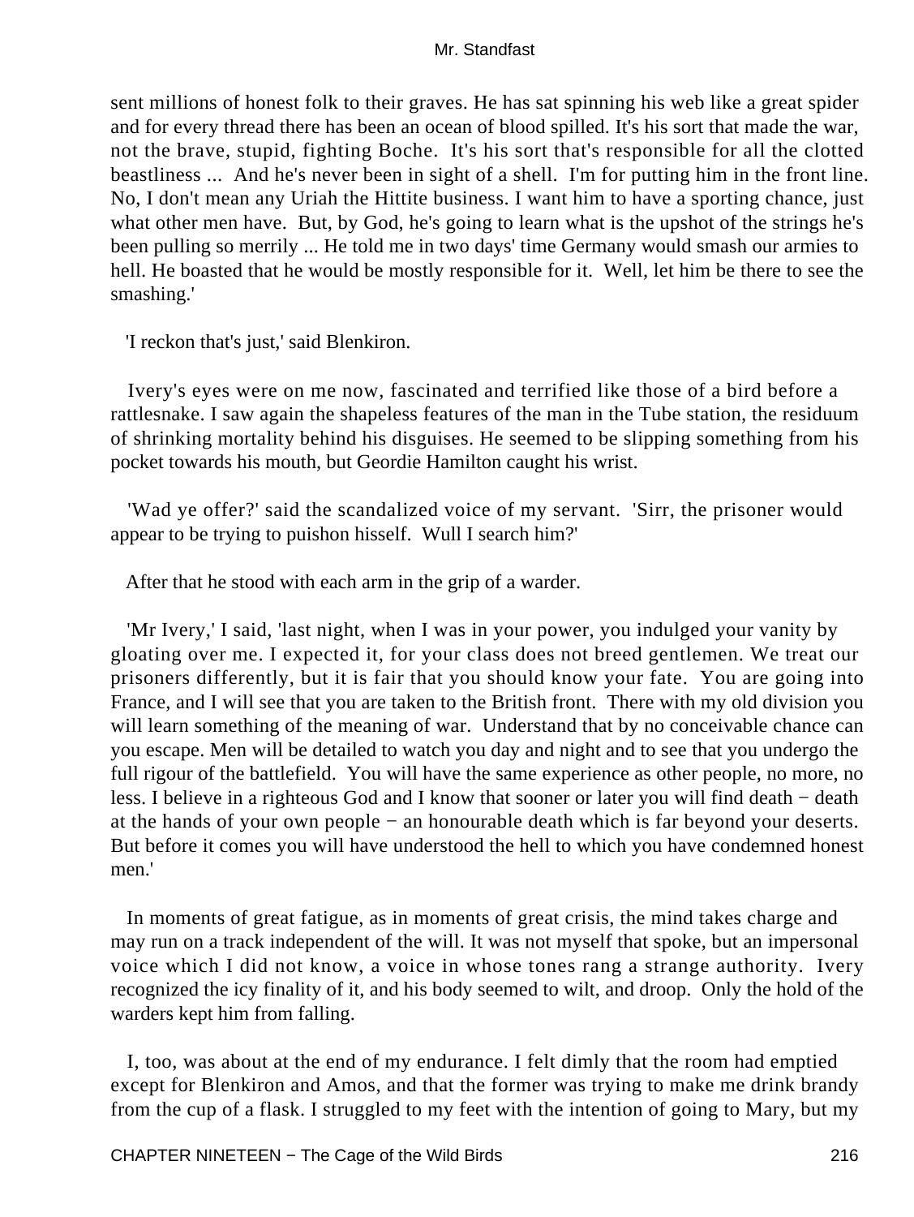sent millions of honest folk to their graves. He has sat spinning his web like a great spider and for every thread there has been an ocean of blood spilled. It's his sort that made the war, not the brave, stupid, fighting Boche. It's his sort that's responsible for all the clotted beastliness ... And he's never been in sight of a shell. I'm for putting him in the front line. No, I don't mean any Uriah the Hittite business. I want him to have a sporting chance, just what other men have. But, by God, he's going to learn what is the upshot of the strings he's been pulling so merrily ... He told me in two days' time Germany would smash our armies to hell. He boasted that he would be mostly responsible for it. Well, let him be there to see the smashing.'

'I reckon that's just,' said Blenkiron.

Ivery's eyes were on me now, fascinated and terrified like those of a bird before a rattlesnake. I saw again the shapeless features of the man in the Tube station, the residuum of shrinking mortality behind his disguises. He seemed to be slipping something from his pocket towards his mouth, but Geordie Hamilton caught his wrist.

'Wad ye offer?' said the scandalized voice of my servant. 'Sirr, the prisoner would appear to be trying to puishon hisself. Wull I search him?'

After that he stood with each arm in the grip of a warder.

'Mr Ivery,' I said, 'last night, when I was in your power, you indulged your vanity by gloating over me. I expected it, for your class does not breed gentlemen. We treat our prisoners differently, but it is fair that you should know your fate. You are going into France, and I will see that you are taken to the British front. There with my old division you will learn something of the meaning of war. Understand that by no conceivable chance can you escape. Men will be detailed to watch you day and night and to see that you undergo the full rigour of the battlefield. You will have the same experience as other people, no more, no less. I believe in a righteous God and I know that sooner or later you will find death − death at the hands of your own people − an honourable death which is far beyond your deserts. But before it comes you will have understood the hell to which you have condemned honest men.'

In moments of great fatigue, as in moments of great crisis, the mind takes charge and may run on a track independent of the will. It was not myself that spoke, but an impersonal voice which I did not know, a voice in whose tones rang a strange authority. Ivery recognized the icy finality of it, and his body seemed to wilt, and droop. Only the hold of the warders kept him from falling.

I, too, was about at the end of my endurance. I felt dimly that the room had emptied except for Blenkiron and Amos, and that the former was trying to make me drink brandy from the cup of a flask. I struggled to my feet with the intention of going to Mary, but my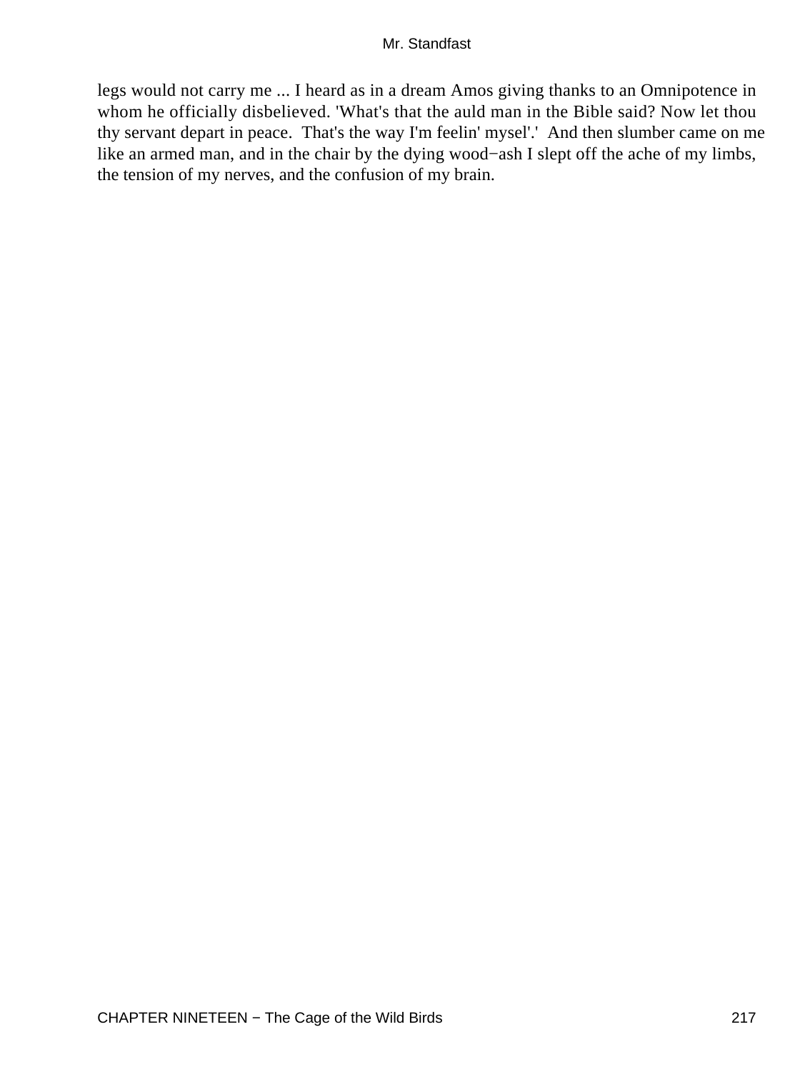legs would not carry me ... I heard as in a dream Amos giving thanks to an Omnipotence in whom he officially disbelieved. 'What's that the auld man in the Bible said? Now let thou thy servant depart in peace. That's the way I'm feelin' mysel'.' And then slumber came on me like an armed man, and in the chair by the dying wood−ash I slept off the ache of my limbs, the tension of my nerves, and the confusion of my brain.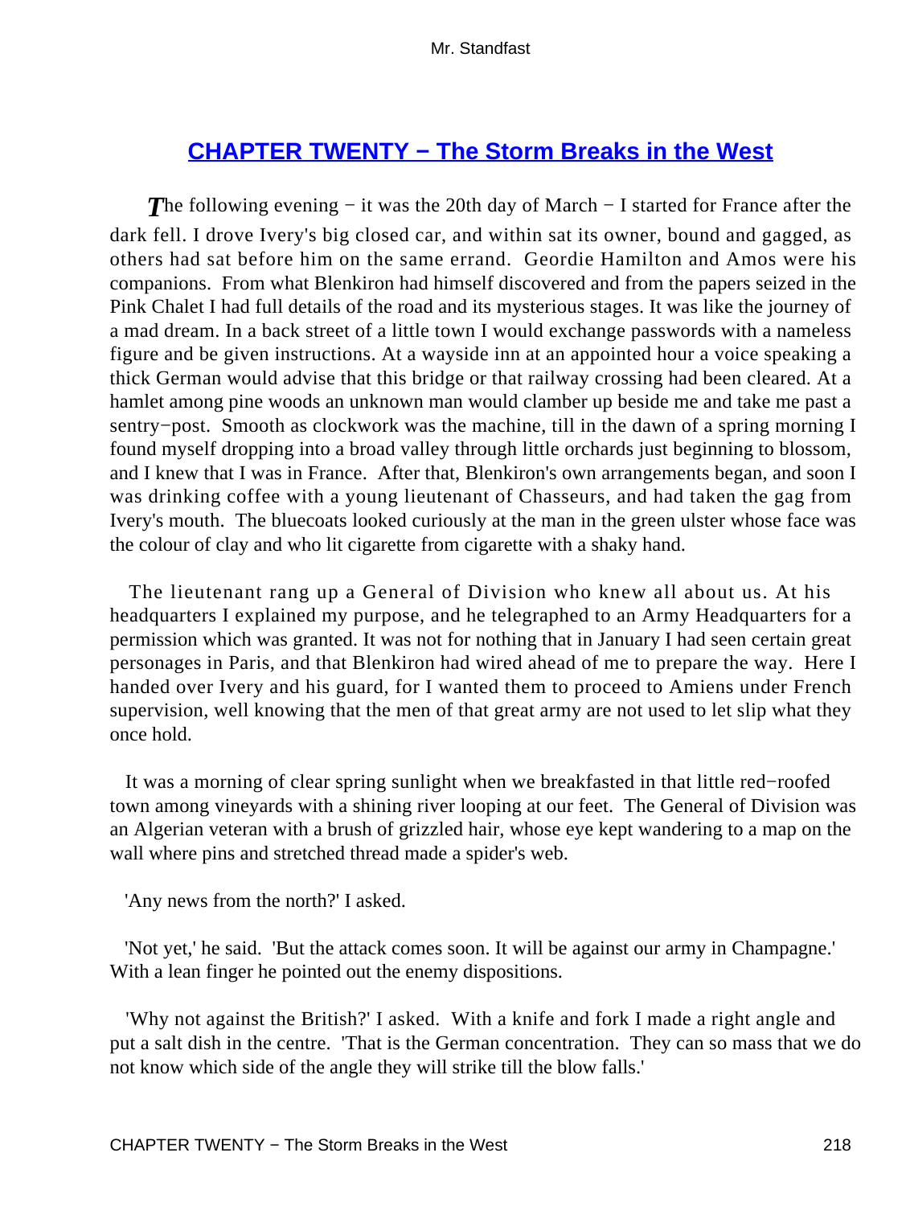## CHAPTER TWENTY − The Storm Breaks in the West

*T*he following evening − it was the 20th day of March − I started for France after the dark fell. I drove Ivery's big closed car, and within sat its owner, bound and gagged, as others had sat before him on the same errand. Geordie Hamilton and Amos were his companions. From what Blenkiron had himself discovered and from the papers seized in the Pink Chalet I had full details of the road and its mysterious stages. It was like the journey of a mad dream. In a back street of a little town I would exchange passwords with a nameless figure and be given instructions. At a wayside inn at an appointed hour a voice speaking a thick German would advise that this bridge or that railway crossing had been cleared. At a hamlet among pine woods an unknown man would clamber up beside me and take me past a sentry−post. Smooth as clockwork was the machine, till in the dawn of a spring morning I found myself dropping into a broad valley through little orchards just beginning to blossom, and I knew that I was in France. After that, Blenkiron's own arrangements began, and soon I was drinking coffee with a young lieutenant of Chasseurs, and had taken the gag from Ivery's mouth. The bluecoats looked curiously at the man in the green ulster whose face was the colour of clay and who lit cigarette from cigarette with a shaky hand.

The lieutenant rang up a General of Division who knew all about us. At his headquarters I explained my purpose, and he telegraphed to an Army Headquarters for a permission which was granted. It was not for nothing that in January I had seen certain great personages in Paris, and that Blenkiron had wired ahead of me to prepare the way. Here I handed over Ivery and his guard, for I wanted them to proceed to Amiens under French supervision, well knowing that the men of that great army are not used to let slip what they once hold.

It was a morning of clear spring sunlight when we breakfasted in that little red−roofed town among vineyards with a shining river looping at our feet. The General of Division was an Algerian veteran with a brush of grizzled hair, whose eye kept wandering to a map on the wall where pins and stretched thread made a spider's web.

'Any news from the north?' I asked.

'Not yet,' he said. 'But the attack comes soon. It will be against our army in Champagne.' With a lean finger he pointed out the enemy dispositions.

'Why not against the British?' I asked. With a knife and fork I made a right angle and put a salt dish in the centre. 'That is the German concentration. They can so mass that we do not know which side of the angle they will strike till the blow falls.'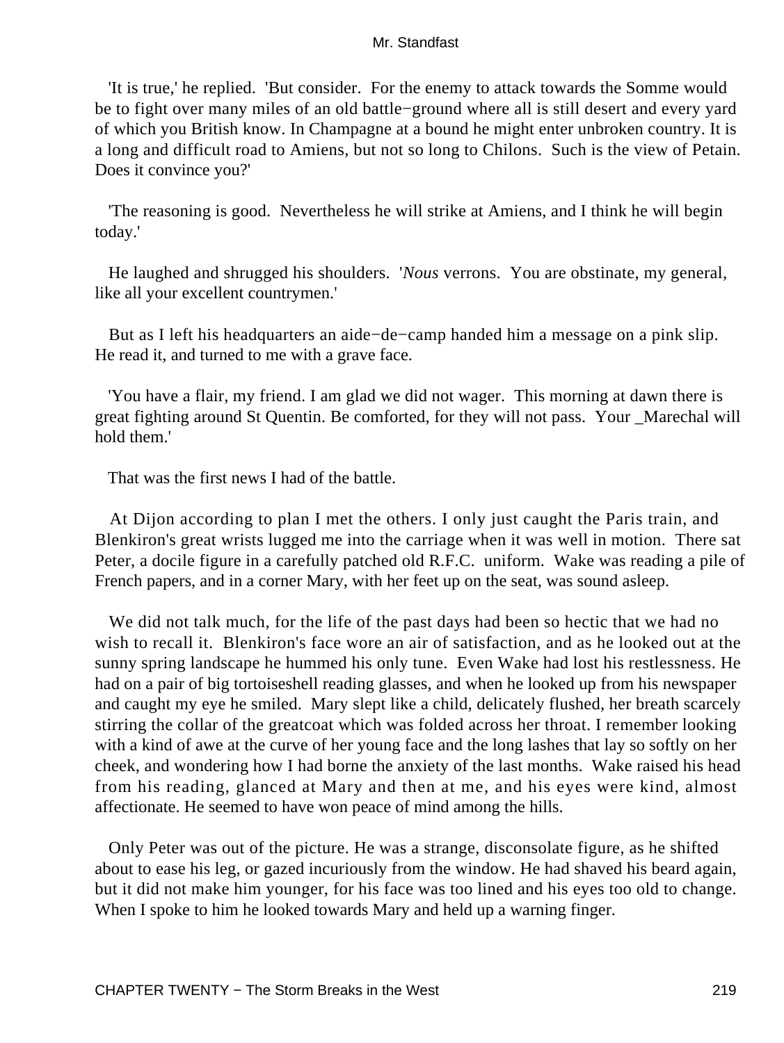'It is true,' he replied. 'But consider. For the enemy to attack towards the Somme would be to fight over many miles of an old battle−ground where all is still desert and every yard of which you British know. In Champagne at a bound he might enter unbroken country. It is a long and difficult road to Amiens, but not so long to Chilons. Such is the view of Petain. Does it convince you?'

'The reasoning is good. Nevertheless he will strike at Amiens, and I think he will begin today.'

He laughed and shrugged his shoulders. '*Nous* verrons. You are obstinate, my general, like all your excellent countrymen.'

But as I left his headquarters an aide−de−camp handed him a message on a pink slip. He read it, and turned to me with a grave face.

'You have a flair, my friend. I am glad we did not wager. This morning at dawn there is great fighting around St Quentin. Be comforted, for they will not pass. Your _Marechal will hold them.'

That was the first news I had of the battle.

At Dijon according to plan I met the others. I only just caught the Paris train, and Blenkiron's great wrists lugged me into the carriage when it was well in motion. There sat Peter, a docile figure in a carefully patched old R.F.C. uniform. Wake was reading a pile of French papers, and in a corner Mary, with her feet up on the seat, was sound asleep.

We did not talk much, for the life of the past days had been so hectic that we had no wish to recall it. Blenkiron's face wore an air of satisfaction, and as he looked out at the sunny spring landscape he hummed his only tune. Even Wake had lost his restlessness. He had on a pair of big tortoiseshell reading glasses, and when he looked up from his newspaper and caught my eye he smiled. Mary slept like a child, delicately flushed, her breath scarcely stirring the collar of the greatcoat which was folded across her throat. I remember looking with a kind of awe at the curve of her young face and the long lashes that lay so softly on her cheek, and wondering how I had borne the anxiety of the last months. Wake raised his head from his reading, glanced at Mary and then at me, and his eyes were kind, almost affectionate. He seemed to have won peace of mind among the hills.

Only Peter was out of the picture. He was a strange, disconsolate figure, as he shifted about to ease his leg, or gazed incuriously from the window. He had shaved his beard again, but it did not make him younger, for his face was too lined and his eyes too old to change. When I spoke to him he looked towards Mary and held up a warning finger.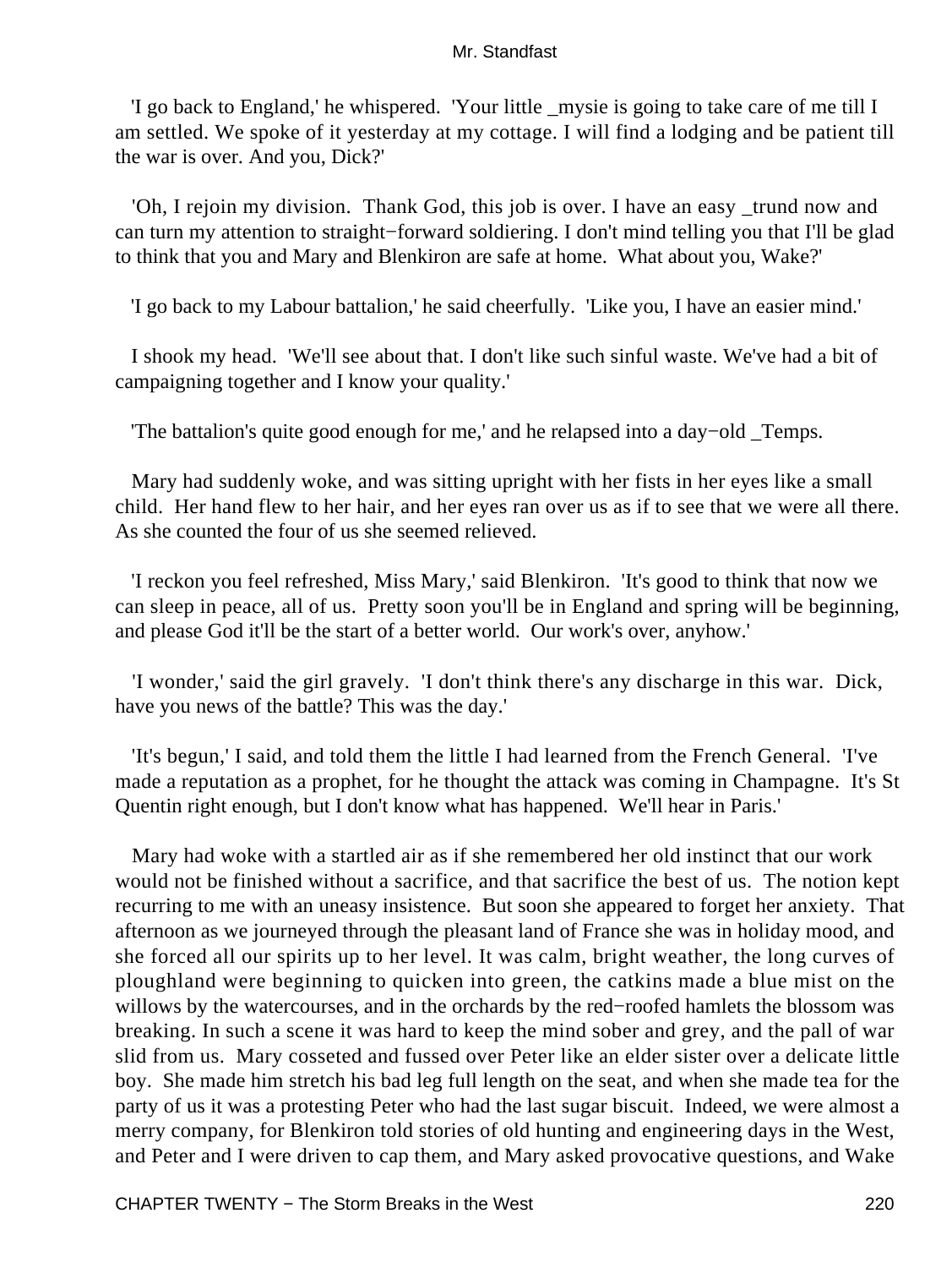'I go back to England,' he whispered. 'Your little _mysie is going to take care of me till I am settled. We spoke of it yesterday at my cottage. I will find a lodging and be patient till the war is over. And you, Dick?'

'Oh, I rejoin my division. Thank God, this job is over. I have an easy _trund now and can turn my attention to straight−forward soldiering. I don't mind telling you that I'll be glad to think that you and Mary and Blenkiron are safe at home. What about you, Wake?'

'I go back to my Labour battalion,' he said cheerfully. 'Like you, I have an easier mind.'

I shook my head. 'We'll see about that. I don't like such sinful waste. We've had a bit of campaigning together and I know your quality.'

'The battalion's quite good enough for me,' and he relapsed into a day−old _Temps.

Mary had suddenly woke, and was sitting upright with her fists in her eyes like a small child. Her hand flew to her hair, and her eyes ran over us as if to see that we were all there. As she counted the four of us she seemed relieved.

'I reckon you feel refreshed, Miss Mary,' said Blenkiron. 'It's good to think that now we can sleep in peace, all of us. Pretty soon you'll be in England and spring will be beginning, and please God it'll be the start of a better world. Our work's over, anyhow.'

'I wonder,' said the girl gravely. 'I don't think there's any discharge in this war. Dick, have you news of the battle? This was the day.'

'It's begun,' I said, and told them the little I had learned from the French General. 'I've made a reputation as a prophet, for he thought the attack was coming in Champagne. It's St Quentin right enough, but I don't know what has happened. We'll hear in Paris.'

Mary had woke with a startled air as if she remembered her old instinct that our work would not be finished without a sacrifice, and that sacrifice the best of us. The notion kept recurring to me with an uneasy insistence. But soon she appeared to forget her anxiety. That afternoon as we journeyed through the pleasant land of France she was in holiday mood, and she forced all our spirits up to her level. It was calm, bright weather, the long curves of ploughland were beginning to quicken into green, the catkins made a blue mist on the willows by the watercourses, and in the orchards by the red−roofed hamlets the blossom was breaking. In such a scene it was hard to keep the mind sober and grey, and the pall of war slid from us. Mary cosseted and fussed over Peter like an elder sister over a delicate little boy. She made him stretch his bad leg full length on the seat, and when she made tea for the party of us it was a protesting Peter who had the last sugar biscuit. Indeed, we were almost a merry company, for Blenkiron told stories of old hunting and engineering days in the West, and Peter and I were driven to cap them, and Mary asked provocative questions, and Wake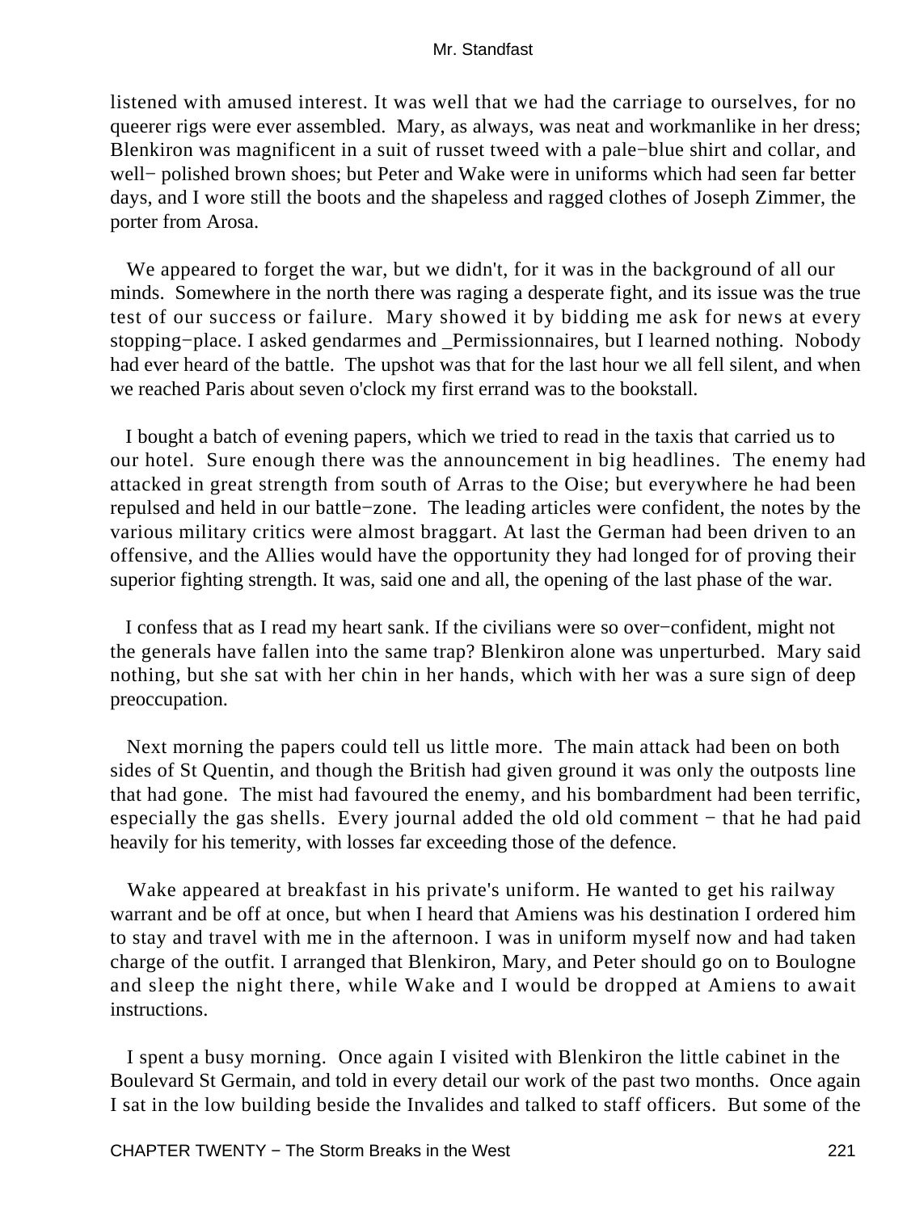listened with amused interest. It was well that we had the carriage to ourselves, for no queerer rigs were ever assembled. Mary, as always, was neat and workmanlike in her dress; Blenkiron was magnificent in a suit of russet tweed with a pale−blue shirt and collar, and well− polished brown shoes; but Peter and Wake were in uniforms which had seen far better days, and I wore still the boots and the shapeless and ragged clothes of Joseph Zimmer, the porter from Arosa.

We appeared to forget the war, but we didn't, for it was in the background of all our minds. Somewhere in the north there was raging a desperate fight, and its issue was the true test of our success or failure. Mary showed it by bidding me ask for news at every stopping−place. I asked gendarmes and _Permissionnaires, but I learned nothing. Nobody had ever heard of the battle. The upshot was that for the last hour we all fell silent, and when we reached Paris about seven o'clock my first errand was to the bookstall.

I bought a batch of evening papers, which we tried to read in the taxis that carried us to our hotel. Sure enough there was the announcement in big headlines. The enemy had attacked in great strength from south of Arras to the Oise; but everywhere he had been repulsed and held in our battle−zone. The leading articles were confident, the notes by the various military critics were almost braggart. At last the German had been driven to an offensive, and the Allies would have the opportunity they had longed for of proving their superior fighting strength. It was, said one and all, the opening of the last phase of the war.

I confess that as I read my heart sank. If the civilians were so over−confident, might not the generals have fallen into the same trap? Blenkiron alone was unperturbed. Mary said nothing, but she sat with her chin in her hands, which with her was a sure sign of deep preoccupation.

Next morning the papers could tell us little more. The main attack had been on both sides of St Quentin, and though the British had given ground it was only the outposts line that had gone. The mist had favoured the enemy, and his bombardment had been terrific, especially the gas shells. Every journal added the old old comment − that he had paid heavily for his temerity, with losses far exceeding those of the defence.

Wake appeared at breakfast in his private's uniform. He wanted to get his railway warrant and be off at once, but when I heard that Amiens was his destination I ordered him to stay and travel with me in the afternoon. I was in uniform myself now and had taken charge of the outfit. I arranged that Blenkiron, Mary, and Peter should go on to Boulogne and sleep the night there, while Wake and I would be dropped at Amiens to await instructions.

I spent a busy morning. Once again I visited with Blenkiron the little cabinet in the Boulevard St Germain, and told in every detail our work of the past two months. Once again I sat in the low building beside the Invalides and talked to staff officers. But some of the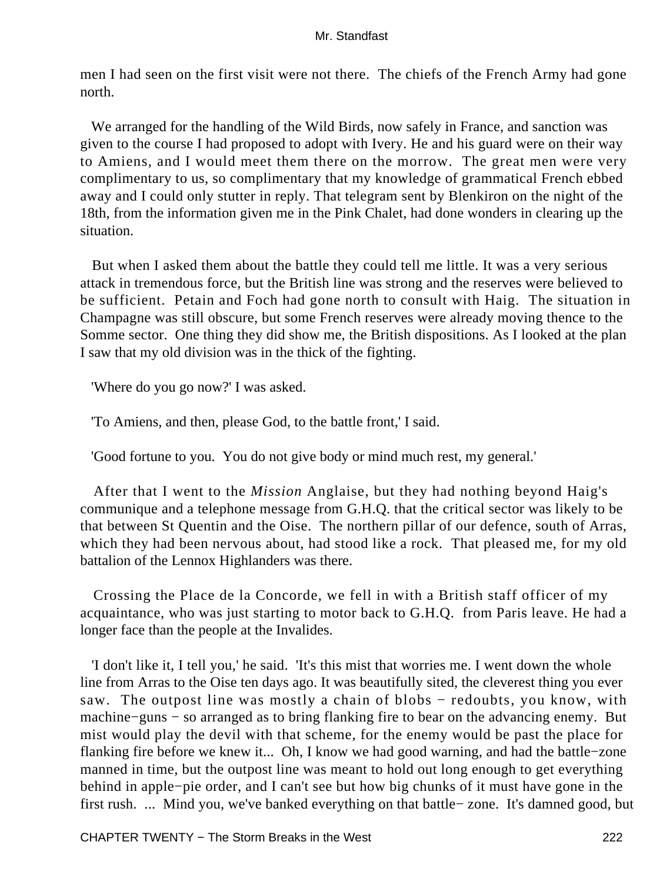men I had seen on the first visit were not there. The chiefs of the French Army had gone north.

We arranged for the handling of the Wild Birds, now safely in France, and sanction was given to the course I had proposed to adopt with Ivery. He and his guard were on their way to Amiens, and I would meet them there on the morrow. The great men were very complimentary to us, so complimentary that my knowledge of grammatical French ebbed away and I could only stutter in reply. That telegram sent by Blenkiron on the night of the 18th, from the information given me in the Pink Chalet, had done wonders in clearing up the situation.

But when I asked them about the battle they could tell me little. It was a very serious attack in tremendous force, but the British line was strong and the reserves were believed to be sufficient. Petain and Foch had gone north to consult with Haig. The situation in Champagne was still obscure, but some French reserves were already moving thence to the Somme sector. One thing they did show me, the British dispositions. As I looked at the plan I saw that my old division was in the thick of the fighting.

'Where do you go now?' I was asked.

'To Amiens, and then, please God, to the battle front,' I said.

'Good fortune to you. You do not give body or mind much rest, my general.'

After that I went to the *Mission* Anglaise, but they had nothing beyond Haig's communique and a telephone message from G.H.Q. that the critical sector was likely to be that between St Quentin and the Oise. The northern pillar of our defence, south of Arras, which they had been nervous about, had stood like a rock. That pleased me, for my old battalion of the Lennox Highlanders was there.

Crossing the Place de la Concorde, we fell in with a British staff officer of my acquaintance, who was just starting to motor back to G.H.Q. from Paris leave. He had a longer face than the people at the Invalides.

'I don't like it, I tell you,' he said. 'It's this mist that worries me. I went down the whole line from Arras to the Oise ten days ago. It was beautifully sited, the cleverest thing you ever saw. The outpost line was mostly a chain of blobs − redoubts, you know, with machine−guns − so arranged as to bring flanking fire to bear on the advancing enemy. But mist would play the devil with that scheme, for the enemy would be past the place for flanking fire before we knew it... Oh, I know we had good warning, and had the battle−zone manned in time, but the outpost line was meant to hold out long enough to get everything behind in apple−pie order, and I can't see but how big chunks of it must have gone in the first rush. ... Mind you, we've banked everything on that battle− zone. It's damned good, but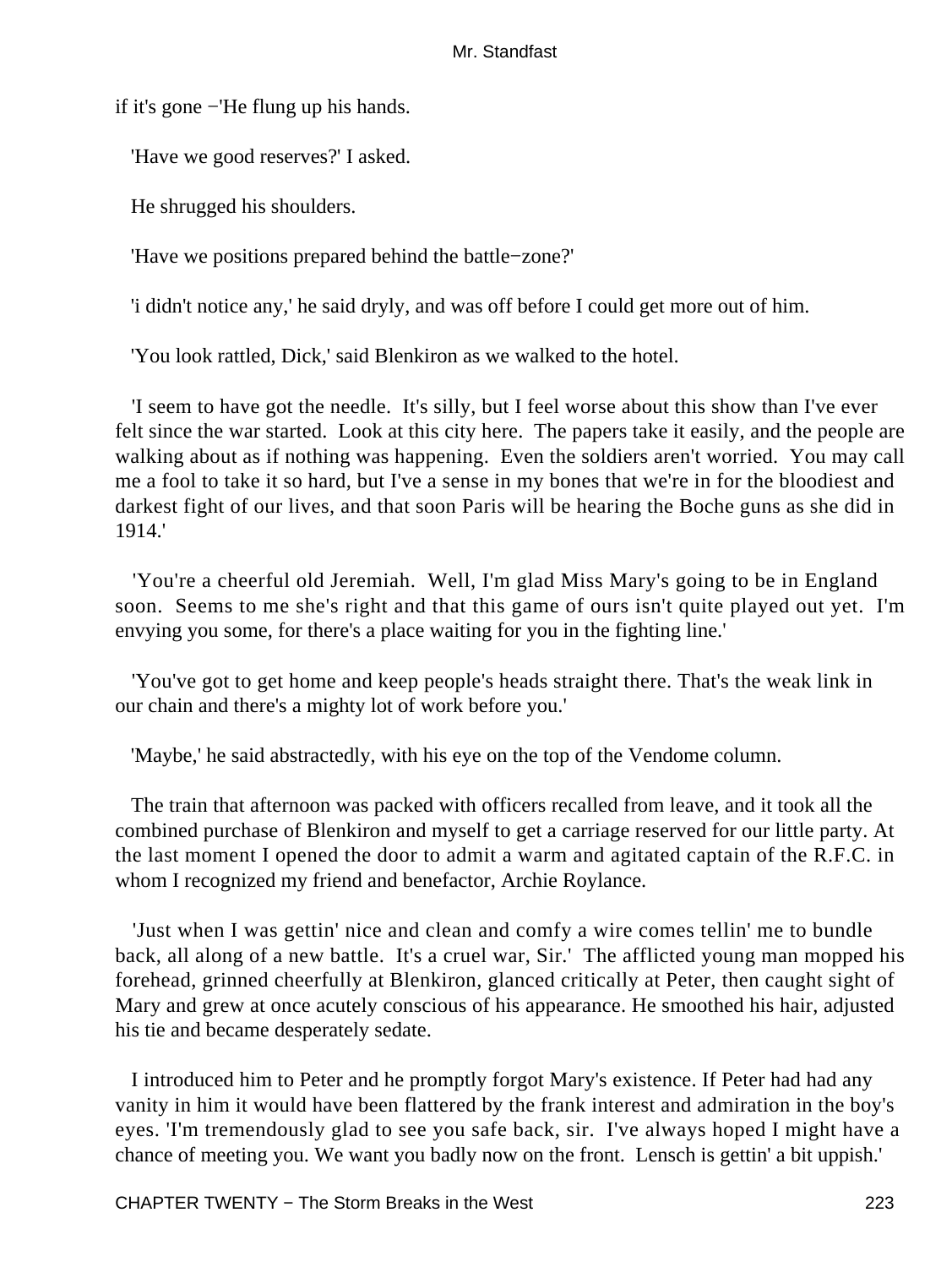if it's gone −'He flung up his hands.

'Have we good reserves?' I asked.

He shrugged his shoulders.

'Have we positions prepared behind the battle−zone?'

'i didn't notice any,' he said dryly, and was off before I could get more out of him.

'You look rattled, Dick,' said Blenkiron as we walked to the hotel.

'I seem to have got the needle. It's silly, but I feel worse about this show than I've ever felt since the war started. Look at this city here. The papers take it easily, and the people are walking about as if nothing was happening. Even the soldiers aren't worried. You may call me a fool to take it so hard, but I've a sense in my bones that we're in for the bloodiest and darkest fight of our lives, and that soon Paris will be hearing the Boche guns as she did in 1914.'

'You're a cheerful old Jeremiah. Well, I'm glad Miss Mary's going to be in England soon. Seems to me she's right and that this game of ours isn't quite played out yet. I'm envying you some, for there's a place waiting for you in the fighting line.'

'You've got to get home and keep people's heads straight there. That's the weak link in our chain and there's a mighty lot of work before you.'

'Maybe,' he said abstractedly, with his eye on the top of the Vendome column.

The train that afternoon was packed with officers recalled from leave, and it took all the combined purchase of Blenkiron and myself to get a carriage reserved for our little party. At the last moment I opened the door to admit a warm and agitated captain of the R.F.C. in whom I recognized my friend and benefactor, Archie Roylance.

'Just when I was gettin' nice and clean and comfy a wire comes tellin' me to bundle back, all along of a new battle. It's a cruel war, Sir.' The afflicted young man mopped his forehead, grinned cheerfully at Blenkiron, glanced critically at Peter, then caught sight of Mary and grew at once acutely conscious of his appearance. He smoothed his hair, adjusted his tie and became desperately sedate.

I introduced him to Peter and he promptly forgot Mary's existence. If Peter had had any vanity in him it would have been flattered by the frank interest and admiration in the boy's eyes. 'I'm tremendously glad to see you safe back, sir. I've always hoped I might have a chance of meeting you. We want you badly now on the front. Lensch is gettin' a bit uppish.'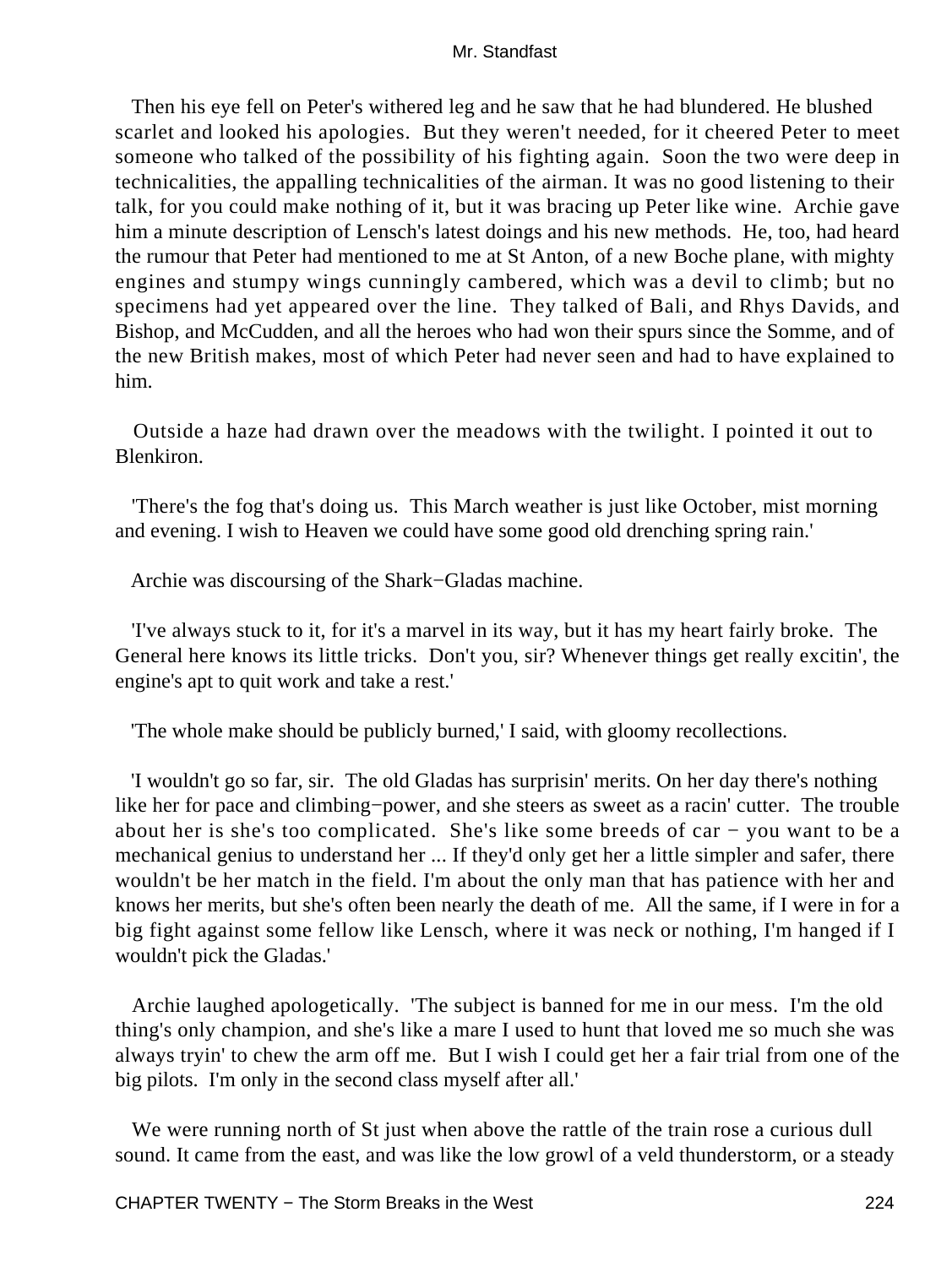Then his eye fell on Peter's withered leg and he saw that he had blundered. He blushed scarlet and looked his apologies. But they weren't needed, for it cheered Peter to meet someone who talked of the possibility of his fighting again. Soon the two were deep in technicalities, the appalling technicalities of the airman. It was no good listening to their talk, for you could make nothing of it, but it was bracing up Peter like wine. Archie gave him a minute description of Lensch's latest doings and his new methods. He, too, had heard the rumour that Peter had mentioned to me at St Anton, of a new Boche plane, with mighty engines and stumpy wings cunningly cambered, which was a devil to climb; but no specimens had yet appeared over the line. They talked of Bali, and Rhys Davids, and Bishop, and McCudden, and all the heroes who had won their spurs since the Somme, and of the new British makes, most of which Peter had never seen and had to have explained to him.

Outside a haze had drawn over the meadows with the twilight. I pointed it out to Blenkiron.

'There's the fog that's doing us. This March weather is just like October, mist morning and evening. I wish to Heaven we could have some good old drenching spring rain.'

Archie was discoursing of the Shark−Gladas machine.

'I've always stuck to it, for it's a marvel in its way, but it has my heart fairly broke. The General here knows its little tricks. Don't you, sir? Whenever things get really excitin', the engine's apt to quit work and take a rest.'

'The whole make should be publicly burned,' I said, with gloomy recollections.

'I wouldn't go so far, sir. The old Gladas has surprisin' merits. On her day there's nothing like her for pace and climbing−power, and she steers as sweet as a racin' cutter. The trouble about her is she's too complicated. She's like some breeds of car − you want to be a mechanical genius to understand her ... If they'd only get her a little simpler and safer, there wouldn't be her match in the field. I'm about the only man that has patience with her and knows her merits, but she's often been nearly the death of me. All the same, if I were in for a big fight against some fellow like Lensch, where it was neck or nothing, I'm hanged if I wouldn't pick the Gladas.'

Archie laughed apologetically. 'The subject is banned for me in our mess. I'm the old thing's only champion, and she's like a mare I used to hunt that loved me so much she was always tryin' to chew the arm off me. But I wish I could get her a fair trial from one of the big pilots. I'm only in the second class myself after all.'

We were running north of St just when above the rattle of the train rose a curious dull sound. It came from the east, and was like the low growl of a veld thunderstorm, or a steady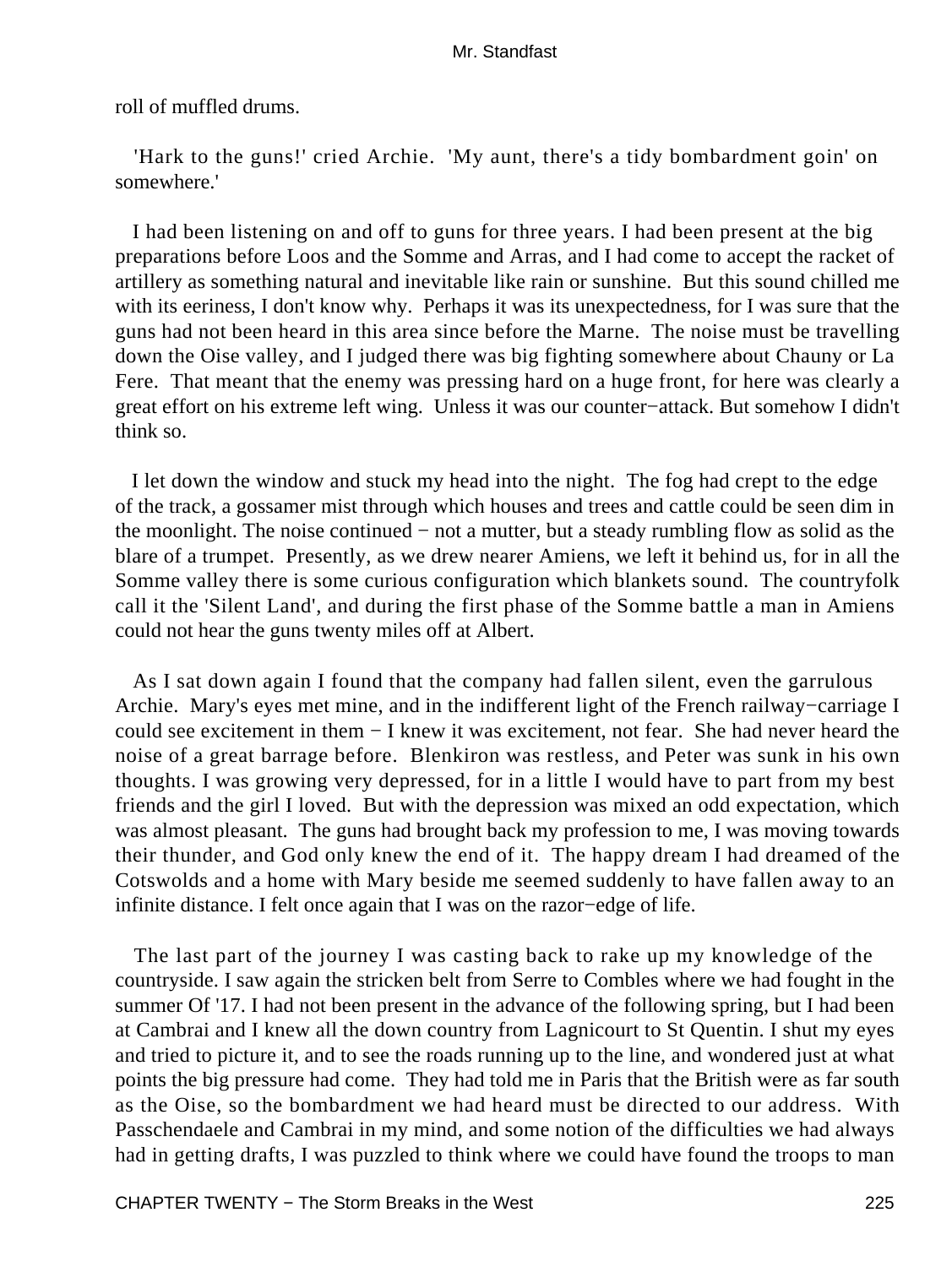roll of muffled drums.

'Hark to the guns!' cried Archie. 'My aunt, there's a tidy bombardment goin' on somewhere.'

I had been listening on and off to guns for three years. I had been present at the big preparations before Loos and the Somme and Arras, and I had come to accept the racket of artillery as something natural and inevitable like rain or sunshine. But this sound chilled me with its eeriness, I don't know why. Perhaps it was its unexpectedness, for I was sure that the guns had not been heard in this area since before the Marne. The noise must be travelling down the Oise valley, and I judged there was big fighting somewhere about Chauny or La Fere. That meant that the enemy was pressing hard on a huge front, for here was clearly a great effort on his extreme left wing. Unless it was our counter−attack. But somehow I didn't think so.

I let down the window and stuck my head into the night. The fog had crept to the edge of the track, a gossamer mist through which houses and trees and cattle could be seen dim in the moonlight. The noise continued − not a mutter, but a steady rumbling flow as solid as the blare of a trumpet. Presently, as we drew nearer Amiens, we left it behind us, for in all the Somme valley there is some curious configuration which blankets sound. The countryfolk call it the 'Silent Land', and during the first phase of the Somme battle a man in Amiens could not hear the guns twenty miles off at Albert.

As I sat down again I found that the company had fallen silent, even the garrulous Archie. Mary's eyes met mine, and in the indifferent light of the French railway−carriage I could see excitement in them − I knew it was excitement, not fear. She had never heard the noise of a great barrage before. Blenkiron was restless, and Peter was sunk in his own thoughts. I was growing very depressed, for in a little I would have to part from my best friends and the girl I loved. But with the depression was mixed an odd expectation, which was almost pleasant. The guns had brought back my profession to me, I was moving towards their thunder, and God only knew the end of it. The happy dream I had dreamed of the Cotswolds and a home with Mary beside me seemed suddenly to have fallen away to an infinite distance. I felt once again that I was on the razor−edge of life.

The last part of the journey I was casting back to rake up my knowledge of the countryside. I saw again the stricken belt from Serre to Combles where we had fought in the summer Of '17. I had not been present in the advance of the following spring, but I had been at Cambrai and I knew all the down country from Lagnicourt to St Quentin. I shut my eyes and tried to picture it, and to see the roads running up to the line, and wondered just at what points the big pressure had come. They had told me in Paris that the British were as far south as the Oise, so the bombardment we had heard must be directed to our address. With Passchendaele and Cambrai in my mind, and some notion of the difficulties we had always had in getting drafts, I was puzzled to think where we could have found the troops to man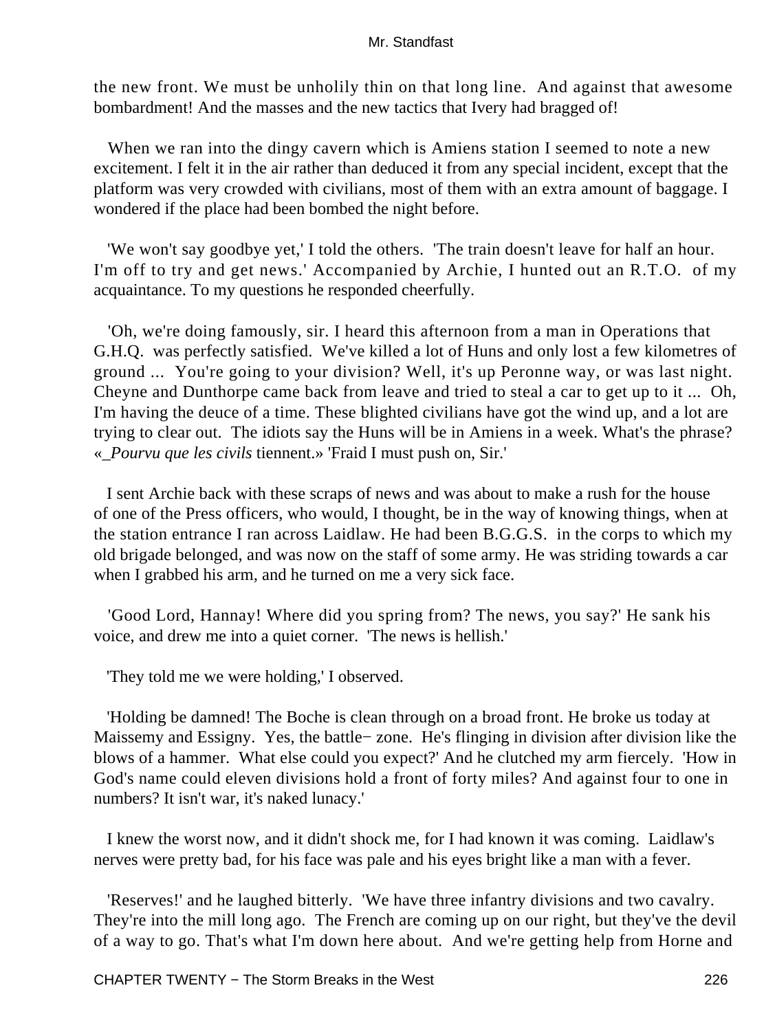the new front. We must be unholily thin on that long line. And against that awesome bombardment! And the masses and the new tactics that Ivery had bragged of!

When we ran into the dingy cavern which is Amiens station I seemed to note a new excitement. I felt it in the air rather than deduced it from any special incident, except that the platform was very crowded with civilians, most of them with an extra amount of baggage. I wondered if the place had been bombed the night before.

'We won't say goodbye yet,' I told the others. 'The train doesn't leave for half an hour. I'm off to try and get news.' Accompanied by Archie, I hunted out an R.T.O. of my acquaintance. To my questions he responded cheerfully.

'Oh, we're doing famously, sir. I heard this afternoon from a man in Operations that G.H.Q. was perfectly satisfied. We've killed a lot of Huns and only lost a few kilometres of ground ... You're going to your division? Well, it's up Peronne way, or was last night. Cheyne and Dunthorpe came back from leave and tried to steal a car to get up to it ... Oh, I'm having the deuce of a time. These blighted civilians have got the wind up, and a lot are trying to clear out. The idiots say the Huns will be in Amiens in a week. What's the phrase? «*Pourvu que les civils* tiennent.» 'Fraid I must push on, Sir.'

I sent Archie back with these scraps of news and was about to make a rush for the house of one of the Press officers, who would, I thought, be in the way of knowing things, when at the station entrance I ran across Laidlaw. He had been B.G.G.S. in the corps to which my old brigade belonged, and was now on the staff of some army. He was striding towards a car when I grabbed his arm, and he turned on me a very sick face.

'Good Lord, Hannay! Where did you spring from? The news, you say?' He sank his voice, and drew me into a quiet corner. 'The news is hellish.'

'They told me we were holding,' I observed.

'Holding be damned! The Boche is clean through on a broad front. He broke us today at Maissemy and Essigny. Yes, the battle− zone. He's flinging in division after division like the blows of a hammer. What else could you expect?' And he clutched my arm fiercely. 'How in God's name could eleven divisions hold a front of forty miles? And against four to one in numbers? It isn't war, it's naked lunacy.'

I knew the worst now, and it didn't shock me, for I had known it was coming. Laidlaw's nerves were pretty bad, for his face was pale and his eyes bright like a man with a fever.

'Reserves!' and he laughed bitterly. 'We have three infantry divisions and two cavalry. They're into the mill long ago. The French are coming up on our right, but they've the devil of a way to go. That's what I'm down here about. And we're getting help from Horne and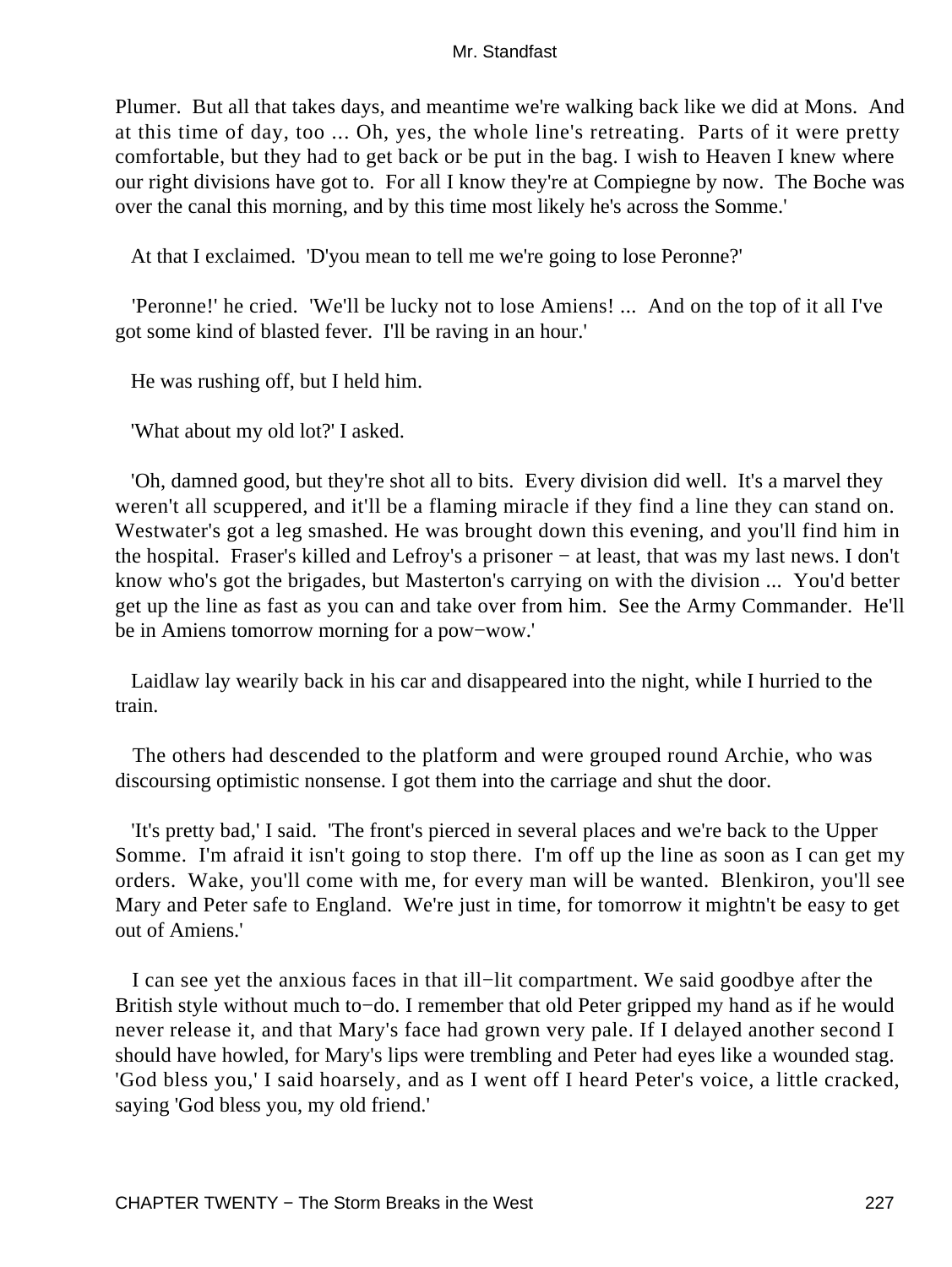Plumer. But all that takes days, and meantime we're walking back like we did at Mons. And at this time of day, too ... Oh, yes, the whole line's retreating. Parts of it were pretty comfortable, but they had to get back or be put in the bag. I wish to Heaven I knew where our right divisions have got to. For all I know they're at Compiegne by now. The Boche was over the canal this morning, and by this time most likely he's across the Somme.'

At that I exclaimed. 'D'you mean to tell me we're going to lose Peronne?'

'Peronne!' he cried. 'We'll be lucky not to lose Amiens! ... And on the top of it all I've got some kind of blasted fever. I'll be raving in an hour.'

He was rushing off, but I held him.

'What about my old lot?' I asked.

'Oh, damned good, but they're shot all to bits. Every division did well. It's a marvel they weren't all scuppered, and it'll be a flaming miracle if they find a line they can stand on. Westwater's got a leg smashed. He was brought down this evening, and you'll find him in the hospital. Fraser's killed and Lefroy's a prisoner − at least, that was my last news. I don't know who's got the brigades, but Masterton's carrying on with the division ... You'd better get up the line as fast as you can and take over from him. See the Army Commander. He'll be in Amiens tomorrow morning for a pow−wow.'

Laidlaw lay wearily back in his car and disappeared into the night, while I hurried to the train.

The others had descended to the platform and were grouped round Archie, who was discoursing optimistic nonsense. I got them into the carriage and shut the door.

'It's pretty bad,' I said. 'The front's pierced in several places and we're back to the Upper Somme. I'm afraid it isn't going to stop there. I'm off up the line as soon as I can get my orders. Wake, you'll come with me, for every man will be wanted. Blenkiron, you'll see Mary and Peter safe to England. We're just in time, for tomorrow it mightn't be easy to get out of Amiens.'

I can see yet the anxious faces in that ill−lit compartment. We said goodbye after the British style without much to−do. I remember that old Peter gripped my hand as if he would never release it, and that Mary's face had grown very pale. If I delayed another second I should have howled, for Mary's lips were trembling and Peter had eyes like a wounded stag. 'God bless you,' I said hoarsely, and as I went off I heard Peter's voice, a little cracked, saying 'God bless you, my old friend.'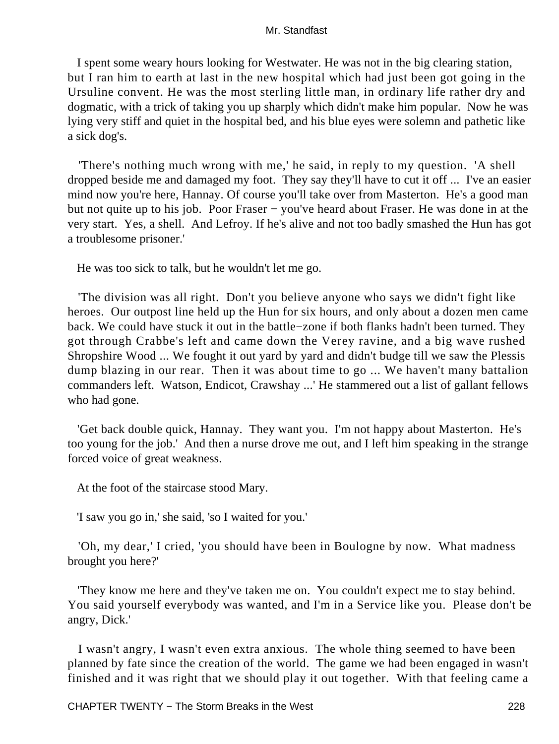I spent some weary hours looking for Westwater. He was not in the big clearing station, but I ran him to earth at last in the new hospital which had just been got going in the Ursuline convent. He was the most sterling little man, in ordinary life rather dry and dogmatic, with a trick of taking you up sharply which didn't make him popular. Now he was lying very stiff and quiet in the hospital bed, and his blue eyes were solemn and pathetic like a sick dog's.

'There's nothing much wrong with me,' he said, in reply to my question. 'A shell dropped beside me and damaged my foot. They say they'll have to cut it off ... I've an easier mind now you're here, Hannay. Of course you'll take over from Masterton. He's a good man but not quite up to his job. Poor Fraser − you've heard about Fraser. He was done in at the very start. Yes, a shell. And Lefroy. If he's alive and not too badly smashed the Hun has got a troublesome prisoner.'

He was too sick to talk, but he wouldn't let me go.

'The division was all right. Don't you believe anyone who says we didn't fight like heroes. Our outpost line held up the Hun for six hours, and only about a dozen men came back. We could have stuck it out in the battle−zone if both flanks hadn't been turned. They got through Crabbe's left and came down the Verey ravine, and a big wave rushed Shropshire Wood ... We fought it out yard by yard and didn't budge till we saw the Plessis dump blazing in our rear. Then it was about time to go ... We haven't many battalion commanders left. Watson, Endicot, Crawshay ...' He stammered out a list of gallant fellows who had gone.

'Get back double quick, Hannay. They want you. I'm not happy about Masterton. He's too young for the job.' And then a nurse drove me out, and I left him speaking in the strange forced voice of great weakness.

At the foot of the staircase stood Mary.

'I saw you go in,' she said, 'so I waited for you.'

'Oh, my dear,' I cried, 'you should have been in Boulogne by now. What madness brought you here?'

'They know me here and they've taken me on. You couldn't expect me to stay behind. You said yourself everybody was wanted, and I'm in a Service like you. Please don't be angry, Dick.'

I wasn't angry, I wasn't even extra anxious. The whole thing seemed to have been planned by fate since the creation of the world. The game we had been engaged in wasn't finished and it was right that we should play it out together. With that feeling came a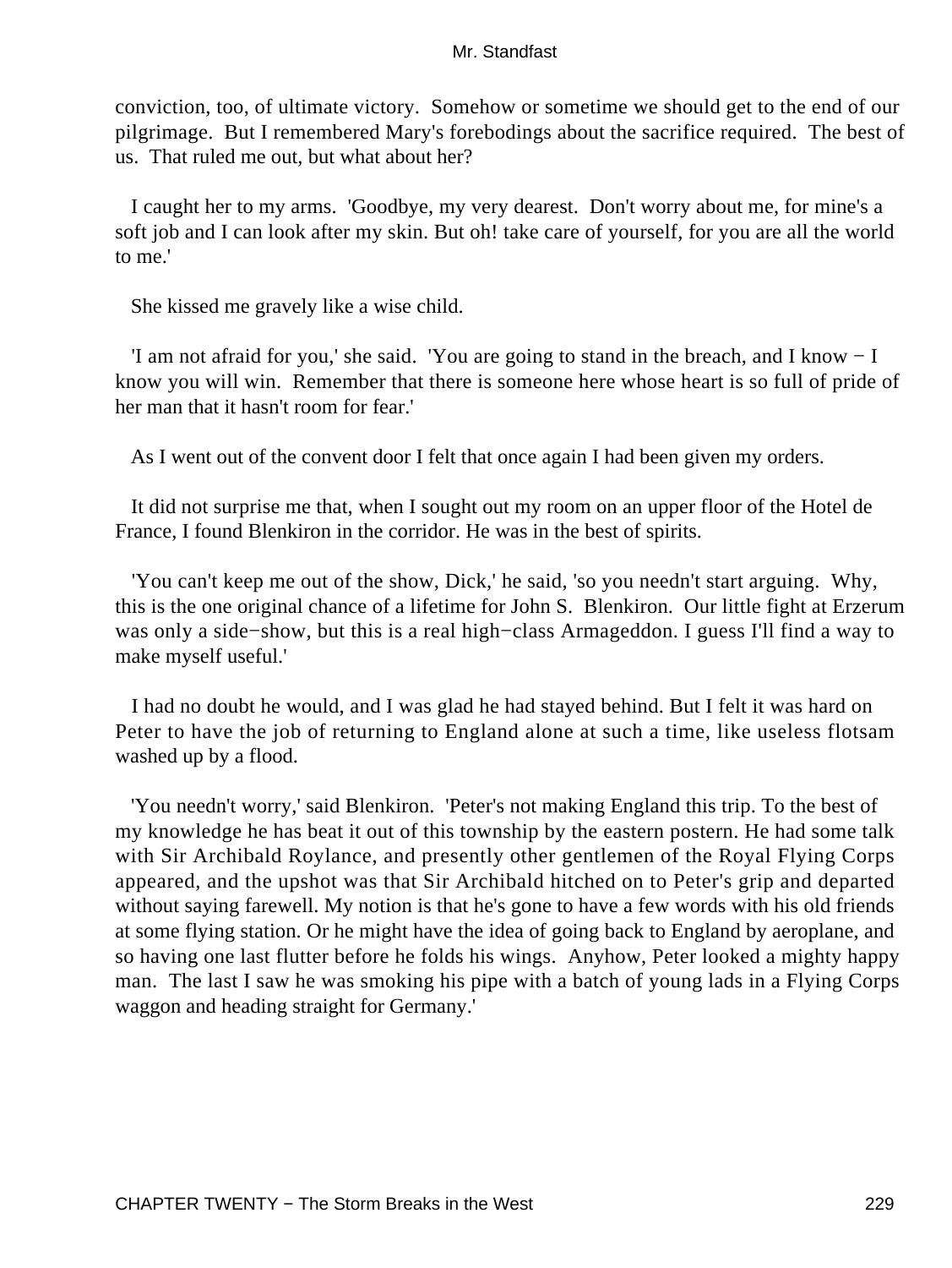conviction, too, of ultimate victory. Somehow or sometime we should get to the end of our pilgrimage. But I remembered Mary's forebodings about the sacrifice required. The best of us. That ruled me out, but what about her?

I caught her to my arms. 'Goodbye, my very dearest. Don't worry about me, for mine's a soft job and I can look after my skin. But oh! take care of yourself, for you are all the world to me.'

She kissed me gravely like a wise child.

'I am not afraid for you,' she said. 'You are going to stand in the breach, and I know − I know you will win. Remember that there is someone here whose heart is so full of pride of her man that it hasn't room for fear.'

As I went out of the convent door I felt that once again I had been given my orders.

It did not surprise me that, when I sought out my room on an upper floor of the Hotel de France, I found Blenkiron in the corridor. He was in the best of spirits.

'You can't keep me out of the show, Dick,' he said, 'so you needn't start arguing. Why, this is the one original chance of a lifetime for John S. Blenkiron. Our little fight at Erzerum was only a side−show, but this is a real high−class Armageddon. I guess I'll find a way to make myself useful.'

I had no doubt he would, and I was glad he had stayed behind. But I felt it was hard on Peter to have the job of returning to England alone at such a time, like useless flotsam washed up by a flood.

'You needn't worry,' said Blenkiron. 'Peter's not making England this trip. To the best of my knowledge he has beat it out of this township by the eastern postern. He had some talk with Sir Archibald Roylance, and presently other gentlemen of the Royal Flying Corps appeared, and the upshot was that Sir Archibald hitched on to Peter's grip and departed without saying farewell. My notion is that he's gone to have a few words with his old friends at some flying station. Or he might have the idea of going back to England by aeroplane, and so having one last flutter before he folds his wings. Anyhow, Peter looked a mighty happy man. The last I saw he was smoking his pipe with a batch of young lads in a Flying Corps waggon and heading straight for Germany.'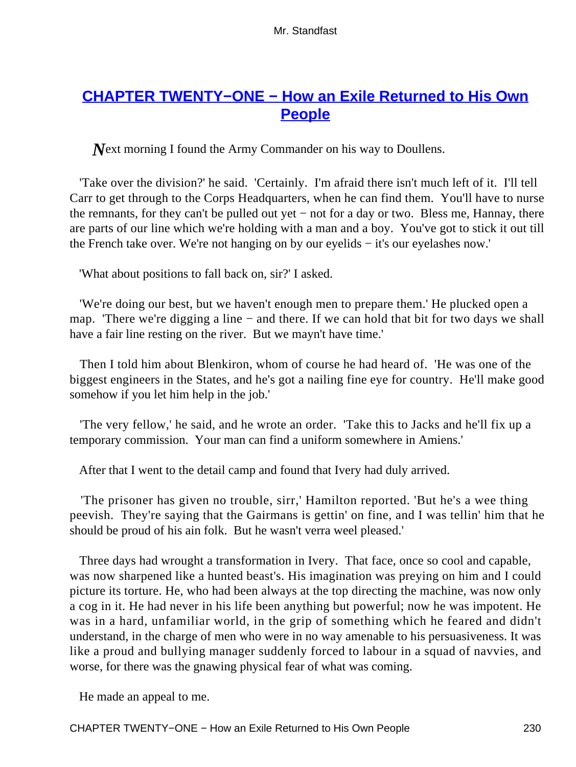## CHAPTER TWENTY−ONE − How an Exile Returned to His Own People

*N*ext morning I found the Army Commander on his way to Doullens.

'Take over the division?' he said. 'Certainly. I'm afraid there isn't much left of it. I'll tell Carr to get through to the Corps Headquarters, when he can find them. You'll have to nurse the remnants, for they can't be pulled out yet − not for a day or two. Bless me, Hannay, there are parts of our line which we're holding with a man and a boy. You've got to stick it out till the French take over. We're not hanging on by our eyelids − it's our eyelashes now.'

'What about positions to fall back on, sir?' I asked.

'We're doing our best, but we haven't enough men to prepare them.' He plucked open a map. 'There we're digging a line − and there. If we can hold that bit for two days we shall have a fair line resting on the river. But we mayn't have time.'

Then I told him about Blenkiron, whom of course he had heard of. 'He was one of the biggest engineers in the States, and he's got a nailing fine eye for country. He'll make good somehow if you let him help in the job.'

'The very fellow,' he said, and he wrote an order. 'Take this to Jacks and he'll fix up a temporary commission. Your man can find a uniform somewhere in Amiens.'

After that I went to the detail camp and found that Ivery had duly arrived.

'The prisoner has given no trouble, sirr,' Hamilton reported. 'But he's a wee thing peevish. They're saying that the Gairmans is gettin' on fine, and I was tellin' him that he should be proud of his ain folk. But he wasn't verra weel pleased.'

Three days had wrought a transformation in Ivery. That face, once so cool and capable, was now sharpened like a hunted beast's. His imagination was preying on him and I could picture its torture. He, who had been always at the top directing the machine, was now only a cog in it. He had never in his life been anything but powerful; now he was impotent. He was in a hard, unfamiliar world, in the grip of something which he feared and didn't understand, in the charge of men who were in no way amenable to his persuasiveness. It was like a proud and bullying manager suddenly forced to labour in a squad of navvies, and worse, for there was the gnawing physical fear of what was coming.

He made an appeal to me.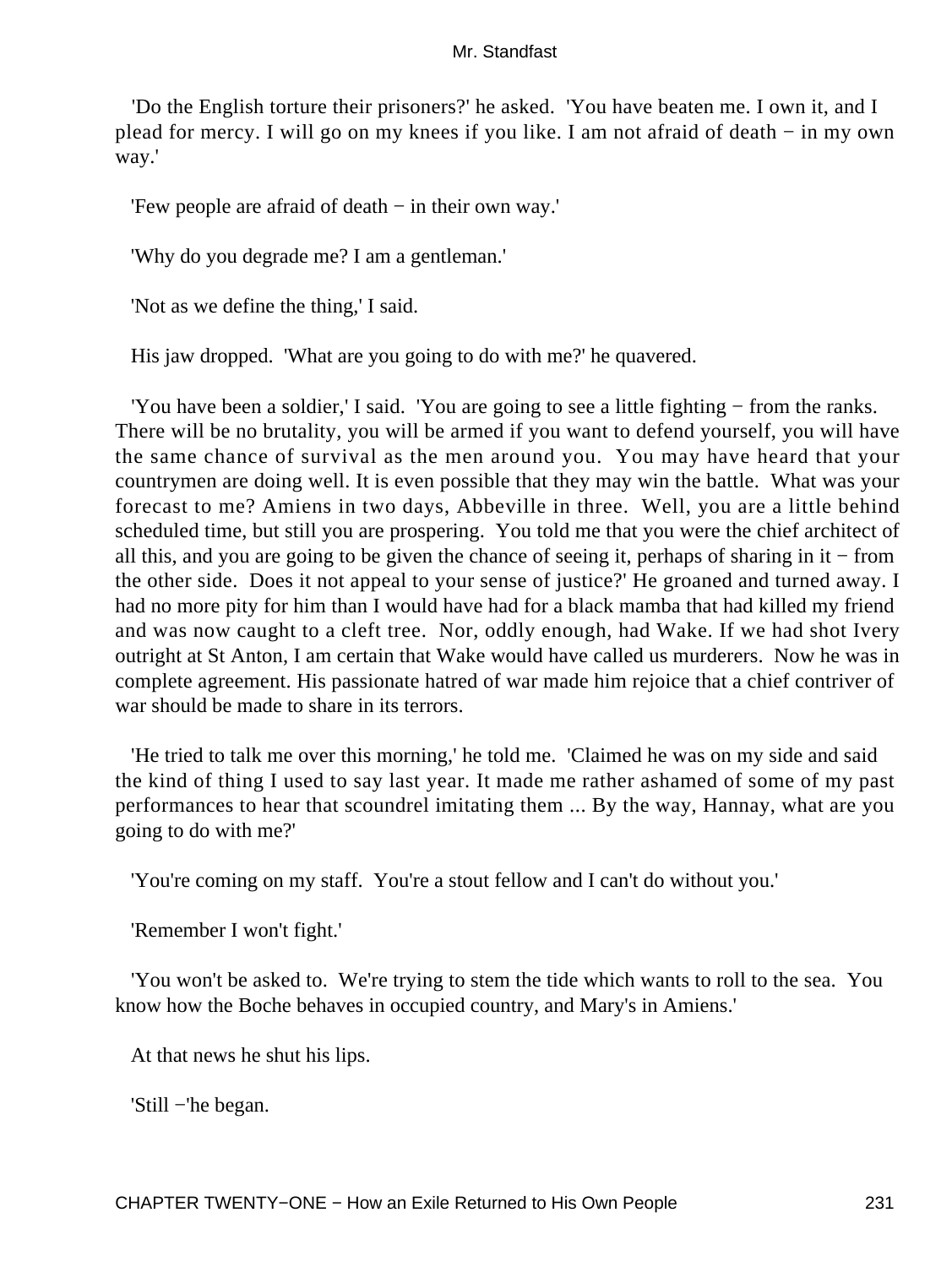'Do the English torture their prisoners?' he asked. 'You have beaten me. I own it, and I plead for mercy. I will go on my knees if you like. I am not afraid of death − in my own way.'

'Few people are afraid of death − in their own way.'

'Why do you degrade me? I am a gentleman.'

'Not as we define the thing,' I said.

His jaw dropped. 'What are you going to do with me?' he quavered.

'You have been a soldier,' I said. 'You are going to see a little fighting − from the ranks. There will be no brutality, you will be armed if you want to defend yourself, you will have the same chance of survival as the men around you. You may have heard that your countrymen are doing well. It is even possible that they may win the battle. What was your forecast to me? Amiens in two days, Abbeville in three. Well, you are a little behind scheduled time, but still you are prospering. You told me that you were the chief architect of all this, and you are going to be given the chance of seeing it, perhaps of sharing in it − from the other side. Does it not appeal to your sense of justice?' He groaned and turned away. I had no more pity for him than I would have had for a black mamba that had killed my friend and was now caught to a cleft tree. Nor, oddly enough, had Wake. If we had shot Ivery outright at St Anton, I am certain that Wake would have called us murderers. Now he was in complete agreement. His passionate hatred of war made him rejoice that a chief contriver of war should be made to share in its terrors.

'He tried to talk me over this morning,' he told me. 'Claimed he was on my side and said the kind of thing I used to say last year. It made me rather ashamed of some of my past performances to hear that scoundrel imitating them ... By the way, Hannay, what are you going to do with me?'

'You're coming on my staff. You're a stout fellow and I can't do without you.'

'Remember I won't fight.'

'You won't be asked to. We're trying to stem the tide which wants to roll to the sea. You know how the Boche behaves in occupied country, and Mary's in Amiens.'

At that news he shut his lips.

'Still −'he began.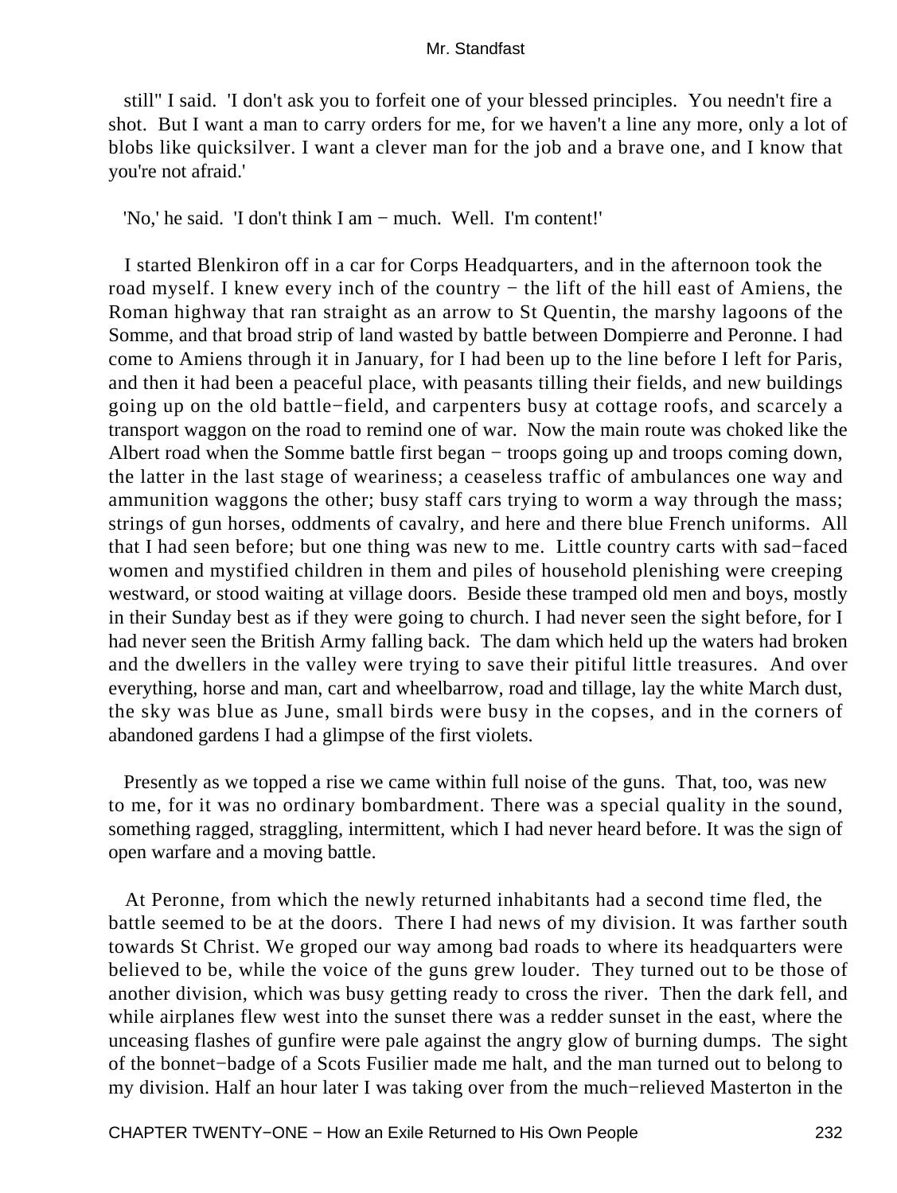still" I said. 'I don't ask you to forfeit one of your blessed principles. You needn't fire a shot. But I want a man to carry orders for me, for we haven't a line any more, only a lot of blobs like quicksilver. I want a clever man for the job and a brave one, and I know that you're not afraid.'

'No,' he said. 'I don't think I am − much. Well. I'm content!'

I started Blenkiron off in a car for Corps Headquarters, and in the afternoon took the road myself. I knew every inch of the country − the lift of the hill east of Amiens, the Roman highway that ran straight as an arrow to St Quentin, the marshy lagoons of the Somme, and that broad strip of land wasted by battle between Dompierre and Peronne. I had come to Amiens through it in January, for I had been up to the line before I left for Paris, and then it had been a peaceful place, with peasants tilling their fields, and new buildings going up on the old battle−field, and carpenters busy at cottage roofs, and scarcely a transport waggon on the road to remind one of war. Now the main route was choked like the Albert road when the Somme battle first began − troops going up and troops coming down, the latter in the last stage of weariness; a ceaseless traffic of ambulances one way and ammunition waggons the other; busy staff cars trying to worm a way through the mass; strings of gun horses, oddments of cavalry, and here and there blue French uniforms. All that I had seen before; but one thing was new to me. Little country carts with sad−faced women and mystified children in them and piles of household plenishing were creeping westward, or stood waiting at village doors. Beside these tramped old men and boys, mostly in their Sunday best as if they were going to church. I had never seen the sight before, for I had never seen the British Army falling back. The dam which held up the waters had broken and the dwellers in the valley were trying to save their pitiful little treasures. And over everything, horse and man, cart and wheelbarrow, road and tillage, lay the white March dust, the sky was blue as June, small birds were busy in the copses, and in the corners of abandoned gardens I had a glimpse of the first violets.

Presently as we topped a rise we came within full noise of the guns. That, too, was new to me, for it was no ordinary bombardment. There was a special quality in the sound, something ragged, straggling, intermittent, which I had never heard before. It was the sign of open warfare and a moving battle.

At Peronne, from which the newly returned inhabitants had a second time fled, the battle seemed to be at the doors. There I had news of my division. It was farther south towards St Christ. We groped our way among bad roads to where its headquarters were believed to be, while the voice of the guns grew louder. They turned out to be those of another division, which was busy getting ready to cross the river. Then the dark fell, and while airplanes flew west into the sunset there was a redder sunset in the east, where the unceasing flashes of gunfire were pale against the angry glow of burning dumps. The sight of the bonnet−badge of a Scots Fusilier made me halt, and the man turned out to belong to my division. Half an hour later I was taking over from the much−relieved Masterton in the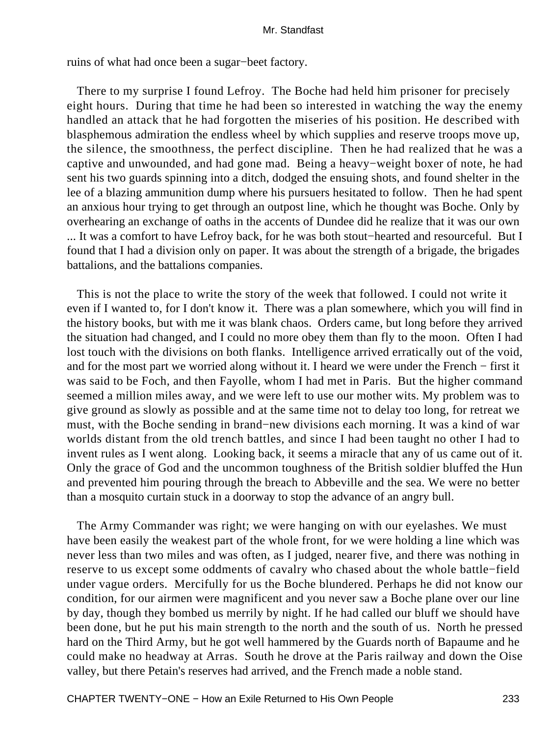ruins of what had once been a sugar−beet factory.

There to my surprise I found Lefroy. The Boche had held him prisoner for precisely eight hours. During that time he had been so interested in watching the way the enemy handled an attack that he had forgotten the miseries of his position. He described with blasphemous admiration the endless wheel by which supplies and reserve troops move up, the silence, the smoothness, the perfect discipline. Then he had realized that he was a captive and unwounded, and had gone mad. Being a heavy−weight boxer of note, he had sent his two guards spinning into a ditch, dodged the ensuing shots, and found shelter in the lee of a blazing ammunition dump where his pursuers hesitated to follow. Then he had spent an anxious hour trying to get through an outpost line, which he thought was Boche. Only by overhearing an exchange of oaths in the accents of Dundee did he realize that it was our own ... It was a comfort to have Lefroy back, for he was both stout−hearted and resourceful. But I found that I had a division only on paper. It was about the strength of a brigade, the brigades battalions, and the battalions companies.

This is not the place to write the story of the week that followed. I could not write it even if I wanted to, for I don't know it. There was a plan somewhere, which you will find in the history books, but with me it was blank chaos. Orders came, but long before they arrived the situation had changed, and I could no more obey them than fly to the moon. Often I had lost touch with the divisions on both flanks. Intelligence arrived erratically out of the void, and for the most part we worried along without it. I heard we were under the French − first it was said to be Foch, and then Fayolle, whom I had met in Paris. But the higher command seemed a million miles away, and we were left to use our mother wits. My problem was to give ground as slowly as possible and at the same time not to delay too long, for retreat we must, with the Boche sending in brand−new divisions each morning. It was a kind of war worlds distant from the old trench battles, and since I had been taught no other I had to invent rules as I went along. Looking back, it seems a miracle that any of us came out of it. Only the grace of God and the uncommon toughness of the British soldier bluffed the Hun and prevented him pouring through the breach to Abbeville and the sea. We were no better than a mosquito curtain stuck in a doorway to stop the advance of an angry bull.

The Army Commander was right; we were hanging on with our eyelashes. We must have been easily the weakest part of the whole front, for we were holding a line which was never less than two miles and was often, as I judged, nearer five, and there was nothing in reserve to us except some oddments of cavalry who chased about the whole battle−field under vague orders. Mercifully for us the Boche blundered. Perhaps he did not know our condition, for our airmen were magnificent and you never saw a Boche plane over our line by day, though they bombed us merrily by night. If he had called our bluff we should have been done, but he put his main strength to the north and the south of us. North he pressed hard on the Third Army, but he got well hammered by the Guards north of Bapaume and he could make no headway at Arras. South he drove at the Paris railway and down the Oise valley, but there Petain's reserves had arrived, and the French made a noble stand.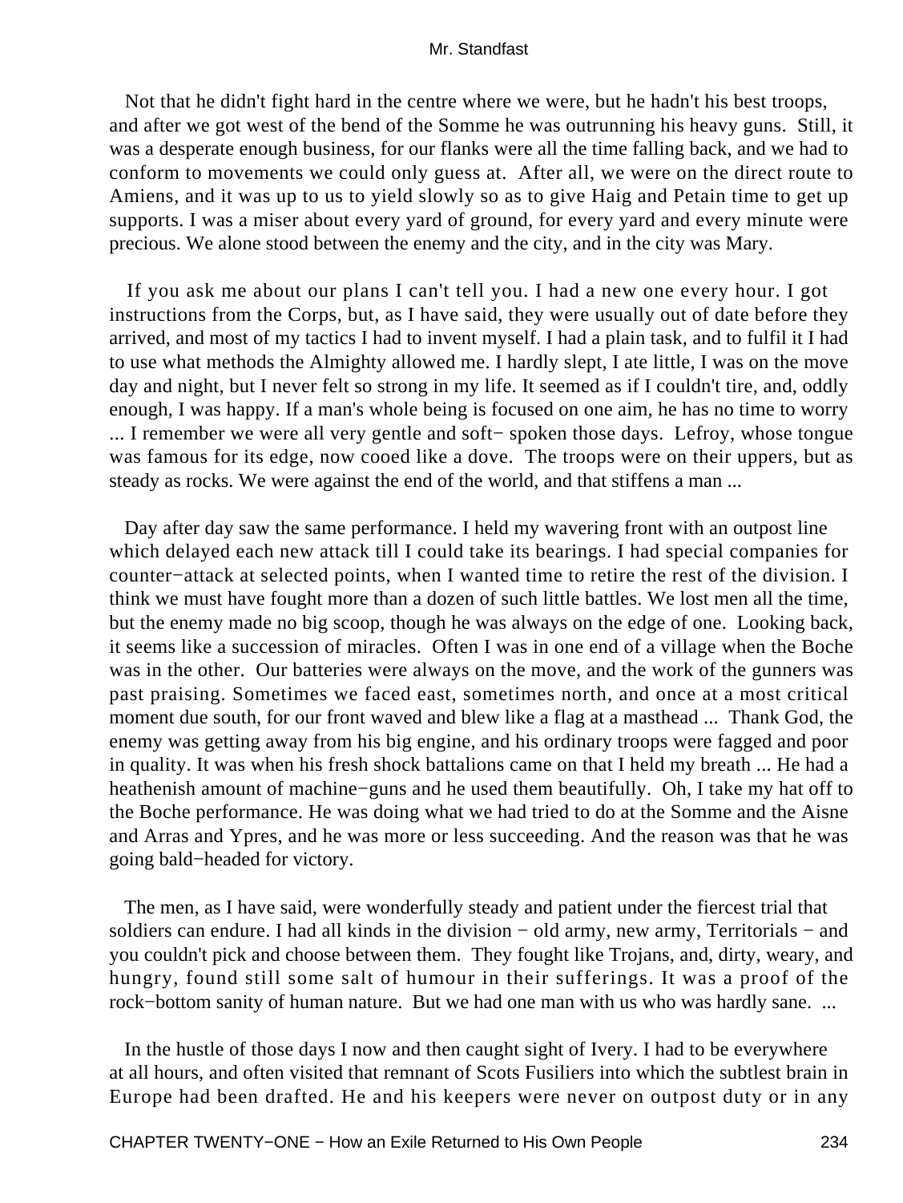Not that he didn't fight hard in the centre where we were, but he hadn't his best troops, and after we got west of the bend of the Somme he was outrunning his heavy guns. Still, it was a desperate enough business, for our flanks were all the time falling back, and we had to conform to movements we could only guess at. After all, we were on the direct route to Amiens, and it was up to us to yield slowly so as to give Haig and Petain time to get up supports. I was a miser about every yard of ground, for every yard and every minute were precious. We alone stood between the enemy and the city, and in the city was Mary.

If you ask me about our plans I can't tell you. I had a new one every hour. I got instructions from the Corps, but, as I have said, they were usually out of date before they arrived, and most of my tactics I had to invent myself. I had a plain task, and to fulfil it I had to use what methods the Almighty allowed me. I hardly slept, I ate little, I was on the move day and night, but I never felt so strong in my life. It seemed as if I couldn't tire, and, oddly enough, I was happy. If a man's whole being is focused on one aim, he has no time to worry ... I remember we were all very gentle and soft− spoken those days. Lefroy, whose tongue was famous for its edge, now cooed like a dove. The troops were on their uppers, but as steady as rocks. We were against the end of the world, and that stiffens a man ...

Day after day saw the same performance. I held my wavering front with an outpost line which delayed each new attack till I could take its bearings. I had special companies for counter−attack at selected points, when I wanted time to retire the rest of the division. I think we must have fought more than a dozen of such little battles. We lost men all the time, but the enemy made no big scoop, though he was always on the edge of one. Looking back, it seems like a succession of miracles. Often I was in one end of a village when the Boche was in the other. Our batteries were always on the move, and the work of the gunners was past praising. Sometimes we faced east, sometimes north, and once at a most critical moment due south, for our front waved and blew like a flag at a masthead ... Thank God, the enemy was getting away from his big engine, and his ordinary troops were fagged and poor in quality. It was when his fresh shock battalions came on that I held my breath ... He had a heathenish amount of machine−guns and he used them beautifully. Oh, I take my hat off to the Boche performance. He was doing what we had tried to do at the Somme and the Aisne and Arras and Ypres, and he was more or less succeeding. And the reason was that he was going bald−headed for victory.

The men, as I have said, were wonderfully steady and patient under the fiercest trial that soldiers can endure. I had all kinds in the division − old army, new army, Territorials − and you couldn't pick and choose between them. They fought like Trojans, and, dirty, weary, and hungry, found still some salt of humour in their sufferings. It was a proof of the rock−bottom sanity of human nature. But we had one man with us who was hardly sane. ...

In the hustle of those days I now and then caught sight of Ivery. I had to be everywhere at all hours, and often visited that remnant of Scots Fusiliers into which the subtlest brain in Europe had been drafted. He and his keepers were never on outpost duty or in any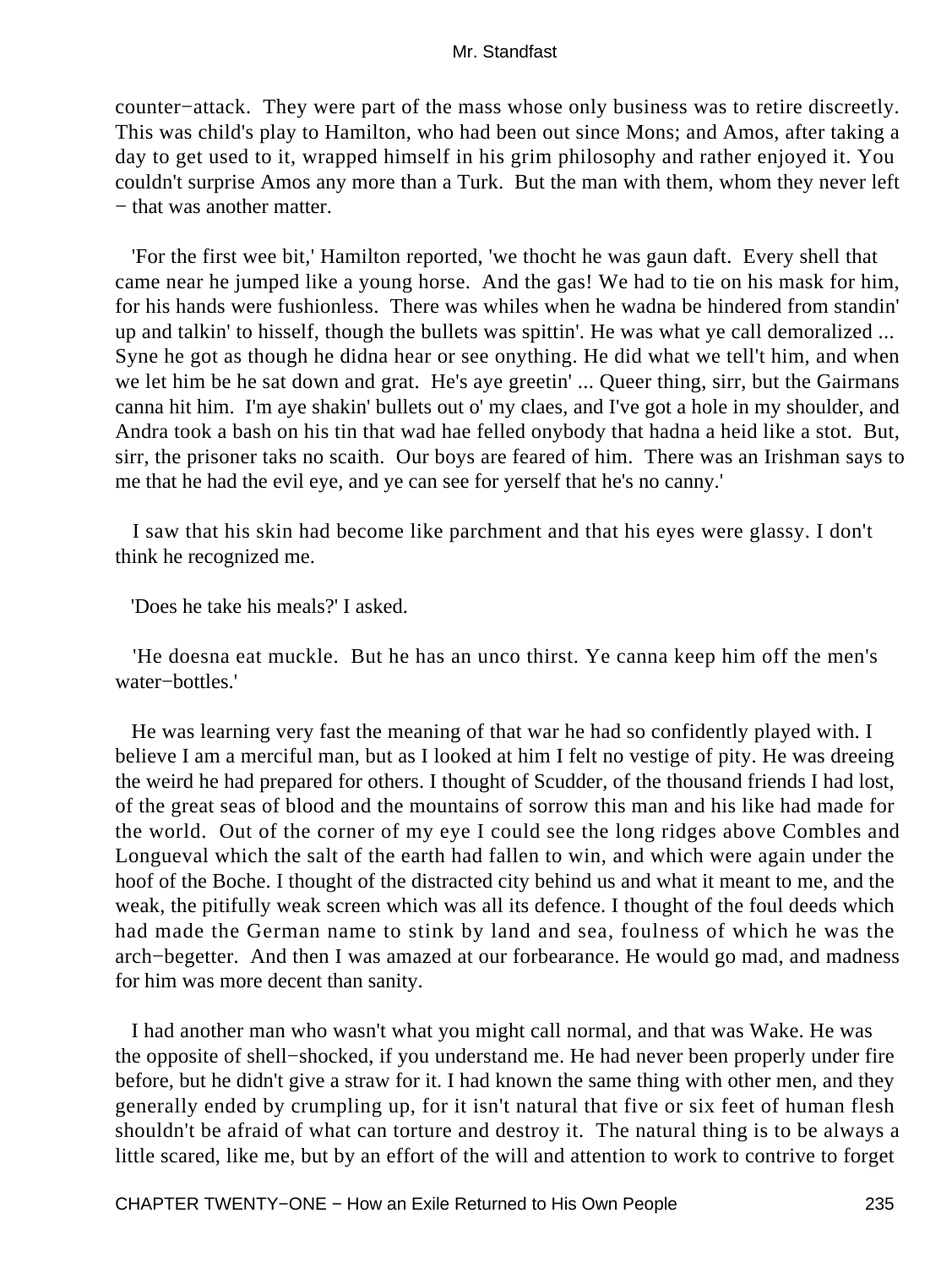counter−attack. They were part of the mass whose only business was to retire discreetly. This was child's play to Hamilton, who had been out since Mons; and Amos, after taking a day to get used to it, wrapped himself in his grim philosophy and rather enjoyed it. You couldn't surprise Amos any more than a Turk. But the man with them, whom they never left − that was another matter.

'For the first wee bit,' Hamilton reported, 'we thocht he was gaun daft. Every shell that came near he jumped like a young horse. And the gas! We had to tie on his mask for him, for his hands were fushionless. There was whiles when he wadna be hindered from standin' up and talkin' to hisself, though the bullets was spittin'. He was what ye call demoralized ... Syne he got as though he didna hear or see onything. He did what we tell't him, and when we let him be he sat down and grat. He's aye greetin' ... Queer thing, sirr, but the Gairmans canna hit him. I'm aye shakin' bullets out o' my claes, and I've got a hole in my shoulder, and Andra took a bash on his tin that wad hae felled onybody that hadna a heid like a stot. But, sirr, the prisoner taks no scaith. Our boys are feared of him. There was an Irishman says to me that he had the evil eye, and ye can see for yerself that he's no canny.'

I saw that his skin had become like parchment and that his eyes were glassy. I don't think he recognized me.

'Does he take his meals?' I asked.

'He doesna eat muckle. But he has an unco thirst. Ye canna keep him off the men's water−bottles.'

He was learning very fast the meaning of that war he had so confidently played with. I believe I am a merciful man, but as I looked at him I felt no vestige of pity. He was dreeing the weird he had prepared for others. I thought of Scudder, of the thousand friends I had lost, of the great seas of blood and the mountains of sorrow this man and his like had made for the world. Out of the corner of my eye I could see the long ridges above Combles and Longueval which the salt of the earth had fallen to win, and which were again under the hoof of the Boche. I thought of the distracted city behind us and what it meant to me, and the weak, the pitifully weak screen which was all its defence. I thought of the foul deeds which had made the German name to stink by land and sea, foulness of which he was the arch−begetter. And then I was amazed at our forbearance. He would go mad, and madness for him was more decent than sanity.

I had another man who wasn't what you might call normal, and that was Wake. He was the opposite of shell−shocked, if you understand me. He had never been properly under fire before, but he didn't give a straw for it. I had known the same thing with other men, and they generally ended by crumpling up, for it isn't natural that five or six feet of human flesh shouldn't be afraid of what can torture and destroy it. The natural thing is to be always a little scared, like me, but by an effort of the will and attention to work to contrive to forget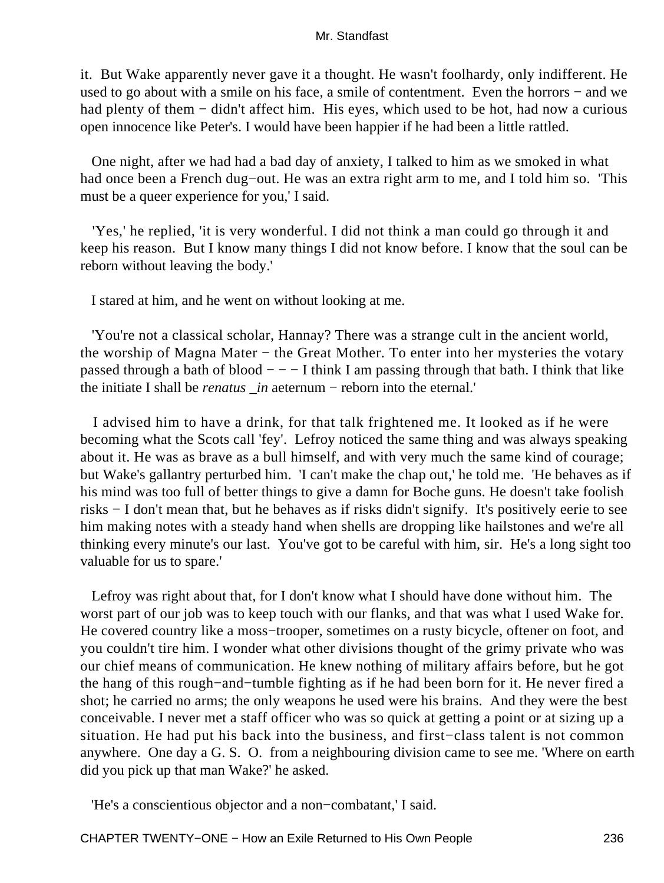it. But Wake apparently never gave it a thought. He wasn't foolhardy, only indifferent. He used to go about with a smile on his face, a smile of contentment. Even the horrors − and we had plenty of them − didn't affect him. His eyes, which used to be hot, had now a curious open innocence like Peter's. I would have been happier if he had been a little rattled.

One night, after we had had a bad day of anxiety, I talked to him as we smoked in what had once been a French dug−out. He was an extra right arm to me, and I told him so. 'This must be a queer experience for you,' I said.

'Yes,' he replied, 'it is very wonderful. I did not think a man could go through it and keep his reason. But I know many things I did not know before. I know that the soul can be reborn without leaving the body.'

I stared at him, and he went on without looking at me.

'You're not a classical scholar, Hannay? There was a strange cult in the ancient world, the worship of Magna Mater − the Great Mother. To enter into her mysteries the votary passed through a bath of blood − − − I think I am passing through that bath. I think that like the initiate I shall be *renatus _in* aeternum − reborn into the eternal.'

I advised him to have a drink, for that talk frightened me. It looked as if he were becoming what the Scots call 'fey'. Lefroy noticed the same thing and was always speaking about it. He was as brave as a bull himself, and with very much the same kind of courage; but Wake's gallantry perturbed him. 'I can't make the chap out,' he told me. 'He behaves as if his mind was too full of better things to give a damn for Boche guns. He doesn't take foolish risks − I don't mean that, but he behaves as if risks didn't signify. It's positively eerie to see him making notes with a steady hand when shells are dropping like hailstones and we're all thinking every minute's our last. You've got to be careful with him, sir. He's a long sight too valuable for us to spare.'

Lefroy was right about that, for I don't know what I should have done without him. The worst part of our job was to keep touch with our flanks, and that was what I used Wake for. He covered country like a moss−trooper, sometimes on a rusty bicycle, oftener on foot, and you couldn't tire him. I wonder what other divisions thought of the grimy private who was our chief means of communication. He knew nothing of military affairs before, but he got the hang of this rough−and−tumble fighting as if he had been born for it. He never fired a shot; he carried no arms; the only weapons he used were his brains. And they were the best conceivable. I never met a staff officer who was so quick at getting a point or at sizing up a situation. He had put his back into the business, and first−class talent is not common anywhere. One day a G. S. O. from a neighbouring division came to see me. 'Where on earth did you pick up that man Wake?' he asked.

'He's a conscientious objector and a non−combatant,' I said.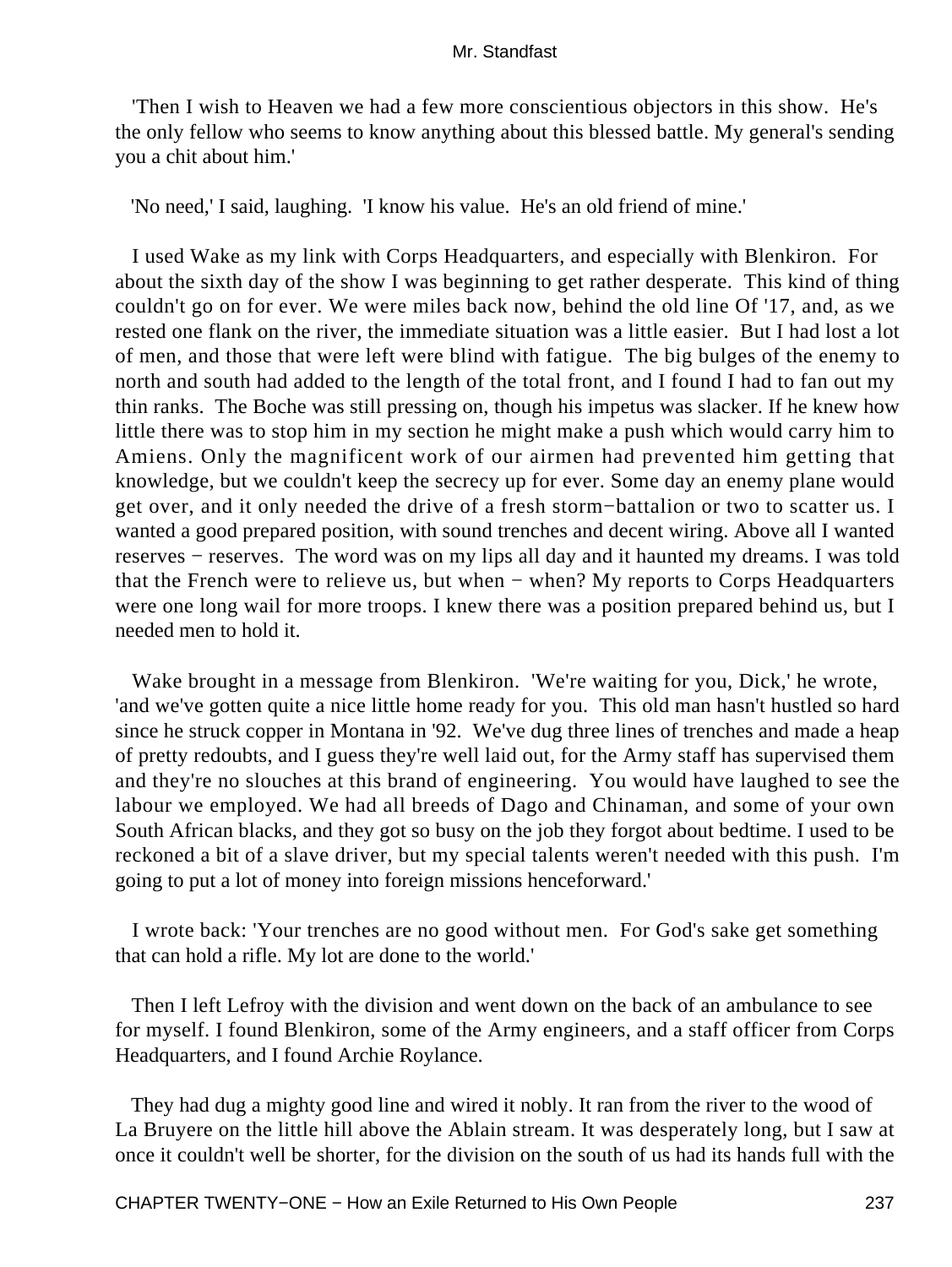'Then I wish to Heaven we had a few more conscientious objectors in this show. He's the only fellow who seems to know anything about this blessed battle. My general's sending you a chit about him.'

'No need,' I said, laughing. 'I know his value. He's an old friend of mine.'

I used Wake as my link with Corps Headquarters, and especially with Blenkiron. For about the sixth day of the show I was beginning to get rather desperate. This kind of thing couldn't go on for ever. We were miles back now, behind the old line Of '17, and, as we rested one flank on the river, the immediate situation was a little easier. But I had lost a lot of men, and those that were left were blind with fatigue. The big bulges of the enemy to north and south had added to the length of the total front, and I found I had to fan out my thin ranks. The Boche was still pressing on, though his impetus was slacker. If he knew how little there was to stop him in my section he might make a push which would carry him to Amiens. Only the magnificent work of our airmen had prevented him getting that knowledge, but we couldn't keep the secrecy up for ever. Some day an enemy plane would get over, and it only needed the drive of a fresh storm−battalion or two to scatter us. I wanted a good prepared position, with sound trenches and decent wiring. Above all I wanted reserves − reserves. The word was on my lips all day and it haunted my dreams. I was told that the French were to relieve us, but when − when? My reports to Corps Headquarters were one long wail for more troops. I knew there was a position prepared behind us, but I needed men to hold it.

Wake brought in a message from Blenkiron. 'We're waiting for you, Dick,' he wrote, 'and we've gotten quite a nice little home ready for you. This old man hasn't hustled so hard since he struck copper in Montana in '92. We've dug three lines of trenches and made a heap of pretty redoubts, and I guess they're well laid out, for the Army staff has supervised them and they're no slouches at this brand of engineering. You would have laughed to see the labour we employed. We had all breeds of Dago and Chinaman, and some of your own South African blacks, and they got so busy on the job they forgot about bedtime. I used to be reckoned a bit of a slave driver, but my special talents weren't needed with this push. I'm going to put a lot of money into foreign missions henceforward.'

I wrote back: 'Your trenches are no good without men. For God's sake get something that can hold a rifle. My lot are done to the world.'

Then I left Lefroy with the division and went down on the back of an ambulance to see for myself. I found Blenkiron, some of the Army engineers, and a staff officer from Corps Headquarters, and I found Archie Roylance.

They had dug a mighty good line and wired it nobly. It ran from the river to the wood of La Bruyere on the little hill above the Ablain stream. It was desperately long, but I saw at once it couldn't well be shorter, for the division on the south of us had its hands full with the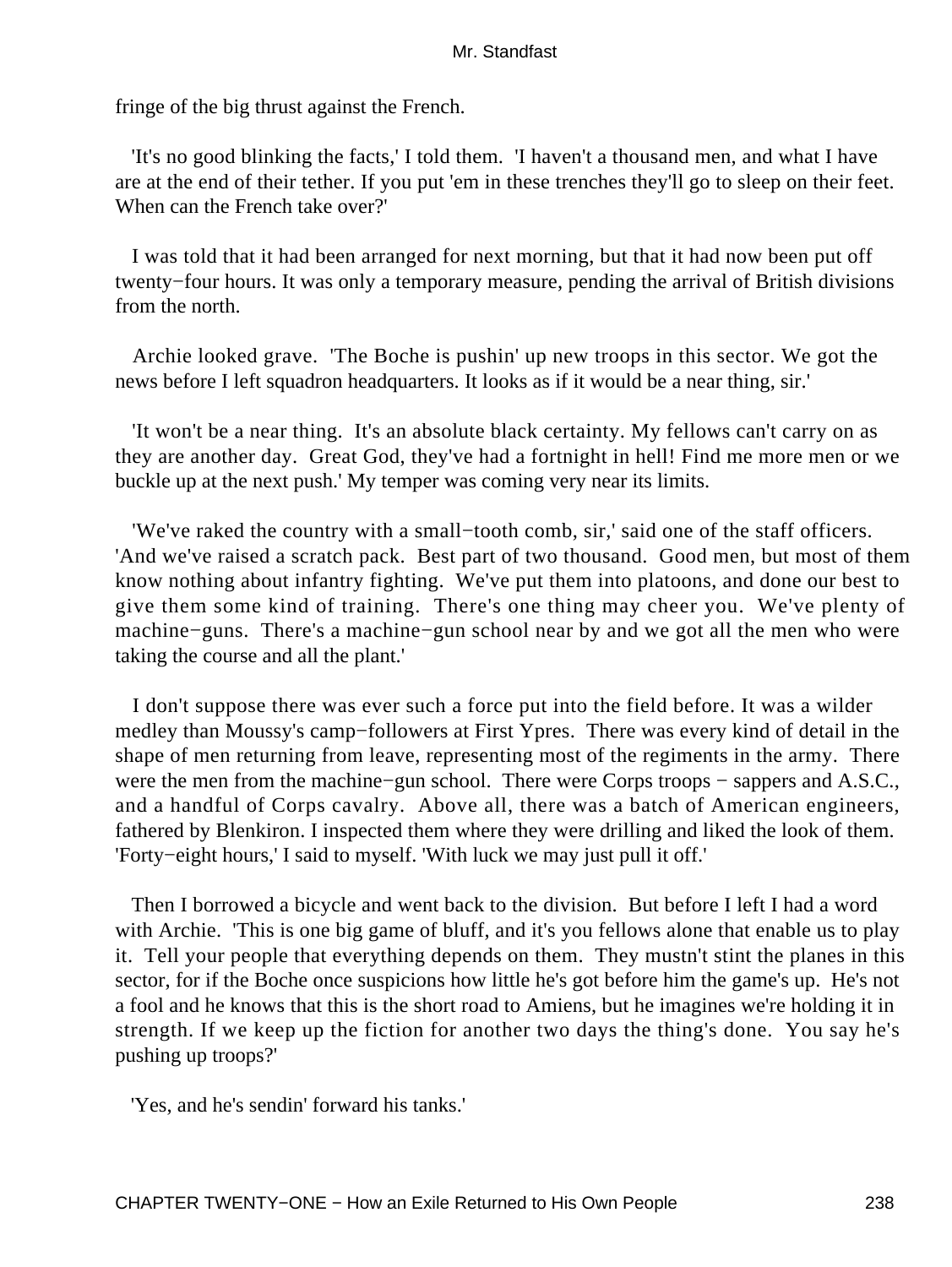fringe of the big thrust against the French.

'It's no good blinking the facts,' I told them. 'I haven't a thousand men, and what I have are at the end of their tether. If you put 'em in these trenches they'll go to sleep on their feet. When can the French take over?'

I was told that it had been arranged for next morning, but that it had now been put off twenty−four hours. It was only a temporary measure, pending the arrival of British divisions from the north.

Archie looked grave. 'The Boche is pushin' up new troops in this sector. We got the news before I left squadron headquarters. It looks as if it would be a near thing, sir.'

'It won't be a near thing. It's an absolute black certainty. My fellows can't carry on as they are another day. Great God, they've had a fortnight in hell! Find me more men or we buckle up at the next push.' My temper was coming very near its limits.

'We've raked the country with a small−tooth comb, sir,' said one of the staff officers. 'And we've raised a scratch pack. Best part of two thousand. Good men, but most of them know nothing about infantry fighting. We've put them into platoons, and done our best to give them some kind of training. There's one thing may cheer you. We've plenty of machine−guns. There's a machine−gun school near by and we got all the men who were taking the course and all the plant.'

I don't suppose there was ever such a force put into the field before. It was a wilder medley than Moussy's camp−followers at First Ypres. There was every kind of detail in the shape of men returning from leave, representing most of the regiments in the army. There were the men from the machine−gun school. There were Corps troops − sappers and A.S.C., and a handful of Corps cavalry. Above all, there was a batch of American engineers, fathered by Blenkiron. I inspected them where they were drilling and liked the look of them. 'Forty−eight hours,' I said to myself. 'With luck we may just pull it off.'

Then I borrowed a bicycle and went back to the division. But before I left I had a word with Archie. 'This is one big game of bluff, and it's you fellows alone that enable us to play it. Tell your people that everything depends on them. They mustn't stint the planes in this sector, for if the Boche once suspicions how little he's got before him the game's up. He's not a fool and he knows that this is the short road to Amiens, but he imagines we're holding it in strength. If we keep up the fiction for another two days the thing's done. You say he's pushing up troops?'

'Yes, and he's sendin' forward his tanks.'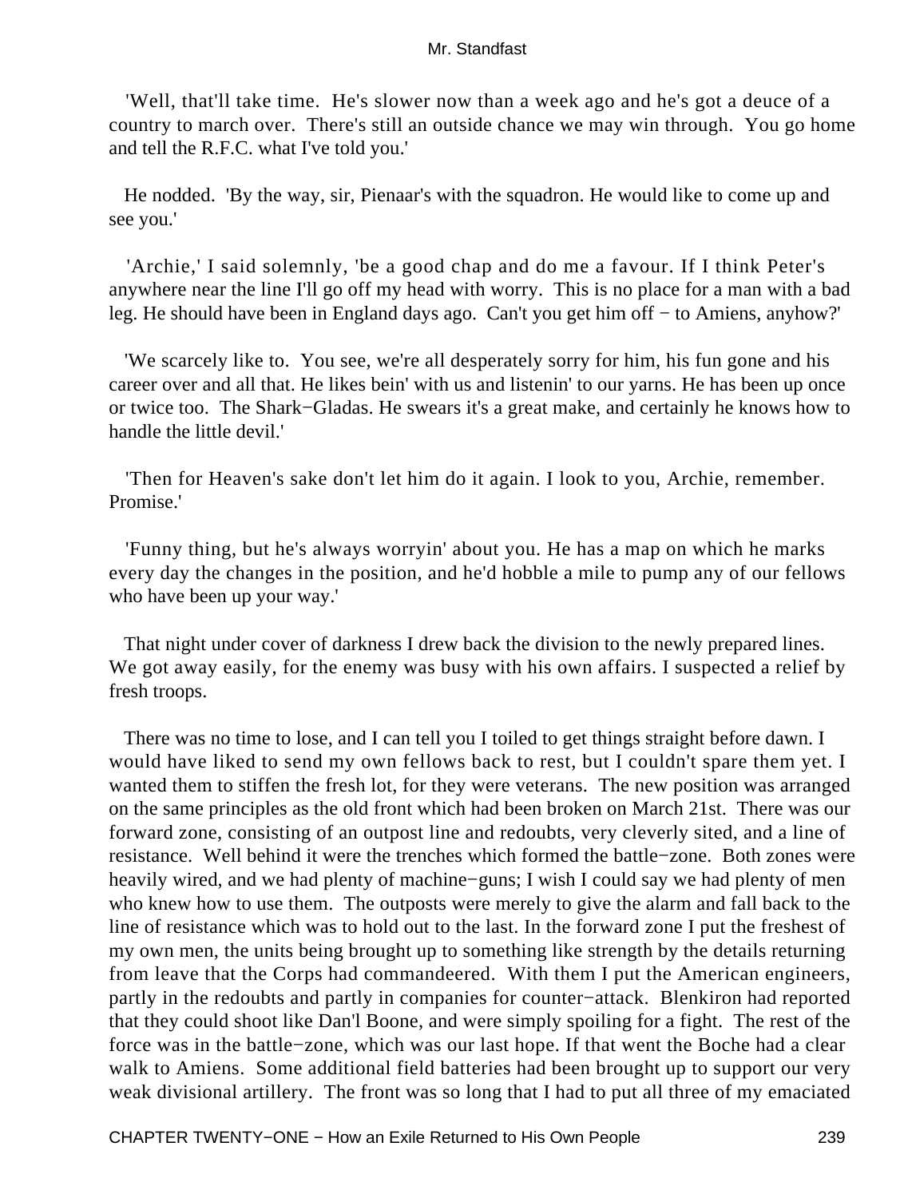'Well, that'll take time. He's slower now than a week ago and he's got a deuce of a country to march over. There's still an outside chance we may win through. You go home and tell the R.F.C. what I've told you.'

He nodded. 'By the way, sir, Pienaar's with the squadron. He would like to come up and see you.'

'Archie,' I said solemnly, 'be a good chap and do me a favour. If I think Peter's anywhere near the line I'll go off my head with worry. This is no place for a man with a bad leg. He should have been in England days ago. Can't you get him off − to Amiens, anyhow?'

'We scarcely like to. You see, we're all desperately sorry for him, his fun gone and his career over and all that. He likes bein' with us and listenin' to our yarns. He has been up once or twice too. The Shark−Gladas. He swears it's a great make, and certainly he knows how to handle the little devil.'

'Then for Heaven's sake don't let him do it again. I look to you, Archie, remember. Promise.'

'Funny thing, but he's always worryin' about you. He has a map on which he marks every day the changes in the position, and he'd hobble a mile to pump any of our fellows who have been up your way.'

That night under cover of darkness I drew back the division to the newly prepared lines. We got away easily, for the enemy was busy with his own affairs. I suspected a relief by fresh troops.

There was no time to lose, and I can tell you I toiled to get things straight before dawn. I would have liked to send my own fellows back to rest, but I couldn't spare them yet. I wanted them to stiffen the fresh lot, for they were veterans. The new position was arranged on the same principles as the old front which had been broken on March 21st. There was our forward zone, consisting of an outpost line and redoubts, very cleverly sited, and a line of resistance. Well behind it were the trenches which formed the battle−zone. Both zones were heavily wired, and we had plenty of machine−guns; I wish I could say we had plenty of men who knew how to use them. The outposts were merely to give the alarm and fall back to the line of resistance which was to hold out to the last. In the forward zone I put the freshest of my own men, the units being brought up to something like strength by the details returning from leave that the Corps had commandeered. With them I put the American engineers, partly in the redoubts and partly in companies for counter−attack. Blenkiron had reported that they could shoot like Dan'l Boone, and were simply spoiling for a fight. The rest of the force was in the battle−zone, which was our last hope. If that went the Boche had a clear walk to Amiens. Some additional field batteries had been brought up to support our very weak divisional artillery. The front was so long that I had to put all three of my emaciated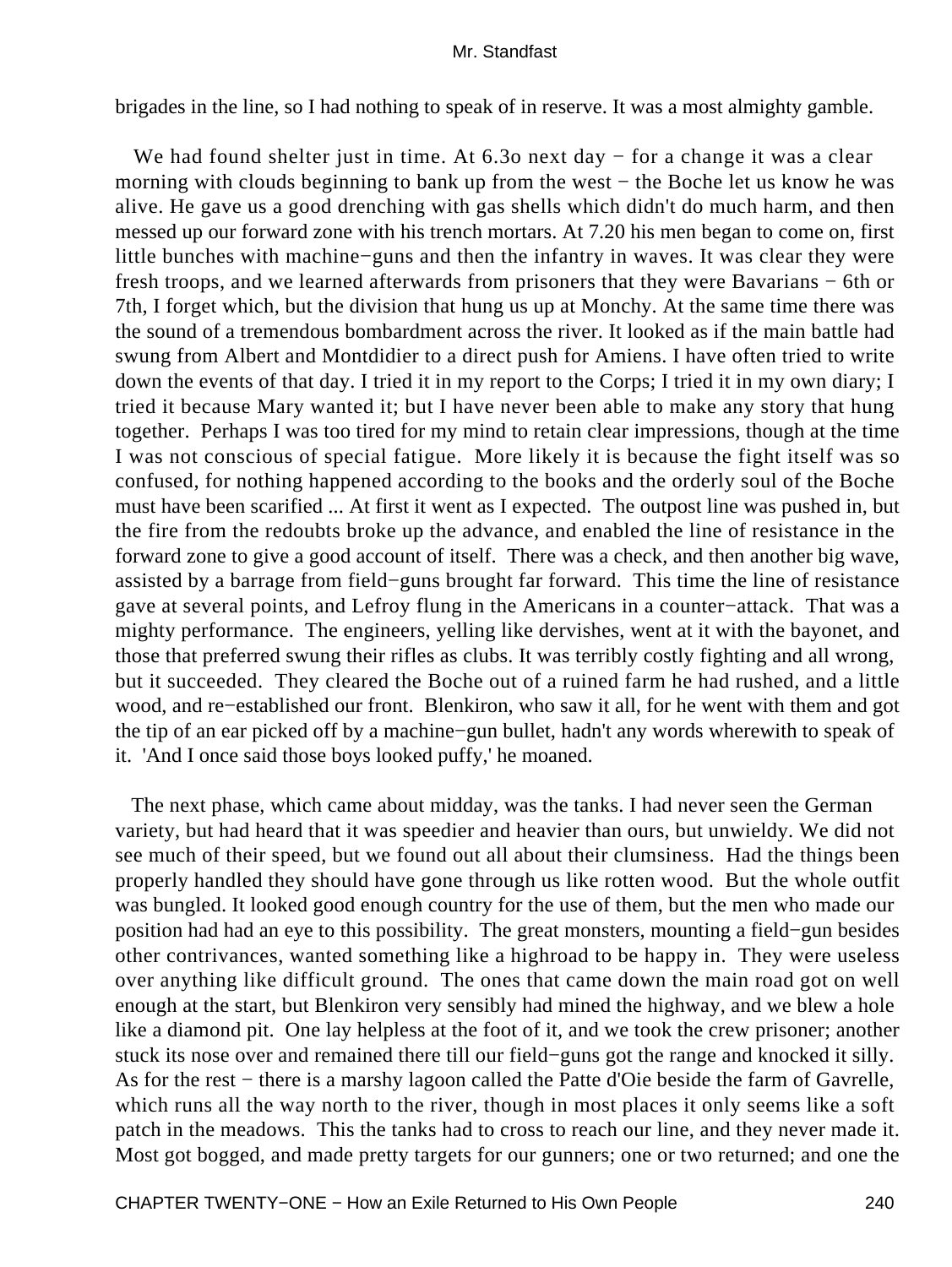brigades in the line, so I had nothing to speak of in reserve. It was a most almighty gamble.

We had found shelter just in time. At 6.3o next day − for a change it was a clear morning with clouds beginning to bank up from the west − the Boche let us know he was alive. He gave us a good drenching with gas shells which didn't do much harm, and then messed up our forward zone with his trench mortars. At 7.20 his men began to come on, first little bunches with machine−guns and then the infantry in waves. It was clear they were fresh troops, and we learned afterwards from prisoners that they were Bavarians − 6th or 7th, I forget which, but the division that hung us up at Monchy. At the same time there was the sound of a tremendous bombardment across the river. It looked as if the main battle had swung from Albert and Montdidier to a direct push for Amiens. I have often tried to write down the events of that day. I tried it in my report to the Corps; I tried it in my own diary; I tried it because Mary wanted it; but I have never been able to make any story that hung together. Perhaps I was too tired for my mind to retain clear impressions, though at the time I was not conscious of special fatigue. More likely it is because the fight itself was so confused, for nothing happened according to the books and the orderly soul of the Boche must have been scarified ... At first it went as I expected. The outpost line was pushed in, but the fire from the redoubts broke up the advance, and enabled the line of resistance in the forward zone to give a good account of itself. There was a check, and then another big wave, assisted by a barrage from field−guns brought far forward. This time the line of resistance gave at several points, and Lefroy flung in the Americans in a counter−attack. That was a mighty performance. The engineers, yelling like dervishes, went at it with the bayonet, and those that preferred swung their rifles as clubs. It was terribly costly fighting and all wrong, but it succeeded. They cleared the Boche out of a ruined farm he had rushed, and a little wood, and re−established our front. Blenkiron, who saw it all, for he went with them and got the tip of an ear picked off by a machine−gun bullet, hadn't any words wherewith to speak of it. 'And I once said those boys looked puffy,' he moaned.

The next phase, which came about midday, was the tanks. I had never seen the German variety, but had heard that it was speedier and heavier than ours, but unwieldy. We did not see much of their speed, but we found out all about their clumsiness. Had the things been properly handled they should have gone through us like rotten wood. But the whole outfit was bungled. It looked good enough country for the use of them, but the men who made our position had had an eye to this possibility. The great monsters, mounting a field−gun besides other contrivances, wanted something like a highroad to be happy in. They were useless over anything like difficult ground. The ones that came down the main road got on well enough at the start, but Blenkiron very sensibly had mined the highway, and we blew a hole like a diamond pit. One lay helpless at the foot of it, and we took the crew prisoner; another stuck its nose over and remained there till our field−guns got the range and knocked it silly. As for the rest − there is a marshy lagoon called the Patte d'Oie beside the farm of Gavrelle, which runs all the way north to the river, though in most places it only seems like a soft patch in the meadows. This the tanks had to cross to reach our line, and they never made it. Most got bogged, and made pretty targets for our gunners; one or two returned; and one the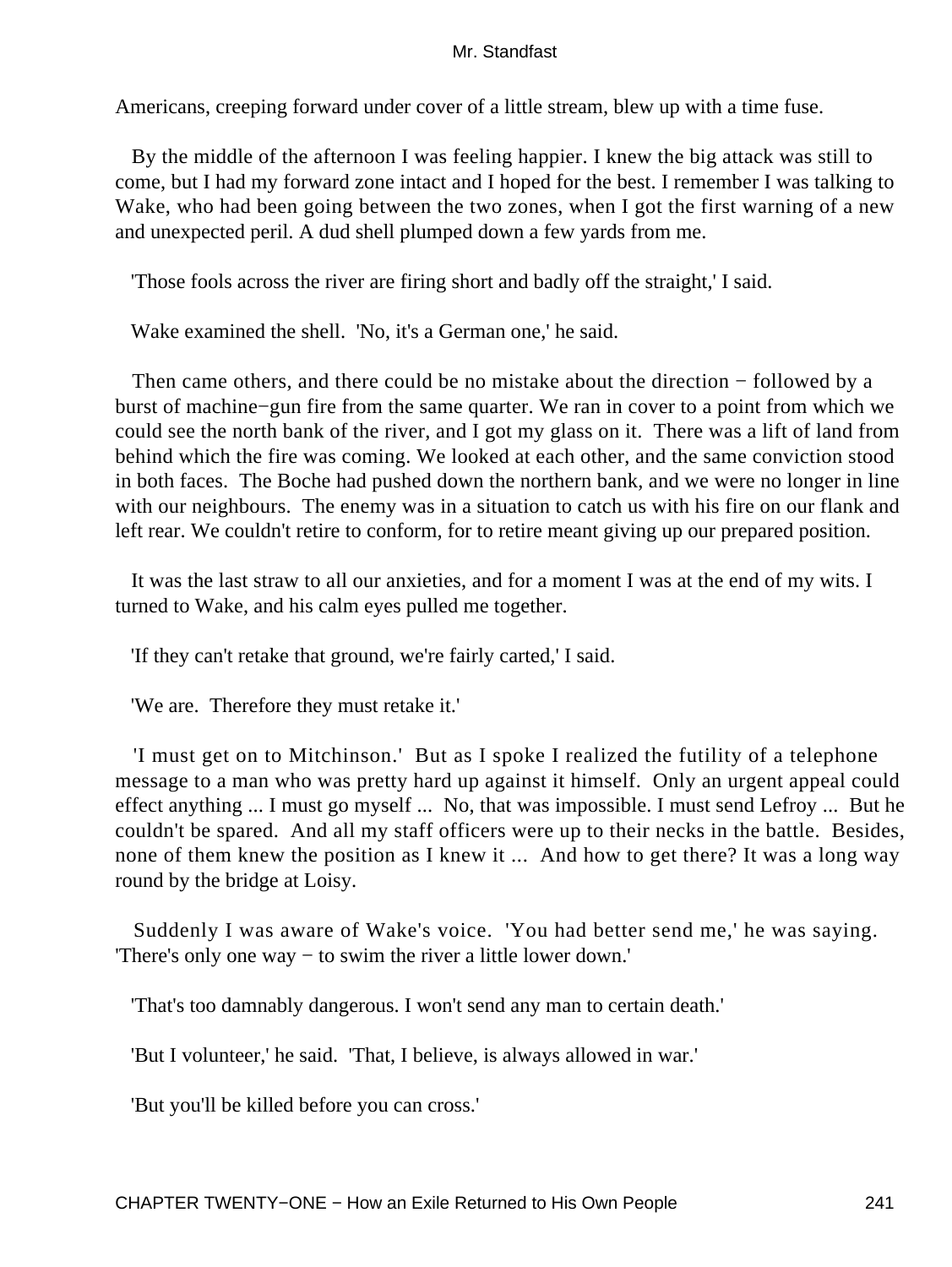Americans, creeping forward under cover of a little stream, blew up with a time fuse.

By the middle of the afternoon I was feeling happier. I knew the big attack was still to come, but I had my forward zone intact and I hoped for the best. I remember I was talking to Wake, who had been going between the two zones, when I got the first warning of a new and unexpected peril. A dud shell plumped down a few yards from me.

'Those fools across the river are firing short and badly off the straight,' I said.

Wake examined the shell. 'No, it's a German one,' he said.

Then came others, and there could be no mistake about the direction − followed by a burst of machine−gun fire from the same quarter. We ran in cover to a point from which we could see the north bank of the river, and I got my glass on it. There was a lift of land from behind which the fire was coming. We looked at each other, and the same conviction stood in both faces. The Boche had pushed down the northern bank, and we were no longer in line with our neighbours. The enemy was in a situation to catch us with his fire on our flank and left rear. We couldn't retire to conform, for to retire meant giving up our prepared position.

It was the last straw to all our anxieties, and for a moment I was at the end of my wits. I turned to Wake, and his calm eyes pulled me together.

'If they can't retake that ground, we're fairly carted,' I said.

'We are. Therefore they must retake it.'

'I must get on to Mitchinson.' But as I spoke I realized the futility of a telephone message to a man who was pretty hard up against it himself. Only an urgent appeal could effect anything ... I must go myself ... No, that was impossible. I must send Lefroy ... But he couldn't be spared. And all my staff officers were up to their necks in the battle. Besides, none of them knew the position as I knew it ... And how to get there? It was a long way round by the bridge at Loisy.

Suddenly I was aware of Wake's voice. 'You had better send me,' he was saying. 'There's only one way − to swim the river a little lower down.'

'That's too damnably dangerous. I won't send any man to certain death.'

'But I volunteer,' he said. 'That, I believe, is always allowed in war.'

'But you'll be killed before you can cross.'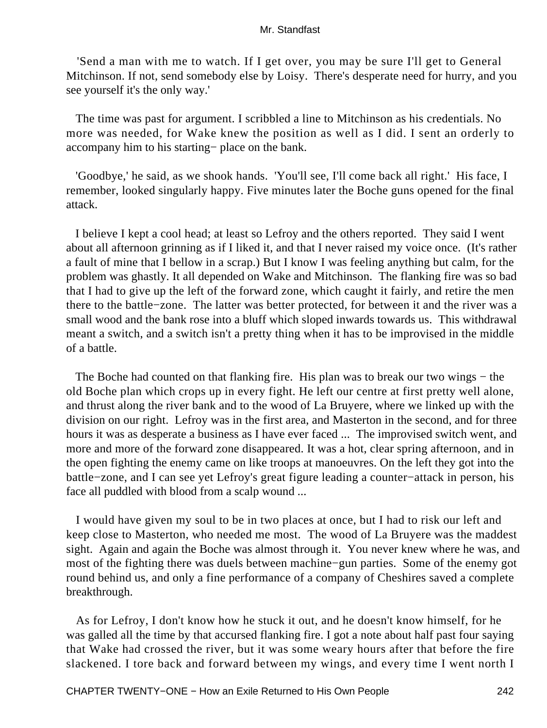'Send a man with me to watch. If I get over, you may be sure I'll get to General Mitchinson. If not, send somebody else by Loisy. There's desperate need for hurry, and you see yourself it's the only way.'

The time was past for argument. I scribbled a line to Mitchinson as his credentials. No more was needed, for Wake knew the position as well as I did. I sent an orderly to accompany him to his starting− place on the bank.

'Goodbye,' he said, as we shook hands. 'You'll see, I'll come back all right.' His face, I remember, looked singularly happy. Five minutes later the Boche guns opened for the final attack.

I believe I kept a cool head; at least so Lefroy and the others reported. They said I went about all afternoon grinning as if I liked it, and that I never raised my voice once. (It's rather a fault of mine that I bellow in a scrap.) But I know I was feeling anything but calm, for the problem was ghastly. It all depended on Wake and Mitchinson. The flanking fire was so bad that I had to give up the left of the forward zone, which caught it fairly, and retire the men there to the battle−zone. The latter was better protected, for between it and the river was a small wood and the bank rose into a bluff which sloped inwards towards us. This withdrawal meant a switch, and a switch isn't a pretty thing when it has to be improvised in the middle of a battle.

The Boche had counted on that flanking fire. His plan was to break our two wings − the old Boche plan which crops up in every fight. He left our centre at first pretty well alone, and thrust along the river bank and to the wood of La Bruyere, where we linked up with the division on our right. Lefroy was in the first area, and Masterton in the second, and for three hours it was as desperate a business as I have ever faced ... The improvised switch went, and more and more of the forward zone disappeared. It was a hot, clear spring afternoon, and in the open fighting the enemy came on like troops at manoeuvres. On the left they got into the battle−zone, and I can see yet Lefroy's great figure leading a counter−attack in person, his face all puddled with blood from a scalp wound ...

I would have given my soul to be in two places at once, but I had to risk our left and keep close to Masterton, who needed me most. The wood of La Bruyere was the maddest sight. Again and again the Boche was almost through it. You never knew where he was, and most of the fighting there was duels between machine−gun parties. Some of the enemy got round behind us, and only a fine performance of a company of Cheshires saved a complete breakthrough.

As for Lefroy, I don't know how he stuck it out, and he doesn't know himself, for he was galled all the time by that accursed flanking fire. I got a note about half past four saying that Wake had crossed the river, but it was some weary hours after that before the fire slackened. I tore back and forward between my wings, and every time I went north I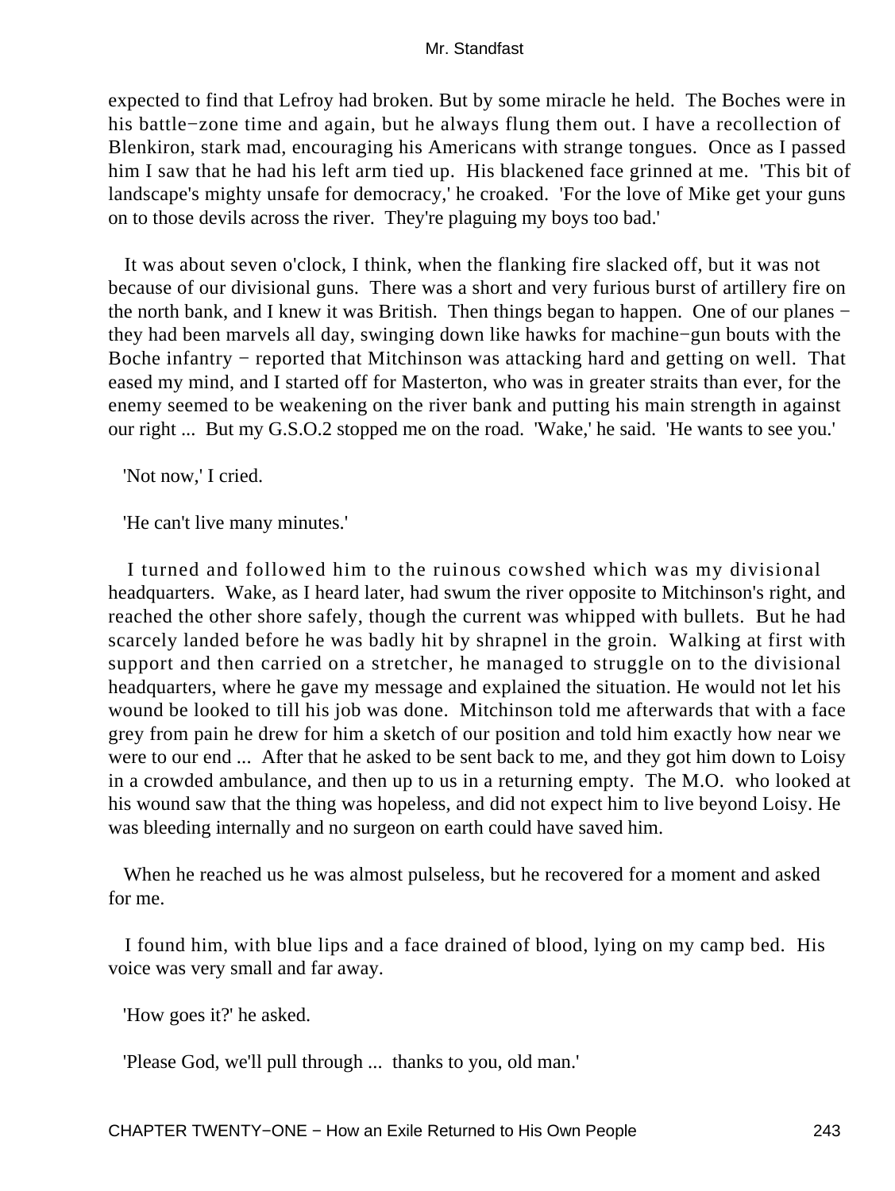expected to find that Lefroy had broken. But by some miracle he held. The Boches were in his battle−zone time and again, but he always flung them out. I have a recollection of Blenkiron, stark mad, encouraging his Americans with strange tongues. Once as I passed him I saw that he had his left arm tied up. His blackened face grinned at me. 'This bit of landscape's mighty unsafe for democracy,' he croaked. 'For the love of Mike get your guns on to those devils across the river. They're plaguing my boys too bad.'

It was about seven o'clock, I think, when the flanking fire slacked off, but it was not because of our divisional guns. There was a short and very furious burst of artillery fire on the north bank, and I knew it was British. Then things began to happen. One of our planes − they had been marvels all day, swinging down like hawks for machine−gun bouts with the Boche infantry − reported that Mitchinson was attacking hard and getting on well. That eased my mind, and I started off for Masterton, who was in greater straits than ever, for the enemy seemed to be weakening on the river bank and putting his main strength in against our right ... But my G.S.O.2 stopped me on the road. 'Wake,' he said. 'He wants to see you.'

'Not now,' I cried.

'He can't live many minutes.'

I turned and followed him to the ruinous cowshed which was my divisional headquarters. Wake, as I heard later, had swum the river opposite to Mitchinson's right, and reached the other shore safely, though the current was whipped with bullets. But he had scarcely landed before he was badly hit by shrapnel in the groin. Walking at first with support and then carried on a stretcher, he managed to struggle on to the divisional headquarters, where he gave my message and explained the situation. He would not let his wound be looked to till his job was done. Mitchinson told me afterwards that with a face grey from pain he drew for him a sketch of our position and told him exactly how near we were to our end ... After that he asked to be sent back to me, and they got him down to Loisy in a crowded ambulance, and then up to us in a returning empty. The M.O. who looked at his wound saw that the thing was hopeless, and did not expect him to live beyond Loisy. He was bleeding internally and no surgeon on earth could have saved him.

When he reached us he was almost pulseless, but he recovered for a moment and asked for me.

I found him, with blue lips and a face drained of blood, lying on my camp bed. His voice was very small and far away.

'How goes it?' he asked.

'Please God, we'll pull through ... thanks to you, old man.'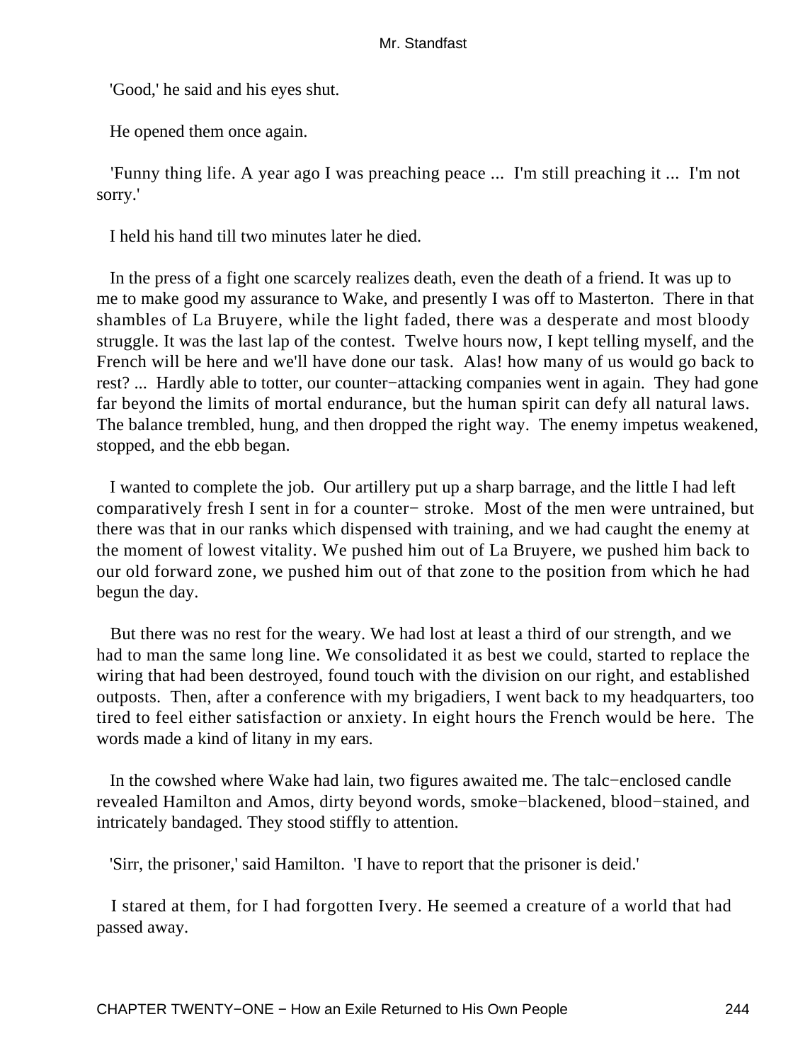'Good,' he said and his eyes shut.

He opened them once again.

'Funny thing life. A year ago I was preaching peace ... I'm still preaching it ... I'm not sorry.'

I held his hand till two minutes later he died.

In the press of a fight one scarcely realizes death, even the death of a friend. It was up to me to make good my assurance to Wake, and presently I was off to Masterton. There in that shambles of La Bruyere, while the light faded, there was a desperate and most bloody struggle. It was the last lap of the contest. Twelve hours now, I kept telling myself, and the French will be here and we'll have done our task. Alas! how many of us would go back to rest? ... Hardly able to totter, our counter−attacking companies went in again. They had gone far beyond the limits of mortal endurance, but the human spirit can defy all natural laws. The balance trembled, hung, and then dropped the right way. The enemy impetus weakened, stopped, and the ebb began.

I wanted to complete the job. Our artillery put up a sharp barrage, and the little I had left comparatively fresh I sent in for a counter− stroke. Most of the men were untrained, but there was that in our ranks which dispensed with training, and we had caught the enemy at the moment of lowest vitality. We pushed him out of La Bruyere, we pushed him back to our old forward zone, we pushed him out of that zone to the position from which he had begun the day.

But there was no rest for the weary. We had lost at least a third of our strength, and we had to man the same long line. We consolidated it as best we could, started to replace the wiring that had been destroyed, found touch with the division on our right, and established outposts. Then, after a conference with my brigadiers, I went back to my headquarters, too tired to feel either satisfaction or anxiety. In eight hours the French would be here. The words made a kind of litany in my ears.

In the cowshed where Wake had lain, two figures awaited me. The talc−enclosed candle revealed Hamilton and Amos, dirty beyond words, smoke−blackened, blood−stained, and intricately bandaged. They stood stiffly to attention.

'Sirr, the prisoner,' said Hamilton. 'I have to report that the prisoner is deid.'

I stared at them, for I had forgotten Ivery. He seemed a creature of a world that had passed away.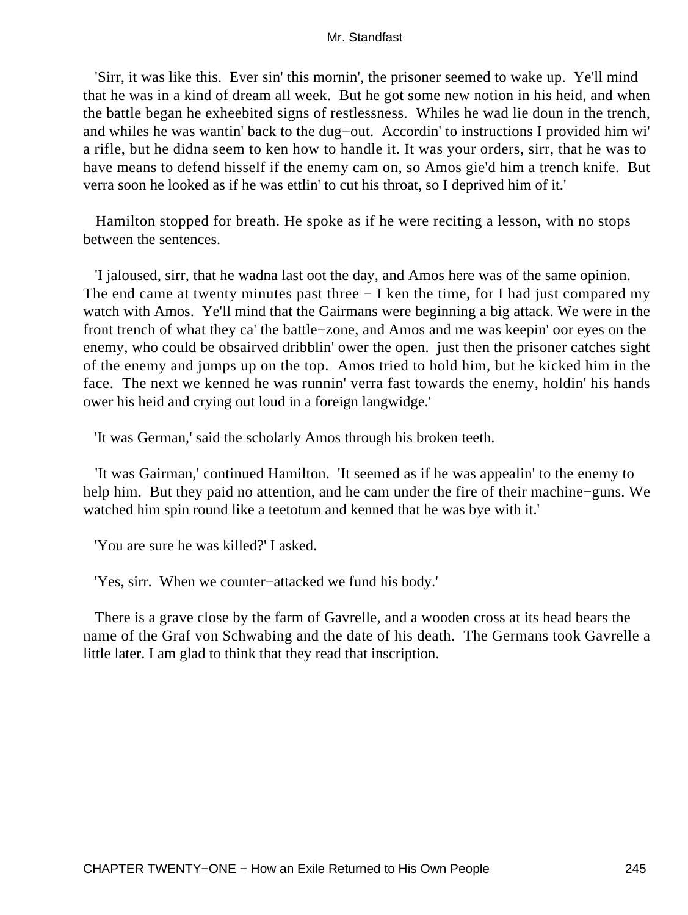'Sirr, it was like this. Ever sin' this mornin', the prisoner seemed to wake up. Ye'll mind that he was in a kind of dream all week. But he got some new notion in his heid, and when the battle began he exheebited signs of restlessness. Whiles he wad lie doun in the trench, and whiles he was wantin' back to the dug−out. Accordin' to instructions I provided him wi' a rifle, but he didna seem to ken how to handle it. It was your orders, sirr, that he was to have means to defend hisself if the enemy cam on, so Amos gie'd him a trench knife. But verra soon he looked as if he was ettlin' to cut his throat, so I deprived him of it.'

Hamilton stopped for breath. He spoke as if he were reciting a lesson, with no stops between the sentences.

'I jaloused, sirr, that he wadna last oot the day, and Amos here was of the same opinion. The end came at twenty minutes past three − I ken the time, for I had just compared my watch with Amos. Ye'll mind that the Gairmans were beginning a big attack. We were in the front trench of what they ca' the battle−zone, and Amos and me was keepin' oor eyes on the enemy, who could be obsairved dribblin' ower the open. just then the prisoner catches sight of the enemy and jumps up on the top. Amos tried to hold him, but he kicked him in the face. The next we kenned he was runnin' verra fast towards the enemy, holdin' his hands ower his heid and crying out loud in a foreign langwidge.'

'It was German,' said the scholarly Amos through his broken teeth.

'It was Gairman,' continued Hamilton. 'It seemed as if he was appealin' to the enemy to help him. But they paid no attention, and he cam under the fire of their machine−guns. We watched him spin round like a teetotum and kenned that he was bye with it.'

'You are sure he was killed?' I asked.

'Yes, sirr. When we counter−attacked we fund his body.'

There is a grave close by the farm of Gavrelle, and a wooden cross at its head bears the name of the Graf von Schwabing and the date of his death. The Germans took Gavrelle a little later. I am glad to think that they read that inscription.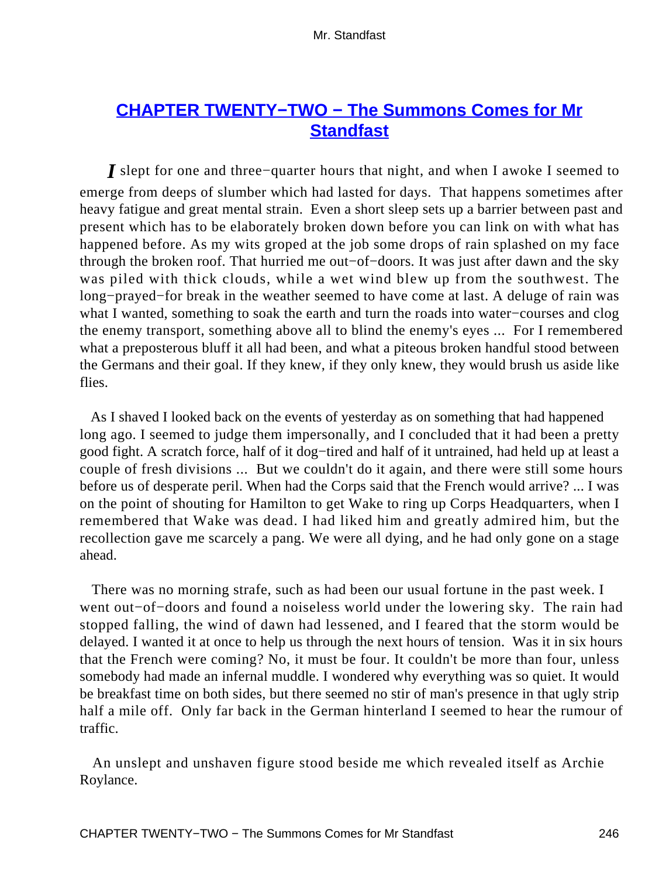## CHAPTER TWENTY−TWO − The Summons Comes for Mr Standfast

*I* slept for one and three−quarter hours that night, and when I awoke I seemed to emerge from deeps of slumber which had lasted for days. That happens sometimes after heavy fatigue and great mental strain. Even a short sleep sets up a barrier between past and present which has to be elaborately broken down before you can link on with what has happened before. As my wits groped at the job some drops of rain splashed on my face through the broken roof. That hurried me out−of−doors. It was just after dawn and the sky was piled with thick clouds, while a wet wind blew up from the southwest. The long−prayed−for break in the weather seemed to have come at last. A deluge of rain was what I wanted, something to soak the earth and turn the roads into water−courses and clog the enemy transport, something above all to blind the enemy's eyes ... For I remembered what a preposterous bluff it all had been, and what a piteous broken handful stood between the Germans and their goal. If they knew, if they only knew, they would brush us aside like flies.

As I shaved I looked back on the events of yesterday as on something that had happened long ago. I seemed to judge them impersonally, and I concluded that it had been a pretty good fight. A scratch force, half of it dog−tired and half of it untrained, had held up at least a couple of fresh divisions ... But we couldn't do it again, and there were still some hours before us of desperate peril. When had the Corps said that the French would arrive? ... I was on the point of shouting for Hamilton to get Wake to ring up Corps Headquarters, when I remembered that Wake was dead. I had liked him and greatly admired him, but the recollection gave me scarcely a pang. We were all dying, and he had only gone on a stage ahead.

There was no morning strafe, such as had been our usual fortune in the past week. I went out−of−doors and found a noiseless world under the lowering sky. The rain had stopped falling, the wind of dawn had lessened, and I feared that the storm would be delayed. I wanted it at once to help us through the next hours of tension. Was it in six hours that the French were coming? No, it must be four. It couldn't be more than four, unless somebody had made an infernal muddle. I wondered why everything was so quiet. It would be breakfast time on both sides, but there seemed no stir of man's presence in that ugly strip half a mile off. Only far back in the German hinterland I seemed to hear the rumour of traffic.

An unslept and unshaven figure stood beside me which revealed itself as Archie Roylance.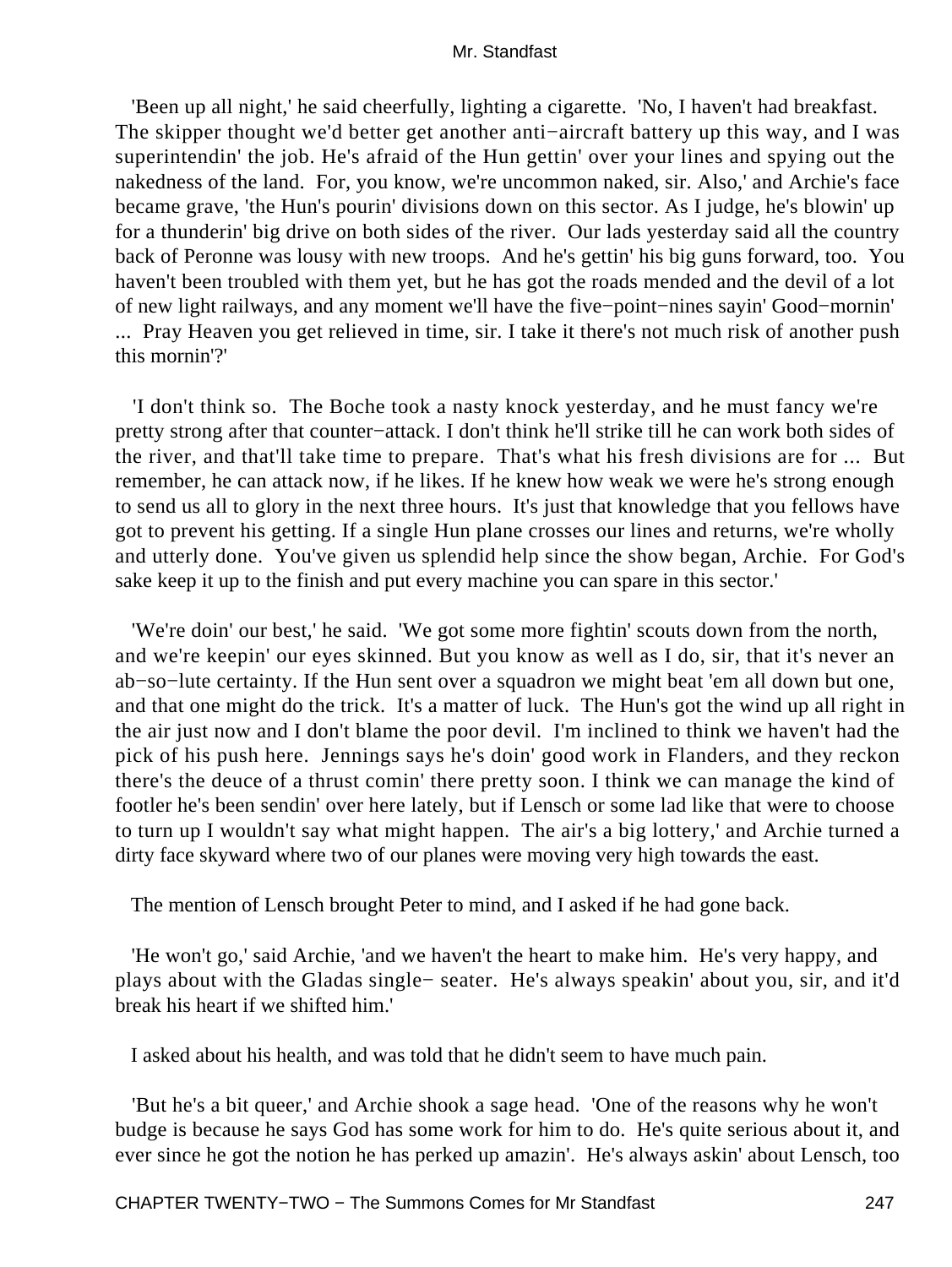'Been up all night,' he said cheerfully, lighting a cigarette. 'No, I haven't had breakfast. The skipper thought we'd better get another anti−aircraft battery up this way, and I was superintendin' the job. He's afraid of the Hun gettin' over your lines and spying out the nakedness of the land. For, you know, we're uncommon naked, sir. Also,' and Archie's face became grave, 'the Hun's pourin' divisions down on this sector. As I judge, he's blowin' up for a thunderin' big drive on both sides of the river. Our lads yesterday said all the country back of Peronne was lousy with new troops. And he's gettin' his big guns forward, too. You haven't been troubled with them yet, but he has got the roads mended and the devil of a lot of new light railways, and any moment we'll have the five−point−nines sayin' Good−mornin' ... Pray Heaven you get relieved in time, sir. I take it there's not much risk of another push this mornin'?'

'I don't think so. The Boche took a nasty knock yesterday, and he must fancy we're pretty strong after that counter−attack. I don't think he'll strike till he can work both sides of the river, and that'll take time to prepare. That's what his fresh divisions are for ... But remember, he can attack now, if he likes. If he knew how weak we were he's strong enough to send us all to glory in the next three hours. It's just that knowledge that you fellows have got to prevent his getting. If a single Hun plane crosses our lines and returns, we're wholly and utterly done. You've given us splendid help since the show began, Archie. For God's sake keep it up to the finish and put every machine you can spare in this sector.'

'We're doin' our best,' he said. 'We got some more fightin' scouts down from the north, and we're keepin' our eyes skinned. But you know as well as I do, sir, that it's never an ab−so−lute certainty. If the Hun sent over a squadron we might beat 'em all down but one, and that one might do the trick. It's a matter of luck. The Hun's got the wind up all right in the air just now and I don't blame the poor devil. I'm inclined to think we haven't had the pick of his push here. Jennings says he's doin' good work in Flanders, and they reckon there's the deuce of a thrust comin' there pretty soon. I think we can manage the kind of footler he's been sendin' over here lately, but if Lensch or some lad like that were to choose to turn up I wouldn't say what might happen. The air's a big lottery,' and Archie turned a dirty face skyward where two of our planes were moving very high towards the east.

The mention of Lensch brought Peter to mind, and I asked if he had gone back.

'He won't go,' said Archie, 'and we haven't the heart to make him. He's very happy, and plays about with the Gladas single− seater. He's always speakin' about you, sir, and it'd break his heart if we shifted him.'

I asked about his health, and was told that he didn't seem to have much pain.

'But he's a bit queer,' and Archie shook a sage head. 'One of the reasons why he won't budge is because he says God has some work for him to do. He's quite serious about it, and ever since he got the notion he has perked up amazin'. He's always askin' about Lensch, too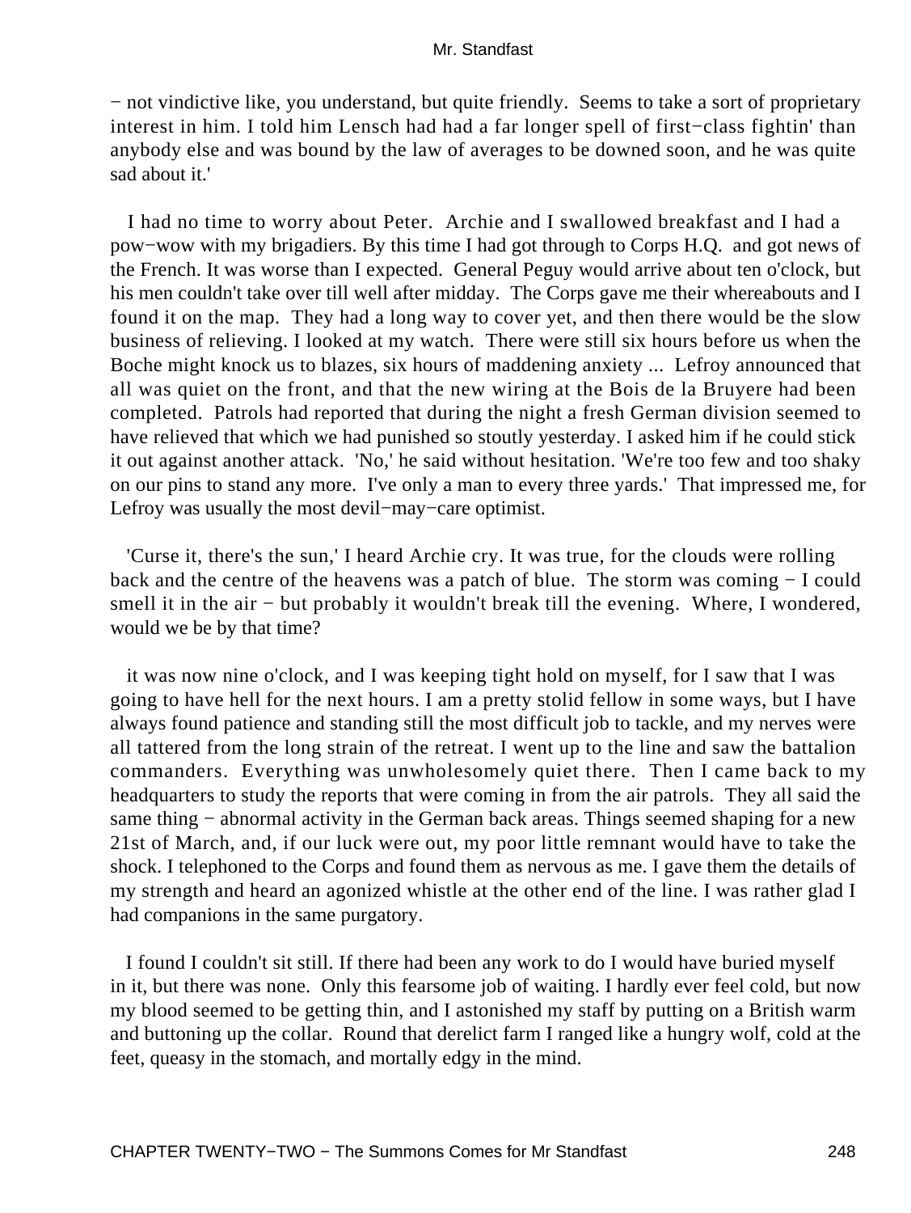− not vindictive like, you understand, but quite friendly. Seems to take a sort of proprietary interest in him. I told him Lensch had had a far longer spell of first−class fightin' than anybody else and was bound by the law of averages to be downed soon, and he was quite sad about it.'

I had no time to worry about Peter. Archie and I swallowed breakfast and I had a pow−wow with my brigadiers. By this time I had got through to Corps H.Q. and got news of the French. It was worse than I expected. General Peguy would arrive about ten o'clock, but his men couldn't take over till well after midday. The Corps gave me their whereabouts and I found it on the map. They had a long way to cover yet, and then there would be the slow business of relieving. I looked at my watch. There were still six hours before us when the Boche might knock us to blazes, six hours of maddening anxiety ... Lefroy announced that all was quiet on the front, and that the new wiring at the Bois de la Bruyere had been completed. Patrols had reported that during the night a fresh German division seemed to have relieved that which we had punished so stoutly yesterday. I asked him if he could stick it out against another attack. 'No,' he said without hesitation. 'We're too few and too shaky on our pins to stand any more. I've only a man to every three yards.' That impressed me, for Lefroy was usually the most devil−may−care optimist.

'Curse it, there's the sun,' I heard Archie cry. It was true, for the clouds were rolling back and the centre of the heavens was a patch of blue. The storm was coming − I could smell it in the air − but probably it wouldn't break till the evening. Where, I wondered, would we be by that time?

it was now nine o'clock, and I was keeping tight hold on myself, for I saw that I was going to have hell for the next hours. I am a pretty stolid fellow in some ways, but I have always found patience and standing still the most difficult job to tackle, and my nerves were all tattered from the long strain of the retreat. I went up to the line and saw the battalion commanders. Everything was unwholesomely quiet there. Then I came back to my headquarters to study the reports that were coming in from the air patrols. They all said the same thing − abnormal activity in the German back areas. Things seemed shaping for a new 21st of March, and, if our luck were out, my poor little remnant would have to take the shock. I telephoned to the Corps and found them as nervous as me. I gave them the details of my strength and heard an agonized whistle at the other end of the line. I was rather glad I had companions in the same purgatory.

I found I couldn't sit still. If there had been any work to do I would have buried myself in it, but there was none. Only this fearsome job of waiting. I hardly ever feel cold, but now my blood seemed to be getting thin, and I astonished my staff by putting on a British warm and buttoning up the collar. Round that derelict farm I ranged like a hungry wolf, cold at the feet, queasy in the stomach, and mortally edgy in the mind.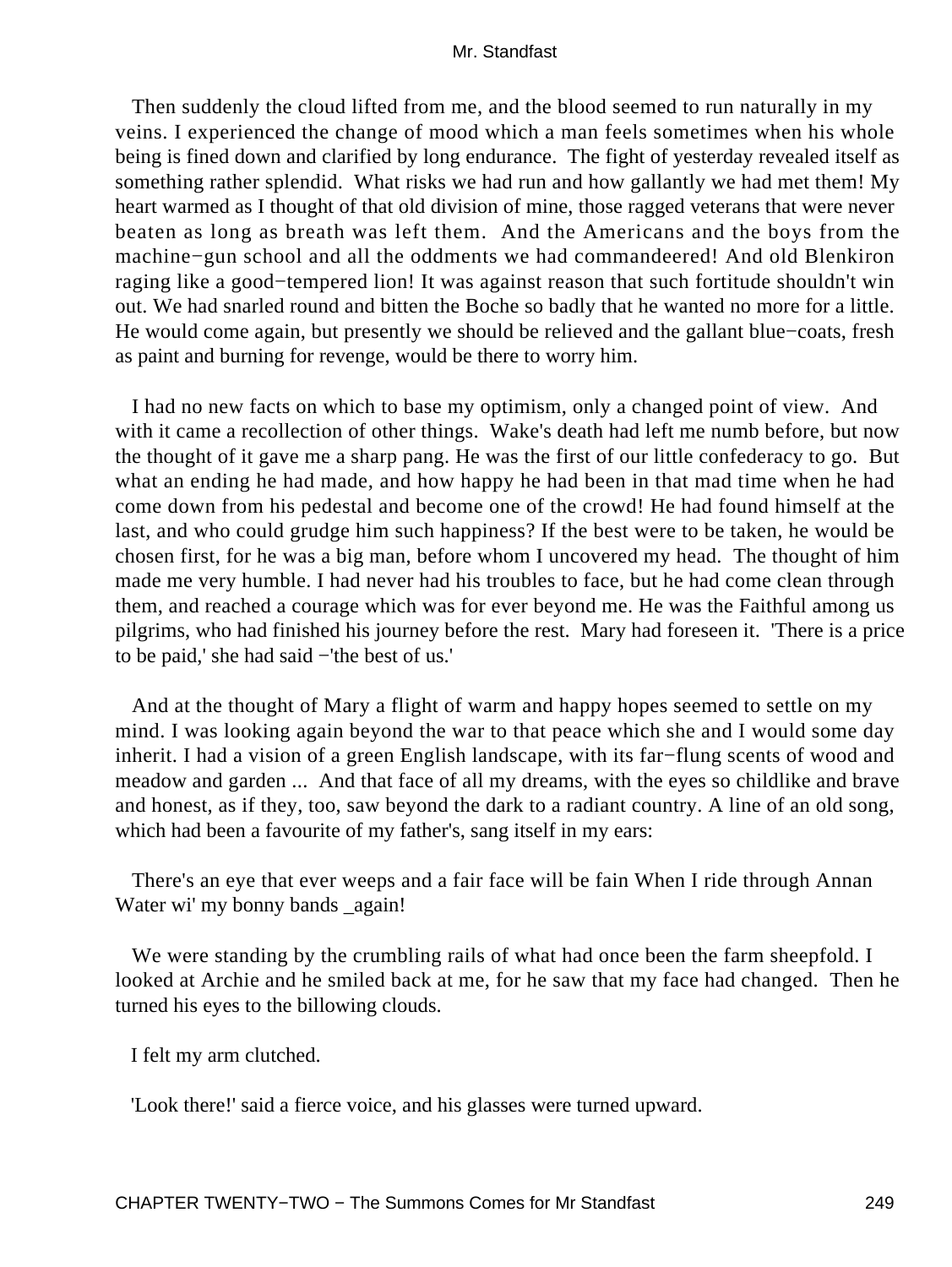Then suddenly the cloud lifted from me, and the blood seemed to run naturally in my veins. I experienced the change of mood which a man feels sometimes when his whole being is fined down and clarified by long endurance. The fight of yesterday revealed itself as something rather splendid. What risks we had run and how gallantly we had met them! My heart warmed as I thought of that old division of mine, those ragged veterans that were never beaten as long as breath was left them. And the Americans and the boys from the machine−gun school and all the oddments we had commandeered! And old Blenkiron raging like a good−tempered lion! It was against reason that such fortitude shouldn't win out. We had snarled round and bitten the Boche so badly that he wanted no more for a little. He would come again, but presently we should be relieved and the gallant blue−coats, fresh as paint and burning for revenge, would be there to worry him.

I had no new facts on which to base my optimism, only a changed point of view. And with it came a recollection of other things. Wake's death had left me numb before, but now the thought of it gave me a sharp pang. He was the first of our little confederacy to go. But what an ending he had made, and how happy he had been in that mad time when he had come down from his pedestal and become one of the crowd! He had found himself at the last, and who could grudge him such happiness? If the best were to be taken, he would be chosen first, for he was a big man, before whom I uncovered my head. The thought of him made me very humble. I had never had his troubles to face, but he had come clean through them, and reached a courage which was for ever beyond me. He was the Faithful among us pilgrims, who had finished his journey before the rest. Mary had foreseen it. 'There is a price to be paid,' she had said −'the best of us.'

And at the thought of Mary a flight of warm and happy hopes seemed to settle on my mind. I was looking again beyond the war to that peace which she and I would some day inherit. I had a vision of a green English landscape, with its far−flung scents of wood and meadow and garden ... And that face of all my dreams, with the eyes so childlike and brave and honest, as if they, too, saw beyond the dark to a radiant country. A line of an old song, which had been a favourite of my father's, sang itself in my ears:

There's an eye that ever weeps and a fair face will be fain When I ride through Annan Water wi' my bonny bands _again!

We were standing by the crumbling rails of what had once been the farm sheepfold. I looked at Archie and he smiled back at me, for he saw that my face had changed. Then he turned his eyes to the billowing clouds.

I felt my arm clutched.

'Look there!' said a fierce voice, and his glasses were turned upward.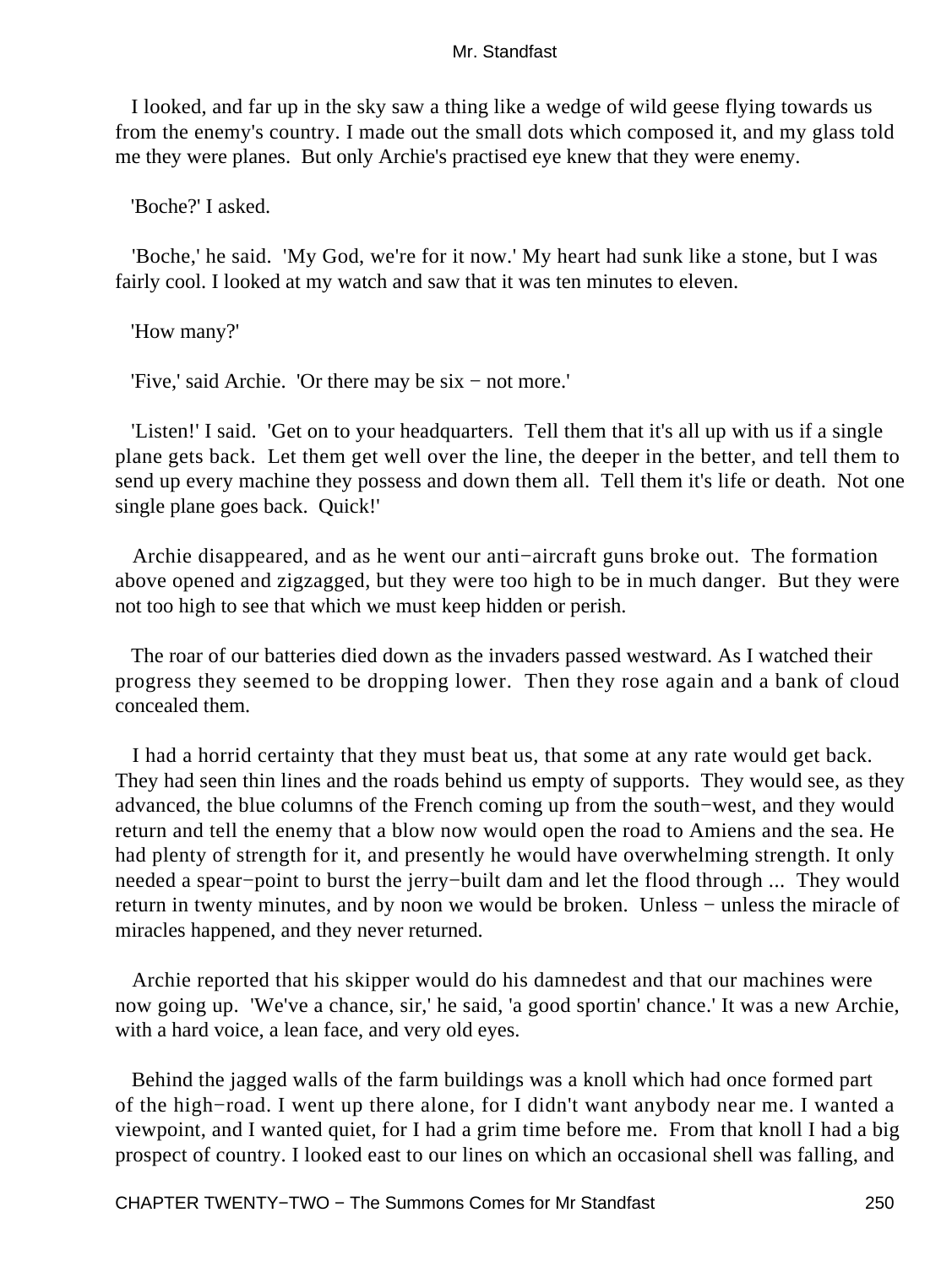I looked, and far up in the sky saw a thing like a wedge of wild geese flying towards us from the enemy's country. I made out the small dots which composed it, and my glass told me they were planes. But only Archie's practised eye knew that they were enemy.

'Boche?' I asked.

'Boche,' he said. 'My God, we're for it now.' My heart had sunk like a stone, but I was fairly cool. I looked at my watch and saw that it was ten minutes to eleven.

'How many?'

'Five,' said Archie. 'Or there may be six − not more.'

'Listen!' I said. 'Get on to your headquarters. Tell them that it's all up with us if a single plane gets back. Let them get well over the line, the deeper in the better, and tell them to send up every machine they possess and down them all. Tell them it's life or death. Not one single plane goes back. Quick!'

Archie disappeared, and as he went our anti−aircraft guns broke out. The formation above opened and zigzagged, but they were too high to be in much danger. But they were not too high to see that which we must keep hidden or perish.

The roar of our batteries died down as the invaders passed westward. As I watched their progress they seemed to be dropping lower. Then they rose again and a bank of cloud concealed them.

I had a horrid certainty that they must beat us, that some at any rate would get back. They had seen thin lines and the roads behind us empty of supports. They would see, as they advanced, the blue columns of the French coming up from the south−west, and they would return and tell the enemy that a blow now would open the road to Amiens and the sea. He had plenty of strength for it, and presently he would have overwhelming strength. It only needed a spear−point to burst the jerry−built dam and let the flood through ... They would return in twenty minutes, and by noon we would be broken. Unless − unless the miracle of miracles happened, and they never returned.

Archie reported that his skipper would do his damnedest and that our machines were now going up. 'We've a chance, sir,' he said, 'a good sportin' chance.' It was a new Archie, with a hard voice, a lean face, and very old eyes.

Behind the jagged walls of the farm buildings was a knoll which had once formed part of the high−road. I went up there alone, for I didn't want anybody near me. I wanted a viewpoint, and I wanted quiet, for I had a grim time before me. From that knoll I had a big prospect of country. I looked east to our lines on which an occasional shell was falling, and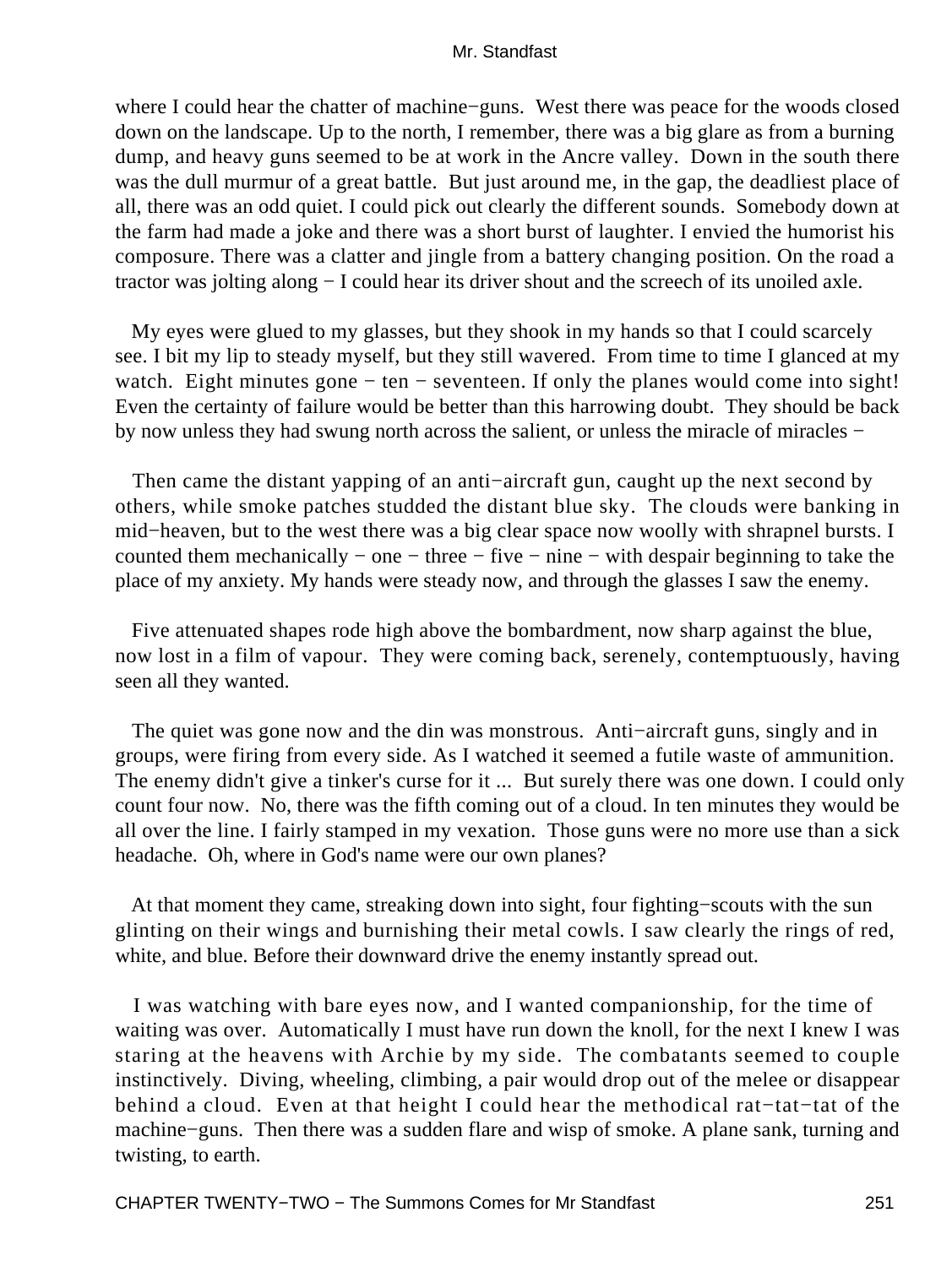where I could hear the chatter of machine−guns. West there was peace for the woods closed down on the landscape. Up to the north, I remember, there was a big glare as from a burning dump, and heavy guns seemed to be at work in the Ancre valley. Down in the south there was the dull murmur of a great battle. But just around me, in the gap, the deadliest place of all, there was an odd quiet. I could pick out clearly the different sounds. Somebody down at the farm had made a joke and there was a short burst of laughter. I envied the humorist his composure. There was a clatter and jingle from a battery changing position. On the road a tractor was jolting along − I could hear its driver shout and the screech of its unoiled axle.

My eyes were glued to my glasses, but they shook in my hands so that I could scarcely see. I bit my lip to steady myself, but they still wavered. From time to time I glanced at my watch. Eight minutes gone − ten − seventeen. If only the planes would come into sight! Even the certainty of failure would be better than this harrowing doubt. They should be back by now unless they had swung north across the salient, or unless the miracle of miracles −

Then came the distant yapping of an anti−aircraft gun, caught up the next second by others, while smoke patches studded the distant blue sky. The clouds were banking in mid−heaven, but to the west there was a big clear space now woolly with shrapnel bursts. I counted them mechanically − one − three − five − nine − with despair beginning to take the place of my anxiety. My hands were steady now, and through the glasses I saw the enemy.

Five attenuated shapes rode high above the bombardment, now sharp against the blue, now lost in a film of vapour. They were coming back, serenely, contemptuously, having seen all they wanted.

The quiet was gone now and the din was monstrous. Anti−aircraft guns, singly and in groups, were firing from every side. As I watched it seemed a futile waste of ammunition. The enemy didn't give a tinker's curse for it ... But surely there was one down. I could only count four now. No, there was the fifth coming out of a cloud. In ten minutes they would be all over the line. I fairly stamped in my vexation. Those guns were no more use than a sick headache. Oh, where in God's name were our own planes?

At that moment they came, streaking down into sight, four fighting−scouts with the sun glinting on their wings and burnishing their metal cowls. I saw clearly the rings of red, white, and blue. Before their downward drive the enemy instantly spread out.

I was watching with bare eyes now, and I wanted companionship, for the time of waiting was over. Automatically I must have run down the knoll, for the next I knew I was staring at the heavens with Archie by my side. The combatants seemed to couple instinctively. Diving, wheeling, climbing, a pair would drop out of the melee or disappear behind a cloud. Even at that height I could hear the methodical rat−tat−tat of the machine−guns. Then there was a sudden flare and wisp of smoke. A plane sank, turning and twisting, to earth.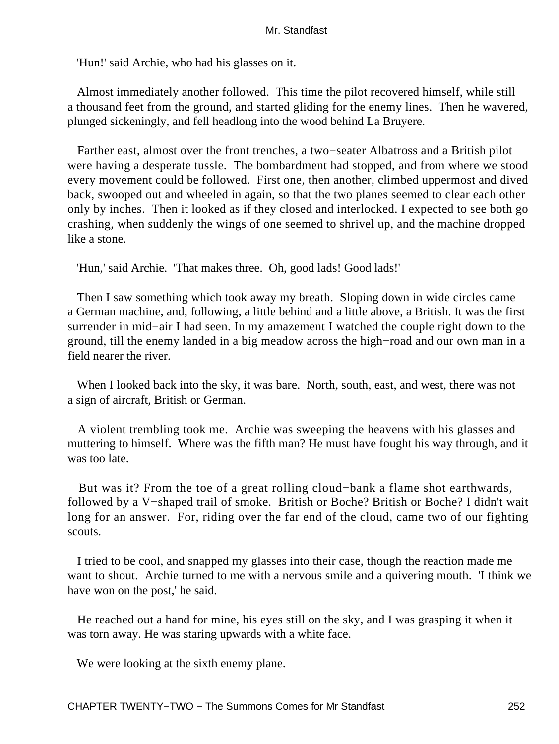'Hun!' said Archie, who had his glasses on it.

Almost immediately another followed. This time the pilot recovered himself, while still a thousand feet from the ground, and started gliding for the enemy lines. Then he wavered, plunged sickeningly, and fell headlong into the wood behind La Bruyere.

Farther east, almost over the front trenches, a two−seater Albatross and a British pilot were having a desperate tussle. The bombardment had stopped, and from where we stood every movement could be followed. First one, then another, climbed uppermost and dived back, swooped out and wheeled in again, so that the two planes seemed to clear each other only by inches. Then it looked as if they closed and interlocked. I expected to see both go crashing, when suddenly the wings of one seemed to shrivel up, and the machine dropped like a stone.

'Hun,' said Archie. 'That makes three. Oh, good lads! Good lads!'

Then I saw something which took away my breath. Sloping down in wide circles came a German machine, and, following, a little behind and a little above, a British. It was the first surrender in mid−air I had seen. In my amazement I watched the couple right down to the ground, till the enemy landed in a big meadow across the high−road and our own man in a field nearer the river.

When I looked back into the sky, it was bare. North, south, east, and west, there was not a sign of aircraft, British or German.

A violent trembling took me. Archie was sweeping the heavens with his glasses and muttering to himself. Where was the fifth man? He must have fought his way through, and it was too late.

But was it? From the toe of a great rolling cloud−bank a flame shot earthwards, followed by a V−shaped trail of smoke. British or Boche? British or Boche? I didn't wait long for an answer. For, riding over the far end of the cloud, came two of our fighting scouts.

I tried to be cool, and snapped my glasses into their case, though the reaction made me want to shout. Archie turned to me with a nervous smile and a quivering mouth. 'I think we have won on the post,' he said.

He reached out a hand for mine, his eyes still on the sky, and I was grasping it when it was torn away. He was staring upwards with a white face.

We were looking at the sixth enemy plane.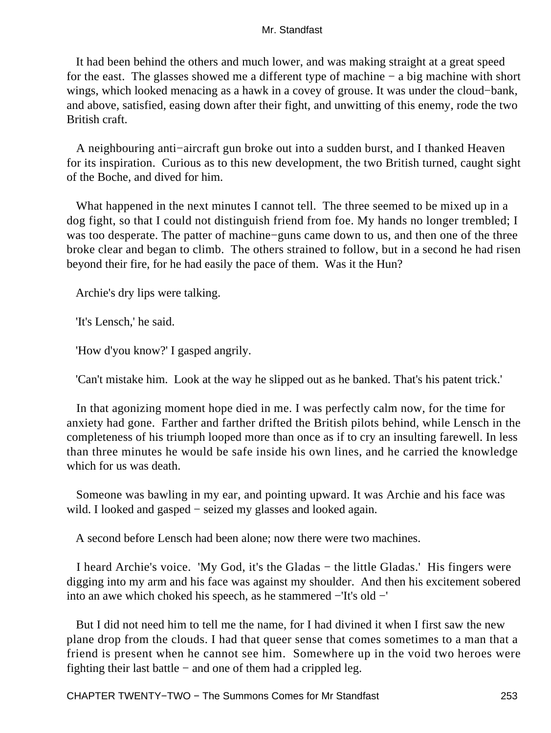It had been behind the others and much lower, and was making straight at a great speed for the east. The glasses showed me a different type of machine − a big machine with short wings, which looked menacing as a hawk in a covey of grouse. It was under the cloud−bank, and above, satisfied, easing down after their fight, and unwitting of this enemy, rode the two British craft.

A neighbouring anti−aircraft gun broke out into a sudden burst, and I thanked Heaven for its inspiration. Curious as to this new development, the two British turned, caught sight of the Boche, and dived for him.

What happened in the next minutes I cannot tell. The three seemed to be mixed up in a dog fight, so that I could not distinguish friend from foe. My hands no longer trembled; I was too desperate. The patter of machine−guns came down to us, and then one of the three broke clear and began to climb. The others strained to follow, but in a second he had risen beyond their fire, for he had easily the pace of them. Was it the Hun?

Archie's dry lips were talking.

'It's Lensch,' he said.

'How d'you know?' I gasped angrily.

'Can't mistake him. Look at the way he slipped out as he banked. That's his patent trick.'

In that agonizing moment hope died in me. I was perfectly calm now, for the time for anxiety had gone. Farther and farther drifted the British pilots behind, while Lensch in the completeness of his triumph looped more than once as if to cry an insulting farewell. In less than three minutes he would be safe inside his own lines, and he carried the knowledge which for us was death.

Someone was bawling in my ear, and pointing upward. It was Archie and his face was wild. I looked and gasped − seized my glasses and looked again.

A second before Lensch had been alone; now there were two machines.

I heard Archie's voice. 'My God, it's the Gladas − the little Gladas.' His fingers were digging into my arm and his face was against my shoulder. And then his excitement sobered into an awe which choked his speech, as he stammered −'It's old −'

But I did not need him to tell me the name, for I had divined it when I first saw the new plane drop from the clouds. I had that queer sense that comes sometimes to a man that a friend is present when he cannot see him. Somewhere up in the void two heroes were fighting their last battle − and one of them had a crippled leg.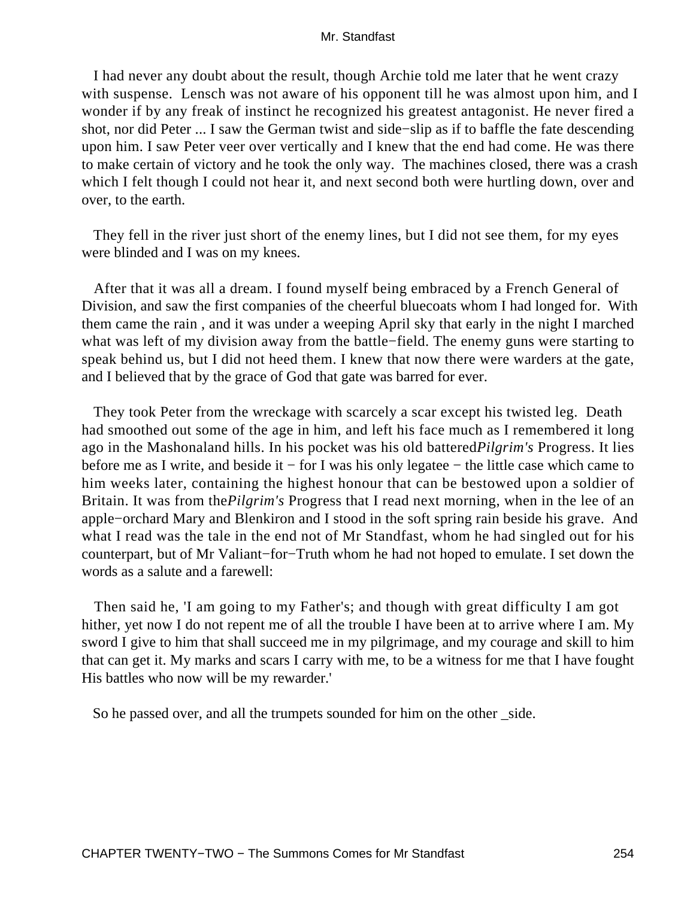I had never any doubt about the result, though Archie told me later that he went crazy with suspense. Lensch was not aware of his opponent till he was almost upon him, and I wonder if by any freak of instinct he recognized his greatest antagonist. He never fired a shot, nor did Peter ... I saw the German twist and side−slip as if to baffle the fate descending upon him. I saw Peter veer over vertically and I knew that the end had come. He was there to make certain of victory and he took the only way. The machines closed, there was a crash which I felt though I could not hear it, and next second both were hurtling down, over and over, to the earth.

They fell in the river just short of the enemy lines, but I did not see them, for my eyes were blinded and I was on my knees.

After that it was all a dream. I found myself being embraced by a French General of Division, and saw the first companies of the cheerful bluecoats whom I had longed for. With them came the rain , and it was under a weeping April sky that early in the night I marched what was left of my division away from the battle−field. The enemy guns were starting to speak behind us, but I did not heed them. I knew that now there were warders at the gate, and I believed that by the grace of God that gate was barred for ever.

They took Peter from the wreckage with scarcely a scar except his twisted leg. Death had smoothed out some of the age in him, and left his face much as I remembered it long ago in the Mashonaland hills. In his pocket was his old battered*Pilgrim's* Progress. It lies before me as I write, and beside it − for I was his only legatee − the little case which came to him weeks later, containing the highest honour that can be bestowed upon a soldier of Britain. It was from the*Pilgrim's* Progress that I read next morning, when in the lee of an apple−orchard Mary and Blenkiron and I stood in the soft spring rain beside his grave. And what I read was the tale in the end not of Mr Standfast, whom he had singled out for his counterpart, but of Mr Valiant−for−Truth whom he had not hoped to emulate. I set down the words as a salute and a farewell:

Then said he, 'I am going to my Father's; and though with great difficulty I am got hither, yet now I do not repent me of all the trouble I have been at to arrive where I am. My sword I give to him that shall succeed me in my pilgrimage, and my courage and skill to him that can get it. My marks and scars I carry with me, to be a witness for me that I have fought His battles who now will be my rewarder.'

So he passed over, and all the trumpets sounded for him on the other _side.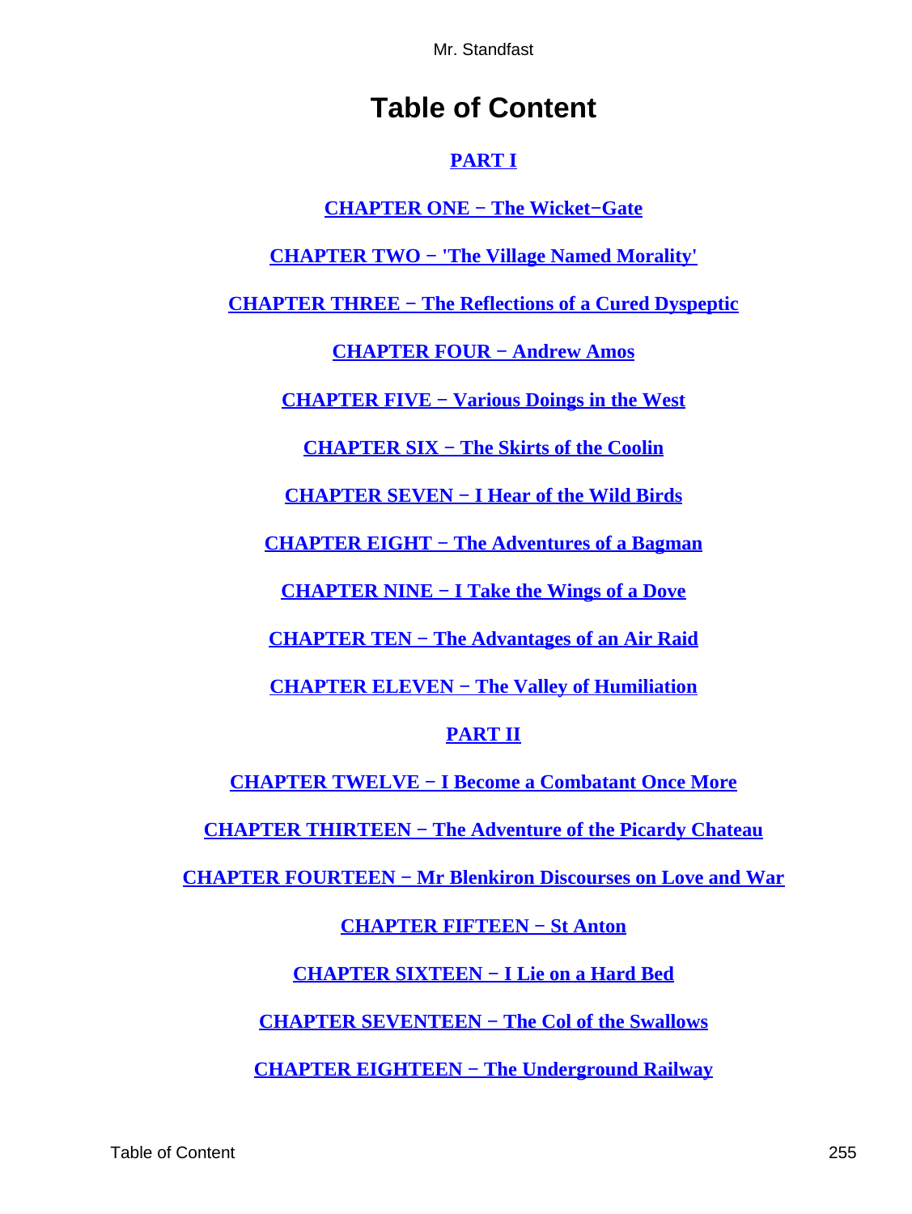# Table of Content

PART I

CHAPTER ONE − The Wicket−Gate

CHAPTER TWO − 'The Village Named Morality'

CHAPTER THREE − The Reflections of a Cured Dyspeptic

CHAPTER FOUR − Andrew Amos

CHAPTER FIVE − Various Doings in the West

CHAPTER SIX − The Skirts of the Coolin

CHAPTER SEVEN − I Hear of the Wild Birds

CHAPTER EIGHT − The Adventures of a Bagman

CHAPTER NINE − I Take the Wings of a Dove

CHAPTER TEN − The Advantages of an Air Raid

CHAPTER ELEVEN − The Valley of Humiliation

PART II

CHAPTER TWELVE − I Become a Combatant Once More

CHAPTER THIRTEEN − The Adventure of the Picardy Chateau

CHAPTER FOURTEEN − Mr Blenkiron Discourses on Love and War

CHAPTER FIFTEEN − St Anton

CHAPTER SIXTEEN − I Lie on a Hard Bed

CHAPTER SEVENTEEN − The Col of the Swallows

CHAPTER EIGHTEEN − The Underground Railway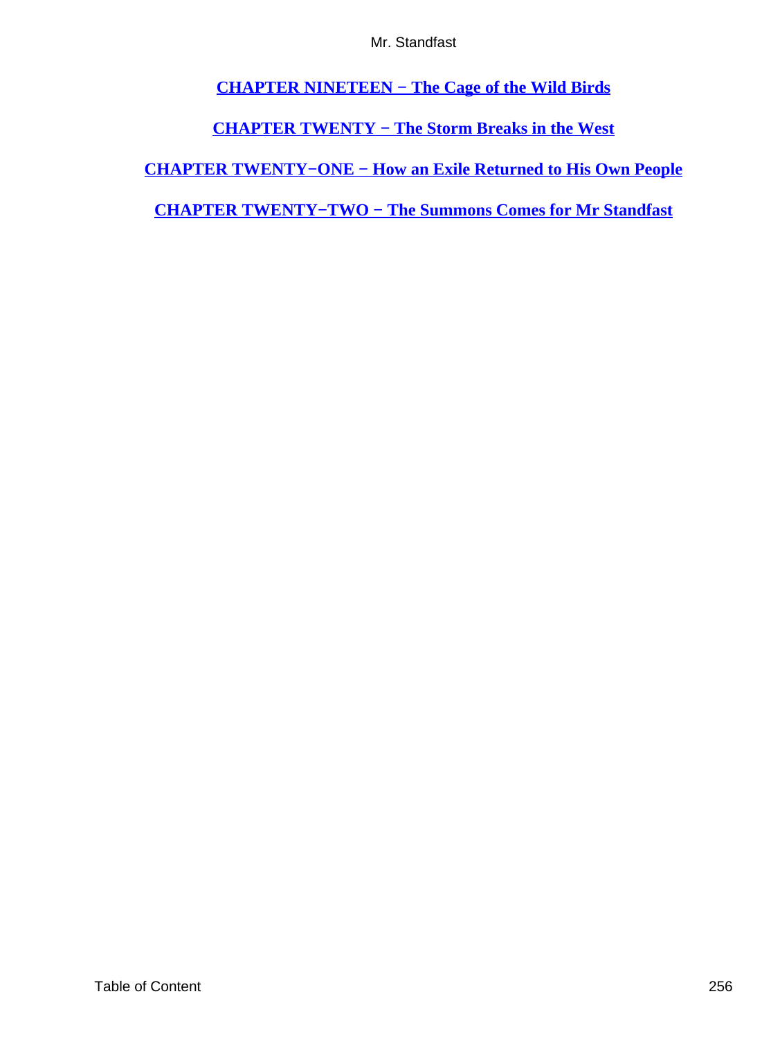[CHAPTER NINETEEN − The Cage of the Wild Birds](#)

[CHAPTER TWENTY − The Storm Breaks in the West](#)

[CHAPTER TWENTY−ONE − How an Exile Returned to His Own People](#)

[CHAPTER TWENTY−TWO − The Summons Comes for Mr Standfast](#)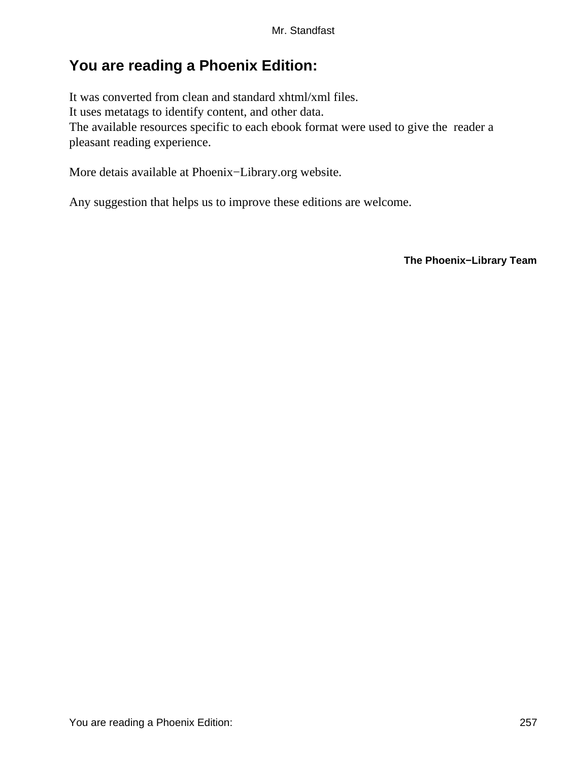## You are reading a Phoenix Edition:

It was converted from clean and standard xhtml/xml files.
It uses metatags to identify content, and other data.
The available resources specific to each ebook format were used to give the reader a pleasant reading experience.

More detais available at Phoenix−Library.org website.

Any suggestion that helps us to improve these editions are welcome.

**The Phoenix−Library Team**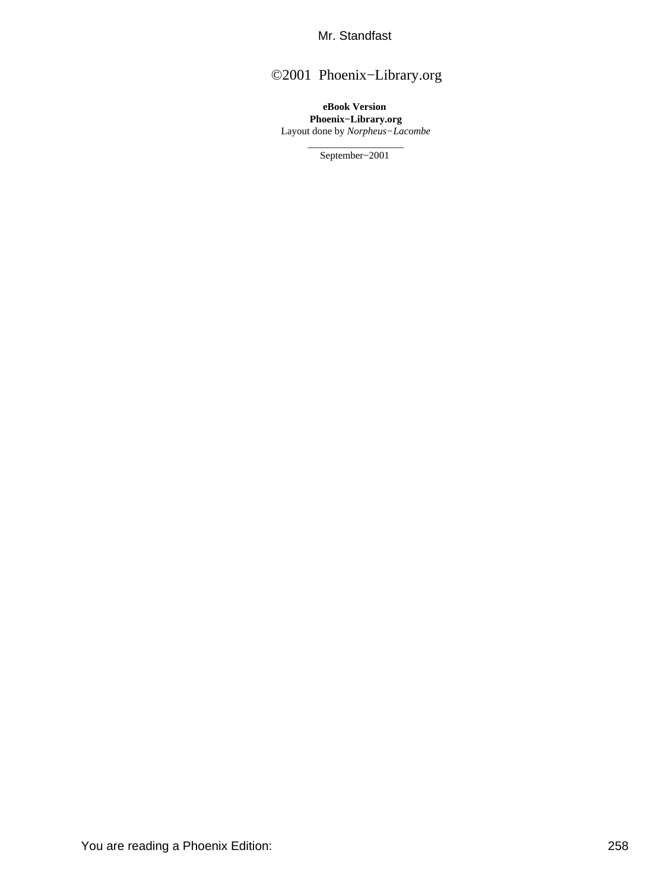©2001 Phoenix−Library.org

**eBook Version**
**Phoenix−Library.org**
Layout done by *Norpheus−Lacombe*

___________________

September−2001